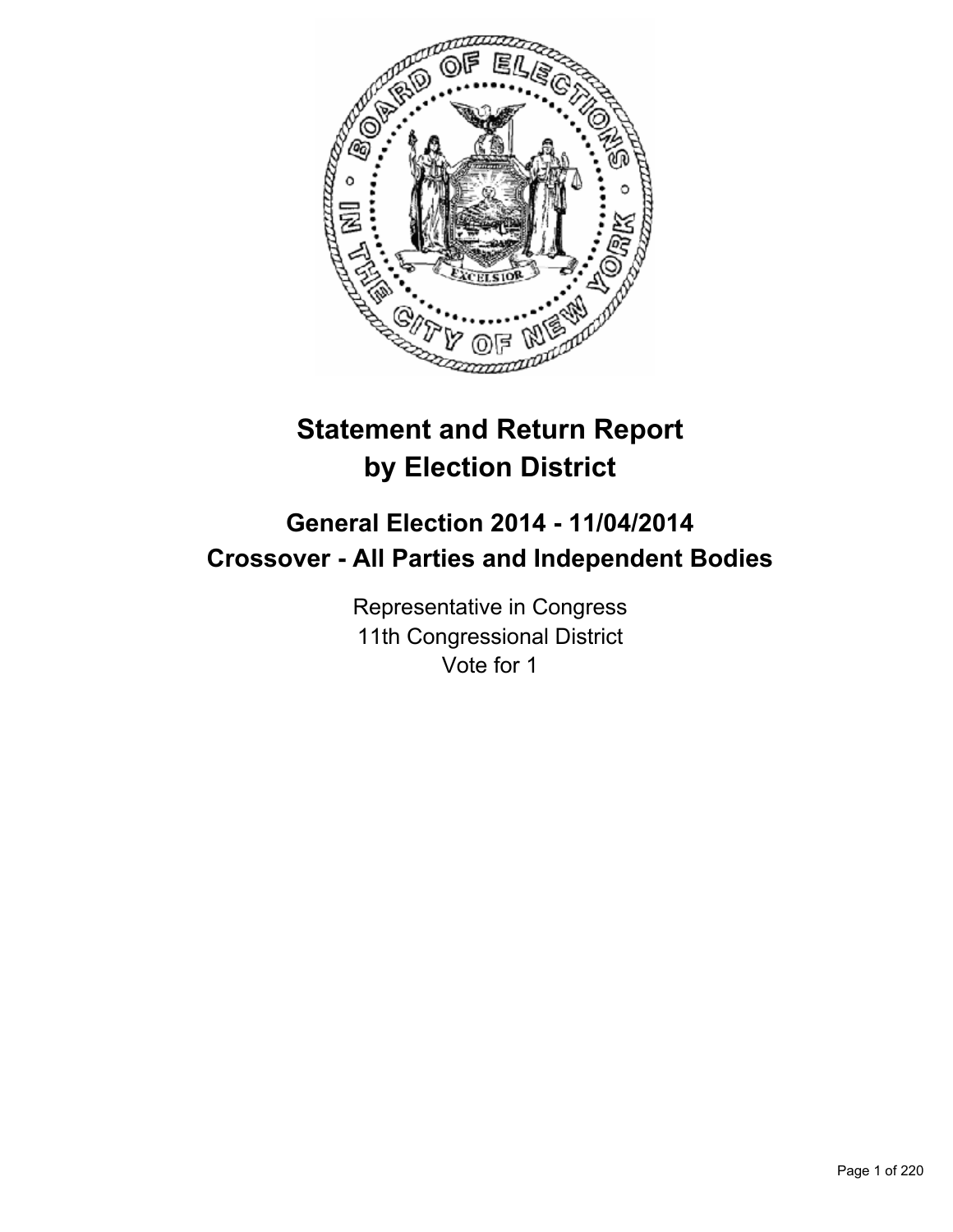# Statement and Return Report by Election District

## General Election 2014 - 11/04/2014
## Crossover - All Parties and Independent Bodies

Representative in Congress
11th Congressional District
Vote for 1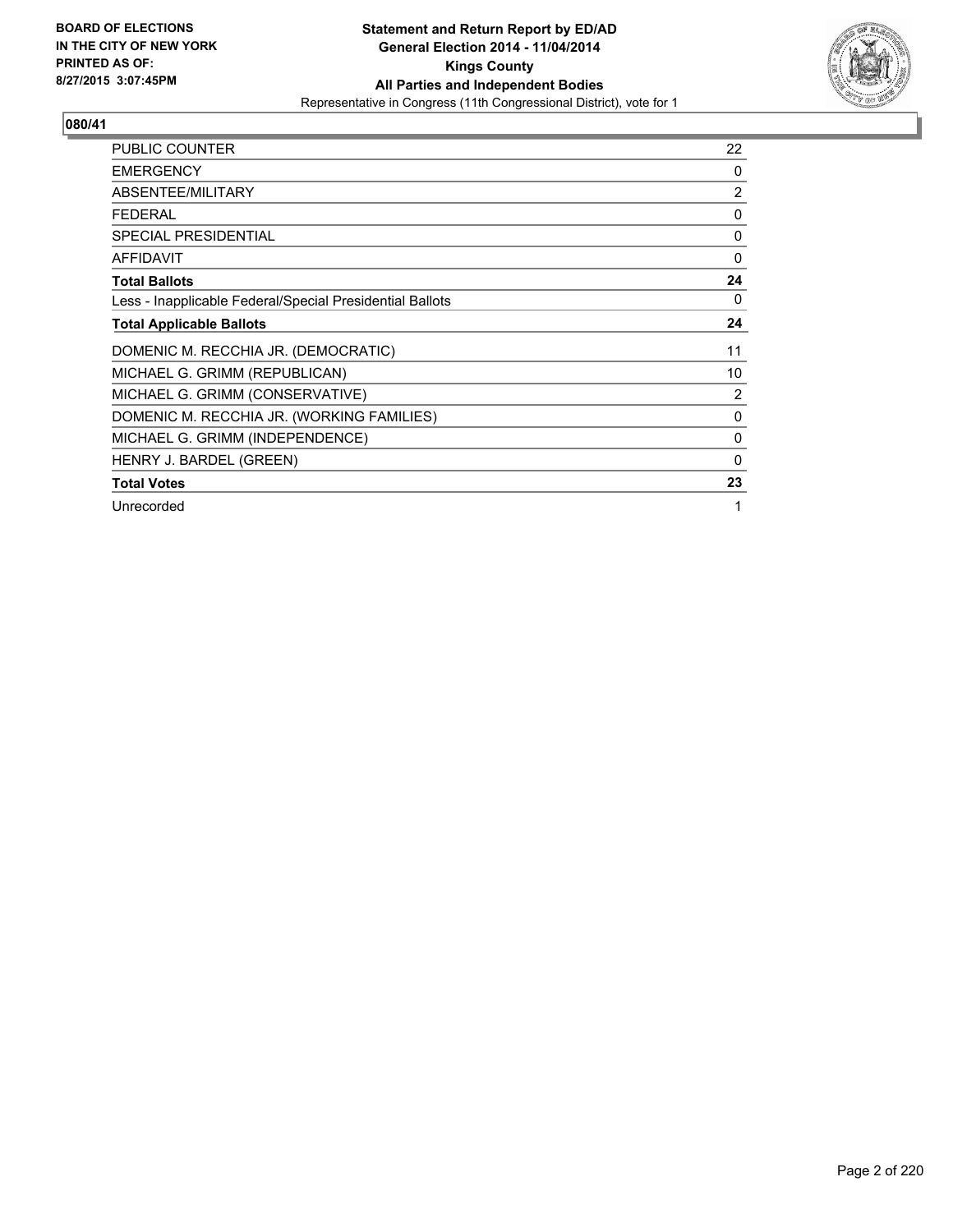**BOARD OF ELECTIONS IN THE CITY OF NEW YORK PRINTED AS OF: 8/27/2015 3:07:45PM**

**Statement and Return Report by ED/AD General Election 2014 - 11/04/2014 Kings County All Parties and Independent Bodies**

Representative in Congress (11th Congressional District), vote for 1

## 080/41

| | |
|---|---|
| PUBLIC COUNTER | 22 |
| EMERGENCY | 0 |
| ABSENTEE/MILITARY | 2 |
| FEDERAL | 0 |
| SPECIAL PRESIDENTIAL | 0 |
| AFFIDAVIT | 0 |
| **Total Ballots** | **24** |
| Less - Inapplicable Federal/Special Presidential Ballots | 0 |
| **Total Applicable Ballots** | **24** |
| DOMENIC M. RECCHIA JR. (DEMOCRATIC) | 11 |
| MICHAEL G. GRIMM (REPUBLICAN) | 10 |
| MICHAEL G. GRIMM (CONSERVATIVE) | 2 |
| DOMENIC M. RECCHIA JR. (WORKING FAMILIES) | 0 |
| MICHAEL G. GRIMM (INDEPENDENCE) | 0 |
| HENRY J. BARDEL (GREEN) | 0 |
| **Total Votes** | **23** |
| Unrecorded | 1 |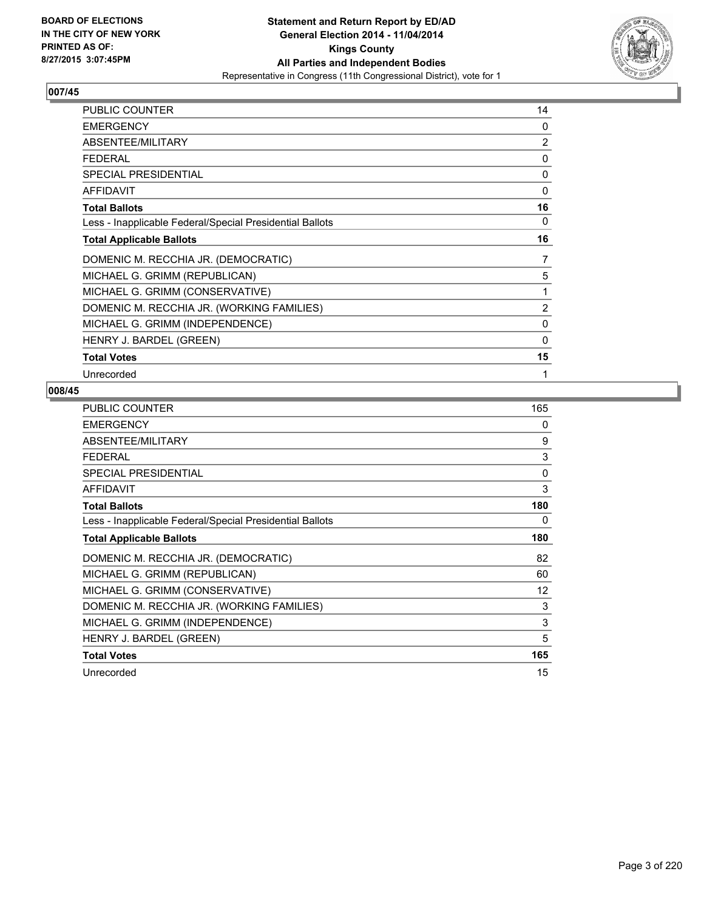**BOARD OF ELECTIONS IN THE CITY OF NEW YORK PRINTED AS OF: 8/27/2015 3:07:45PM**

**Statement and Return Report by ED/AD General Election 2014 - 11/04/2014 Kings County All Parties and Independent Bodies**

Representative in Congress (11th Congressional District), vote for 1

### 007/45

| | |
|---|---|
| PUBLIC COUNTER | 14 |
| EMERGENCY | 0 |
| ABSENTEE/MILITARY | 2 |
| FEDERAL | 0 |
| SPECIAL PRESIDENTIAL | 0 |
| AFFIDAVIT | 0 |
| **Total Ballots** | **16** |
| Less - Inapplicable Federal/Special Presidential Ballots | 0 |
| **Total Applicable Ballots** | **16** |
| DOMENIC M. RECCHIA JR. (DEMOCRATIC) | 7 |
| MICHAEL G. GRIMM (REPUBLICAN) | 5 |
| MICHAEL G. GRIMM (CONSERVATIVE) | 1 |
| DOMENIC M. RECCHIA JR. (WORKING FAMILIES) | 2 |
| MICHAEL G. GRIMM (INDEPENDENCE) | 0 |
| HENRY J. BARDEL (GREEN) | 0 |
| **Total Votes** | **15** |
| Unrecorded | 1 |

### 008/45

| | |
|---|---|
| PUBLIC COUNTER | 165 |
| EMERGENCY | 0 |
| ABSENTEE/MILITARY | 9 |
| FEDERAL | 3 |
| SPECIAL PRESIDENTIAL | 0 |
| AFFIDAVIT | 3 |
| **Total Ballots** | **180** |
| Less - Inapplicable Federal/Special Presidential Ballots | 0 |
| **Total Applicable Ballots** | **180** |
| DOMENIC M. RECCHIA JR. (DEMOCRATIC) | 82 |
| MICHAEL G. GRIMM (REPUBLICAN) | 60 |
| MICHAEL G. GRIMM (CONSERVATIVE) | 12 |
| DOMENIC M. RECCHIA JR. (WORKING FAMILIES) | 3 |
| MICHAEL G. GRIMM (INDEPENDENCE) | 3 |
| HENRY J. BARDEL (GREEN) | 5 |
| **Total Votes** | **165** |
| Unrecorded | 15 |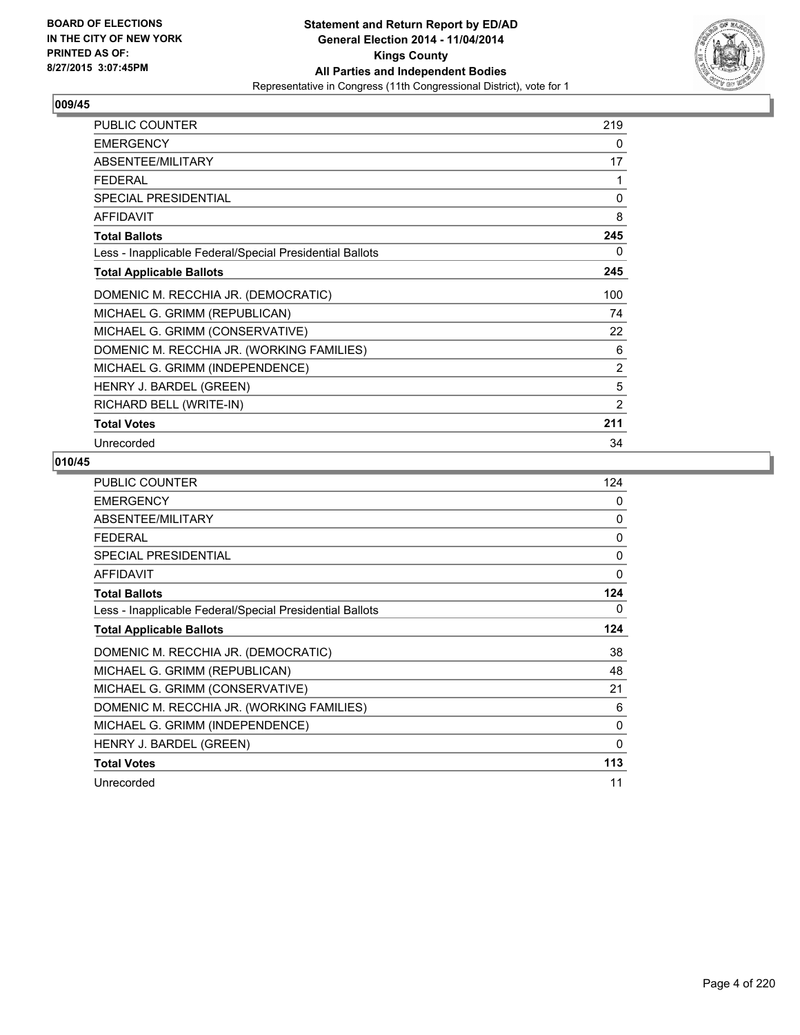**BOARD OF ELECTIONS IN THE CITY OF NEW YORK PRINTED AS OF: 8/27/2015 3:07:45PM**

**Statement and Return Report by ED/AD General Election 2014 - 11/04/2014 Kings County All Parties and Independent Bodies**
Representative in Congress (11th Congressional District), vote for 1

## 009/45

| | |
|---|---|
| PUBLIC COUNTER | 219 |
| EMERGENCY | 0 |
| ABSENTEE/MILITARY | 17 |
| FEDERAL | 1 |
| SPECIAL PRESIDENTIAL | 0 |
| AFFIDAVIT | 8 |
| **Total Ballots** | **245** |
| Less - Inapplicable Federal/Special Presidential Ballots | 0 |
| **Total Applicable Ballots** | **245** |
| DOMENIC M. RECCHIA JR. (DEMOCRATIC) | 100 |
| MICHAEL G. GRIMM (REPUBLICAN) | 74 |
| MICHAEL G. GRIMM (CONSERVATIVE) | 22 |
| DOMENIC M. RECCHIA JR. (WORKING FAMILIES) | 6 |
| MICHAEL G. GRIMM (INDEPENDENCE) | 2 |
| HENRY J. BARDEL (GREEN) | 5 |
| RICHARD BELL (WRITE-IN) | 2 |
| **Total Votes** | **211** |
| Unrecorded | 34 |

## 010/45

| | |
|---|---|
| PUBLIC COUNTER | 124 |
| EMERGENCY | 0 |
| ABSENTEE/MILITARY | 0 |
| FEDERAL | 0 |
| SPECIAL PRESIDENTIAL | 0 |
| AFFIDAVIT | 0 |
| **Total Ballots** | **124** |
| Less - Inapplicable Federal/Special Presidential Ballots | 0 |
| **Total Applicable Ballots** | **124** |
| DOMENIC M. RECCHIA JR. (DEMOCRATIC) | 38 |
| MICHAEL G. GRIMM (REPUBLICAN) | 48 |
| MICHAEL G. GRIMM (CONSERVATIVE) | 21 |
| DOMENIC M. RECCHIA JR. (WORKING FAMILIES) | 6 |
| MICHAEL G. GRIMM (INDEPENDENCE) | 0 |
| HENRY J. BARDEL (GREEN) | 0 |
| **Total Votes** | **113** |
| Unrecorded | 11 |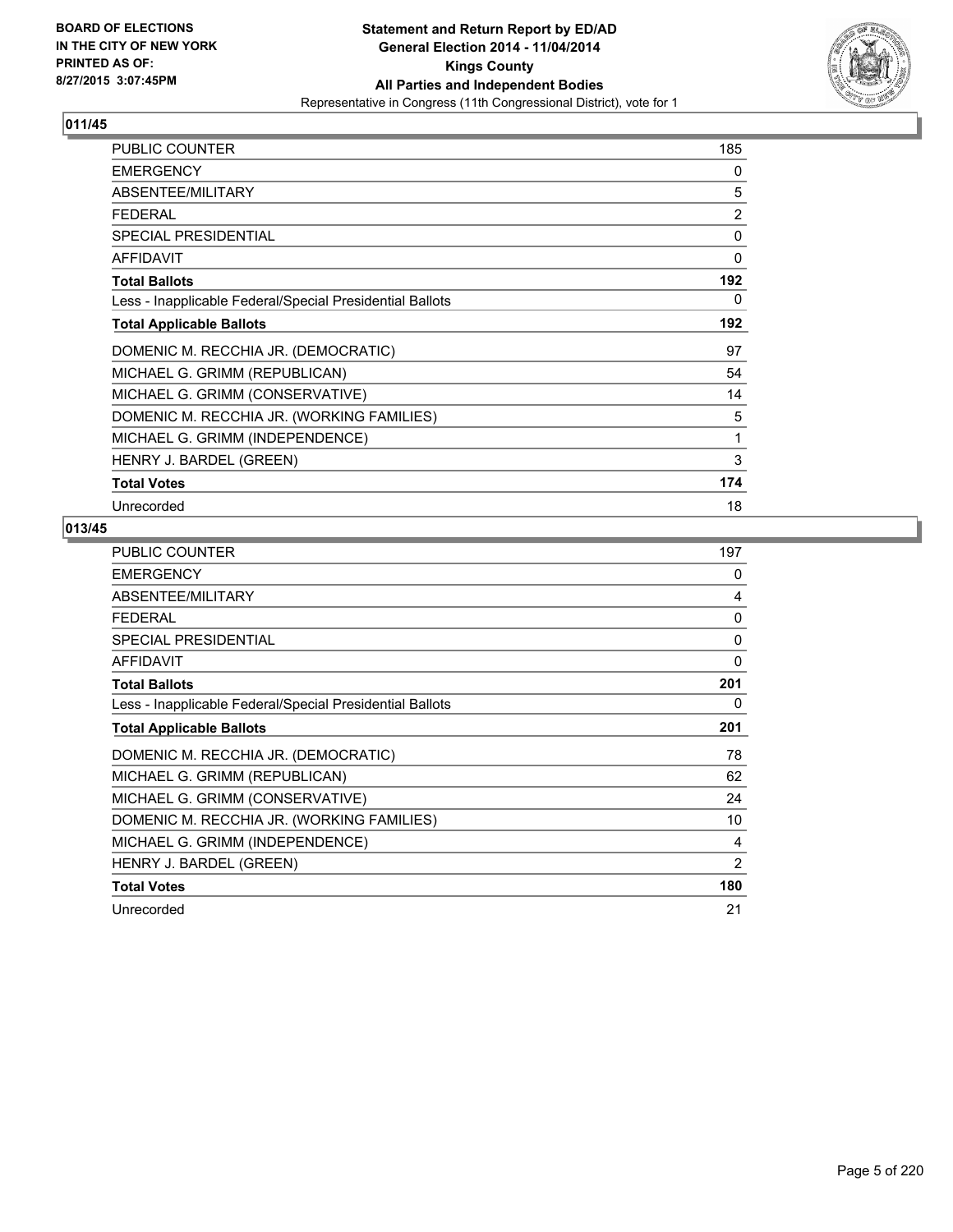BOARD OF ELECTIONS
IN THE CITY OF NEW YORK
PRINTED AS OF:
8/27/2015 3:07:45PM

**Statement and Return Report by ED/AD**
**General Election 2014 - 11/04/2014**
**Kings County**
**All Parties and Independent Bodies**
Representative in Congress (11th Congressional District), vote for 1

## 011/45

| | |
|---|---|
| PUBLIC COUNTER | 185 |
| EMERGENCY | 0 |
| ABSENTEE/MILITARY | 5 |
| FEDERAL | 2 |
| SPECIAL PRESIDENTIAL | 0 |
| AFFIDAVIT | 0 |
| **Total Ballots** | **192** |
| Less - Inapplicable Federal/Special Presidential Ballots | 0 |
| **Total Applicable Ballots** | **192** |
| DOMENIC M. RECCHIA JR. (DEMOCRATIC) | 97 |
| MICHAEL G. GRIMM (REPUBLICAN) | 54 |
| MICHAEL G. GRIMM (CONSERVATIVE) | 14 |
| DOMENIC M. RECCHIA JR. (WORKING FAMILIES) | 5 |
| MICHAEL G. GRIMM (INDEPENDENCE) | 1 |
| HENRY J. BARDEL (GREEN) | 3 |
| **Total Votes** | **174** |
| Unrecorded | 18 |

## 013/45

| | |
|---|---|
| PUBLIC COUNTER | 197 |
| EMERGENCY | 0 |
| ABSENTEE/MILITARY | 4 |
| FEDERAL | 0 |
| SPECIAL PRESIDENTIAL | 0 |
| AFFIDAVIT | 0 |
| **Total Ballots** | **201** |
| Less - Inapplicable Federal/Special Presidential Ballots | 0 |
| **Total Applicable Ballots** | **201** |
| DOMENIC M. RECCHIA JR. (DEMOCRATIC) | 78 |
| MICHAEL G. GRIMM (REPUBLICAN) | 62 |
| MICHAEL G. GRIMM (CONSERVATIVE) | 24 |
| DOMENIC M. RECCHIA JR. (WORKING FAMILIES) | 10 |
| MICHAEL G. GRIMM (INDEPENDENCE) | 4 |
| HENRY J. BARDEL (GREEN) | 2 |
| **Total Votes** | **180** |
| Unrecorded | 21 |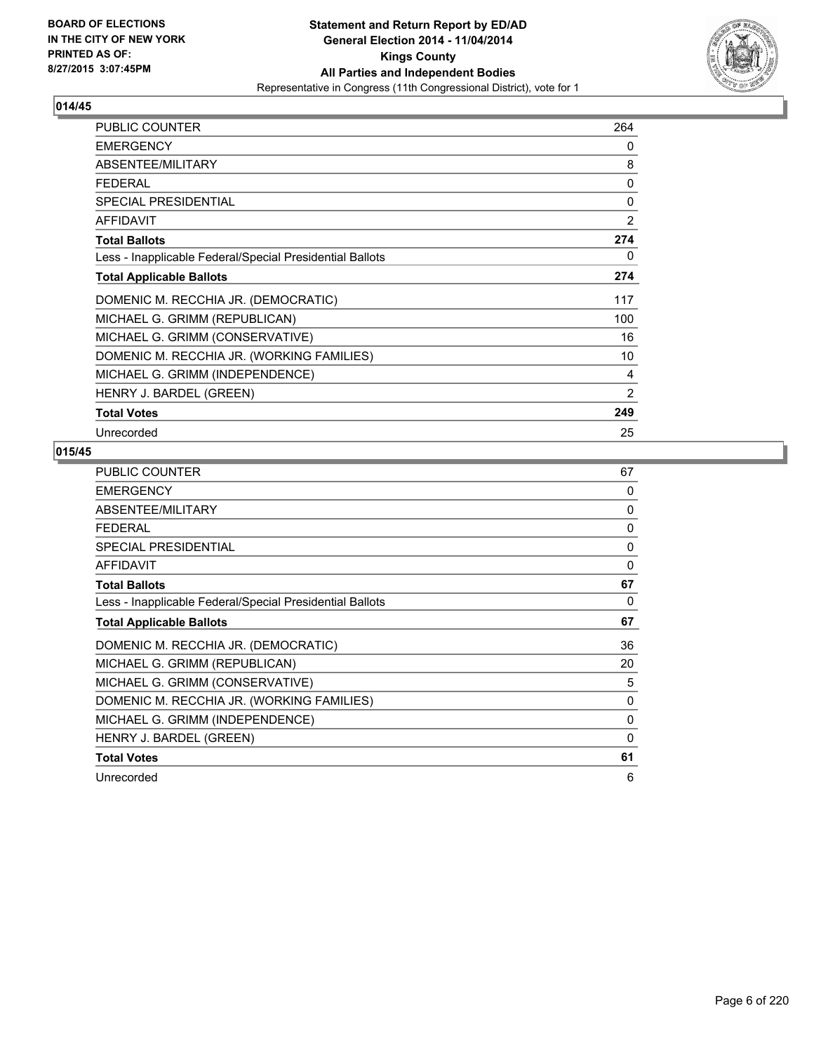BOARD OF ELECTIONS
IN THE CITY OF NEW YORK
PRINTED AS OF:
8/27/2015 3:07:45PM

**Statement and Return Report by ED/AD**
**General Election 2014 - 11/04/2014**
**Kings County**
**All Parties and Independent Bodies**
Representative in Congress (11th Congressional District), vote for 1

## 014/45

| | |
|---|---|
| PUBLIC COUNTER | 264 |
| EMERGENCY | 0 |
| ABSENTEE/MILITARY | 8 |
| FEDERAL | 0 |
| SPECIAL PRESIDENTIAL | 0 |
| AFFIDAVIT | 2 |
| **Total Ballots** | **274** |
| Less - Inapplicable Federal/Special Presidential Ballots | 0 |
| **Total Applicable Ballots** | **274** |
| DOMENIC M. RECCHIA JR. (DEMOCRATIC) | 117 |
| MICHAEL G. GRIMM (REPUBLICAN) | 100 |
| MICHAEL G. GRIMM (CONSERVATIVE) | 16 |
| DOMENIC M. RECCHIA JR. (WORKING FAMILIES) | 10 |
| MICHAEL G. GRIMM (INDEPENDENCE) | 4 |
| HENRY J. BARDEL (GREEN) | 2 |
| **Total Votes** | **249** |
| Unrecorded | 25 |

## 015/45

| | |
|---|---|
| PUBLIC COUNTER | 67 |
| EMERGENCY | 0 |
| ABSENTEE/MILITARY | 0 |
| FEDERAL | 0 |
| SPECIAL PRESIDENTIAL | 0 |
| AFFIDAVIT | 0 |
| **Total Ballots** | **67** |
| Less - Inapplicable Federal/Special Presidential Ballots | 0 |
| **Total Applicable Ballots** | **67** |
| DOMENIC M. RECCHIA JR. (DEMOCRATIC) | 36 |
| MICHAEL G. GRIMM (REPUBLICAN) | 20 |
| MICHAEL G. GRIMM (CONSERVATIVE) | 5 |
| DOMENIC M. RECCHIA JR. (WORKING FAMILIES) | 0 |
| MICHAEL G. GRIMM (INDEPENDENCE) | 0 |
| HENRY J. BARDEL (GREEN) | 0 |
| **Total Votes** | **61** |
| Unrecorded | 6 |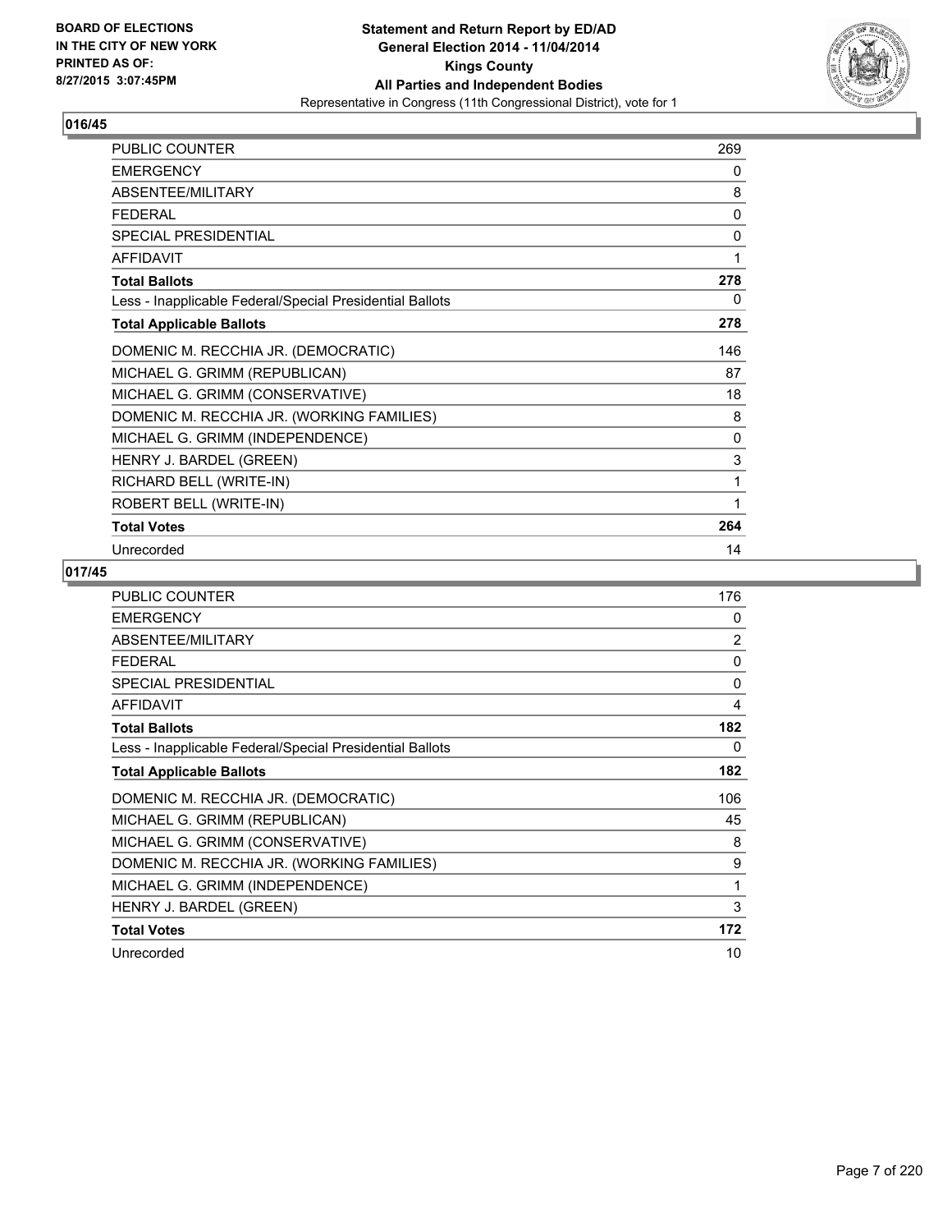## 016/45

| PUBLIC COUNTER | 269 |
|---|---|
| EMERGENCY | 0 |
| ABSENTEE/MILITARY | 8 |
| FEDERAL | 0 |
| SPECIAL PRESIDENTIAL | 0 |
| AFFIDAVIT | 1 |
| **Total Ballots** | **278** |
| Less - Inapplicable Federal/Special Presidential Ballots | 0 |
| **Total Applicable Ballots** | **278** |
| DOMENIC M. RECCHIA JR. (DEMOCRATIC) | 146 |
| MICHAEL G. GRIMM (REPUBLICAN) | 87 |
| MICHAEL G. GRIMM (CONSERVATIVE) | 18 |
| DOMENIC M. RECCHIA JR. (WORKING FAMILIES) | 8 |
| MICHAEL G. GRIMM (INDEPENDENCE) | 0 |
| HENRY J. BARDEL (GREEN) | 3 |
| RICHARD BELL (WRITE-IN) | 1 |
| ROBERT BELL (WRITE-IN) | 1 |
| **Total Votes** | **264** |
| Unrecorded | 14 |

## 017/45

| PUBLIC COUNTER | 176 |
|---|---|
| EMERGENCY | 0 |
| ABSENTEE/MILITARY | 2 |
| FEDERAL | 0 |
| SPECIAL PRESIDENTIAL | 0 |
| AFFIDAVIT | 4 |
| **Total Ballots** | **182** |
| Less - Inapplicable Federal/Special Presidential Ballots | 0 |
| **Total Applicable Ballots** | **182** |
| DOMENIC M. RECCHIA JR. (DEMOCRATIC) | 106 |
| MICHAEL G. GRIMM (REPUBLICAN) | 45 |
| MICHAEL G. GRIMM (CONSERVATIVE) | 8 |
| DOMENIC M. RECCHIA JR. (WORKING FAMILIES) | 9 |
| MICHAEL G. GRIMM (INDEPENDENCE) | 1 |
| HENRY J. BARDEL (GREEN) | 3 |
| **Total Votes** | **172** |
| Unrecorded | 10 |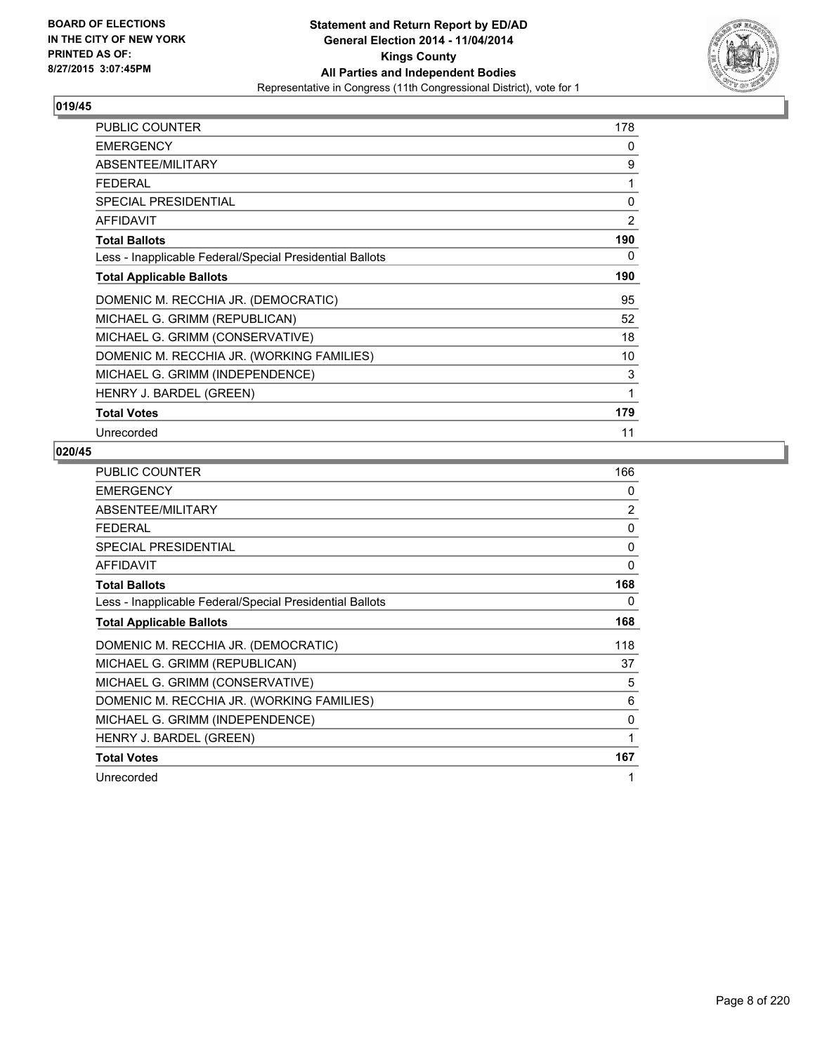**BOARD OF ELECTIONS IN THE CITY OF NEW YORK PRINTED AS OF: 8/27/2015 3:07:45PM**

**Statement and Return Report by ED/AD General Election 2014 - 11/04/2014 Kings County All Parties and Independent Bodies**
Representative in Congress (11th Congressional District), vote for 1

## 019/45

| | |
|---|---|
| PUBLIC COUNTER | 178 |
| EMERGENCY | 0 |
| ABSENTEE/MILITARY | 9 |
| FEDERAL | 1 |
| SPECIAL PRESIDENTIAL | 0 |
| AFFIDAVIT | 2 |
| **Total Ballots** | **190** |
| Less - Inapplicable Federal/Special Presidential Ballots | 0 |
| **Total Applicable Ballots** | **190** |
| DOMENIC M. RECCHIA JR. (DEMOCRATIC) | 95 |
| MICHAEL G. GRIMM (REPUBLICAN) | 52 |
| MICHAEL G. GRIMM (CONSERVATIVE) | 18 |
| DOMENIC M. RECCHIA JR. (WORKING FAMILIES) | 10 |
| MICHAEL G. GRIMM (INDEPENDENCE) | 3 |
| HENRY J. BARDEL (GREEN) | 1 |
| **Total Votes** | **179** |
| Unrecorded | 11 |

## 020/45

| | |
|---|---|
| PUBLIC COUNTER | 166 |
| EMERGENCY | 0 |
| ABSENTEE/MILITARY | 2 |
| FEDERAL | 0 |
| SPECIAL PRESIDENTIAL | 0 |
| AFFIDAVIT | 0 |
| **Total Ballots** | **168** |
| Less - Inapplicable Federal/Special Presidential Ballots | 0 |
| **Total Applicable Ballots** | **168** |
| DOMENIC M. RECCHIA JR. (DEMOCRATIC) | 118 |
| MICHAEL G. GRIMM (REPUBLICAN) | 37 |
| MICHAEL G. GRIMM (CONSERVATIVE) | 5 |
| DOMENIC M. RECCHIA JR. (WORKING FAMILIES) | 6 |
| MICHAEL G. GRIMM (INDEPENDENCE) | 0 |
| HENRY J. BARDEL (GREEN) | 1 |
| **Total Votes** | **167** |
| Unrecorded | 1 |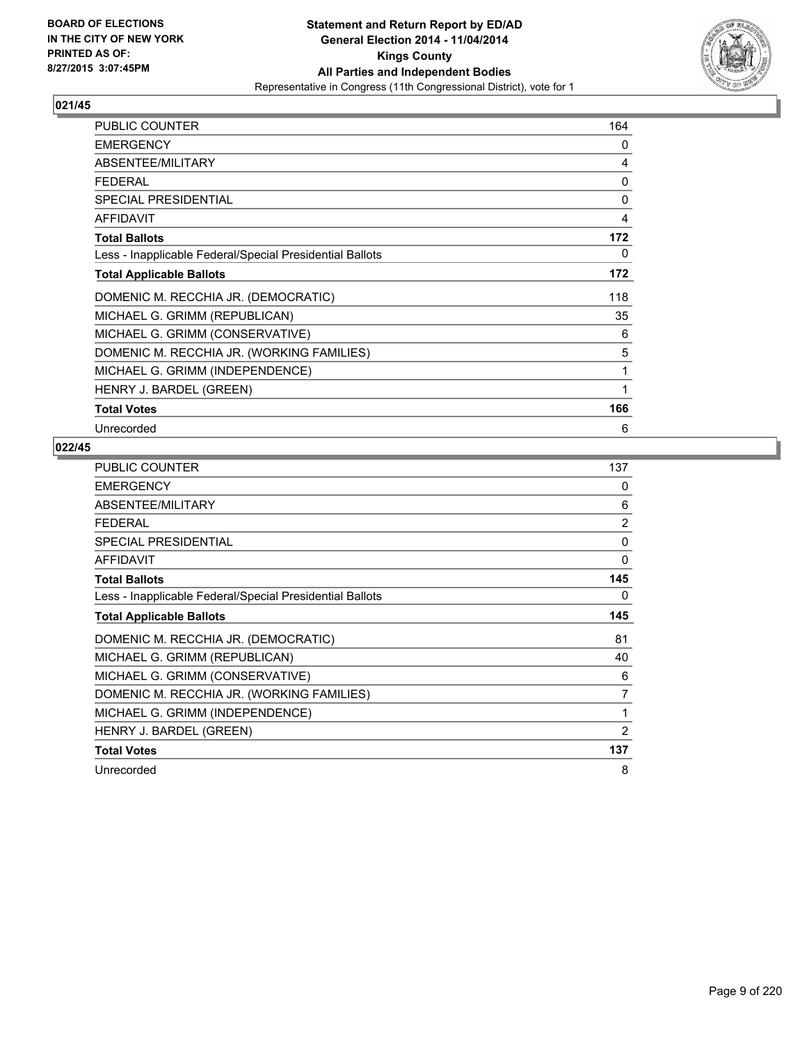## 021/45

| | |
|---|---|
| PUBLIC COUNTER | 164 |
| EMERGENCY | 0 |
| ABSENTEE/MILITARY | 4 |
| FEDERAL | 0 |
| SPECIAL PRESIDENTIAL | 0 |
| AFFIDAVIT | 4 |
| **Total Ballots** | **172** |
| Less - Inapplicable Federal/Special Presidential Ballots | 0 |
| **Total Applicable Ballots** | **172** |
| DOMENIC M. RECCHIA JR. (DEMOCRATIC) | 118 |
| MICHAEL G. GRIMM (REPUBLICAN) | 35 |
| MICHAEL G. GRIMM (CONSERVATIVE) | 6 |
| DOMENIC M. RECCHIA JR. (WORKING FAMILIES) | 5 |
| MICHAEL G. GRIMM (INDEPENDENCE) | 1 |
| HENRY J. BARDEL (GREEN) | 1 |
| **Total Votes** | **166** |
| Unrecorded | 6 |

## 022/45

| | |
|---|---|
| PUBLIC COUNTER | 137 |
| EMERGENCY | 0 |
| ABSENTEE/MILITARY | 6 |
| FEDERAL | 2 |
| SPECIAL PRESIDENTIAL | 0 |
| AFFIDAVIT | 0 |
| **Total Ballots** | **145** |
| Less - Inapplicable Federal/Special Presidential Ballots | 0 |
| **Total Applicable Ballots** | **145** |
| DOMENIC M. RECCHIA JR. (DEMOCRATIC) | 81 |
| MICHAEL G. GRIMM (REPUBLICAN) | 40 |
| MICHAEL G. GRIMM (CONSERVATIVE) | 6 |
| DOMENIC M. RECCHIA JR. (WORKING FAMILIES) | 7 |
| MICHAEL G. GRIMM (INDEPENDENCE) | 1 |
| HENRY J. BARDEL (GREEN) | 2 |
| **Total Votes** | **137** |
| Unrecorded | 8 |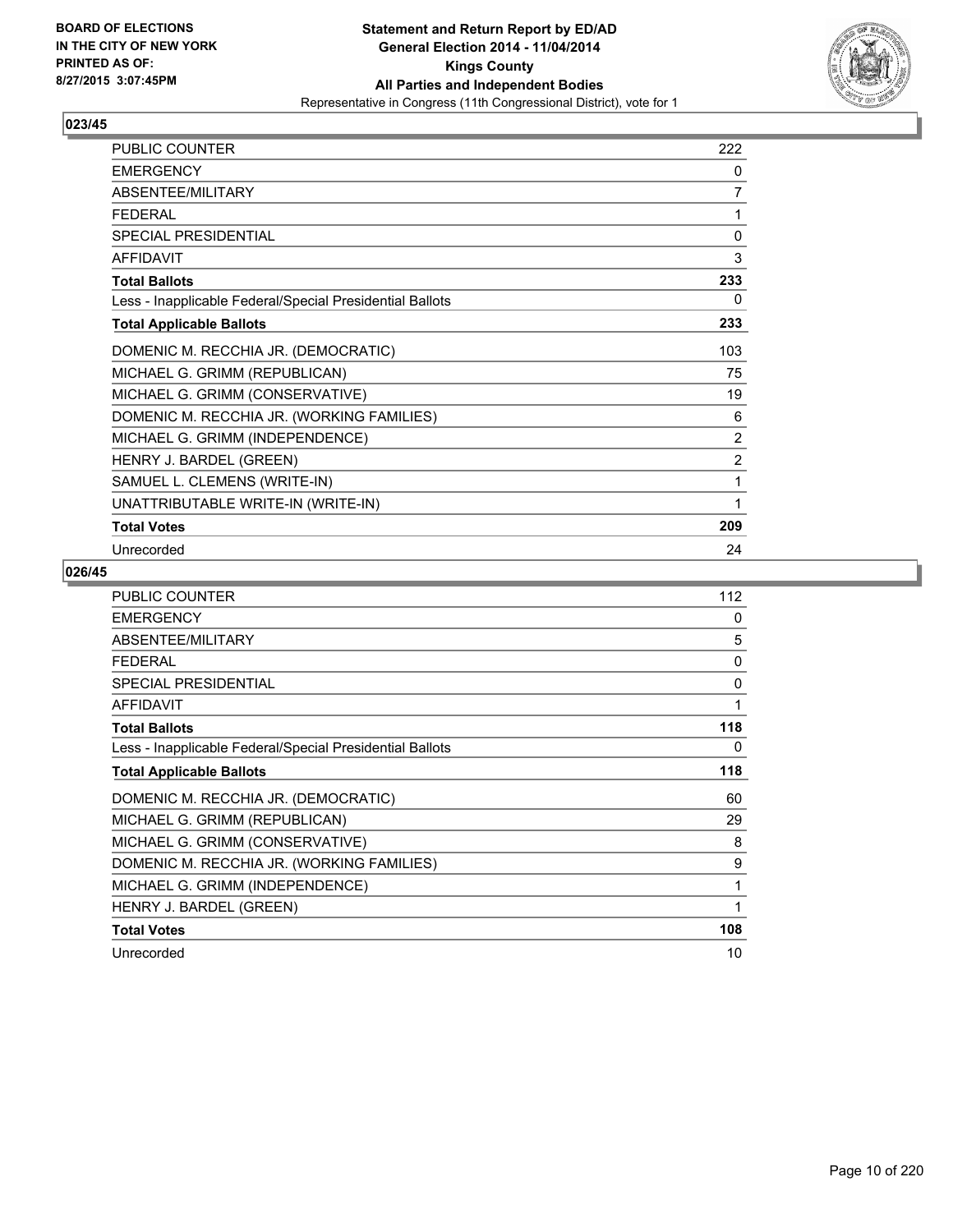**BOARD OF ELECTIONS IN THE CITY OF NEW YORK PRINTED AS OF: 8/27/2015 3:07:45PM**

# Statement and Return Report by ED/AD
## General Election 2014 - 11/04/2014
## Kings County
## All Parties and Independent Bodies
### Representative in Congress (11th Congressional District), vote for 1

### 023/45

| | |
|---|---|
| PUBLIC COUNTER | 222 |
| EMERGENCY | 0 |
| ABSENTEE/MILITARY | 7 |
| FEDERAL | 1 |
| SPECIAL PRESIDENTIAL | 0 |
| AFFIDAVIT | 3 |
| **Total Ballots** | **233** |
| Less - Inapplicable Federal/Special Presidential Ballots | 0 |
| **Total Applicable Ballots** | **233** |
| DOMENIC M. RECCHIA JR. (DEMOCRATIC) | 103 |
| MICHAEL G. GRIMM (REPUBLICAN) | 75 |
| MICHAEL G. GRIMM (CONSERVATIVE) | 19 |
| DOMENIC M. RECCHIA JR. (WORKING FAMILIES) | 6 |
| MICHAEL G. GRIMM (INDEPENDENCE) | 2 |
| HENRY J. BARDEL (GREEN) | 2 |
| SAMUEL L. CLEMENS (WRITE-IN) | 1 |
| UNATTRIBUTABLE WRITE-IN (WRITE-IN) | 1 |
| **Total Votes** | **209** |
| Unrecorded | 24 |

### 026/45

| | |
|---|---|
| PUBLIC COUNTER | 112 |
| EMERGENCY | 0 |
| ABSENTEE/MILITARY | 5 |
| FEDERAL | 0 |
| SPECIAL PRESIDENTIAL | 0 |
| AFFIDAVIT | 1 |
| **Total Ballots** | **118** |
| Less - Inapplicable Federal/Special Presidential Ballots | 0 |
| **Total Applicable Ballots** | **118** |
| DOMENIC M. RECCHIA JR. (DEMOCRATIC) | 60 |
| MICHAEL G. GRIMM (REPUBLICAN) | 29 |
| MICHAEL G. GRIMM (CONSERVATIVE) | 8 |
| DOMENIC M. RECCHIA JR. (WORKING FAMILIES) | 9 |
| MICHAEL G. GRIMM (INDEPENDENCE) | 1 |
| HENRY J. BARDEL (GREEN) | 1 |
| **Total Votes** | **108** |
| Unrecorded | 10 |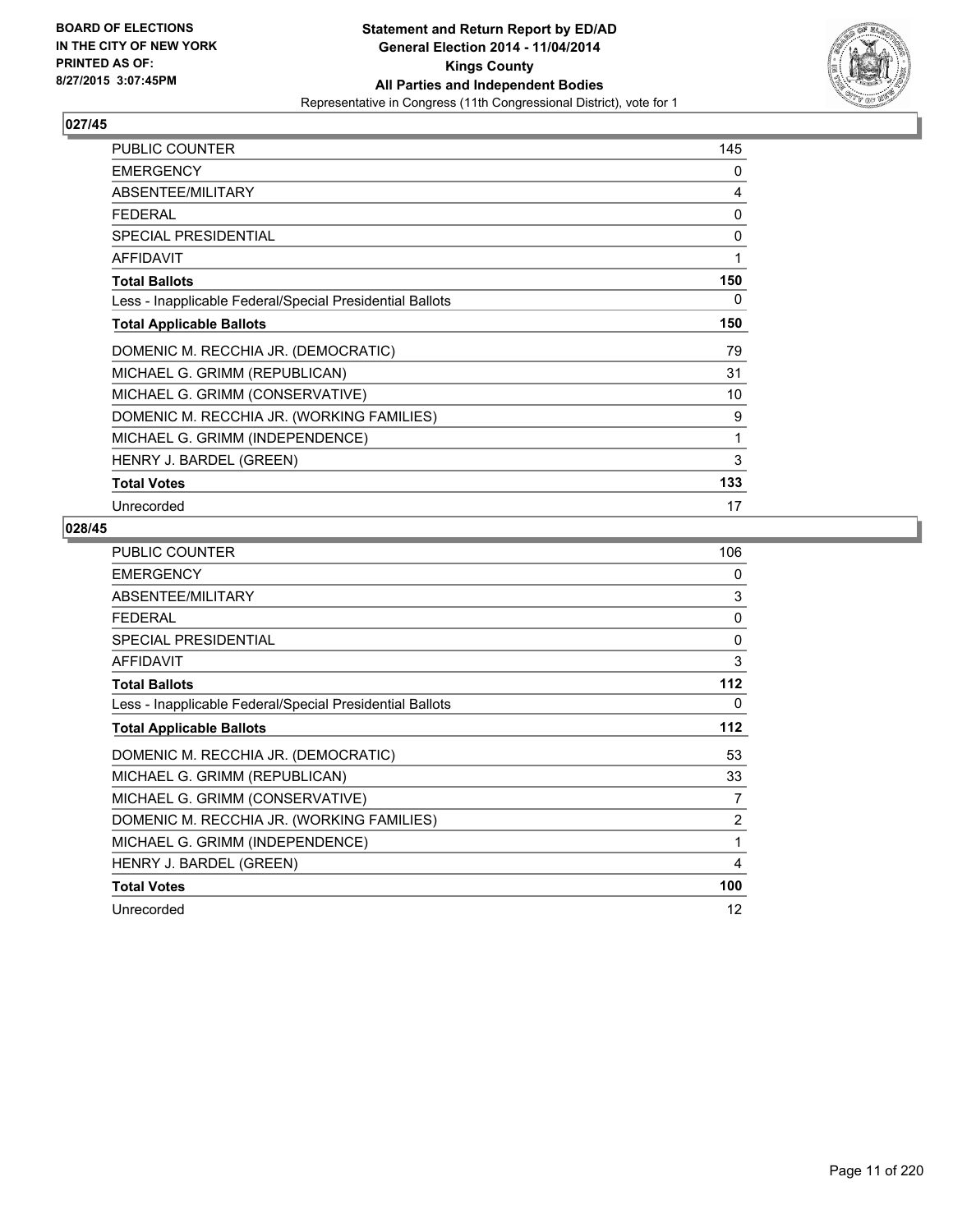**BOARD OF ELECTIONS IN THE CITY OF NEW YORK PRINTED AS OF: 8/27/2015 3:07:45PM**

# Statement and Return Report by ED/AD
## General Election 2014 - 11/04/2014
## Kings County
## All Parties and Independent Bodies
### Representative in Congress (11th Congressional District), vote for 1

### 027/45

| | |
|---|---|
| PUBLIC COUNTER | 145 |
| EMERGENCY | 0 |
| ABSENTEE/MILITARY | 4 |
| FEDERAL | 0 |
| SPECIAL PRESIDENTIAL | 0 |
| AFFIDAVIT | 1 |
| **Total Ballots** | **150** |
| Less - Inapplicable Federal/Special Presidential Ballots | 0 |
| **Total Applicable Ballots** | **150** |
| DOMENIC M. RECCHIA JR. (DEMOCRATIC) | 79 |
| MICHAEL G. GRIMM (REPUBLICAN) | 31 |
| MICHAEL G. GRIMM (CONSERVATIVE) | 10 |
| DOMENIC M. RECCHIA JR. (WORKING FAMILIES) | 9 |
| MICHAEL G. GRIMM (INDEPENDENCE) | 1 |
| HENRY J. BARDEL (GREEN) | 3 |
| **Total Votes** | **133** |
| Unrecorded | 17 |

### 028/45

| | |
|---|---|
| PUBLIC COUNTER | 106 |
| EMERGENCY | 0 |
| ABSENTEE/MILITARY | 3 |
| FEDERAL | 0 |
| SPECIAL PRESIDENTIAL | 0 |
| AFFIDAVIT | 3 |
| **Total Ballots** | **112** |
| Less - Inapplicable Federal/Special Presidential Ballots | 0 |
| **Total Applicable Ballots** | **112** |
| DOMENIC M. RECCHIA JR. (DEMOCRATIC) | 53 |
| MICHAEL G. GRIMM (REPUBLICAN) | 33 |
| MICHAEL G. GRIMM (CONSERVATIVE) | 7 |
| DOMENIC M. RECCHIA JR. (WORKING FAMILIES) | 2 |
| MICHAEL G. GRIMM (INDEPENDENCE) | 1 |
| HENRY J. BARDEL (GREEN) | 4 |
| **Total Votes** | **100** |
| Unrecorded | 12 |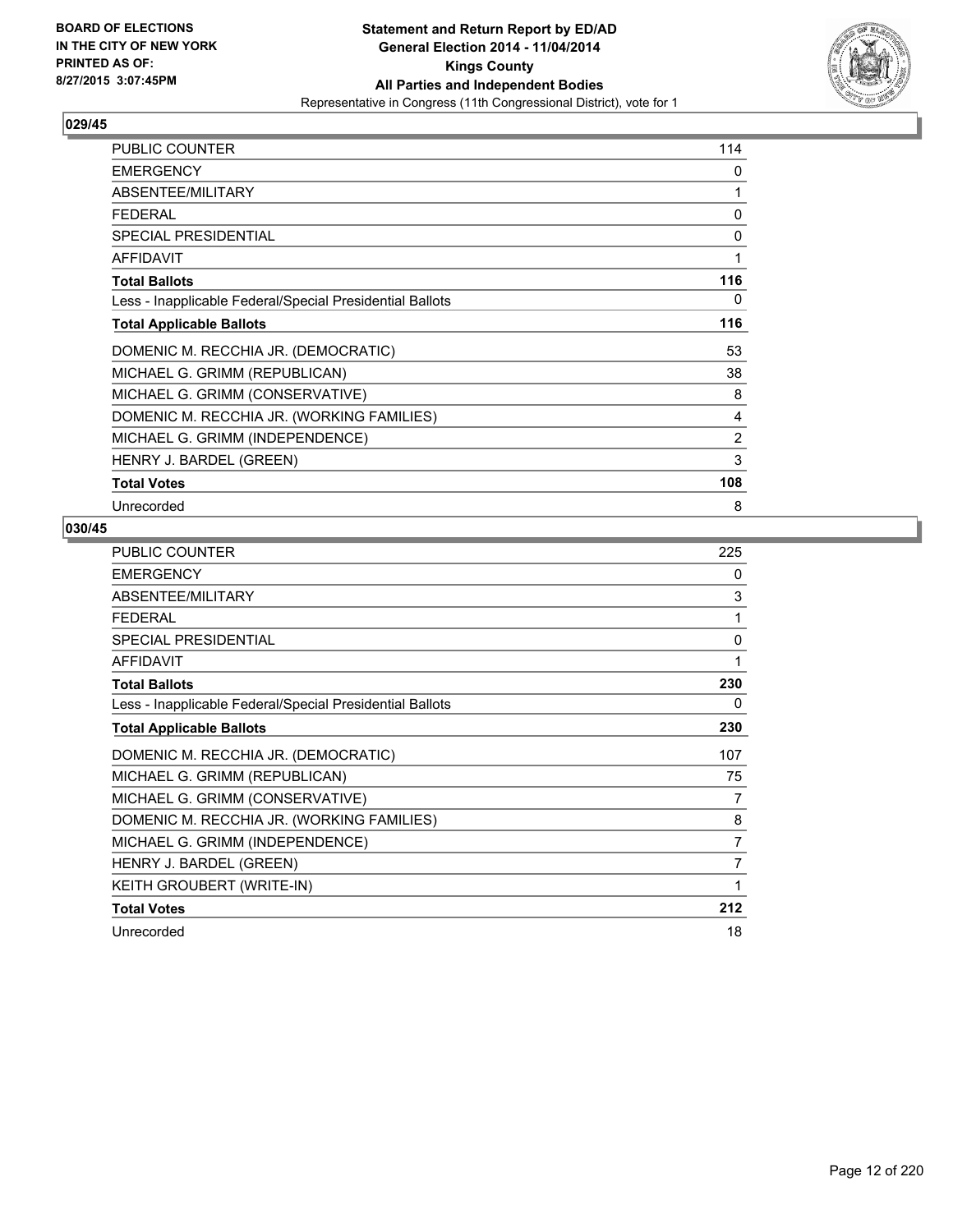**BOARD OF ELECTIONS IN THE CITY OF NEW YORK PRINTED AS OF: 8/27/2015 3:07:45PM**

**Statement and Return Report by ED/AD General Election 2014 - 11/04/2014 Kings County All Parties and Independent Bodies**

Representative in Congress (11th Congressional District), vote for 1

## 029/45

| | |
|---|---|
| PUBLIC COUNTER | 114 |
| EMERGENCY | 0 |
| ABSENTEE/MILITARY | 1 |
| FEDERAL | 0 |
| SPECIAL PRESIDENTIAL | 0 |
| AFFIDAVIT | 1 |
| **Total Ballots** | **116** |
| Less - Inapplicable Federal/Special Presidential Ballots | 0 |
| **Total Applicable Ballots** | **116** |
| DOMENIC M. RECCHIA JR. (DEMOCRATIC) | 53 |
| MICHAEL G. GRIMM (REPUBLICAN) | 38 |
| MICHAEL G. GRIMM (CONSERVATIVE) | 8 |
| DOMENIC M. RECCHIA JR. (WORKING FAMILIES) | 4 |
| MICHAEL G. GRIMM (INDEPENDENCE) | 2 |
| HENRY J. BARDEL (GREEN) | 3 |
| **Total Votes** | **108** |
| Unrecorded | 8 |

## 030/45

| | |
|---|---|
| PUBLIC COUNTER | 225 |
| EMERGENCY | 0 |
| ABSENTEE/MILITARY | 3 |
| FEDERAL | 1 |
| SPECIAL PRESIDENTIAL | 0 |
| AFFIDAVIT | 1 |
| **Total Ballots** | **230** |
| Less - Inapplicable Federal/Special Presidential Ballots | 0 |
| **Total Applicable Ballots** | **230** |
| DOMENIC M. RECCHIA JR. (DEMOCRATIC) | 107 |
| MICHAEL G. GRIMM (REPUBLICAN) | 75 |
| MICHAEL G. GRIMM (CONSERVATIVE) | 7 |
| DOMENIC M. RECCHIA JR. (WORKING FAMILIES) | 8 |
| MICHAEL G. GRIMM (INDEPENDENCE) | 7 |
| HENRY J. BARDEL (GREEN) | 7 |
| KEITH GROUBERT (WRITE-IN) | 1 |
| **Total Votes** | **212** |
| Unrecorded | 18 |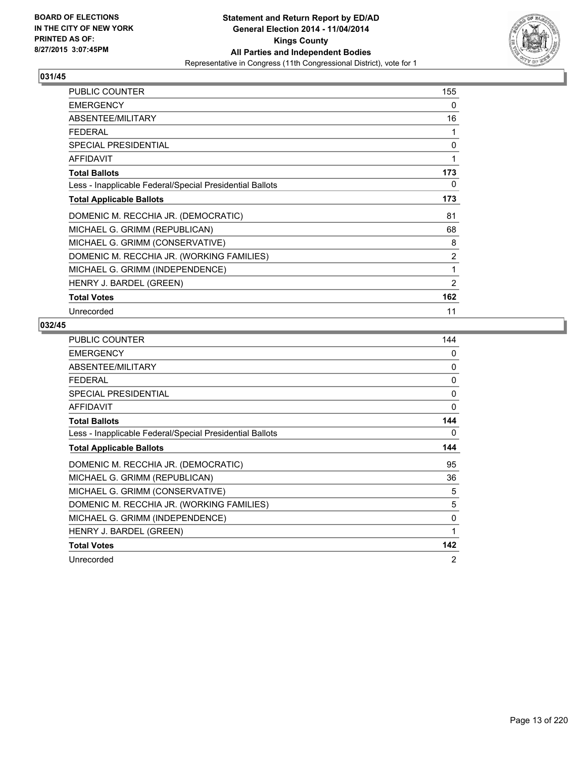**BOARD OF ELECTIONS IN THE CITY OF NEW YORK PRINTED AS OF: 8/27/2015 3:07:45PM**

**Statement and Return Report by ED/AD**
**General Election 2014 - 11/04/2014**
**Kings County**
**All Parties and Independent Bodies**
Representative in Congress (11th Congressional District), vote for 1

## 031/45

| | |
|---|---|
| PUBLIC COUNTER | 155 |
| EMERGENCY | 0 |
| ABSENTEE/MILITARY | 16 |
| FEDERAL | 1 |
| SPECIAL PRESIDENTIAL | 0 |
| AFFIDAVIT | 1 |
| **Total Ballots** | **173** |
| Less - Inapplicable Federal/Special Presidential Ballots | 0 |
| **Total Applicable Ballots** | **173** |
| DOMENIC M. RECCHIA JR. (DEMOCRATIC) | 81 |
| MICHAEL G. GRIMM (REPUBLICAN) | 68 |
| MICHAEL G. GRIMM (CONSERVATIVE) | 8 |
| DOMENIC M. RECCHIA JR. (WORKING FAMILIES) | 2 |
| MICHAEL G. GRIMM (INDEPENDENCE) | 1 |
| HENRY J. BARDEL (GREEN) | 2 |
| **Total Votes** | **162** |
| Unrecorded | 11 |

## 032/45

| | |
|---|---|
| PUBLIC COUNTER | 144 |
| EMERGENCY | 0 |
| ABSENTEE/MILITARY | 0 |
| FEDERAL | 0 |
| SPECIAL PRESIDENTIAL | 0 |
| AFFIDAVIT | 0 |
| **Total Ballots** | **144** |
| Less - Inapplicable Federal/Special Presidential Ballots | 0 |
| **Total Applicable Ballots** | **144** |
| DOMENIC M. RECCHIA JR. (DEMOCRATIC) | 95 |
| MICHAEL G. GRIMM (REPUBLICAN) | 36 |
| MICHAEL G. GRIMM (CONSERVATIVE) | 5 |
| DOMENIC M. RECCHIA JR. (WORKING FAMILIES) | 5 |
| MICHAEL G. GRIMM (INDEPENDENCE) | 0 |
| HENRY J. BARDEL (GREEN) | 1 |
| **Total Votes** | **142** |
| Unrecorded | 2 |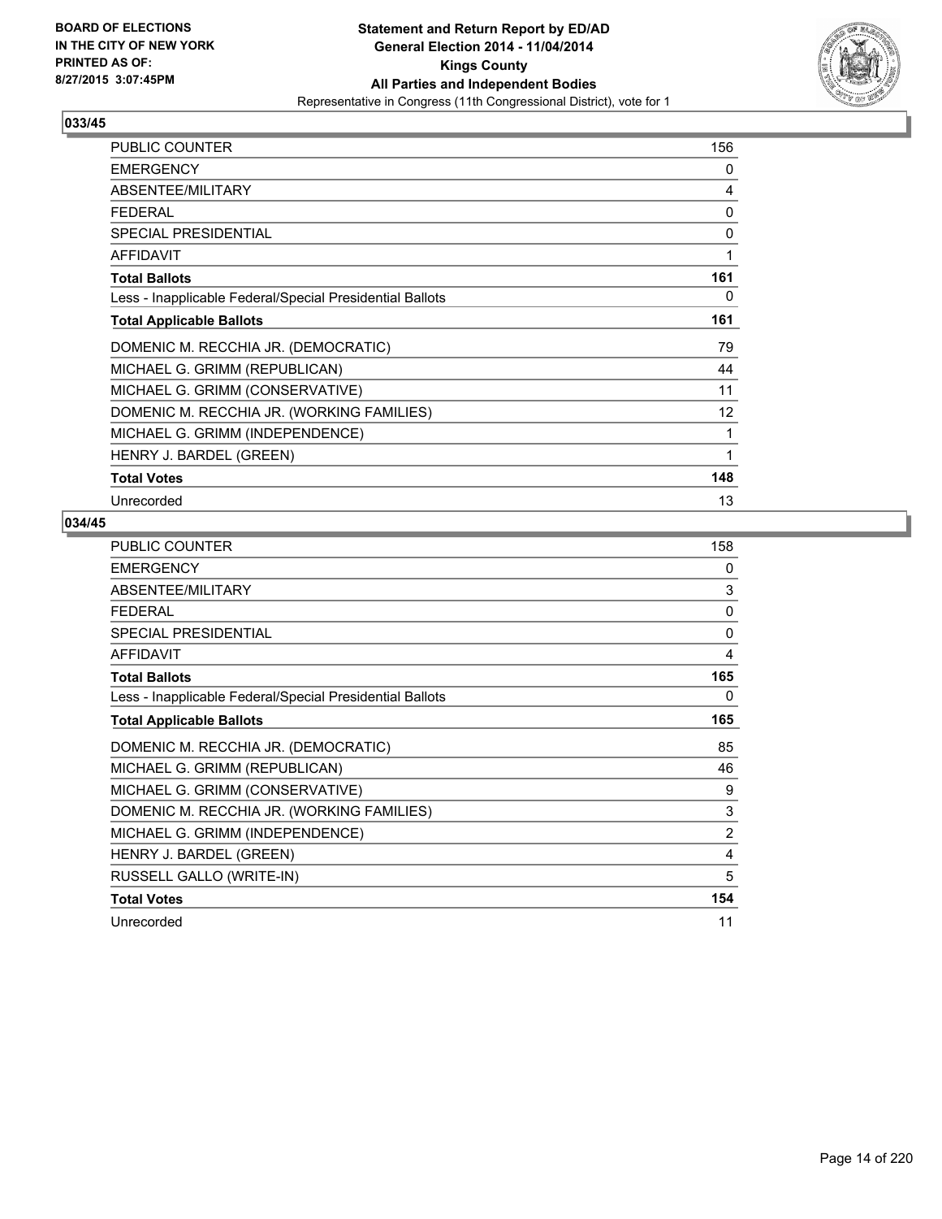**BOARD OF ELECTIONS IN THE CITY OF NEW YORK PRINTED AS OF: 8/27/2015 3:07:45PM**

**Statement and Return Report by ED/AD General Election 2014 - 11/04/2014 Kings County All Parties and Independent Bodies**
Representative in Congress (11th Congressional District), vote for 1

### 033/45

| | |
|---|---|
| PUBLIC COUNTER | 156 |
| EMERGENCY | 0 |
| ABSENTEE/MILITARY | 4 |
| FEDERAL | 0 |
| SPECIAL PRESIDENTIAL | 0 |
| AFFIDAVIT | 1 |
| **Total Ballots** | **161** |
| Less - Inapplicable Federal/Special Presidential Ballots | 0 |
| **Total Applicable Ballots** | **161** |
| DOMENIC M. RECCHIA JR. (DEMOCRATIC) | 79 |
| MICHAEL G. GRIMM (REPUBLICAN) | 44 |
| MICHAEL G. GRIMM (CONSERVATIVE) | 11 |
| DOMENIC M. RECCHIA JR. (WORKING FAMILIES) | 12 |
| MICHAEL G. GRIMM (INDEPENDENCE) | 1 |
| HENRY J. BARDEL (GREEN) | 1 |
| **Total Votes** | **148** |
| Unrecorded | 13 |

### 034/45

| | |
|---|---|
| PUBLIC COUNTER | 158 |
| EMERGENCY | 0 |
| ABSENTEE/MILITARY | 3 |
| FEDERAL | 0 |
| SPECIAL PRESIDENTIAL | 0 |
| AFFIDAVIT | 4 |
| **Total Ballots** | **165** |
| Less - Inapplicable Federal/Special Presidential Ballots | 0 |
| **Total Applicable Ballots** | **165** |
| DOMENIC M. RECCHIA JR. (DEMOCRATIC) | 85 |
| MICHAEL G. GRIMM (REPUBLICAN) | 46 |
| MICHAEL G. GRIMM (CONSERVATIVE) | 9 |
| DOMENIC M. RECCHIA JR. (WORKING FAMILIES) | 3 |
| MICHAEL G. GRIMM (INDEPENDENCE) | 2 |
| HENRY J. BARDEL (GREEN) | 4 |
| RUSSELL GALLO (WRITE-IN) | 5 |
| **Total Votes** | **154** |
| Unrecorded | 11 |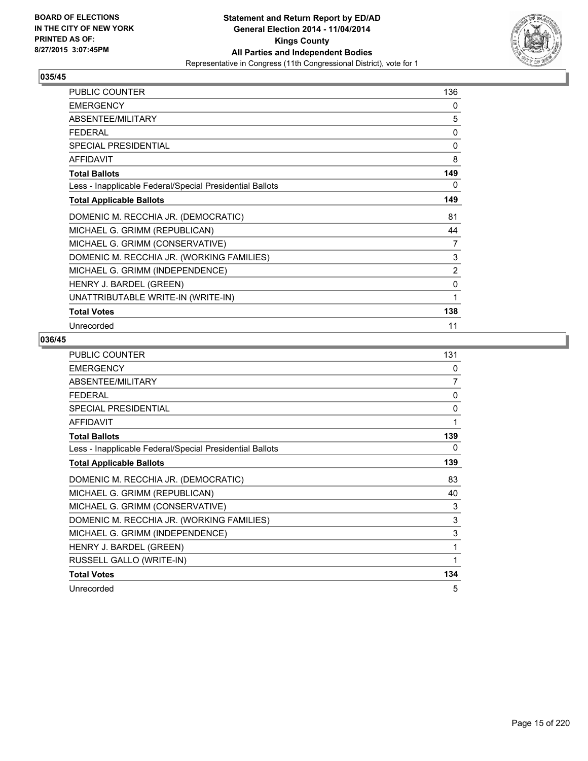BOARD OF ELECTIONS
IN THE CITY OF NEW YORK
PRINTED AS OF:
8/27/2015 3:07:45PM

**Statement and Return Report by ED/AD**
**General Election 2014 - 11/04/2014**
**Kings County**
**All Parties and Independent Bodies**
Representative in Congress (11th Congressional District), vote for 1

## 035/45

| | |
|---|---|
| PUBLIC COUNTER | 136 |
| EMERGENCY | 0 |
| ABSENTEE/MILITARY | 5 |
| FEDERAL | 0 |
| SPECIAL PRESIDENTIAL | 0 |
| AFFIDAVIT | 8 |
| **Total Ballots** | **149** |
| Less - Inapplicable Federal/Special Presidential Ballots | 0 |
| **Total Applicable Ballots** | **149** |
| DOMENIC M. RECCHIA JR. (DEMOCRATIC) | 81 |
| MICHAEL G. GRIMM (REPUBLICAN) | 44 |
| MICHAEL G. GRIMM (CONSERVATIVE) | 7 |
| DOMENIC M. RECCHIA JR. (WORKING FAMILIES) | 3 |
| MICHAEL G. GRIMM (INDEPENDENCE) | 2 |
| HENRY J. BARDEL (GREEN) | 0 |
| UNATTRIBUTABLE WRITE-IN (WRITE-IN) | 1 |
| **Total Votes** | **138** |
| Unrecorded | 11 |

## 036/45

| | |
|---|---|
| PUBLIC COUNTER | 131 |
| EMERGENCY | 0 |
| ABSENTEE/MILITARY | 7 |
| FEDERAL | 0 |
| SPECIAL PRESIDENTIAL | 0 |
| AFFIDAVIT | 1 |
| **Total Ballots** | **139** |
| Less - Inapplicable Federal/Special Presidential Ballots | 0 |
| **Total Applicable Ballots** | **139** |
| DOMENIC M. RECCHIA JR. (DEMOCRATIC) | 83 |
| MICHAEL G. GRIMM (REPUBLICAN) | 40 |
| MICHAEL G. GRIMM (CONSERVATIVE) | 3 |
| DOMENIC M. RECCHIA JR. (WORKING FAMILIES) | 3 |
| MICHAEL G. GRIMM (INDEPENDENCE) | 3 |
| HENRY J. BARDEL (GREEN) | 1 |
| RUSSELL GALLO (WRITE-IN) | 1 |
| **Total Votes** | **134** |
| Unrecorded | 5 |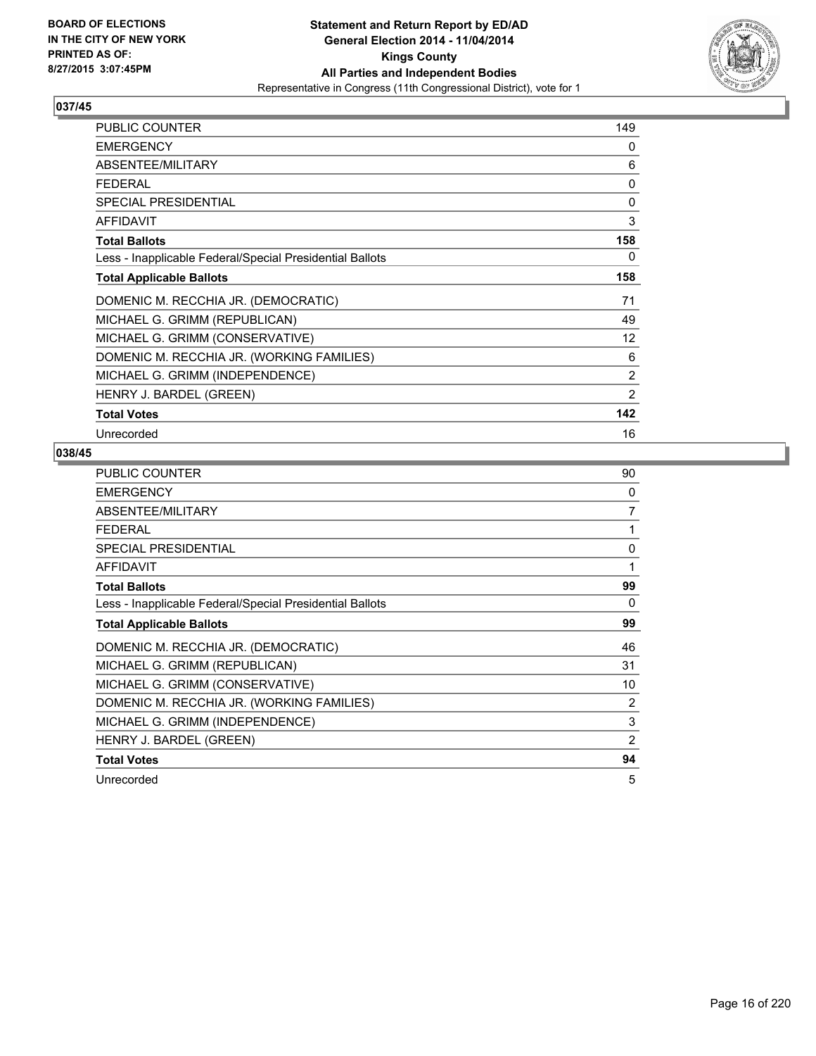## 037/45

| | |
|---|---|
| PUBLIC COUNTER | 149 |
| EMERGENCY | 0 |
| ABSENTEE/MILITARY | 6 |
| FEDERAL | 0 |
| SPECIAL PRESIDENTIAL | 0 |
| AFFIDAVIT | 3 |
| **Total Ballots** | **158** |
| Less - Inapplicable Federal/Special Presidential Ballots | 0 |
| **Total Applicable Ballots** | **158** |
| DOMENIC M. RECCHIA JR. (DEMOCRATIC) | 71 |
| MICHAEL G. GRIMM (REPUBLICAN) | 49 |
| MICHAEL G. GRIMM (CONSERVATIVE) | 12 |
| DOMENIC M. RECCHIA JR. (WORKING FAMILIES) | 6 |
| MICHAEL G. GRIMM (INDEPENDENCE) | 2 |
| HENRY J. BARDEL (GREEN) | 2 |
| **Total Votes** | **142** |
| Unrecorded | 16 |

## 038/45

| | |
|---|---|
| PUBLIC COUNTER | 90 |
| EMERGENCY | 0 |
| ABSENTEE/MILITARY | 7 |
| FEDERAL | 1 |
| SPECIAL PRESIDENTIAL | 0 |
| AFFIDAVIT | 1 |
| **Total Ballots** | **99** |
| Less - Inapplicable Federal/Special Presidential Ballots | 0 |
| **Total Applicable Ballots** | **99** |
| DOMENIC M. RECCHIA JR. (DEMOCRATIC) | 46 |
| MICHAEL G. GRIMM (REPUBLICAN) | 31 |
| MICHAEL G. GRIMM (CONSERVATIVE) | 10 |
| DOMENIC M. RECCHIA JR. (WORKING FAMILIES) | 2 |
| MICHAEL G. GRIMM (INDEPENDENCE) | 3 |
| HENRY J. BARDEL (GREEN) | 2 |
| **Total Votes** | **94** |
| Unrecorded | 5 |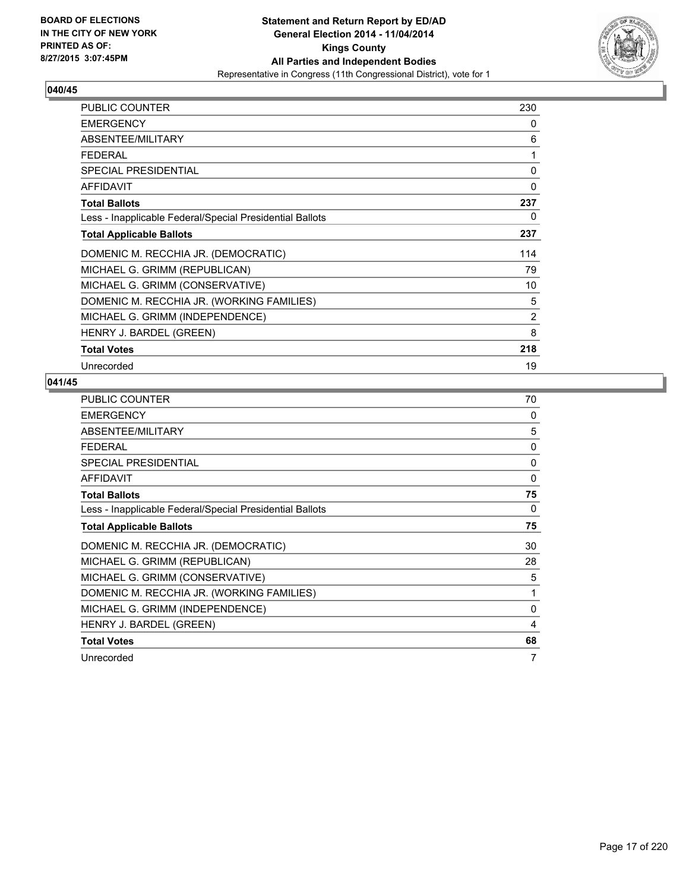**BOARD OF ELECTIONS IN THE CITY OF NEW YORK PRINTED AS OF: 8/27/2015 3:07:45PM**

**Statement and Return Report by ED/AD General Election 2014 - 11/04/2014 Kings County All Parties and Independent Bodies**

Representative in Congress (11th Congressional District), vote for 1

## 040/45

| | |
|---|---|
| PUBLIC COUNTER | 230 |
| EMERGENCY | 0 |
| ABSENTEE/MILITARY | 6 |
| FEDERAL | 1 |
| SPECIAL PRESIDENTIAL | 0 |
| AFFIDAVIT | 0 |
| **Total Ballots** | **237** |
| Less - Inapplicable Federal/Special Presidential Ballots | 0 |
| **Total Applicable Ballots** | **237** |
| DOMENIC M. RECCHIA JR. (DEMOCRATIC) | 114 |
| MICHAEL G. GRIMM (REPUBLICAN) | 79 |
| MICHAEL G. GRIMM (CONSERVATIVE) | 10 |
| DOMENIC M. RECCHIA JR. (WORKING FAMILIES) | 5 |
| MICHAEL G. GRIMM (INDEPENDENCE) | 2 |
| HENRY J. BARDEL (GREEN) | 8 |
| **Total Votes** | **218** |
| Unrecorded | 19 |

## 041/45

| | |
|---|---|
| PUBLIC COUNTER | 70 |
| EMERGENCY | 0 |
| ABSENTEE/MILITARY | 5 |
| FEDERAL | 0 |
| SPECIAL PRESIDENTIAL | 0 |
| AFFIDAVIT | 0 |
| **Total Ballots** | **75** |
| Less - Inapplicable Federal/Special Presidential Ballots | 0 |
| **Total Applicable Ballots** | **75** |
| DOMENIC M. RECCHIA JR. (DEMOCRATIC) | 30 |
| MICHAEL G. GRIMM (REPUBLICAN) | 28 |
| MICHAEL G. GRIMM (CONSERVATIVE) | 5 |
| DOMENIC M. RECCHIA JR. (WORKING FAMILIES) | 1 |
| MICHAEL G. GRIMM (INDEPENDENCE) | 0 |
| HENRY J. BARDEL (GREEN) | 4 |
| **Total Votes** | **68** |
| Unrecorded | 7 |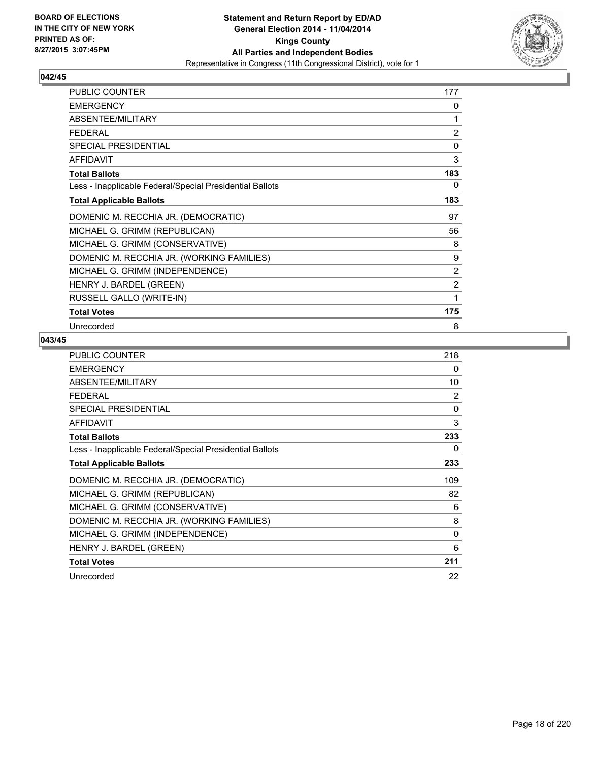**BOARD OF ELECTIONS IN THE CITY OF NEW YORK PRINTED AS OF: 8/27/2015 3:07:45PM**

# Statement and Return Report by ED/AD
## General Election 2014 - 11/04/2014
## Kings County
## All Parties and Independent Bodies
### Representative in Congress (11th Congressional District), vote for 1

### 042/45

| | |
|---|---|
| PUBLIC COUNTER | 177 |
| EMERGENCY | 0 |
| ABSENTEE/MILITARY | 1 |
| FEDERAL | 2 |
| SPECIAL PRESIDENTIAL | 0 |
| AFFIDAVIT | 3 |
| **Total Ballots** | **183** |
| Less - Inapplicable Federal/Special Presidential Ballots | 0 |
| **Total Applicable Ballots** | **183** |
| DOMENIC M. RECCHIA JR. (DEMOCRATIC) | 97 |
| MICHAEL G. GRIMM (REPUBLICAN) | 56 |
| MICHAEL G. GRIMM (CONSERVATIVE) | 8 |
| DOMENIC M. RECCHIA JR. (WORKING FAMILIES) | 9 |
| MICHAEL G. GRIMM (INDEPENDENCE) | 2 |
| HENRY J. BARDEL (GREEN) | 2 |
| RUSSELL GALLO (WRITE-IN) | 1 |
| **Total Votes** | **175** |
| Unrecorded | 8 |

### 043/45

| | |
|---|---|
| PUBLIC COUNTER | 218 |
| EMERGENCY | 0 |
| ABSENTEE/MILITARY | 10 |
| FEDERAL | 2 |
| SPECIAL PRESIDENTIAL | 0 |
| AFFIDAVIT | 3 |
| **Total Ballots** | **233** |
| Less - Inapplicable Federal/Special Presidential Ballots | 0 |
| **Total Applicable Ballots** | **233** |
| DOMENIC M. RECCHIA JR. (DEMOCRATIC) | 109 |
| MICHAEL G. GRIMM (REPUBLICAN) | 82 |
| MICHAEL G. GRIMM (CONSERVATIVE) | 6 |
| DOMENIC M. RECCHIA JR. (WORKING FAMILIES) | 8 |
| MICHAEL G. GRIMM (INDEPENDENCE) | 0 |
| HENRY J. BARDEL (GREEN) | 6 |
| **Total Votes** | **211** |
| Unrecorded | 22 |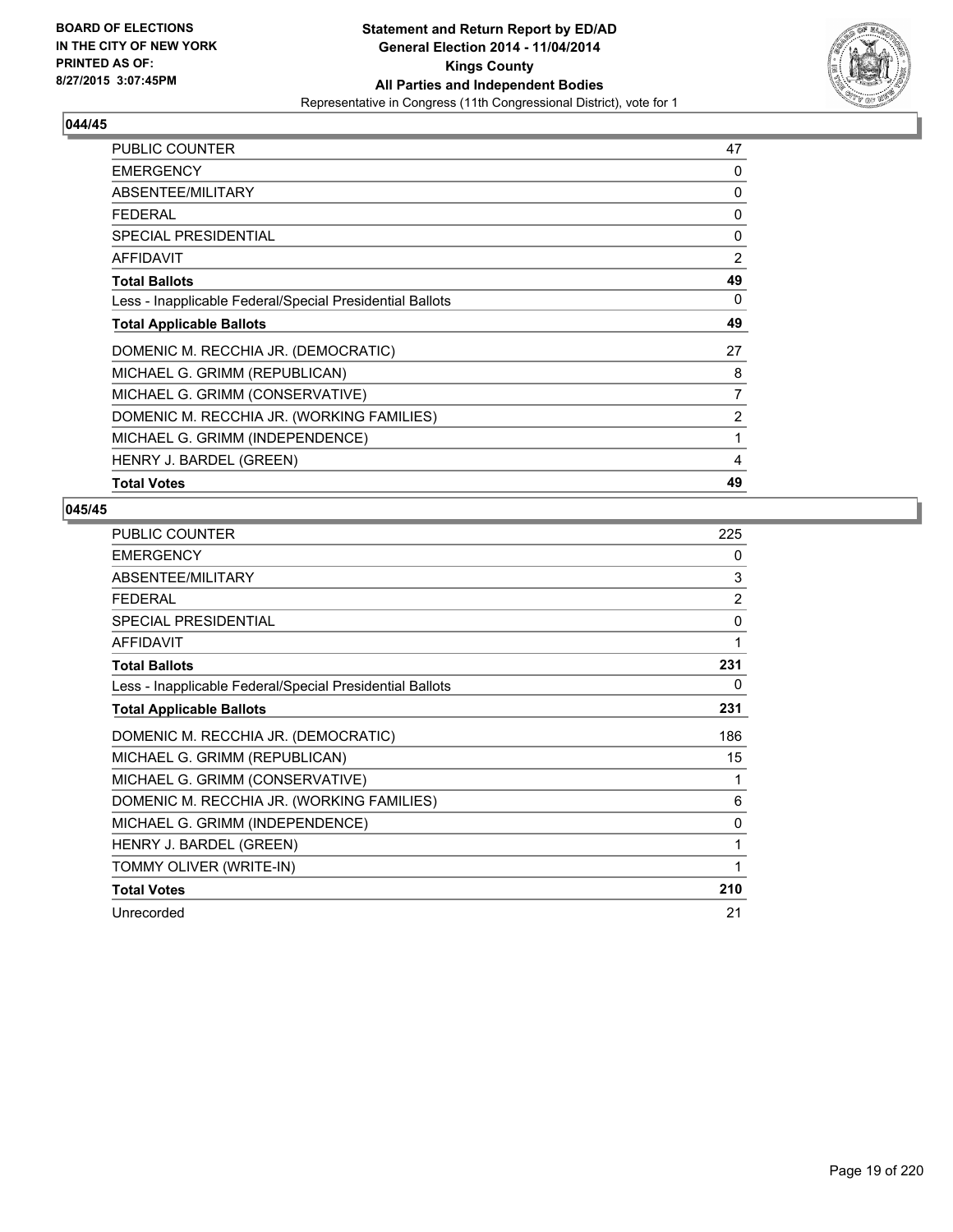BOARD OF ELECTIONS
IN THE CITY OF NEW YORK
PRINTED AS OF:
8/27/2015 3:07:45PM

**Statement and Return Report by ED/AD**
**General Election 2014 - 11/04/2014**
**Kings County**
**All Parties and Independent Bodies**
Representative in Congress (11th Congressional District), vote for 1

### 044/45

| | |
|---|---|
| PUBLIC COUNTER | 47 |
| EMERGENCY | 0 |
| ABSENTEE/MILITARY | 0 |
| FEDERAL | 0 |
| SPECIAL PRESIDENTIAL | 0 |
| AFFIDAVIT | 2 |
| **Total Ballots** | **49** |
| Less - Inapplicable Federal/Special Presidential Ballots | 0 |
| **Total Applicable Ballots** | **49** |
| DOMENIC M. RECCHIA JR. (DEMOCRATIC) | 27 |
| MICHAEL G. GRIMM (REPUBLICAN) | 8 |
| MICHAEL G. GRIMM (CONSERVATIVE) | 7 |
| DOMENIC M. RECCHIA JR. (WORKING FAMILIES) | 2 |
| MICHAEL G. GRIMM (INDEPENDENCE) | 1 |
| HENRY J. BARDEL (GREEN) | 4 |
| **Total Votes** | **49** |

### 045/45

| | |
|---|---|
| PUBLIC COUNTER | 225 |
| EMERGENCY | 0 |
| ABSENTEE/MILITARY | 3 |
| FEDERAL | 2 |
| SPECIAL PRESIDENTIAL | 0 |
| AFFIDAVIT | 1 |
| **Total Ballots** | **231** |
| Less - Inapplicable Federal/Special Presidential Ballots | 0 |
| **Total Applicable Ballots** | **231** |
| DOMENIC M. RECCHIA JR. (DEMOCRATIC) | 186 |
| MICHAEL G. GRIMM (REPUBLICAN) | 15 |
| MICHAEL G. GRIMM (CONSERVATIVE) | 1 |
| DOMENIC M. RECCHIA JR. (WORKING FAMILIES) | 6 |
| MICHAEL G. GRIMM (INDEPENDENCE) | 0 |
| HENRY J. BARDEL (GREEN) | 1 |
| TOMMY OLIVER (WRITE-IN) | 1 |
| **Total Votes** | **210** |
| Unrecorded | 21 |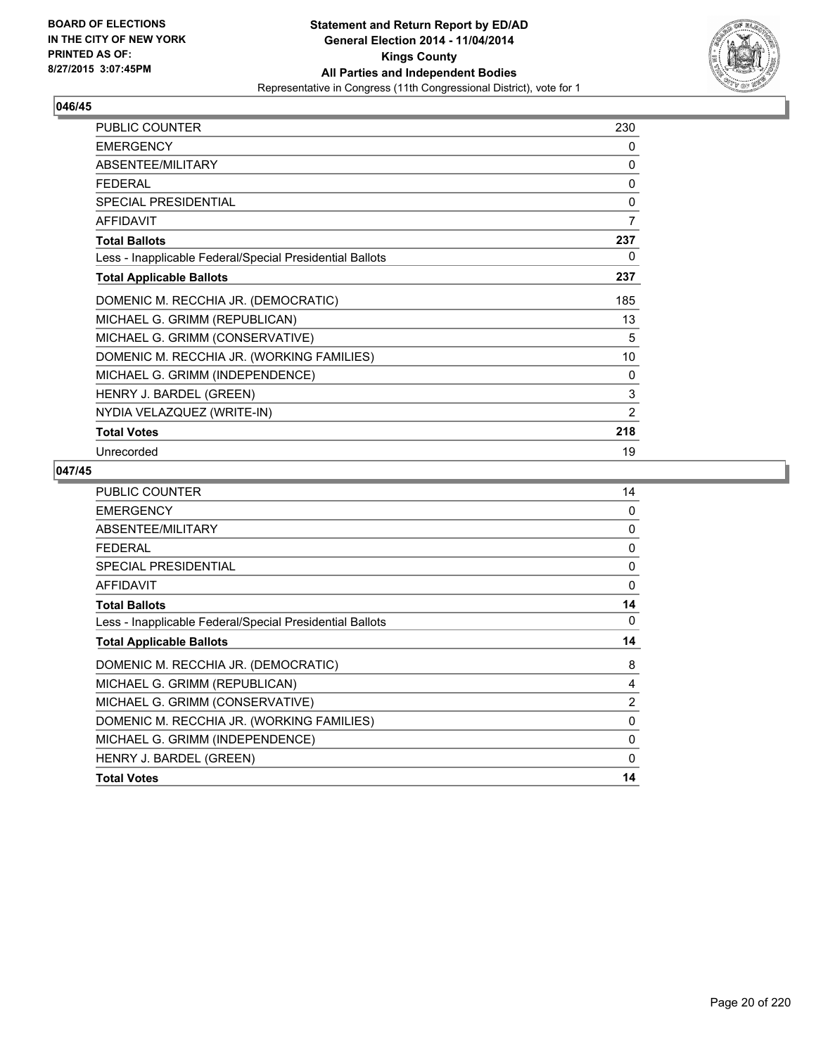**BOARD OF ELECTIONS IN THE CITY OF NEW YORK PRINTED AS OF: 8/27/2015 3:07:45PM**

**Statement and Return Report by ED/AD General Election 2014 - 11/04/2014 Kings County All Parties and Independent Bodies**
Representative in Congress (11th Congressional District), vote for 1

### 046/45

| | |
|---|---|
| PUBLIC COUNTER | 230 |
| EMERGENCY | 0 |
| ABSENTEE/MILITARY | 0 |
| FEDERAL | 0 |
| SPECIAL PRESIDENTIAL | 0 |
| AFFIDAVIT | 7 |
| **Total Ballots** | **237** |
| Less - Inapplicable Federal/Special Presidential Ballots | 0 |
| **Total Applicable Ballots** | **237** |
| DOMENIC M. RECCHIA JR. (DEMOCRATIC) | 185 |
| MICHAEL G. GRIMM (REPUBLICAN) | 13 |
| MICHAEL G. GRIMM (CONSERVATIVE) | 5 |
| DOMENIC M. RECCHIA JR. (WORKING FAMILIES) | 10 |
| MICHAEL G. GRIMM (INDEPENDENCE) | 0 |
| HENRY J. BARDEL (GREEN) | 3 |
| NYDIA VELAZQUEZ (WRITE-IN) | 2 |
| **Total Votes** | **218** |
| Unrecorded | 19 |

### 047/45

| | |
|---|---|
| PUBLIC COUNTER | 14 |
| EMERGENCY | 0 |
| ABSENTEE/MILITARY | 0 |
| FEDERAL | 0 |
| SPECIAL PRESIDENTIAL | 0 |
| AFFIDAVIT | 0 |
| **Total Ballots** | **14** |
| Less - Inapplicable Federal/Special Presidential Ballots | 0 |
| **Total Applicable Ballots** | **14** |
| DOMENIC M. RECCHIA JR. (DEMOCRATIC) | 8 |
| MICHAEL G. GRIMM (REPUBLICAN) | 4 |
| MICHAEL G. GRIMM (CONSERVATIVE) | 2 |
| DOMENIC M. RECCHIA JR. (WORKING FAMILIES) | 0 |
| MICHAEL G. GRIMM (INDEPENDENCE) | 0 |
| HENRY J. BARDEL (GREEN) | 0 |
| **Total Votes** | **14** |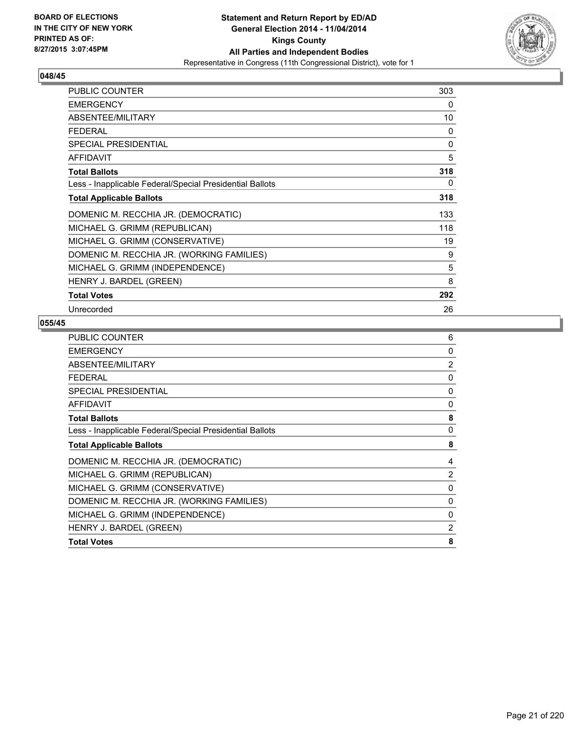**BOARD OF ELECTIONS IN THE CITY OF NEW YORK PRINTED AS OF: 8/27/2015 3:07:45PM**

**Statement and Return Report by ED/AD General Election 2014 - 11/04/2014 Kings County All Parties and Independent Bodies**
Representative in Congress (11th Congressional District), vote for 1

## 048/45

| | |
|---|---|
| PUBLIC COUNTER | 303 |
| EMERGENCY | 0 |
| ABSENTEE/MILITARY | 10 |
| FEDERAL | 0 |
| SPECIAL PRESIDENTIAL | 0 |
| AFFIDAVIT | 5 |
| **Total Ballots** | **318** |
| Less - Inapplicable Federal/Special Presidential Ballots | 0 |
| **Total Applicable Ballots** | **318** |
| DOMENIC M. RECCHIA JR. (DEMOCRATIC) | 133 |
| MICHAEL G. GRIMM (REPUBLICAN) | 118 |
| MICHAEL G. GRIMM (CONSERVATIVE) | 19 |
| DOMENIC M. RECCHIA JR. (WORKING FAMILIES) | 9 |
| MICHAEL G. GRIMM (INDEPENDENCE) | 5 |
| HENRY J. BARDEL (GREEN) | 8 |
| **Total Votes** | **292** |
| Unrecorded | 26 |

## 055/45

| | |
|---|---|
| PUBLIC COUNTER | 6 |
| EMERGENCY | 0 |
| ABSENTEE/MILITARY | 2 |
| FEDERAL | 0 |
| SPECIAL PRESIDENTIAL | 0 |
| AFFIDAVIT | 0 |
| **Total Ballots** | **8** |
| Less - Inapplicable Federal/Special Presidential Ballots | 0 |
| **Total Applicable Ballots** | **8** |
| DOMENIC M. RECCHIA JR. (DEMOCRATIC) | 4 |
| MICHAEL G. GRIMM (REPUBLICAN) | 2 |
| MICHAEL G. GRIMM (CONSERVATIVE) | 0 |
| DOMENIC M. RECCHIA JR. (WORKING FAMILIES) | 0 |
| MICHAEL G. GRIMM (INDEPENDENCE) | 0 |
| HENRY J. BARDEL (GREEN) | 2 |
| **Total Votes** | **8** |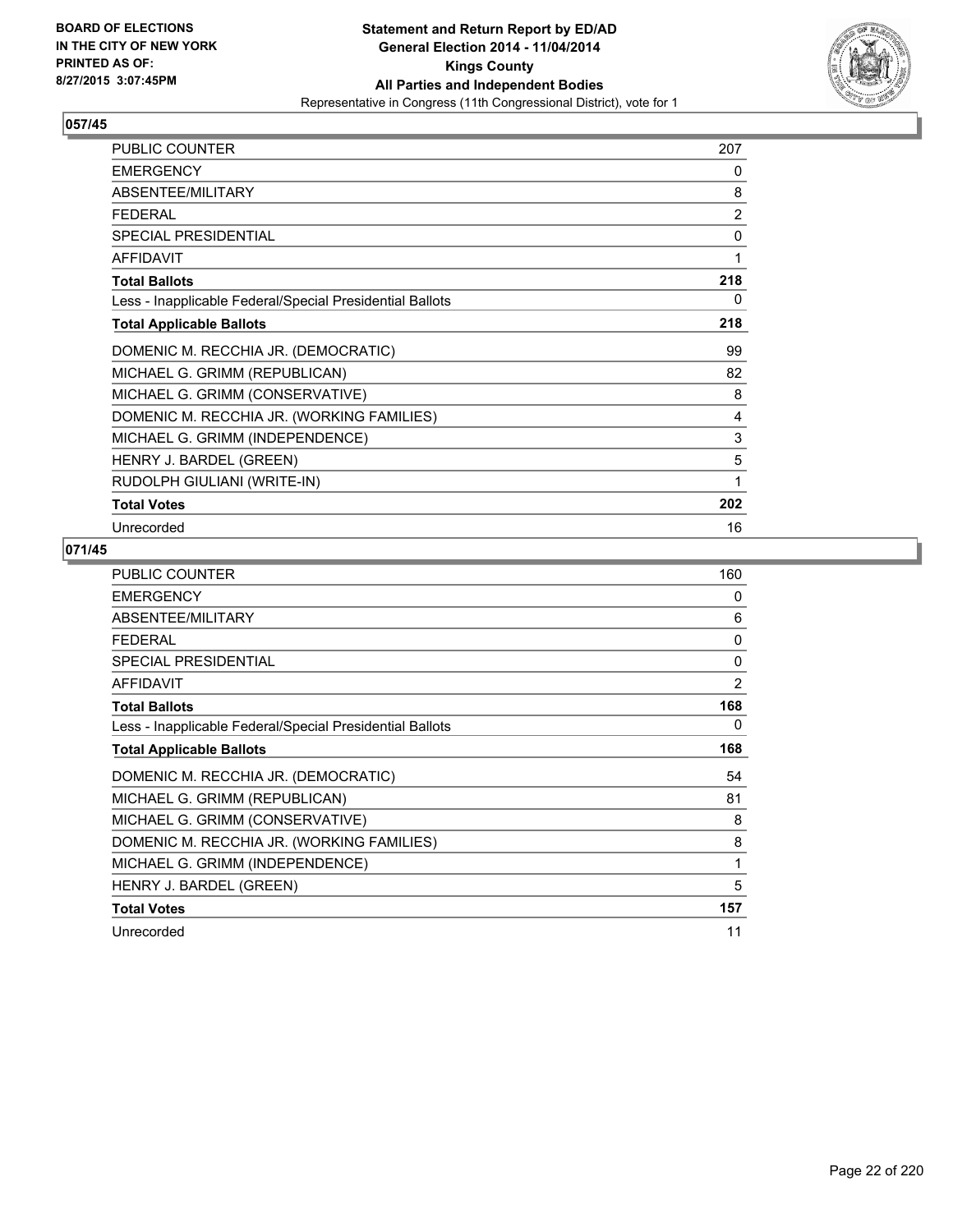BOARD OF ELECTIONS
IN THE CITY OF NEW YORK
PRINTED AS OF:
8/27/2015 3:07:45PM

**Statement and Return Report by ED/AD**
**General Election 2014 - 11/04/2014**
**Kings County**
**All Parties and Independent Bodies**
Representative in Congress (11th Congressional District), vote for 1

## 057/45

| | |
|---|---|
| PUBLIC COUNTER | 207 |
| EMERGENCY | 0 |
| ABSENTEE/MILITARY | 8 |
| FEDERAL | 2 |
| SPECIAL PRESIDENTIAL | 0 |
| AFFIDAVIT | 1 |
| **Total Ballots** | **218** |
| Less - Inapplicable Federal/Special Presidential Ballots | 0 |
| **Total Applicable Ballots** | **218** |
| DOMENIC M. RECCHIA JR. (DEMOCRATIC) | 99 |
| MICHAEL G. GRIMM (REPUBLICAN) | 82 |
| MICHAEL G. GRIMM (CONSERVATIVE) | 8 |
| DOMENIC M. RECCHIA JR. (WORKING FAMILIES) | 4 |
| MICHAEL G. GRIMM (INDEPENDENCE) | 3 |
| HENRY J. BARDEL (GREEN) | 5 |
| RUDOLPH GIULIANI (WRITE-IN) | 1 |
| **Total Votes** | **202** |
| Unrecorded | 16 |

## 071/45

| | |
|---|---|
| PUBLIC COUNTER | 160 |
| EMERGENCY | 0 |
| ABSENTEE/MILITARY | 6 |
| FEDERAL | 0 |
| SPECIAL PRESIDENTIAL | 0 |
| AFFIDAVIT | 2 |
| **Total Ballots** | **168** |
| Less - Inapplicable Federal/Special Presidential Ballots | 0 |
| **Total Applicable Ballots** | **168** |
| DOMENIC M. RECCHIA JR. (DEMOCRATIC) | 54 |
| MICHAEL G. GRIMM (REPUBLICAN) | 81 |
| MICHAEL G. GRIMM (CONSERVATIVE) | 8 |
| DOMENIC M. RECCHIA JR. (WORKING FAMILIES) | 8 |
| MICHAEL G. GRIMM (INDEPENDENCE) | 1 |
| HENRY J. BARDEL (GREEN) | 5 |
| **Total Votes** | **157** |
| Unrecorded | 11 |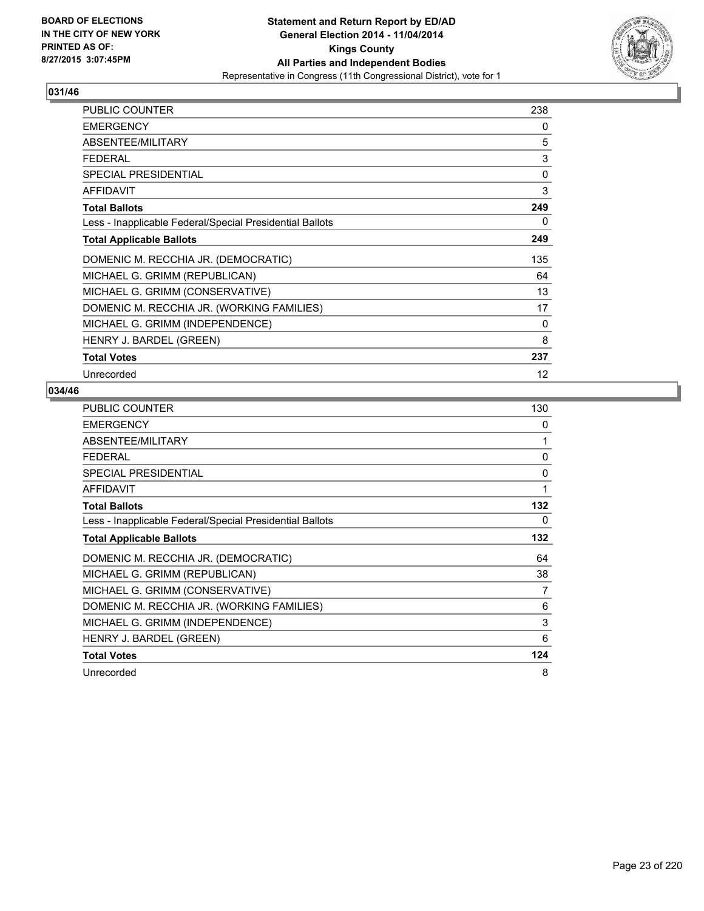**BOARD OF ELECTIONS IN THE CITY OF NEW YORK PRINTED AS OF: 8/27/2015 3:07:45PM**

**Statement and Return Report by ED/AD**
**General Election 2014 - 11/04/2014**
**Kings County**
**All Parties and Independent Bodies**
Representative in Congress (11th Congressional District), vote for 1

## 031/46

| | |
|---|---|
| PUBLIC COUNTER | 238 |
| EMERGENCY | 0 |
| ABSENTEE/MILITARY | 5 |
| FEDERAL | 3 |
| SPECIAL PRESIDENTIAL | 0 |
| AFFIDAVIT | 3 |
| **Total Ballots** | **249** |
| Less - Inapplicable Federal/Special Presidential Ballots | 0 |
| **Total Applicable Ballots** | **249** |
| DOMENIC M. RECCHIA JR. (DEMOCRATIC) | 135 |
| MICHAEL G. GRIMM (REPUBLICAN) | 64 |
| MICHAEL G. GRIMM (CONSERVATIVE) | 13 |
| DOMENIC M. RECCHIA JR. (WORKING FAMILIES) | 17 |
| MICHAEL G. GRIMM (INDEPENDENCE) | 0 |
| HENRY J. BARDEL (GREEN) | 8 |
| **Total Votes** | **237** |
| Unrecorded | 12 |

## 034/46

| | |
|---|---|
| PUBLIC COUNTER | 130 |
| EMERGENCY | 0 |
| ABSENTEE/MILITARY | 1 |
| FEDERAL | 0 |
| SPECIAL PRESIDENTIAL | 0 |
| AFFIDAVIT | 1 |
| **Total Ballots** | **132** |
| Less - Inapplicable Federal/Special Presidential Ballots | 0 |
| **Total Applicable Ballots** | **132** |
| DOMENIC M. RECCHIA JR. (DEMOCRATIC) | 64 |
| MICHAEL G. GRIMM (REPUBLICAN) | 38 |
| MICHAEL G. GRIMM (CONSERVATIVE) | 7 |
| DOMENIC M. RECCHIA JR. (WORKING FAMILIES) | 6 |
| MICHAEL G. GRIMM (INDEPENDENCE) | 3 |
| HENRY J. BARDEL (GREEN) | 6 |
| **Total Votes** | **124** |
| Unrecorded | 8 |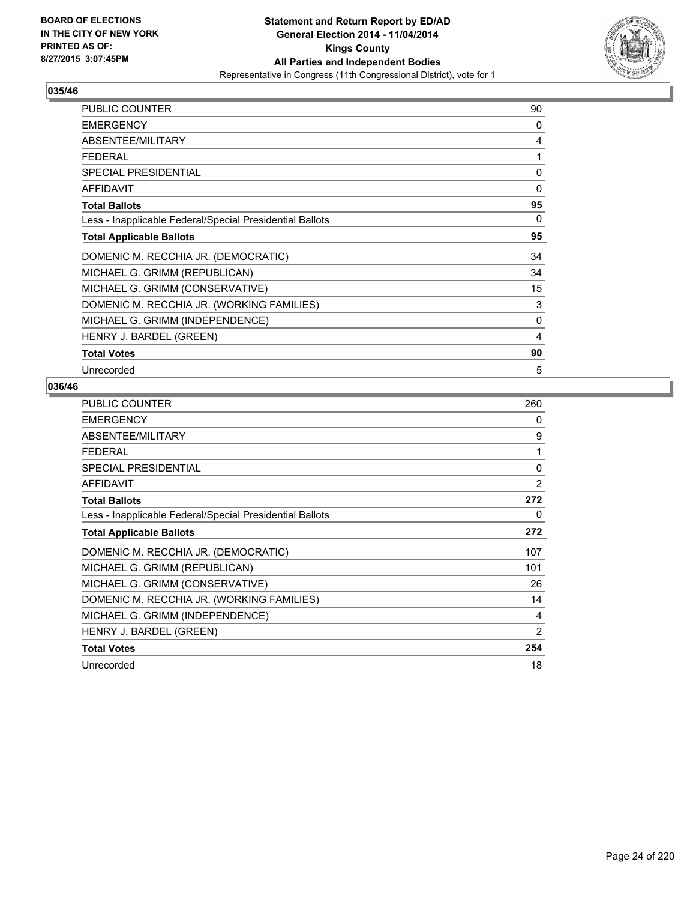## 035/46

| | |
|---|---|
| PUBLIC COUNTER | 90 |
| EMERGENCY | 0 |
| ABSENTEE/MILITARY | 4 |
| FEDERAL | 1 |
| SPECIAL PRESIDENTIAL | 0 |
| AFFIDAVIT | 0 |
| **Total Ballots** | **95** |
| Less - Inapplicable Federal/Special Presidential Ballots | 0 |
| **Total Applicable Ballots** | **95** |
| DOMENIC M. RECCHIA JR. (DEMOCRATIC) | 34 |
| MICHAEL G. GRIMM (REPUBLICAN) | 34 |
| MICHAEL G. GRIMM (CONSERVATIVE) | 15 |
| DOMENIC M. RECCHIA JR. (WORKING FAMILIES) | 3 |
| MICHAEL G. GRIMM (INDEPENDENCE) | 0 |
| HENRY J. BARDEL (GREEN) | 4 |
| **Total Votes** | **90** |
| Unrecorded | 5 |

## 036/46

| | |
|---|---|
| PUBLIC COUNTER | 260 |
| EMERGENCY | 0 |
| ABSENTEE/MILITARY | 9 |
| FEDERAL | 1 |
| SPECIAL PRESIDENTIAL | 0 |
| AFFIDAVIT | 2 |
| **Total Ballots** | **272** |
| Less - Inapplicable Federal/Special Presidential Ballots | 0 |
| **Total Applicable Ballots** | **272** |
| DOMENIC M. RECCHIA JR. (DEMOCRATIC) | 107 |
| MICHAEL G. GRIMM (REPUBLICAN) | 101 |
| MICHAEL G. GRIMM (CONSERVATIVE) | 26 |
| DOMENIC M. RECCHIA JR. (WORKING FAMILIES) | 14 |
| MICHAEL G. GRIMM (INDEPENDENCE) | 4 |
| HENRY J. BARDEL (GREEN) | 2 |
| **Total Votes** | **254** |
| Unrecorded | 18 |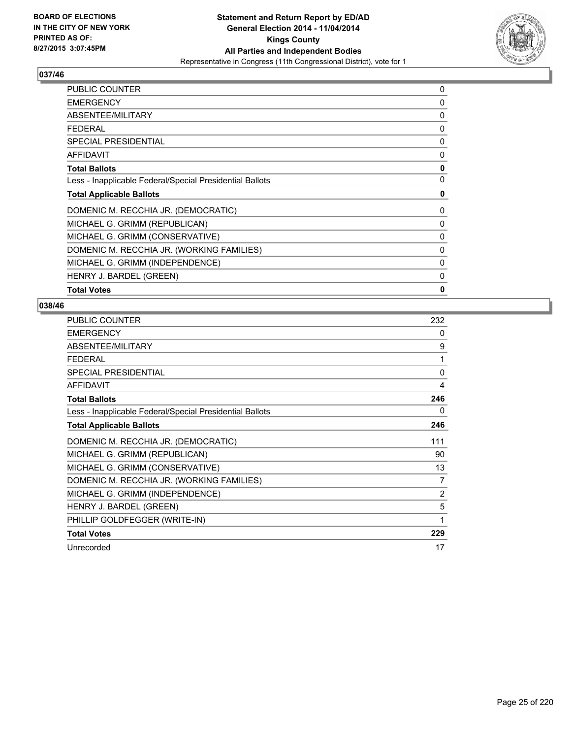## 037/46

| | |
|---|---|
| PUBLIC COUNTER | 0 |
| EMERGENCY | 0 |
| ABSENTEE/MILITARY | 0 |
| FEDERAL | 0 |
| SPECIAL PRESIDENTIAL | 0 |
| AFFIDAVIT | 0 |
| **Total Ballots** | **0** |
| Less - Inapplicable Federal/Special Presidential Ballots | 0 |
| **Total Applicable Ballots** | **0** |
| DOMENIC M. RECCHIA JR. (DEMOCRATIC) | 0 |
| MICHAEL G. GRIMM (REPUBLICAN) | 0 |
| MICHAEL G. GRIMM (CONSERVATIVE) | 0 |
| DOMENIC M. RECCHIA JR. (WORKING FAMILIES) | 0 |
| MICHAEL G. GRIMM (INDEPENDENCE) | 0 |
| HENRY J. BARDEL (GREEN) | 0 |
| **Total Votes** | **0** |

## 038/46

| | |
|---|---|
| PUBLIC COUNTER | 232 |
| EMERGENCY | 0 |
| ABSENTEE/MILITARY | 9 |
| FEDERAL | 1 |
| SPECIAL PRESIDENTIAL | 0 |
| AFFIDAVIT | 4 |
| **Total Ballots** | **246** |
| Less - Inapplicable Federal/Special Presidential Ballots | 0 |
| **Total Applicable Ballots** | **246** |
| DOMENIC M. RECCHIA JR. (DEMOCRATIC) | 111 |
| MICHAEL G. GRIMM (REPUBLICAN) | 90 |
| MICHAEL G. GRIMM (CONSERVATIVE) | 13 |
| DOMENIC M. RECCHIA JR. (WORKING FAMILIES) | 7 |
| MICHAEL G. GRIMM (INDEPENDENCE) | 2 |
| HENRY J. BARDEL (GREEN) | 5 |
| PHILLIP GOLDFEGGER (WRITE-IN) | 1 |
| **Total Votes** | **229** |
| Unrecorded | 17 |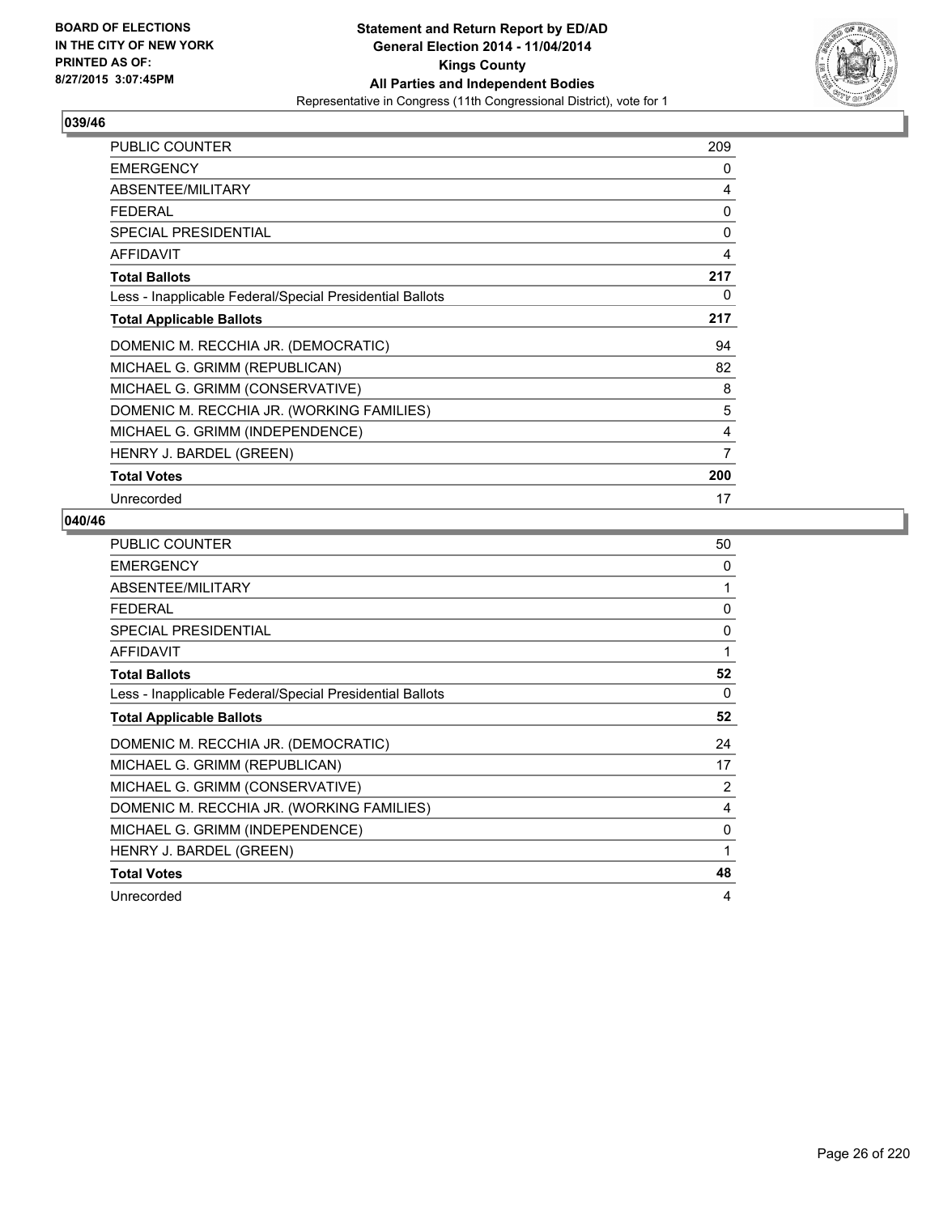**BOARD OF ELECTIONS IN THE CITY OF NEW YORK PRINTED AS OF: 8/27/2015 3:07:45PM**

**Statement and Return Report by ED/AD General Election 2014 - 11/04/2014 Kings County All Parties and Independent Bodies**

Representative in Congress (11th Congressional District), vote for 1

### 039/46

| | |
|---|---|
| PUBLIC COUNTER | 209 |
| EMERGENCY | 0 |
| ABSENTEE/MILITARY | 4 |
| FEDERAL | 0 |
| SPECIAL PRESIDENTIAL | 0 |
| AFFIDAVIT | 4 |
| **Total Ballots** | **217** |
| Less - Inapplicable Federal/Special Presidential Ballots | 0 |
| **Total Applicable Ballots** | **217** |
| DOMENIC M. RECCHIA JR. (DEMOCRATIC) | 94 |
| MICHAEL G. GRIMM (REPUBLICAN) | 82 |
| MICHAEL G. GRIMM (CONSERVATIVE) | 8 |
| DOMENIC M. RECCHIA JR. (WORKING FAMILIES) | 5 |
| MICHAEL G. GRIMM (INDEPENDENCE) | 4 |
| HENRY J. BARDEL (GREEN) | 7 |
| **Total Votes** | **200** |
| Unrecorded | 17 |

### 040/46

| | |
|---|---|
| PUBLIC COUNTER | 50 |
| EMERGENCY | 0 |
| ABSENTEE/MILITARY | 1 |
| FEDERAL | 0 |
| SPECIAL PRESIDENTIAL | 0 |
| AFFIDAVIT | 1 |
| **Total Ballots** | **52** |
| Less - Inapplicable Federal/Special Presidential Ballots | 0 |
| **Total Applicable Ballots** | **52** |
| DOMENIC M. RECCHIA JR. (DEMOCRATIC) | 24 |
| MICHAEL G. GRIMM (REPUBLICAN) | 17 |
| MICHAEL G. GRIMM (CONSERVATIVE) | 2 |
| DOMENIC M. RECCHIA JR. (WORKING FAMILIES) | 4 |
| MICHAEL G. GRIMM (INDEPENDENCE) | 0 |
| HENRY J. BARDEL (GREEN) | 1 |
| **Total Votes** | **48** |
| Unrecorded | 4 |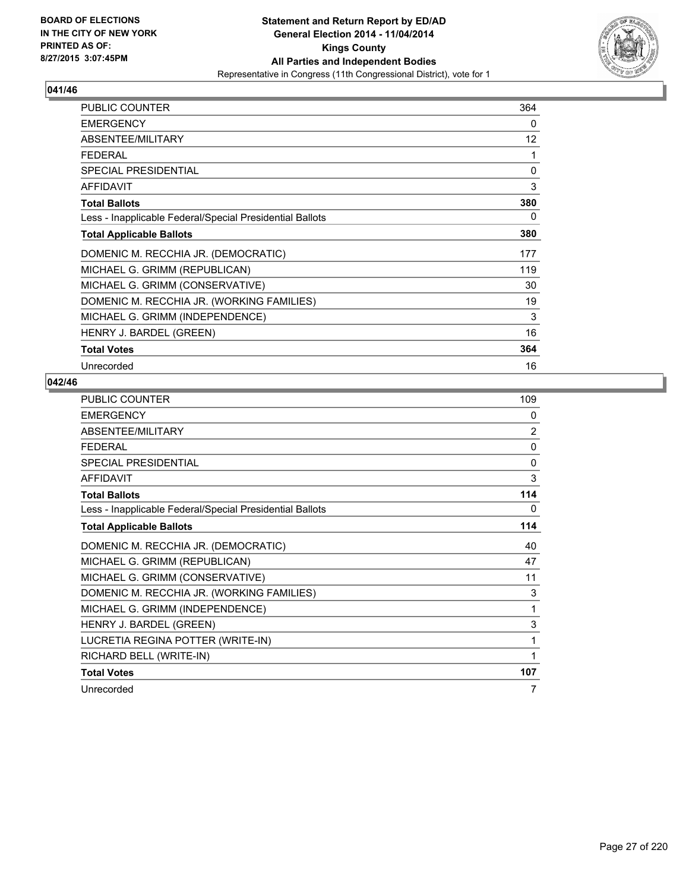BOARD OF ELECTIONS
IN THE CITY OF NEW YORK
PRINTED AS OF:
8/27/2015 3:07:45PM

**Statement and Return Report by ED/AD**
**General Election 2014 - 11/04/2014**
**Kings County**
**All Parties and Independent Bodies**
Representative in Congress (11th Congressional District), vote for 1

## 041/46

| | |
|---|---|
| PUBLIC COUNTER | 364 |
| EMERGENCY | 0 |
| ABSENTEE/MILITARY | 12 |
| FEDERAL | 1 |
| SPECIAL PRESIDENTIAL | 0 |
| AFFIDAVIT | 3 |
| **Total Ballots** | **380** |
| Less - Inapplicable Federal/Special Presidential Ballots | 0 |
| **Total Applicable Ballots** | **380** |
| DOMENIC M. RECCHIA JR. (DEMOCRATIC) | 177 |
| MICHAEL G. GRIMM (REPUBLICAN) | 119 |
| MICHAEL G. GRIMM (CONSERVATIVE) | 30 |
| DOMENIC M. RECCHIA JR. (WORKING FAMILIES) | 19 |
| MICHAEL G. GRIMM (INDEPENDENCE) | 3 |
| HENRY J. BARDEL (GREEN) | 16 |
| **Total Votes** | **364** |
| Unrecorded | 16 |

## 042/46

| | |
|---|---|
| PUBLIC COUNTER | 109 |
| EMERGENCY | 0 |
| ABSENTEE/MILITARY | 2 |
| FEDERAL | 0 |
| SPECIAL PRESIDENTIAL | 0 |
| AFFIDAVIT | 3 |
| **Total Ballots** | **114** |
| Less - Inapplicable Federal/Special Presidential Ballots | 0 |
| **Total Applicable Ballots** | **114** |
| DOMENIC M. RECCHIA JR. (DEMOCRATIC) | 40 |
| MICHAEL G. GRIMM (REPUBLICAN) | 47 |
| MICHAEL G. GRIMM (CONSERVATIVE) | 11 |
| DOMENIC M. RECCHIA JR. (WORKING FAMILIES) | 3 |
| MICHAEL G. GRIMM (INDEPENDENCE) | 1 |
| HENRY J. BARDEL (GREEN) | 3 |
| LUCRETIA REGINA POTTER (WRITE-IN) | 1 |
| RICHARD BELL (WRITE-IN) | 1 |
| **Total Votes** | **107** |
| Unrecorded | 7 |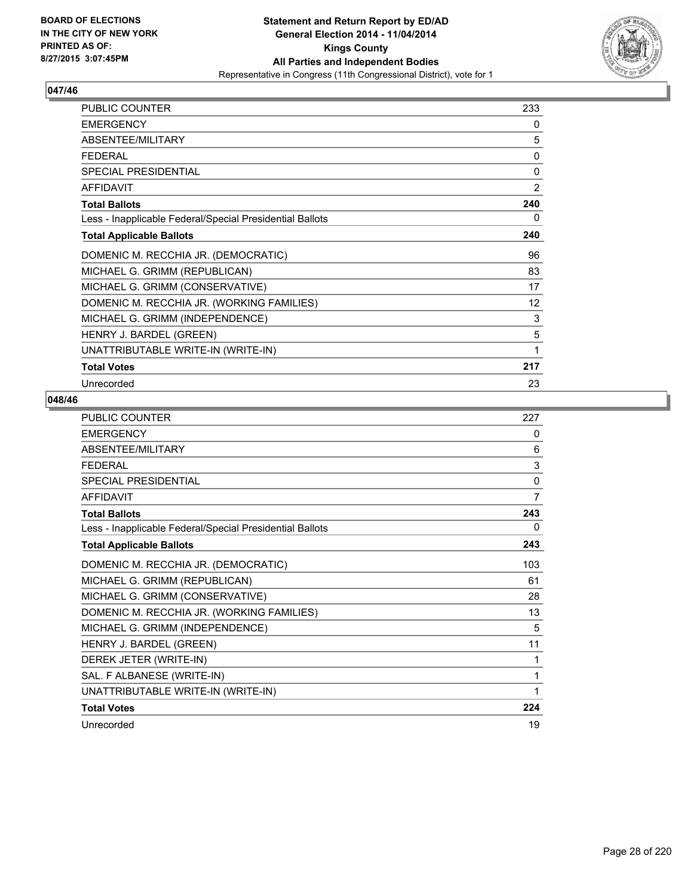## 047/46

| | |
|---|---|
| PUBLIC COUNTER | 233 |
| EMERGENCY | 0 |
| ABSENTEE/MILITARY | 5 |
| FEDERAL | 0 |
| SPECIAL PRESIDENTIAL | 0 |
| AFFIDAVIT | 2 |
| **Total Ballots** | **240** |
| Less - Inapplicable Federal/Special Presidential Ballots | 0 |
| **Total Applicable Ballots** | **240** |
| DOMENIC M. RECCHIA JR. (DEMOCRATIC) | 96 |
| MICHAEL G. GRIMM (REPUBLICAN) | 83 |
| MICHAEL G. GRIMM (CONSERVATIVE) | 17 |
| DOMENIC M. RECCHIA JR. (WORKING FAMILIES) | 12 |
| MICHAEL G. GRIMM (INDEPENDENCE) | 3 |
| HENRY J. BARDEL (GREEN) | 5 |
| UNATTRIBUTABLE WRITE-IN (WRITE-IN) | 1 |
| **Total Votes** | **217** |
| Unrecorded | 23 |

## 048/46

| | |
|---|---|
| PUBLIC COUNTER | 227 |
| EMERGENCY | 0 |
| ABSENTEE/MILITARY | 6 |
| FEDERAL | 3 |
| SPECIAL PRESIDENTIAL | 0 |
| AFFIDAVIT | 7 |
| **Total Ballots** | **243** |
| Less - Inapplicable Federal/Special Presidential Ballots | 0 |
| **Total Applicable Ballots** | **243** |
| DOMENIC M. RECCHIA JR. (DEMOCRATIC) | 103 |
| MICHAEL G. GRIMM (REPUBLICAN) | 61 |
| MICHAEL G. GRIMM (CONSERVATIVE) | 28 |
| DOMENIC M. RECCHIA JR. (WORKING FAMILIES) | 13 |
| MICHAEL G. GRIMM (INDEPENDENCE) | 5 |
| HENRY J. BARDEL (GREEN) | 11 |
| DEREK JETER (WRITE-IN) | 1 |
| SAL. F ALBANESE (WRITE-IN) | 1 |
| UNATTRIBUTABLE WRITE-IN (WRITE-IN) | 1 |
| **Total Votes** | **224** |
| Unrecorded | 19 |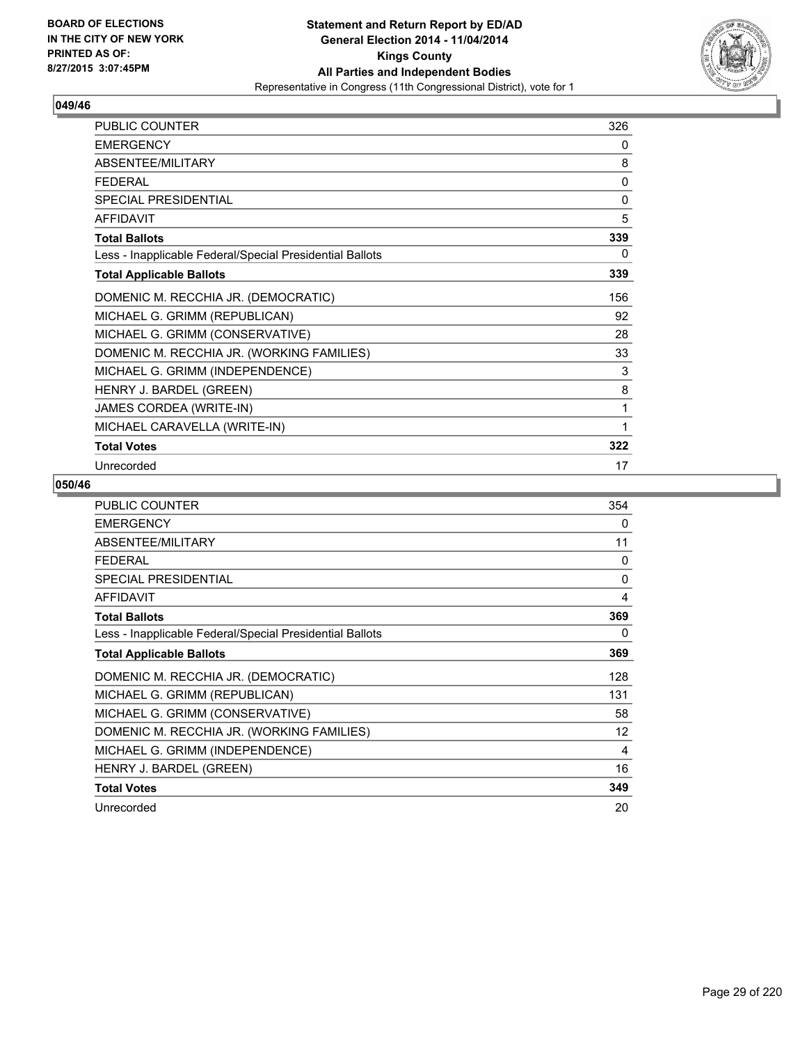BOARD OF ELECTIONS
IN THE CITY OF NEW YORK
PRINTED AS OF:
8/27/2015 3:07:45PM

**Statement and Return Report by ED/AD**
**General Election 2014 - 11/04/2014**
**Kings County**
**All Parties and Independent Bodies**
Representative in Congress (11th Congressional District), vote for 1

### 049/46

| | |
|---|---|
| PUBLIC COUNTER | 326 |
| EMERGENCY | 0 |
| ABSENTEE/MILITARY | 8 |
| FEDERAL | 0 |
| SPECIAL PRESIDENTIAL | 0 |
| AFFIDAVIT | 5 |
| **Total Ballots** | **339** |
| Less - Inapplicable Federal/Special Presidential Ballots | 0 |
| **Total Applicable Ballots** | **339** |
| DOMENIC M. RECCHIA JR. (DEMOCRATIC) | 156 |
| MICHAEL G. GRIMM (REPUBLICAN) | 92 |
| MICHAEL G. GRIMM (CONSERVATIVE) | 28 |
| DOMENIC M. RECCHIA JR. (WORKING FAMILIES) | 33 |
| MICHAEL G. GRIMM (INDEPENDENCE) | 3 |
| HENRY J. BARDEL (GREEN) | 8 |
| JAMES CORDEA (WRITE-IN) | 1 |
| MICHAEL CARAVELLA (WRITE-IN) | 1 |
| **Total Votes** | **322** |
| Unrecorded | 17 |

### 050/46

| | |
|---|---|
| PUBLIC COUNTER | 354 |
| EMERGENCY | 0 |
| ABSENTEE/MILITARY | 11 |
| FEDERAL | 0 |
| SPECIAL PRESIDENTIAL | 0 |
| AFFIDAVIT | 4 |
| **Total Ballots** | **369** |
| Less - Inapplicable Federal/Special Presidential Ballots | 0 |
| **Total Applicable Ballots** | **369** |
| DOMENIC M. RECCHIA JR. (DEMOCRATIC) | 128 |
| MICHAEL G. GRIMM (REPUBLICAN) | 131 |
| MICHAEL G. GRIMM (CONSERVATIVE) | 58 |
| DOMENIC M. RECCHIA JR. (WORKING FAMILIES) | 12 |
| MICHAEL G. GRIMM (INDEPENDENCE) | 4 |
| HENRY J. BARDEL (GREEN) | 16 |
| **Total Votes** | **349** |
| Unrecorded | 20 |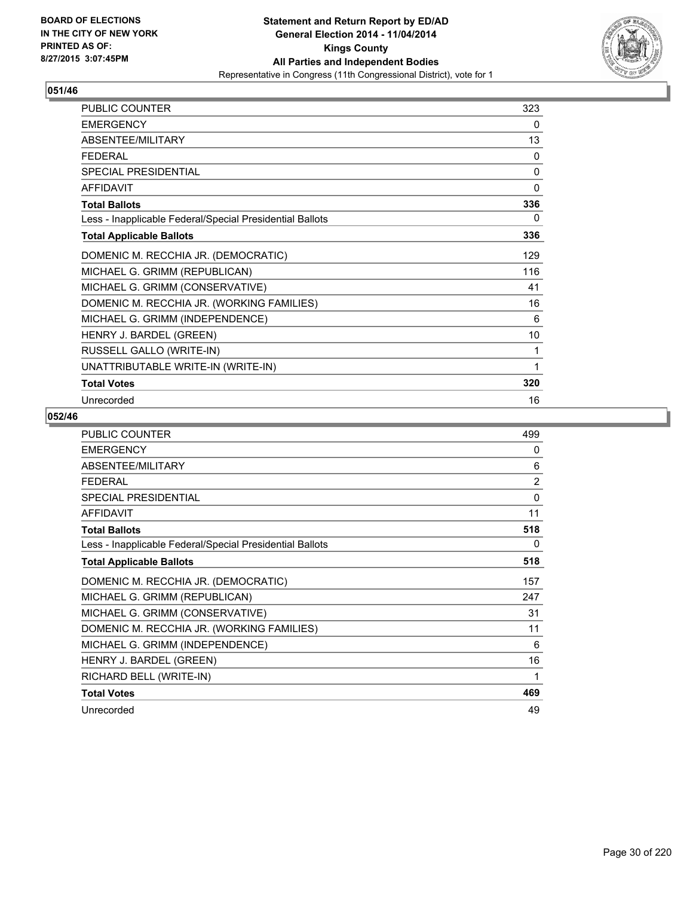**BOARD OF ELECTIONS IN THE CITY OF NEW YORK PRINTED AS OF: 8/27/2015 3:07:45PM**

# Statement and Return Report by ED/AD
## General Election 2014 - 11/04/2014
## Kings County
## All Parties and Independent Bodies
### Representative in Congress (11th Congressional District), vote for 1

### 051/46

| | |
|---|---|
| PUBLIC COUNTER | 323 |
| EMERGENCY | 0 |
| ABSENTEE/MILITARY | 13 |
| FEDERAL | 0 |
| SPECIAL PRESIDENTIAL | 0 |
| AFFIDAVIT | 0 |
| **Total Ballots** | **336** |
| Less - Inapplicable Federal/Special Presidential Ballots | 0 |
| **Total Applicable Ballots** | **336** |
| DOMENIC M. RECCHIA JR. (DEMOCRATIC) | 129 |
| MICHAEL G. GRIMM (REPUBLICAN) | 116 |
| MICHAEL G. GRIMM (CONSERVATIVE) | 41 |
| DOMENIC M. RECCHIA JR. (WORKING FAMILIES) | 16 |
| MICHAEL G. GRIMM (INDEPENDENCE) | 6 |
| HENRY J. BARDEL (GREEN) | 10 |
| RUSSELL GALLO (WRITE-IN) | 1 |
| UNATTRIBUTABLE WRITE-IN (WRITE-IN) | 1 |
| **Total Votes** | **320** |
| Unrecorded | 16 |

### 052/46

| | |
|---|---|
| PUBLIC COUNTER | 499 |
| EMERGENCY | 0 |
| ABSENTEE/MILITARY | 6 |
| FEDERAL | 2 |
| SPECIAL PRESIDENTIAL | 0 |
| AFFIDAVIT | 11 |
| **Total Ballots** | **518** |
| Less - Inapplicable Federal/Special Presidential Ballots | 0 |
| **Total Applicable Ballots** | **518** |
| DOMENIC M. RECCHIA JR. (DEMOCRATIC) | 157 |
| MICHAEL G. GRIMM (REPUBLICAN) | 247 |
| MICHAEL G. GRIMM (CONSERVATIVE) | 31 |
| DOMENIC M. RECCHIA JR. (WORKING FAMILIES) | 11 |
| MICHAEL G. GRIMM (INDEPENDENCE) | 6 |
| HENRY J. BARDEL (GREEN) | 16 |
| RICHARD BELL (WRITE-IN) | 1 |
| **Total Votes** | **469** |
| Unrecorded | 49 |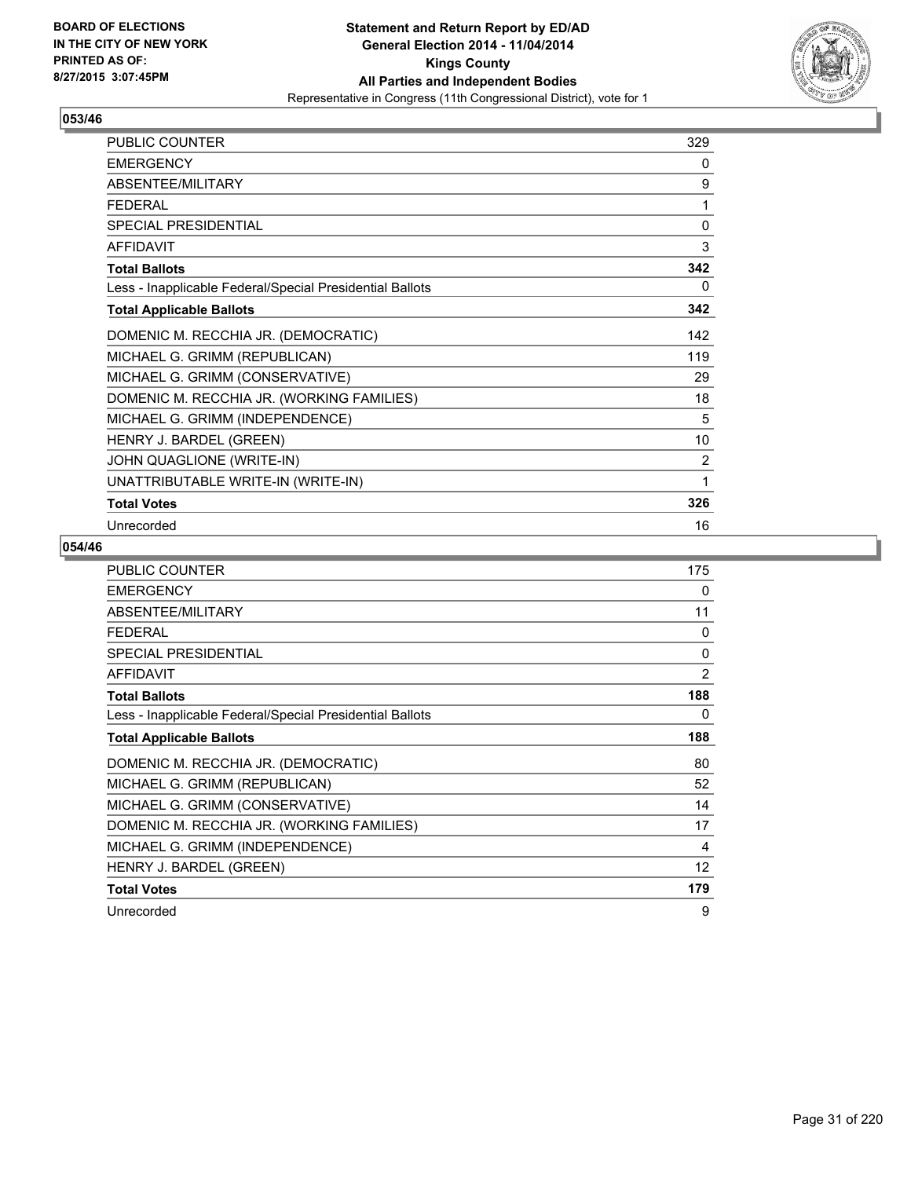**BOARD OF ELECTIONS IN THE CITY OF NEW YORK PRINTED AS OF: 8/27/2015 3:07:45PM**

**Statement and Return Report by ED/AD General Election 2014 - 11/04/2014 Kings County All Parties and Independent Bodies**

Representative in Congress (11th Congressional District), vote for 1

## 053/46

| | |
|---|---|
| PUBLIC COUNTER | 329 |
| EMERGENCY | 0 |
| ABSENTEE/MILITARY | 9 |
| FEDERAL | 1 |
| SPECIAL PRESIDENTIAL | 0 |
| AFFIDAVIT | 3 |
| **Total Ballots** | **342** |
| Less - Inapplicable Federal/Special Presidential Ballots | 0 |
| **Total Applicable Ballots** | **342** |
| DOMENIC M. RECCHIA JR. (DEMOCRATIC) | 142 |
| MICHAEL G. GRIMM (REPUBLICAN) | 119 |
| MICHAEL G. GRIMM (CONSERVATIVE) | 29 |
| DOMENIC M. RECCHIA JR. (WORKING FAMILIES) | 18 |
| MICHAEL G. GRIMM (INDEPENDENCE) | 5 |
| HENRY J. BARDEL (GREEN) | 10 |
| JOHN QUAGLIONE (WRITE-IN) | 2 |
| UNATTRIBUTABLE WRITE-IN (WRITE-IN) | 1 |
| **Total Votes** | **326** |
| Unrecorded | 16 |

## 054/46

| | |
|---|---|
| PUBLIC COUNTER | 175 |
| EMERGENCY | 0 |
| ABSENTEE/MILITARY | 11 |
| FEDERAL | 0 |
| SPECIAL PRESIDENTIAL | 0 |
| AFFIDAVIT | 2 |
| **Total Ballots** | **188** |
| Less - Inapplicable Federal/Special Presidential Ballots | 0 |
| **Total Applicable Ballots** | **188** |
| DOMENIC M. RECCHIA JR. (DEMOCRATIC) | 80 |
| MICHAEL G. GRIMM (REPUBLICAN) | 52 |
| MICHAEL G. GRIMM (CONSERVATIVE) | 14 |
| DOMENIC M. RECCHIA JR. (WORKING FAMILIES) | 17 |
| MICHAEL G. GRIMM (INDEPENDENCE) | 4 |
| HENRY J. BARDEL (GREEN) | 12 |
| **Total Votes** | **179** |
| Unrecorded | 9 |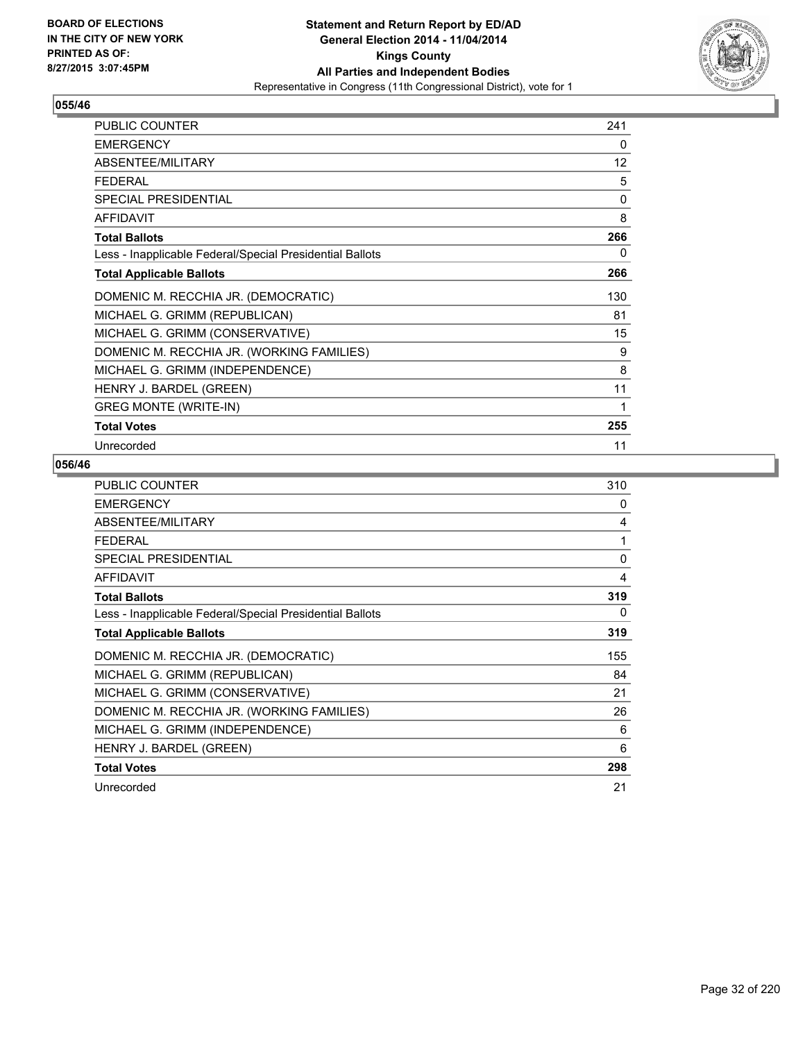**BOARD OF ELECTIONS IN THE CITY OF NEW YORK PRINTED AS OF: 8/27/2015 3:07:45PM**

**Statement and Return Report by ED/AD General Election 2014 - 11/04/2014 Kings County All Parties and Independent Bodies**
Representative in Congress (11th Congressional District), vote for 1

### 055/46

| | |
|---|---|
| PUBLIC COUNTER | 241 |
| EMERGENCY | 0 |
| ABSENTEE/MILITARY | 12 |
| FEDERAL | 5 |
| SPECIAL PRESIDENTIAL | 0 |
| AFFIDAVIT | 8 |
| **Total Ballots** | **266** |
| Less - Inapplicable Federal/Special Presidential Ballots | 0 |
| **Total Applicable Ballots** | **266** |
| DOMENIC M. RECCHIA JR. (DEMOCRATIC) | 130 |
| MICHAEL G. GRIMM (REPUBLICAN) | 81 |
| MICHAEL G. GRIMM (CONSERVATIVE) | 15 |
| DOMENIC M. RECCHIA JR. (WORKING FAMILIES) | 9 |
| MICHAEL G. GRIMM (INDEPENDENCE) | 8 |
| HENRY J. BARDEL (GREEN) | 11 |
| GREG MONTE (WRITE-IN) | 1 |
| **Total Votes** | **255** |
| Unrecorded | 11 |

### 056/46

| | |
|---|---|
| PUBLIC COUNTER | 310 |
| EMERGENCY | 0 |
| ABSENTEE/MILITARY | 4 |
| FEDERAL | 1 |
| SPECIAL PRESIDENTIAL | 0 |
| AFFIDAVIT | 4 |
| **Total Ballots** | **319** |
| Less - Inapplicable Federal/Special Presidential Ballots | 0 |
| **Total Applicable Ballots** | **319** |
| DOMENIC M. RECCHIA JR. (DEMOCRATIC) | 155 |
| MICHAEL G. GRIMM (REPUBLICAN) | 84 |
| MICHAEL G. GRIMM (CONSERVATIVE) | 21 |
| DOMENIC M. RECCHIA JR. (WORKING FAMILIES) | 26 |
| MICHAEL G. GRIMM (INDEPENDENCE) | 6 |
| HENRY J. BARDEL (GREEN) | 6 |
| **Total Votes** | **298** |
| Unrecorded | 21 |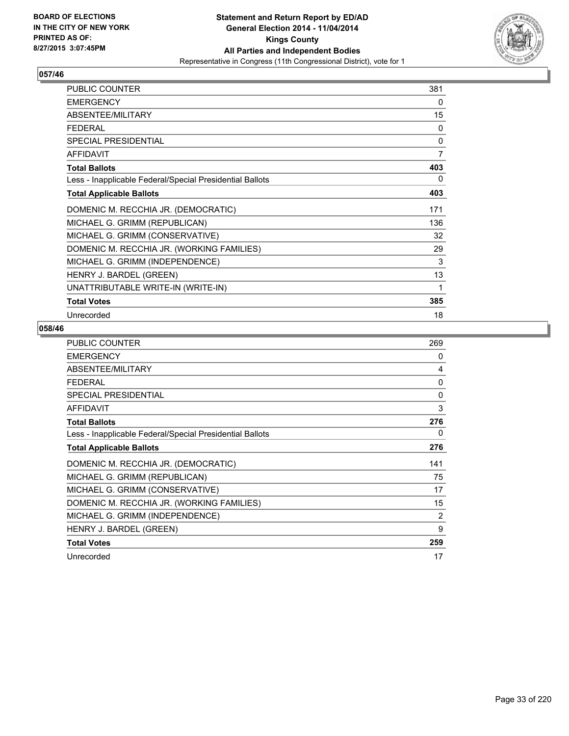BOARD OF ELECTIONS
IN THE CITY OF NEW YORK
PRINTED AS OF:
8/27/2015 3:07:45PM

**Statement and Return Report by ED/AD**
**General Election 2014 - 11/04/2014**
**Kings County**
**All Parties and Independent Bodies**
Representative in Congress (11th Congressional District), vote for 1

## 057/46

| | |
|---|---|
| PUBLIC COUNTER | 381 |
| EMERGENCY | 0 |
| ABSENTEE/MILITARY | 15 |
| FEDERAL | 0 |
| SPECIAL PRESIDENTIAL | 0 |
| AFFIDAVIT | 7 |
| **Total Ballots** | **403** |
| Less - Inapplicable Federal/Special Presidential Ballots | 0 |
| **Total Applicable Ballots** | **403** |
| DOMENIC M. RECCHIA JR. (DEMOCRATIC) | 171 |
| MICHAEL G. GRIMM (REPUBLICAN) | 136 |
| MICHAEL G. GRIMM (CONSERVATIVE) | 32 |
| DOMENIC M. RECCHIA JR. (WORKING FAMILIES) | 29 |
| MICHAEL G. GRIMM (INDEPENDENCE) | 3 |
| HENRY J. BARDEL (GREEN) | 13 |
| UNATTRIBUTABLE WRITE-IN (WRITE-IN) | 1 |
| **Total Votes** | **385** |
| Unrecorded | 18 |

## 058/46

| | |
|---|---|
| PUBLIC COUNTER | 269 |
| EMERGENCY | 0 |
| ABSENTEE/MILITARY | 4 |
| FEDERAL | 0 |
| SPECIAL PRESIDENTIAL | 0 |
| AFFIDAVIT | 3 |
| **Total Ballots** | **276** |
| Less - Inapplicable Federal/Special Presidential Ballots | 0 |
| **Total Applicable Ballots** | **276** |
| DOMENIC M. RECCHIA JR. (DEMOCRATIC) | 141 |
| MICHAEL G. GRIMM (REPUBLICAN) | 75 |
| MICHAEL G. GRIMM (CONSERVATIVE) | 17 |
| DOMENIC M. RECCHIA JR. (WORKING FAMILIES) | 15 |
| MICHAEL G. GRIMM (INDEPENDENCE) | 2 |
| HENRY J. BARDEL (GREEN) | 9 |
| **Total Votes** | **259** |
| Unrecorded | 17 |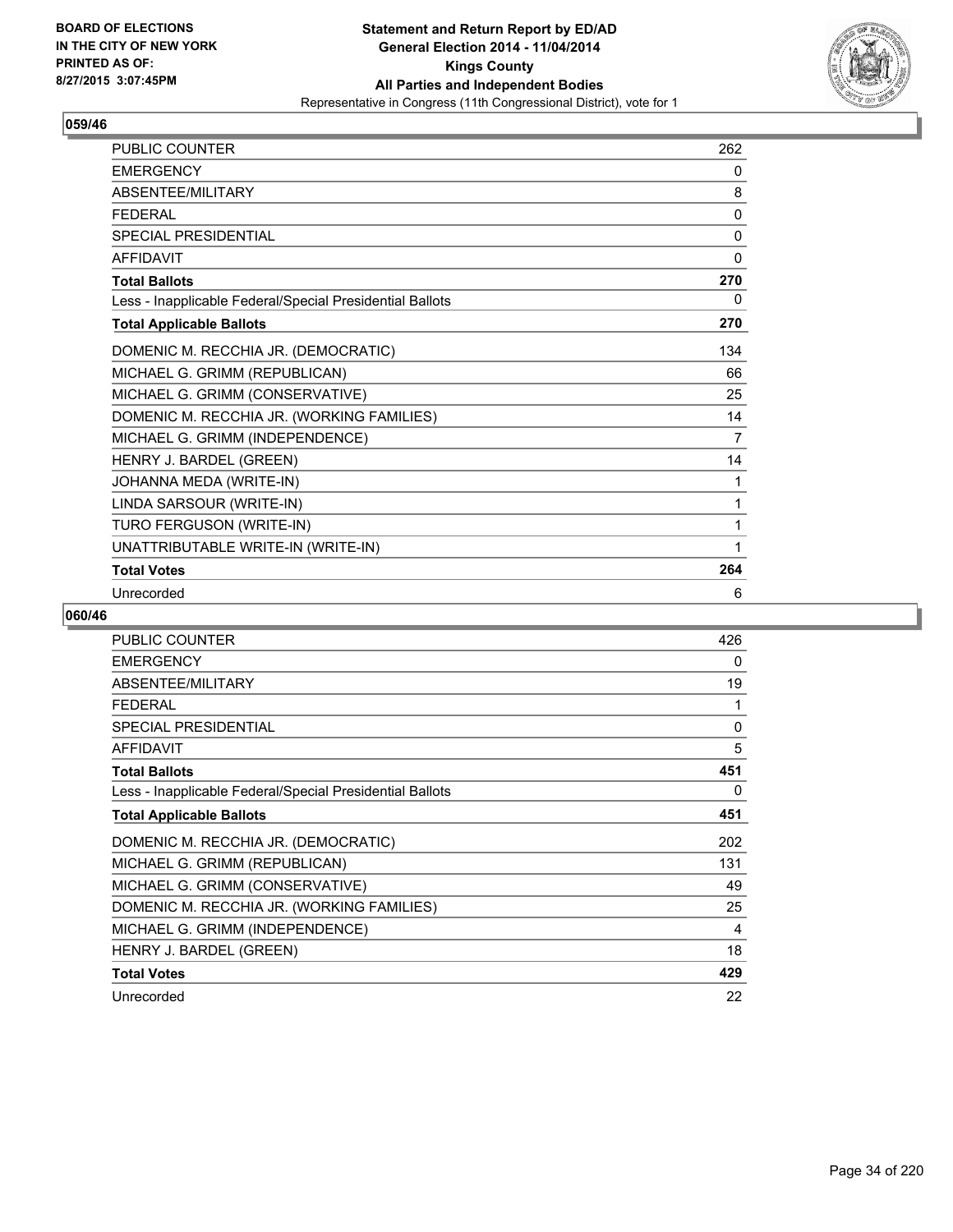BOARD OF ELECTIONS
IN THE CITY OF NEW YORK
PRINTED AS OF:
8/27/2015 3:07:45PM

**Statement and Return Report by ED/AD**
**General Election 2014 - 11/04/2014**
**Kings County**
**All Parties and Independent Bodies**
Representative in Congress (11th Congressional District), vote for 1

## 059/46

| | |
|---|---|
| PUBLIC COUNTER | 262 |
| EMERGENCY | 0 |
| ABSENTEE/MILITARY | 8 |
| FEDERAL | 0 |
| SPECIAL PRESIDENTIAL | 0 |
| AFFIDAVIT | 0 |
| **Total Ballots** | **270** |
| Less - Inapplicable Federal/Special Presidential Ballots | 0 |
| **Total Applicable Ballots** | **270** |
| DOMENIC M. RECCHIA JR. (DEMOCRATIC) | 134 |
| MICHAEL G. GRIMM (REPUBLICAN) | 66 |
| MICHAEL G. GRIMM (CONSERVATIVE) | 25 |
| DOMENIC M. RECCHIA JR. (WORKING FAMILIES) | 14 |
| MICHAEL G. GRIMM (INDEPENDENCE) | 7 |
| HENRY J. BARDEL (GREEN) | 14 |
| JOHANNA MEDA (WRITE-IN) | 1 |
| LINDA SARSOUR (WRITE-IN) | 1 |
| TURO FERGUSON (WRITE-IN) | 1 |
| UNATTRIBUTABLE WRITE-IN (WRITE-IN) | 1 |
| **Total Votes** | **264** |
| Unrecorded | 6 |

## 060/46

| | |
|---|---|
| PUBLIC COUNTER | 426 |
| EMERGENCY | 0 |
| ABSENTEE/MILITARY | 19 |
| FEDERAL | 1 |
| SPECIAL PRESIDENTIAL | 0 |
| AFFIDAVIT | 5 |
| **Total Ballots** | **451** |
| Less - Inapplicable Federal/Special Presidential Ballots | 0 |
| **Total Applicable Ballots** | **451** |
| DOMENIC M. RECCHIA JR. (DEMOCRATIC) | 202 |
| MICHAEL G. GRIMM (REPUBLICAN) | 131 |
| MICHAEL G. GRIMM (CONSERVATIVE) | 49 |
| DOMENIC M. RECCHIA JR. (WORKING FAMILIES) | 25 |
| MICHAEL G. GRIMM (INDEPENDENCE) | 4 |
| HENRY J. BARDEL (GREEN) | 18 |
| **Total Votes** | **429** |
| Unrecorded | 22 |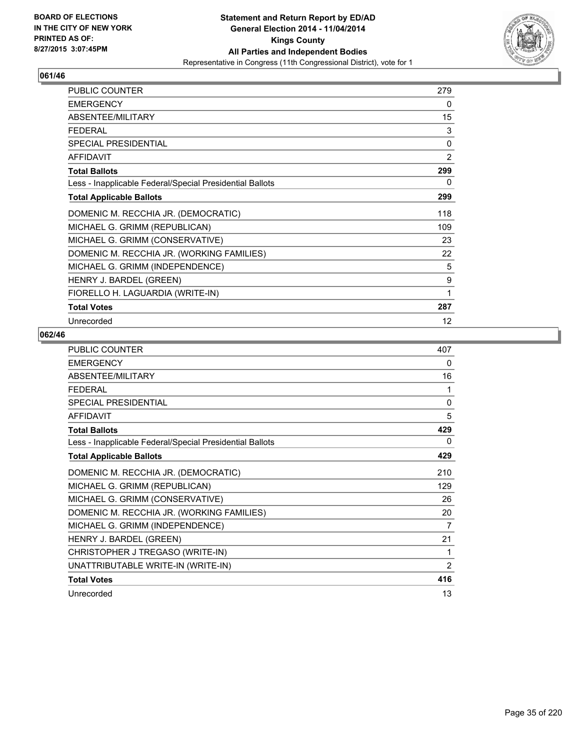BOARD OF ELECTIONS
IN THE CITY OF NEW YORK
PRINTED AS OF:
8/27/2015 3:07:45PM

**Statement and Return Report by ED/AD**
**General Election 2014 - 11/04/2014**
**Kings County**
**All Parties and Independent Bodies**
Representative in Congress (11th Congressional District), vote for 1

## 061/46

| | |
|---|---|
| PUBLIC COUNTER | 279 |
| EMERGENCY | 0 |
| ABSENTEE/MILITARY | 15 |
| FEDERAL | 3 |
| SPECIAL PRESIDENTIAL | 0 |
| AFFIDAVIT | 2 |
| **Total Ballots** | **299** |
| Less - Inapplicable Federal/Special Presidential Ballots | 0 |
| **Total Applicable Ballots** | **299** |
| DOMENIC M. RECCHIA JR. (DEMOCRATIC) | 118 |
| MICHAEL G. GRIMM (REPUBLICAN) | 109 |
| MICHAEL G. GRIMM (CONSERVATIVE) | 23 |
| DOMENIC M. RECCHIA JR. (WORKING FAMILIES) | 22 |
| MICHAEL G. GRIMM (INDEPENDENCE) | 5 |
| HENRY J. BARDEL (GREEN) | 9 |
| FIORELLO H. LAGUARDIA (WRITE-IN) | 1 |
| **Total Votes** | **287** |
| Unrecorded | 12 |

## 062/46

| | |
|---|---|
| PUBLIC COUNTER | 407 |
| EMERGENCY | 0 |
| ABSENTEE/MILITARY | 16 |
| FEDERAL | 1 |
| SPECIAL PRESIDENTIAL | 0 |
| AFFIDAVIT | 5 |
| **Total Ballots** | **429** |
| Less - Inapplicable Federal/Special Presidential Ballots | 0 |
| **Total Applicable Ballots** | **429** |
| DOMENIC M. RECCHIA JR. (DEMOCRATIC) | 210 |
| MICHAEL G. GRIMM (REPUBLICAN) | 129 |
| MICHAEL G. GRIMM (CONSERVATIVE) | 26 |
| DOMENIC M. RECCHIA JR. (WORKING FAMILIES) | 20 |
| MICHAEL G. GRIMM (INDEPENDENCE) | 7 |
| HENRY J. BARDEL (GREEN) | 21 |
| CHRISTOPHER J TREGASO (WRITE-IN) | 1 |
| UNATTRIBUTABLE WRITE-IN (WRITE-IN) | 2 |
| **Total Votes** | **416** |
| Unrecorded | 13 |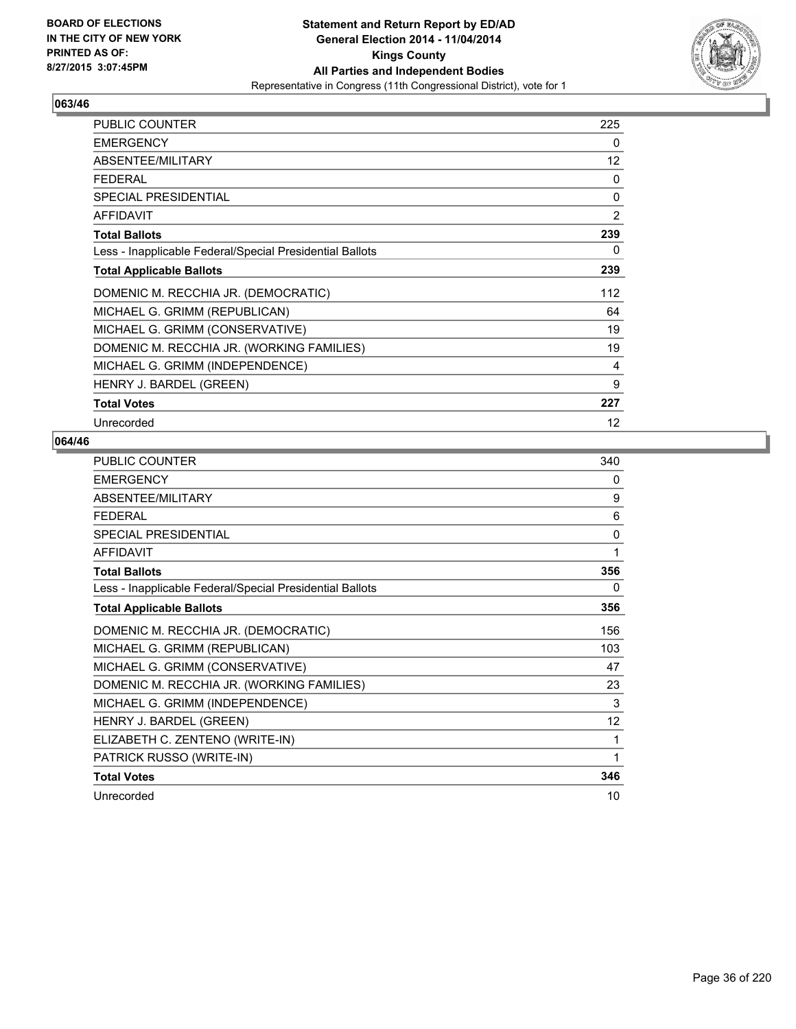BOARD OF ELECTIONS
IN THE CITY OF NEW YORK
PRINTED AS OF:
8/27/2015 3:07:45PM

**Statement and Return Report by ED/AD**
**General Election 2014 - 11/04/2014**
**Kings County**
**All Parties and Independent Bodies**
Representative in Congress (11th Congressional District), vote for 1

## 063/46

| | |
|---|---|
| PUBLIC COUNTER | 225 |
| EMERGENCY | 0 |
| ABSENTEE/MILITARY | 12 |
| FEDERAL | 0 |
| SPECIAL PRESIDENTIAL | 0 |
| AFFIDAVIT | 2 |
| **Total Ballots** | **239** |
| Less - Inapplicable Federal/Special Presidential Ballots | 0 |
| **Total Applicable Ballots** | **239** |
| DOMENIC M. RECCHIA JR. (DEMOCRATIC) | 112 |
| MICHAEL G. GRIMM (REPUBLICAN) | 64 |
| MICHAEL G. GRIMM (CONSERVATIVE) | 19 |
| DOMENIC M. RECCHIA JR. (WORKING FAMILIES) | 19 |
| MICHAEL G. GRIMM (INDEPENDENCE) | 4 |
| HENRY J. BARDEL (GREEN) | 9 |
| **Total Votes** | **227** |
| Unrecorded | 12 |

## 064/46

| | |
|---|---|
| PUBLIC COUNTER | 340 |
| EMERGENCY | 0 |
| ABSENTEE/MILITARY | 9 |
| FEDERAL | 6 |
| SPECIAL PRESIDENTIAL | 0 |
| AFFIDAVIT | 1 |
| **Total Ballots** | **356** |
| Less - Inapplicable Federal/Special Presidential Ballots | 0 |
| **Total Applicable Ballots** | **356** |
| DOMENIC M. RECCHIA JR. (DEMOCRATIC) | 156 |
| MICHAEL G. GRIMM (REPUBLICAN) | 103 |
| MICHAEL G. GRIMM (CONSERVATIVE) | 47 |
| DOMENIC M. RECCHIA JR. (WORKING FAMILIES) | 23 |
| MICHAEL G. GRIMM (INDEPENDENCE) | 3 |
| HENRY J. BARDEL (GREEN) | 12 |
| ELIZABETH C. ZENTENO (WRITE-IN) | 1 |
| PATRICK RUSSO (WRITE-IN) | 1 |
| **Total Votes** | **346** |
| Unrecorded | 10 |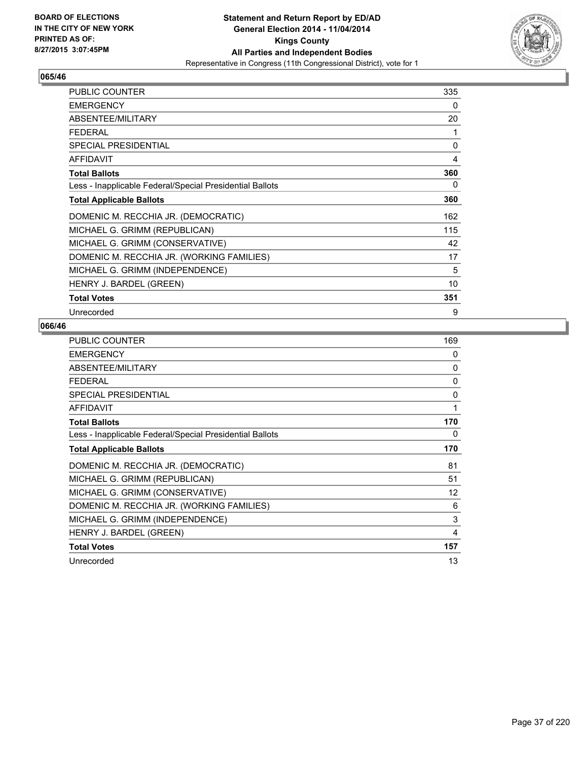# Statement and Return Report by ED/AD
## General Election 2014 - 11/04/2014
## Kings County
## All Parties and Independent Bodies
### Representative in Congress (11th Congressional District), vote for 1

BOARD OF ELECTIONS
IN THE CITY OF NEW YORK
PRINTED AS OF:
8/27/2015 3:07:45PM

### 065/46

| | |
|---|---|
| PUBLIC COUNTER | 335 |
| EMERGENCY | 0 |
| ABSENTEE/MILITARY | 20 |
| FEDERAL | 1 |
| SPECIAL PRESIDENTIAL | 0 |
| AFFIDAVIT | 4 |
| **Total Ballots** | **360** |
| Less - Inapplicable Federal/Special Presidential Ballots | 0 |
| **Total Applicable Ballots** | **360** |
| DOMENIC M. RECCHIA JR. (DEMOCRATIC) | 162 |
| MICHAEL G. GRIMM (REPUBLICAN) | 115 |
| MICHAEL G. GRIMM (CONSERVATIVE) | 42 |
| DOMENIC M. RECCHIA JR. (WORKING FAMILIES) | 17 |
| MICHAEL G. GRIMM (INDEPENDENCE) | 5 |
| HENRY J. BARDEL (GREEN) | 10 |
| **Total Votes** | **351** |
| Unrecorded | 9 |

### 066/46

| | |
|---|---|
| PUBLIC COUNTER | 169 |
| EMERGENCY | 0 |
| ABSENTEE/MILITARY | 0 |
| FEDERAL | 0 |
| SPECIAL PRESIDENTIAL | 0 |
| AFFIDAVIT | 1 |
| **Total Ballots** | **170** |
| Less - Inapplicable Federal/Special Presidential Ballots | 0 |
| **Total Applicable Ballots** | **170** |
| DOMENIC M. RECCHIA JR. (DEMOCRATIC) | 81 |
| MICHAEL G. GRIMM (REPUBLICAN) | 51 |
| MICHAEL G. GRIMM (CONSERVATIVE) | 12 |
| DOMENIC M. RECCHIA JR. (WORKING FAMILIES) | 6 |
| MICHAEL G. GRIMM (INDEPENDENCE) | 3 |
| HENRY J. BARDEL (GREEN) | 4 |
| **Total Votes** | **157** |
| Unrecorded | 13 |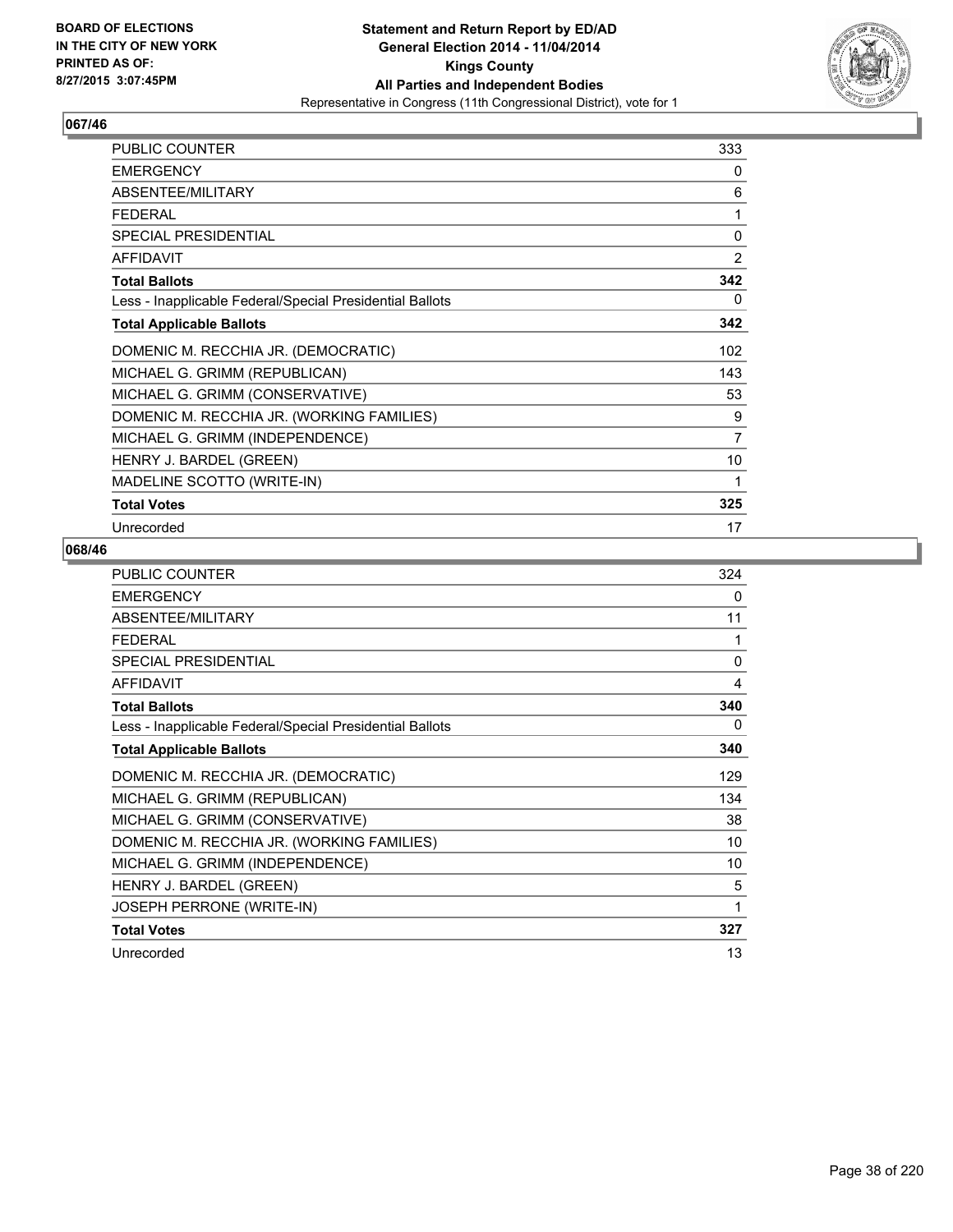BOARD OF ELECTIONS
IN THE CITY OF NEW YORK
PRINTED AS OF:
8/27/2015 3:07:45PM

**Statement and Return Report by ED/AD**
**General Election 2014 - 11/04/2014**
**Kings County**
**All Parties and Independent Bodies**
Representative in Congress (11th Congressional District), vote for 1

### 067/46

| | |
|---|---|
| PUBLIC COUNTER | 333 |
| EMERGENCY | 0 |
| ABSENTEE/MILITARY | 6 |
| FEDERAL | 1 |
| SPECIAL PRESIDENTIAL | 0 |
| AFFIDAVIT | 2 |
| **Total Ballots** | **342** |
| Less - Inapplicable Federal/Special Presidential Ballots | 0 |
| **Total Applicable Ballots** | **342** |
| DOMENIC M. RECCHIA JR. (DEMOCRATIC) | 102 |
| MICHAEL G. GRIMM (REPUBLICAN) | 143 |
| MICHAEL G. GRIMM (CONSERVATIVE) | 53 |
| DOMENIC M. RECCHIA JR. (WORKING FAMILIES) | 9 |
| MICHAEL G. GRIMM (INDEPENDENCE) | 7 |
| HENRY J. BARDEL (GREEN) | 10 |
| MADELINE SCOTTO (WRITE-IN) | 1 |
| **Total Votes** | **325** |
| Unrecorded | 17 |

### 068/46

| | |
|---|---|
| PUBLIC COUNTER | 324 |
| EMERGENCY | 0 |
| ABSENTEE/MILITARY | 11 |
| FEDERAL | 1 |
| SPECIAL PRESIDENTIAL | 0 |
| AFFIDAVIT | 4 |
| **Total Ballots** | **340** |
| Less - Inapplicable Federal/Special Presidential Ballots | 0 |
| **Total Applicable Ballots** | **340** |
| DOMENIC M. RECCHIA JR. (DEMOCRATIC) | 129 |
| MICHAEL G. GRIMM (REPUBLICAN) | 134 |
| MICHAEL G. GRIMM (CONSERVATIVE) | 38 |
| DOMENIC M. RECCHIA JR. (WORKING FAMILIES) | 10 |
| MICHAEL G. GRIMM (INDEPENDENCE) | 10 |
| HENRY J. BARDEL (GREEN) | 5 |
| JOSEPH PERRONE (WRITE-IN) | 1 |
| **Total Votes** | **327** |
| Unrecorded | 13 |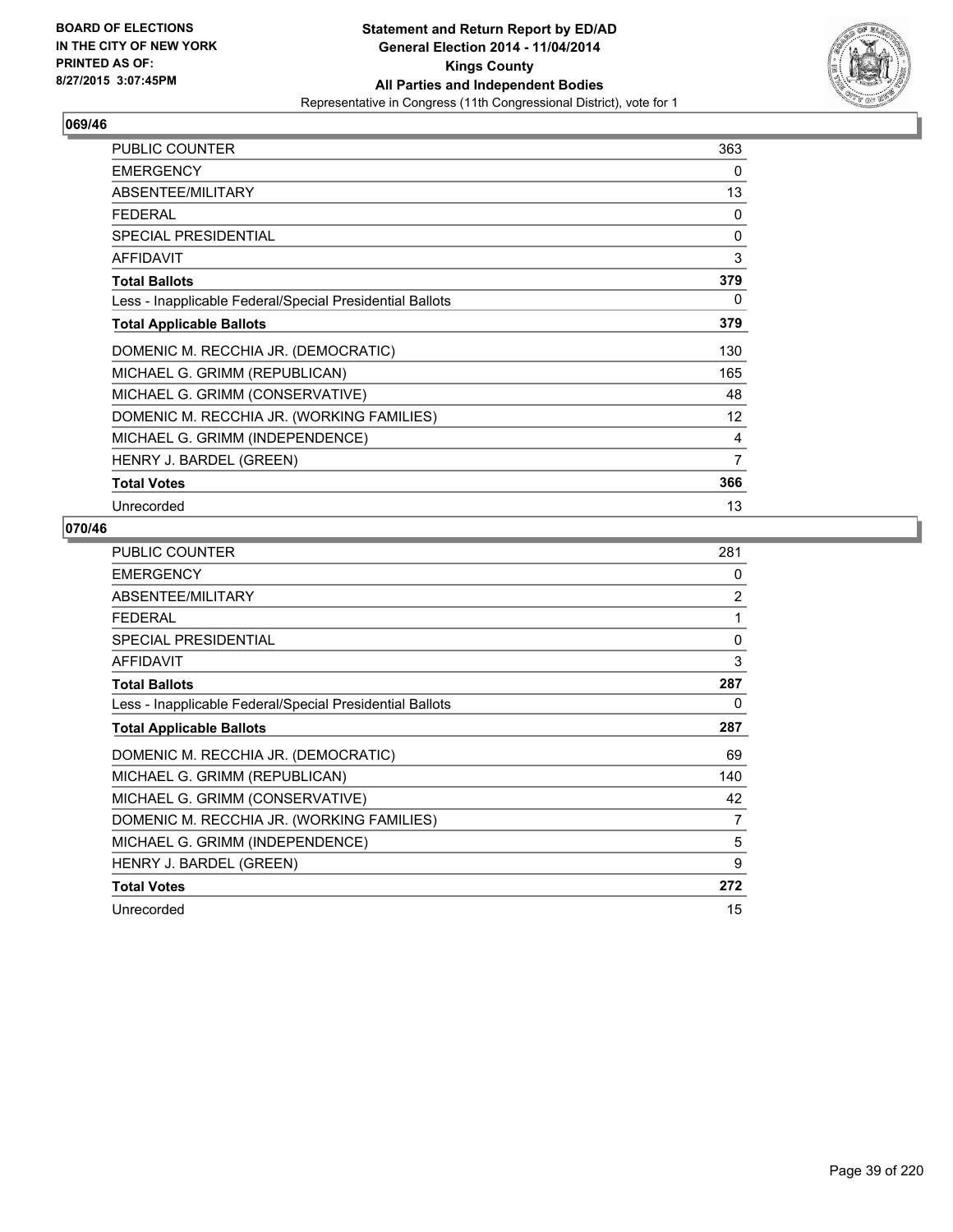## 069/46

| | |
|---|---|
| PUBLIC COUNTER | 363 |
| EMERGENCY | 0 |
| ABSENTEE/MILITARY | 13 |
| FEDERAL | 0 |
| SPECIAL PRESIDENTIAL | 0 |
| AFFIDAVIT | 3 |
| **Total Ballots** | **379** |
| Less - Inapplicable Federal/Special Presidential Ballots | 0 |
| **Total Applicable Ballots** | **379** |
| DOMENIC M. RECCHIA JR. (DEMOCRATIC) | 130 |
| MICHAEL G. GRIMM (REPUBLICAN) | 165 |
| MICHAEL G. GRIMM (CONSERVATIVE) | 48 |
| DOMENIC M. RECCHIA JR. (WORKING FAMILIES) | 12 |
| MICHAEL G. GRIMM (INDEPENDENCE) | 4 |
| HENRY J. BARDEL (GREEN) | 7 |
| **Total Votes** | **366** |
| Unrecorded | 13 |

## 070/46

| | |
|---|---|
| PUBLIC COUNTER | 281 |
| EMERGENCY | 0 |
| ABSENTEE/MILITARY | 2 |
| FEDERAL | 1 |
| SPECIAL PRESIDENTIAL | 0 |
| AFFIDAVIT | 3 |
| **Total Ballots** | **287** |
| Less - Inapplicable Federal/Special Presidential Ballots | 0 |
| **Total Applicable Ballots** | **287** |
| DOMENIC M. RECCHIA JR. (DEMOCRATIC) | 69 |
| MICHAEL G. GRIMM (REPUBLICAN) | 140 |
| MICHAEL G. GRIMM (CONSERVATIVE) | 42 |
| DOMENIC M. RECCHIA JR. (WORKING FAMILIES) | 7 |
| MICHAEL G. GRIMM (INDEPENDENCE) | 5 |
| HENRY J. BARDEL (GREEN) | 9 |
| **Total Votes** | **272** |
| Unrecorded | 15 |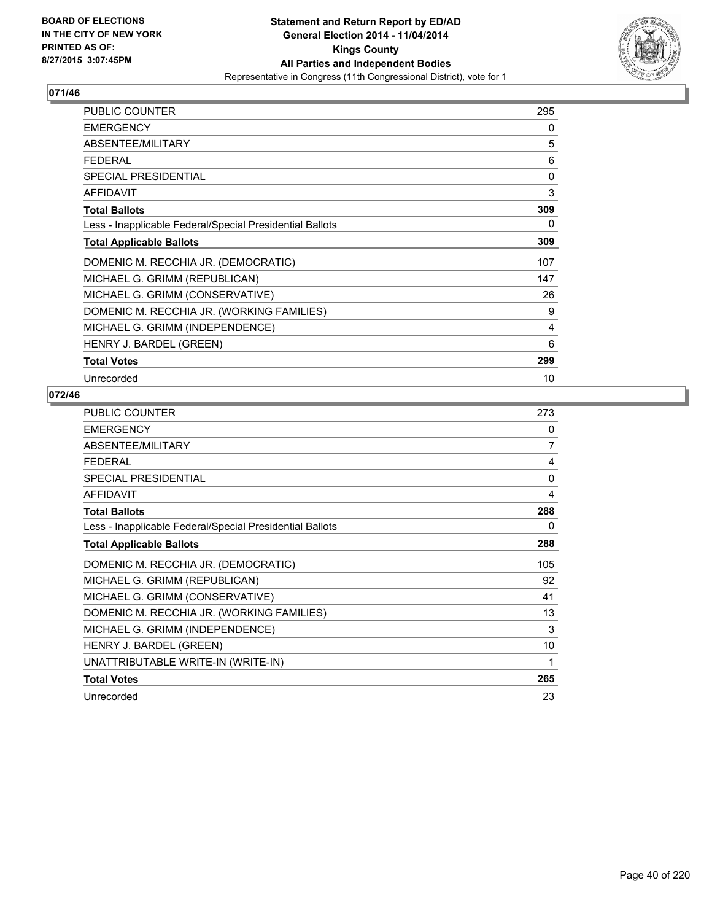BOARD OF ELECTIONS
IN THE CITY OF NEW YORK
PRINTED AS OF:
8/27/2015 3:07:45PM

**Statement and Return Report by ED/AD**
**General Election 2014 - 11/04/2014**
**Kings County**
**All Parties and Independent Bodies**
Representative in Congress (11th Congressional District), vote for 1

## 071/46

| | |
|---|---|
| PUBLIC COUNTER | 295 |
| EMERGENCY | 0 |
| ABSENTEE/MILITARY | 5 |
| FEDERAL | 6 |
| SPECIAL PRESIDENTIAL | 0 |
| AFFIDAVIT | 3 |
| **Total Ballots** | **309** |
| Less - Inapplicable Federal/Special Presidential Ballots | 0 |
| **Total Applicable Ballots** | **309** |
| DOMENIC M. RECCHIA JR. (DEMOCRATIC) | 107 |
| MICHAEL G. GRIMM (REPUBLICAN) | 147 |
| MICHAEL G. GRIMM (CONSERVATIVE) | 26 |
| DOMENIC M. RECCHIA JR. (WORKING FAMILIES) | 9 |
| MICHAEL G. GRIMM (INDEPENDENCE) | 4 |
| HENRY J. BARDEL (GREEN) | 6 |
| **Total Votes** | **299** |
| Unrecorded | 10 |

## 072/46

| | |
|---|---|
| PUBLIC COUNTER | 273 |
| EMERGENCY | 0 |
| ABSENTEE/MILITARY | 7 |
| FEDERAL | 4 |
| SPECIAL PRESIDENTIAL | 0 |
| AFFIDAVIT | 4 |
| **Total Ballots** | **288** |
| Less - Inapplicable Federal/Special Presidential Ballots | 0 |
| **Total Applicable Ballots** | **288** |
| DOMENIC M. RECCHIA JR. (DEMOCRATIC) | 105 |
| MICHAEL G. GRIMM (REPUBLICAN) | 92 |
| MICHAEL G. GRIMM (CONSERVATIVE) | 41 |
| DOMENIC M. RECCHIA JR. (WORKING FAMILIES) | 13 |
| MICHAEL G. GRIMM (INDEPENDENCE) | 3 |
| HENRY J. BARDEL (GREEN) | 10 |
| UNATTRIBUTABLE WRITE-IN (WRITE-IN) | 1 |
| **Total Votes** | **265** |
| Unrecorded | 23 |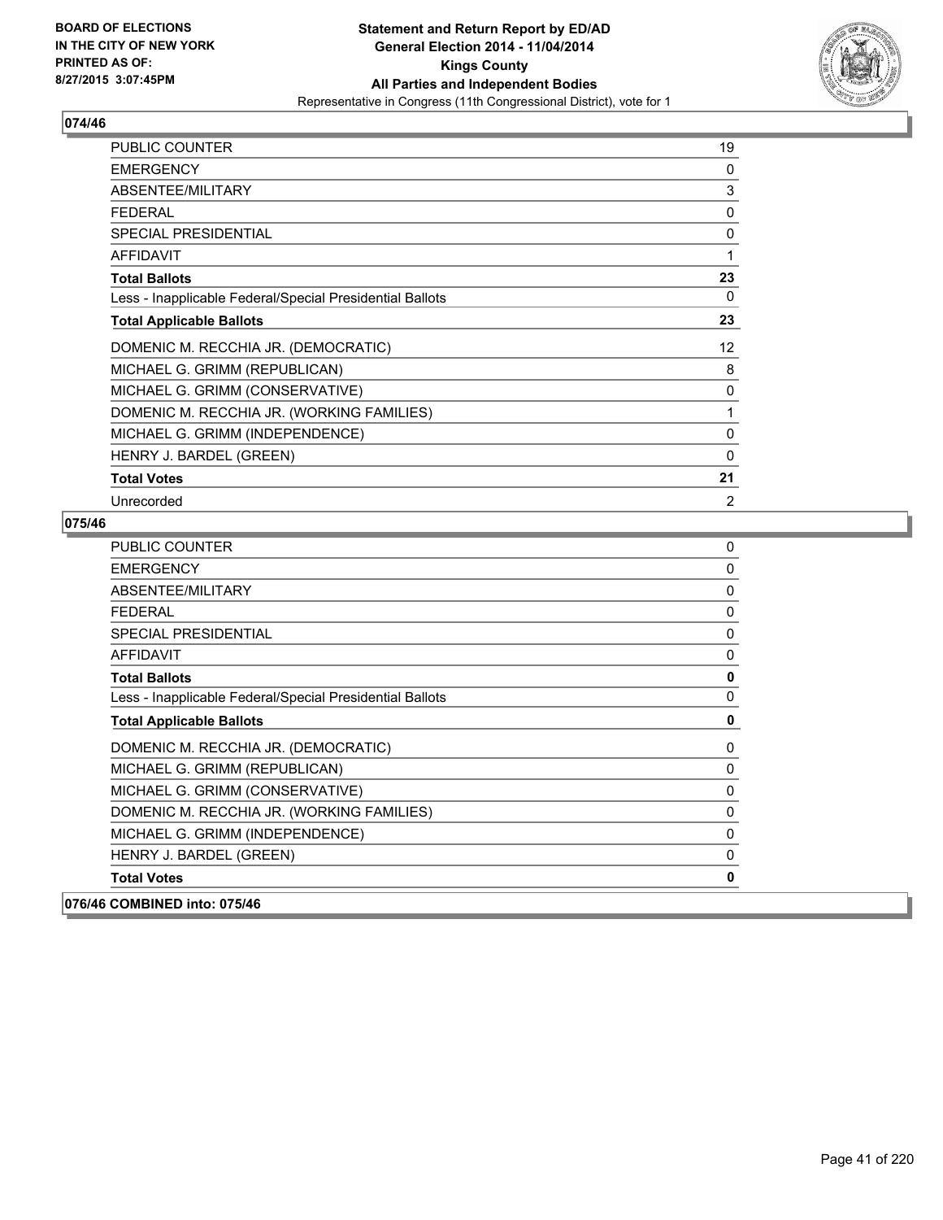**BOARD OF ELECTIONS IN THE CITY OF NEW YORK PRINTED AS OF: 8/27/2015 3:07:45PM**

**Statement and Return Report by ED/AD**
**General Election 2014 - 11/04/2014**
**Kings County**
**All Parties and Independent Bodies**
Representative in Congress (11th Congressional District), vote for 1

## 074/46

| | |
|---|---|
| PUBLIC COUNTER | 19 |
| EMERGENCY | 0 |
| ABSENTEE/MILITARY | 3 |
| FEDERAL | 0 |
| SPECIAL PRESIDENTIAL | 0 |
| AFFIDAVIT | 1 |
| **Total Ballots** | **23** |
| Less - Inapplicable Federal/Special Presidential Ballots | 0 |
| **Total Applicable Ballots** | **23** |
| DOMENIC M. RECCHIA JR. (DEMOCRATIC) | 12 |
| MICHAEL G. GRIMM (REPUBLICAN) | 8 |
| MICHAEL G. GRIMM (CONSERVATIVE) | 0 |
| DOMENIC M. RECCHIA JR. (WORKING FAMILIES) | 1 |
| MICHAEL G. GRIMM (INDEPENDENCE) | 0 |
| HENRY J. BARDEL (GREEN) | 0 |
| **Total Votes** | **21** |
| Unrecorded | 2 |

## 075/46

| | |
|---|---|
| PUBLIC COUNTER | 0 |
| EMERGENCY | 0 |
| ABSENTEE/MILITARY | 0 |
| FEDERAL | 0 |
| SPECIAL PRESIDENTIAL | 0 |
| AFFIDAVIT | 0 |
| **Total Ballots** | **0** |
| Less - Inapplicable Federal/Special Presidential Ballots | 0 |
| **Total Applicable Ballots** | **0** |
| DOMENIC M. RECCHIA JR. (DEMOCRATIC) | 0 |
| MICHAEL G. GRIMM (REPUBLICAN) | 0 |
| MICHAEL G. GRIMM (CONSERVATIVE) | 0 |
| DOMENIC M. RECCHIA JR. (WORKING FAMILIES) | 0 |
| MICHAEL G. GRIMM (INDEPENDENCE) | 0 |
| HENRY J. BARDEL (GREEN) | 0 |
| **Total Votes** | **0** |

## 076/46 COMBINED into: 075/46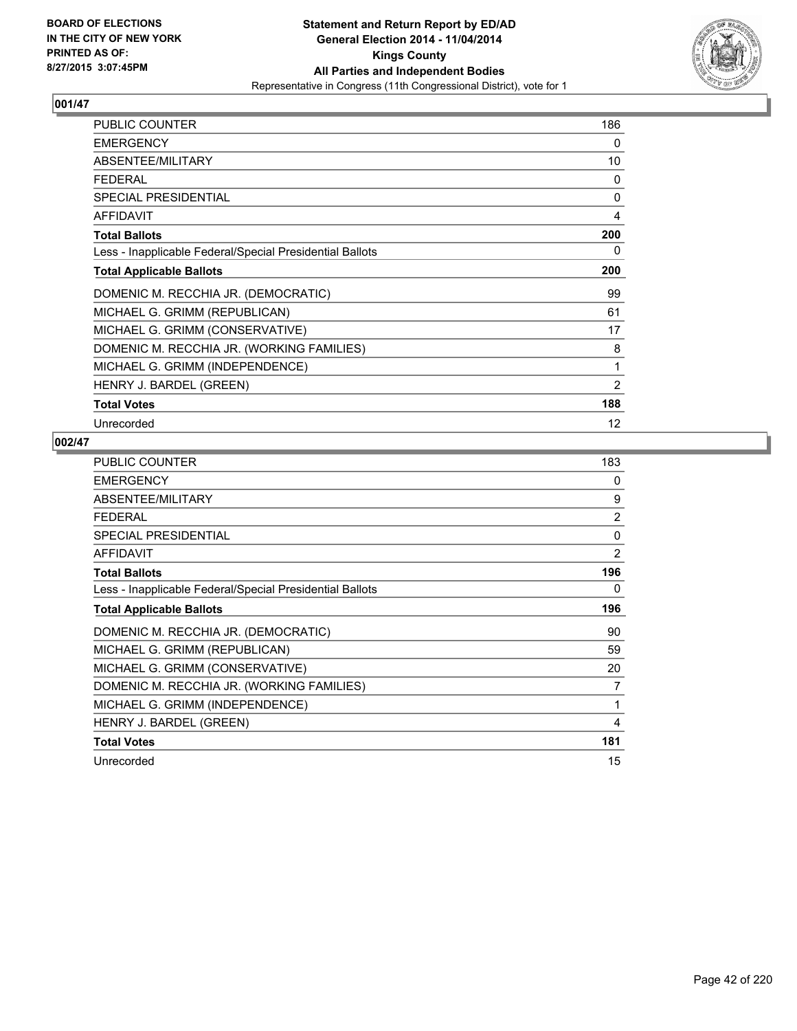BOARD OF ELECTIONS
IN THE CITY OF NEW YORK
PRINTED AS OF:
8/27/2015 3:07:45PM

**Statement and Return Report by ED/AD**
**General Election 2014 - 11/04/2014**
**Kings County**
**All Parties and Independent Bodies**
Representative in Congress (11th Congressional District), vote for 1

### 001/47

| | |
|---|---|
| PUBLIC COUNTER | 186 |
| EMERGENCY | 0 |
| ABSENTEE/MILITARY | 10 |
| FEDERAL | 0 |
| SPECIAL PRESIDENTIAL | 0 |
| AFFIDAVIT | 4 |
| **Total Ballots** | **200** |
| Less - Inapplicable Federal/Special Presidential Ballots | 0 |
| **Total Applicable Ballots** | **200** |
| DOMENIC M. RECCHIA JR. (DEMOCRATIC) | 99 |
| MICHAEL G. GRIMM (REPUBLICAN) | 61 |
| MICHAEL G. GRIMM (CONSERVATIVE) | 17 |
| DOMENIC M. RECCHIA JR. (WORKING FAMILIES) | 8 |
| MICHAEL G. GRIMM (INDEPENDENCE) | 1 |
| HENRY J. BARDEL (GREEN) | 2 |
| **Total Votes** | **188** |
| Unrecorded | 12 |

### 002/47

| | |
|---|---|
| PUBLIC COUNTER | 183 |
| EMERGENCY | 0 |
| ABSENTEE/MILITARY | 9 |
| FEDERAL | 2 |
| SPECIAL PRESIDENTIAL | 0 |
| AFFIDAVIT | 2 |
| **Total Ballots** | **196** |
| Less - Inapplicable Federal/Special Presidential Ballots | 0 |
| **Total Applicable Ballots** | **196** |
| DOMENIC M. RECCHIA JR. (DEMOCRATIC) | 90 |
| MICHAEL G. GRIMM (REPUBLICAN) | 59 |
| MICHAEL G. GRIMM (CONSERVATIVE) | 20 |
| DOMENIC M. RECCHIA JR. (WORKING FAMILIES) | 7 |
| MICHAEL G. GRIMM (INDEPENDENCE) | 1 |
| HENRY J. BARDEL (GREEN) | 4 |
| **Total Votes** | **181** |
| Unrecorded | 15 |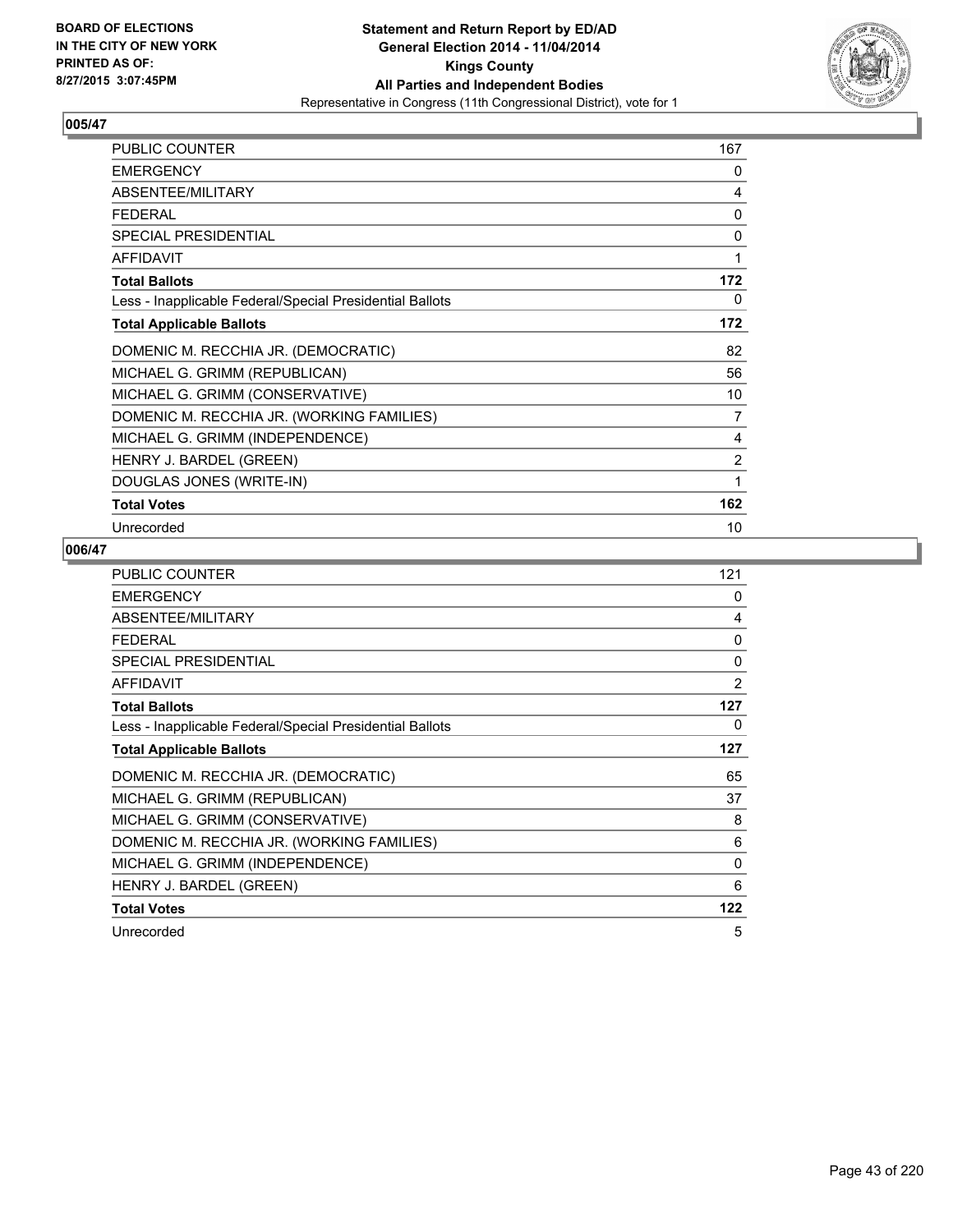**BOARD OF ELECTIONS IN THE CITY OF NEW YORK PRINTED AS OF: 8/27/2015 3:07:45PM**

**Statement and Return Report by ED/AD**
**General Election 2014 - 11/04/2014**
**Kings County**
**All Parties and Independent Bodies**
Representative in Congress (11th Congressional District), vote for 1

## 005/47

| | |
|---|---|
| PUBLIC COUNTER | 167 |
| EMERGENCY | 0 |
| ABSENTEE/MILITARY | 4 |
| FEDERAL | 0 |
| SPECIAL PRESIDENTIAL | 0 |
| AFFIDAVIT | 1 |
| **Total Ballots** | **172** |
| Less - Inapplicable Federal/Special Presidential Ballots | 0 |
| **Total Applicable Ballots** | **172** |
| DOMENIC M. RECCHIA JR. (DEMOCRATIC) | 82 |
| MICHAEL G. GRIMM (REPUBLICAN) | 56 |
| MICHAEL G. GRIMM (CONSERVATIVE) | 10 |
| DOMENIC M. RECCHIA JR. (WORKING FAMILIES) | 7 |
| MICHAEL G. GRIMM (INDEPENDENCE) | 4 |
| HENRY J. BARDEL (GREEN) | 2 |
| DOUGLAS JONES (WRITE-IN) | 1 |
| **Total Votes** | **162** |
| Unrecorded | 10 |

## 006/47

| | |
|---|---|
| PUBLIC COUNTER | 121 |
| EMERGENCY | 0 |
| ABSENTEE/MILITARY | 4 |
| FEDERAL | 0 |
| SPECIAL PRESIDENTIAL | 0 |
| AFFIDAVIT | 2 |
| **Total Ballots** | **127** |
| Less - Inapplicable Federal/Special Presidential Ballots | 0 |
| **Total Applicable Ballots** | **127** |
| DOMENIC M. RECCHIA JR. (DEMOCRATIC) | 65 |
| MICHAEL G. GRIMM (REPUBLICAN) | 37 |
| MICHAEL G. GRIMM (CONSERVATIVE) | 8 |
| DOMENIC M. RECCHIA JR. (WORKING FAMILIES) | 6 |
| MICHAEL G. GRIMM (INDEPENDENCE) | 0 |
| HENRY J. BARDEL (GREEN) | 6 |
| **Total Votes** | **122** |
| Unrecorded | 5 |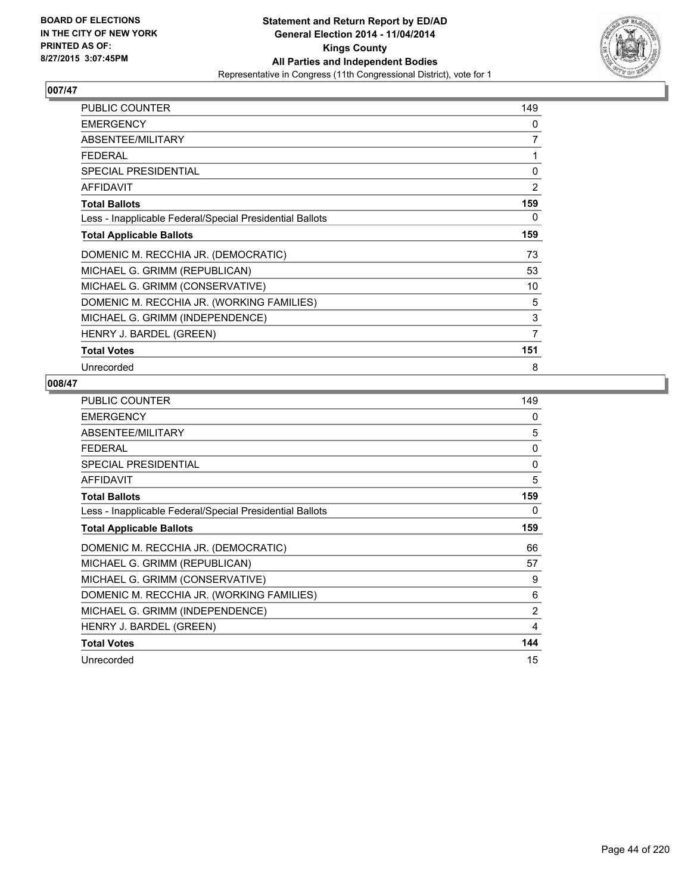BOARD OF ELECTIONS
IN THE CITY OF NEW YORK
PRINTED AS OF:
8/27/2015 3:07:45PM

**Statement and Return Report by ED/AD**
**General Election 2014 - 11/04/2014**
**Kings County**
**All Parties and Independent Bodies**
Representative in Congress (11th Congressional District), vote for 1

## 007/47

| | |
|---|---|
| PUBLIC COUNTER | 149 |
| EMERGENCY | 0 |
| ABSENTEE/MILITARY | 7 |
| FEDERAL | 1 |
| SPECIAL PRESIDENTIAL | 0 |
| AFFIDAVIT | 2 |
| **Total Ballots** | **159** |
| Less - Inapplicable Federal/Special Presidential Ballots | 0 |
| **Total Applicable Ballots** | **159** |
| DOMENIC M. RECCHIA JR. (DEMOCRATIC) | 73 |
| MICHAEL G. GRIMM (REPUBLICAN) | 53 |
| MICHAEL G. GRIMM (CONSERVATIVE) | 10 |
| DOMENIC M. RECCHIA JR. (WORKING FAMILIES) | 5 |
| MICHAEL G. GRIMM (INDEPENDENCE) | 3 |
| HENRY J. BARDEL (GREEN) | 7 |
| **Total Votes** | **151** |
| Unrecorded | 8 |

## 008/47

| | |
|---|---|
| PUBLIC COUNTER | 149 |
| EMERGENCY | 0 |
| ABSENTEE/MILITARY | 5 |
| FEDERAL | 0 |
| SPECIAL PRESIDENTIAL | 0 |
| AFFIDAVIT | 5 |
| **Total Ballots** | **159** |
| Less - Inapplicable Federal/Special Presidential Ballots | 0 |
| **Total Applicable Ballots** | **159** |
| DOMENIC M. RECCHIA JR. (DEMOCRATIC) | 66 |
| MICHAEL G. GRIMM (REPUBLICAN) | 57 |
| MICHAEL G. GRIMM (CONSERVATIVE) | 9 |
| DOMENIC M. RECCHIA JR. (WORKING FAMILIES) | 6 |
| MICHAEL G. GRIMM (INDEPENDENCE) | 2 |
| HENRY J. BARDEL (GREEN) | 4 |
| **Total Votes** | **144** |
| Unrecorded | 15 |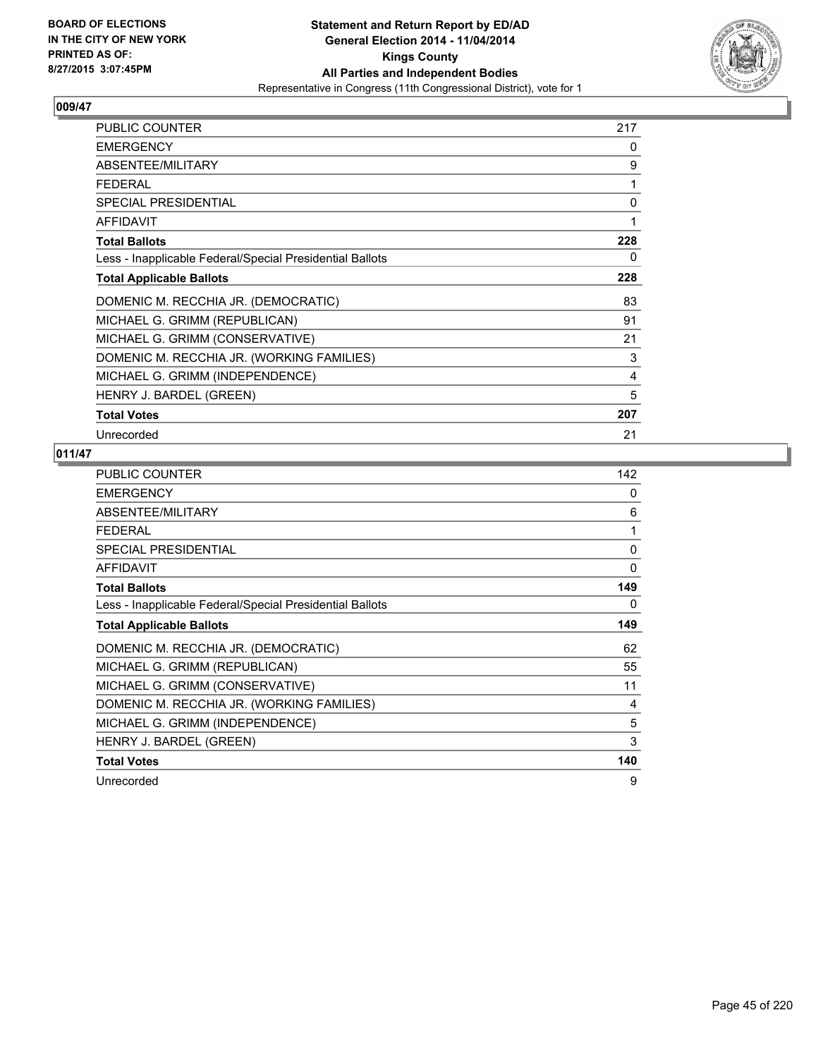**BOARD OF ELECTIONS IN THE CITY OF NEW YORK PRINTED AS OF: 8/27/2015 3:07:45PM**

**Statement and Return Report by ED/AD**
**General Election 2014 - 11/04/2014**
**Kings County**
**All Parties and Independent Bodies**
Representative in Congress (11th Congressional District), vote for 1

## 009/47

| | |
|---|---|
| PUBLIC COUNTER | 217 |
| EMERGENCY | 0 |
| ABSENTEE/MILITARY | 9 |
| FEDERAL | 1 |
| SPECIAL PRESIDENTIAL | 0 |
| AFFIDAVIT | 1 |
| **Total Ballots** | **228** |
| Less - Inapplicable Federal/Special Presidential Ballots | 0 |
| **Total Applicable Ballots** | **228** |
| DOMENIC M. RECCHIA JR. (DEMOCRATIC) | 83 |
| MICHAEL G. GRIMM (REPUBLICAN) | 91 |
| MICHAEL G. GRIMM (CONSERVATIVE) | 21 |
| DOMENIC M. RECCHIA JR. (WORKING FAMILIES) | 3 |
| MICHAEL G. GRIMM (INDEPENDENCE) | 4 |
| HENRY J. BARDEL (GREEN) | 5 |
| **Total Votes** | **207** |
| Unrecorded | 21 |

## 011/47

| | |
|---|---|
| PUBLIC COUNTER | 142 |
| EMERGENCY | 0 |
| ABSENTEE/MILITARY | 6 |
| FEDERAL | 1 |
| SPECIAL PRESIDENTIAL | 0 |
| AFFIDAVIT | 0 |
| **Total Ballots** | **149** |
| Less - Inapplicable Federal/Special Presidential Ballots | 0 |
| **Total Applicable Ballots** | **149** |
| DOMENIC M. RECCHIA JR. (DEMOCRATIC) | 62 |
| MICHAEL G. GRIMM (REPUBLICAN) | 55 |
| MICHAEL G. GRIMM (CONSERVATIVE) | 11 |
| DOMENIC M. RECCHIA JR. (WORKING FAMILIES) | 4 |
| MICHAEL G. GRIMM (INDEPENDENCE) | 5 |
| HENRY J. BARDEL (GREEN) | 3 |
| **Total Votes** | **140** |
| Unrecorded | 9 |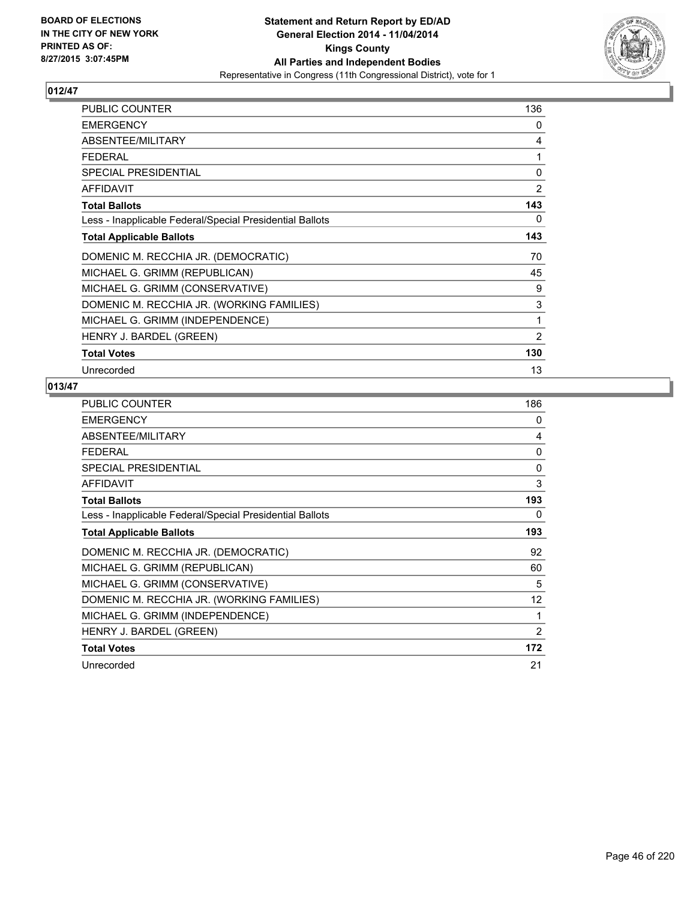**BOARD OF ELECTIONS IN THE CITY OF NEW YORK PRINTED AS OF: 8/27/2015 3:07:45PM**

**Statement and Return Report by ED/AD**
**General Election 2014 - 11/04/2014**
**Kings County**
**All Parties and Independent Bodies**
Representative in Congress (11th Congressional District), vote for 1

## 012/47

| | |
|---|---|
| PUBLIC COUNTER | 136 |
| EMERGENCY | 0 |
| ABSENTEE/MILITARY | 4 |
| FEDERAL | 1 |
| SPECIAL PRESIDENTIAL | 0 |
| AFFIDAVIT | 2 |
| **Total Ballots** | **143** |
| Less - Inapplicable Federal/Special Presidential Ballots | 0 |
| **Total Applicable Ballots** | **143** |
| DOMENIC M. RECCHIA JR. (DEMOCRATIC) | 70 |
| MICHAEL G. GRIMM (REPUBLICAN) | 45 |
| MICHAEL G. GRIMM (CONSERVATIVE) | 9 |
| DOMENIC M. RECCHIA JR. (WORKING FAMILIES) | 3 |
| MICHAEL G. GRIMM (INDEPENDENCE) | 1 |
| HENRY J. BARDEL (GREEN) | 2 |
| **Total Votes** | **130** |
| Unrecorded | 13 |

## 013/47

| | |
|---|---|
| PUBLIC COUNTER | 186 |
| EMERGENCY | 0 |
| ABSENTEE/MILITARY | 4 |
| FEDERAL | 0 |
| SPECIAL PRESIDENTIAL | 0 |
| AFFIDAVIT | 3 |
| **Total Ballots** | **193** |
| Less - Inapplicable Federal/Special Presidential Ballots | 0 |
| **Total Applicable Ballots** | **193** |
| DOMENIC M. RECCHIA JR. (DEMOCRATIC) | 92 |
| MICHAEL G. GRIMM (REPUBLICAN) | 60 |
| MICHAEL G. GRIMM (CONSERVATIVE) | 5 |
| DOMENIC M. RECCHIA JR. (WORKING FAMILIES) | 12 |
| MICHAEL G. GRIMM (INDEPENDENCE) | 1 |
| HENRY J. BARDEL (GREEN) | 2 |
| **Total Votes** | **172** |
| Unrecorded | 21 |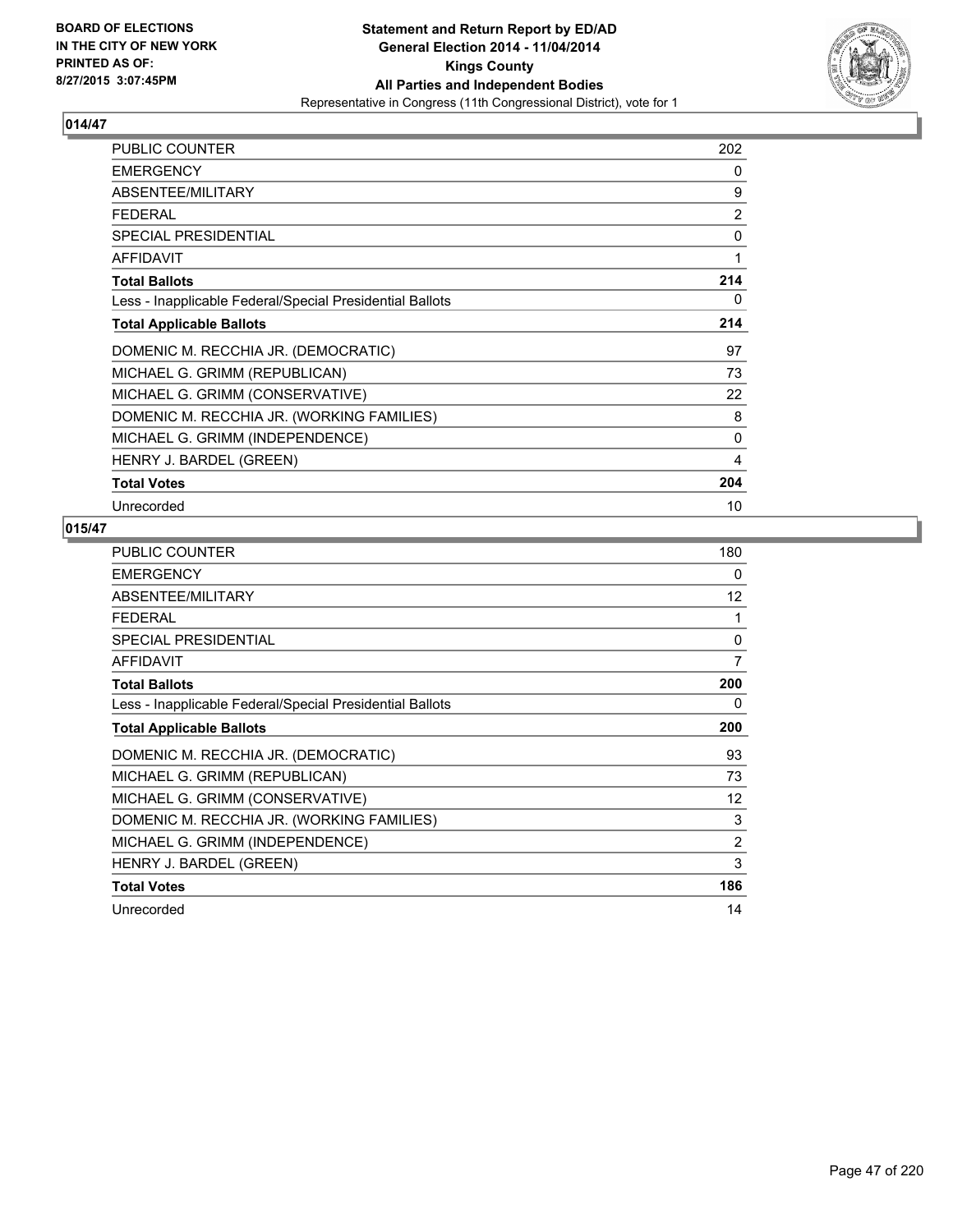**BOARD OF ELECTIONS IN THE CITY OF NEW YORK PRINTED AS OF: 8/27/2015 3:07:45PM**

**Statement and Return Report by ED/AD General Election 2014 - 11/04/2014 Kings County All Parties and Independent Bodies**
Representative in Congress (11th Congressional District), vote for 1

## 014/47

| | |
|---|---|
| PUBLIC COUNTER | 202 |
| EMERGENCY | 0 |
| ABSENTEE/MILITARY | 9 |
| FEDERAL | 2 |
| SPECIAL PRESIDENTIAL | 0 |
| AFFIDAVIT | 1 |
| **Total Ballots** | **214** |
| Less - Inapplicable Federal/Special Presidential Ballots | 0 |
| **Total Applicable Ballots** | **214** |
| DOMENIC M. RECCHIA JR. (DEMOCRATIC) | 97 |
| MICHAEL G. GRIMM (REPUBLICAN) | 73 |
| MICHAEL G. GRIMM (CONSERVATIVE) | 22 |
| DOMENIC M. RECCHIA JR. (WORKING FAMILIES) | 8 |
| MICHAEL G. GRIMM (INDEPENDENCE) | 0 |
| HENRY J. BARDEL (GREEN) | 4 |
| **Total Votes** | **204** |
| Unrecorded | 10 |

## 015/47

| | |
|---|---|
| PUBLIC COUNTER | 180 |
| EMERGENCY | 0 |
| ABSENTEE/MILITARY | 12 |
| FEDERAL | 1 |
| SPECIAL PRESIDENTIAL | 0 |
| AFFIDAVIT | 7 |
| **Total Ballots** | **200** |
| Less - Inapplicable Federal/Special Presidential Ballots | 0 |
| **Total Applicable Ballots** | **200** |
| DOMENIC M. RECCHIA JR. (DEMOCRATIC) | 93 |
| MICHAEL G. GRIMM (REPUBLICAN) | 73 |
| MICHAEL G. GRIMM (CONSERVATIVE) | 12 |
| DOMENIC M. RECCHIA JR. (WORKING FAMILIES) | 3 |
| MICHAEL G. GRIMM (INDEPENDENCE) | 2 |
| HENRY J. BARDEL (GREEN) | 3 |
| **Total Votes** | **186** |
| Unrecorded | 14 |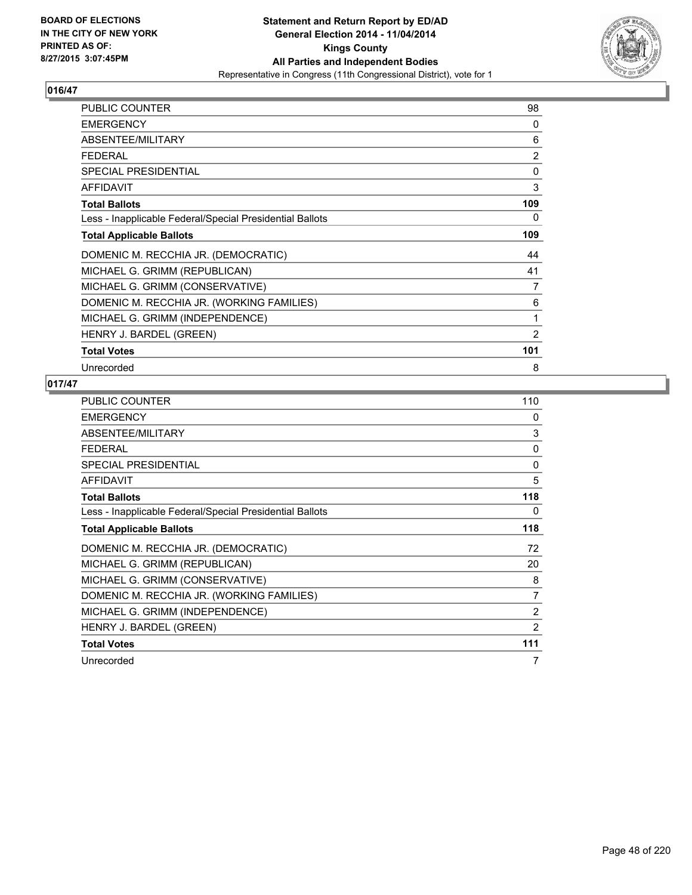BOARD OF ELECTIONS
IN THE CITY OF NEW YORK
PRINTED AS OF:
8/27/2015 3:07:45PM

**Statement and Return Report by ED/AD**
**General Election 2014 - 11/04/2014**
**Kings County**
**All Parties and Independent Bodies**
Representative in Congress (11th Congressional District), vote for 1

## 016/47

| | |
|---|---|
| PUBLIC COUNTER | 98 |
| EMERGENCY | 0 |
| ABSENTEE/MILITARY | 6 |
| FEDERAL | 2 |
| SPECIAL PRESIDENTIAL | 0 |
| AFFIDAVIT | 3 |
| **Total Ballots** | **109** |
| Less - Inapplicable Federal/Special Presidential Ballots | 0 |
| **Total Applicable Ballots** | **109** |
| DOMENIC M. RECCHIA JR. (DEMOCRATIC) | 44 |
| MICHAEL G. GRIMM (REPUBLICAN) | 41 |
| MICHAEL G. GRIMM (CONSERVATIVE) | 7 |
| DOMENIC M. RECCHIA JR. (WORKING FAMILIES) | 6 |
| MICHAEL G. GRIMM (INDEPENDENCE) | 1 |
| HENRY J. BARDEL (GREEN) | 2 |
| **Total Votes** | **101** |
| Unrecorded | 8 |

## 017/47

| | |
|---|---|
| PUBLIC COUNTER | 110 |
| EMERGENCY | 0 |
| ABSENTEE/MILITARY | 3 |
| FEDERAL | 0 |
| SPECIAL PRESIDENTIAL | 0 |
| AFFIDAVIT | 5 |
| **Total Ballots** | **118** |
| Less - Inapplicable Federal/Special Presidential Ballots | 0 |
| **Total Applicable Ballots** | **118** |
| DOMENIC M. RECCHIA JR. (DEMOCRATIC) | 72 |
| MICHAEL G. GRIMM (REPUBLICAN) | 20 |
| MICHAEL G. GRIMM (CONSERVATIVE) | 8 |
| DOMENIC M. RECCHIA JR. (WORKING FAMILIES) | 7 |
| MICHAEL G. GRIMM (INDEPENDENCE) | 2 |
| HENRY J. BARDEL (GREEN) | 2 |
| **Total Votes** | **111** |
| Unrecorded | 7 |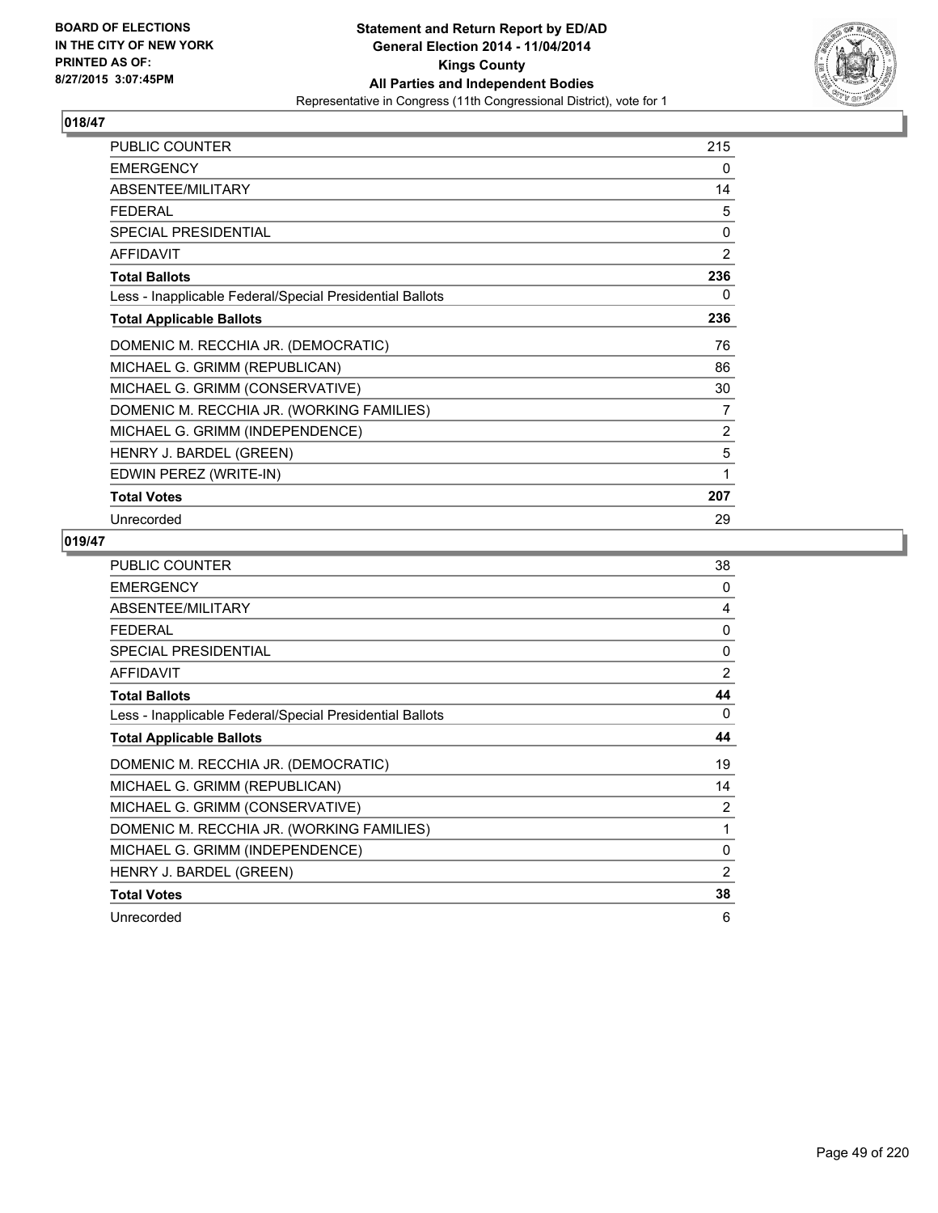BOARD OF ELECTIONS
IN THE CITY OF NEW YORK
PRINTED AS OF:
8/27/2015 3:07:45PM

**Statement and Return Report by ED/AD**
**General Election 2014 - 11/04/2014**
**Kings County**
**All Parties and Independent Bodies**
Representative in Congress (11th Congressional District), vote for 1

## 018/47

| | |
|---|---|
| PUBLIC COUNTER | 215 |
| EMERGENCY | 0 |
| ABSENTEE/MILITARY | 14 |
| FEDERAL | 5 |
| SPECIAL PRESIDENTIAL | 0 |
| AFFIDAVIT | 2 |
| **Total Ballots** | **236** |
| Less - Inapplicable Federal/Special Presidential Ballots | 0 |
| **Total Applicable Ballots** | **236** |
| DOMENIC M. RECCHIA JR. (DEMOCRATIC) | 76 |
| MICHAEL G. GRIMM (REPUBLICAN) | 86 |
| MICHAEL G. GRIMM (CONSERVATIVE) | 30 |
| DOMENIC M. RECCHIA JR. (WORKING FAMILIES) | 7 |
| MICHAEL G. GRIMM (INDEPENDENCE) | 2 |
| HENRY J. BARDEL (GREEN) | 5 |
| EDWIN PEREZ (WRITE-IN) | 1 |
| **Total Votes** | **207** |
| Unrecorded | 29 |

## 019/47

| | |
|---|---|
| PUBLIC COUNTER | 38 |
| EMERGENCY | 0 |
| ABSENTEE/MILITARY | 4 |
| FEDERAL | 0 |
| SPECIAL PRESIDENTIAL | 0 |
| AFFIDAVIT | 2 |
| **Total Ballots** | **44** |
| Less - Inapplicable Federal/Special Presidential Ballots | 0 |
| **Total Applicable Ballots** | **44** |
| DOMENIC M. RECCHIA JR. (DEMOCRATIC) | 19 |
| MICHAEL G. GRIMM (REPUBLICAN) | 14 |
| MICHAEL G. GRIMM (CONSERVATIVE) | 2 |
| DOMENIC M. RECCHIA JR. (WORKING FAMILIES) | 1 |
| MICHAEL G. GRIMM (INDEPENDENCE) | 0 |
| HENRY J. BARDEL (GREEN) | 2 |
| **Total Votes** | **38** |
| Unrecorded | 6 |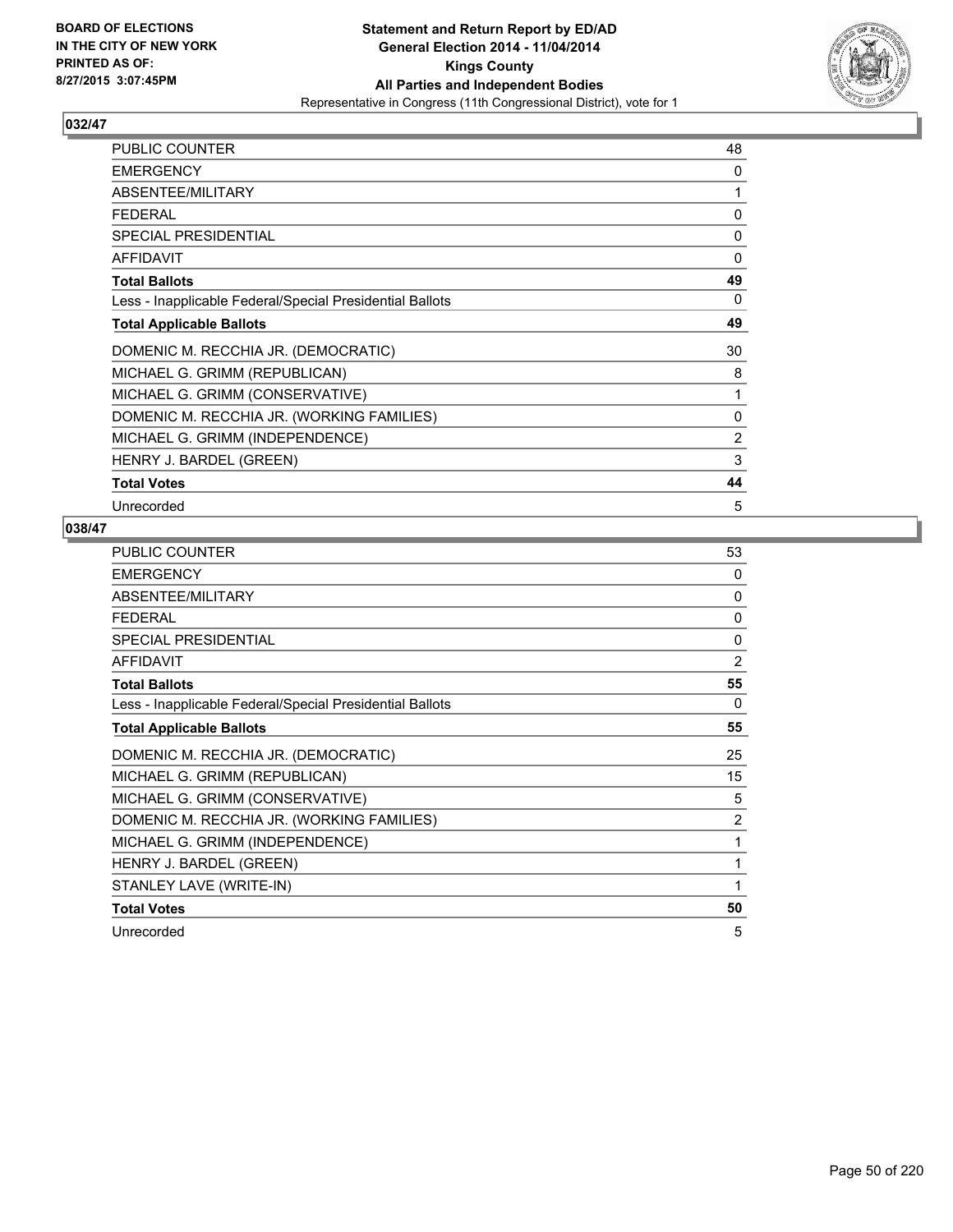**BOARD OF ELECTIONS IN THE CITY OF NEW YORK PRINTED AS OF: 8/27/2015 3:07:45PM**

**Statement and Return Report by ED/AD General Election 2014 - 11/04/2014 Kings County All Parties and Independent Bodies**
Representative in Congress (11th Congressional District), vote for 1

## 032/47

| | |
|---|---|
| PUBLIC COUNTER | 48 |
| EMERGENCY | 0 |
| ABSENTEE/MILITARY | 1 |
| FEDERAL | 0 |
| SPECIAL PRESIDENTIAL | 0 |
| AFFIDAVIT | 0 |
| **Total Ballots** | **49** |
| Less - Inapplicable Federal/Special Presidential Ballots | 0 |
| **Total Applicable Ballots** | **49** |
| DOMENIC M. RECCHIA JR. (DEMOCRATIC) | 30 |
| MICHAEL G. GRIMM (REPUBLICAN) | 8 |
| MICHAEL G. GRIMM (CONSERVATIVE) | 1 |
| DOMENIC M. RECCHIA JR. (WORKING FAMILIES) | 0 |
| MICHAEL G. GRIMM (INDEPENDENCE) | 2 |
| HENRY J. BARDEL (GREEN) | 3 |
| **Total Votes** | **44** |
| Unrecorded | 5 |

## 038/47

| | |
|---|---|
| PUBLIC COUNTER | 53 |
| EMERGENCY | 0 |
| ABSENTEE/MILITARY | 0 |
| FEDERAL | 0 |
| SPECIAL PRESIDENTIAL | 0 |
| AFFIDAVIT | 2 |
| **Total Ballots** | **55** |
| Less - Inapplicable Federal/Special Presidential Ballots | 0 |
| **Total Applicable Ballots** | **55** |
| DOMENIC M. RECCHIA JR. (DEMOCRATIC) | 25 |
| MICHAEL G. GRIMM (REPUBLICAN) | 15 |
| MICHAEL G. GRIMM (CONSERVATIVE) | 5 |
| DOMENIC M. RECCHIA JR. (WORKING FAMILIES) | 2 |
| MICHAEL G. GRIMM (INDEPENDENCE) | 1 |
| HENRY J. BARDEL (GREEN) | 1 |
| STANLEY LAVE (WRITE-IN) | 1 |
| **Total Votes** | **50** |
| Unrecorded | 5 |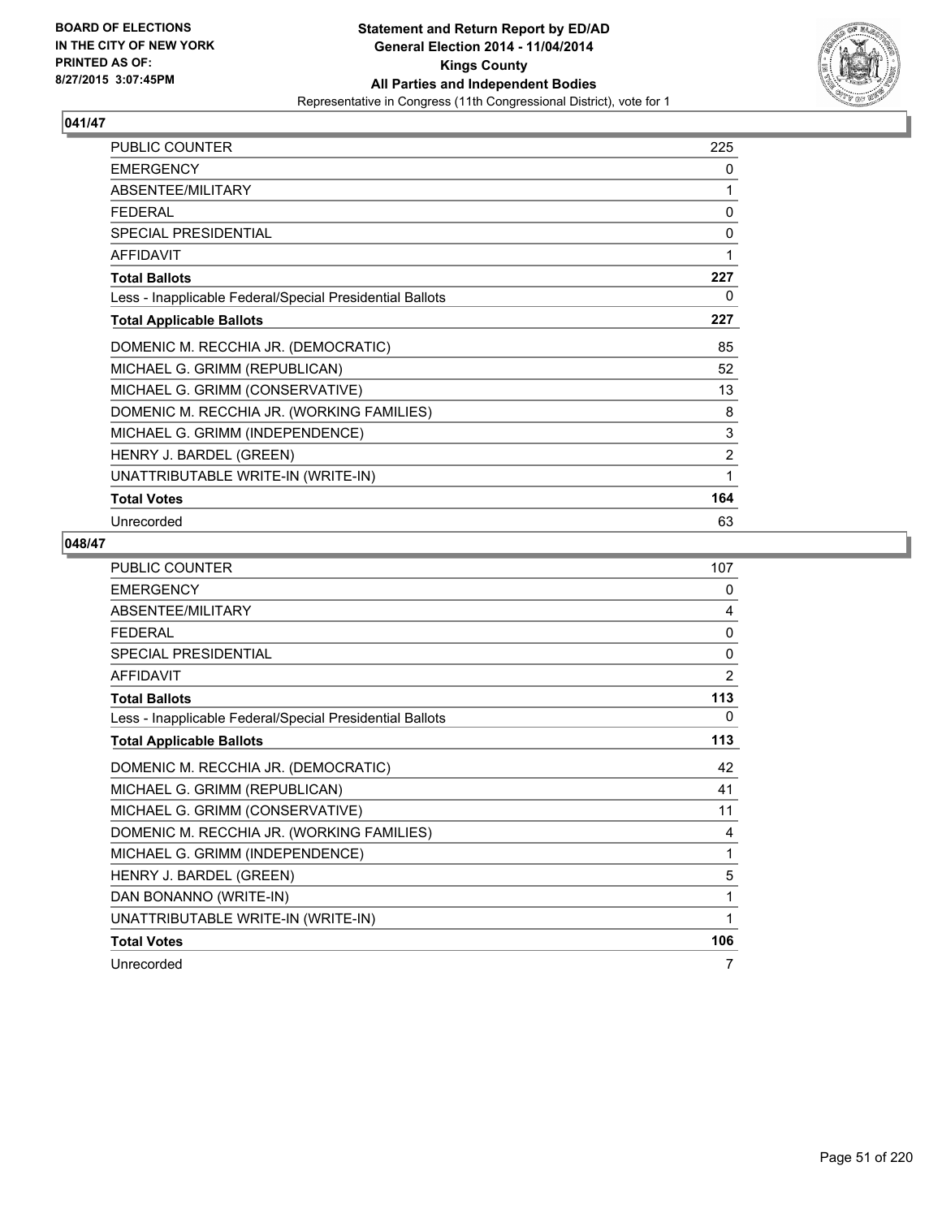**BOARD OF ELECTIONS IN THE CITY OF NEW YORK PRINTED AS OF: 8/27/2015 3:07:45PM**

# Statement and Return Report by ED/AD
## General Election 2014 - 11/04/2014
## Kings County
## All Parties and Independent Bodies
### Representative in Congress (11th Congressional District), vote for 1

### 041/47

| | |
|---|---|
| PUBLIC COUNTER | 225 |
| EMERGENCY | 0 |
| ABSENTEE/MILITARY | 1 |
| FEDERAL | 0 |
| SPECIAL PRESIDENTIAL | 0 |
| AFFIDAVIT | 1 |
| **Total Ballots** | **227** |
| Less - Inapplicable Federal/Special Presidential Ballots | 0 |
| **Total Applicable Ballots** | **227** |
| DOMENIC M. RECCHIA JR. (DEMOCRATIC) | 85 |
| MICHAEL G. GRIMM (REPUBLICAN) | 52 |
| MICHAEL G. GRIMM (CONSERVATIVE) | 13 |
| DOMENIC M. RECCHIA JR. (WORKING FAMILIES) | 8 |
| MICHAEL G. GRIMM (INDEPENDENCE) | 3 |
| HENRY J. BARDEL (GREEN) | 2 |
| UNATTRIBUTABLE WRITE-IN (WRITE-IN) | 1 |
| **Total Votes** | **164** |
| Unrecorded | 63 |

### 048/47

| | |
|---|---|
| PUBLIC COUNTER | 107 |
| EMERGENCY | 0 |
| ABSENTEE/MILITARY | 4 |
| FEDERAL | 0 |
| SPECIAL PRESIDENTIAL | 0 |
| AFFIDAVIT | 2 |
| **Total Ballots** | **113** |
| Less - Inapplicable Federal/Special Presidential Ballots | 0 |
| **Total Applicable Ballots** | **113** |
| DOMENIC M. RECCHIA JR. (DEMOCRATIC) | 42 |
| MICHAEL G. GRIMM (REPUBLICAN) | 41 |
| MICHAEL G. GRIMM (CONSERVATIVE) | 11 |
| DOMENIC M. RECCHIA JR. (WORKING FAMILIES) | 4 |
| MICHAEL G. GRIMM (INDEPENDENCE) | 1 |
| HENRY J. BARDEL (GREEN) | 5 |
| DAN BONANNO (WRITE-IN) | 1 |
| UNATTRIBUTABLE WRITE-IN (WRITE-IN) | 1 |
| **Total Votes** | **106** |
| Unrecorded | 7 |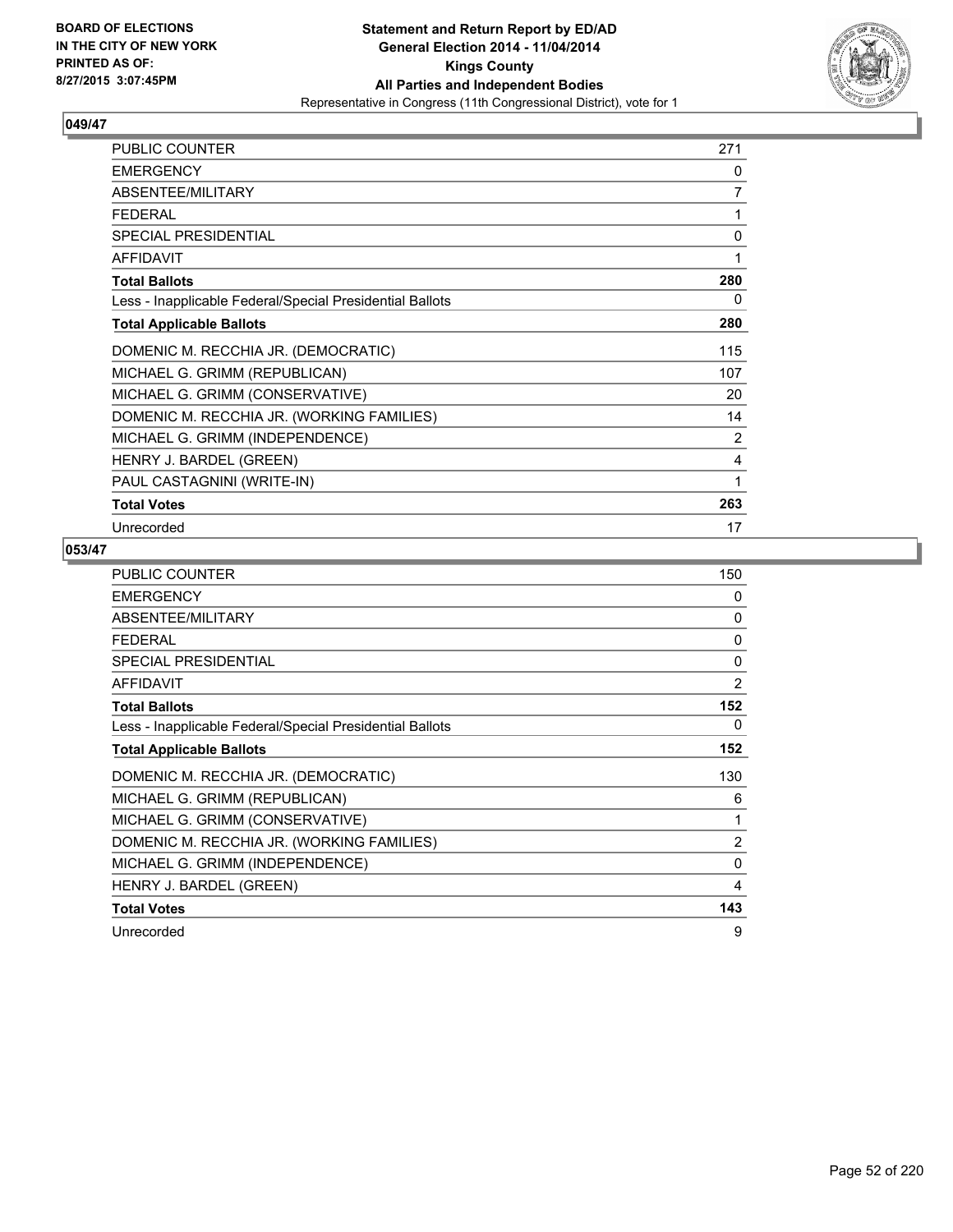BOARD OF ELECTIONS
IN THE CITY OF NEW YORK
PRINTED AS OF:
8/27/2015 3:07:45PM

**Statement and Return Report by ED/AD**
**General Election 2014 - 11/04/2014**
**Kings County**
**All Parties and Independent Bodies**
Representative in Congress (11th Congressional District), vote for 1

### 049/47

| | |
|---|---|
| PUBLIC COUNTER | 271 |
| EMERGENCY | 0 |
| ABSENTEE/MILITARY | 7 |
| FEDERAL | 1 |
| SPECIAL PRESIDENTIAL | 0 |
| AFFIDAVIT | 1 |
| **Total Ballots** | **280** |
| Less - Inapplicable Federal/Special Presidential Ballots | 0 |
| **Total Applicable Ballots** | **280** |
| DOMENIC M. RECCHIA JR. (DEMOCRATIC) | 115 |
| MICHAEL G. GRIMM (REPUBLICAN) | 107 |
| MICHAEL G. GRIMM (CONSERVATIVE) | 20 |
| DOMENIC M. RECCHIA JR. (WORKING FAMILIES) | 14 |
| MICHAEL G. GRIMM (INDEPENDENCE) | 2 |
| HENRY J. BARDEL (GREEN) | 4 |
| PAUL CASTAGNINI (WRITE-IN) | 1 |
| **Total Votes** | **263** |
| Unrecorded | 17 |

### 053/47

| | |
|---|---|
| PUBLIC COUNTER | 150 |
| EMERGENCY | 0 |
| ABSENTEE/MILITARY | 0 |
| FEDERAL | 0 |
| SPECIAL PRESIDENTIAL | 0 |
| AFFIDAVIT | 2 |
| **Total Ballots** | **152** |
| Less - Inapplicable Federal/Special Presidential Ballots | 0 |
| **Total Applicable Ballots** | **152** |
| DOMENIC M. RECCHIA JR. (DEMOCRATIC) | 130 |
| MICHAEL G. GRIMM (REPUBLICAN) | 6 |
| MICHAEL G. GRIMM (CONSERVATIVE) | 1 |
| DOMENIC M. RECCHIA JR. (WORKING FAMILIES) | 2 |
| MICHAEL G. GRIMM (INDEPENDENCE) | 0 |
| HENRY J. BARDEL (GREEN) | 4 |
| **Total Votes** | **143** |
| Unrecorded | 9 |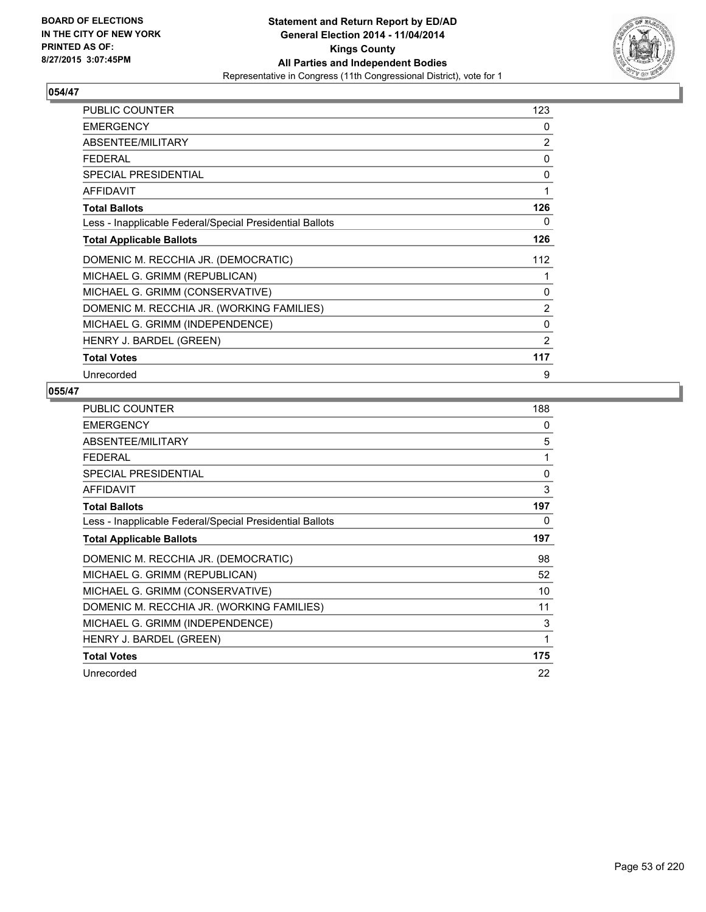**BOARD OF ELECTIONS**
**IN THE CITY OF NEW YORK**
**PRINTED AS OF:**
**8/27/2015 3:07:45PM**

**Statement and Return Report by ED/AD**
**General Election 2014 - 11/04/2014**
**Kings County**
**All Parties and Independent Bodies**
Representative in Congress (11th Congressional District), vote for 1

## 054/47

| | |
|---|---|
| PUBLIC COUNTER | 123 |
| EMERGENCY | 0 |
| ABSENTEE/MILITARY | 2 |
| FEDERAL | 0 |
| SPECIAL PRESIDENTIAL | 0 |
| AFFIDAVIT | 1 |
| **Total Ballots** | **126** |
| Less - Inapplicable Federal/Special Presidential Ballots | 0 |
| **Total Applicable Ballots** | **126** |
| DOMENIC M. RECCHIA JR. (DEMOCRATIC) | 112 |
| MICHAEL G. GRIMM (REPUBLICAN) | 1 |
| MICHAEL G. GRIMM (CONSERVATIVE) | 0 |
| DOMENIC M. RECCHIA JR. (WORKING FAMILIES) | 2 |
| MICHAEL G. GRIMM (INDEPENDENCE) | 0 |
| HENRY J. BARDEL (GREEN) | 2 |
| **Total Votes** | **117** |
| Unrecorded | 9 |

## 055/47

| | |
|---|---|
| PUBLIC COUNTER | 188 |
| EMERGENCY | 0 |
| ABSENTEE/MILITARY | 5 |
| FEDERAL | 1 |
| SPECIAL PRESIDENTIAL | 0 |
| AFFIDAVIT | 3 |
| **Total Ballots** | **197** |
| Less - Inapplicable Federal/Special Presidential Ballots | 0 |
| **Total Applicable Ballots** | **197** |
| DOMENIC M. RECCHIA JR. (DEMOCRATIC) | 98 |
| MICHAEL G. GRIMM (REPUBLICAN) | 52 |
| MICHAEL G. GRIMM (CONSERVATIVE) | 10 |
| DOMENIC M. RECCHIA JR. (WORKING FAMILIES) | 11 |
| MICHAEL G. GRIMM (INDEPENDENCE) | 3 |
| HENRY J. BARDEL (GREEN) | 1 |
| **Total Votes** | **175** |
| Unrecorded | 22 |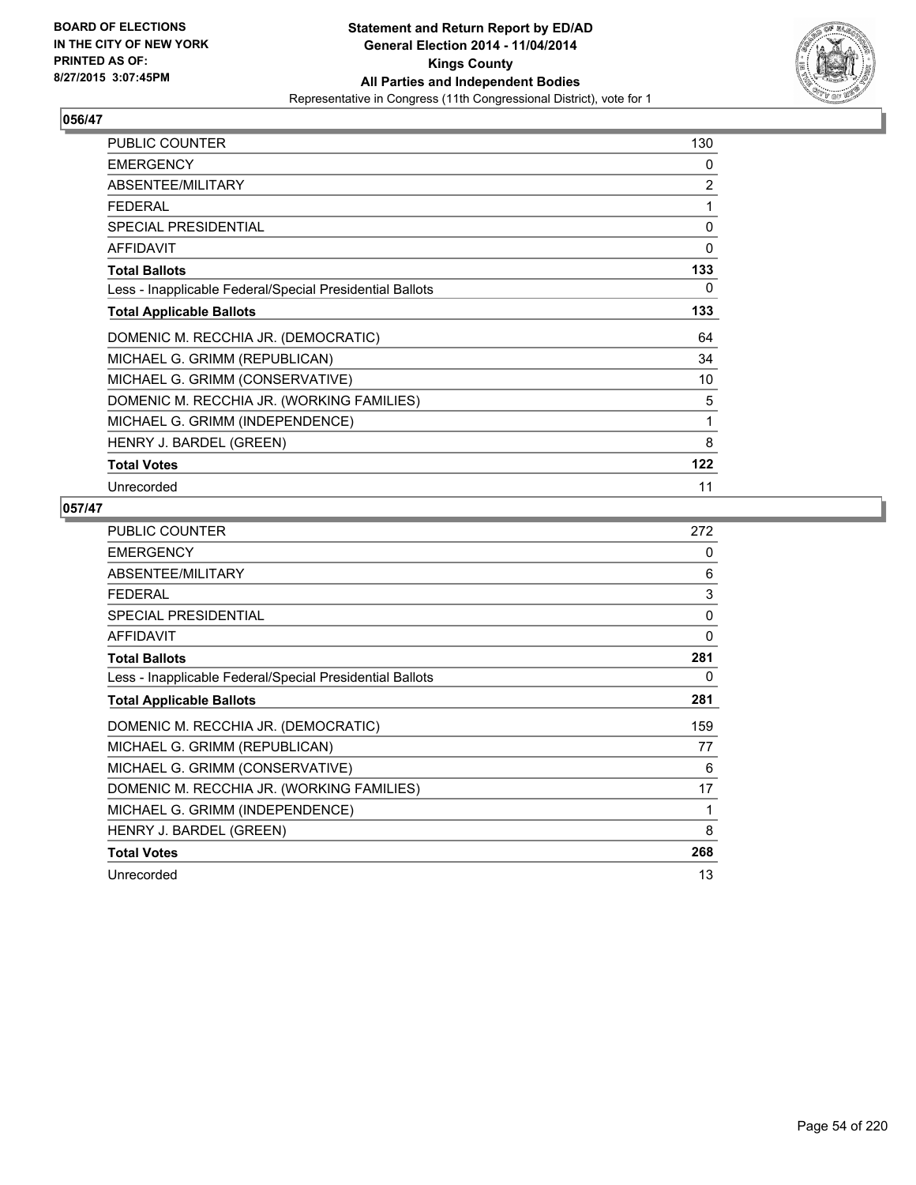**BOARD OF ELECTIONS IN THE CITY OF NEW YORK PRINTED AS OF: 8/27/2015 3:07:45PM**

# Statement and Return Report by ED/AD General Election 2014 - 11/04/2014 Kings County All Parties and Independent Bodies

Representative in Congress (11th Congressional District), vote for 1

## 056/47

| | |
|---|---|
| PUBLIC COUNTER | 130 |
| EMERGENCY | 0 |
| ABSENTEE/MILITARY | 2 |
| FEDERAL | 1 |
| SPECIAL PRESIDENTIAL | 0 |
| AFFIDAVIT | 0 |
| **Total Ballots** | **133** |
| Less - Inapplicable Federal/Special Presidential Ballots | 0 |
| **Total Applicable Ballots** | **133** |
| DOMENIC M. RECCHIA JR. (DEMOCRATIC) | 64 |
| MICHAEL G. GRIMM (REPUBLICAN) | 34 |
| MICHAEL G. GRIMM (CONSERVATIVE) | 10 |
| DOMENIC M. RECCHIA JR. (WORKING FAMILIES) | 5 |
| MICHAEL G. GRIMM (INDEPENDENCE) | 1 |
| HENRY J. BARDEL (GREEN) | 8 |
| **Total Votes** | **122** |
| Unrecorded | 11 |

## 057/47

| | |
|---|---|
| PUBLIC COUNTER | 272 |
| EMERGENCY | 0 |
| ABSENTEE/MILITARY | 6 |
| FEDERAL | 3 |
| SPECIAL PRESIDENTIAL | 0 |
| AFFIDAVIT | 0 |
| **Total Ballots** | **281** |
| Less - Inapplicable Federal/Special Presidential Ballots | 0 |
| **Total Applicable Ballots** | **281** |
| DOMENIC M. RECCHIA JR. (DEMOCRATIC) | 159 |
| MICHAEL G. GRIMM (REPUBLICAN) | 77 |
| MICHAEL G. GRIMM (CONSERVATIVE) | 6 |
| DOMENIC M. RECCHIA JR. (WORKING FAMILIES) | 17 |
| MICHAEL G. GRIMM (INDEPENDENCE) | 1 |
| HENRY J. BARDEL (GREEN) | 8 |
| **Total Votes** | **268** |
| Unrecorded | 13 |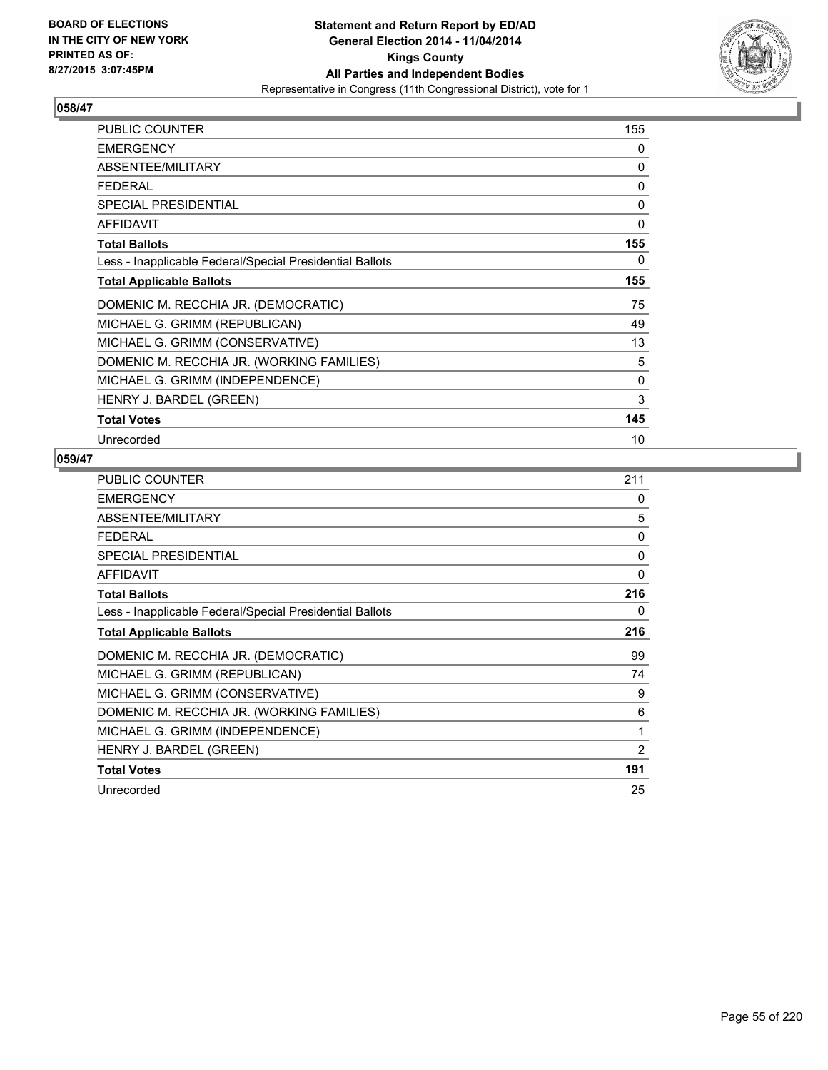**BOARD OF ELECTIONS IN THE CITY OF NEW YORK PRINTED AS OF: 8/27/2015 3:07:45PM**

**Statement and Return Report by ED/AD General Election 2014 - 11/04/2014 Kings County All Parties and Independent Bodies**

Representative in Congress (11th Congressional District), vote for 1

## 058/47

| | |
|---|---|
| PUBLIC COUNTER | 155 |
| EMERGENCY | 0 |
| ABSENTEE/MILITARY | 0 |
| FEDERAL | 0 |
| SPECIAL PRESIDENTIAL | 0 |
| AFFIDAVIT | 0 |
| **Total Ballots** | **155** |
| Less - Inapplicable Federal/Special Presidential Ballots | 0 |
| **Total Applicable Ballots** | **155** |
| DOMENIC M. RECCHIA JR. (DEMOCRATIC) | 75 |
| MICHAEL G. GRIMM (REPUBLICAN) | 49 |
| MICHAEL G. GRIMM (CONSERVATIVE) | 13 |
| DOMENIC M. RECCHIA JR. (WORKING FAMILIES) | 5 |
| MICHAEL G. GRIMM (INDEPENDENCE) | 0 |
| HENRY J. BARDEL (GREEN) | 3 |
| **Total Votes** | **145** |
| Unrecorded | 10 |

## 059/47

| | |
|---|---|
| PUBLIC COUNTER | 211 |
| EMERGENCY | 0 |
| ABSENTEE/MILITARY | 5 |
| FEDERAL | 0 |
| SPECIAL PRESIDENTIAL | 0 |
| AFFIDAVIT | 0 |
| **Total Ballots** | **216** |
| Less - Inapplicable Federal/Special Presidential Ballots | 0 |
| **Total Applicable Ballots** | **216** |
| DOMENIC M. RECCHIA JR. (DEMOCRATIC) | 99 |
| MICHAEL G. GRIMM (REPUBLICAN) | 74 |
| MICHAEL G. GRIMM (CONSERVATIVE) | 9 |
| DOMENIC M. RECCHIA JR. (WORKING FAMILIES) | 6 |
| MICHAEL G. GRIMM (INDEPENDENCE) | 1 |
| HENRY J. BARDEL (GREEN) | 2 |
| **Total Votes** | **191** |
| Unrecorded | 25 |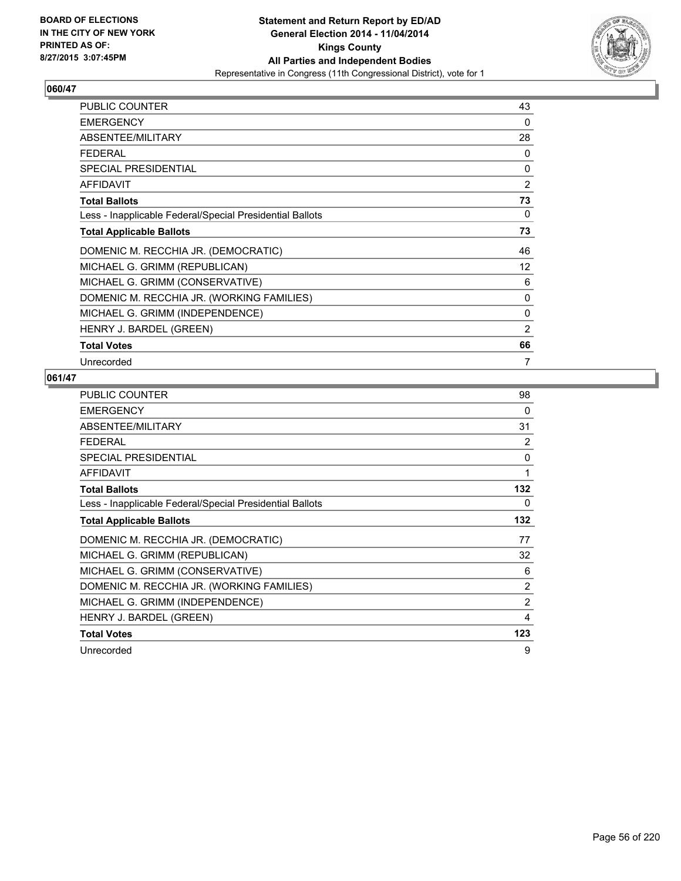**Statement and Return Report by ED/AD**
**General Election 2014 - 11/04/2014**
**Kings County**
**All Parties and Independent Bodies**
Representative in Congress (11th Congressional District), vote for 1

BOARD OF ELECTIONS
IN THE CITY OF NEW YORK
PRINTED AS OF:
8/27/2015 3:07:45PM

## 060/47

| | |
|---|---|
| PUBLIC COUNTER | 43 |
| EMERGENCY | 0 |
| ABSENTEE/MILITARY | 28 |
| FEDERAL | 0 |
| SPECIAL PRESIDENTIAL | 0 |
| AFFIDAVIT | 2 |
| **Total Ballots** | **73** |
| Less - Inapplicable Federal/Special Presidential Ballots | 0 |
| **Total Applicable Ballots** | **73** |
| DOMENIC M. RECCHIA JR. (DEMOCRATIC) | 46 |
| MICHAEL G. GRIMM (REPUBLICAN) | 12 |
| MICHAEL G. GRIMM (CONSERVATIVE) | 6 |
| DOMENIC M. RECCHIA JR. (WORKING FAMILIES) | 0 |
| MICHAEL G. GRIMM (INDEPENDENCE) | 0 |
| HENRY J. BARDEL (GREEN) | 2 |
| **Total Votes** | **66** |
| Unrecorded | 7 |

## 061/47

| | |
|---|---|
| PUBLIC COUNTER | 98 |
| EMERGENCY | 0 |
| ABSENTEE/MILITARY | 31 |
| FEDERAL | 2 |
| SPECIAL PRESIDENTIAL | 0 |
| AFFIDAVIT | 1 |
| **Total Ballots** | **132** |
| Less - Inapplicable Federal/Special Presidential Ballots | 0 |
| **Total Applicable Ballots** | **132** |
| DOMENIC M. RECCHIA JR. (DEMOCRATIC) | 77 |
| MICHAEL G. GRIMM (REPUBLICAN) | 32 |
| MICHAEL G. GRIMM (CONSERVATIVE) | 6 |
| DOMENIC M. RECCHIA JR. (WORKING FAMILIES) | 2 |
| MICHAEL G. GRIMM (INDEPENDENCE) | 2 |
| HENRY J. BARDEL (GREEN) | 4 |
| **Total Votes** | **123** |
| Unrecorded | 9 |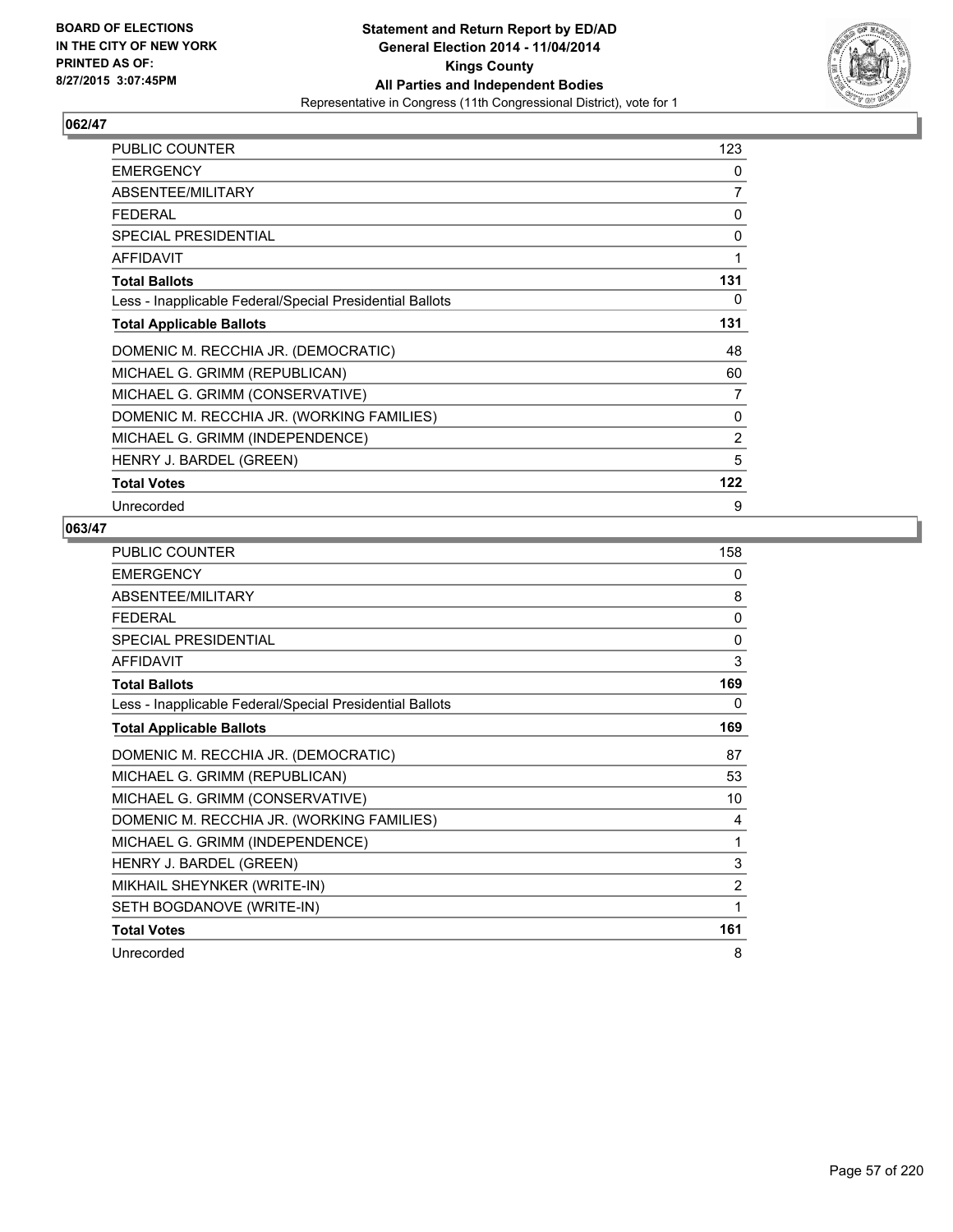**BOARD OF ELECTIONS IN THE CITY OF NEW YORK PRINTED AS OF: 8/27/2015 3:07:45PM**

**Statement and Return Report by ED/AD**
**General Election 2014 - 11/04/2014**
**Kings County**
**All Parties and Independent Bodies**
Representative in Congress (11th Congressional District), vote for 1

## 062/47

| | |
|---|---|
| PUBLIC COUNTER | 123 |
| EMERGENCY | 0 |
| ABSENTEE/MILITARY | 7 |
| FEDERAL | 0 |
| SPECIAL PRESIDENTIAL | 0 |
| AFFIDAVIT | 1 |
| **Total Ballots** | **131** |
| Less - Inapplicable Federal/Special Presidential Ballots | 0 |
| **Total Applicable Ballots** | **131** |
| DOMENIC M. RECCHIA JR. (DEMOCRATIC) | 48 |
| MICHAEL G. GRIMM (REPUBLICAN) | 60 |
| MICHAEL G. GRIMM (CONSERVATIVE) | 7 |
| DOMENIC M. RECCHIA JR. (WORKING FAMILIES) | 0 |
| MICHAEL G. GRIMM (INDEPENDENCE) | 2 |
| HENRY J. BARDEL (GREEN) | 5 |
| **Total Votes** | **122** |
| Unrecorded | 9 |

## 063/47

| | |
|---|---|
| PUBLIC COUNTER | 158 |
| EMERGENCY | 0 |
| ABSENTEE/MILITARY | 8 |
| FEDERAL | 0 |
| SPECIAL PRESIDENTIAL | 0 |
| AFFIDAVIT | 3 |
| **Total Ballots** | **169** |
| Less - Inapplicable Federal/Special Presidential Ballots | 0 |
| **Total Applicable Ballots** | **169** |
| DOMENIC M. RECCHIA JR. (DEMOCRATIC) | 87 |
| MICHAEL G. GRIMM (REPUBLICAN) | 53 |
| MICHAEL G. GRIMM (CONSERVATIVE) | 10 |
| DOMENIC M. RECCHIA JR. (WORKING FAMILIES) | 4 |
| MICHAEL G. GRIMM (INDEPENDENCE) | 1 |
| HENRY J. BARDEL (GREEN) | 3 |
| MIKHAIL SHEYNKER (WRITE-IN) | 2 |
| SETH BOGDANOVE (WRITE-IN) | 1 |
| **Total Votes** | **161** |
| Unrecorded | 8 |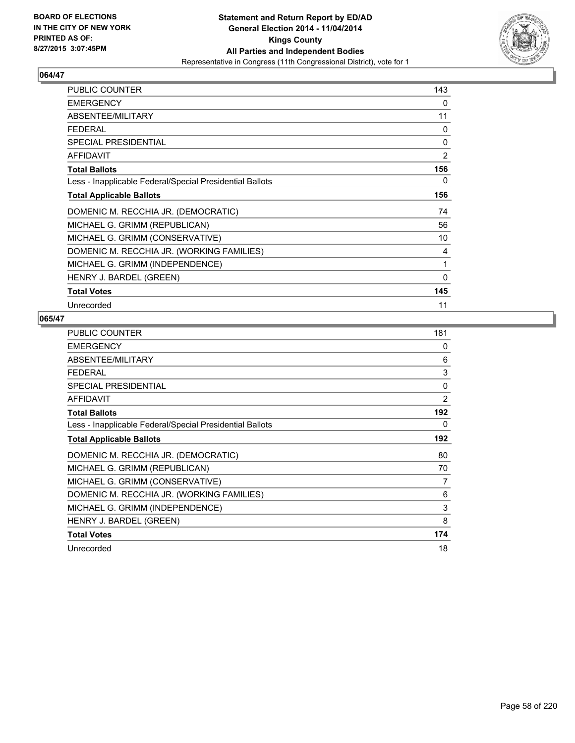**BOARD OF ELECTIONS IN THE CITY OF NEW YORK PRINTED AS OF: 8/27/2015 3:07:45PM**

**Statement and Return Report by ED/AD General Election 2014 - 11/04/2014 Kings County All Parties and Independent Bodies**
Representative in Congress (11th Congressional District), vote for 1

## 064/47

| | |
|---|---|
| PUBLIC COUNTER | 143 |
| EMERGENCY | 0 |
| ABSENTEE/MILITARY | 11 |
| FEDERAL | 0 |
| SPECIAL PRESIDENTIAL | 0 |
| AFFIDAVIT | 2 |
| **Total Ballots** | **156** |
| Less - Inapplicable Federal/Special Presidential Ballots | 0 |
| **Total Applicable Ballots** | **156** |
| DOMENIC M. RECCHIA JR. (DEMOCRATIC) | 74 |
| MICHAEL G. GRIMM (REPUBLICAN) | 56 |
| MICHAEL G. GRIMM (CONSERVATIVE) | 10 |
| DOMENIC M. RECCHIA JR. (WORKING FAMILIES) | 4 |
| MICHAEL G. GRIMM (INDEPENDENCE) | 1 |
| HENRY J. BARDEL (GREEN) | 0 |
| **Total Votes** | **145** |
| Unrecorded | 11 |

## 065/47

| | |
|---|---|
| PUBLIC COUNTER | 181 |
| EMERGENCY | 0 |
| ABSENTEE/MILITARY | 6 |
| FEDERAL | 3 |
| SPECIAL PRESIDENTIAL | 0 |
| AFFIDAVIT | 2 |
| **Total Ballots** | **192** |
| Less - Inapplicable Federal/Special Presidential Ballots | 0 |
| **Total Applicable Ballots** | **192** |
| DOMENIC M. RECCHIA JR. (DEMOCRATIC) | 80 |
| MICHAEL G. GRIMM (REPUBLICAN) | 70 |
| MICHAEL G. GRIMM (CONSERVATIVE) | 7 |
| DOMENIC M. RECCHIA JR. (WORKING FAMILIES) | 6 |
| MICHAEL G. GRIMM (INDEPENDENCE) | 3 |
| HENRY J. BARDEL (GREEN) | 8 |
| **Total Votes** | **174** |
| Unrecorded | 18 |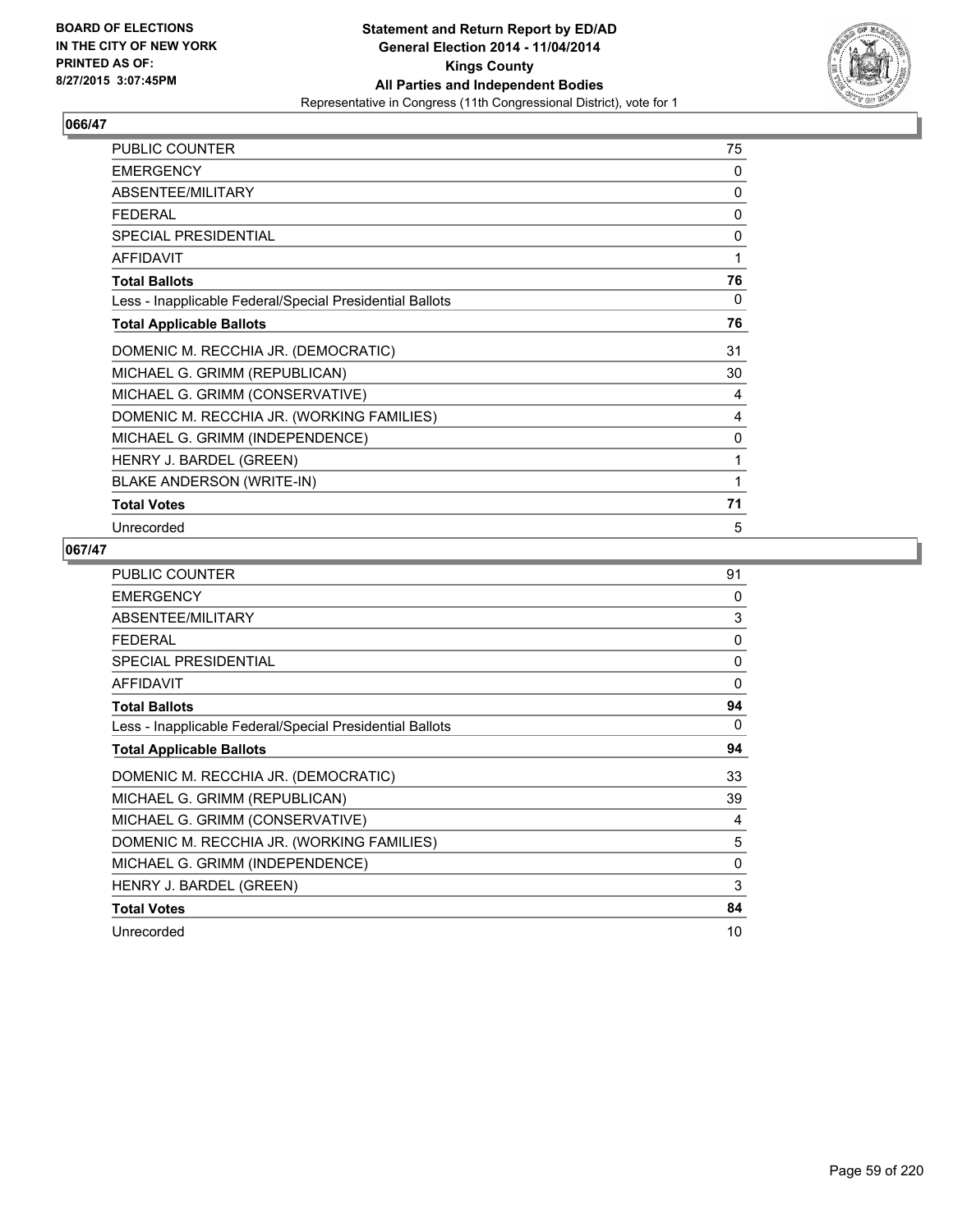BOARD OF ELECTIONS
IN THE CITY OF NEW YORK
PRINTED AS OF:
8/27/2015 3:07:45PM

**Statement and Return Report by ED/AD**
**General Election 2014 - 11/04/2014**
**Kings County**
**All Parties and Independent Bodies**
Representative in Congress (11th Congressional District), vote for 1

### 066/47

| | |
|---|---|
| PUBLIC COUNTER | 75 |
| EMERGENCY | 0 |
| ABSENTEE/MILITARY | 0 |
| FEDERAL | 0 |
| SPECIAL PRESIDENTIAL | 0 |
| AFFIDAVIT | 1 |
| **Total Ballots** | **76** |
| Less - Inapplicable Federal/Special Presidential Ballots | 0 |
| **Total Applicable Ballots** | **76** |
| DOMENIC M. RECCHIA JR. (DEMOCRATIC) | 31 |
| MICHAEL G. GRIMM (REPUBLICAN) | 30 |
| MICHAEL G. GRIMM (CONSERVATIVE) | 4 |
| DOMENIC M. RECCHIA JR. (WORKING FAMILIES) | 4 |
| MICHAEL G. GRIMM (INDEPENDENCE) | 0 |
| HENRY J. BARDEL (GREEN) | 1 |
| BLAKE ANDERSON (WRITE-IN) | 1 |
| **Total Votes** | **71** |
| Unrecorded | 5 |

### 067/47

| | |
|---|---|
| PUBLIC COUNTER | 91 |
| EMERGENCY | 0 |
| ABSENTEE/MILITARY | 3 |
| FEDERAL | 0 |
| SPECIAL PRESIDENTIAL | 0 |
| AFFIDAVIT | 0 |
| **Total Ballots** | **94** |
| Less - Inapplicable Federal/Special Presidential Ballots | 0 |
| **Total Applicable Ballots** | **94** |
| DOMENIC M. RECCHIA JR. (DEMOCRATIC) | 33 |
| MICHAEL G. GRIMM (REPUBLICAN) | 39 |
| MICHAEL G. GRIMM (CONSERVATIVE) | 4 |
| DOMENIC M. RECCHIA JR. (WORKING FAMILIES) | 5 |
| MICHAEL G. GRIMM (INDEPENDENCE) | 0 |
| HENRY J. BARDEL (GREEN) | 3 |
| **Total Votes** | **84** |
| Unrecorded | 10 |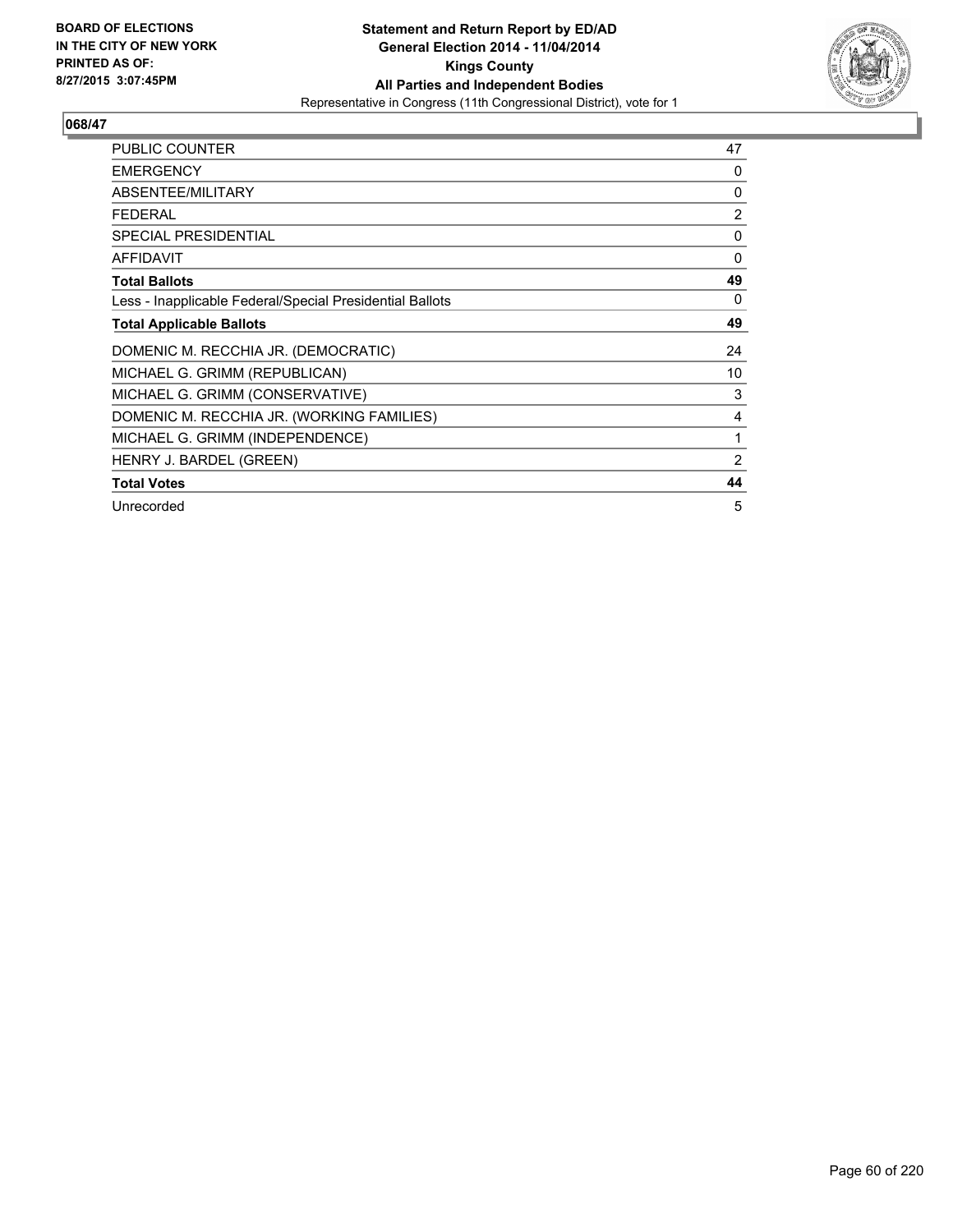BOARD OF ELECTIONS
IN THE CITY OF NEW YORK
PRINTED AS OF:
8/27/2015 3:07:45PM

**Statement and Return Report by ED/AD**
**General Election 2014 - 11/04/2014**
**Kings County**
**All Parties and Independent Bodies**
Representative in Congress (11th Congressional District), vote for 1

**068/47**

| | |
|---|---|
| PUBLIC COUNTER | 47 |
| EMERGENCY | 0 |
| ABSENTEE/MILITARY | 0 |
| FEDERAL | 2 |
| SPECIAL PRESIDENTIAL | 0 |
| AFFIDAVIT | 0 |
| **Total Ballots** | **49** |
| Less - Inapplicable Federal/Special Presidential Ballots | 0 |
| **Total Applicable Ballots** | **49** |
| DOMENIC M. RECCHIA JR. (DEMOCRATIC) | 24 |
| MICHAEL G. GRIMM (REPUBLICAN) | 10 |
| MICHAEL G. GRIMM (CONSERVATIVE) | 3 |
| DOMENIC M. RECCHIA JR. (WORKING FAMILIES) | 4 |
| MICHAEL G. GRIMM (INDEPENDENCE) | 1 |
| HENRY J. BARDEL (GREEN) | 2 |
| **Total Votes** | **44** |
| Unrecorded | 5 |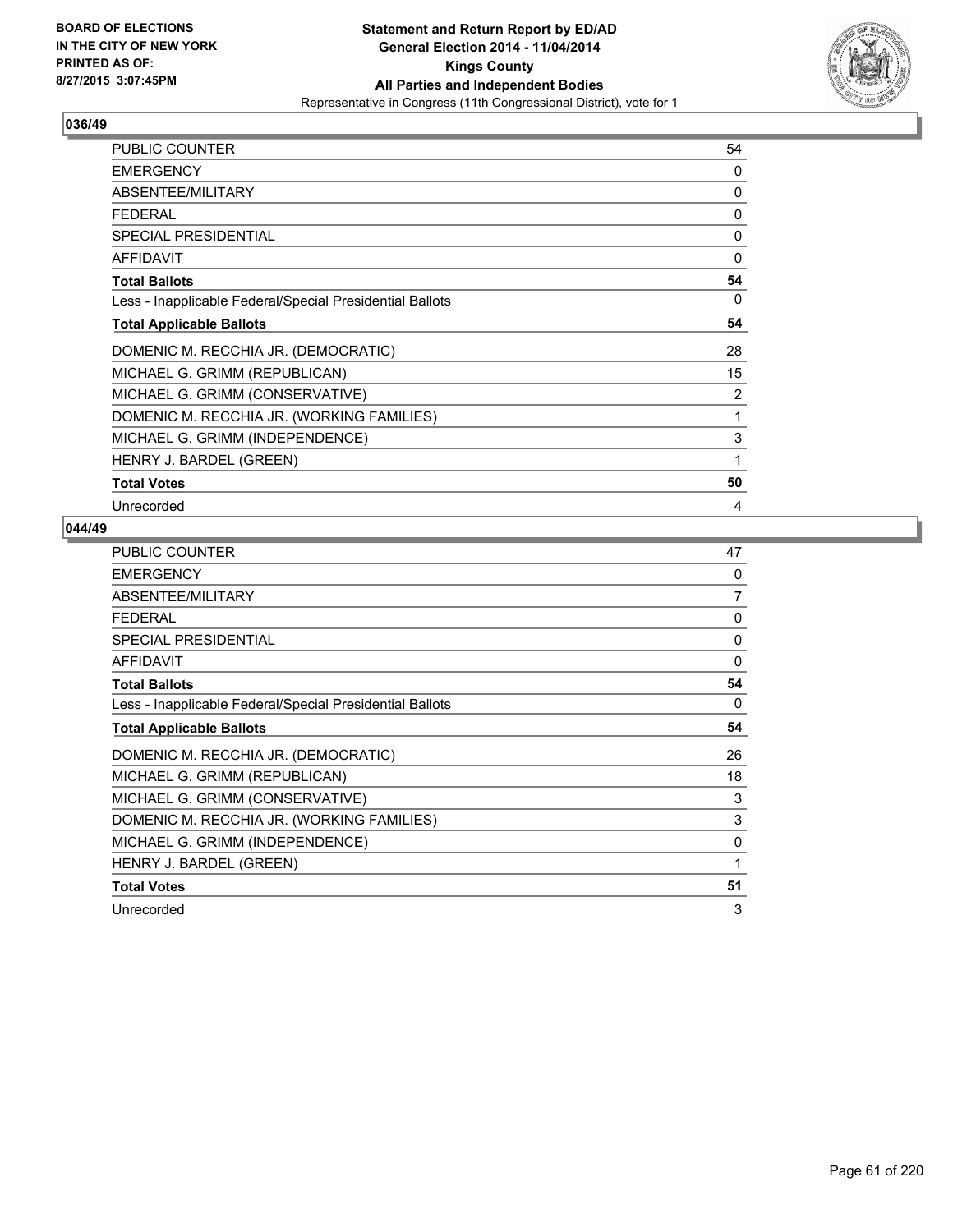**BOARD OF ELECTIONS IN THE CITY OF NEW YORK PRINTED AS OF: 8/27/2015 3:07:45PM**

# Statement and Return Report by ED/AD
## General Election 2014 - 11/04/2014
## Kings County
## All Parties and Independent Bodies
Representative in Congress (11th Congressional District), vote for 1

### 036/49

| | |
|---|---|
| PUBLIC COUNTER | 54 |
| EMERGENCY | 0 |
| ABSENTEE/MILITARY | 0 |
| FEDERAL | 0 |
| SPECIAL PRESIDENTIAL | 0 |
| AFFIDAVIT | 0 |
| **Total Ballots** | **54** |
| Less - Inapplicable Federal/Special Presidential Ballots | 0 |
| **Total Applicable Ballots** | **54** |
| DOMENIC M. RECCHIA JR. (DEMOCRATIC) | 28 |
| MICHAEL G. GRIMM (REPUBLICAN) | 15 |
| MICHAEL G. GRIMM (CONSERVATIVE) | 2 |
| DOMENIC M. RECCHIA JR. (WORKING FAMILIES) | 1 |
| MICHAEL G. GRIMM (INDEPENDENCE) | 3 |
| HENRY J. BARDEL (GREEN) | 1 |
| **Total Votes** | **50** |
| Unrecorded | 4 |

### 044/49

| | |
|---|---|
| PUBLIC COUNTER | 47 |
| EMERGENCY | 0 |
| ABSENTEE/MILITARY | 7 |
| FEDERAL | 0 |
| SPECIAL PRESIDENTIAL | 0 |
| AFFIDAVIT | 0 |
| **Total Ballots** | **54** |
| Less - Inapplicable Federal/Special Presidential Ballots | 0 |
| **Total Applicable Ballots** | **54** |
| DOMENIC M. RECCHIA JR. (DEMOCRATIC) | 26 |
| MICHAEL G. GRIMM (REPUBLICAN) | 18 |
| MICHAEL G. GRIMM (CONSERVATIVE) | 3 |
| DOMENIC M. RECCHIA JR. (WORKING FAMILIES) | 3 |
| MICHAEL G. GRIMM (INDEPENDENCE) | 0 |
| HENRY J. BARDEL (GREEN) | 1 |
| **Total Votes** | **51** |
| Unrecorded | 3 |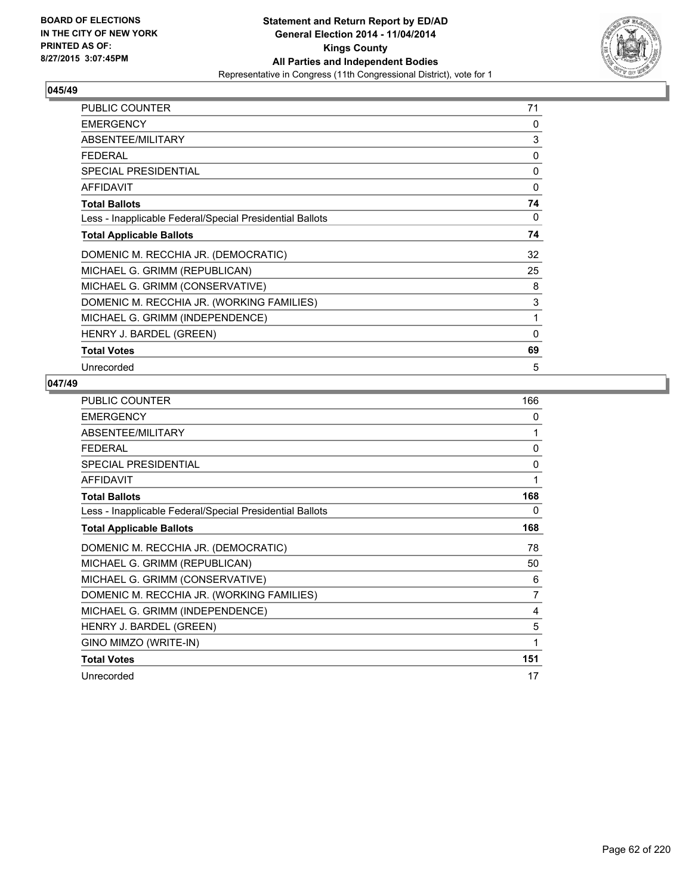**BOARD OF ELECTIONS IN THE CITY OF NEW YORK PRINTED AS OF: 8/27/2015 3:07:45PM**

**Statement and Return Report by ED/AD General Election 2014 - 11/04/2014 Kings County All Parties and Independent Bodies**
Representative in Congress (11th Congressional District), vote for 1

## 045/49

| | |
|---|---|
| PUBLIC COUNTER | 71 |
| EMERGENCY | 0 |
| ABSENTEE/MILITARY | 3 |
| FEDERAL | 0 |
| SPECIAL PRESIDENTIAL | 0 |
| AFFIDAVIT | 0 |
| **Total Ballots** | **74** |
| Less - Inapplicable Federal/Special Presidential Ballots | 0 |
| **Total Applicable Ballots** | **74** |
| DOMENIC M. RECCHIA JR. (DEMOCRATIC) | 32 |
| MICHAEL G. GRIMM (REPUBLICAN) | 25 |
| MICHAEL G. GRIMM (CONSERVATIVE) | 8 |
| DOMENIC M. RECCHIA JR. (WORKING FAMILIES) | 3 |
| MICHAEL G. GRIMM (INDEPENDENCE) | 1 |
| HENRY J. BARDEL (GREEN) | 0 |
| **Total Votes** | **69** |
| Unrecorded | 5 |

## 047/49

| | |
|---|---|
| PUBLIC COUNTER | 166 |
| EMERGENCY | 0 |
| ABSENTEE/MILITARY | 1 |
| FEDERAL | 0 |
| SPECIAL PRESIDENTIAL | 0 |
| AFFIDAVIT | 1 |
| **Total Ballots** | **168** |
| Less - Inapplicable Federal/Special Presidential Ballots | 0 |
| **Total Applicable Ballots** | **168** |
| DOMENIC M. RECCHIA JR. (DEMOCRATIC) | 78 |
| MICHAEL G. GRIMM (REPUBLICAN) | 50 |
| MICHAEL G. GRIMM (CONSERVATIVE) | 6 |
| DOMENIC M. RECCHIA JR. (WORKING FAMILIES) | 7 |
| MICHAEL G. GRIMM (INDEPENDENCE) | 4 |
| HENRY J. BARDEL (GREEN) | 5 |
| GINO MIMZO (WRITE-IN) | 1 |
| **Total Votes** | **151** |
| Unrecorded | 17 |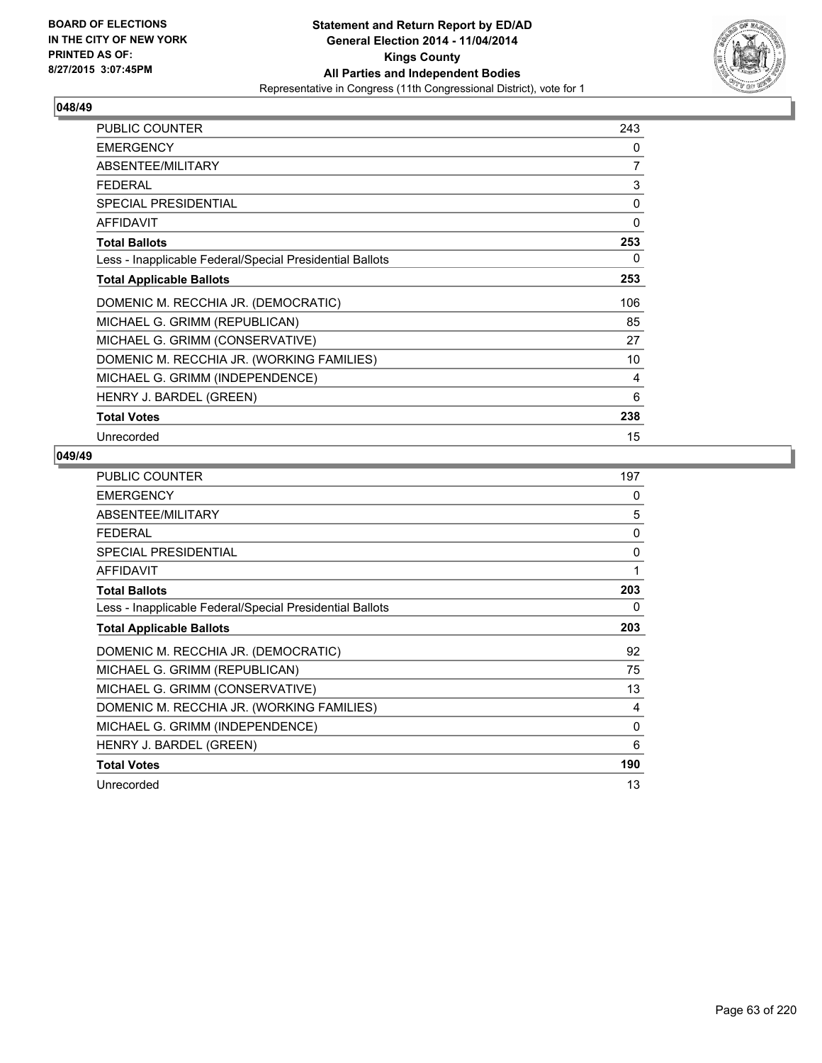# Statement and Return Report by ED/AD
## General Election 2014 - 11/04/2014
## Kings County
## All Parties and Independent Bodies
Representative in Congress (11th Congressional District), vote for 1

BOARD OF ELECTIONS
IN THE CITY OF NEW YORK
PRINTED AS OF:
8/27/2015 3:07:45PM

### 048/49

| | |
|---|---|
| PUBLIC COUNTER | 243 |
| EMERGENCY | 0 |
| ABSENTEE/MILITARY | 7 |
| FEDERAL | 3 |
| SPECIAL PRESIDENTIAL | 0 |
| AFFIDAVIT | 0 |
| **Total Ballots** | **253** |
| Less - Inapplicable Federal/Special Presidential Ballots | 0 |
| **Total Applicable Ballots** | **253** |
| DOMENIC M. RECCHIA JR. (DEMOCRATIC) | 106 |
| MICHAEL G. GRIMM (REPUBLICAN) | 85 |
| MICHAEL G. GRIMM (CONSERVATIVE) | 27 |
| DOMENIC M. RECCHIA JR. (WORKING FAMILIES) | 10 |
| MICHAEL G. GRIMM (INDEPENDENCE) | 4 |
| HENRY J. BARDEL (GREEN) | 6 |
| **Total Votes** | **238** |
| Unrecorded | 15 |

### 049/49

| | |
|---|---|
| PUBLIC COUNTER | 197 |
| EMERGENCY | 0 |
| ABSENTEE/MILITARY | 5 |
| FEDERAL | 0 |
| SPECIAL PRESIDENTIAL | 0 |
| AFFIDAVIT | 1 |
| **Total Ballots** | **203** |
| Less - Inapplicable Federal/Special Presidential Ballots | 0 |
| **Total Applicable Ballots** | **203** |
| DOMENIC M. RECCHIA JR. (DEMOCRATIC) | 92 |
| MICHAEL G. GRIMM (REPUBLICAN) | 75 |
| MICHAEL G. GRIMM (CONSERVATIVE) | 13 |
| DOMENIC M. RECCHIA JR. (WORKING FAMILIES) | 4 |
| MICHAEL G. GRIMM (INDEPENDENCE) | 0 |
| HENRY J. BARDEL (GREEN) | 6 |
| **Total Votes** | **190** |
| Unrecorded | 13 |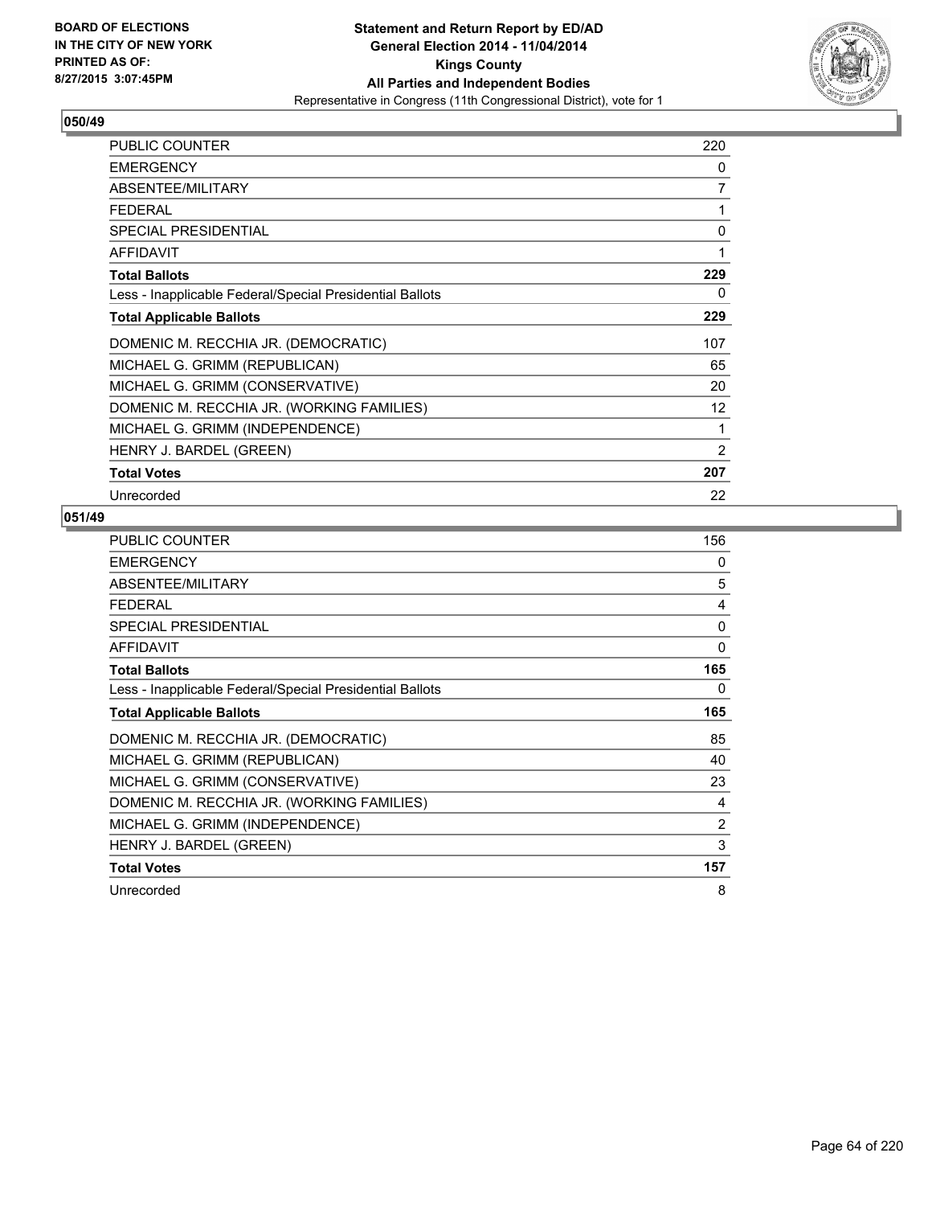**BOARD OF ELECTIONS IN THE CITY OF NEW YORK PRINTED AS OF: 8/27/2015 3:07:45PM**

**Statement and Return Report by ED/AD General Election 2014 - 11/04/2014 Kings County All Parties and Independent Bodies**

Representative in Congress (11th Congressional District), vote for 1

## 050/49

| | |
|---|---|
| PUBLIC COUNTER | 220 |
| EMERGENCY | 0 |
| ABSENTEE/MILITARY | 7 |
| FEDERAL | 1 |
| SPECIAL PRESIDENTIAL | 0 |
| AFFIDAVIT | 1 |
| **Total Ballots** | **229** |
| Less - Inapplicable Federal/Special Presidential Ballots | 0 |
| **Total Applicable Ballots** | **229** |
| DOMENIC M. RECCHIA JR. (DEMOCRATIC) | 107 |
| MICHAEL G. GRIMM (REPUBLICAN) | 65 |
| MICHAEL G. GRIMM (CONSERVATIVE) | 20 |
| DOMENIC M. RECCHIA JR. (WORKING FAMILIES) | 12 |
| MICHAEL G. GRIMM (INDEPENDENCE) | 1 |
| HENRY J. BARDEL (GREEN) | 2 |
| **Total Votes** | **207** |
| Unrecorded | 22 |

## 051/49

| | |
|---|---|
| PUBLIC COUNTER | 156 |
| EMERGENCY | 0 |
| ABSENTEE/MILITARY | 5 |
| FEDERAL | 4 |
| SPECIAL PRESIDENTIAL | 0 |
| AFFIDAVIT | 0 |
| **Total Ballots** | **165** |
| Less - Inapplicable Federal/Special Presidential Ballots | 0 |
| **Total Applicable Ballots** | **165** |
| DOMENIC M. RECCHIA JR. (DEMOCRATIC) | 85 |
| MICHAEL G. GRIMM (REPUBLICAN) | 40 |
| MICHAEL G. GRIMM (CONSERVATIVE) | 23 |
| DOMENIC M. RECCHIA JR. (WORKING FAMILIES) | 4 |
| MICHAEL G. GRIMM (INDEPENDENCE) | 2 |
| HENRY J. BARDEL (GREEN) | 3 |
| **Total Votes** | **157** |
| Unrecorded | 8 |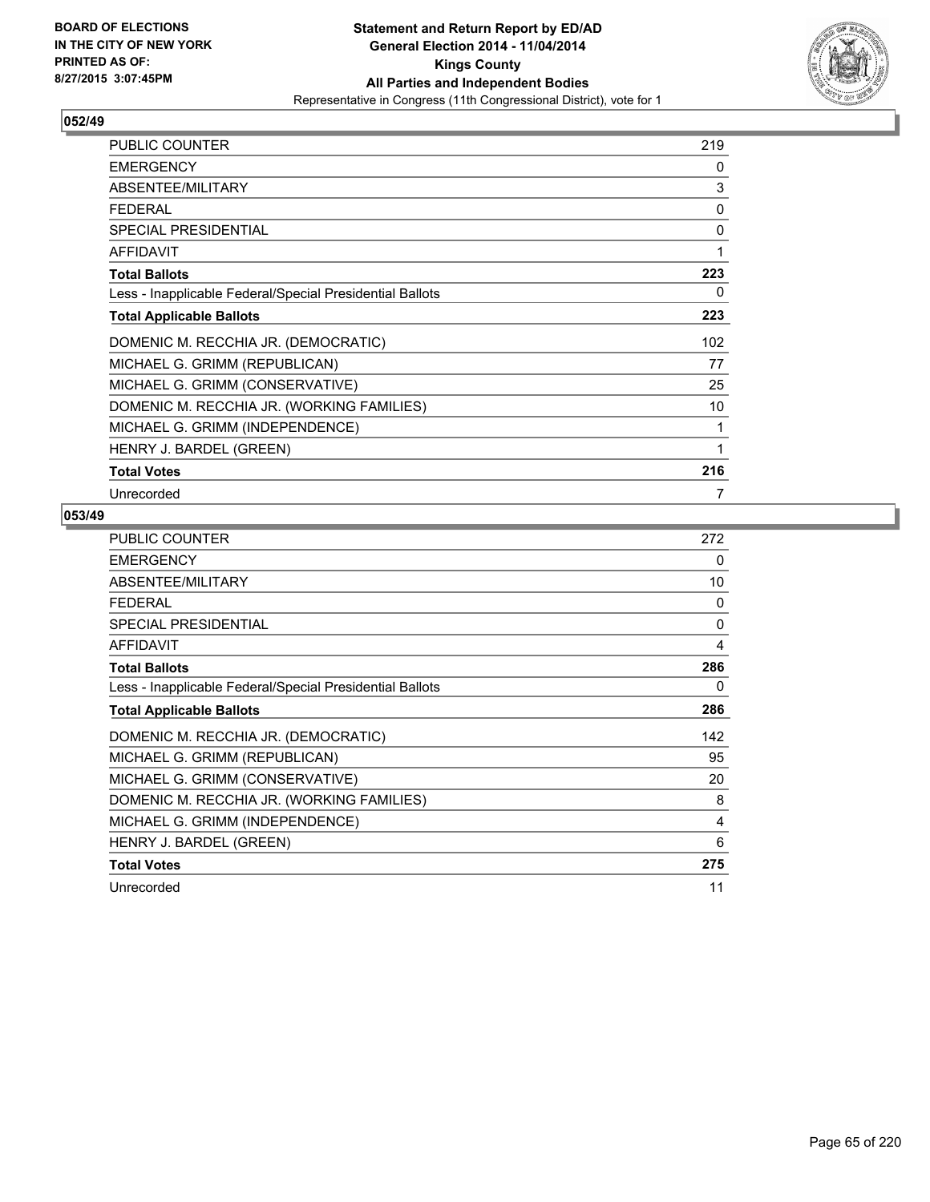BOARD OF ELECTIONS
IN THE CITY OF NEW YORK
PRINTED AS OF:
8/27/2015 3:07:45PM

**Statement and Return Report by ED/AD**
**General Election 2014 - 11/04/2014**
**Kings County**
**All Parties and Independent Bodies**
Representative in Congress (11th Congressional District), vote for 1

### 052/49

| | |
|---|---|
| PUBLIC COUNTER | 219 |
| EMERGENCY | 0 |
| ABSENTEE/MILITARY | 3 |
| FEDERAL | 0 |
| SPECIAL PRESIDENTIAL | 0 |
| AFFIDAVIT | 1 |
| **Total Ballots** | **223** |
| Less - Inapplicable Federal/Special Presidential Ballots | 0 |
| **Total Applicable Ballots** | **223** |
| DOMENIC M. RECCHIA JR. (DEMOCRATIC) | 102 |
| MICHAEL G. GRIMM (REPUBLICAN) | 77 |
| MICHAEL G. GRIMM (CONSERVATIVE) | 25 |
| DOMENIC M. RECCHIA JR. (WORKING FAMILIES) | 10 |
| MICHAEL G. GRIMM (INDEPENDENCE) | 1 |
| HENRY J. BARDEL (GREEN) | 1 |
| **Total Votes** | **216** |
| Unrecorded | 7 |

### 053/49

| | |
|---|---|
| PUBLIC COUNTER | 272 |
| EMERGENCY | 0 |
| ABSENTEE/MILITARY | 10 |
| FEDERAL | 0 |
| SPECIAL PRESIDENTIAL | 0 |
| AFFIDAVIT | 4 |
| **Total Ballots** | **286** |
| Less - Inapplicable Federal/Special Presidential Ballots | 0 |
| **Total Applicable Ballots** | **286** |
| DOMENIC M. RECCHIA JR. (DEMOCRATIC) | 142 |
| MICHAEL G. GRIMM (REPUBLICAN) | 95 |
| MICHAEL G. GRIMM (CONSERVATIVE) | 20 |
| DOMENIC M. RECCHIA JR. (WORKING FAMILIES) | 8 |
| MICHAEL G. GRIMM (INDEPENDENCE) | 4 |
| HENRY J. BARDEL (GREEN) | 6 |
| **Total Votes** | **275** |
| Unrecorded | 11 |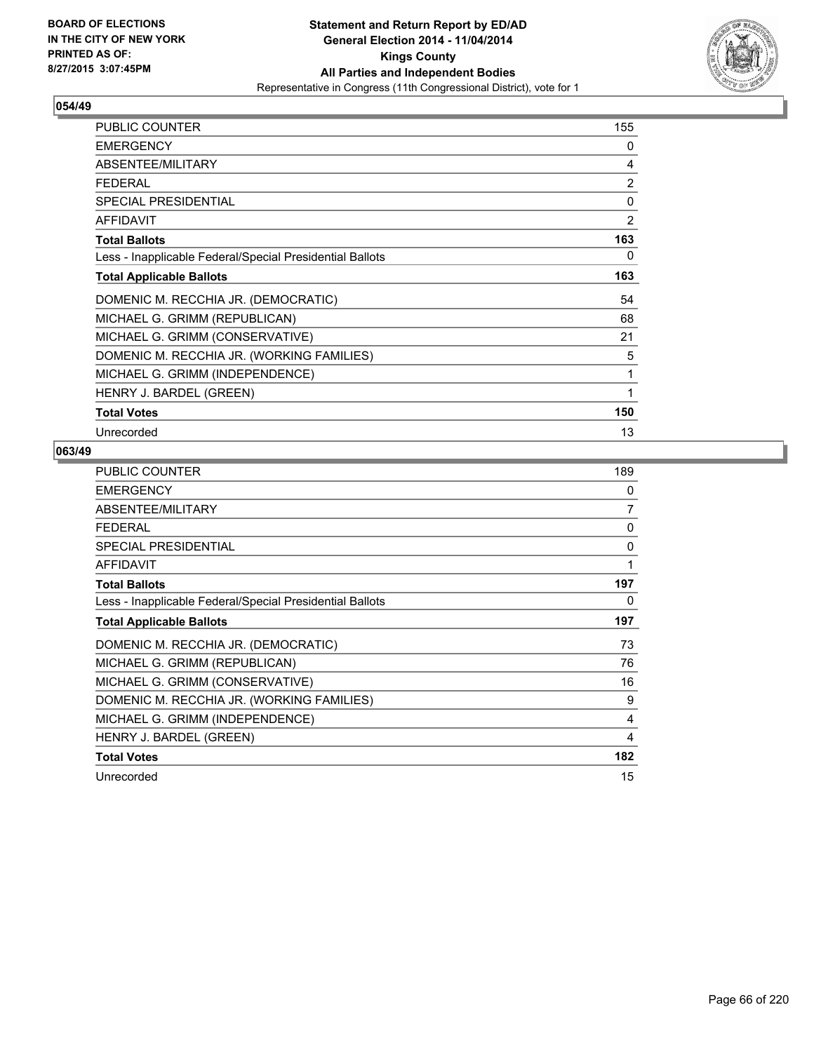**BOARD OF ELECTIONS IN THE CITY OF NEW YORK PRINTED AS OF: 8/27/2015 3:07:45PM**

**Statement and Return Report by ED/AD General Election 2014 - 11/04/2014 Kings County All Parties and Independent Bodies**
Representative in Congress (11th Congressional District), vote for 1

### 054/49

| | |
|---|---|
| PUBLIC COUNTER | 155 |
| EMERGENCY | 0 |
| ABSENTEE/MILITARY | 4 |
| FEDERAL | 2 |
| SPECIAL PRESIDENTIAL | 0 |
| AFFIDAVIT | 2 |
| **Total Ballots** | **163** |
| Less - Inapplicable Federal/Special Presidential Ballots | 0 |
| **Total Applicable Ballots** | **163** |
| DOMENIC M. RECCHIA JR. (DEMOCRATIC) | 54 |
| MICHAEL G. GRIMM (REPUBLICAN) | 68 |
| MICHAEL G. GRIMM (CONSERVATIVE) | 21 |
| DOMENIC M. RECCHIA JR. (WORKING FAMILIES) | 5 |
| MICHAEL G. GRIMM (INDEPENDENCE) | 1 |
| HENRY J. BARDEL (GREEN) | 1 |
| **Total Votes** | **150** |
| Unrecorded | 13 |

### 063/49

| | |
|---|---|
| PUBLIC COUNTER | 189 |
| EMERGENCY | 0 |
| ABSENTEE/MILITARY | 7 |
| FEDERAL | 0 |
| SPECIAL PRESIDENTIAL | 0 |
| AFFIDAVIT | 1 |
| **Total Ballots** | **197** |
| Less - Inapplicable Federal/Special Presidential Ballots | 0 |
| **Total Applicable Ballots** | **197** |
| DOMENIC M. RECCHIA JR. (DEMOCRATIC) | 73 |
| MICHAEL G. GRIMM (REPUBLICAN) | 76 |
| MICHAEL G. GRIMM (CONSERVATIVE) | 16 |
| DOMENIC M. RECCHIA JR. (WORKING FAMILIES) | 9 |
| MICHAEL G. GRIMM (INDEPENDENCE) | 4 |
| HENRY J. BARDEL (GREEN) | 4 |
| **Total Votes** | **182** |
| Unrecorded | 15 |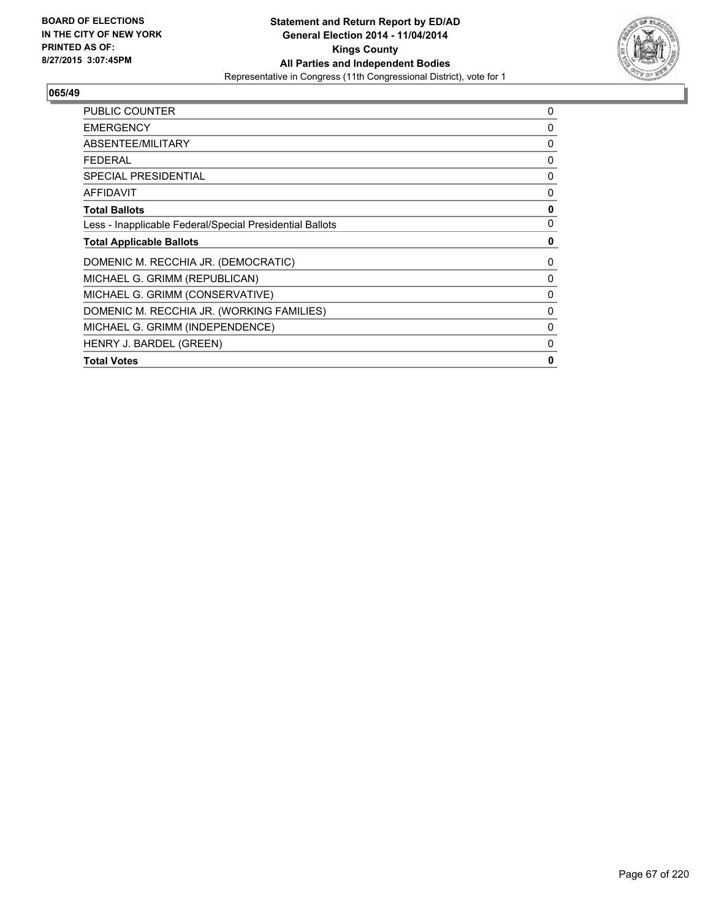**BOARD OF ELECTIONS IN THE CITY OF NEW YORK PRINTED AS OF: 8/27/2015 3:07:45PM**

**Statement and Return Report by ED/AD General Election 2014 - 11/04/2014 Kings County All Parties and Independent Bodies**
Representative in Congress (11th Congressional District), vote for 1

## 065/49

| | |
|---|---|
| PUBLIC COUNTER | 0 |
| EMERGENCY | 0 |
| ABSENTEE/MILITARY | 0 |
| FEDERAL | 0 |
| SPECIAL PRESIDENTIAL | 0 |
| AFFIDAVIT | 0 |
| **Total Ballots** | **0** |
| Less - Inapplicable Federal/Special Presidential Ballots | 0 |
| **Total Applicable Ballots** | **0** |
| DOMENIC M. RECCHIA JR. (DEMOCRATIC) | 0 |
| MICHAEL G. GRIMM (REPUBLICAN) | 0 |
| MICHAEL G. GRIMM (CONSERVATIVE) | 0 |
| DOMENIC M. RECCHIA JR. (WORKING FAMILIES) | 0 |
| MICHAEL G. GRIMM (INDEPENDENCE) | 0 |
| HENRY J. BARDEL (GREEN) | 0 |
| **Total Votes** | **0** |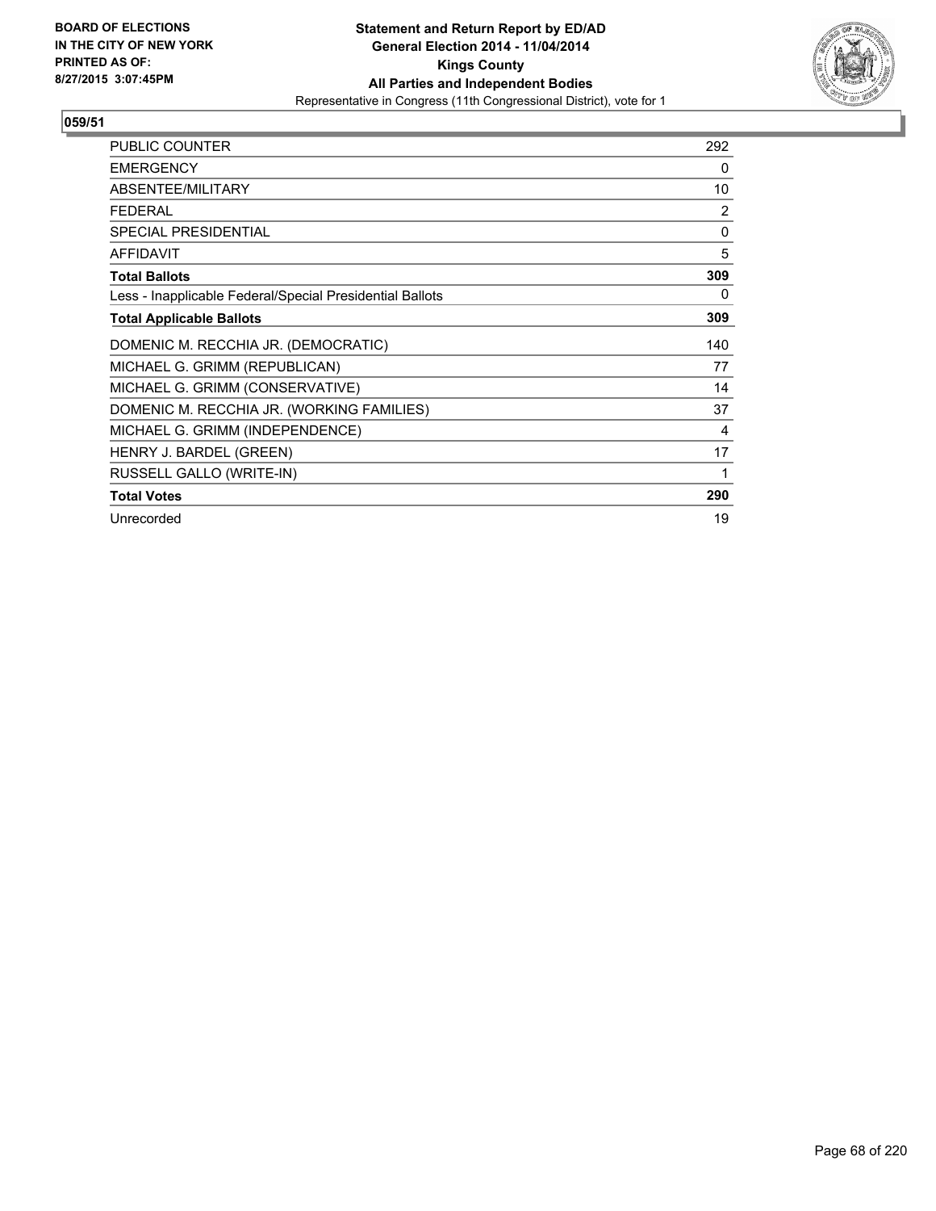**BOARD OF ELECTIONS IN THE CITY OF NEW YORK PRINTED AS OF: 8/27/2015 3:07:45PM**

**Statement and Return Report by ED/AD General Election 2014 - 11/04/2014 Kings County All Parties and Independent Bodies**
Representative in Congress (11th Congressional District), vote for 1

**059/51**

| | |
|---|---|
| PUBLIC COUNTER | 292 |
| EMERGENCY | 0 |
| ABSENTEE/MILITARY | 10 |
| FEDERAL | 2 |
| SPECIAL PRESIDENTIAL | 0 |
| AFFIDAVIT | 5 |
| **Total Ballots** | **309** |
| Less - Inapplicable Federal/Special Presidential Ballots | 0 |
| **Total Applicable Ballots** | **309** |
| DOMENIC M. RECCHIA JR. (DEMOCRATIC) | 140 |
| MICHAEL G. GRIMM (REPUBLICAN) | 77 |
| MICHAEL G. GRIMM (CONSERVATIVE) | 14 |
| DOMENIC M. RECCHIA JR. (WORKING FAMILIES) | 37 |
| MICHAEL G. GRIMM (INDEPENDENCE) | 4 |
| HENRY J. BARDEL (GREEN) | 17 |
| RUSSELL GALLO (WRITE-IN) | 1 |
| **Total Votes** | **290** |
| Unrecorded | 19 |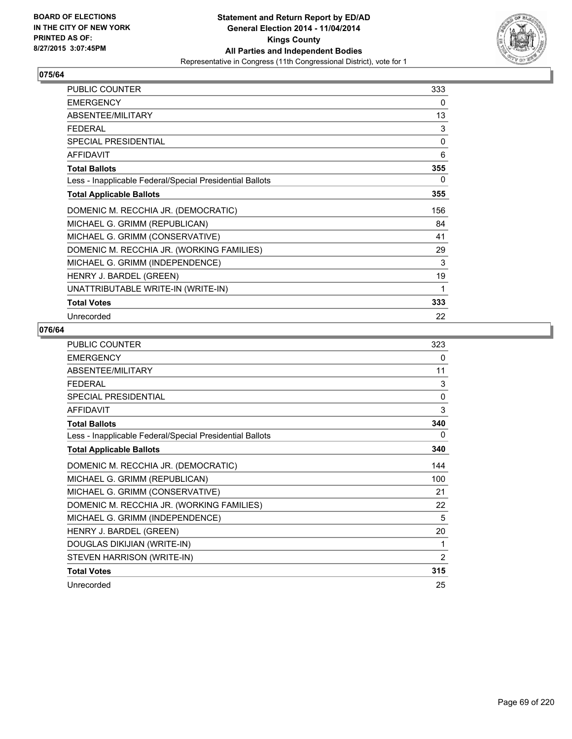**BOARD OF ELECTIONS IN THE CITY OF NEW YORK PRINTED AS OF: 8/27/2015 3:07:45PM**

**Statement and Return Report by ED/AD General Election 2014 - 11/04/2014 Kings County All Parties and Independent Bodies**
Representative in Congress (11th Congressional District), vote for 1

## 075/64

| | |
|---|---|
| PUBLIC COUNTER | 333 |
| EMERGENCY | 0 |
| ABSENTEE/MILITARY | 13 |
| FEDERAL | 3 |
| SPECIAL PRESIDENTIAL | 0 |
| AFFIDAVIT | 6 |
| **Total Ballots** | **355** |
| Less - Inapplicable Federal/Special Presidential Ballots | 0 |
| **Total Applicable Ballots** | **355** |
| DOMENIC M. RECCHIA JR. (DEMOCRATIC) | 156 |
| MICHAEL G. GRIMM (REPUBLICAN) | 84 |
| MICHAEL G. GRIMM (CONSERVATIVE) | 41 |
| DOMENIC M. RECCHIA JR. (WORKING FAMILIES) | 29 |
| MICHAEL G. GRIMM (INDEPENDENCE) | 3 |
| HENRY J. BARDEL (GREEN) | 19 |
| UNATTRIBUTABLE WRITE-IN (WRITE-IN) | 1 |
| **Total Votes** | **333** |
| Unrecorded | 22 |

## 076/64

| | |
|---|---|
| PUBLIC COUNTER | 323 |
| EMERGENCY | 0 |
| ABSENTEE/MILITARY | 11 |
| FEDERAL | 3 |
| SPECIAL PRESIDENTIAL | 0 |
| AFFIDAVIT | 3 |
| **Total Ballots** | **340** |
| Less - Inapplicable Federal/Special Presidential Ballots | 0 |
| **Total Applicable Ballots** | **340** |
| DOMENIC M. RECCHIA JR. (DEMOCRATIC) | 144 |
| MICHAEL G. GRIMM (REPUBLICAN) | 100 |
| MICHAEL G. GRIMM (CONSERVATIVE) | 21 |
| DOMENIC M. RECCHIA JR. (WORKING FAMILIES) | 22 |
| MICHAEL G. GRIMM (INDEPENDENCE) | 5 |
| HENRY J. BARDEL (GREEN) | 20 |
| DOUGLAS DIKIJIAN (WRITE-IN) | 1 |
| STEVEN HARRISON (WRITE-IN) | 2 |
| **Total Votes** | **315** |
| Unrecorded | 25 |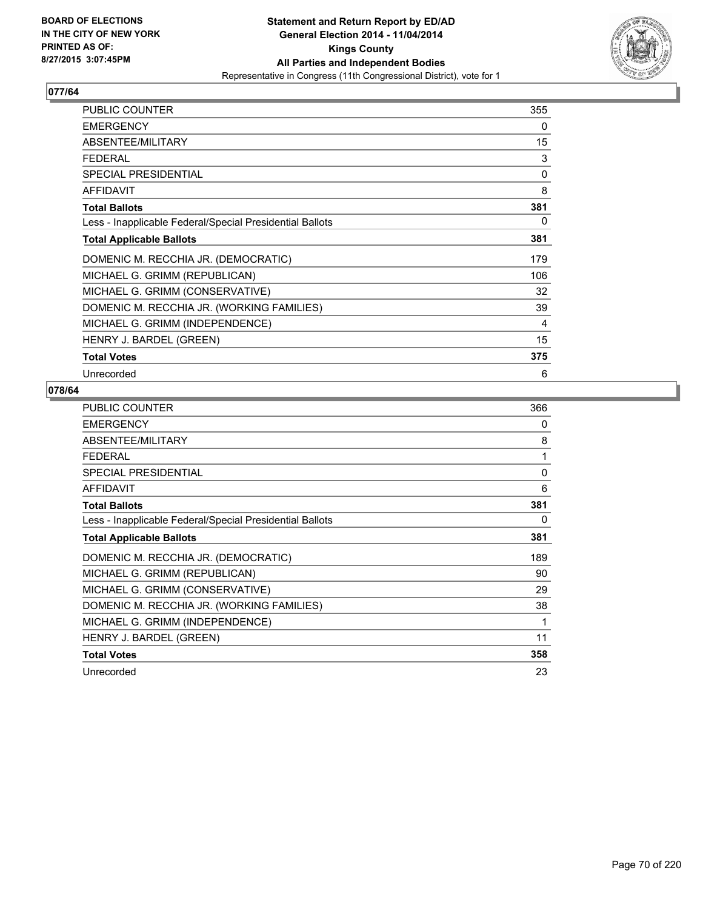BOARD OF ELECTIONS
IN THE CITY OF NEW YORK
PRINTED AS OF:
8/27/2015 3:07:45PM

**Statement and Return Report by ED/AD**
**General Election 2014 - 11/04/2014**
**Kings County**
**All Parties and Independent Bodies**
Representative in Congress (11th Congressional District), vote for 1

## 077/64

| | |
|---|---|
| PUBLIC COUNTER | 355 |
| EMERGENCY | 0 |
| ABSENTEE/MILITARY | 15 |
| FEDERAL | 3 |
| SPECIAL PRESIDENTIAL | 0 |
| AFFIDAVIT | 8 |
| **Total Ballots** | **381** |
| Less - Inapplicable Federal/Special Presidential Ballots | 0 |
| **Total Applicable Ballots** | **381** |
| DOMENIC M. RECCHIA JR. (DEMOCRATIC) | 179 |
| MICHAEL G. GRIMM (REPUBLICAN) | 106 |
| MICHAEL G. GRIMM (CONSERVATIVE) | 32 |
| DOMENIC M. RECCHIA JR. (WORKING FAMILIES) | 39 |
| MICHAEL G. GRIMM (INDEPENDENCE) | 4 |
| HENRY J. BARDEL (GREEN) | 15 |
| **Total Votes** | **375** |
| Unrecorded | 6 |

## 078/64

| | |
|---|---|
| PUBLIC COUNTER | 366 |
| EMERGENCY | 0 |
| ABSENTEE/MILITARY | 8 |
| FEDERAL | 1 |
| SPECIAL PRESIDENTIAL | 0 |
| AFFIDAVIT | 6 |
| **Total Ballots** | **381** |
| Less - Inapplicable Federal/Special Presidential Ballots | 0 |
| **Total Applicable Ballots** | **381** |
| DOMENIC M. RECCHIA JR. (DEMOCRATIC) | 189 |
| MICHAEL G. GRIMM (REPUBLICAN) | 90 |
| MICHAEL G. GRIMM (CONSERVATIVE) | 29 |
| DOMENIC M. RECCHIA JR. (WORKING FAMILIES) | 38 |
| MICHAEL G. GRIMM (INDEPENDENCE) | 1 |
| HENRY J. BARDEL (GREEN) | 11 |
| **Total Votes** | **358** |
| Unrecorded | 23 |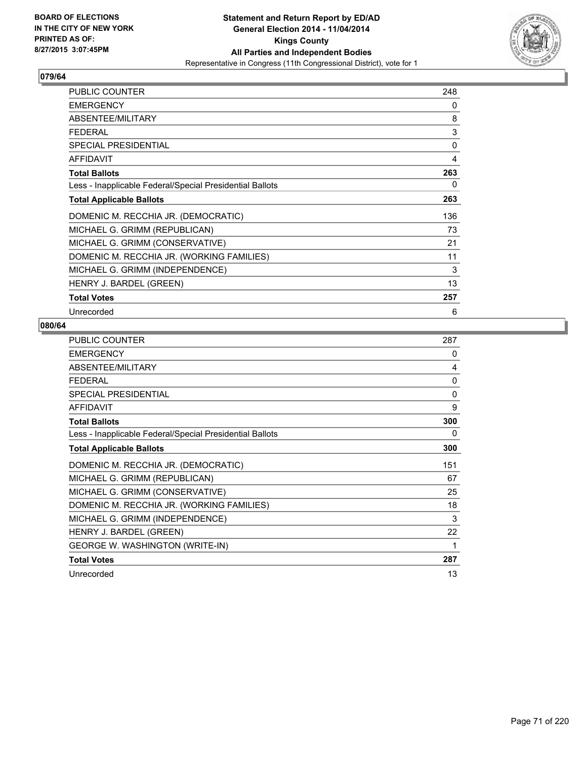**BOARD OF ELECTIONS IN THE CITY OF NEW YORK PRINTED AS OF: 8/27/2015 3:07:45PM**

**Statement and Return Report by ED/AD General Election 2014 - 11/04/2014 Kings County All Parties and Independent Bodies**
Representative in Congress (11th Congressional District), vote for 1

## 079/64

| | |
|---|---|
| PUBLIC COUNTER | 248 |
| EMERGENCY | 0 |
| ABSENTEE/MILITARY | 8 |
| FEDERAL | 3 |
| SPECIAL PRESIDENTIAL | 0 |
| AFFIDAVIT | 4 |
| **Total Ballots** | **263** |
| Less - Inapplicable Federal/Special Presidential Ballots | 0 |
| **Total Applicable Ballots** | **263** |
| DOMENIC M. RECCHIA JR. (DEMOCRATIC) | 136 |
| MICHAEL G. GRIMM (REPUBLICAN) | 73 |
| MICHAEL G. GRIMM (CONSERVATIVE) | 21 |
| DOMENIC M. RECCHIA JR. (WORKING FAMILIES) | 11 |
| MICHAEL G. GRIMM (INDEPENDENCE) | 3 |
| HENRY J. BARDEL (GREEN) | 13 |
| **Total Votes** | **257** |
| Unrecorded | 6 |

## 080/64

| | |
|---|---|
| PUBLIC COUNTER | 287 |
| EMERGENCY | 0 |
| ABSENTEE/MILITARY | 4 |
| FEDERAL | 0 |
| SPECIAL PRESIDENTIAL | 0 |
| AFFIDAVIT | 9 |
| **Total Ballots** | **300** |
| Less - Inapplicable Federal/Special Presidential Ballots | 0 |
| **Total Applicable Ballots** | **300** |
| DOMENIC M. RECCHIA JR. (DEMOCRATIC) | 151 |
| MICHAEL G. GRIMM (REPUBLICAN) | 67 |
| MICHAEL G. GRIMM (CONSERVATIVE) | 25 |
| DOMENIC M. RECCHIA JR. (WORKING FAMILIES) | 18 |
| MICHAEL G. GRIMM (INDEPENDENCE) | 3 |
| HENRY J. BARDEL (GREEN) | 22 |
| GEORGE W. WASHINGTON (WRITE-IN) | 1 |
| **Total Votes** | **287** |
| Unrecorded | 13 |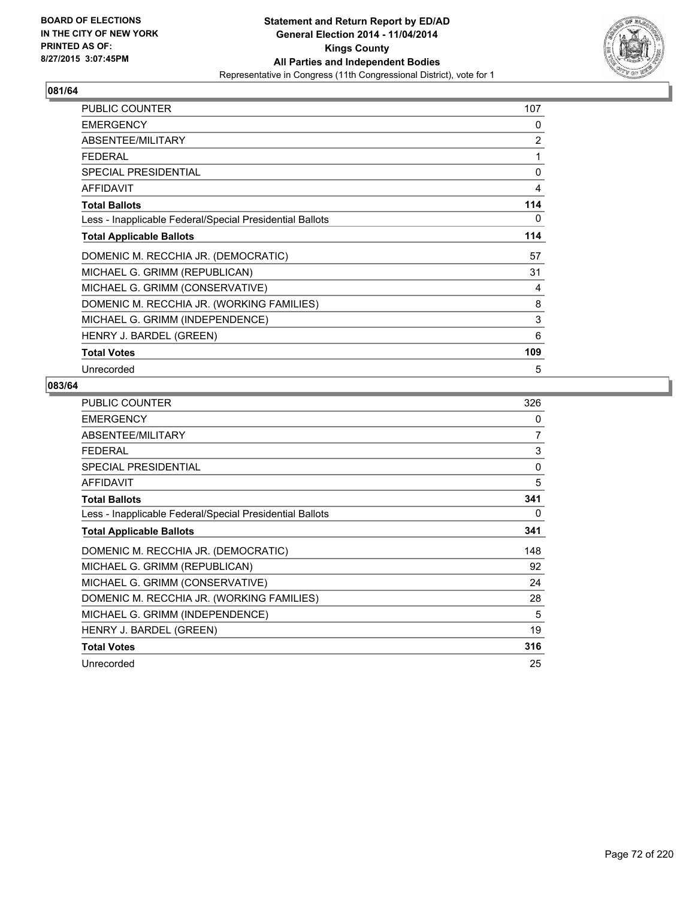**BOARD OF ELECTIONS IN THE CITY OF NEW YORK PRINTED AS OF: 8/27/2015 3:07:45PM**

**Statement and Return Report by ED/AD General Election 2014 - 11/04/2014 Kings County All Parties and Independent Bodies**
Representative in Congress (11th Congressional District), vote for 1

## 081/64

| | |
|---|---|
| PUBLIC COUNTER | 107 |
| EMERGENCY | 0 |
| ABSENTEE/MILITARY | 2 |
| FEDERAL | 1 |
| SPECIAL PRESIDENTIAL | 0 |
| AFFIDAVIT | 4 |
| **Total Ballots** | **114** |
| Less - Inapplicable Federal/Special Presidential Ballots | 0 |
| **Total Applicable Ballots** | **114** |
| DOMENIC M. RECCHIA JR. (DEMOCRATIC) | 57 |
| MICHAEL G. GRIMM (REPUBLICAN) | 31 |
| MICHAEL G. GRIMM (CONSERVATIVE) | 4 |
| DOMENIC M. RECCHIA JR. (WORKING FAMILIES) | 8 |
| MICHAEL G. GRIMM (INDEPENDENCE) | 3 |
| HENRY J. BARDEL (GREEN) | 6 |
| **Total Votes** | **109** |
| Unrecorded | 5 |

## 083/64

| | |
|---|---|
| PUBLIC COUNTER | 326 |
| EMERGENCY | 0 |
| ABSENTEE/MILITARY | 7 |
| FEDERAL | 3 |
| SPECIAL PRESIDENTIAL | 0 |
| AFFIDAVIT | 5 |
| **Total Ballots** | **341** |
| Less - Inapplicable Federal/Special Presidential Ballots | 0 |
| **Total Applicable Ballots** | **341** |
| DOMENIC M. RECCHIA JR. (DEMOCRATIC) | 148 |
| MICHAEL G. GRIMM (REPUBLICAN) | 92 |
| MICHAEL G. GRIMM (CONSERVATIVE) | 24 |
| DOMENIC M. RECCHIA JR. (WORKING FAMILIES) | 28 |
| MICHAEL G. GRIMM (INDEPENDENCE) | 5 |
| HENRY J. BARDEL (GREEN) | 19 |
| **Total Votes** | **316** |
| Unrecorded | 25 |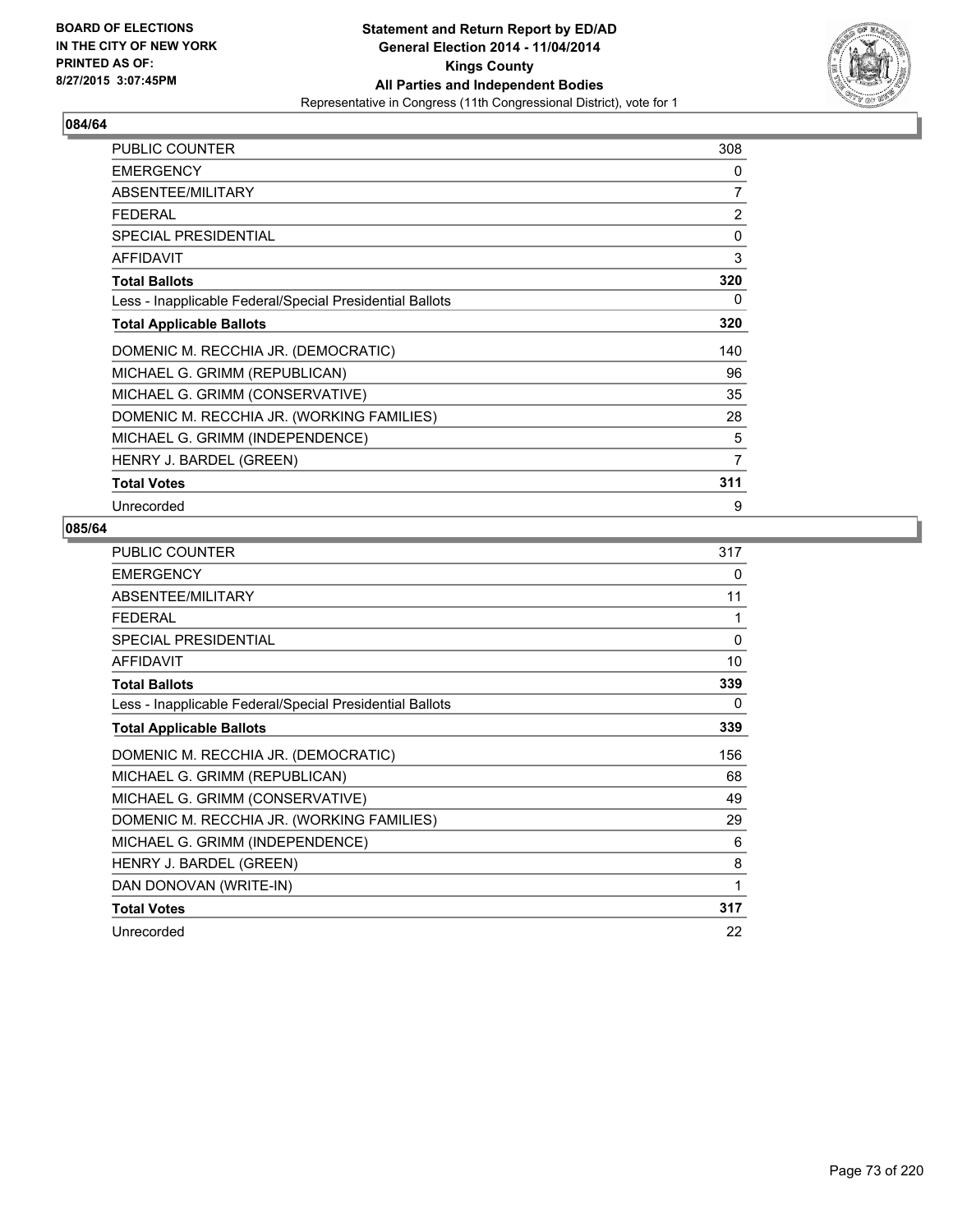**BOARD OF ELECTIONS IN THE CITY OF NEW YORK PRINTED AS OF: 8/27/2015 3:07:45PM**

**Statement and Return Report by ED/AD General Election 2014 - 11/04/2014 Kings County All Parties and Independent Bodies**
Representative in Congress (11th Congressional District), vote for 1

## 084/64

| | |
|---|---|
| PUBLIC COUNTER | 308 |
| EMERGENCY | 0 |
| ABSENTEE/MILITARY | 7 |
| FEDERAL | 2 |
| SPECIAL PRESIDENTIAL | 0 |
| AFFIDAVIT | 3 |
| **Total Ballots** | **320** |
| Less - Inapplicable Federal/Special Presidential Ballots | 0 |
| **Total Applicable Ballots** | **320** |
| DOMENIC M. RECCHIA JR. (DEMOCRATIC) | 140 |
| MICHAEL G. GRIMM (REPUBLICAN) | 96 |
| MICHAEL G. GRIMM (CONSERVATIVE) | 35 |
| DOMENIC M. RECCHIA JR. (WORKING FAMILIES) | 28 |
| MICHAEL G. GRIMM (INDEPENDENCE) | 5 |
| HENRY J. BARDEL (GREEN) | 7 |
| **Total Votes** | **311** |
| Unrecorded | 9 |

## 085/64

| | |
|---|---|
| PUBLIC COUNTER | 317 |
| EMERGENCY | 0 |
| ABSENTEE/MILITARY | 11 |
| FEDERAL | 1 |
| SPECIAL PRESIDENTIAL | 0 |
| AFFIDAVIT | 10 |
| **Total Ballots** | **339** |
| Less - Inapplicable Federal/Special Presidential Ballots | 0 |
| **Total Applicable Ballots** | **339** |
| DOMENIC M. RECCHIA JR. (DEMOCRATIC) | 156 |
| MICHAEL G. GRIMM (REPUBLICAN) | 68 |
| MICHAEL G. GRIMM (CONSERVATIVE) | 49 |
| DOMENIC M. RECCHIA JR. (WORKING FAMILIES) | 29 |
| MICHAEL G. GRIMM (INDEPENDENCE) | 6 |
| HENRY J. BARDEL (GREEN) | 8 |
| DAN DONOVAN (WRITE-IN) | 1 |
| **Total Votes** | **317** |
| Unrecorded | 22 |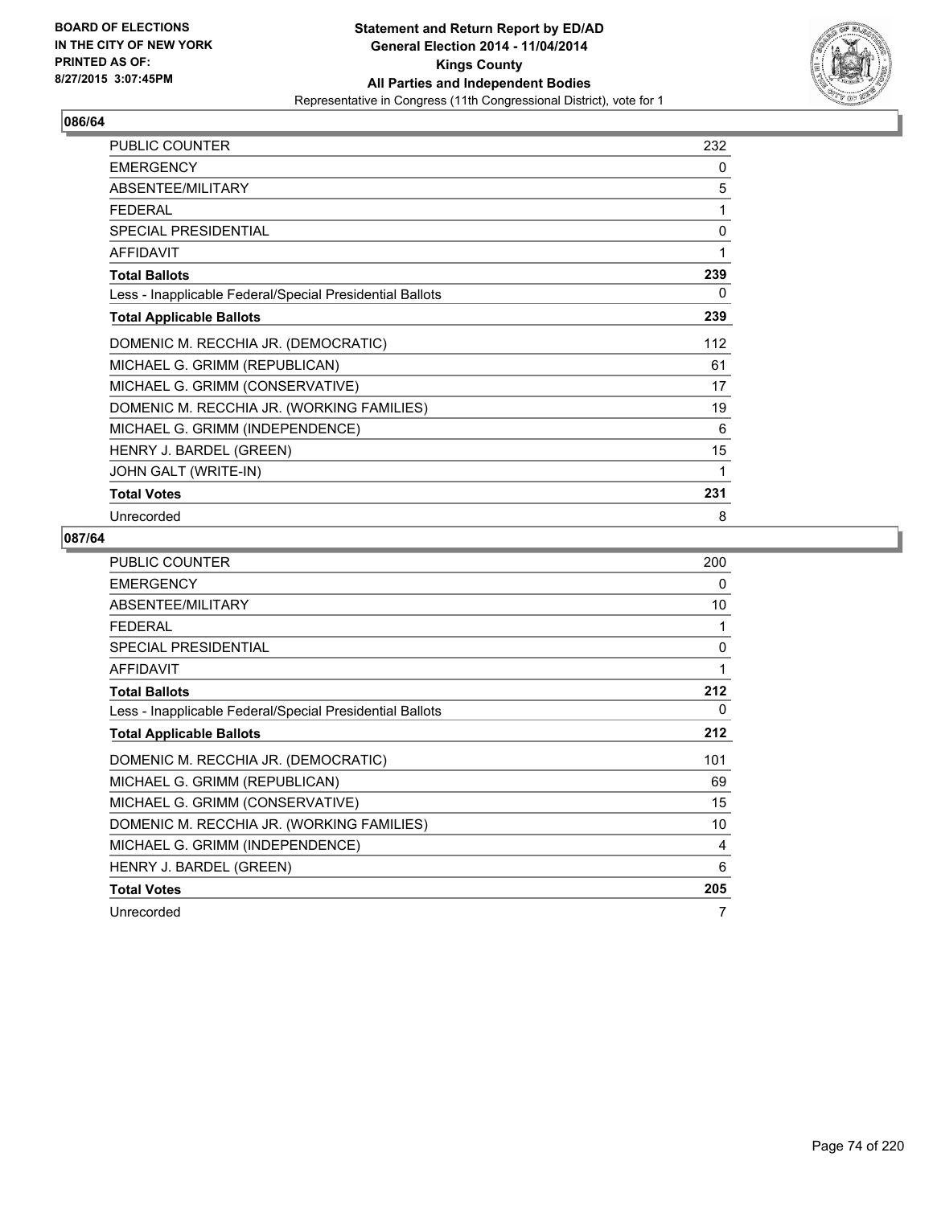**BOARD OF ELECTIONS IN THE CITY OF NEW YORK PRINTED AS OF: 8/27/2015 3:07:45PM**

**Statement and Return Report by ED/AD General Election 2014 - 11/04/2014 Kings County All Parties and Independent Bodies**

Representative in Congress (11th Congressional District), vote for 1

## 086/64

| | |
|---|---|
| PUBLIC COUNTER | 232 |
| EMERGENCY | 0 |
| ABSENTEE/MILITARY | 5 |
| FEDERAL | 1 |
| SPECIAL PRESIDENTIAL | 0 |
| AFFIDAVIT | 1 |
| **Total Ballots** | **239** |
| Less - Inapplicable Federal/Special Presidential Ballots | 0 |
| **Total Applicable Ballots** | **239** |
| DOMENIC M. RECCHIA JR. (DEMOCRATIC) | 112 |
| MICHAEL G. GRIMM (REPUBLICAN) | 61 |
| MICHAEL G. GRIMM (CONSERVATIVE) | 17 |
| DOMENIC M. RECCHIA JR. (WORKING FAMILIES) | 19 |
| MICHAEL G. GRIMM (INDEPENDENCE) | 6 |
| HENRY J. BARDEL (GREEN) | 15 |
| JOHN GALT (WRITE-IN) | 1 |
| **Total Votes** | **231** |
| Unrecorded | 8 |

## 087/64

| | |
|---|---|
| PUBLIC COUNTER | 200 |
| EMERGENCY | 0 |
| ABSENTEE/MILITARY | 10 |
| FEDERAL | 1 |
| SPECIAL PRESIDENTIAL | 0 |
| AFFIDAVIT | 1 |
| **Total Ballots** | **212** |
| Less - Inapplicable Federal/Special Presidential Ballots | 0 |
| **Total Applicable Ballots** | **212** |
| DOMENIC M. RECCHIA JR. (DEMOCRATIC) | 101 |
| MICHAEL G. GRIMM (REPUBLICAN) | 69 |
| MICHAEL G. GRIMM (CONSERVATIVE) | 15 |
| DOMENIC M. RECCHIA JR. (WORKING FAMILIES) | 10 |
| MICHAEL G. GRIMM (INDEPENDENCE) | 4 |
| HENRY J. BARDEL (GREEN) | 6 |
| **Total Votes** | **205** |
| Unrecorded | 7 |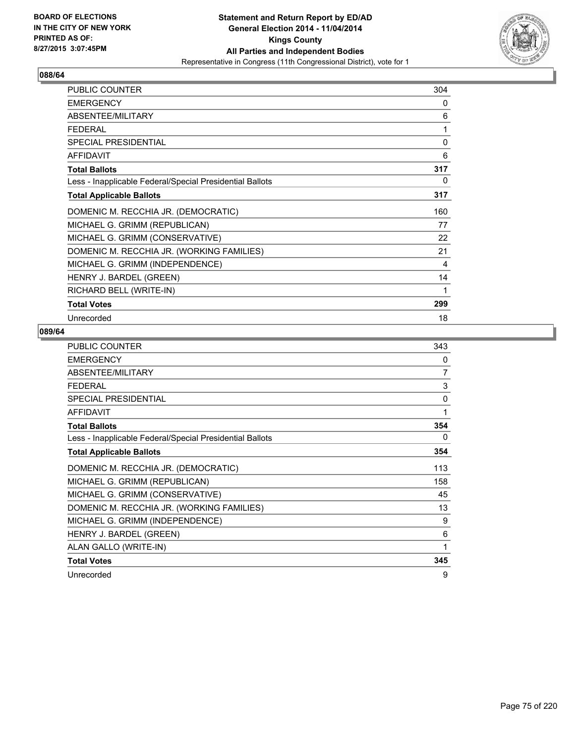BOARD OF ELECTIONS
IN THE CITY OF NEW YORK
PRINTED AS OF:
8/27/2015 3:07:45PM

**Statement and Return Report by ED/AD**
**General Election 2014 - 11/04/2014**
**Kings County**
**All Parties and Independent Bodies**
Representative in Congress (11th Congressional District), vote for 1

## 088/64

| | |
|---|---|
| PUBLIC COUNTER | 304 |
| EMERGENCY | 0 |
| ABSENTEE/MILITARY | 6 |
| FEDERAL | 1 |
| SPECIAL PRESIDENTIAL | 0 |
| AFFIDAVIT | 6 |
| **Total Ballots** | **317** |
| Less - Inapplicable Federal/Special Presidential Ballots | 0 |
| **Total Applicable Ballots** | **317** |
| DOMENIC M. RECCHIA JR. (DEMOCRATIC) | 160 |
| MICHAEL G. GRIMM (REPUBLICAN) | 77 |
| MICHAEL G. GRIMM (CONSERVATIVE) | 22 |
| DOMENIC M. RECCHIA JR. (WORKING FAMILIES) | 21 |
| MICHAEL G. GRIMM (INDEPENDENCE) | 4 |
| HENRY J. BARDEL (GREEN) | 14 |
| RICHARD BELL (WRITE-IN) | 1 |
| **Total Votes** | **299** |
| Unrecorded | 18 |

## 089/64

| | |
|---|---|
| PUBLIC COUNTER | 343 |
| EMERGENCY | 0 |
| ABSENTEE/MILITARY | 7 |
| FEDERAL | 3 |
| SPECIAL PRESIDENTIAL | 0 |
| AFFIDAVIT | 1 |
| **Total Ballots** | **354** |
| Less - Inapplicable Federal/Special Presidential Ballots | 0 |
| **Total Applicable Ballots** | **354** |
| DOMENIC M. RECCHIA JR. (DEMOCRATIC) | 113 |
| MICHAEL G. GRIMM (REPUBLICAN) | 158 |
| MICHAEL G. GRIMM (CONSERVATIVE) | 45 |
| DOMENIC M. RECCHIA JR. (WORKING FAMILIES) | 13 |
| MICHAEL G. GRIMM (INDEPENDENCE) | 9 |
| HENRY J. BARDEL (GREEN) | 6 |
| ALAN GALLO (WRITE-IN) | 1 |
| **Total Votes** | **345** |
| Unrecorded | 9 |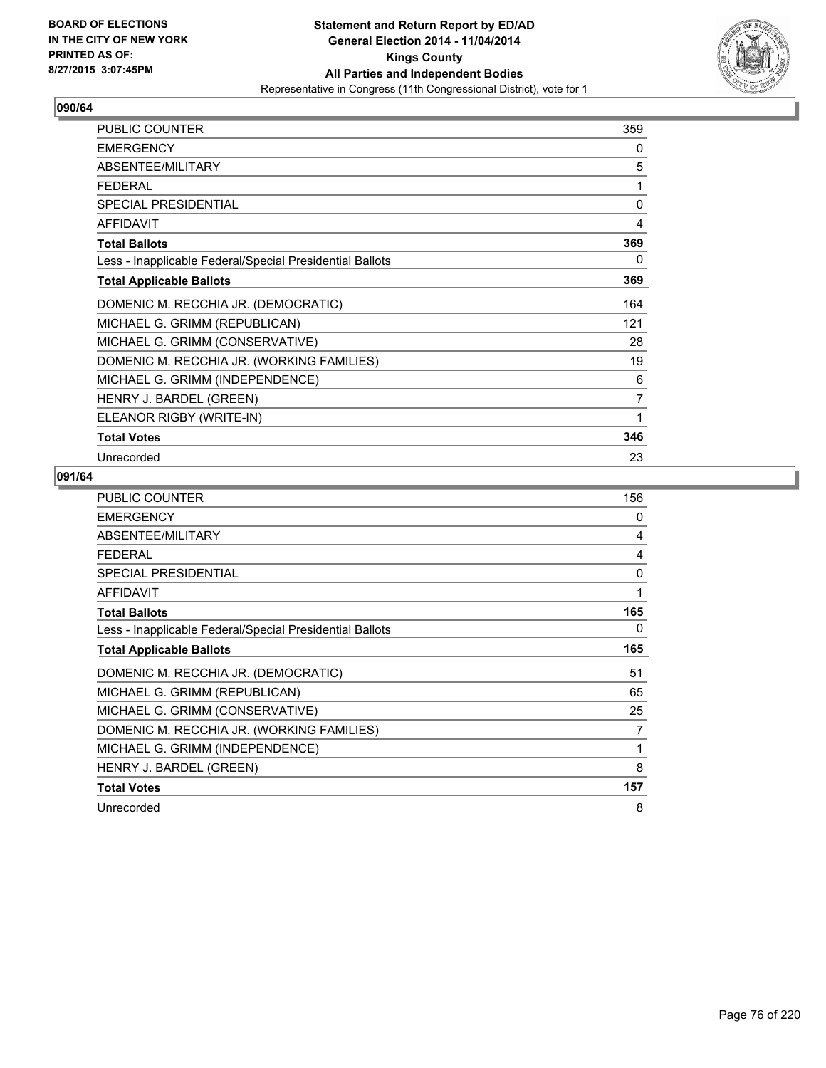BOARD OF ELECTIONS
IN THE CITY OF NEW YORK
PRINTED AS OF:
8/27/2015 3:07:45PM

**Statement and Return Report by ED/AD**
**General Election 2014 - 11/04/2014**
**Kings County**
**All Parties and Independent Bodies**
Representative in Congress (11th Congressional District), vote for 1

## 090/64

| | |
|---|---|
| PUBLIC COUNTER | 359 |
| EMERGENCY | 0 |
| ABSENTEE/MILITARY | 5 |
| FEDERAL | 1 |
| SPECIAL PRESIDENTIAL | 0 |
| AFFIDAVIT | 4 |
| **Total Ballots** | **369** |
| Less - Inapplicable Federal/Special Presidential Ballots | 0 |
| **Total Applicable Ballots** | **369** |
| DOMENIC M. RECCHIA JR. (DEMOCRATIC) | 164 |
| MICHAEL G. GRIMM (REPUBLICAN) | 121 |
| MICHAEL G. GRIMM (CONSERVATIVE) | 28 |
| DOMENIC M. RECCHIA JR. (WORKING FAMILIES) | 19 |
| MICHAEL G. GRIMM (INDEPENDENCE) | 6 |
| HENRY J. BARDEL (GREEN) | 7 |
| ELEANOR RIGBY (WRITE-IN) | 1 |
| **Total Votes** | **346** |
| Unrecorded | 23 |

## 091/64

| | |
|---|---|
| PUBLIC COUNTER | 156 |
| EMERGENCY | 0 |
| ABSENTEE/MILITARY | 4 |
| FEDERAL | 4 |
| SPECIAL PRESIDENTIAL | 0 |
| AFFIDAVIT | 1 |
| **Total Ballots** | **165** |
| Less - Inapplicable Federal/Special Presidential Ballots | 0 |
| **Total Applicable Ballots** | **165** |
| DOMENIC M. RECCHIA JR. (DEMOCRATIC) | 51 |
| MICHAEL G. GRIMM (REPUBLICAN) | 65 |
| MICHAEL G. GRIMM (CONSERVATIVE) | 25 |
| DOMENIC M. RECCHIA JR. (WORKING FAMILIES) | 7 |
| MICHAEL G. GRIMM (INDEPENDENCE) | 1 |
| HENRY J. BARDEL (GREEN) | 8 |
| **Total Votes** | **157** |
| Unrecorded | 8 |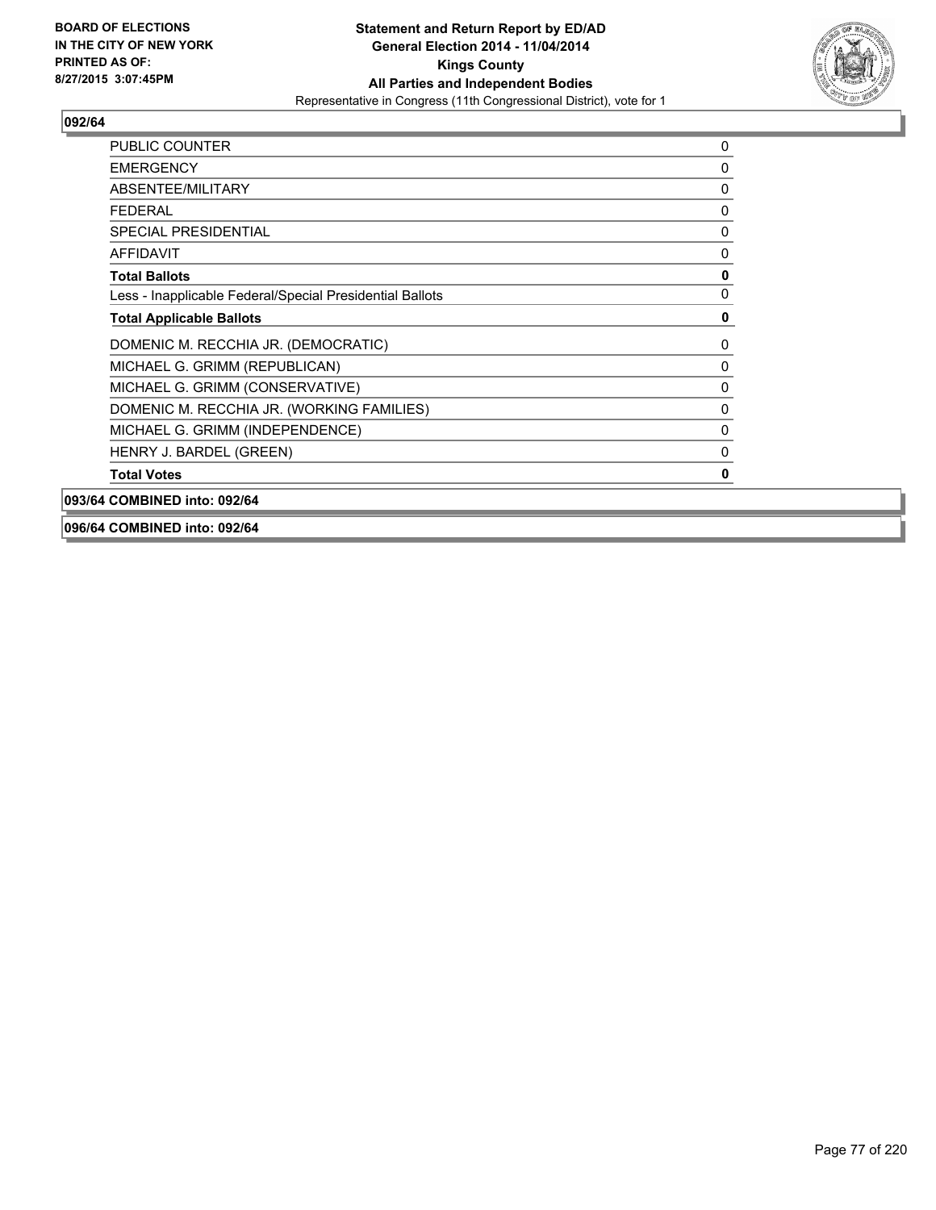**BOARD OF ELECTIONS IN THE CITY OF NEW YORK PRINTED AS OF: 8/27/2015 3:07:45PM**

**Statement and Return Report by ED/AD General Election 2014 - 11/04/2014 Kings County All Parties and Independent Bodies**
Representative in Congress (11th Congressional District), vote for 1

## 092/64

| | |
|---|---|
| PUBLIC COUNTER | 0 |
| EMERGENCY | 0 |
| ABSENTEE/MILITARY | 0 |
| FEDERAL | 0 |
| SPECIAL PRESIDENTIAL | 0 |
| AFFIDAVIT | 0 |
| **Total Ballots** | **0** |
| Less - Inapplicable Federal/Special Presidential Ballots | 0 |
| **Total Applicable Ballots** | **0** |
| DOMENIC M. RECCHIA JR. (DEMOCRATIC) | 0 |
| MICHAEL G. GRIMM (REPUBLICAN) | 0 |
| MICHAEL G. GRIMM (CONSERVATIVE) | 0 |
| DOMENIC M. RECCHIA JR. (WORKING FAMILIES) | 0 |
| MICHAEL G. GRIMM (INDEPENDENCE) | 0 |
| HENRY J. BARDEL (GREEN) | 0 |
| **Total Votes** | **0** |

**093/64 COMBINED into: 092/64**

**096/64 COMBINED into: 092/64**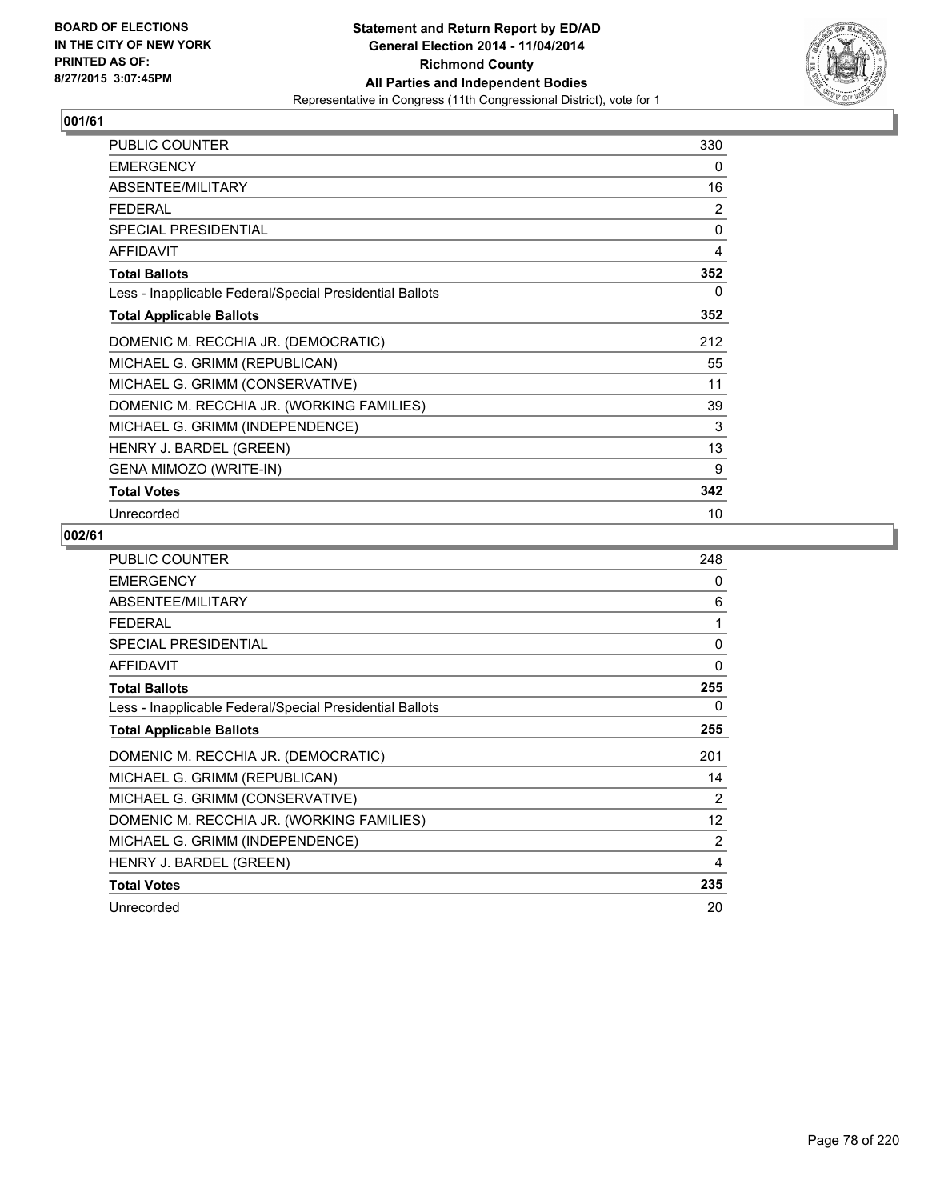BOARD OF ELECTIONS
IN THE CITY OF NEW YORK
PRINTED AS OF:
8/27/2015 3:07:45PM

**Statement and Return Report by ED/AD**
**General Election 2014 - 11/04/2014**
**Richmond County**
**All Parties and Independent Bodies**
Representative in Congress (11th Congressional District), vote for 1

### 001/61

| | |
|---|---|
| PUBLIC COUNTER | 330 |
| EMERGENCY | 0 |
| ABSENTEE/MILITARY | 16 |
| FEDERAL | 2 |
| SPECIAL PRESIDENTIAL | 0 |
| AFFIDAVIT | 4 |
| **Total Ballots** | **352** |
| Less - Inapplicable Federal/Special Presidential Ballots | 0 |
| **Total Applicable Ballots** | **352** |
| DOMENIC M. RECCHIA JR. (DEMOCRATIC) | 212 |
| MICHAEL G. GRIMM (REPUBLICAN) | 55 |
| MICHAEL G. GRIMM (CONSERVATIVE) | 11 |
| DOMENIC M. RECCHIA JR. (WORKING FAMILIES) | 39 |
| MICHAEL G. GRIMM (INDEPENDENCE) | 3 |
| HENRY J. BARDEL (GREEN) | 13 |
| GENA MIMOZO (WRITE-IN) | 9 |
| **Total Votes** | **342** |
| Unrecorded | 10 |

### 002/61

| | |
|---|---|
| PUBLIC COUNTER | 248 |
| EMERGENCY | 0 |
| ABSENTEE/MILITARY | 6 |
| FEDERAL | 1 |
| SPECIAL PRESIDENTIAL | 0 |
| AFFIDAVIT | 0 |
| **Total Ballots** | **255** |
| Less - Inapplicable Federal/Special Presidential Ballots | 0 |
| **Total Applicable Ballots** | **255** |
| DOMENIC M. RECCHIA JR. (DEMOCRATIC) | 201 |
| MICHAEL G. GRIMM (REPUBLICAN) | 14 |
| MICHAEL G. GRIMM (CONSERVATIVE) | 2 |
| DOMENIC M. RECCHIA JR. (WORKING FAMILIES) | 12 |
| MICHAEL G. GRIMM (INDEPENDENCE) | 2 |
| HENRY J. BARDEL (GREEN) | 4 |
| **Total Votes** | **235** |
| Unrecorded | 20 |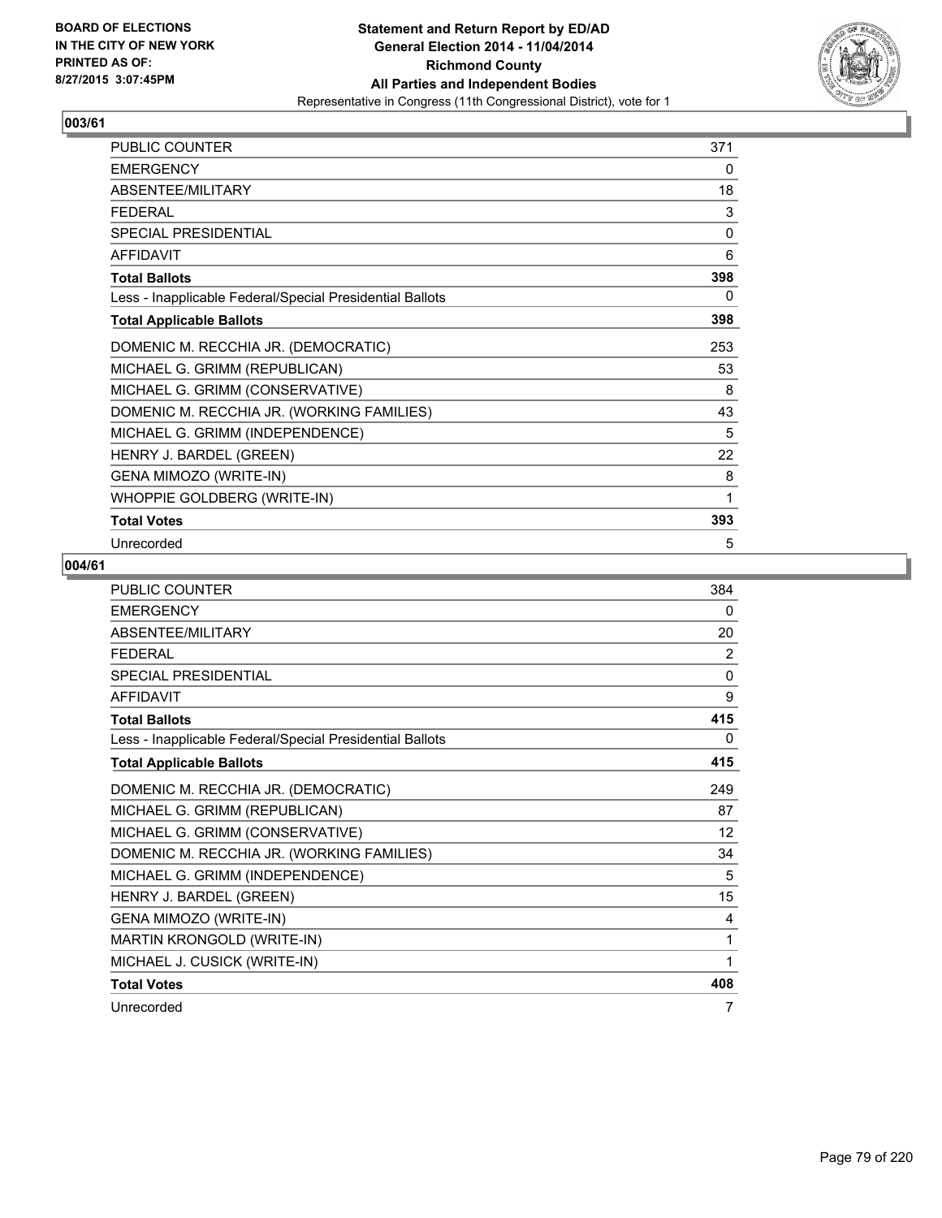**BOARD OF ELECTIONS IN THE CITY OF NEW YORK PRINTED AS OF: 8/27/2015 3:07:45PM**

**Statement and Return Report by ED/AD**
**General Election 2014 - 11/04/2014**
**Richmond County**
**All Parties and Independent Bodies**
Representative in Congress (11th Congressional District), vote for 1

## 003/61

| | |
|---|---|
| PUBLIC COUNTER | 371 |
| EMERGENCY | 0 |
| ABSENTEE/MILITARY | 18 |
| FEDERAL | 3 |
| SPECIAL PRESIDENTIAL | 0 |
| AFFIDAVIT | 6 |
| **Total Ballots** | **398** |
| Less - Inapplicable Federal/Special Presidential Ballots | 0 |
| **Total Applicable Ballots** | **398** |
| DOMENIC M. RECCHIA JR. (DEMOCRATIC) | 253 |
| MICHAEL G. GRIMM (REPUBLICAN) | 53 |
| MICHAEL G. GRIMM (CONSERVATIVE) | 8 |
| DOMENIC M. RECCHIA JR. (WORKING FAMILIES) | 43 |
| MICHAEL G. GRIMM (INDEPENDENCE) | 5 |
| HENRY J. BARDEL (GREEN) | 22 |
| GENA MIMOZO (WRITE-IN) | 8 |
| WHOPPIE GOLDBERG (WRITE-IN) | 1 |
| **Total Votes** | **393** |
| Unrecorded | 5 |

## 004/61

| | |
|---|---|
| PUBLIC COUNTER | 384 |
| EMERGENCY | 0 |
| ABSENTEE/MILITARY | 20 |
| FEDERAL | 2 |
| SPECIAL PRESIDENTIAL | 0 |
| AFFIDAVIT | 9 |
| **Total Ballots** | **415** |
| Less - Inapplicable Federal/Special Presidential Ballots | 0 |
| **Total Applicable Ballots** | **415** |
| DOMENIC M. RECCHIA JR. (DEMOCRATIC) | 249 |
| MICHAEL G. GRIMM (REPUBLICAN) | 87 |
| MICHAEL G. GRIMM (CONSERVATIVE) | 12 |
| DOMENIC M. RECCHIA JR. (WORKING FAMILIES) | 34 |
| MICHAEL G. GRIMM (INDEPENDENCE) | 5 |
| HENRY J. BARDEL (GREEN) | 15 |
| GENA MIMOZO (WRITE-IN) | 4 |
| MARTIN KRONGOLD (WRITE-IN) | 1 |
| MICHAEL J. CUSICK (WRITE-IN) | 1 |
| **Total Votes** | **408** |
| Unrecorded | 7 |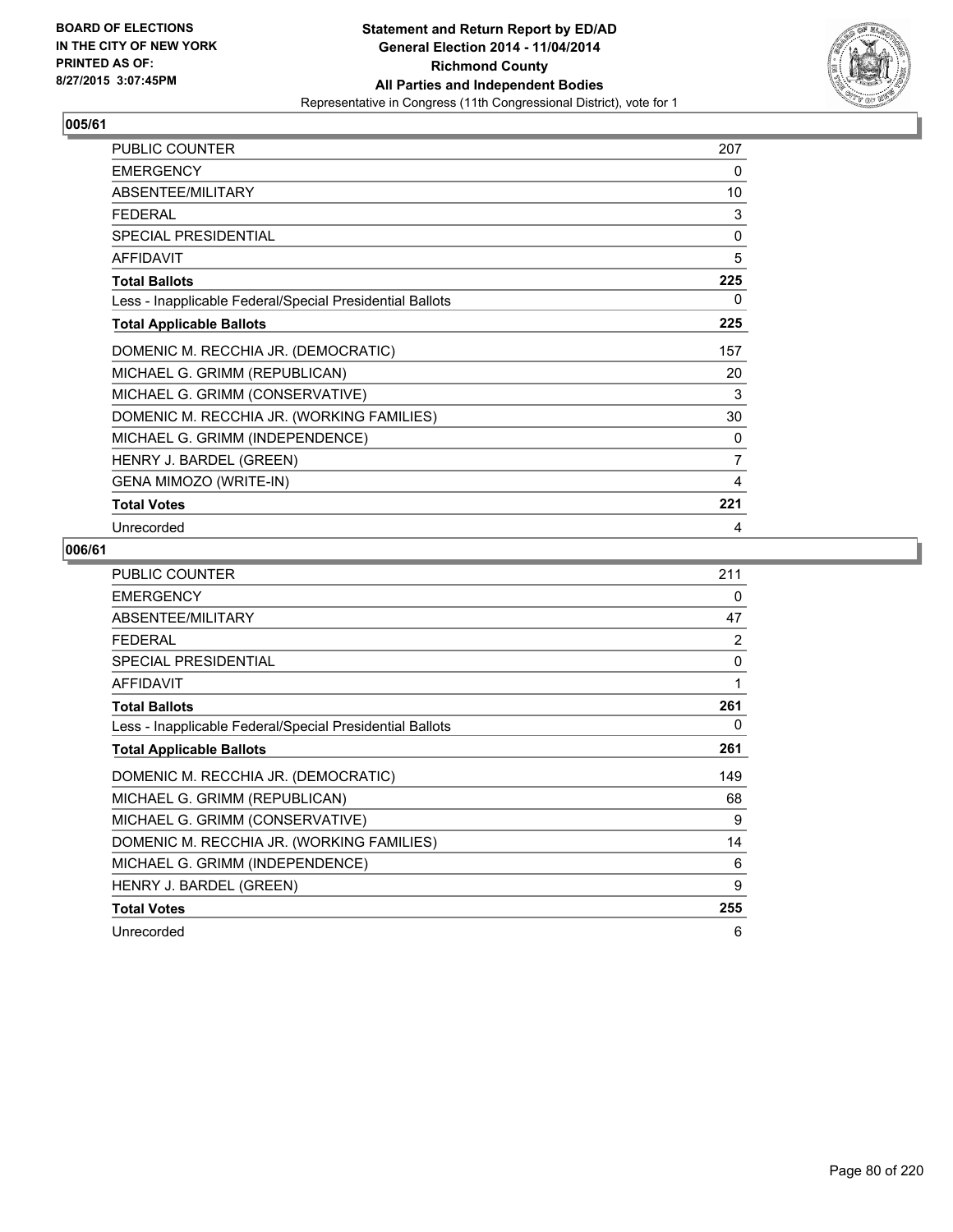**BOARD OF ELECTIONS IN THE CITY OF NEW YORK PRINTED AS OF: 8/27/2015 3:07:45PM**

**Statement and Return Report by ED/AD General Election 2014 - 11/04/2014 Richmond County All Parties and Independent Bodies**

Representative in Congress (11th Congressional District), vote for 1

## 005/61

| | |
|---|---|
| PUBLIC COUNTER | 207 |
| EMERGENCY | 0 |
| ABSENTEE/MILITARY | 10 |
| FEDERAL | 3 |
| SPECIAL PRESIDENTIAL | 0 |
| AFFIDAVIT | 5 |
| **Total Ballots** | **225** |
| Less - Inapplicable Federal/Special Presidential Ballots | 0 |
| **Total Applicable Ballots** | **225** |
| DOMENIC M. RECCHIA JR. (DEMOCRATIC) | 157 |
| MICHAEL G. GRIMM (REPUBLICAN) | 20 |
| MICHAEL G. GRIMM (CONSERVATIVE) | 3 |
| DOMENIC M. RECCHIA JR. (WORKING FAMILIES) | 30 |
| MICHAEL G. GRIMM (INDEPENDENCE) | 0 |
| HENRY J. BARDEL (GREEN) | 7 |
| GENA MIMOZO (WRITE-IN) | 4 |
| **Total Votes** | **221** |
| Unrecorded | 4 |

## 006/61

| | |
|---|---|
| PUBLIC COUNTER | 211 |
| EMERGENCY | 0 |
| ABSENTEE/MILITARY | 47 |
| FEDERAL | 2 |
| SPECIAL PRESIDENTIAL | 0 |
| AFFIDAVIT | 1 |
| **Total Ballots** | **261** |
| Less - Inapplicable Federal/Special Presidential Ballots | 0 |
| **Total Applicable Ballots** | **261** |
| DOMENIC M. RECCHIA JR. (DEMOCRATIC) | 149 |
| MICHAEL G. GRIMM (REPUBLICAN) | 68 |
| MICHAEL G. GRIMM (CONSERVATIVE) | 9 |
| DOMENIC M. RECCHIA JR. (WORKING FAMILIES) | 14 |
| MICHAEL G. GRIMM (INDEPENDENCE) | 6 |
| HENRY J. BARDEL (GREEN) | 9 |
| **Total Votes** | **255** |
| Unrecorded | 6 |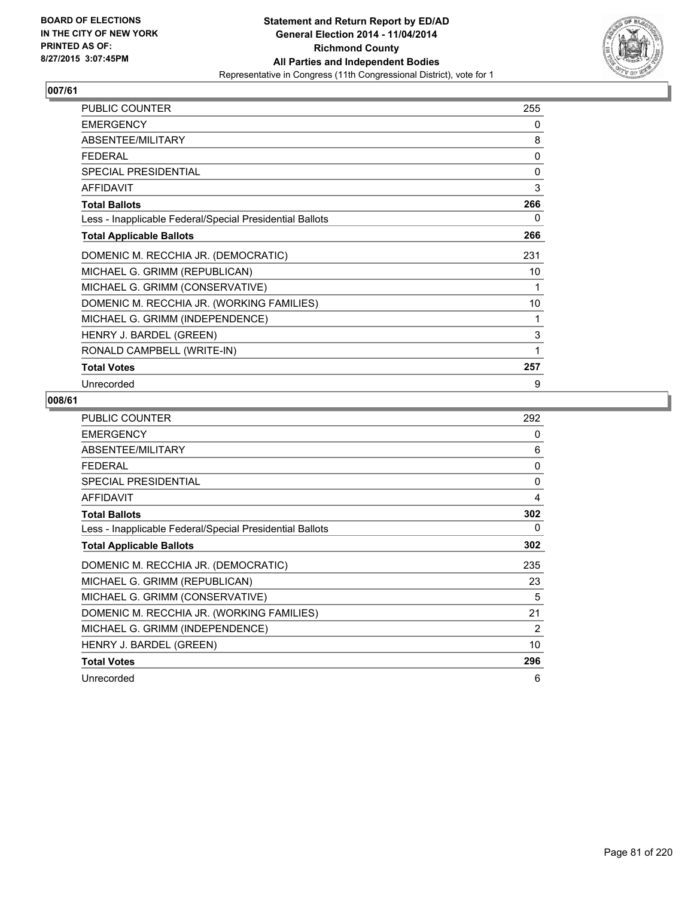BOARD OF ELECTIONS
IN THE CITY OF NEW YORK
PRINTED AS OF:
8/27/2015 3:07:45PM

**Statement and Return Report by ED/AD**
**General Election 2014 - 11/04/2014**
**Richmond County**
**All Parties and Independent Bodies**
Representative in Congress (11th Congressional District), vote for 1

## 007/61

| | |
|---|---|
| PUBLIC COUNTER | 255 |
| EMERGENCY | 0 |
| ABSENTEE/MILITARY | 8 |
| FEDERAL | 0 |
| SPECIAL PRESIDENTIAL | 0 |
| AFFIDAVIT | 3 |
| **Total Ballots** | **266** |
| Less - Inapplicable Federal/Special Presidential Ballots | 0 |
| **Total Applicable Ballots** | **266** |
| DOMENIC M. RECCHIA JR. (DEMOCRATIC) | 231 |
| MICHAEL G. GRIMM (REPUBLICAN) | 10 |
| MICHAEL G. GRIMM (CONSERVATIVE) | 1 |
| DOMENIC M. RECCHIA JR. (WORKING FAMILIES) | 10 |
| MICHAEL G. GRIMM (INDEPENDENCE) | 1 |
| HENRY J. BARDEL (GREEN) | 3 |
| RONALD CAMPBELL (WRITE-IN) | 1 |
| **Total Votes** | **257** |
| Unrecorded | 9 |

## 008/61

| | |
|---|---|
| PUBLIC COUNTER | 292 |
| EMERGENCY | 0 |
| ABSENTEE/MILITARY | 6 |
| FEDERAL | 0 |
| SPECIAL PRESIDENTIAL | 0 |
| AFFIDAVIT | 4 |
| **Total Ballots** | **302** |
| Less - Inapplicable Federal/Special Presidential Ballots | 0 |
| **Total Applicable Ballots** | **302** |
| DOMENIC M. RECCHIA JR. (DEMOCRATIC) | 235 |
| MICHAEL G. GRIMM (REPUBLICAN) | 23 |
| MICHAEL G. GRIMM (CONSERVATIVE) | 5 |
| DOMENIC M. RECCHIA JR. (WORKING FAMILIES) | 21 |
| MICHAEL G. GRIMM (INDEPENDENCE) | 2 |
| HENRY J. BARDEL (GREEN) | 10 |
| **Total Votes** | **296** |
| Unrecorded | 6 |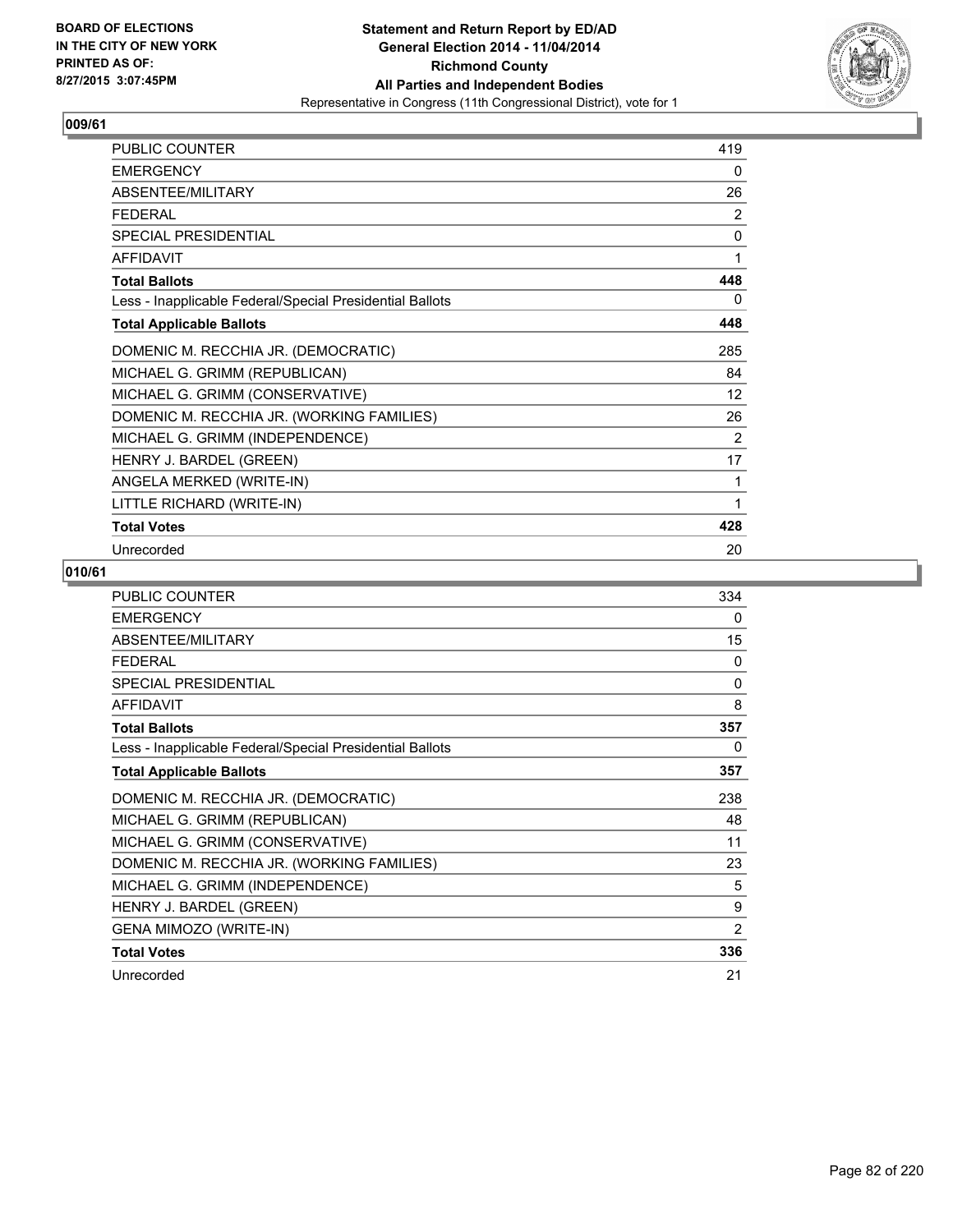**BOARD OF ELECTIONS IN THE CITY OF NEW YORK PRINTED AS OF: 8/27/2015 3:07:45PM**

**Statement and Return Report by ED/AD General Election 2014 - 11/04/2014 Richmond County All Parties and Independent Bodies**
Representative in Congress (11th Congressional District), vote for 1

## 009/61

| | |
|---|---|
| PUBLIC COUNTER | 419 |
| EMERGENCY | 0 |
| ABSENTEE/MILITARY | 26 |
| FEDERAL | 2 |
| SPECIAL PRESIDENTIAL | 0 |
| AFFIDAVIT | 1 |
| **Total Ballots** | **448** |
| Less - Inapplicable Federal/Special Presidential Ballots | 0 |
| **Total Applicable Ballots** | **448** |
| DOMENIC M. RECCHIA JR. (DEMOCRATIC) | 285 |
| MICHAEL G. GRIMM (REPUBLICAN) | 84 |
| MICHAEL G. GRIMM (CONSERVATIVE) | 12 |
| DOMENIC M. RECCHIA JR. (WORKING FAMILIES) | 26 |
| MICHAEL G. GRIMM (INDEPENDENCE) | 2 |
| HENRY J. BARDEL (GREEN) | 17 |
| ANGELA MERKED (WRITE-IN) | 1 |
| LITTLE RICHARD (WRITE-IN) | 1 |
| **Total Votes** | **428** |
| Unrecorded | 20 |

## 010/61

| | |
|---|---|
| PUBLIC COUNTER | 334 |
| EMERGENCY | 0 |
| ABSENTEE/MILITARY | 15 |
| FEDERAL | 0 |
| SPECIAL PRESIDENTIAL | 0 |
| AFFIDAVIT | 8 |
| **Total Ballots** | **357** |
| Less - Inapplicable Federal/Special Presidential Ballots | 0 |
| **Total Applicable Ballots** | **357** |
| DOMENIC M. RECCHIA JR. (DEMOCRATIC) | 238 |
| MICHAEL G. GRIMM (REPUBLICAN) | 48 |
| MICHAEL G. GRIMM (CONSERVATIVE) | 11 |
| DOMENIC M. RECCHIA JR. (WORKING FAMILIES) | 23 |
| MICHAEL G. GRIMM (INDEPENDENCE) | 5 |
| HENRY J. BARDEL (GREEN) | 9 |
| GENA MIMOZO (WRITE-IN) | 2 |
| **Total Votes** | **336** |
| Unrecorded | 21 |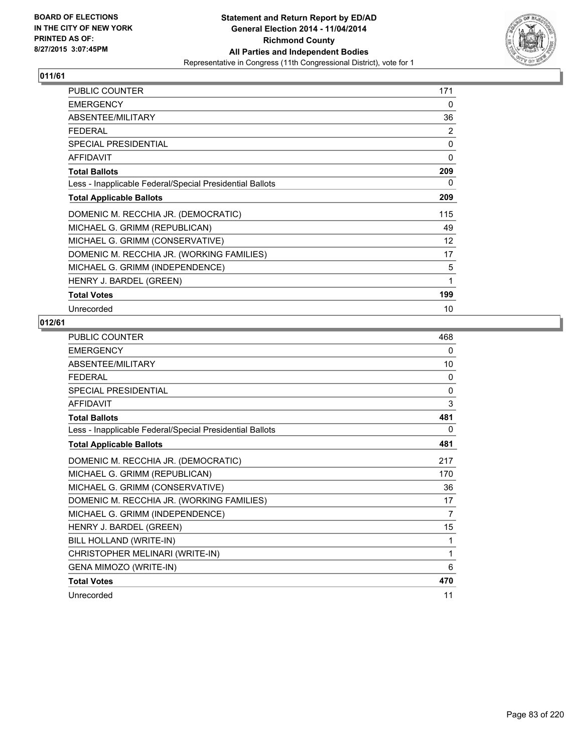BOARD OF ELECTIONS
IN THE CITY OF NEW YORK
PRINTED AS OF:
8/27/2015 3:07:45PM

**Statement and Return Report by ED/AD**
**General Election 2014 - 11/04/2014**
**Richmond County**
**All Parties and Independent Bodies**
Representative in Congress (11th Congressional District), vote for 1

## 011/61

| | |
|---|---|
| PUBLIC COUNTER | 171 |
| EMERGENCY | 0 |
| ABSENTEE/MILITARY | 36 |
| FEDERAL | 2 |
| SPECIAL PRESIDENTIAL | 0 |
| AFFIDAVIT | 0 |
| **Total Ballots** | **209** |
| Less - Inapplicable Federal/Special Presidential Ballots | 0 |
| **Total Applicable Ballots** | **209** |
| DOMENIC M. RECCHIA JR. (DEMOCRATIC) | 115 |
| MICHAEL G. GRIMM (REPUBLICAN) | 49 |
| MICHAEL G. GRIMM (CONSERVATIVE) | 12 |
| DOMENIC M. RECCHIA JR. (WORKING FAMILIES) | 17 |
| MICHAEL G. GRIMM (INDEPENDENCE) | 5 |
| HENRY J. BARDEL (GREEN) | 1 |
| **Total Votes** | **199** |
| Unrecorded | 10 |

## 012/61

| | |
|---|---|
| PUBLIC COUNTER | 468 |
| EMERGENCY | 0 |
| ABSENTEE/MILITARY | 10 |
| FEDERAL | 0 |
| SPECIAL PRESIDENTIAL | 0 |
| AFFIDAVIT | 3 |
| **Total Ballots** | **481** |
| Less - Inapplicable Federal/Special Presidential Ballots | 0 |
| **Total Applicable Ballots** | **481** |
| DOMENIC M. RECCHIA JR. (DEMOCRATIC) | 217 |
| MICHAEL G. GRIMM (REPUBLICAN) | 170 |
| MICHAEL G. GRIMM (CONSERVATIVE) | 36 |
| DOMENIC M. RECCHIA JR. (WORKING FAMILIES) | 17 |
| MICHAEL G. GRIMM (INDEPENDENCE) | 7 |
| HENRY J. BARDEL (GREEN) | 15 |
| BILL HOLLAND (WRITE-IN) | 1 |
| CHRISTOPHER MELINARI (WRITE-IN) | 1 |
| GENA MIMOZO (WRITE-IN) | 6 |
| **Total Votes** | **470** |
| Unrecorded | 11 |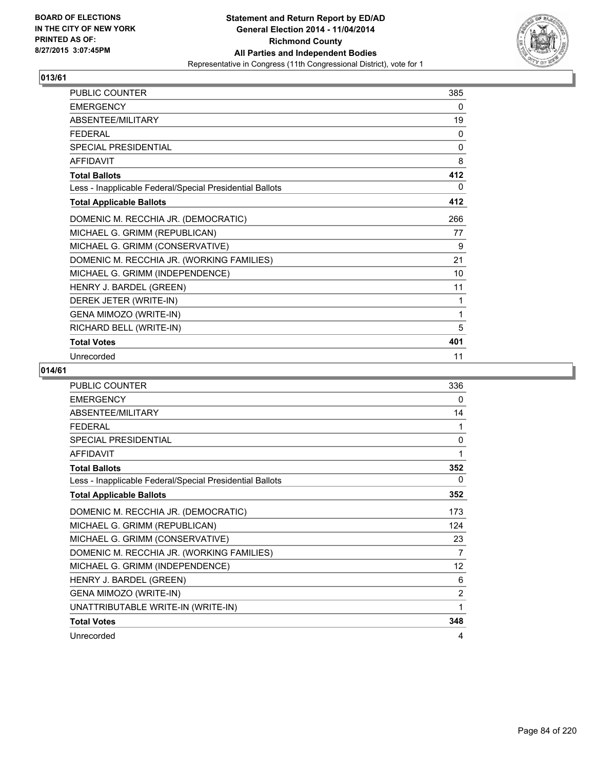**Statement and Return Report by ED/AD**
**General Election 2014 - 11/04/2014**
**Richmond County**
**All Parties and Independent Bodies**
Representative in Congress (11th Congressional District), vote for 1

BOARD OF ELECTIONS
IN THE CITY OF NEW YORK
PRINTED AS OF:
8/27/2015 3:07:45PM

## 013/61

| | |
|---|---|
| PUBLIC COUNTER | 385 |
| EMERGENCY | 0 |
| ABSENTEE/MILITARY | 19 |
| FEDERAL | 0 |
| SPECIAL PRESIDENTIAL | 0 |
| AFFIDAVIT | 8 |
| **Total Ballots** | **412** |
| Less - Inapplicable Federal/Special Presidential Ballots | 0 |
| **Total Applicable Ballots** | **412** |
| DOMENIC M. RECCHIA JR. (DEMOCRATIC) | 266 |
| MICHAEL G. GRIMM (REPUBLICAN) | 77 |
| MICHAEL G. GRIMM (CONSERVATIVE) | 9 |
| DOMENIC M. RECCHIA JR. (WORKING FAMILIES) | 21 |
| MICHAEL G. GRIMM (INDEPENDENCE) | 10 |
| HENRY J. BARDEL (GREEN) | 11 |
| DEREK JETER (WRITE-IN) | 1 |
| GENA MIMOZO (WRITE-IN) | 1 |
| RICHARD BELL (WRITE-IN) | 5 |
| **Total Votes** | **401** |
| Unrecorded | 11 |

## 014/61

| | |
|---|---|
| PUBLIC COUNTER | 336 |
| EMERGENCY | 0 |
| ABSENTEE/MILITARY | 14 |
| FEDERAL | 1 |
| SPECIAL PRESIDENTIAL | 0 |
| AFFIDAVIT | 1 |
| **Total Ballots** | **352** |
| Less - Inapplicable Federal/Special Presidential Ballots | 0 |
| **Total Applicable Ballots** | **352** |
| DOMENIC M. RECCHIA JR. (DEMOCRATIC) | 173 |
| MICHAEL G. GRIMM (REPUBLICAN) | 124 |
| MICHAEL G. GRIMM (CONSERVATIVE) | 23 |
| DOMENIC M. RECCHIA JR. (WORKING FAMILIES) | 7 |
| MICHAEL G. GRIMM (INDEPENDENCE) | 12 |
| HENRY J. BARDEL (GREEN) | 6 |
| GENA MIMOZO (WRITE-IN) | 2 |
| UNATTRIBUTABLE WRITE-IN (WRITE-IN) | 1 |
| **Total Votes** | **348** |
| Unrecorded | 4 |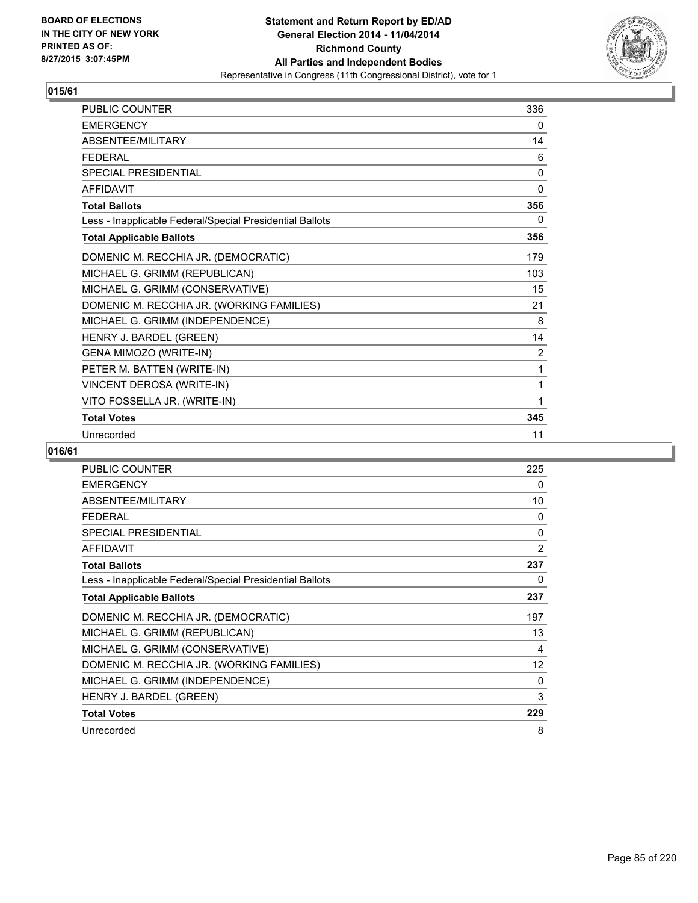BOARD OF ELECTIONS
IN THE CITY OF NEW YORK
PRINTED AS OF:
8/27/2015 3:07:45PM

**Statement and Return Report by ED/AD**
**General Election 2014 - 11/04/2014**
**Richmond County**
**All Parties and Independent Bodies**
Representative in Congress (11th Congressional District), vote for 1

## 015/61

| | |
|---|---|
| PUBLIC COUNTER | 336 |
| EMERGENCY | 0 |
| ABSENTEE/MILITARY | 14 |
| FEDERAL | 6 |
| SPECIAL PRESIDENTIAL | 0 |
| AFFIDAVIT | 0 |
| **Total Ballots** | **356** |
| Less - Inapplicable Federal/Special Presidential Ballots | 0 |
| **Total Applicable Ballots** | **356** |
| DOMENIC M. RECCHIA JR. (DEMOCRATIC) | 179 |
| MICHAEL G. GRIMM (REPUBLICAN) | 103 |
| MICHAEL G. GRIMM (CONSERVATIVE) | 15 |
| DOMENIC M. RECCHIA JR. (WORKING FAMILIES) | 21 |
| MICHAEL G. GRIMM (INDEPENDENCE) | 8 |
| HENRY J. BARDEL (GREEN) | 14 |
| GENA MIMOZO (WRITE-IN) | 2 |
| PETER M. BATTEN (WRITE-IN) | 1 |
| VINCENT DEROSA (WRITE-IN) | 1 |
| VITO FOSSELLA JR. (WRITE-IN) | 1 |
| **Total Votes** | **345** |
| Unrecorded | 11 |

## 016/61

| | |
|---|---|
| PUBLIC COUNTER | 225 |
| EMERGENCY | 0 |
| ABSENTEE/MILITARY | 10 |
| FEDERAL | 0 |
| SPECIAL PRESIDENTIAL | 0 |
| AFFIDAVIT | 2 |
| **Total Ballots** | **237** |
| Less - Inapplicable Federal/Special Presidential Ballots | 0 |
| **Total Applicable Ballots** | **237** |
| DOMENIC M. RECCHIA JR. (DEMOCRATIC) | 197 |
| MICHAEL G. GRIMM (REPUBLICAN) | 13 |
| MICHAEL G. GRIMM (CONSERVATIVE) | 4 |
| DOMENIC M. RECCHIA JR. (WORKING FAMILIES) | 12 |
| MICHAEL G. GRIMM (INDEPENDENCE) | 0 |
| HENRY J. BARDEL (GREEN) | 3 |
| **Total Votes** | **229** |
| Unrecorded | 8 |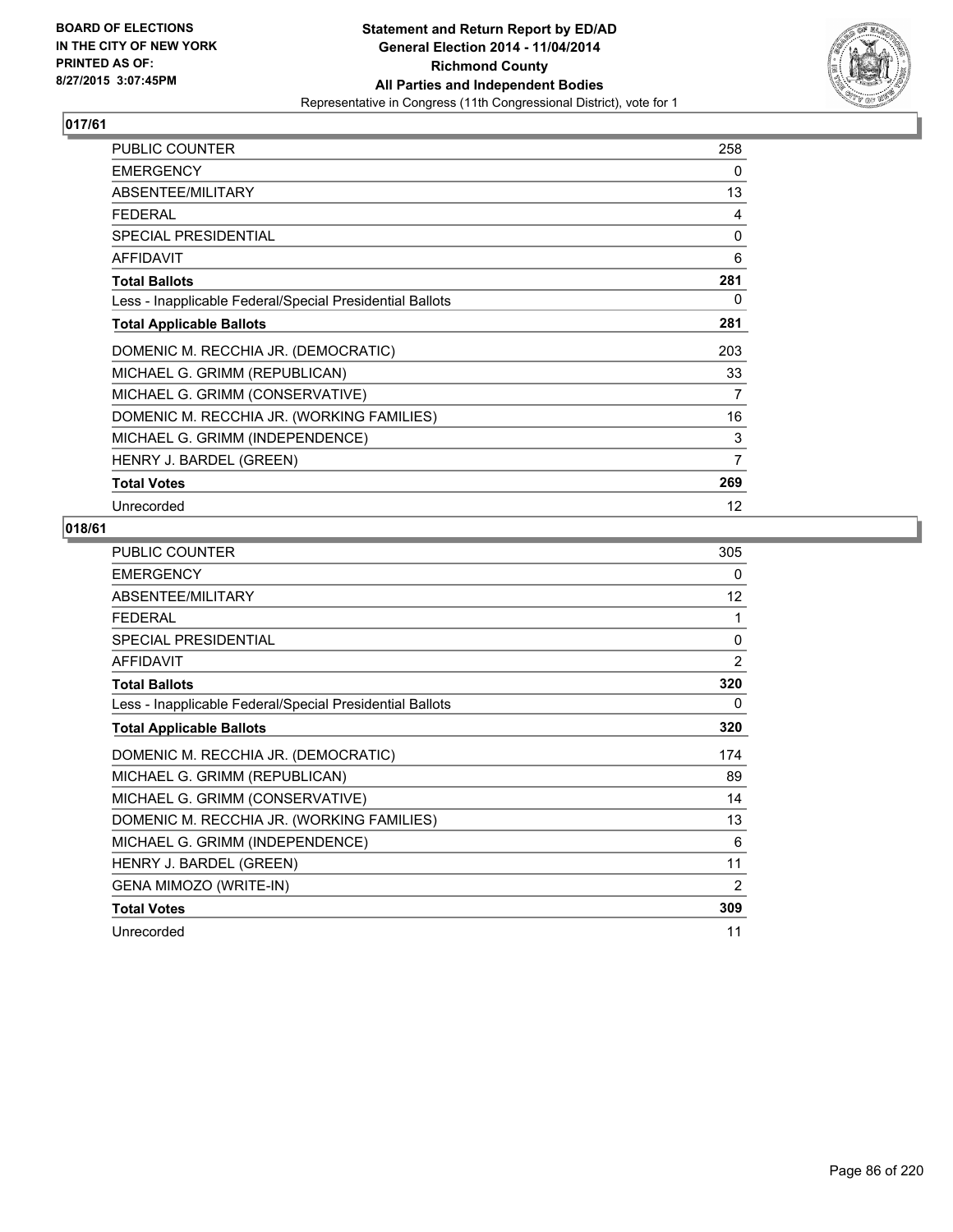BOARD OF ELECTIONS
IN THE CITY OF NEW YORK
PRINTED AS OF:
8/27/2015 3:07:45PM

**Statement and Return Report by ED/AD**
**General Election 2014 - 11/04/2014**
**Richmond County**
**All Parties and Independent Bodies**
Representative in Congress (11th Congressional District), vote for 1

## 017/61

| | |
|---|---|
| PUBLIC COUNTER | 258 |
| EMERGENCY | 0 |
| ABSENTEE/MILITARY | 13 |
| FEDERAL | 4 |
| SPECIAL PRESIDENTIAL | 0 |
| AFFIDAVIT | 6 |
| **Total Ballots** | **281** |
| Less - Inapplicable Federal/Special Presidential Ballots | 0 |
| **Total Applicable Ballots** | **281** |
| DOMENIC M. RECCHIA JR. (DEMOCRATIC) | 203 |
| MICHAEL G. GRIMM (REPUBLICAN) | 33 |
| MICHAEL G. GRIMM (CONSERVATIVE) | 7 |
| DOMENIC M. RECCHIA JR. (WORKING FAMILIES) | 16 |
| MICHAEL G. GRIMM (INDEPENDENCE) | 3 |
| HENRY J. BARDEL (GREEN) | 7 |
| **Total Votes** | **269** |
| Unrecorded | 12 |

## 018/61

| | |
|---|---|
| PUBLIC COUNTER | 305 |
| EMERGENCY | 0 |
| ABSENTEE/MILITARY | 12 |
| FEDERAL | 1 |
| SPECIAL PRESIDENTIAL | 0 |
| AFFIDAVIT | 2 |
| **Total Ballots** | **320** |
| Less - Inapplicable Federal/Special Presidential Ballots | 0 |
| **Total Applicable Ballots** | **320** |
| DOMENIC M. RECCHIA JR. (DEMOCRATIC) | 174 |
| MICHAEL G. GRIMM (REPUBLICAN) | 89 |
| MICHAEL G. GRIMM (CONSERVATIVE) | 14 |
| DOMENIC M. RECCHIA JR. (WORKING FAMILIES) | 13 |
| MICHAEL G. GRIMM (INDEPENDENCE) | 6 |
| HENRY J. BARDEL (GREEN) | 11 |
| GENA MIMOZO (WRITE-IN) | 2 |
| **Total Votes** | **309** |
| Unrecorded | 11 |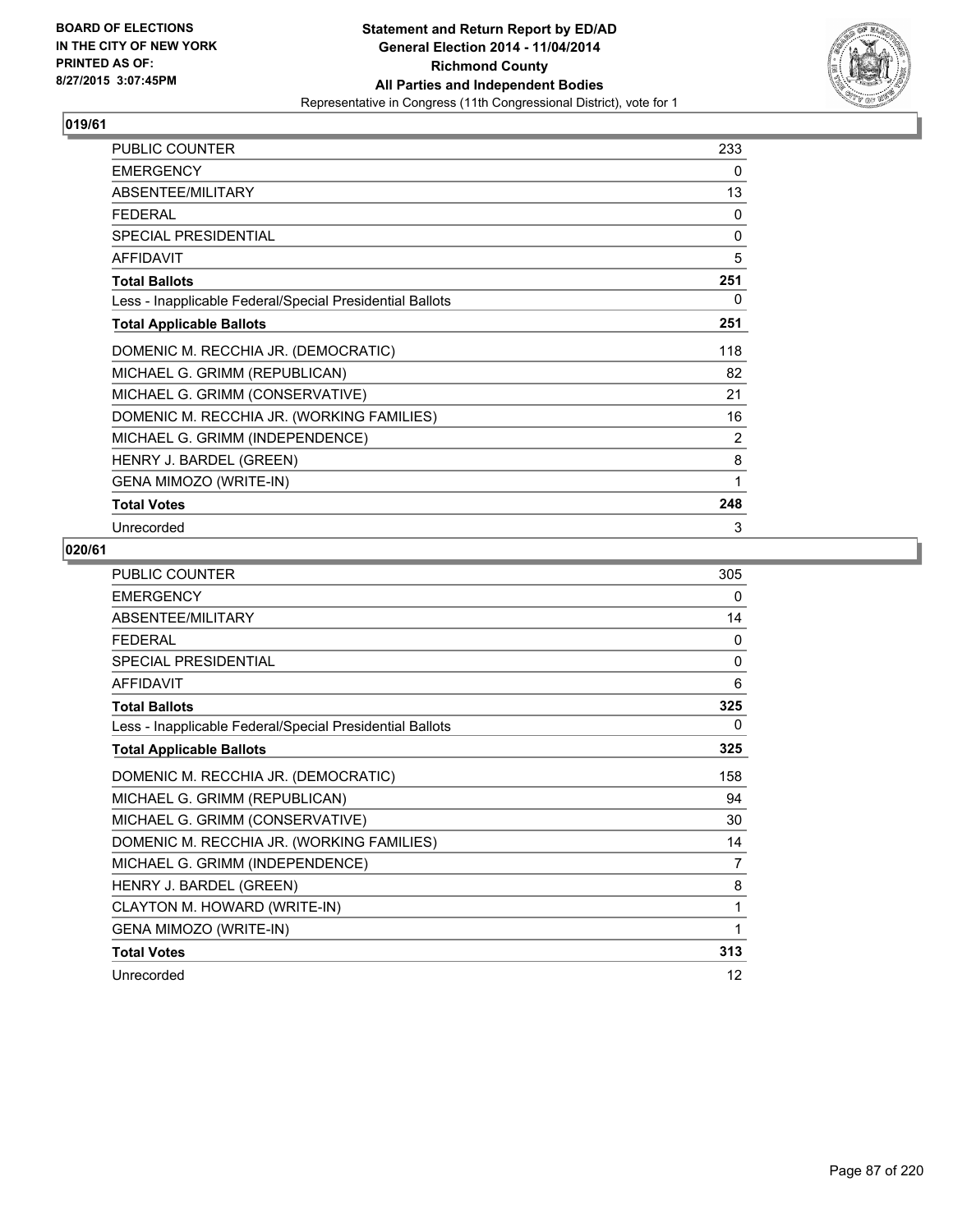**BOARD OF ELECTIONS IN THE CITY OF NEW YORK PRINTED AS OF: 8/27/2015 3:07:45PM**

**Statement and Return Report by ED/AD General Election 2014 - 11/04/2014 Richmond County All Parties and Independent Bodies**

Representative in Congress (11th Congressional District), vote for 1

### 019/61

| | |
|---|---|
| PUBLIC COUNTER | 233 |
| EMERGENCY | 0 |
| ABSENTEE/MILITARY | 13 |
| FEDERAL | 0 |
| SPECIAL PRESIDENTIAL | 0 |
| AFFIDAVIT | 5 |
| **Total Ballots** | **251** |
| Less - Inapplicable Federal/Special Presidential Ballots | 0 |
| **Total Applicable Ballots** | **251** |
| DOMENIC M. RECCHIA JR. (DEMOCRATIC) | 118 |
| MICHAEL G. GRIMM (REPUBLICAN) | 82 |
| MICHAEL G. GRIMM (CONSERVATIVE) | 21 |
| DOMENIC M. RECCHIA JR. (WORKING FAMILIES) | 16 |
| MICHAEL G. GRIMM (INDEPENDENCE) | 2 |
| HENRY J. BARDEL (GREEN) | 8 |
| GENA MIMOZO (WRITE-IN) | 1 |
| **Total Votes** | **248** |
| Unrecorded | 3 |

### 020/61

| | |
|---|---|
| PUBLIC COUNTER | 305 |
| EMERGENCY | 0 |
| ABSENTEE/MILITARY | 14 |
| FEDERAL | 0 |
| SPECIAL PRESIDENTIAL | 0 |
| AFFIDAVIT | 6 |
| **Total Ballots** | **325** |
| Less - Inapplicable Federal/Special Presidential Ballots | 0 |
| **Total Applicable Ballots** | **325** |
| DOMENIC M. RECCHIA JR. (DEMOCRATIC) | 158 |
| MICHAEL G. GRIMM (REPUBLICAN) | 94 |
| MICHAEL G. GRIMM (CONSERVATIVE) | 30 |
| DOMENIC M. RECCHIA JR. (WORKING FAMILIES) | 14 |
| MICHAEL G. GRIMM (INDEPENDENCE) | 7 |
| HENRY J. BARDEL (GREEN) | 8 |
| CLAYTON M. HOWARD (WRITE-IN) | 1 |
| GENA MIMOZO (WRITE-IN) | 1 |
| **Total Votes** | **313** |
| Unrecorded | 12 |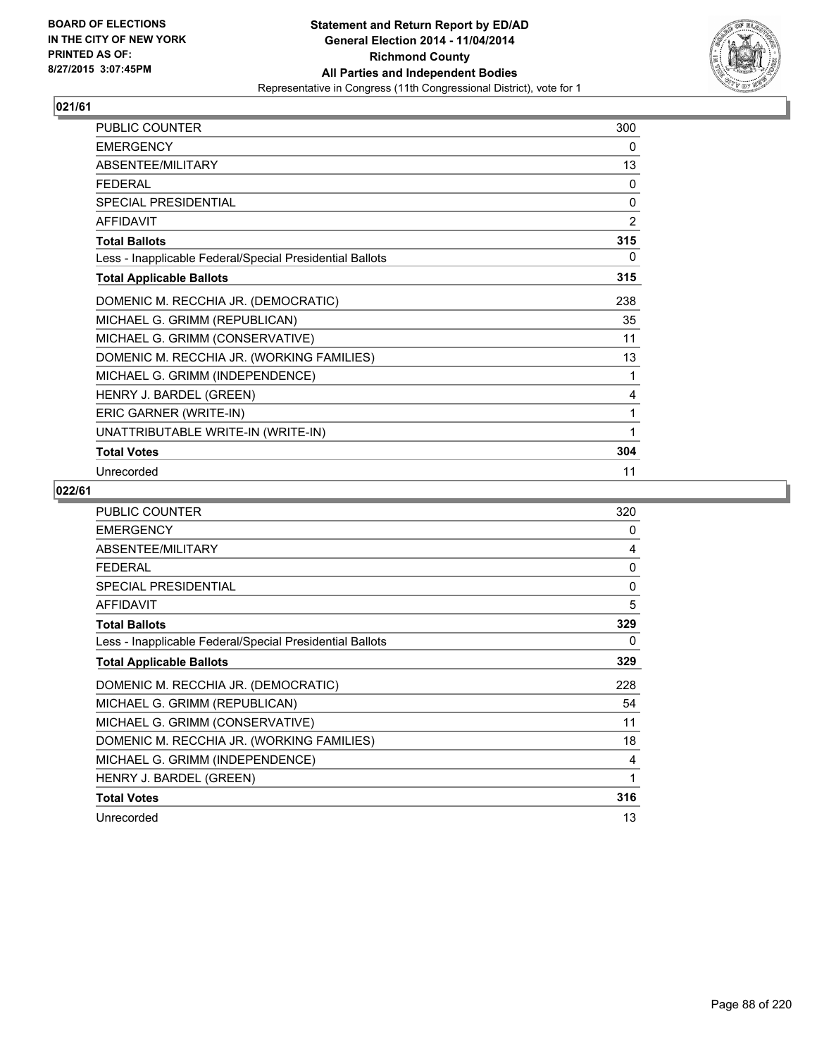**BOARD OF ELECTIONS IN THE CITY OF NEW YORK PRINTED AS OF: 8/27/2015 3:07:45PM**

**Statement and Return Report by ED/AD General Election 2014 - 11/04/2014 Richmond County All Parties and Independent Bodies**
Representative in Congress (11th Congressional District), vote for 1

## 021/61

| | |
|---|---|
| PUBLIC COUNTER | 300 |
| EMERGENCY | 0 |
| ABSENTEE/MILITARY | 13 |
| FEDERAL | 0 |
| SPECIAL PRESIDENTIAL | 0 |
| AFFIDAVIT | 2 |
| **Total Ballots** | **315** |
| Less - Inapplicable Federal/Special Presidential Ballots | 0 |
| **Total Applicable Ballots** | **315** |
| DOMENIC M. RECCHIA JR. (DEMOCRATIC) | 238 |
| MICHAEL G. GRIMM (REPUBLICAN) | 35 |
| MICHAEL G. GRIMM (CONSERVATIVE) | 11 |
| DOMENIC M. RECCHIA JR. (WORKING FAMILIES) | 13 |
| MICHAEL G. GRIMM (INDEPENDENCE) | 1 |
| HENRY J. BARDEL (GREEN) | 4 |
| ERIC GARNER (WRITE-IN) | 1 |
| UNATTRIBUTABLE WRITE-IN (WRITE-IN) | 1 |
| **Total Votes** | **304** |
| Unrecorded | 11 |

## 022/61

| | |
|---|---|
| PUBLIC COUNTER | 320 |
| EMERGENCY | 0 |
| ABSENTEE/MILITARY | 4 |
| FEDERAL | 0 |
| SPECIAL PRESIDENTIAL | 0 |
| AFFIDAVIT | 5 |
| **Total Ballots** | **329** |
| Less - Inapplicable Federal/Special Presidential Ballots | 0 |
| **Total Applicable Ballots** | **329** |
| DOMENIC M. RECCHIA JR. (DEMOCRATIC) | 228 |
| MICHAEL G. GRIMM (REPUBLICAN) | 54 |
| MICHAEL G. GRIMM (CONSERVATIVE) | 11 |
| DOMENIC M. RECCHIA JR. (WORKING FAMILIES) | 18 |
| MICHAEL G. GRIMM (INDEPENDENCE) | 4 |
| HENRY J. BARDEL (GREEN) | 1 |
| **Total Votes** | **316** |
| Unrecorded | 13 |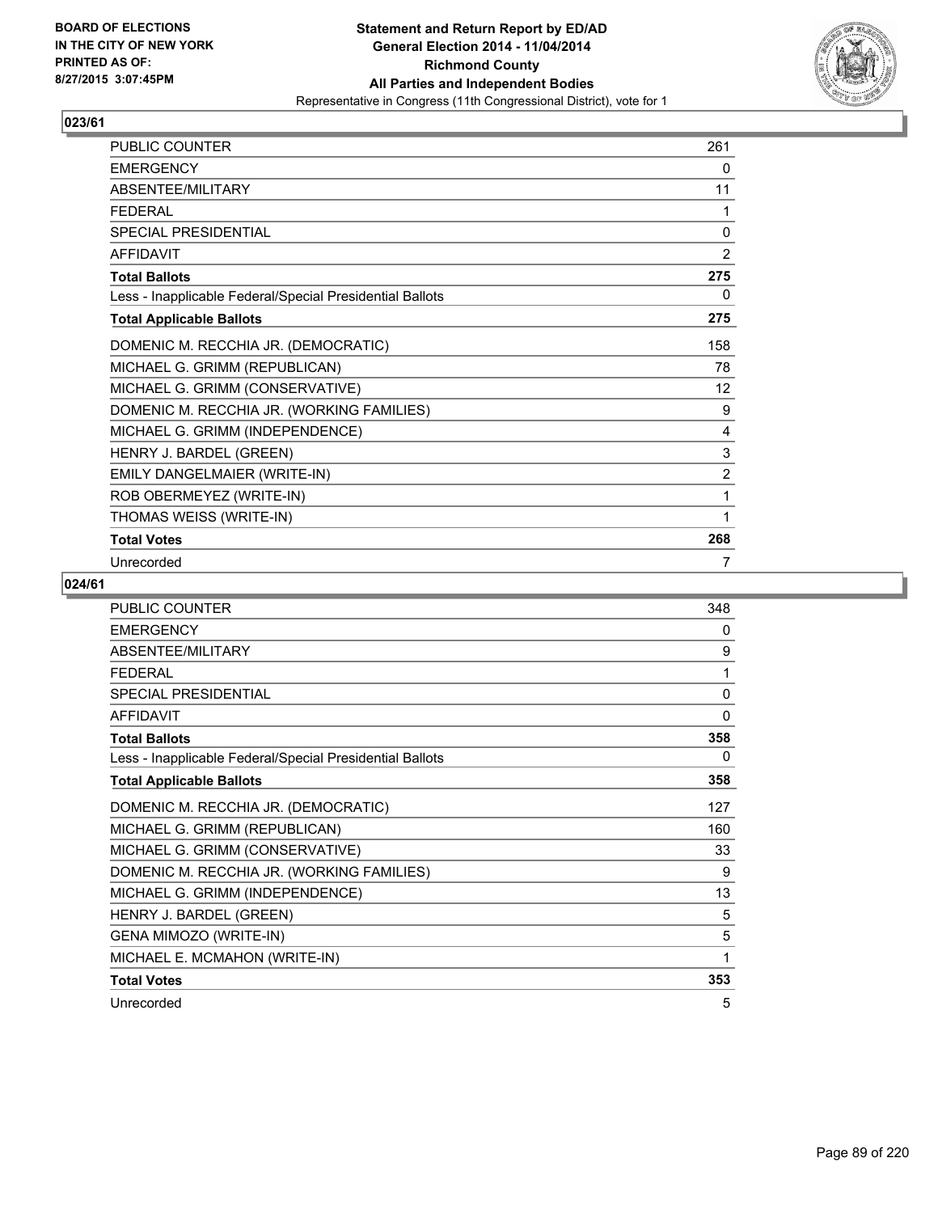**BOARD OF ELECTIONS IN THE CITY OF NEW YORK PRINTED AS OF: 8/27/2015 3:07:45PM**

**Statement and Return Report by ED/AD General Election 2014 - 11/04/2014 Richmond County All Parties and Independent Bodies**
Representative in Congress (11th Congressional District), vote for 1

### 023/61

| | |
|---|---|
| PUBLIC COUNTER | 261 |
| EMERGENCY | 0 |
| ABSENTEE/MILITARY | 11 |
| FEDERAL | 1 |
| SPECIAL PRESIDENTIAL | 0 |
| AFFIDAVIT | 2 |
| **Total Ballots** | **275** |
| Less - Inapplicable Federal/Special Presidential Ballots | 0 |
| **Total Applicable Ballots** | **275** |
| DOMENIC M. RECCHIA JR. (DEMOCRATIC) | 158 |
| MICHAEL G. GRIMM (REPUBLICAN) | 78 |
| MICHAEL G. GRIMM (CONSERVATIVE) | 12 |
| DOMENIC M. RECCHIA JR. (WORKING FAMILIES) | 9 |
| MICHAEL G. GRIMM (INDEPENDENCE) | 4 |
| HENRY J. BARDEL (GREEN) | 3 |
| EMILY DANGELMAIER (WRITE-IN) | 2 |
| ROB OBERMEYEZ (WRITE-IN) | 1 |
| THOMAS WEISS (WRITE-IN) | 1 |
| **Total Votes** | **268** |
| Unrecorded | 7 |

### 024/61

| | |
|---|---|
| PUBLIC COUNTER | 348 |
| EMERGENCY | 0 |
| ABSENTEE/MILITARY | 9 |
| FEDERAL | 1 |
| SPECIAL PRESIDENTIAL | 0 |
| AFFIDAVIT | 0 |
| **Total Ballots** | **358** |
| Less - Inapplicable Federal/Special Presidential Ballots | 0 |
| **Total Applicable Ballots** | **358** |
| DOMENIC M. RECCHIA JR. (DEMOCRATIC) | 127 |
| MICHAEL G. GRIMM (REPUBLICAN) | 160 |
| MICHAEL G. GRIMM (CONSERVATIVE) | 33 |
| DOMENIC M. RECCHIA JR. (WORKING FAMILIES) | 9 |
| MICHAEL G. GRIMM (INDEPENDENCE) | 13 |
| HENRY J. BARDEL (GREEN) | 5 |
| GENA MIMOZO (WRITE-IN) | 5 |
| MICHAEL E. MCMAHON (WRITE-IN) | 1 |
| **Total Votes** | **353** |
| Unrecorded | 5 |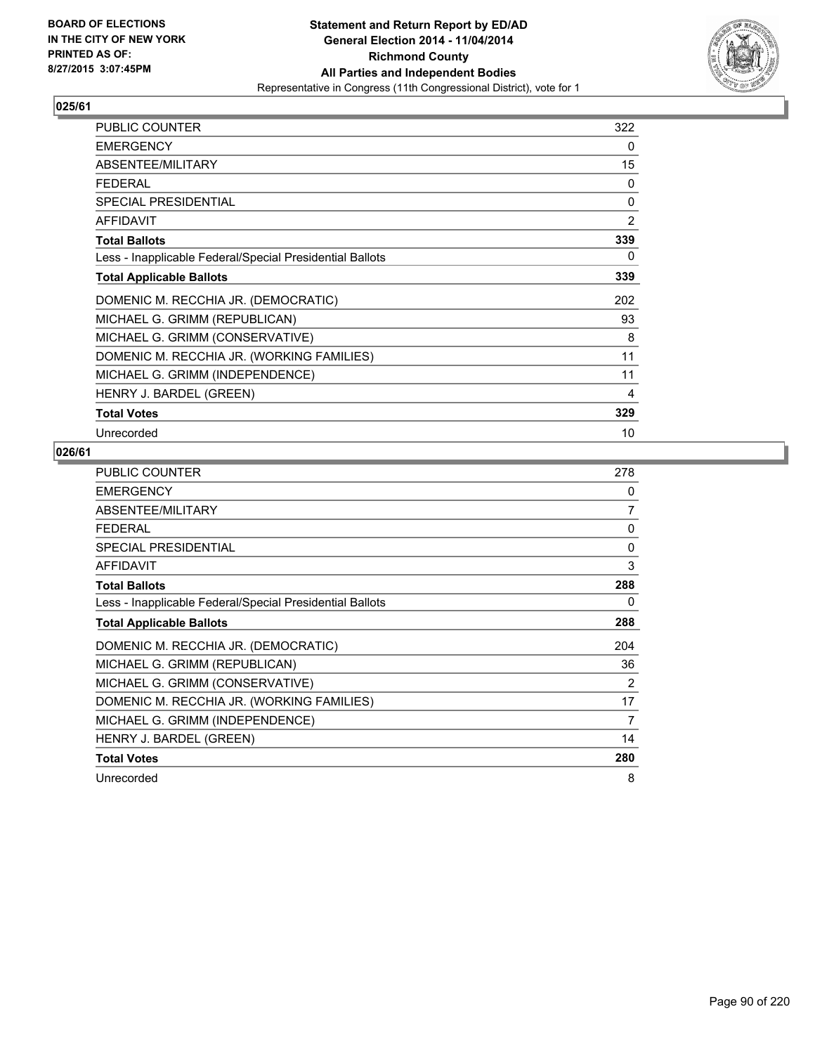**BOARD OF ELECTIONS IN THE CITY OF NEW YORK PRINTED AS OF: 8/27/2015 3:07:45PM**

**Statement and Return Report by ED/AD**
**General Election 2014 - 11/04/2014**
**Richmond County**
**All Parties and Independent Bodies**
Representative in Congress (11th Congressional District), vote for 1

## 025/61

| | |
|---|---|
| PUBLIC COUNTER | 322 |
| EMERGENCY | 0 |
| ABSENTEE/MILITARY | 15 |
| FEDERAL | 0 |
| SPECIAL PRESIDENTIAL | 0 |
| AFFIDAVIT | 2 |
| **Total Ballots** | **339** |
| Less - Inapplicable Federal/Special Presidential Ballots | 0 |
| **Total Applicable Ballots** | **339** |
| DOMENIC M. RECCHIA JR. (DEMOCRATIC) | 202 |
| MICHAEL G. GRIMM (REPUBLICAN) | 93 |
| MICHAEL G. GRIMM (CONSERVATIVE) | 8 |
| DOMENIC M. RECCHIA JR. (WORKING FAMILIES) | 11 |
| MICHAEL G. GRIMM (INDEPENDENCE) | 11 |
| HENRY J. BARDEL (GREEN) | 4 |
| **Total Votes** | **329** |
| Unrecorded | 10 |

## 026/61

| | |
|---|---|
| PUBLIC COUNTER | 278 |
| EMERGENCY | 0 |
| ABSENTEE/MILITARY | 7 |
| FEDERAL | 0 |
| SPECIAL PRESIDENTIAL | 0 |
| AFFIDAVIT | 3 |
| **Total Ballots** | **288** |
| Less - Inapplicable Federal/Special Presidential Ballots | 0 |
| **Total Applicable Ballots** | **288** |
| DOMENIC M. RECCHIA JR. (DEMOCRATIC) | 204 |
| MICHAEL G. GRIMM (REPUBLICAN) | 36 |
| MICHAEL G. GRIMM (CONSERVATIVE) | 2 |
| DOMENIC M. RECCHIA JR. (WORKING FAMILIES) | 17 |
| MICHAEL G. GRIMM (INDEPENDENCE) | 7 |
| HENRY J. BARDEL (GREEN) | 14 |
| **Total Votes** | **280** |
| Unrecorded | 8 |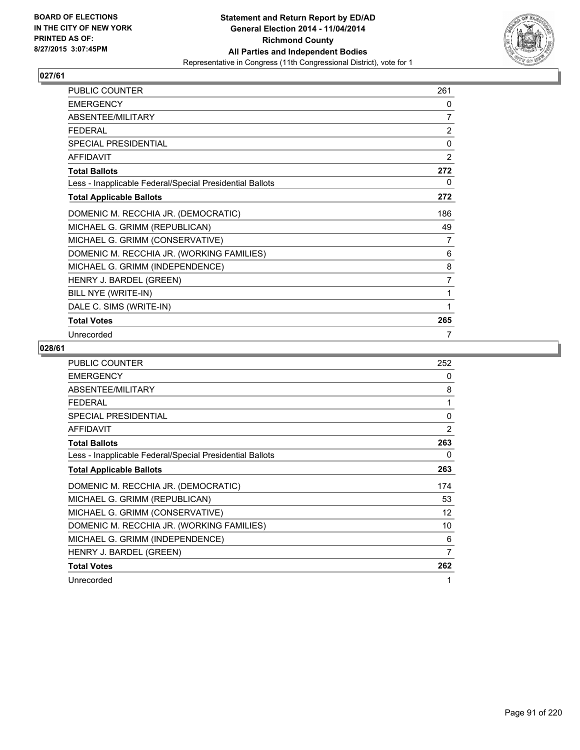BOARD OF ELECTIONS
IN THE CITY OF NEW YORK
PRINTED AS OF:
8/27/2015 3:07:45PM

**Statement and Return Report by ED/AD**
**General Election 2014 - 11/04/2014**
**Richmond County**
**All Parties and Independent Bodies**
Representative in Congress (11th Congressional District), vote for 1

## 027/61

| | |
|---|---|
| PUBLIC COUNTER | 261 |
| EMERGENCY | 0 |
| ABSENTEE/MILITARY | 7 |
| FEDERAL | 2 |
| SPECIAL PRESIDENTIAL | 0 |
| AFFIDAVIT | 2 |
| **Total Ballots** | **272** |
| Less - Inapplicable Federal/Special Presidential Ballots | 0 |
| **Total Applicable Ballots** | **272** |
| DOMENIC M. RECCHIA JR. (DEMOCRATIC) | 186 |
| MICHAEL G. GRIMM (REPUBLICAN) | 49 |
| MICHAEL G. GRIMM (CONSERVATIVE) | 7 |
| DOMENIC M. RECCHIA JR. (WORKING FAMILIES) | 6 |
| MICHAEL G. GRIMM (INDEPENDENCE) | 8 |
| HENRY J. BARDEL (GREEN) | 7 |
| BILL NYE (WRITE-IN) | 1 |
| DALE C. SIMS (WRITE-IN) | 1 |
| **Total Votes** | **265** |
| Unrecorded | 7 |

## 028/61

| | |
|---|---|
| PUBLIC COUNTER | 252 |
| EMERGENCY | 0 |
| ABSENTEE/MILITARY | 8 |
| FEDERAL | 1 |
| SPECIAL PRESIDENTIAL | 0 |
| AFFIDAVIT | 2 |
| **Total Ballots** | **263** |
| Less - Inapplicable Federal/Special Presidential Ballots | 0 |
| **Total Applicable Ballots** | **263** |
| DOMENIC M. RECCHIA JR. (DEMOCRATIC) | 174 |
| MICHAEL G. GRIMM (REPUBLICAN) | 53 |
| MICHAEL G. GRIMM (CONSERVATIVE) | 12 |
| DOMENIC M. RECCHIA JR. (WORKING FAMILIES) | 10 |
| MICHAEL G. GRIMM (INDEPENDENCE) | 6 |
| HENRY J. BARDEL (GREEN) | 7 |
| **Total Votes** | **262** |
| Unrecorded | 1 |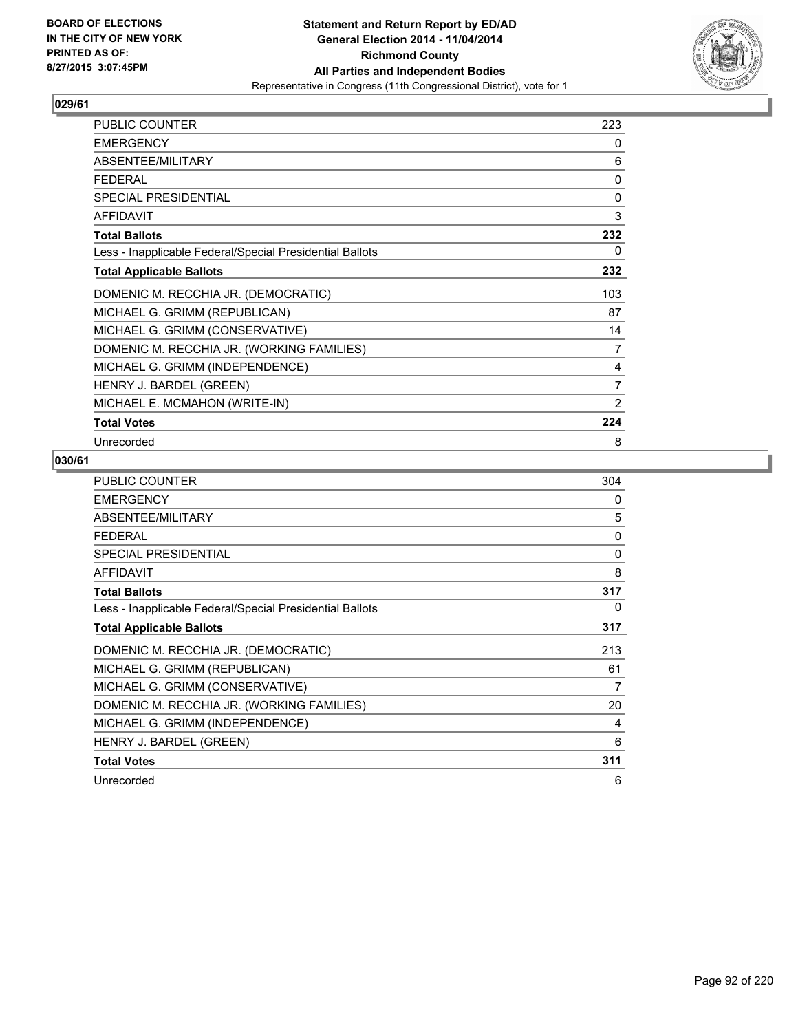BOARD OF ELECTIONS
IN THE CITY OF NEW YORK
PRINTED AS OF:
8/27/2015 3:07:45PM

**Statement and Return Report by ED/AD**
**General Election 2014 - 11/04/2014**
**Richmond County**
**All Parties and Independent Bodies**
Representative in Congress (11th Congressional District), vote for 1

## 029/61

| | |
|---|---|
| PUBLIC COUNTER | 223 |
| EMERGENCY | 0 |
| ABSENTEE/MILITARY | 6 |
| FEDERAL | 0 |
| SPECIAL PRESIDENTIAL | 0 |
| AFFIDAVIT | 3 |
| **Total Ballots** | **232** |
| Less - Inapplicable Federal/Special Presidential Ballots | 0 |
| **Total Applicable Ballots** | **232** |
| DOMENIC M. RECCHIA JR. (DEMOCRATIC) | 103 |
| MICHAEL G. GRIMM (REPUBLICAN) | 87 |
| MICHAEL G. GRIMM (CONSERVATIVE) | 14 |
| DOMENIC M. RECCHIA JR. (WORKING FAMILIES) | 7 |
| MICHAEL G. GRIMM (INDEPENDENCE) | 4 |
| HENRY J. BARDEL (GREEN) | 7 |
| MICHAEL E. MCMAHON (WRITE-IN) | 2 |
| **Total Votes** | **224** |
| Unrecorded | 8 |

## 030/61

| | |
|---|---|
| PUBLIC COUNTER | 304 |
| EMERGENCY | 0 |
| ABSENTEE/MILITARY | 5 |
| FEDERAL | 0 |
| SPECIAL PRESIDENTIAL | 0 |
| AFFIDAVIT | 8 |
| **Total Ballots** | **317** |
| Less - Inapplicable Federal/Special Presidential Ballots | 0 |
| **Total Applicable Ballots** | **317** |
| DOMENIC M. RECCHIA JR. (DEMOCRATIC) | 213 |
| MICHAEL G. GRIMM (REPUBLICAN) | 61 |
| MICHAEL G. GRIMM (CONSERVATIVE) | 7 |
| DOMENIC M. RECCHIA JR. (WORKING FAMILIES) | 20 |
| MICHAEL G. GRIMM (INDEPENDENCE) | 4 |
| HENRY J. BARDEL (GREEN) | 6 |
| **Total Votes** | **311** |
| Unrecorded | 6 |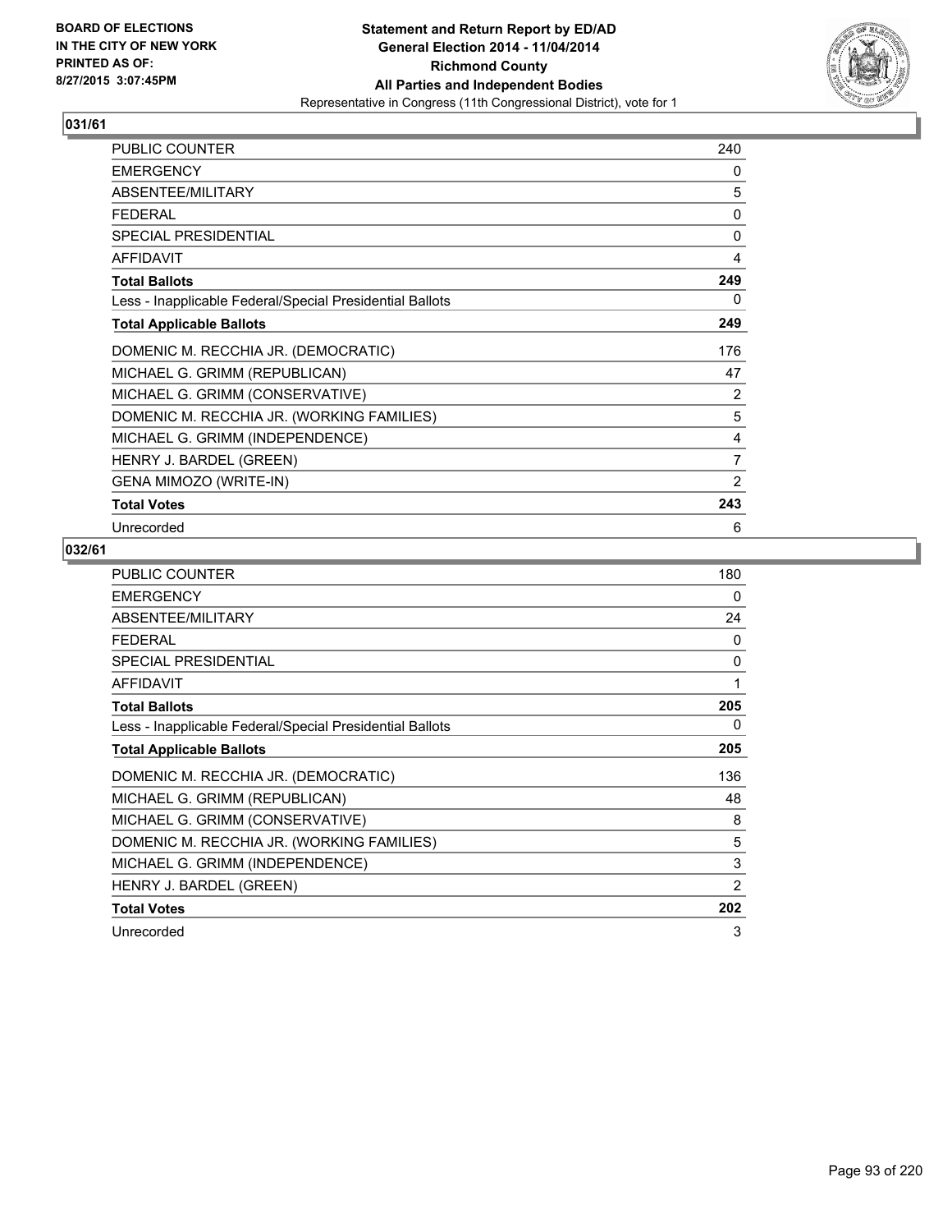**BOARD OF ELECTIONS IN THE CITY OF NEW YORK PRINTED AS OF: 8/27/2015 3:07:45PM**

# Statement and Return Report by ED/AD
## General Election 2014 - 11/04/2014
## Richmond County
## All Parties and Independent Bodies
### Representative in Congress (11th Congressional District), vote for 1

### 031/61

| | |
|---|---|
| PUBLIC COUNTER | 240 |
| EMERGENCY | 0 |
| ABSENTEE/MILITARY | 5 |
| FEDERAL | 0 |
| SPECIAL PRESIDENTIAL | 0 |
| AFFIDAVIT | 4 |
| **Total Ballots** | **249** |
| Less - Inapplicable Federal/Special Presidential Ballots | 0 |
| **Total Applicable Ballots** | **249** |
| DOMENIC M. RECCHIA JR. (DEMOCRATIC) | 176 |
| MICHAEL G. GRIMM (REPUBLICAN) | 47 |
| MICHAEL G. GRIMM (CONSERVATIVE) | 2 |
| DOMENIC M. RECCHIA JR. (WORKING FAMILIES) | 5 |
| MICHAEL G. GRIMM (INDEPENDENCE) | 4 |
| HENRY J. BARDEL (GREEN) | 7 |
| GENA MIMOZO (WRITE-IN) | 2 |
| **Total Votes** | **243** |
| Unrecorded | 6 |

### 032/61

| | |
|---|---|
| PUBLIC COUNTER | 180 |
| EMERGENCY | 0 |
| ABSENTEE/MILITARY | 24 |
| FEDERAL | 0 |
| SPECIAL PRESIDENTIAL | 0 |
| AFFIDAVIT | 1 |
| **Total Ballots** | **205** |
| Less - Inapplicable Federal/Special Presidential Ballots | 0 |
| **Total Applicable Ballots** | **205** |
| DOMENIC M. RECCHIA JR. (DEMOCRATIC) | 136 |
| MICHAEL G. GRIMM (REPUBLICAN) | 48 |
| MICHAEL G. GRIMM (CONSERVATIVE) | 8 |
| DOMENIC M. RECCHIA JR. (WORKING FAMILIES) | 5 |
| MICHAEL G. GRIMM (INDEPENDENCE) | 3 |
| HENRY J. BARDEL (GREEN) | 2 |
| **Total Votes** | **202** |
| Unrecorded | 3 |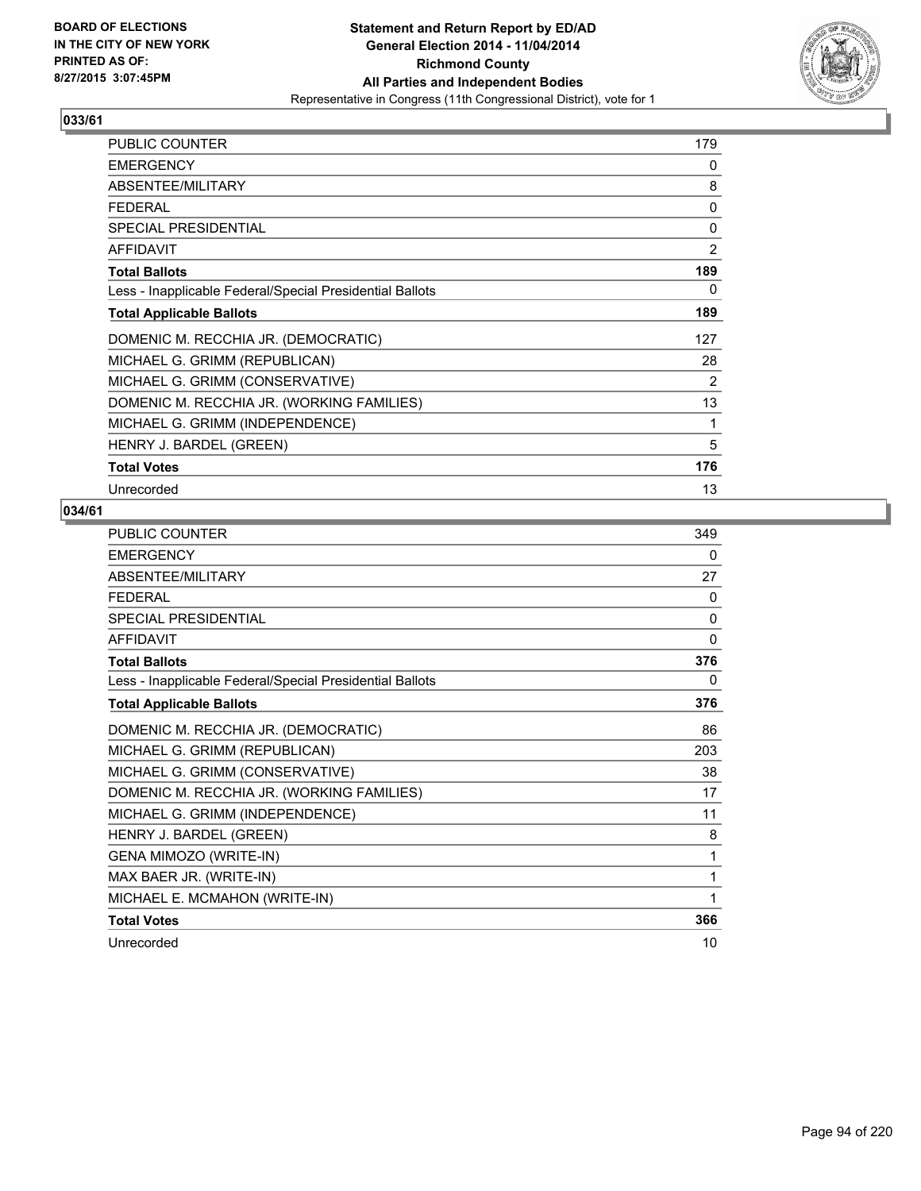**BOARD OF ELECTIONS IN THE CITY OF NEW YORK PRINTED AS OF: 8/27/2015 3:07:45PM**

**Statement and Return Report by ED/AD General Election 2014 - 11/04/2014 Richmond County All Parties and Independent Bodies**
Representative in Congress (11th Congressional District), vote for 1

## 033/61

| | |
|---|---|
| PUBLIC COUNTER | 179 |
| EMERGENCY | 0 |
| ABSENTEE/MILITARY | 8 |
| FEDERAL | 0 |
| SPECIAL PRESIDENTIAL | 0 |
| AFFIDAVIT | 2 |
| **Total Ballots** | **189** |
| Less - Inapplicable Federal/Special Presidential Ballots | 0 |
| **Total Applicable Ballots** | **189** |
| DOMENIC M. RECCHIA JR. (DEMOCRATIC) | 127 |
| MICHAEL G. GRIMM (REPUBLICAN) | 28 |
| MICHAEL G. GRIMM (CONSERVATIVE) | 2 |
| DOMENIC M. RECCHIA JR. (WORKING FAMILIES) | 13 |
| MICHAEL G. GRIMM (INDEPENDENCE) | 1 |
| HENRY J. BARDEL (GREEN) | 5 |
| **Total Votes** | **176** |
| Unrecorded | 13 |

## 034/61

| | |
|---|---|
| PUBLIC COUNTER | 349 |
| EMERGENCY | 0 |
| ABSENTEE/MILITARY | 27 |
| FEDERAL | 0 |
| SPECIAL PRESIDENTIAL | 0 |
| AFFIDAVIT | 0 |
| **Total Ballots** | **376** |
| Less - Inapplicable Federal/Special Presidential Ballots | 0 |
| **Total Applicable Ballots** | **376** |
| DOMENIC M. RECCHIA JR. (DEMOCRATIC) | 86 |
| MICHAEL G. GRIMM (REPUBLICAN) | 203 |
| MICHAEL G. GRIMM (CONSERVATIVE) | 38 |
| DOMENIC M. RECCHIA JR. (WORKING FAMILIES) | 17 |
| MICHAEL G. GRIMM (INDEPENDENCE) | 11 |
| HENRY J. BARDEL (GREEN) | 8 |
| GENA MIMOZO (WRITE-IN) | 1 |
| MAX BAER JR. (WRITE-IN) | 1 |
| MICHAEL E. MCMAHON (WRITE-IN) | 1 |
| **Total Votes** | **366** |
| Unrecorded | 10 |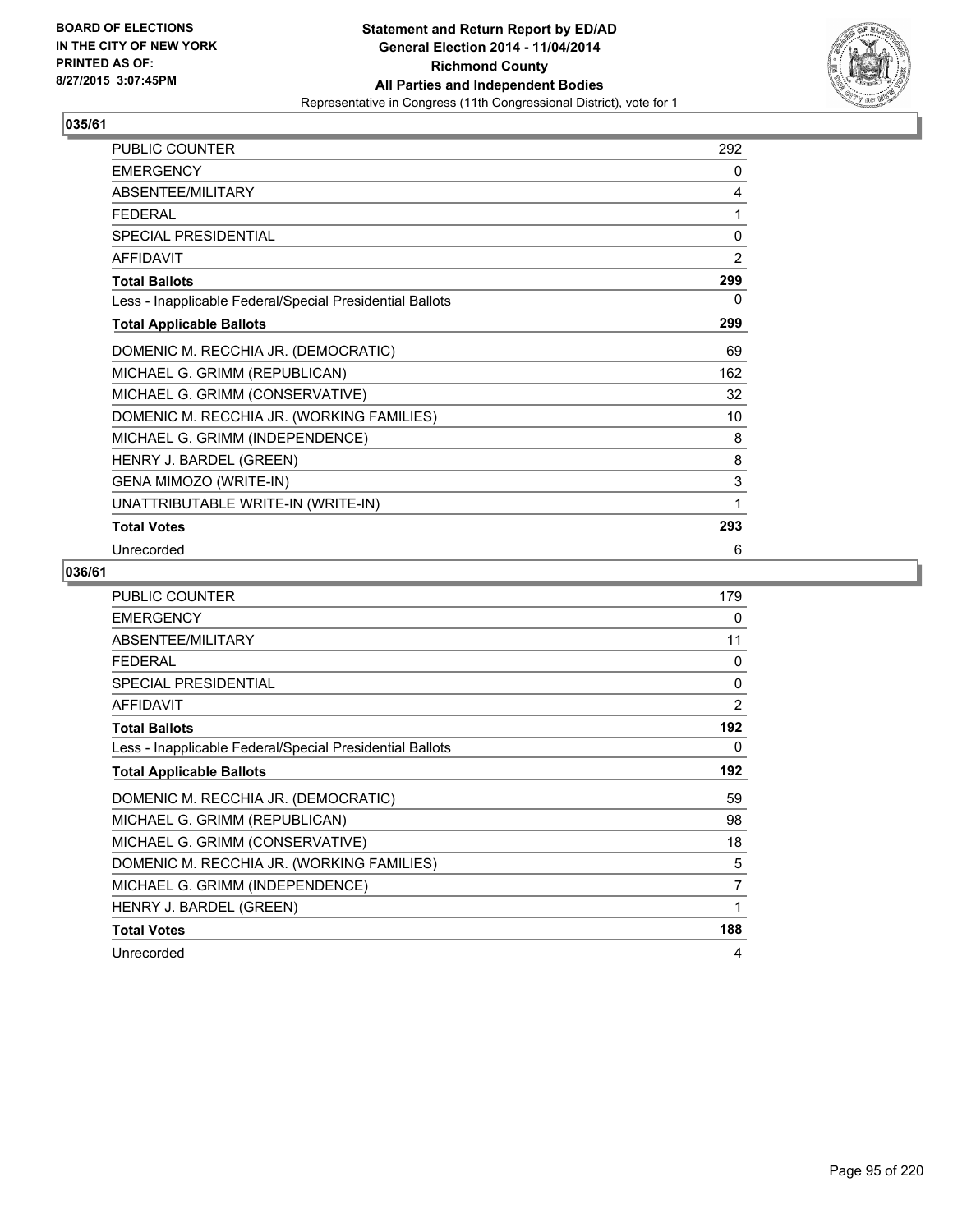BOARD OF ELECTIONS
IN THE CITY OF NEW YORK
PRINTED AS OF:
8/27/2015 3:07:45PM

**Statement and Return Report by ED/AD**
**General Election 2014 - 11/04/2014**
**Richmond County**
**All Parties and Independent Bodies**
Representative in Congress (11th Congressional District), vote for 1

## 035/61

| | |
|---|---|
| PUBLIC COUNTER | 292 |
| EMERGENCY | 0 |
| ABSENTEE/MILITARY | 4 |
| FEDERAL | 1 |
| SPECIAL PRESIDENTIAL | 0 |
| AFFIDAVIT | 2 |
| **Total Ballots** | **299** |
| Less - Inapplicable Federal/Special Presidential Ballots | 0 |
| **Total Applicable Ballots** | **299** |
| DOMENIC M. RECCHIA JR. (DEMOCRATIC) | 69 |
| MICHAEL G. GRIMM (REPUBLICAN) | 162 |
| MICHAEL G. GRIMM (CONSERVATIVE) | 32 |
| DOMENIC M. RECCHIA JR. (WORKING FAMILIES) | 10 |
| MICHAEL G. GRIMM (INDEPENDENCE) | 8 |
| HENRY J. BARDEL (GREEN) | 8 |
| GENA MIMOZO (WRITE-IN) | 3 |
| UNATTRIBUTABLE WRITE-IN (WRITE-IN) | 1 |
| **Total Votes** | **293** |
| Unrecorded | 6 |

## 036/61

| | |
|---|---|
| PUBLIC COUNTER | 179 |
| EMERGENCY | 0 |
| ABSENTEE/MILITARY | 11 |
| FEDERAL | 0 |
| SPECIAL PRESIDENTIAL | 0 |
| AFFIDAVIT | 2 |
| **Total Ballots** | **192** |
| Less - Inapplicable Federal/Special Presidential Ballots | 0 |
| **Total Applicable Ballots** | **192** |
| DOMENIC M. RECCHIA JR. (DEMOCRATIC) | 59 |
| MICHAEL G. GRIMM (REPUBLICAN) | 98 |
| MICHAEL G. GRIMM (CONSERVATIVE) | 18 |
| DOMENIC M. RECCHIA JR. (WORKING FAMILIES) | 5 |
| MICHAEL G. GRIMM (INDEPENDENCE) | 7 |
| HENRY J. BARDEL (GREEN) | 1 |
| **Total Votes** | **188** |
| Unrecorded | 4 |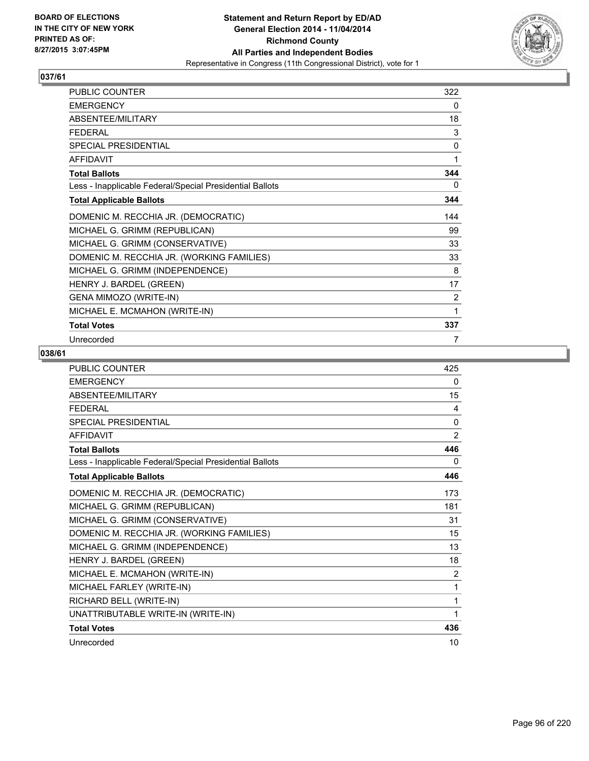**BOARD OF ELECTIONS IN THE CITY OF NEW YORK PRINTED AS OF: 8/27/2015 3:07:45PM**

**Statement and Return Report by ED/AD General Election 2014 - 11/04/2014 Richmond County All Parties and Independent Bodies**

Representative in Congress (11th Congressional District), vote for 1

## 037/61

| | |
|---|---|
| PUBLIC COUNTER | 322 |
| EMERGENCY | 0 |
| ABSENTEE/MILITARY | 18 |
| FEDERAL | 3 |
| SPECIAL PRESIDENTIAL | 0 |
| AFFIDAVIT | 1 |
| **Total Ballots** | **344** |
| Less - Inapplicable Federal/Special Presidential Ballots | 0 |
| **Total Applicable Ballots** | **344** |
| DOMENIC M. RECCHIA JR. (DEMOCRATIC) | 144 |
| MICHAEL G. GRIMM (REPUBLICAN) | 99 |
| MICHAEL G. GRIMM (CONSERVATIVE) | 33 |
| DOMENIC M. RECCHIA JR. (WORKING FAMILIES) | 33 |
| MICHAEL G. GRIMM (INDEPENDENCE) | 8 |
| HENRY J. BARDEL (GREEN) | 17 |
| GENA MIMOZO (WRITE-IN) | 2 |
| MICHAEL E. MCMAHON (WRITE-IN) | 1 |
| **Total Votes** | **337** |
| Unrecorded | 7 |

## 038/61

| | |
|---|---|
| PUBLIC COUNTER | 425 |
| EMERGENCY | 0 |
| ABSENTEE/MILITARY | 15 |
| FEDERAL | 4 |
| SPECIAL PRESIDENTIAL | 0 |
| AFFIDAVIT | 2 |
| **Total Ballots** | **446** |
| Less - Inapplicable Federal/Special Presidential Ballots | 0 |
| **Total Applicable Ballots** | **446** |
| DOMENIC M. RECCHIA JR. (DEMOCRATIC) | 173 |
| MICHAEL G. GRIMM (REPUBLICAN) | 181 |
| MICHAEL G. GRIMM (CONSERVATIVE) | 31 |
| DOMENIC M. RECCHIA JR. (WORKING FAMILIES) | 15 |
| MICHAEL G. GRIMM (INDEPENDENCE) | 13 |
| HENRY J. BARDEL (GREEN) | 18 |
| MICHAEL E. MCMAHON (WRITE-IN) | 2 |
| MICHAEL FARLEY (WRITE-IN) | 1 |
| RICHARD BELL (WRITE-IN) | 1 |
| UNATTRIBUTABLE WRITE-IN (WRITE-IN) | 1 |
| **Total Votes** | **436** |
| Unrecorded | 10 |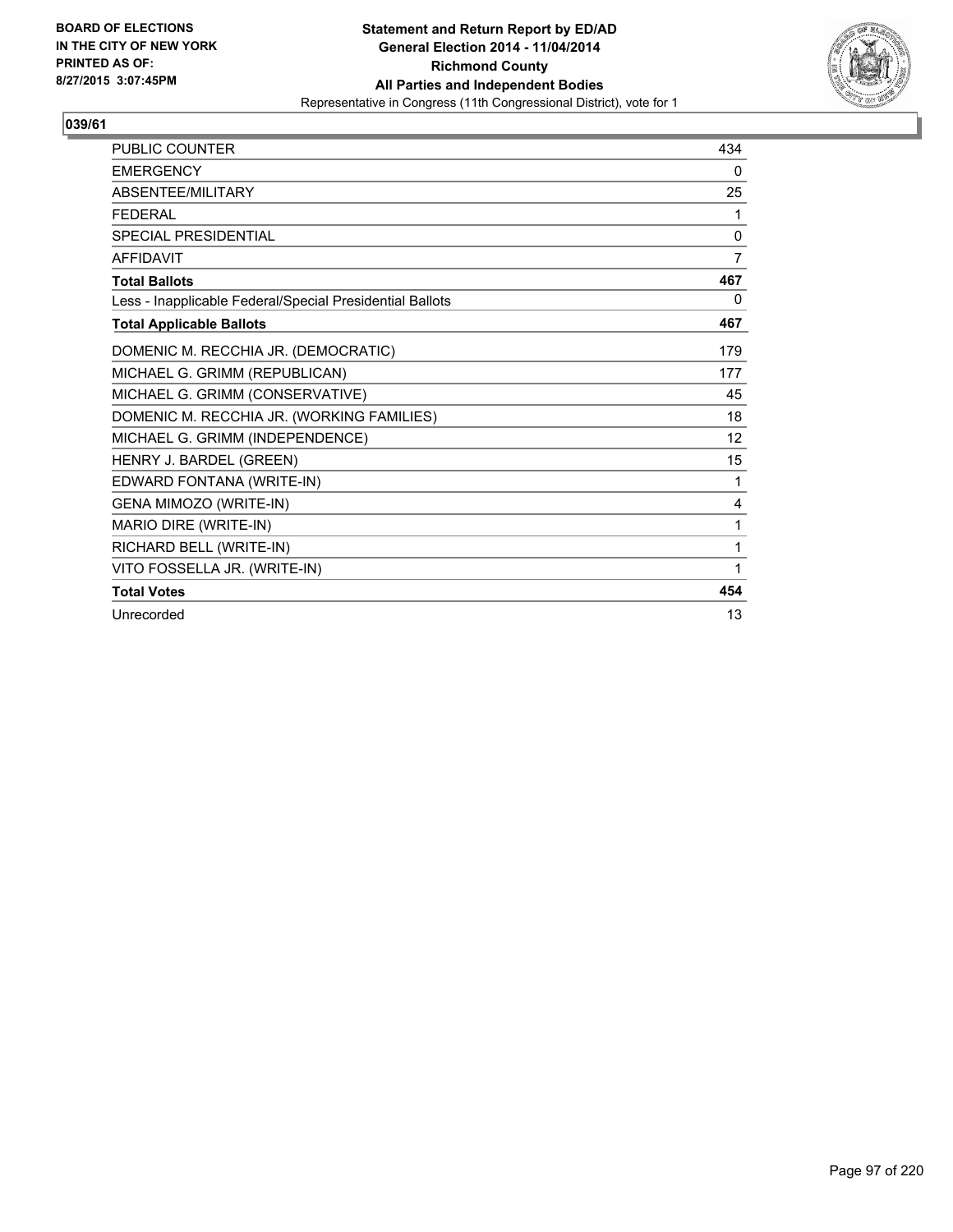**BOARD OF ELECTIONS IN THE CITY OF NEW YORK PRINTED AS OF: 8/27/2015 3:07:45PM**

**Statement and Return Report by ED/AD**
**General Election 2014 - 11/04/2014**
**Richmond County**
**All Parties and Independent Bodies**
Representative in Congress (11th Congressional District), vote for 1

**039/61**

| | |
|---|---|
| PUBLIC COUNTER | 434 |
| EMERGENCY | 0 |
| ABSENTEE/MILITARY | 25 |
| FEDERAL | 1 |
| SPECIAL PRESIDENTIAL | 0 |
| AFFIDAVIT | 7 |
| **Total Ballots** | **467** |
| Less - Inapplicable Federal/Special Presidential Ballots | 0 |
| **Total Applicable Ballots** | **467** |
| DOMENIC M. RECCHIA JR. (DEMOCRATIC) | 179 |
| MICHAEL G. GRIMM (REPUBLICAN) | 177 |
| MICHAEL G. GRIMM (CONSERVATIVE) | 45 |
| DOMENIC M. RECCHIA JR. (WORKING FAMILIES) | 18 |
| MICHAEL G. GRIMM (INDEPENDENCE) | 12 |
| HENRY J. BARDEL (GREEN) | 15 |
| EDWARD FONTANA (WRITE-IN) | 1 |
| GENA MIMOZO (WRITE-IN) | 4 |
| MARIO DIRE (WRITE-IN) | 1 |
| RICHARD BELL (WRITE-IN) | 1 |
| VITO FOSSELLA JR. (WRITE-IN) | 1 |
| **Total Votes** | **454** |
| Unrecorded | 13 |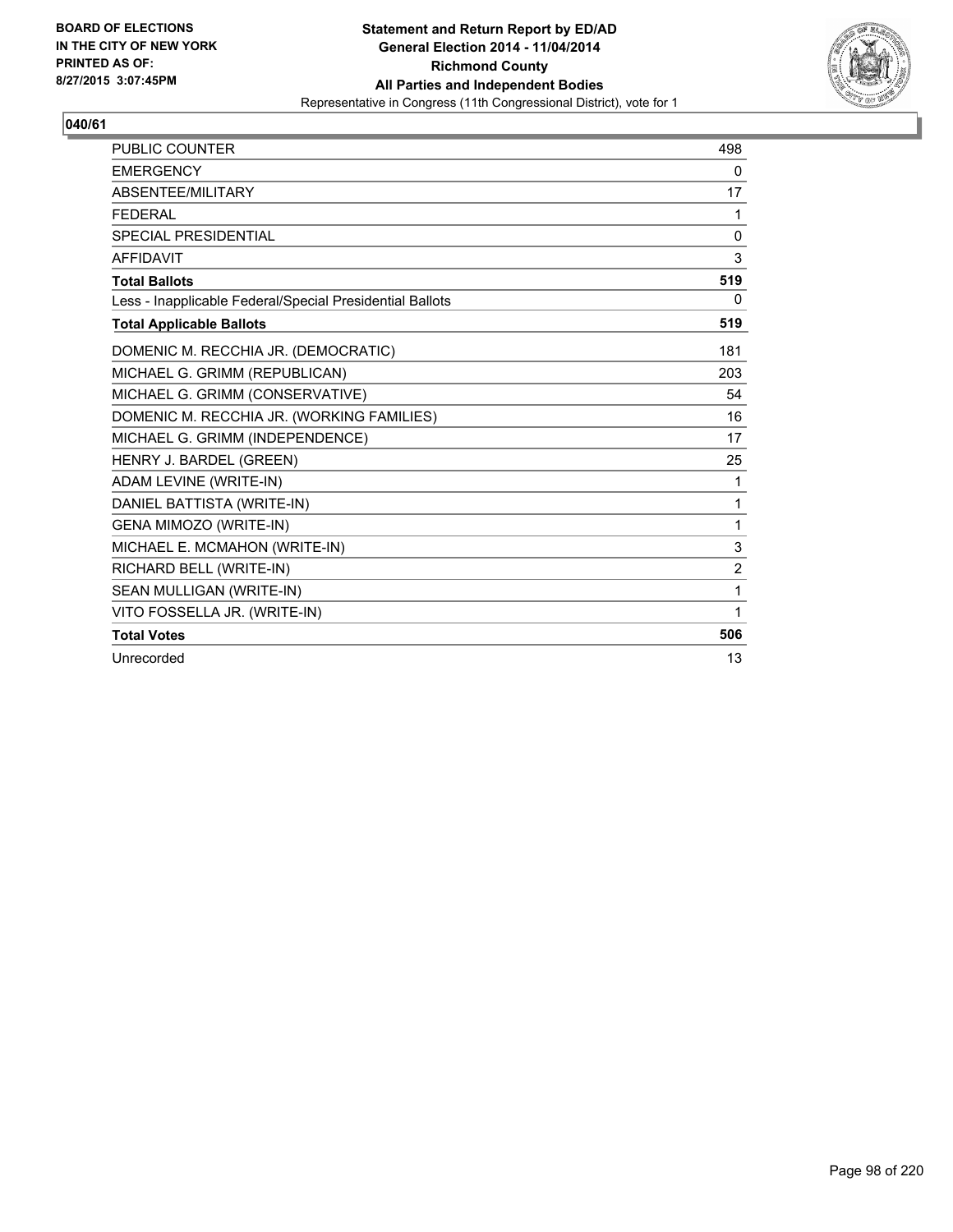BOARD OF ELECTIONS
IN THE CITY OF NEW YORK
PRINTED AS OF:
8/27/2015 3:07:45PM

**Statement and Return Report by ED/AD**
**General Election 2014 - 11/04/2014**
**Richmond County**
**All Parties and Independent Bodies**
Representative in Congress (11th Congressional District), vote for 1

**040/61**

| | |
|---|---|
| PUBLIC COUNTER | 498 |
| EMERGENCY | 0 |
| ABSENTEE/MILITARY | 17 |
| FEDERAL | 1 |
| SPECIAL PRESIDENTIAL | 0 |
| AFFIDAVIT | 3 |
| **Total Ballots** | **519** |
| Less - Inapplicable Federal/Special Presidential Ballots | 0 |
| **Total Applicable Ballots** | **519** |
| DOMENIC M. RECCHIA JR. (DEMOCRATIC) | 181 |
| MICHAEL G. GRIMM (REPUBLICAN) | 203 |
| MICHAEL G. GRIMM (CONSERVATIVE) | 54 |
| DOMENIC M. RECCHIA JR. (WORKING FAMILIES) | 16 |
| MICHAEL G. GRIMM (INDEPENDENCE) | 17 |
| HENRY J. BARDEL (GREEN) | 25 |
| ADAM LEVINE (WRITE-IN) | 1 |
| DANIEL BATTISTA (WRITE-IN) | 1 |
| GENA MIMOZO (WRITE-IN) | 1 |
| MICHAEL E. MCMAHON (WRITE-IN) | 3 |
| RICHARD BELL (WRITE-IN) | 2 |
| SEAN MULLIGAN (WRITE-IN) | 1 |
| VITO FOSSELLA JR. (WRITE-IN) | 1 |
| **Total Votes** | **506** |
| Unrecorded | 13 |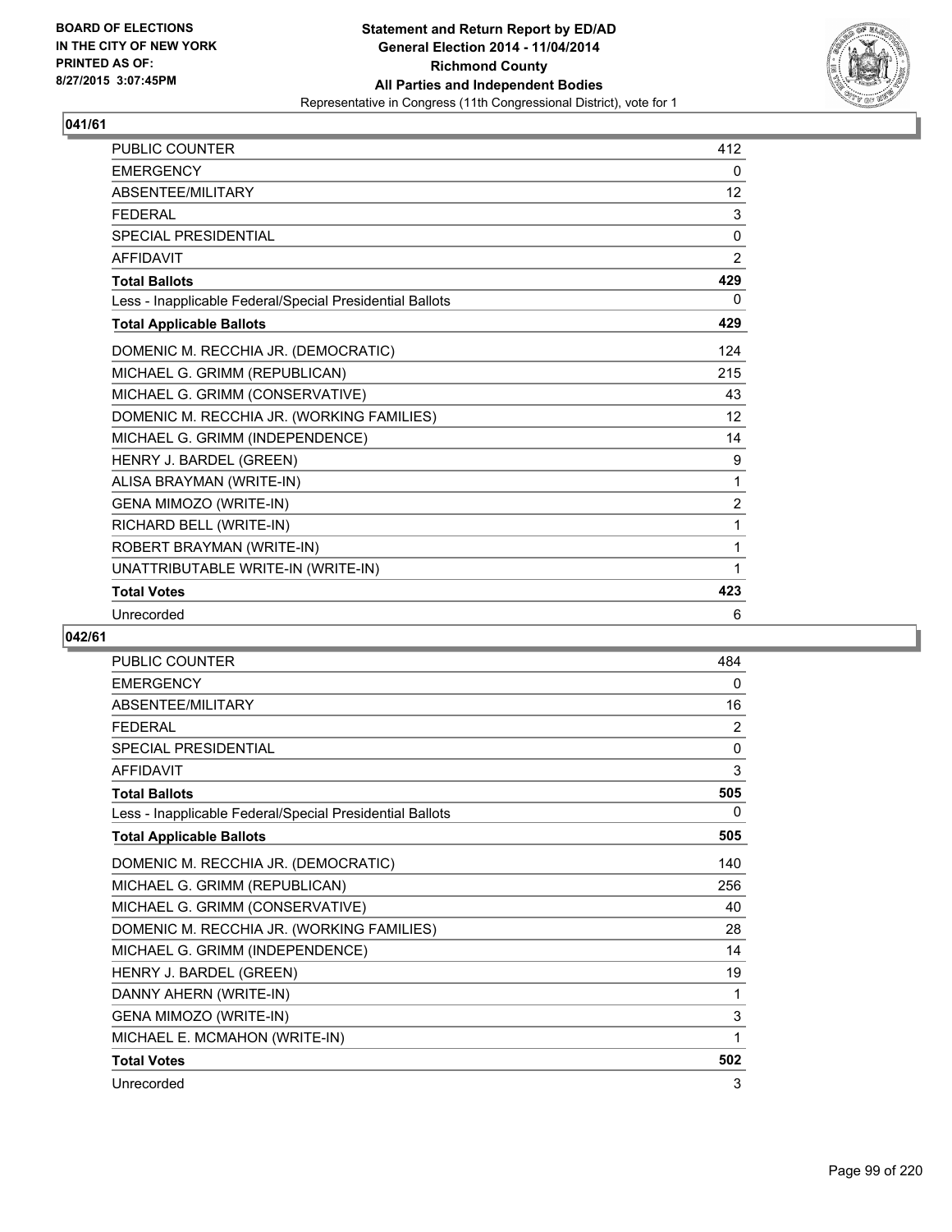BOARD OF ELECTIONS
IN THE CITY OF NEW YORK
PRINTED AS OF:
8/27/2015 3:07:45PM

**Statement and Return Report by ED/AD**
**General Election 2014 - 11/04/2014**
**Richmond County**
**All Parties and Independent Bodies**
Representative in Congress (11th Congressional District), vote for 1

## 041/61

| | |
|---|---|
| PUBLIC COUNTER | 412 |
| EMERGENCY | 0 |
| ABSENTEE/MILITARY | 12 |
| FEDERAL | 3 |
| SPECIAL PRESIDENTIAL | 0 |
| AFFIDAVIT | 2 |
| **Total Ballots** | **429** |
| Less - Inapplicable Federal/Special Presidential Ballots | 0 |
| **Total Applicable Ballots** | **429** |
| DOMENIC M. RECCHIA JR. (DEMOCRATIC) | 124 |
| MICHAEL G. GRIMM (REPUBLICAN) | 215 |
| MICHAEL G. GRIMM (CONSERVATIVE) | 43 |
| DOMENIC M. RECCHIA JR. (WORKING FAMILIES) | 12 |
| MICHAEL G. GRIMM (INDEPENDENCE) | 14 |
| HENRY J. BARDEL (GREEN) | 9 |
| ALISA BRAYMAN (WRITE-IN) | 1 |
| GENA MIMOZO (WRITE-IN) | 2 |
| RICHARD BELL (WRITE-IN) | 1 |
| ROBERT BRAYMAN (WRITE-IN) | 1 |
| UNATTRIBUTABLE WRITE-IN (WRITE-IN) | 1 |
| **Total Votes** | **423** |
| Unrecorded | 6 |

## 042/61

| | |
|---|---|
| PUBLIC COUNTER | 484 |
| EMERGENCY | 0 |
| ABSENTEE/MILITARY | 16 |
| FEDERAL | 2 |
| SPECIAL PRESIDENTIAL | 0 |
| AFFIDAVIT | 3 |
| **Total Ballots** | **505** |
| Less - Inapplicable Federal/Special Presidential Ballots | 0 |
| **Total Applicable Ballots** | **505** |
| DOMENIC M. RECCHIA JR. (DEMOCRATIC) | 140 |
| MICHAEL G. GRIMM (REPUBLICAN) | 256 |
| MICHAEL G. GRIMM (CONSERVATIVE) | 40 |
| DOMENIC M. RECCHIA JR. (WORKING FAMILIES) | 28 |
| MICHAEL G. GRIMM (INDEPENDENCE) | 14 |
| HENRY J. BARDEL (GREEN) | 19 |
| DANNY AHERN (WRITE-IN) | 1 |
| GENA MIMOZO (WRITE-IN) | 3 |
| MICHAEL E. MCMAHON (WRITE-IN) | 1 |
| **Total Votes** | **502** |
| Unrecorded | 3 |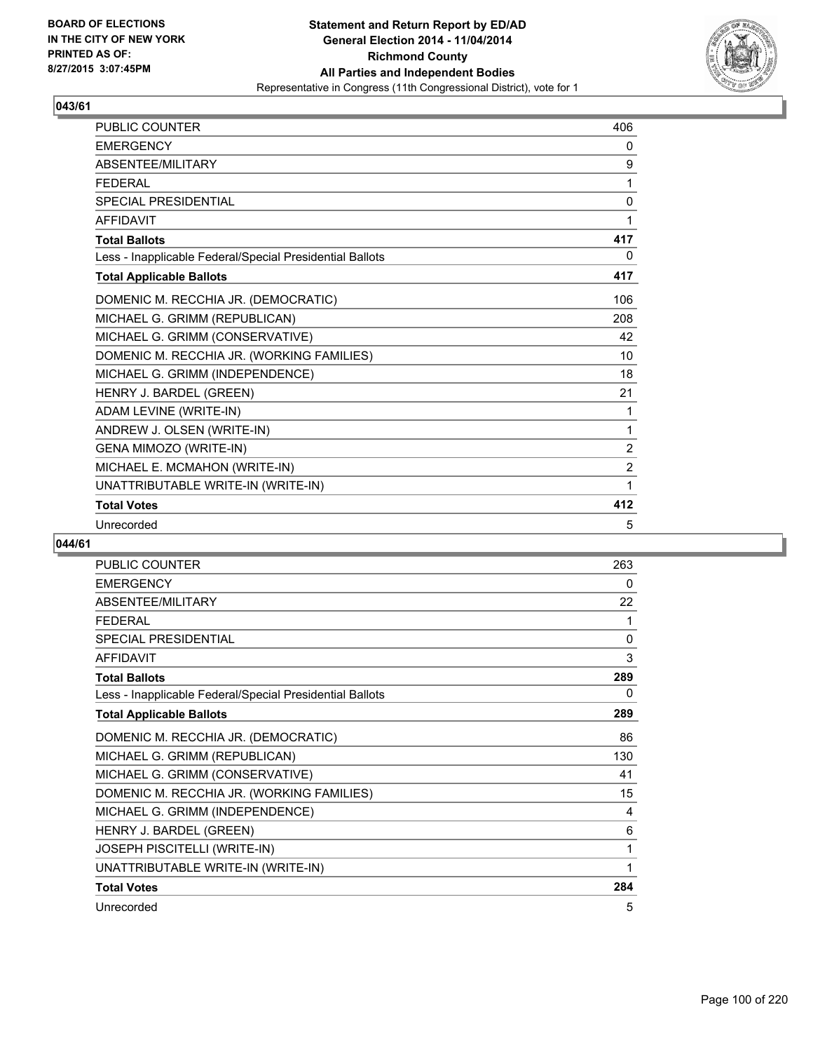## 043/61

| | |
|---|---|
| PUBLIC COUNTER | 406 |
| EMERGENCY | 0 |
| ABSENTEE/MILITARY | 9 |
| FEDERAL | 1 |
| SPECIAL PRESIDENTIAL | 0 |
| AFFIDAVIT | 1 |
| **Total Ballots** | **417** |
| Less - Inapplicable Federal/Special Presidential Ballots | 0 |
| **Total Applicable Ballots** | **417** |
| DOMENIC M. RECCHIA JR. (DEMOCRATIC) | 106 |
| MICHAEL G. GRIMM (REPUBLICAN) | 208 |
| MICHAEL G. GRIMM (CONSERVATIVE) | 42 |
| DOMENIC M. RECCHIA JR. (WORKING FAMILIES) | 10 |
| MICHAEL G. GRIMM (INDEPENDENCE) | 18 |
| HENRY J. BARDEL (GREEN) | 21 |
| ADAM LEVINE (WRITE-IN) | 1 |
| ANDREW J. OLSEN (WRITE-IN) | 1 |
| GENA MIMOZO (WRITE-IN) | 2 |
| MICHAEL E. MCMAHON (WRITE-IN) | 2 |
| UNATTRIBUTABLE WRITE-IN (WRITE-IN) | 1 |
| **Total Votes** | **412** |
| Unrecorded | 5 |

## 044/61

| | |
|---|---|
| PUBLIC COUNTER | 263 |
| EMERGENCY | 0 |
| ABSENTEE/MILITARY | 22 |
| FEDERAL | 1 |
| SPECIAL PRESIDENTIAL | 0 |
| AFFIDAVIT | 3 |
| **Total Ballots** | **289** |
| Less - Inapplicable Federal/Special Presidential Ballots | 0 |
| **Total Applicable Ballots** | **289** |
| DOMENIC M. RECCHIA JR. (DEMOCRATIC) | 86 |
| MICHAEL G. GRIMM (REPUBLICAN) | 130 |
| MICHAEL G. GRIMM (CONSERVATIVE) | 41 |
| DOMENIC M. RECCHIA JR. (WORKING FAMILIES) | 15 |
| MICHAEL G. GRIMM (INDEPENDENCE) | 4 |
| HENRY J. BARDEL (GREEN) | 6 |
| JOSEPH PISCITELLI (WRITE-IN) | 1 |
| UNATTRIBUTABLE WRITE-IN (WRITE-IN) | 1 |
| **Total Votes** | **284** |
| Unrecorded | 5 |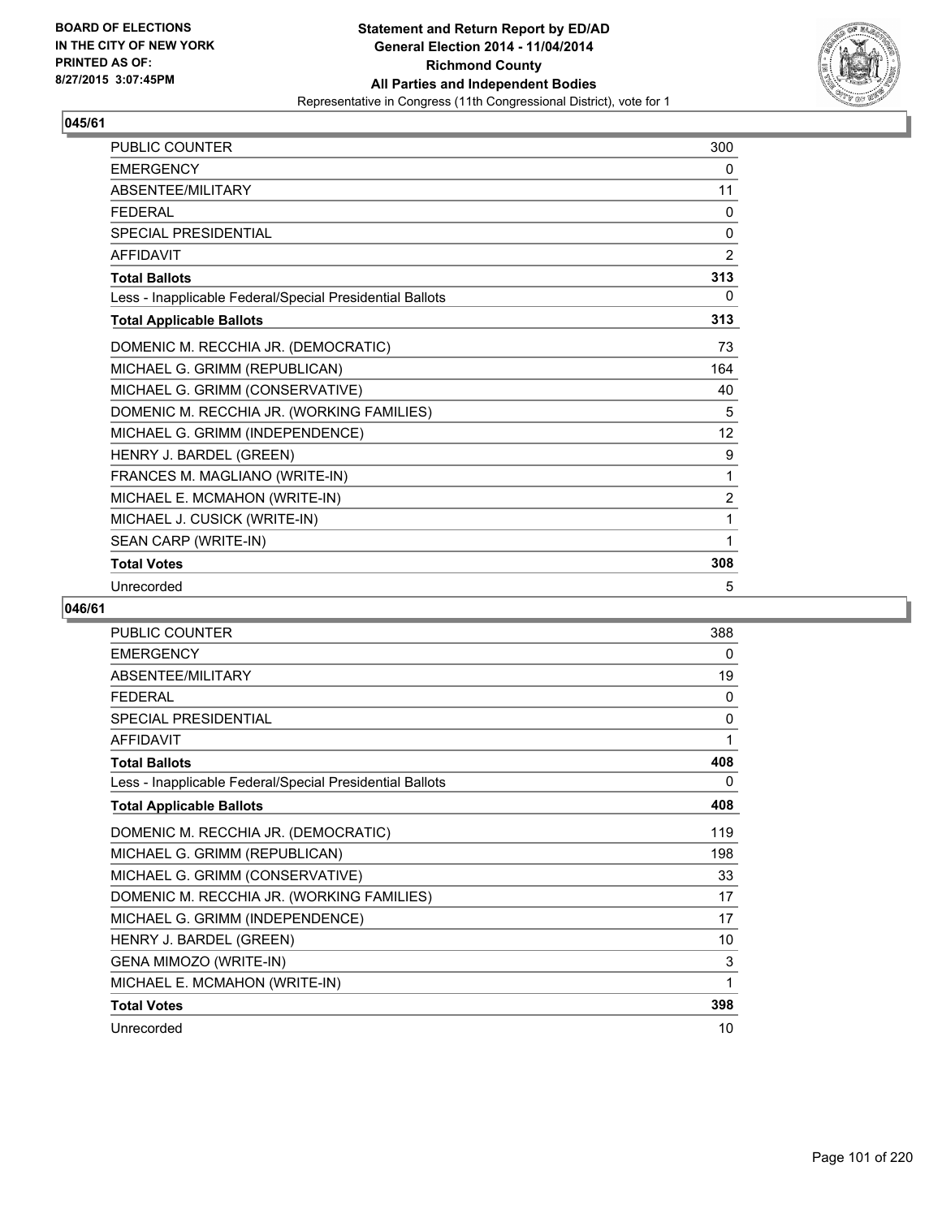BOARD OF ELECTIONS
IN THE CITY OF NEW YORK
PRINTED AS OF:
8/27/2015 3:07:45PM

**Statement and Return Report by ED/AD**
**General Election 2014 - 11/04/2014**
**Richmond County**
**All Parties and Independent Bodies**
Representative in Congress (11th Congressional District), vote for 1

## 045/61

| | |
|---|---|
| PUBLIC COUNTER | 300 |
| EMERGENCY | 0 |
| ABSENTEE/MILITARY | 11 |
| FEDERAL | 0 |
| SPECIAL PRESIDENTIAL | 0 |
| AFFIDAVIT | 2 |
| **Total Ballots** | **313** |
| Less - Inapplicable Federal/Special Presidential Ballots | 0 |
| **Total Applicable Ballots** | **313** |
| DOMENIC M. RECCHIA JR. (DEMOCRATIC) | 73 |
| MICHAEL G. GRIMM (REPUBLICAN) | 164 |
| MICHAEL G. GRIMM (CONSERVATIVE) | 40 |
| DOMENIC M. RECCHIA JR. (WORKING FAMILIES) | 5 |
| MICHAEL G. GRIMM (INDEPENDENCE) | 12 |
| HENRY J. BARDEL (GREEN) | 9 |
| FRANCES M. MAGLIANO (WRITE-IN) | 1 |
| MICHAEL E. MCMAHON (WRITE-IN) | 2 |
| MICHAEL J. CUSICK (WRITE-IN) | 1 |
| SEAN CARP (WRITE-IN) | 1 |
| **Total Votes** | **308** |
| Unrecorded | 5 |

## 046/61

| | |
|---|---|
| PUBLIC COUNTER | 388 |
| EMERGENCY | 0 |
| ABSENTEE/MILITARY | 19 |
| FEDERAL | 0 |
| SPECIAL PRESIDENTIAL | 0 |
| AFFIDAVIT | 1 |
| **Total Ballots** | **408** |
| Less - Inapplicable Federal/Special Presidential Ballots | 0 |
| **Total Applicable Ballots** | **408** |
| DOMENIC M. RECCHIA JR. (DEMOCRATIC) | 119 |
| MICHAEL G. GRIMM (REPUBLICAN) | 198 |
| MICHAEL G. GRIMM (CONSERVATIVE) | 33 |
| DOMENIC M. RECCHIA JR. (WORKING FAMILIES) | 17 |
| MICHAEL G. GRIMM (INDEPENDENCE) | 17 |
| HENRY J. BARDEL (GREEN) | 10 |
| GENA MIMOZO (WRITE-IN) | 3 |
| MICHAEL E. MCMAHON (WRITE-IN) | 1 |
| **Total Votes** | **398** |
| Unrecorded | 10 |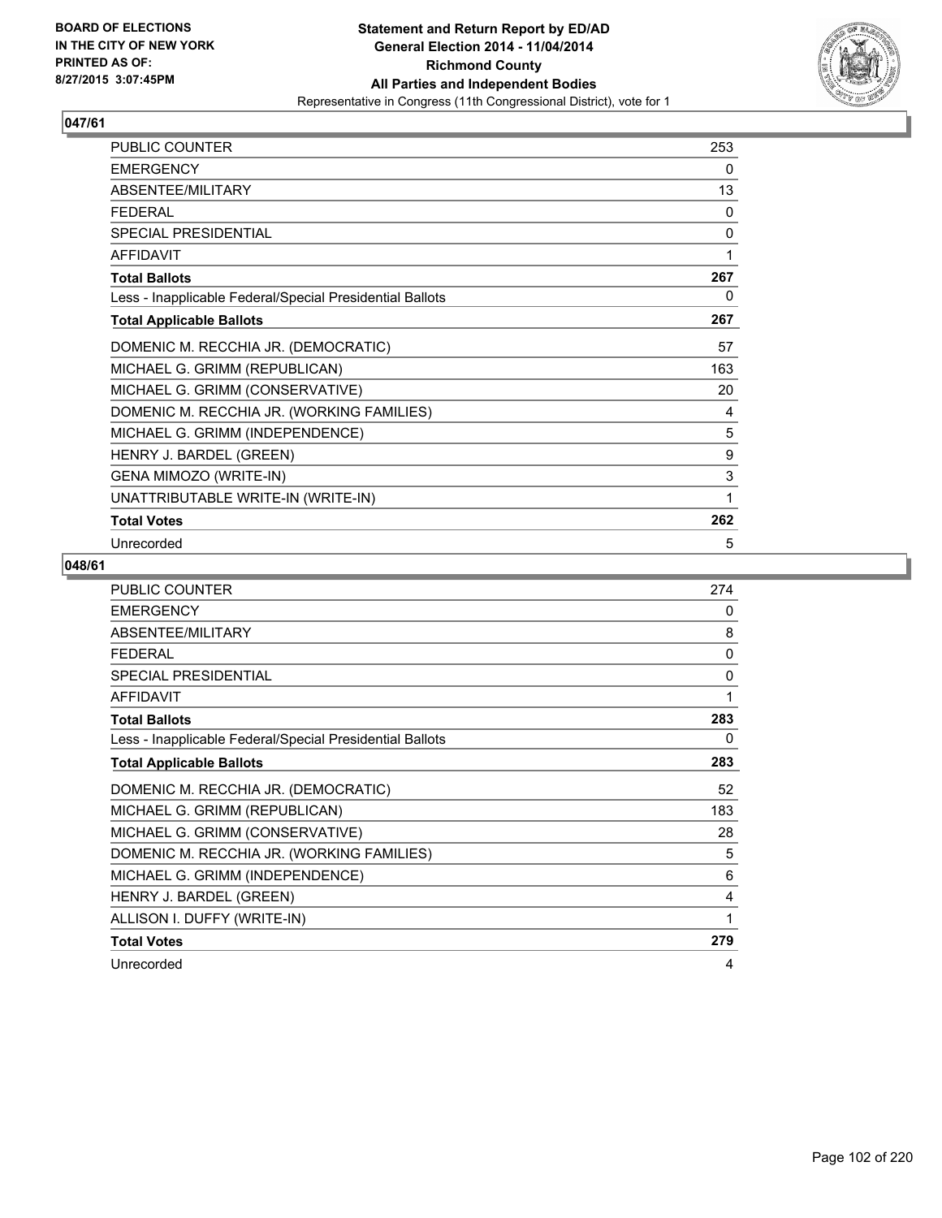BOARD OF ELECTIONS
IN THE CITY OF NEW YORK
PRINTED AS OF:
8/27/2015 3:07:45PM

**Statement and Return Report by ED/AD**
**General Election 2014 - 11/04/2014**
**Richmond County**
**All Parties and Independent Bodies**
Representative in Congress (11th Congressional District), vote for 1

### 047/61

| | |
|---|---|
| PUBLIC COUNTER | 253 |
| EMERGENCY | 0 |
| ABSENTEE/MILITARY | 13 |
| FEDERAL | 0 |
| SPECIAL PRESIDENTIAL | 0 |
| AFFIDAVIT | 1 |
| **Total Ballots** | **267** |
| Less - Inapplicable Federal/Special Presidential Ballots | 0 |
| **Total Applicable Ballots** | **267** |
| DOMENIC M. RECCHIA JR. (DEMOCRATIC) | 57 |
| MICHAEL G. GRIMM (REPUBLICAN) | 163 |
| MICHAEL G. GRIMM (CONSERVATIVE) | 20 |
| DOMENIC M. RECCHIA JR. (WORKING FAMILIES) | 4 |
| MICHAEL G. GRIMM (INDEPENDENCE) | 5 |
| HENRY J. BARDEL (GREEN) | 9 |
| GENA MIMOZO (WRITE-IN) | 3 |
| UNATTRIBUTABLE WRITE-IN (WRITE-IN) | 1 |
| **Total Votes** | **262** |
| Unrecorded | 5 |

### 048/61

| | |
|---|---|
| PUBLIC COUNTER | 274 |
| EMERGENCY | 0 |
| ABSENTEE/MILITARY | 8 |
| FEDERAL | 0 |
| SPECIAL PRESIDENTIAL | 0 |
| AFFIDAVIT | 1 |
| **Total Ballots** | **283** |
| Less - Inapplicable Federal/Special Presidential Ballots | 0 |
| **Total Applicable Ballots** | **283** |
| DOMENIC M. RECCHIA JR. (DEMOCRATIC) | 52 |
| MICHAEL G. GRIMM (REPUBLICAN) | 183 |
| MICHAEL G. GRIMM (CONSERVATIVE) | 28 |
| DOMENIC M. RECCHIA JR. (WORKING FAMILIES) | 5 |
| MICHAEL G. GRIMM (INDEPENDENCE) | 6 |
| HENRY J. BARDEL (GREEN) | 4 |
| ALLISON I. DUFFY (WRITE-IN) | 1 |
| **Total Votes** | **279** |
| Unrecorded | 4 |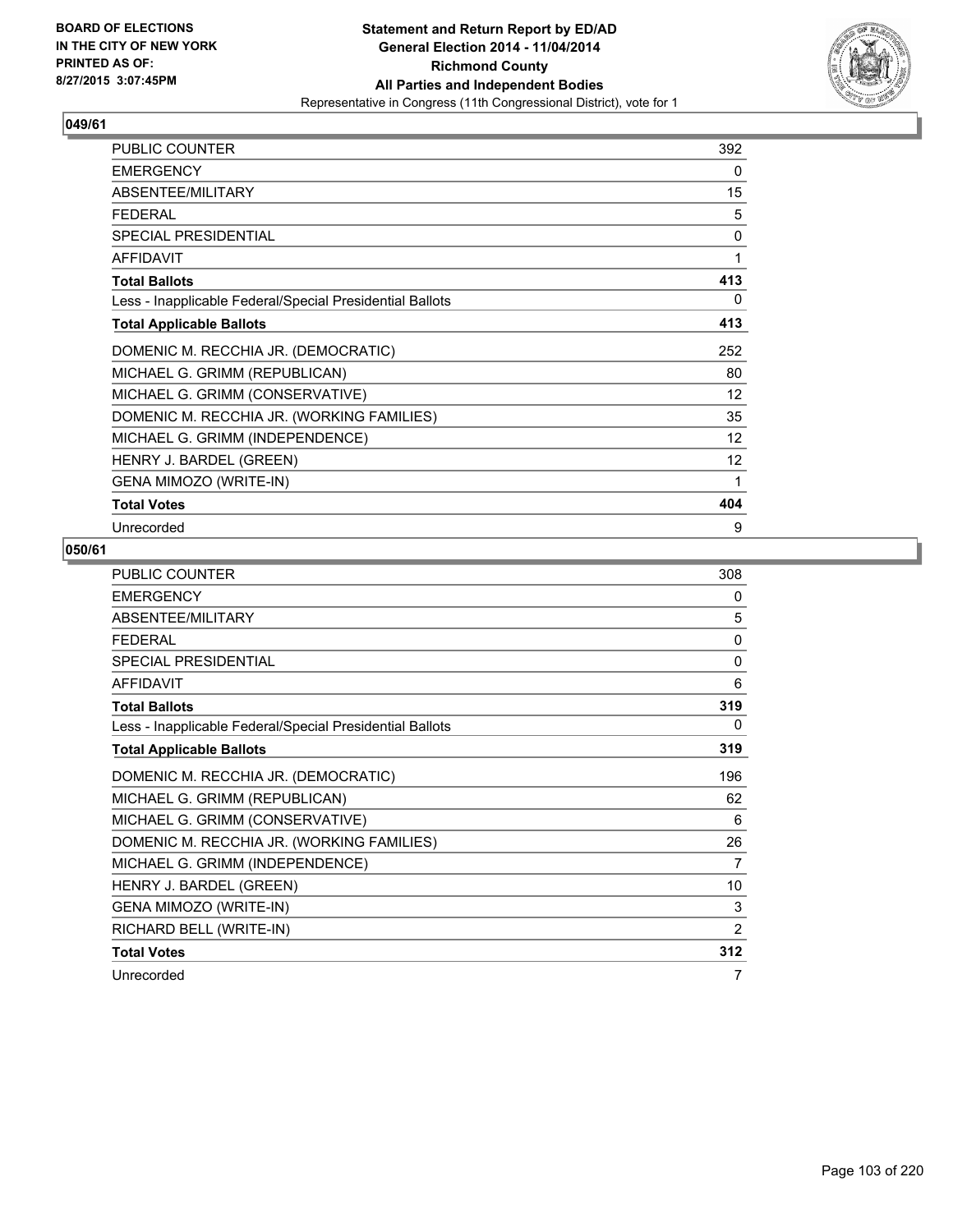**BOARD OF ELECTIONS IN THE CITY OF NEW YORK PRINTED AS OF: 8/27/2015 3:07:45PM**

**Statement and Return Report by ED/AD General Election 2014 - 11/04/2014 Richmond County All Parties and Independent Bodies**

Representative in Congress (11th Congressional District), vote for 1

## 049/61

| | |
|---|---|
| PUBLIC COUNTER | 392 |
| EMERGENCY | 0 |
| ABSENTEE/MILITARY | 15 |
| FEDERAL | 5 |
| SPECIAL PRESIDENTIAL | 0 |
| AFFIDAVIT | 1 |
| **Total Ballots** | **413** |
| Less - Inapplicable Federal/Special Presidential Ballots | 0 |
| **Total Applicable Ballots** | **413** |
| DOMENIC M. RECCHIA JR. (DEMOCRATIC) | 252 |
| MICHAEL G. GRIMM (REPUBLICAN) | 80 |
| MICHAEL G. GRIMM (CONSERVATIVE) | 12 |
| DOMENIC M. RECCHIA JR. (WORKING FAMILIES) | 35 |
| MICHAEL G. GRIMM (INDEPENDENCE) | 12 |
| HENRY J. BARDEL (GREEN) | 12 |
| GENA MIMOZO (WRITE-IN) | 1 |
| **Total Votes** | **404** |
| Unrecorded | 9 |

## 050/61

| | |
|---|---|
| PUBLIC COUNTER | 308 |
| EMERGENCY | 0 |
| ABSENTEE/MILITARY | 5 |
| FEDERAL | 0 |
| SPECIAL PRESIDENTIAL | 0 |
| AFFIDAVIT | 6 |
| **Total Ballots** | **319** |
| Less - Inapplicable Federal/Special Presidential Ballots | 0 |
| **Total Applicable Ballots** | **319** |
| DOMENIC M. RECCHIA JR. (DEMOCRATIC) | 196 |
| MICHAEL G. GRIMM (REPUBLICAN) | 62 |
| MICHAEL G. GRIMM (CONSERVATIVE) | 6 |
| DOMENIC M. RECCHIA JR. (WORKING FAMILIES) | 26 |
| MICHAEL G. GRIMM (INDEPENDENCE) | 7 |
| HENRY J. BARDEL (GREEN) | 10 |
| GENA MIMOZO (WRITE-IN) | 3 |
| RICHARD BELL (WRITE-IN) | 2 |
| **Total Votes** | **312** |
| Unrecorded | 7 |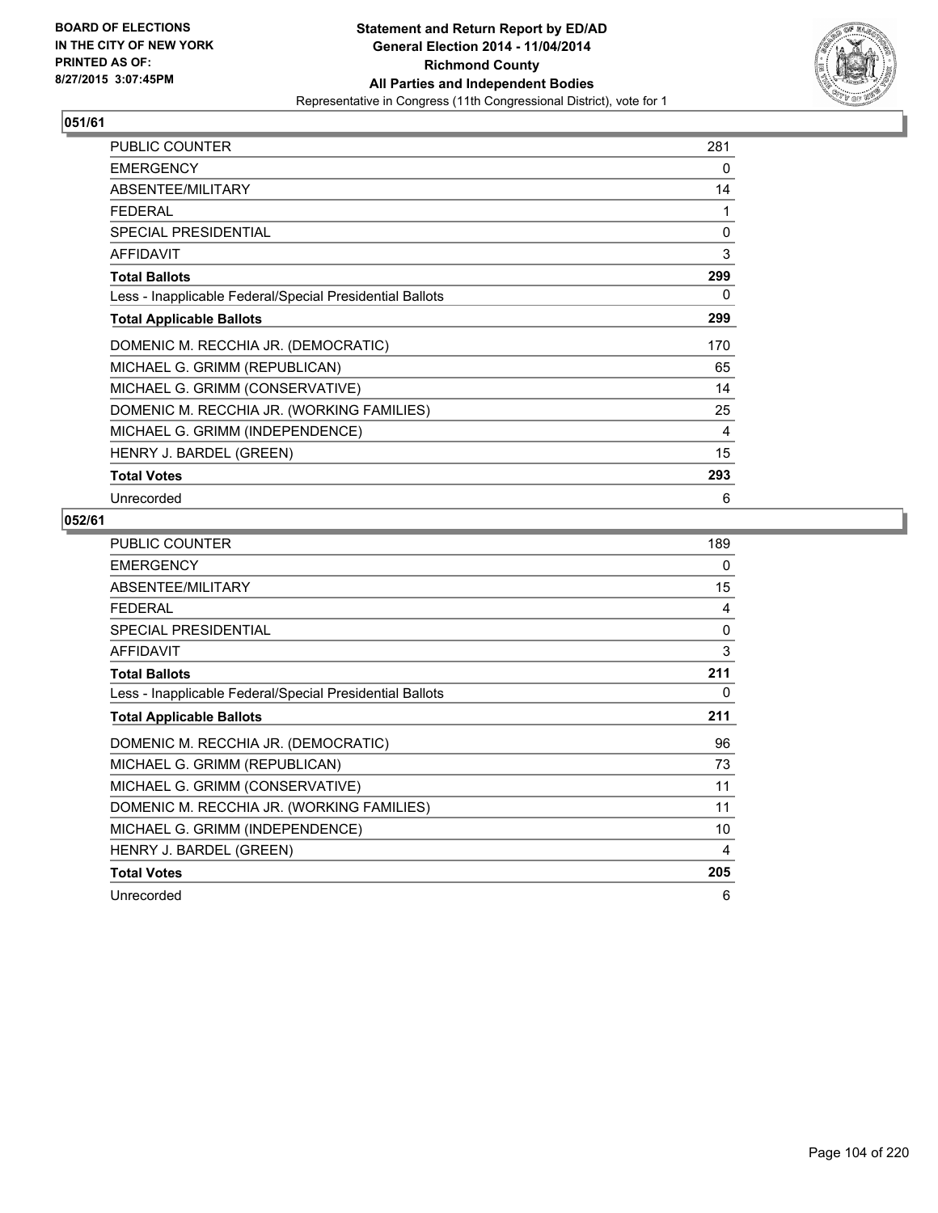**BOARD OF ELECTIONS IN THE CITY OF NEW YORK PRINTED AS OF: 8/27/2015 3:07:45PM**

**Statement and Return Report by ED/AD General Election 2014 - 11/04/2014 Richmond County All Parties and Independent Bodies**
Representative in Congress (11th Congressional District), vote for 1

## 051/61

| | |
|---|---|
| PUBLIC COUNTER | 281 |
| EMERGENCY | 0 |
| ABSENTEE/MILITARY | 14 |
| FEDERAL | 1 |
| SPECIAL PRESIDENTIAL | 0 |
| AFFIDAVIT | 3 |
| **Total Ballots** | **299** |
| Less - Inapplicable Federal/Special Presidential Ballots | 0 |
| **Total Applicable Ballots** | **299** |
| DOMENIC M. RECCHIA JR. (DEMOCRATIC) | 170 |
| MICHAEL G. GRIMM (REPUBLICAN) | 65 |
| MICHAEL G. GRIMM (CONSERVATIVE) | 14 |
| DOMENIC M. RECCHIA JR. (WORKING FAMILIES) | 25 |
| MICHAEL G. GRIMM (INDEPENDENCE) | 4 |
| HENRY J. BARDEL (GREEN) | 15 |
| **Total Votes** | **293** |
| Unrecorded | 6 |

## 052/61

| | |
|---|---|
| PUBLIC COUNTER | 189 |
| EMERGENCY | 0 |
| ABSENTEE/MILITARY | 15 |
| FEDERAL | 4 |
| SPECIAL PRESIDENTIAL | 0 |
| AFFIDAVIT | 3 |
| **Total Ballots** | **211** |
| Less - Inapplicable Federal/Special Presidential Ballots | 0 |
| **Total Applicable Ballots** | **211** |
| DOMENIC M. RECCHIA JR. (DEMOCRATIC) | 96 |
| MICHAEL G. GRIMM (REPUBLICAN) | 73 |
| MICHAEL G. GRIMM (CONSERVATIVE) | 11 |
| DOMENIC M. RECCHIA JR. (WORKING FAMILIES) | 11 |
| MICHAEL G. GRIMM (INDEPENDENCE) | 10 |
| HENRY J. BARDEL (GREEN) | 4 |
| **Total Votes** | **205** |
| Unrecorded | 6 |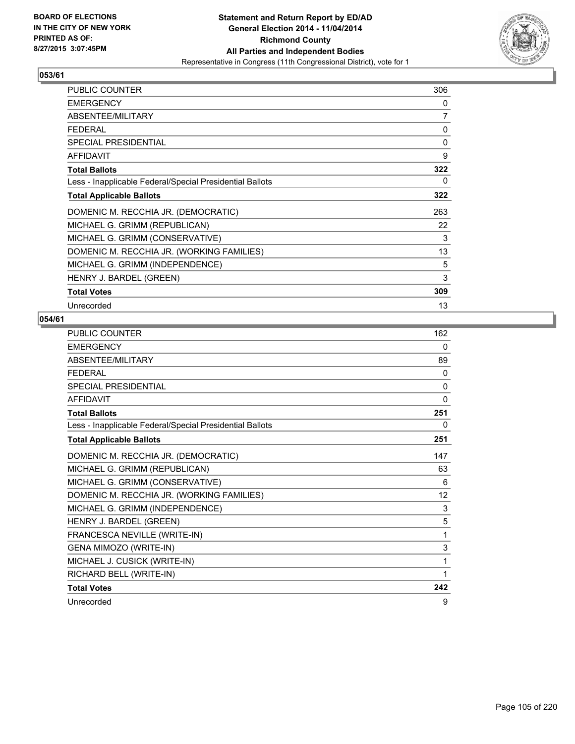**Statement and Return Report by ED/AD**
**General Election 2014 - 11/04/2014**
**Richmond County**
**All Parties and Independent Bodies**
Representative in Congress (11th Congressional District), vote for 1

BOARD OF ELECTIONS
IN THE CITY OF NEW YORK
PRINTED AS OF:
8/27/2015 3:07:45PM

## 053/61

| | |
|---|---|
| PUBLIC COUNTER | 306 |
| EMERGENCY | 0 |
| ABSENTEE/MILITARY | 7 |
| FEDERAL | 0 |
| SPECIAL PRESIDENTIAL | 0 |
| AFFIDAVIT | 9 |
| **Total Ballots** | **322** |
| Less - Inapplicable Federal/Special Presidential Ballots | 0 |
| **Total Applicable Ballots** | **322** |
| DOMENIC M. RECCHIA JR. (DEMOCRATIC) | 263 |
| MICHAEL G. GRIMM (REPUBLICAN) | 22 |
| MICHAEL G. GRIMM (CONSERVATIVE) | 3 |
| DOMENIC M. RECCHIA JR. (WORKING FAMILIES) | 13 |
| MICHAEL G. GRIMM (INDEPENDENCE) | 5 |
| HENRY J. BARDEL (GREEN) | 3 |
| **Total Votes** | **309** |
| Unrecorded | 13 |

## 054/61

| | |
|---|---|
| PUBLIC COUNTER | 162 |
| EMERGENCY | 0 |
| ABSENTEE/MILITARY | 89 |
| FEDERAL | 0 |
| SPECIAL PRESIDENTIAL | 0 |
| AFFIDAVIT | 0 |
| **Total Ballots** | **251** |
| Less - Inapplicable Federal/Special Presidential Ballots | 0 |
| **Total Applicable Ballots** | **251** |
| DOMENIC M. RECCHIA JR. (DEMOCRATIC) | 147 |
| MICHAEL G. GRIMM (REPUBLICAN) | 63 |
| MICHAEL G. GRIMM (CONSERVATIVE) | 6 |
| DOMENIC M. RECCHIA JR. (WORKING FAMILIES) | 12 |
| MICHAEL G. GRIMM (INDEPENDENCE) | 3 |
| HENRY J. BARDEL (GREEN) | 5 |
| FRANCESCA NEVILLE (WRITE-IN) | 1 |
| GENA MIMOZO (WRITE-IN) | 3 |
| MICHAEL J. CUSICK (WRITE-IN) | 1 |
| RICHARD BELL (WRITE-IN) | 1 |
| **Total Votes** | **242** |
| Unrecorded | 9 |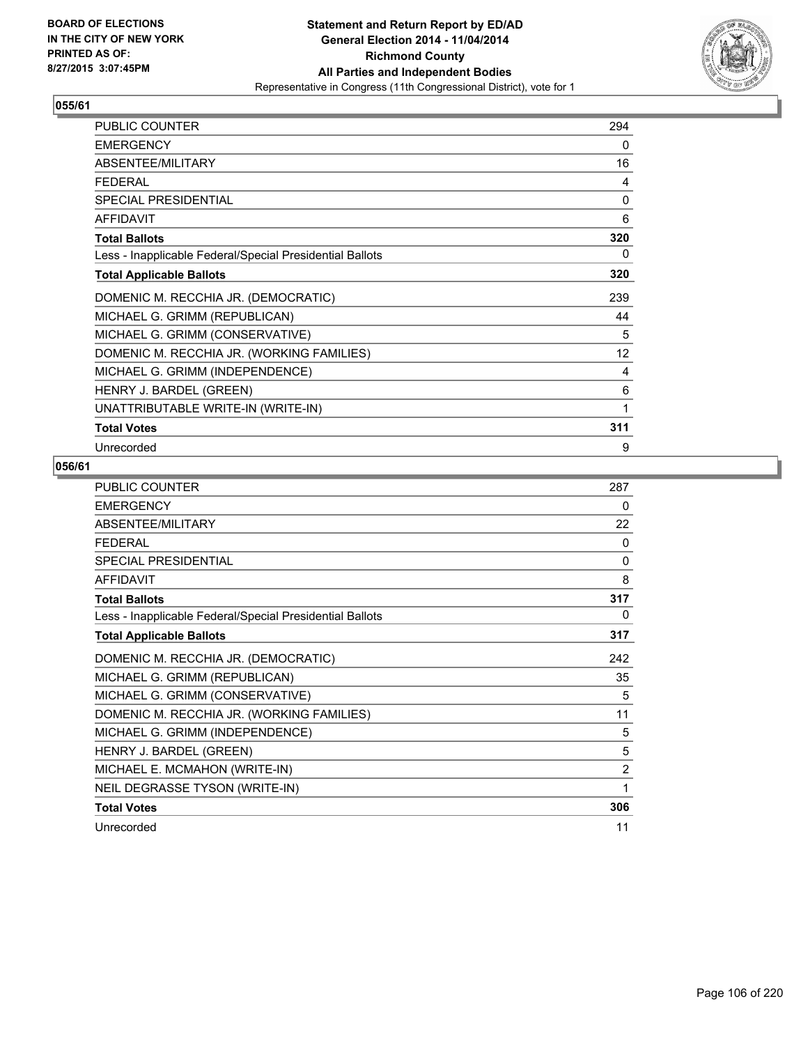BOARD OF ELECTIONS
IN THE CITY OF NEW YORK
PRINTED AS OF:
8/27/2015 3:07:45PM

**Statement and Return Report by ED/AD**
**General Election 2014 - 11/04/2014**
**Richmond County**
**All Parties and Independent Bodies**
Representative in Congress (11th Congressional District), vote for 1

### 055/61

| | |
|---|---|
| PUBLIC COUNTER | 294 |
| EMERGENCY | 0 |
| ABSENTEE/MILITARY | 16 |
| FEDERAL | 4 |
| SPECIAL PRESIDENTIAL | 0 |
| AFFIDAVIT | 6 |
| **Total Ballots** | **320** |
| Less - Inapplicable Federal/Special Presidential Ballots | 0 |
| **Total Applicable Ballots** | **320** |
| DOMENIC M. RECCHIA JR. (DEMOCRATIC) | 239 |
| MICHAEL G. GRIMM (REPUBLICAN) | 44 |
| MICHAEL G. GRIMM (CONSERVATIVE) | 5 |
| DOMENIC M. RECCHIA JR. (WORKING FAMILIES) | 12 |
| MICHAEL G. GRIMM (INDEPENDENCE) | 4 |
| HENRY J. BARDEL (GREEN) | 6 |
| UNATTRIBUTABLE WRITE-IN (WRITE-IN) | 1 |
| **Total Votes** | **311** |
| Unrecorded | 9 |

### 056/61

| | |
|---|---|
| PUBLIC COUNTER | 287 |
| EMERGENCY | 0 |
| ABSENTEE/MILITARY | 22 |
| FEDERAL | 0 |
| SPECIAL PRESIDENTIAL | 0 |
| AFFIDAVIT | 8 |
| **Total Ballots** | **317** |
| Less - Inapplicable Federal/Special Presidential Ballots | 0 |
| **Total Applicable Ballots** | **317** |
| DOMENIC M. RECCHIA JR. (DEMOCRATIC) | 242 |
| MICHAEL G. GRIMM (REPUBLICAN) | 35 |
| MICHAEL G. GRIMM (CONSERVATIVE) | 5 |
| DOMENIC M. RECCHIA JR. (WORKING FAMILIES) | 11 |
| MICHAEL G. GRIMM (INDEPENDENCE) | 5 |
| HENRY J. BARDEL (GREEN) | 5 |
| MICHAEL E. MCMAHON (WRITE-IN) | 2 |
| NEIL DEGRASSE TYSON (WRITE-IN) | 1 |
| **Total Votes** | **306** |
| Unrecorded | 11 |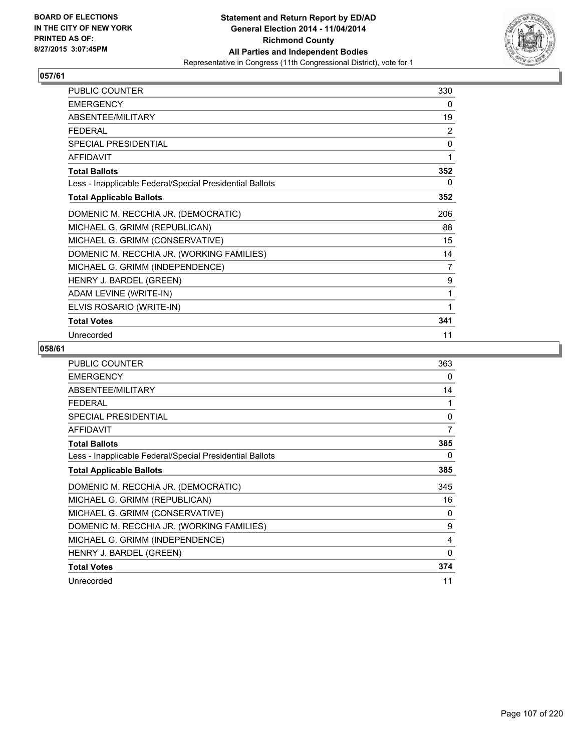**BOARD OF ELECTIONS IN THE CITY OF NEW YORK PRINTED AS OF: 8/27/2015 3:07:45PM**

**Statement and Return Report by ED/AD General Election 2014 - 11/04/2014 Richmond County All Parties and Independent Bodies**

Representative in Congress (11th Congressional District), vote for 1

## 057/61

| | |
|---|---|
| PUBLIC COUNTER | 330 |
| EMERGENCY | 0 |
| ABSENTEE/MILITARY | 19 |
| FEDERAL | 2 |
| SPECIAL PRESIDENTIAL | 0 |
| AFFIDAVIT | 1 |
| **Total Ballots** | **352** |
| Less - Inapplicable Federal/Special Presidential Ballots | 0 |
| **Total Applicable Ballots** | **352** |
| DOMENIC M. RECCHIA JR. (DEMOCRATIC) | 206 |
| MICHAEL G. GRIMM (REPUBLICAN) | 88 |
| MICHAEL G. GRIMM (CONSERVATIVE) | 15 |
| DOMENIC M. RECCHIA JR. (WORKING FAMILIES) | 14 |
| MICHAEL G. GRIMM (INDEPENDENCE) | 7 |
| HENRY J. BARDEL (GREEN) | 9 |
| ADAM LEVINE (WRITE-IN) | 1 |
| ELVIS ROSARIO (WRITE-IN) | 1 |
| **Total Votes** | **341** |
| Unrecorded | 11 |

## 058/61

| | |
|---|---|
| PUBLIC COUNTER | 363 |
| EMERGENCY | 0 |
| ABSENTEE/MILITARY | 14 |
| FEDERAL | 1 |
| SPECIAL PRESIDENTIAL | 0 |
| AFFIDAVIT | 7 |
| **Total Ballots** | **385** |
| Less - Inapplicable Federal/Special Presidential Ballots | 0 |
| **Total Applicable Ballots** | **385** |
| DOMENIC M. RECCHIA JR. (DEMOCRATIC) | 345 |
| MICHAEL G. GRIMM (REPUBLICAN) | 16 |
| MICHAEL G. GRIMM (CONSERVATIVE) | 0 |
| DOMENIC M. RECCHIA JR. (WORKING FAMILIES) | 9 |
| MICHAEL G. GRIMM (INDEPENDENCE) | 4 |
| HENRY J. BARDEL (GREEN) | 0 |
| **Total Votes** | **374** |
| Unrecorded | 11 |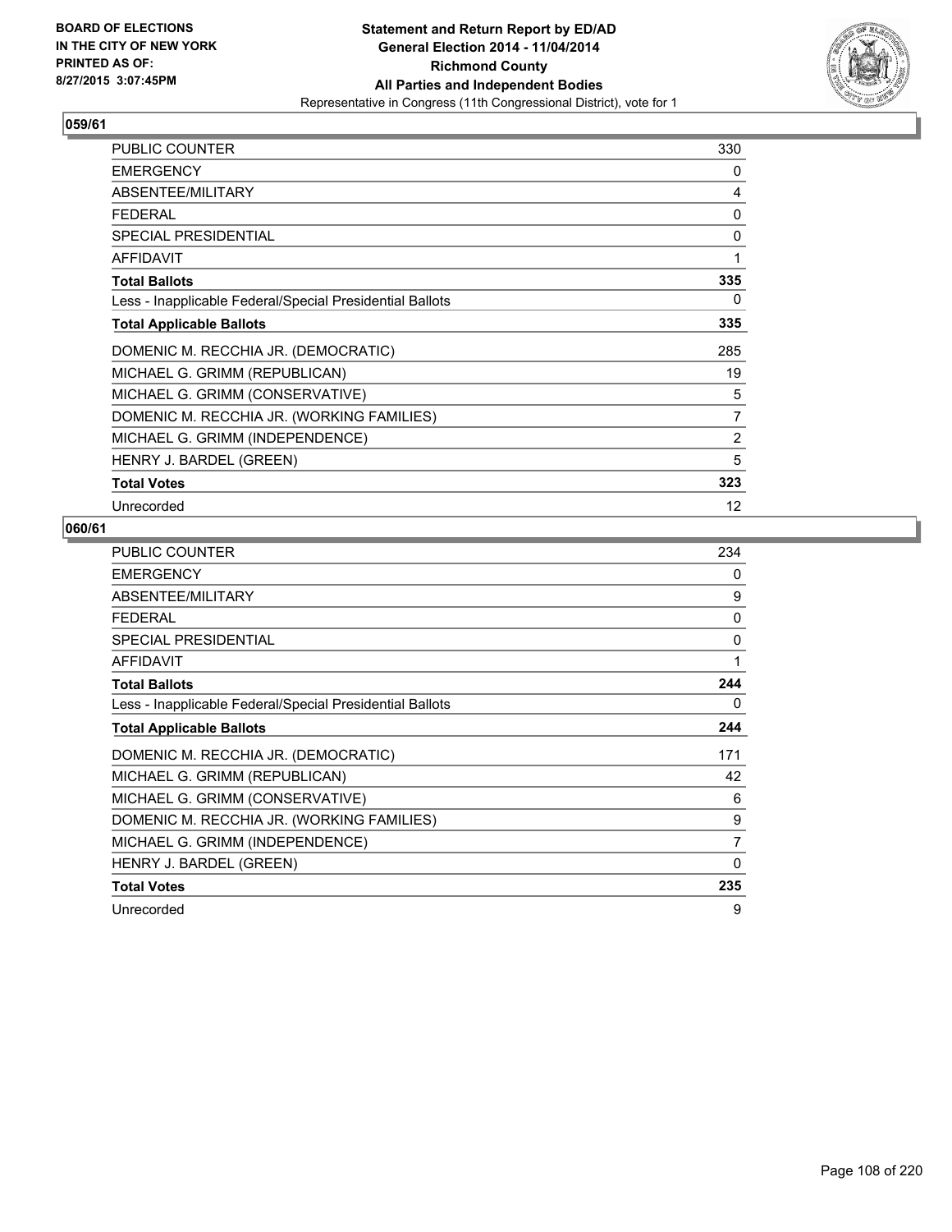**BOARD OF ELECTIONS IN THE CITY OF NEW YORK PRINTED AS OF: 8/27/2015 3:07:45PM**

**Statement and Return Report by ED/AD General Election 2014 - 11/04/2014 Richmond County All Parties and Independent Bodies**

Representative in Congress (11th Congressional District), vote for 1

## 059/61

| | |
|---|---|
| PUBLIC COUNTER | 330 |
| EMERGENCY | 0 |
| ABSENTEE/MILITARY | 4 |
| FEDERAL | 0 |
| SPECIAL PRESIDENTIAL | 0 |
| AFFIDAVIT | 1 |
| **Total Ballots** | **335** |
| Less - Inapplicable Federal/Special Presidential Ballots | 0 |
| **Total Applicable Ballots** | **335** |
| DOMENIC M. RECCHIA JR. (DEMOCRATIC) | 285 |
| MICHAEL G. GRIMM (REPUBLICAN) | 19 |
| MICHAEL G. GRIMM (CONSERVATIVE) | 5 |
| DOMENIC M. RECCHIA JR. (WORKING FAMILIES) | 7 |
| MICHAEL G. GRIMM (INDEPENDENCE) | 2 |
| HENRY J. BARDEL (GREEN) | 5 |
| **Total Votes** | **323** |
| Unrecorded | 12 |

## 060/61

| | |
|---|---|
| PUBLIC COUNTER | 234 |
| EMERGENCY | 0 |
| ABSENTEE/MILITARY | 9 |
| FEDERAL | 0 |
| SPECIAL PRESIDENTIAL | 0 |
| AFFIDAVIT | 1 |
| **Total Ballots** | **244** |
| Less - Inapplicable Federal/Special Presidential Ballots | 0 |
| **Total Applicable Ballots** | **244** |
| DOMENIC M. RECCHIA JR. (DEMOCRATIC) | 171 |
| MICHAEL G. GRIMM (REPUBLICAN) | 42 |
| MICHAEL G. GRIMM (CONSERVATIVE) | 6 |
| DOMENIC M. RECCHIA JR. (WORKING FAMILIES) | 9 |
| MICHAEL G. GRIMM (INDEPENDENCE) | 7 |
| HENRY J. BARDEL (GREEN) | 0 |
| **Total Votes** | **235** |
| Unrecorded | 9 |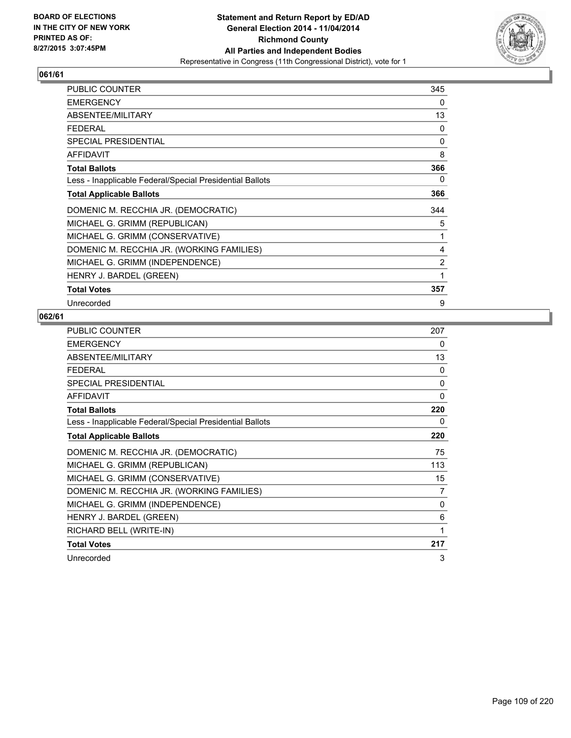BOARD OF ELECTIONS
IN THE CITY OF NEW YORK
PRINTED AS OF:
8/27/2015 3:07:45PM

**Statement and Return Report by ED/AD**
**General Election 2014 - 11/04/2014**
**Richmond County**
**All Parties and Independent Bodies**
Representative in Congress (11th Congressional District), vote for 1

## 061/61

| | |
|---|---|
| PUBLIC COUNTER | 345 |
| EMERGENCY | 0 |
| ABSENTEE/MILITARY | 13 |
| FEDERAL | 0 |
| SPECIAL PRESIDENTIAL | 0 |
| AFFIDAVIT | 8 |
| **Total Ballots** | **366** |
| Less - Inapplicable Federal/Special Presidential Ballots | 0 |
| **Total Applicable Ballots** | **366** |
| DOMENIC M. RECCHIA JR. (DEMOCRATIC) | 344 |
| MICHAEL G. GRIMM (REPUBLICAN) | 5 |
| MICHAEL G. GRIMM (CONSERVATIVE) | 1 |
| DOMENIC M. RECCHIA JR. (WORKING FAMILIES) | 4 |
| MICHAEL G. GRIMM (INDEPENDENCE) | 2 |
| HENRY J. BARDEL (GREEN) | 1 |
| **Total Votes** | **357** |
| Unrecorded | 9 |

## 062/61

| | |
|---|---|
| PUBLIC COUNTER | 207 |
| EMERGENCY | 0 |
| ABSENTEE/MILITARY | 13 |
| FEDERAL | 0 |
| SPECIAL PRESIDENTIAL | 0 |
| AFFIDAVIT | 0 |
| **Total Ballots** | **220** |
| Less - Inapplicable Federal/Special Presidential Ballots | 0 |
| **Total Applicable Ballots** | **220** |
| DOMENIC M. RECCHIA JR. (DEMOCRATIC) | 75 |
| MICHAEL G. GRIMM (REPUBLICAN) | 113 |
| MICHAEL G. GRIMM (CONSERVATIVE) | 15 |
| DOMENIC M. RECCHIA JR. (WORKING FAMILIES) | 7 |
| MICHAEL G. GRIMM (INDEPENDENCE) | 0 |
| HENRY J. BARDEL (GREEN) | 6 |
| RICHARD BELL (WRITE-IN) | 1 |
| **Total Votes** | **217** |
| Unrecorded | 3 |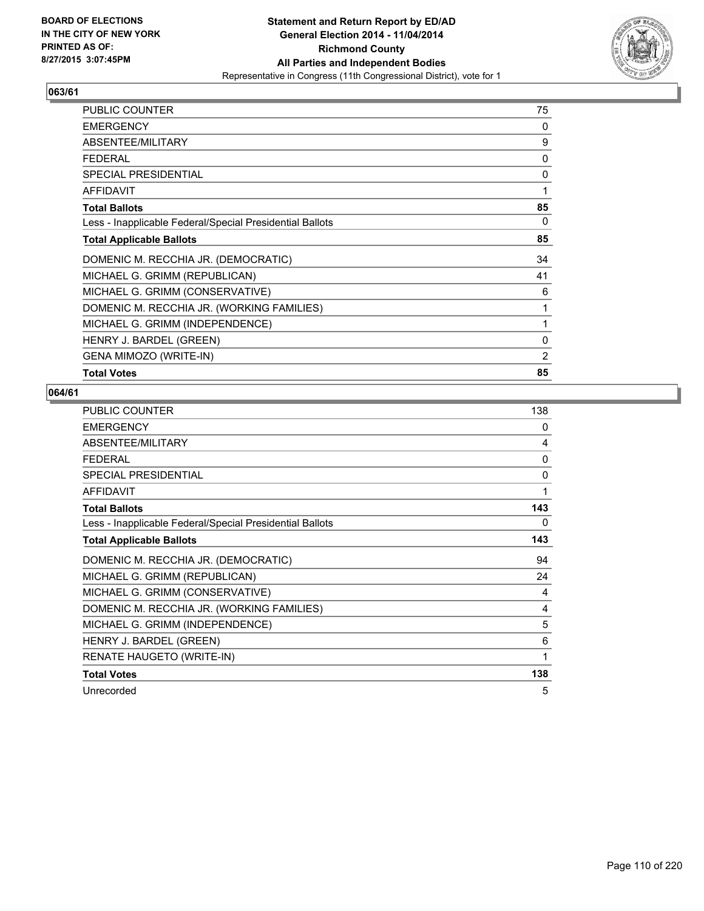**BOARD OF ELECTIONS IN THE CITY OF NEW YORK PRINTED AS OF: 8/27/2015 3:07:45PM**

**Statement and Return Report by ED/AD General Election 2014 - 11/04/2014 Richmond County All Parties and Independent Bodies**
Representative in Congress (11th Congressional District), vote for 1

## 063/61

| | |
|---|---|
| PUBLIC COUNTER | 75 |
| EMERGENCY | 0 |
| ABSENTEE/MILITARY | 9 |
| FEDERAL | 0 |
| SPECIAL PRESIDENTIAL | 0 |
| AFFIDAVIT | 1 |
| **Total Ballots** | **85** |
| Less - Inapplicable Federal/Special Presidential Ballots | 0 |
| **Total Applicable Ballots** | **85** |
| DOMENIC M. RECCHIA JR. (DEMOCRATIC) | 34 |
| MICHAEL G. GRIMM (REPUBLICAN) | 41 |
| MICHAEL G. GRIMM (CONSERVATIVE) | 6 |
| DOMENIC M. RECCHIA JR. (WORKING FAMILIES) | 1 |
| MICHAEL G. GRIMM (INDEPENDENCE) | 1 |
| HENRY J. BARDEL (GREEN) | 0 |
| GENA MIMOZO (WRITE-IN) | 2 |
| **Total Votes** | **85** |

## 064/61

| | |
|---|---|
| PUBLIC COUNTER | 138 |
| EMERGENCY | 0 |
| ABSENTEE/MILITARY | 4 |
| FEDERAL | 0 |
| SPECIAL PRESIDENTIAL | 0 |
| AFFIDAVIT | 1 |
| **Total Ballots** | **143** |
| Less - Inapplicable Federal/Special Presidential Ballots | 0 |
| **Total Applicable Ballots** | **143** |
| DOMENIC M. RECCHIA JR. (DEMOCRATIC) | 94 |
| MICHAEL G. GRIMM (REPUBLICAN) | 24 |
| MICHAEL G. GRIMM (CONSERVATIVE) | 4 |
| DOMENIC M. RECCHIA JR. (WORKING FAMILIES) | 4 |
| MICHAEL G. GRIMM (INDEPENDENCE) | 5 |
| HENRY J. BARDEL (GREEN) | 6 |
| RENATE HAUGETO (WRITE-IN) | 1 |
| **Total Votes** | **138** |
| Unrecorded | 5 |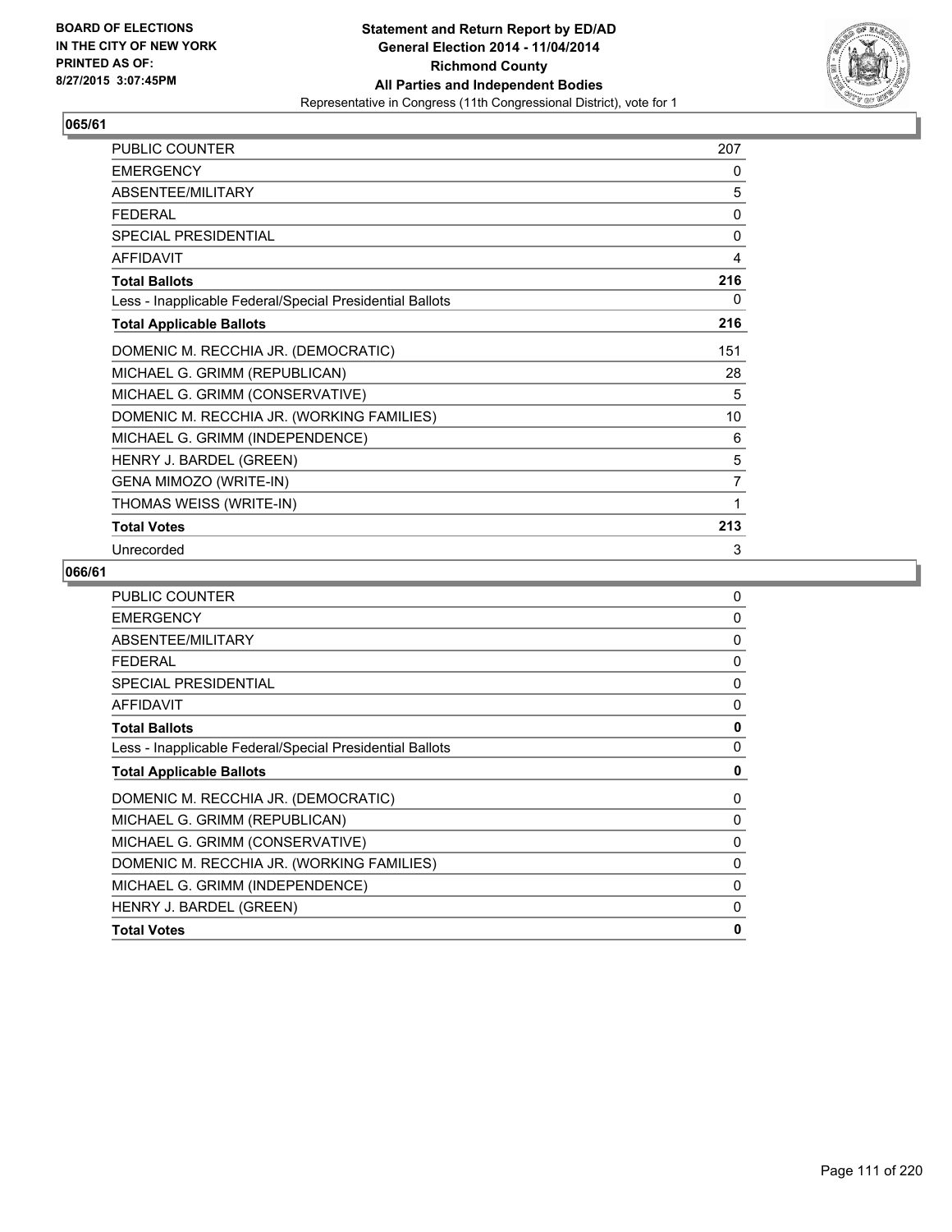BOARD OF ELECTIONS
IN THE CITY OF NEW YORK
PRINTED AS OF:
8/27/2015 3:07:45PM

**Statement and Return Report by ED/AD**
**General Election 2014 - 11/04/2014**
**Richmond County**
**All Parties and Independent Bodies**
Representative in Congress (11th Congressional District), vote for 1

## 065/61

| | |
|---|---|
| PUBLIC COUNTER | 207 |
| EMERGENCY | 0 |
| ABSENTEE/MILITARY | 5 |
| FEDERAL | 0 |
| SPECIAL PRESIDENTIAL | 0 |
| AFFIDAVIT | 4 |
| **Total Ballots** | **216** |
| Less - Inapplicable Federal/Special Presidential Ballots | 0 |
| **Total Applicable Ballots** | **216** |
| DOMENIC M. RECCHIA JR. (DEMOCRATIC) | 151 |
| MICHAEL G. GRIMM (REPUBLICAN) | 28 |
| MICHAEL G. GRIMM (CONSERVATIVE) | 5 |
| DOMENIC M. RECCHIA JR. (WORKING FAMILIES) | 10 |
| MICHAEL G. GRIMM (INDEPENDENCE) | 6 |
| HENRY J. BARDEL (GREEN) | 5 |
| GENA MIMOZO (WRITE-IN) | 7 |
| THOMAS WEISS (WRITE-IN) | 1 |
| **Total Votes** | **213** |
| Unrecorded | 3 |

## 066/61

| | |
|---|---|
| PUBLIC COUNTER | 0 |
| EMERGENCY | 0 |
| ABSENTEE/MILITARY | 0 |
| FEDERAL | 0 |
| SPECIAL PRESIDENTIAL | 0 |
| AFFIDAVIT | 0 |
| **Total Ballots** | **0** |
| Less - Inapplicable Federal/Special Presidential Ballots | 0 |
| **Total Applicable Ballots** | **0** |
| DOMENIC M. RECCHIA JR. (DEMOCRATIC) | 0 |
| MICHAEL G. GRIMM (REPUBLICAN) | 0 |
| MICHAEL G. GRIMM (CONSERVATIVE) | 0 |
| DOMENIC M. RECCHIA JR. (WORKING FAMILIES) | 0 |
| MICHAEL G. GRIMM (INDEPENDENCE) | 0 |
| HENRY J. BARDEL (GREEN) | 0 |
| **Total Votes** | **0** |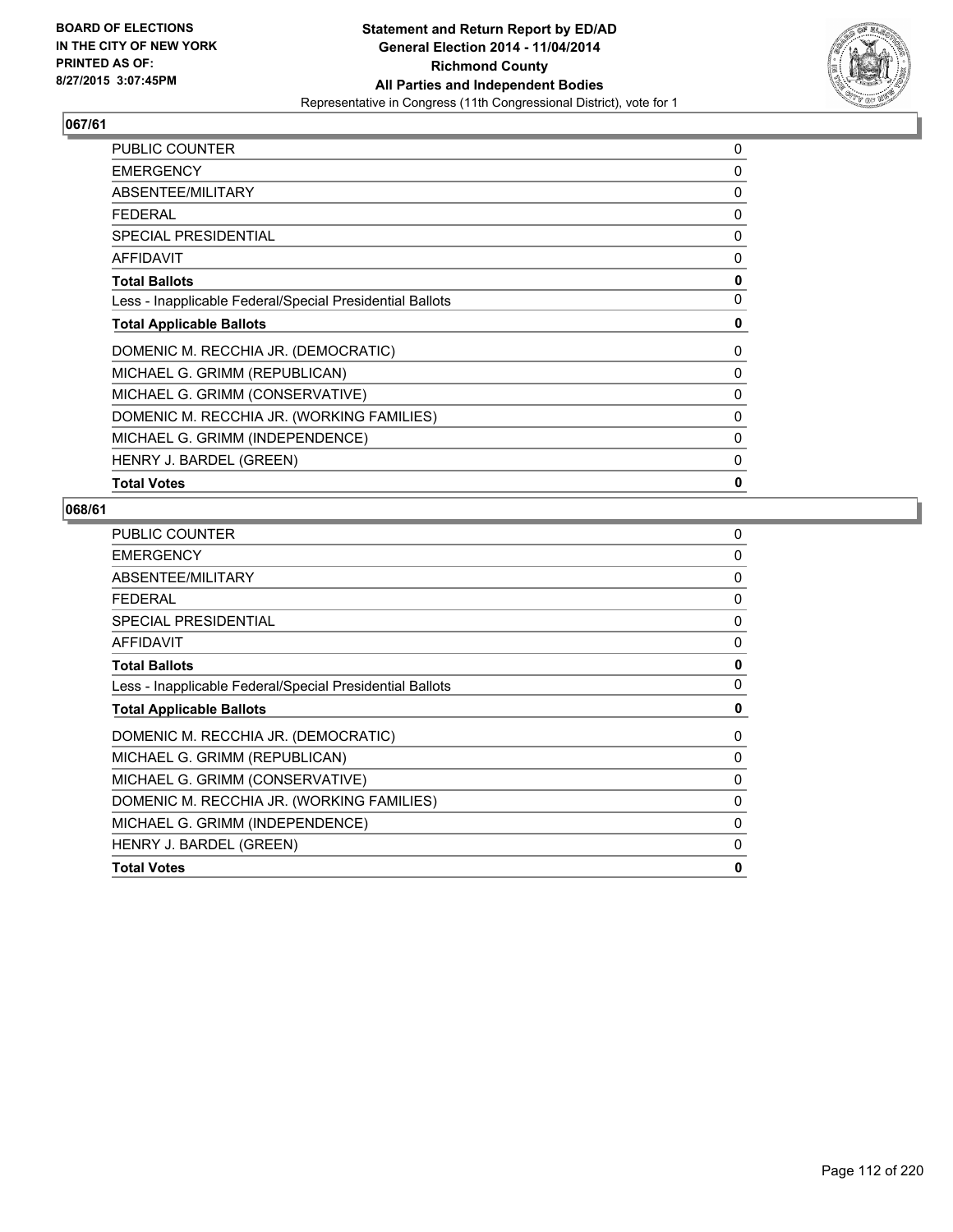**BOARD OF ELECTIONS IN THE CITY OF NEW YORK PRINTED AS OF: 8/27/2015 3:07:45PM**

**Statement and Return Report by ED/AD**
**General Election 2014 - 11/04/2014**
**Richmond County**
**All Parties and Independent Bodies**
Representative in Congress (11th Congressional District), vote for 1

## 067/61

| | |
|---|---|
| PUBLIC COUNTER | 0 |
| EMERGENCY | 0 |
| ABSENTEE/MILITARY | 0 |
| FEDERAL | 0 |
| SPECIAL PRESIDENTIAL | 0 |
| AFFIDAVIT | 0 |
| **Total Ballots** | **0** |
| Less - Inapplicable Federal/Special Presidential Ballots | 0 |
| **Total Applicable Ballots** | **0** |
| DOMENIC M. RECCHIA JR. (DEMOCRATIC) | 0 |
| MICHAEL G. GRIMM (REPUBLICAN) | 0 |
| MICHAEL G. GRIMM (CONSERVATIVE) | 0 |
| DOMENIC M. RECCHIA JR. (WORKING FAMILIES) | 0 |
| MICHAEL G. GRIMM (INDEPENDENCE) | 0 |
| HENRY J. BARDEL (GREEN) | 0 |
| **Total Votes** | **0** |

## 068/61

| | |
|---|---|
| PUBLIC COUNTER | 0 |
| EMERGENCY | 0 |
| ABSENTEE/MILITARY | 0 |
| FEDERAL | 0 |
| SPECIAL PRESIDENTIAL | 0 |
| AFFIDAVIT | 0 |
| **Total Ballots** | **0** |
| Less - Inapplicable Federal/Special Presidential Ballots | 0 |
| **Total Applicable Ballots** | **0** |
| DOMENIC M. RECCHIA JR. (DEMOCRATIC) | 0 |
| MICHAEL G. GRIMM (REPUBLICAN) | 0 |
| MICHAEL G. GRIMM (CONSERVATIVE) | 0 |
| DOMENIC M. RECCHIA JR. (WORKING FAMILIES) | 0 |
| MICHAEL G. GRIMM (INDEPENDENCE) | 0 |
| HENRY J. BARDEL (GREEN) | 0 |
| **Total Votes** | **0** |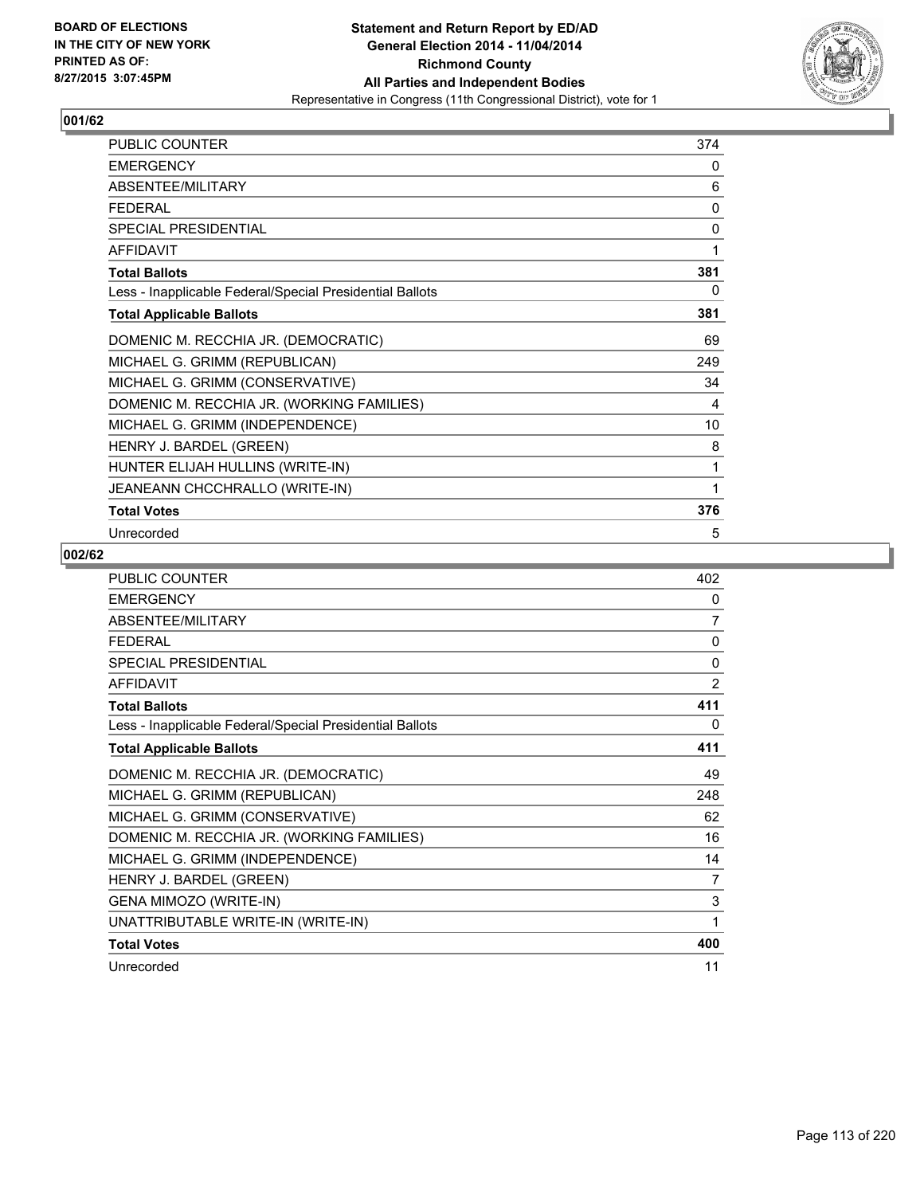**BOARD OF ELECTIONS IN THE CITY OF NEW YORK PRINTED AS OF: 8/27/2015 3:07:45PM**

**Statement and Return Report by ED/AD General Election 2014 - 11/04/2014 Richmond County All Parties and Independent Bodies**

Representative in Congress (11th Congressional District), vote for 1

### 001/62

| | |
|---|---|
| PUBLIC COUNTER | 374 |
| EMERGENCY | 0 |
| ABSENTEE/MILITARY | 6 |
| FEDERAL | 0 |
| SPECIAL PRESIDENTIAL | 0 |
| AFFIDAVIT | 1 |
| **Total Ballots** | **381** |
| Less - Inapplicable Federal/Special Presidential Ballots | 0 |
| **Total Applicable Ballots** | **381** |
| DOMENIC M. RECCHIA JR. (DEMOCRATIC) | 69 |
| MICHAEL G. GRIMM (REPUBLICAN) | 249 |
| MICHAEL G. GRIMM (CONSERVATIVE) | 34 |
| DOMENIC M. RECCHIA JR. (WORKING FAMILIES) | 4 |
| MICHAEL G. GRIMM (INDEPENDENCE) | 10 |
| HENRY J. BARDEL (GREEN) | 8 |
| HUNTER ELIJAH HULLINS (WRITE-IN) | 1 |
| JEANEANN CHCCHRALLO (WRITE-IN) | 1 |
| **Total Votes** | **376** |
| Unrecorded | 5 |

### 002/62

| | |
|---|---|
| PUBLIC COUNTER | 402 |
| EMERGENCY | 0 |
| ABSENTEE/MILITARY | 7 |
| FEDERAL | 0 |
| SPECIAL PRESIDENTIAL | 0 |
| AFFIDAVIT | 2 |
| **Total Ballots** | **411** |
| Less - Inapplicable Federal/Special Presidential Ballots | 0 |
| **Total Applicable Ballots** | **411** |
| DOMENIC M. RECCHIA JR. (DEMOCRATIC) | 49 |
| MICHAEL G. GRIMM (REPUBLICAN) | 248 |
| MICHAEL G. GRIMM (CONSERVATIVE) | 62 |
| DOMENIC M. RECCHIA JR. (WORKING FAMILIES) | 16 |
| MICHAEL G. GRIMM (INDEPENDENCE) | 14 |
| HENRY J. BARDEL (GREEN) | 7 |
| GENA MIMOZO (WRITE-IN) | 3 |
| UNATTRIBUTABLE WRITE-IN (WRITE-IN) | 1 |
| **Total Votes** | **400** |
| Unrecorded | 11 |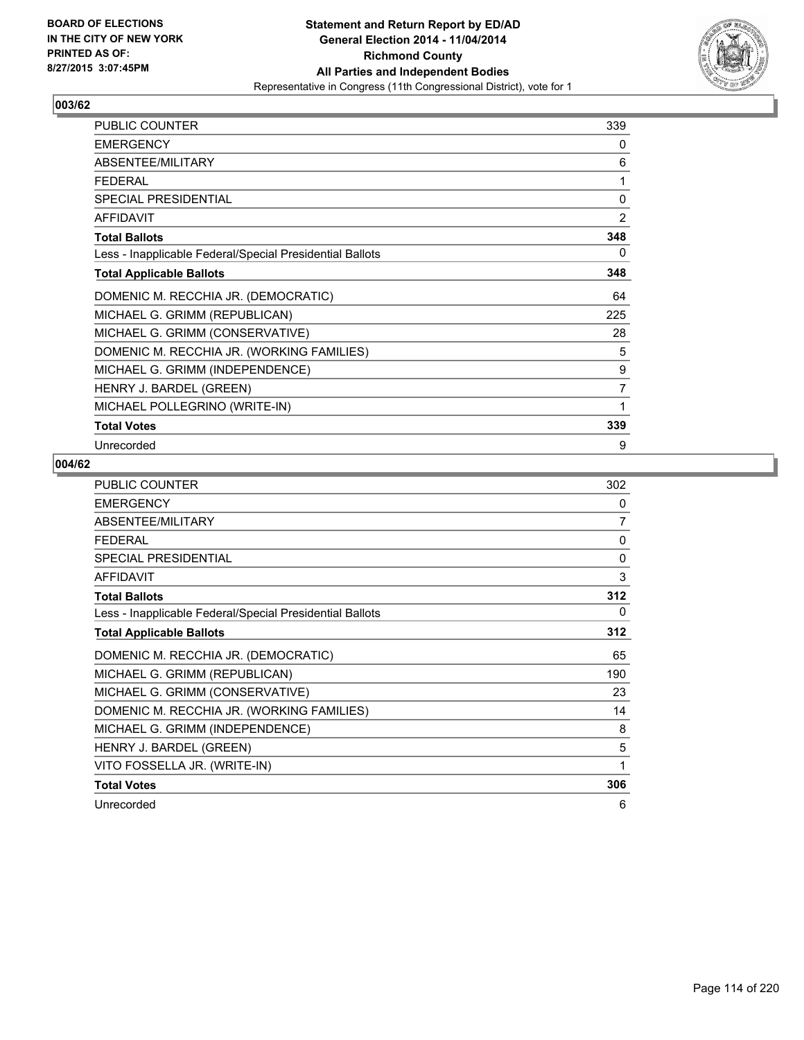**BOARD OF ELECTIONS IN THE CITY OF NEW YORK PRINTED AS OF: 8/27/2015 3:07:45PM**

**Statement and Return Report by ED/AD General Election 2014 - 11/04/2014 Richmond County All Parties and Independent Bodies**

Representative in Congress (11th Congressional District), vote for 1

## 003/62

| | |
|---|---|
| PUBLIC COUNTER | 339 |
| EMERGENCY | 0 |
| ABSENTEE/MILITARY | 6 |
| FEDERAL | 1 |
| SPECIAL PRESIDENTIAL | 0 |
| AFFIDAVIT | 2 |
| **Total Ballots** | **348** |
| Less - Inapplicable Federal/Special Presidential Ballots | 0 |
| **Total Applicable Ballots** | **348** |
| DOMENIC M. RECCHIA JR. (DEMOCRATIC) | 64 |
| MICHAEL G. GRIMM (REPUBLICAN) | 225 |
| MICHAEL G. GRIMM (CONSERVATIVE) | 28 |
| DOMENIC M. RECCHIA JR. (WORKING FAMILIES) | 5 |
| MICHAEL G. GRIMM (INDEPENDENCE) | 9 |
| HENRY J. BARDEL (GREEN) | 7 |
| MICHAEL POLLEGRINO (WRITE-IN) | 1 |
| **Total Votes** | **339** |
| Unrecorded | 9 |

## 004/62

| | |
|---|---|
| PUBLIC COUNTER | 302 |
| EMERGENCY | 0 |
| ABSENTEE/MILITARY | 7 |
| FEDERAL | 0 |
| SPECIAL PRESIDENTIAL | 0 |
| AFFIDAVIT | 3 |
| **Total Ballots** | **312** |
| Less - Inapplicable Federal/Special Presidential Ballots | 0 |
| **Total Applicable Ballots** | **312** |
| DOMENIC M. RECCHIA JR. (DEMOCRATIC) | 65 |
| MICHAEL G. GRIMM (REPUBLICAN) | 190 |
| MICHAEL G. GRIMM (CONSERVATIVE) | 23 |
| DOMENIC M. RECCHIA JR. (WORKING FAMILIES) | 14 |
| MICHAEL G. GRIMM (INDEPENDENCE) | 8 |
| HENRY J. BARDEL (GREEN) | 5 |
| VITO FOSSELLA JR. (WRITE-IN) | 1 |
| **Total Votes** | **306** |
| Unrecorded | 6 |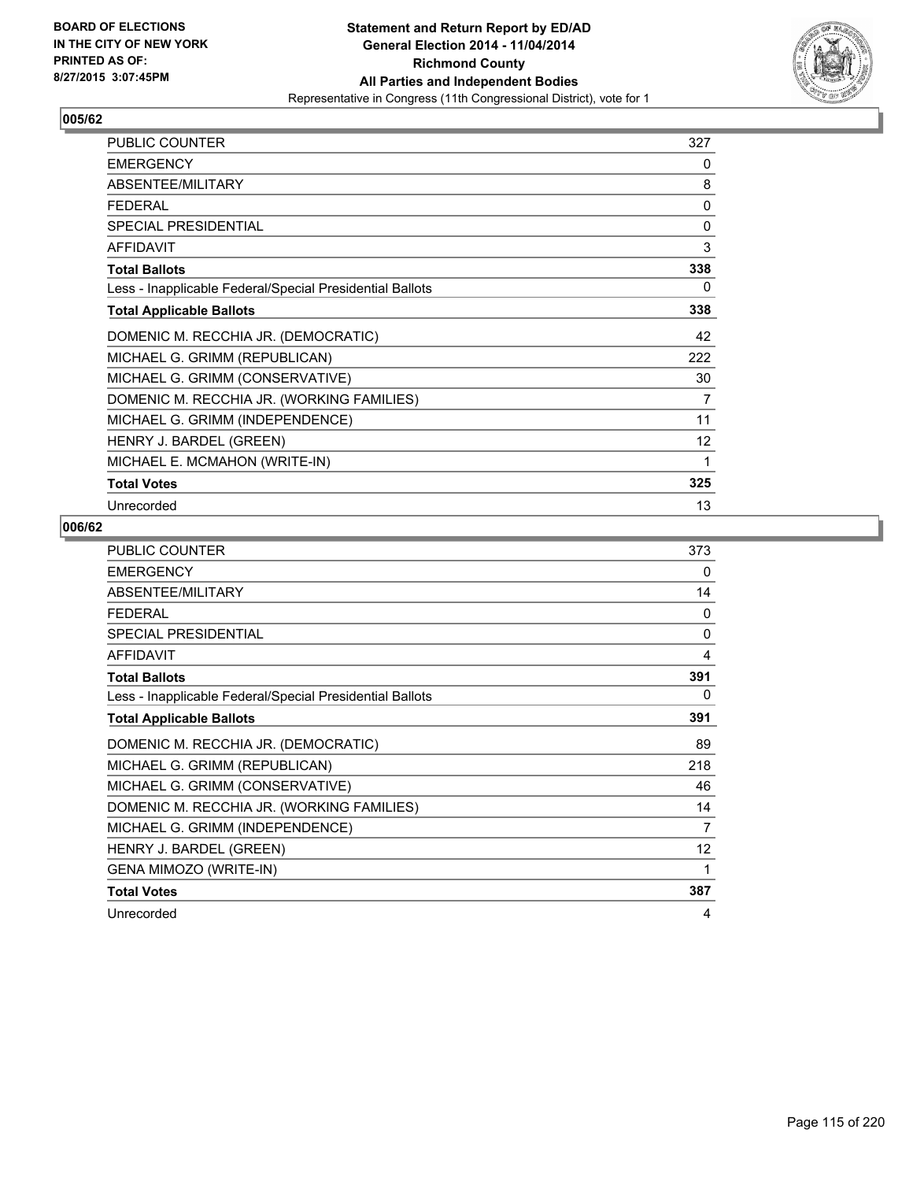**BOARD OF ELECTIONS IN THE CITY OF NEW YORK PRINTED AS OF: 8/27/2015 3:07:45PM**

**Statement and Return Report by ED/AD General Election 2014 - 11/04/2014 Richmond County All Parties and Independent Bodies**
Representative in Congress (11th Congressional District), vote for 1

### 005/62

| | |
|---|---|
| PUBLIC COUNTER | 327 |
| EMERGENCY | 0 |
| ABSENTEE/MILITARY | 8 |
| FEDERAL | 0 |
| SPECIAL PRESIDENTIAL | 0 |
| AFFIDAVIT | 3 |
| **Total Ballots** | **338** |
| Less - Inapplicable Federal/Special Presidential Ballots | 0 |
| **Total Applicable Ballots** | **338** |
| DOMENIC M. RECCHIA JR. (DEMOCRATIC) | 42 |
| MICHAEL G. GRIMM (REPUBLICAN) | 222 |
| MICHAEL G. GRIMM (CONSERVATIVE) | 30 |
| DOMENIC M. RECCHIA JR. (WORKING FAMILIES) | 7 |
| MICHAEL G. GRIMM (INDEPENDENCE) | 11 |
| HENRY J. BARDEL (GREEN) | 12 |
| MICHAEL E. MCMAHON (WRITE-IN) | 1 |
| **Total Votes** | **325** |
| Unrecorded | 13 |

### 006/62

| | |
|---|---|
| PUBLIC COUNTER | 373 |
| EMERGENCY | 0 |
| ABSENTEE/MILITARY | 14 |
| FEDERAL | 0 |
| SPECIAL PRESIDENTIAL | 0 |
| AFFIDAVIT | 4 |
| **Total Ballots** | **391** |
| Less - Inapplicable Federal/Special Presidential Ballots | 0 |
| **Total Applicable Ballots** | **391** |
| DOMENIC M. RECCHIA JR. (DEMOCRATIC) | 89 |
| MICHAEL G. GRIMM (REPUBLICAN) | 218 |
| MICHAEL G. GRIMM (CONSERVATIVE) | 46 |
| DOMENIC M. RECCHIA JR. (WORKING FAMILIES) | 14 |
| MICHAEL G. GRIMM (INDEPENDENCE) | 7 |
| HENRY J. BARDEL (GREEN) | 12 |
| GENA MIMOZO (WRITE-IN) | 1 |
| **Total Votes** | **387** |
| Unrecorded | 4 |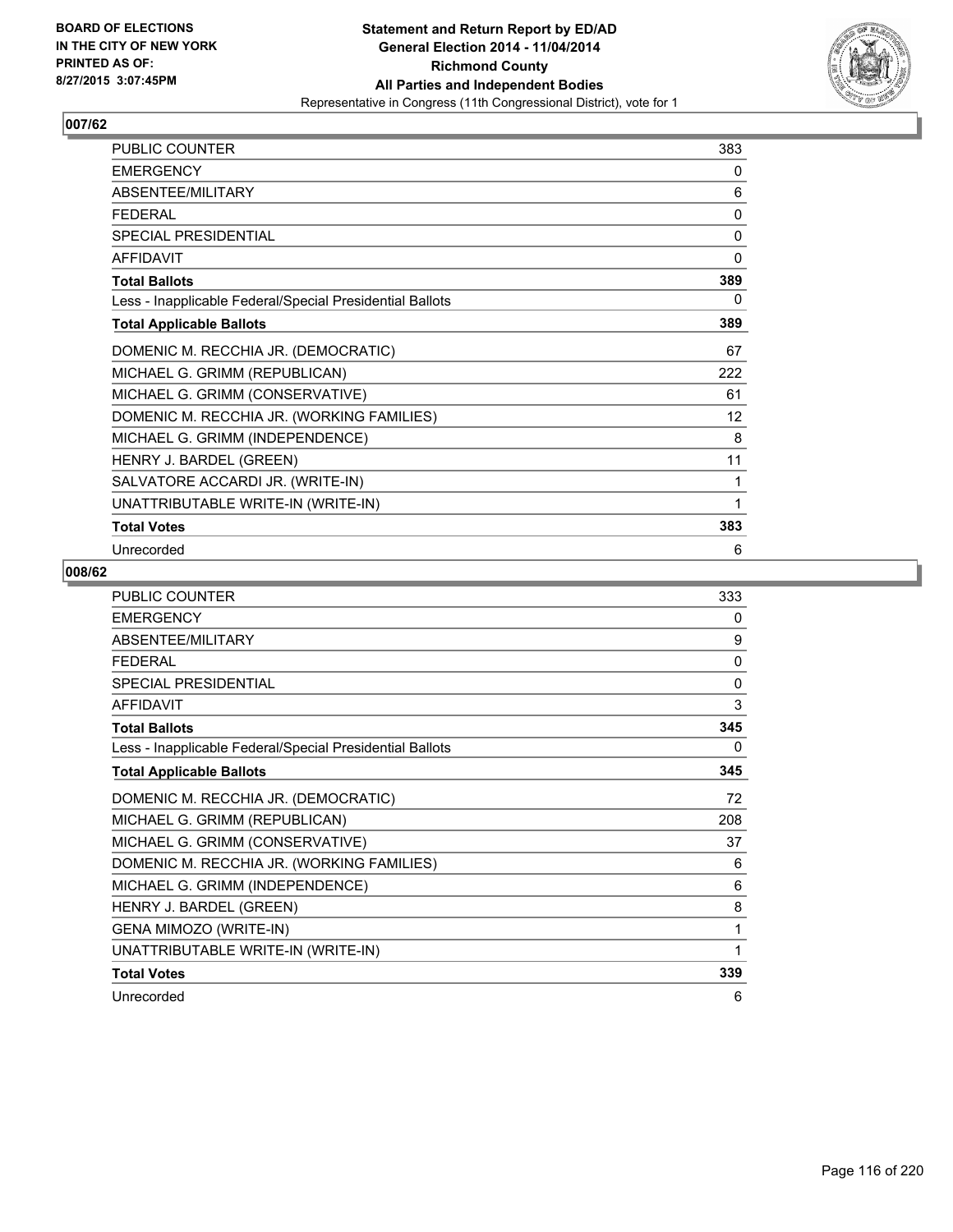**Statement and Return Report by ED/AD**
**General Election 2014 - 11/04/2014**
**Richmond County**
**All Parties and Independent Bodies**
Representative in Congress (11th Congressional District), vote for 1

BOARD OF ELECTIONS
IN THE CITY OF NEW YORK
PRINTED AS OF:
8/27/2015 3:07:45PM

## 007/62

| | |
|---|---|
| PUBLIC COUNTER | 383 |
| EMERGENCY | 0 |
| ABSENTEE/MILITARY | 6 |
| FEDERAL | 0 |
| SPECIAL PRESIDENTIAL | 0 |
| AFFIDAVIT | 0 |
| **Total Ballots** | **389** |
| Less - Inapplicable Federal/Special Presidential Ballots | 0 |
| **Total Applicable Ballots** | **389** |
| DOMENIC M. RECCHIA JR. (DEMOCRATIC) | 67 |
| MICHAEL G. GRIMM (REPUBLICAN) | 222 |
| MICHAEL G. GRIMM (CONSERVATIVE) | 61 |
| DOMENIC M. RECCHIA JR. (WORKING FAMILIES) | 12 |
| MICHAEL G. GRIMM (INDEPENDENCE) | 8 |
| HENRY J. BARDEL (GREEN) | 11 |
| SALVATORE ACCARDI JR. (WRITE-IN) | 1 |
| UNATTRIBUTABLE WRITE-IN (WRITE-IN) | 1 |
| **Total Votes** | **383** |
| Unrecorded | 6 |

## 008/62

| | |
|---|---|
| PUBLIC COUNTER | 333 |
| EMERGENCY | 0 |
| ABSENTEE/MILITARY | 9 |
| FEDERAL | 0 |
| SPECIAL PRESIDENTIAL | 0 |
| AFFIDAVIT | 3 |
| **Total Ballots** | **345** |
| Less - Inapplicable Federal/Special Presidential Ballots | 0 |
| **Total Applicable Ballots** | **345** |
| DOMENIC M. RECCHIA JR. (DEMOCRATIC) | 72 |
| MICHAEL G. GRIMM (REPUBLICAN) | 208 |
| MICHAEL G. GRIMM (CONSERVATIVE) | 37 |
| DOMENIC M. RECCHIA JR. (WORKING FAMILIES) | 6 |
| MICHAEL G. GRIMM (INDEPENDENCE) | 6 |
| HENRY J. BARDEL (GREEN) | 8 |
| GENA MIMOZO (WRITE-IN) | 1 |
| UNATTRIBUTABLE WRITE-IN (WRITE-IN) | 1 |
| **Total Votes** | **339** |
| Unrecorded | 6 |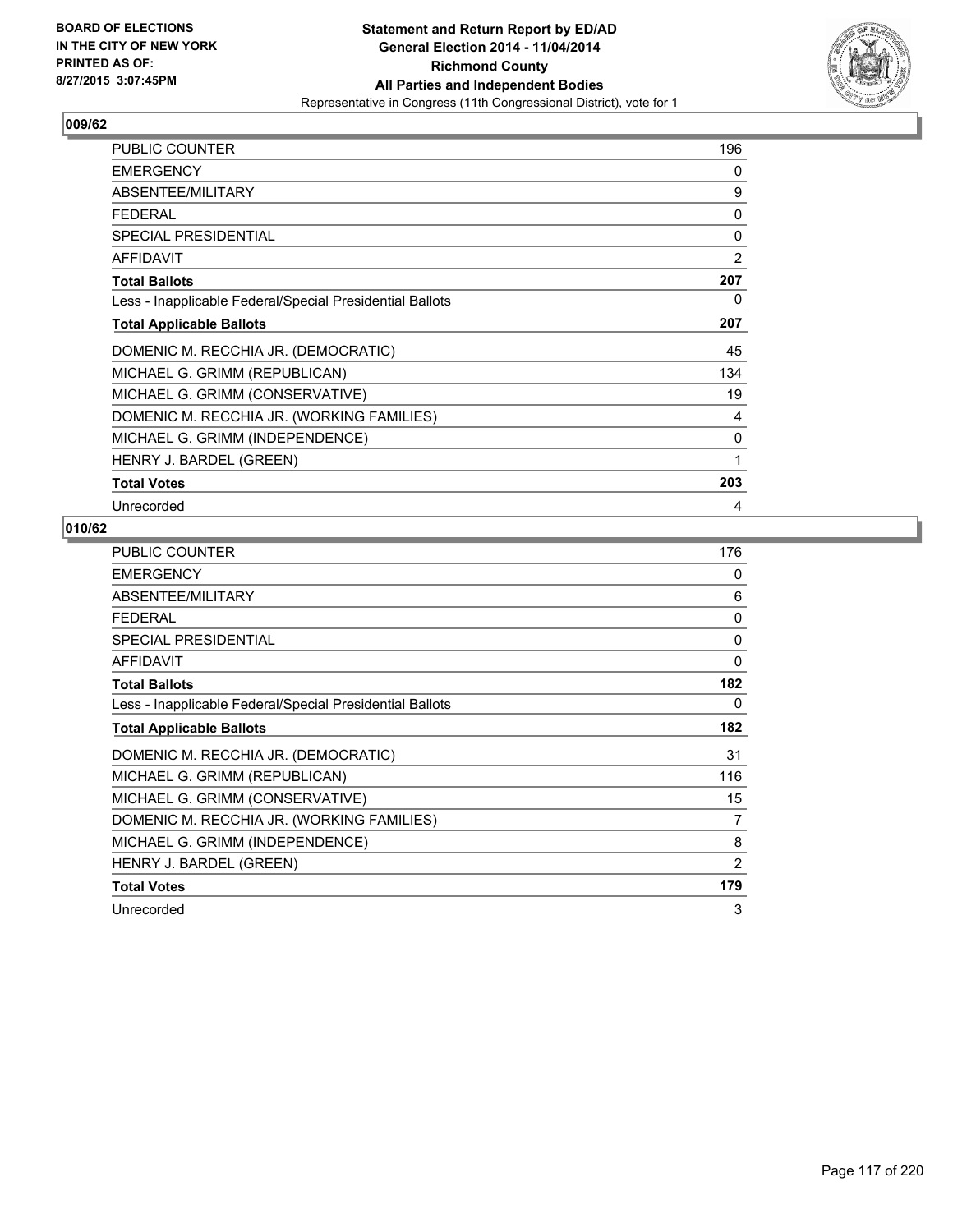BOARD OF ELECTIONS
IN THE CITY OF NEW YORK
PRINTED AS OF:
8/27/2015 3:07:45PM

**Statement and Return Report by ED/AD**
**General Election 2014 - 11/04/2014**
**Richmond County**
**All Parties and Independent Bodies**
Representative in Congress (11th Congressional District), vote for 1

## 009/62

| | |
|---|---|
| PUBLIC COUNTER | 196 |
| EMERGENCY | 0 |
| ABSENTEE/MILITARY | 9 |
| FEDERAL | 0 |
| SPECIAL PRESIDENTIAL | 0 |
| AFFIDAVIT | 2 |
| **Total Ballots** | **207** |
| Less - Inapplicable Federal/Special Presidential Ballots | 0 |
| **Total Applicable Ballots** | **207** |
| DOMENIC M. RECCHIA JR. (DEMOCRATIC) | 45 |
| MICHAEL G. GRIMM (REPUBLICAN) | 134 |
| MICHAEL G. GRIMM (CONSERVATIVE) | 19 |
| DOMENIC M. RECCHIA JR. (WORKING FAMILIES) | 4 |
| MICHAEL G. GRIMM (INDEPENDENCE) | 0 |
| HENRY J. BARDEL (GREEN) | 1 |
| **Total Votes** | **203** |
| Unrecorded | 4 |

## 010/62

| | |
|---|---|
| PUBLIC COUNTER | 176 |
| EMERGENCY | 0 |
| ABSENTEE/MILITARY | 6 |
| FEDERAL | 0 |
| SPECIAL PRESIDENTIAL | 0 |
| AFFIDAVIT | 0 |
| **Total Ballots** | **182** |
| Less - Inapplicable Federal/Special Presidential Ballots | 0 |
| **Total Applicable Ballots** | **182** |
| DOMENIC M. RECCHIA JR. (DEMOCRATIC) | 31 |
| MICHAEL G. GRIMM (REPUBLICAN) | 116 |
| MICHAEL G. GRIMM (CONSERVATIVE) | 15 |
| DOMENIC M. RECCHIA JR. (WORKING FAMILIES) | 7 |
| MICHAEL G. GRIMM (INDEPENDENCE) | 8 |
| HENRY J. BARDEL (GREEN) | 2 |
| **Total Votes** | **179** |
| Unrecorded | 3 |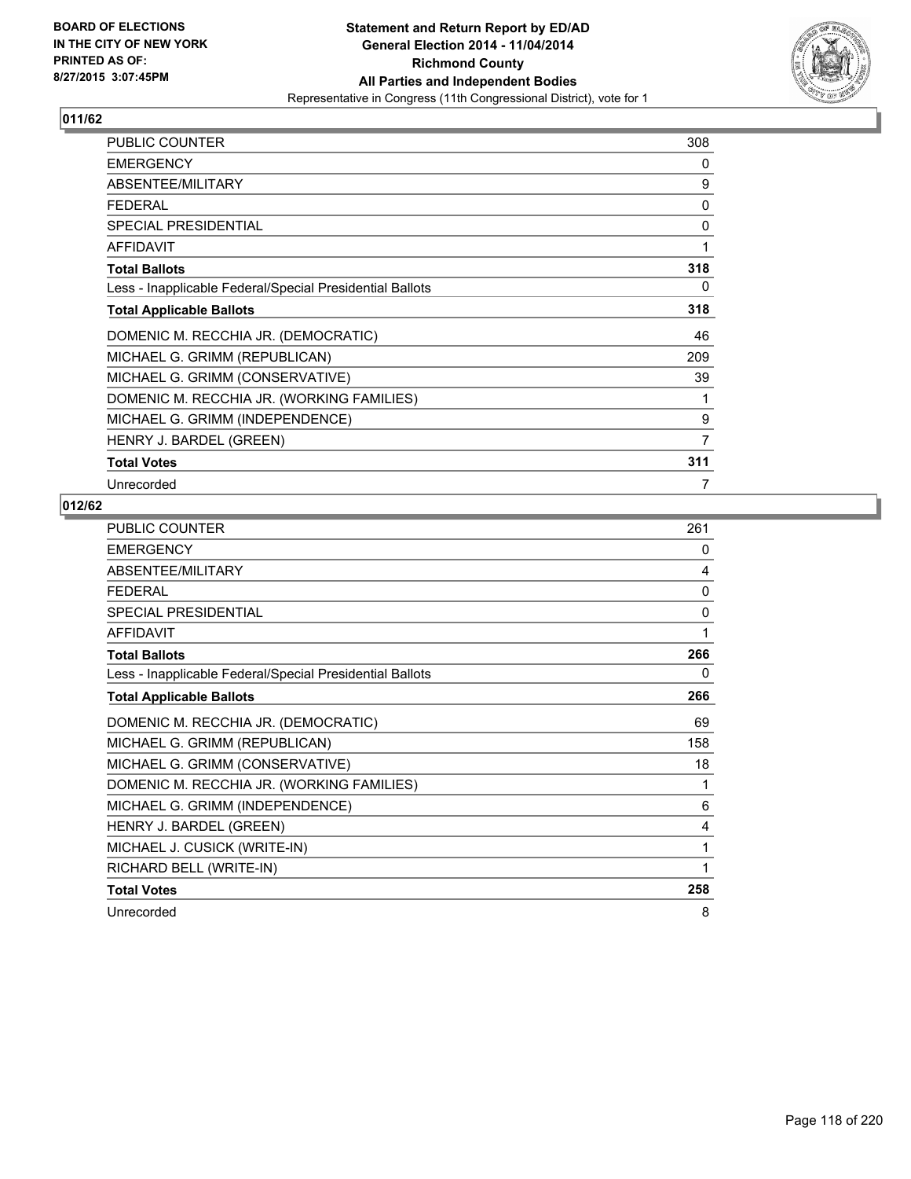**BOARD OF ELECTIONS**
**IN THE CITY OF NEW YORK**
**PRINTED AS OF:**
**8/27/2015 3:07:45PM**

**Statement and Return Report by ED/AD**
**General Election 2014 - 11/04/2014**
**Richmond County**
**All Parties and Independent Bodies**
Representative in Congress (11th Congressional District), vote for 1

### 011/62

| | |
|---|---|
| PUBLIC COUNTER | 308 |
| EMERGENCY | 0 |
| ABSENTEE/MILITARY | 9 |
| FEDERAL | 0 |
| SPECIAL PRESIDENTIAL | 0 |
| AFFIDAVIT | 1 |
| **Total Ballots** | **318** |
| Less - Inapplicable Federal/Special Presidential Ballots | 0 |
| **Total Applicable Ballots** | **318** |
| DOMENIC M. RECCHIA JR. (DEMOCRATIC) | 46 |
| MICHAEL G. GRIMM (REPUBLICAN) | 209 |
| MICHAEL G. GRIMM (CONSERVATIVE) | 39 |
| DOMENIC M. RECCHIA JR. (WORKING FAMILIES) | 1 |
| MICHAEL G. GRIMM (INDEPENDENCE) | 9 |
| HENRY J. BARDEL (GREEN) | 7 |
| **Total Votes** | **311** |
| Unrecorded | 7 |

### 012/62

| | |
|---|---|
| PUBLIC COUNTER | 261 |
| EMERGENCY | 0 |
| ABSENTEE/MILITARY | 4 |
| FEDERAL | 0 |
| SPECIAL PRESIDENTIAL | 0 |
| AFFIDAVIT | 1 |
| **Total Ballots** | **266** |
| Less - Inapplicable Federal/Special Presidential Ballots | 0 |
| **Total Applicable Ballots** | **266** |
| DOMENIC M. RECCHIA JR. (DEMOCRATIC) | 69 |
| MICHAEL G. GRIMM (REPUBLICAN) | 158 |
| MICHAEL G. GRIMM (CONSERVATIVE) | 18 |
| DOMENIC M. RECCHIA JR. (WORKING FAMILIES) | 1 |
| MICHAEL G. GRIMM (INDEPENDENCE) | 6 |
| HENRY J. BARDEL (GREEN) | 4 |
| MICHAEL J. CUSICK (WRITE-IN) | 1 |
| RICHARD BELL (WRITE-IN) | 1 |
| **Total Votes** | **258** |
| Unrecorded | 8 |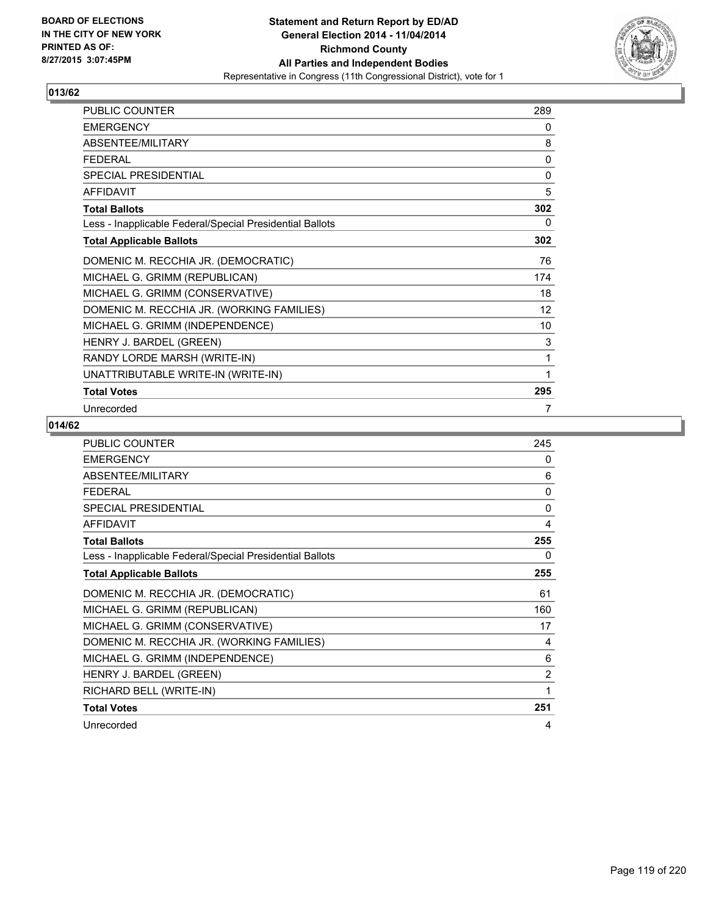**BOARD OF ELECTIONS IN THE CITY OF NEW YORK PRINTED AS OF: 8/27/2015 3:07:45PM**

# Statement and Return Report by ED/AD
## General Election 2014 - 11/04/2014
## Richmond County
## All Parties and Independent Bodies
### Representative in Congress (11th Congressional District), vote for 1

### 013/62

| | |
|---|---|
| PUBLIC COUNTER | 289 |
| EMERGENCY | 0 |
| ABSENTEE/MILITARY | 8 |
| FEDERAL | 0 |
| SPECIAL PRESIDENTIAL | 0 |
| AFFIDAVIT | 5 |
| **Total Ballots** | **302** |
| Less - Inapplicable Federal/Special Presidential Ballots | 0 |
| **Total Applicable Ballots** | **302** |
| DOMENIC M. RECCHIA JR. (DEMOCRATIC) | 76 |
| MICHAEL G. GRIMM (REPUBLICAN) | 174 |
| MICHAEL G. GRIMM (CONSERVATIVE) | 18 |
| DOMENIC M. RECCHIA JR. (WORKING FAMILIES) | 12 |
| MICHAEL G. GRIMM (INDEPENDENCE) | 10 |
| HENRY J. BARDEL (GREEN) | 3 |
| RANDY LORDE MARSH (WRITE-IN) | 1 |
| UNATTRIBUTABLE WRITE-IN (WRITE-IN) | 1 |
| **Total Votes** | **295** |
| Unrecorded | 7 |

### 014/62

| | |
|---|---|
| PUBLIC COUNTER | 245 |
| EMERGENCY | 0 |
| ABSENTEE/MILITARY | 6 |
| FEDERAL | 0 |
| SPECIAL PRESIDENTIAL | 0 |
| AFFIDAVIT | 4 |
| **Total Ballots** | **255** |
| Less - Inapplicable Federal/Special Presidential Ballots | 0 |
| **Total Applicable Ballots** | **255** |
| DOMENIC M. RECCHIA JR. (DEMOCRATIC) | 61 |
| MICHAEL G. GRIMM (REPUBLICAN) | 160 |
| MICHAEL G. GRIMM (CONSERVATIVE) | 17 |
| DOMENIC M. RECCHIA JR. (WORKING FAMILIES) | 4 |
| MICHAEL G. GRIMM (INDEPENDENCE) | 6 |
| HENRY J. BARDEL (GREEN) | 2 |
| RICHARD BELL (WRITE-IN) | 1 |
| **Total Votes** | **251** |
| Unrecorded | 4 |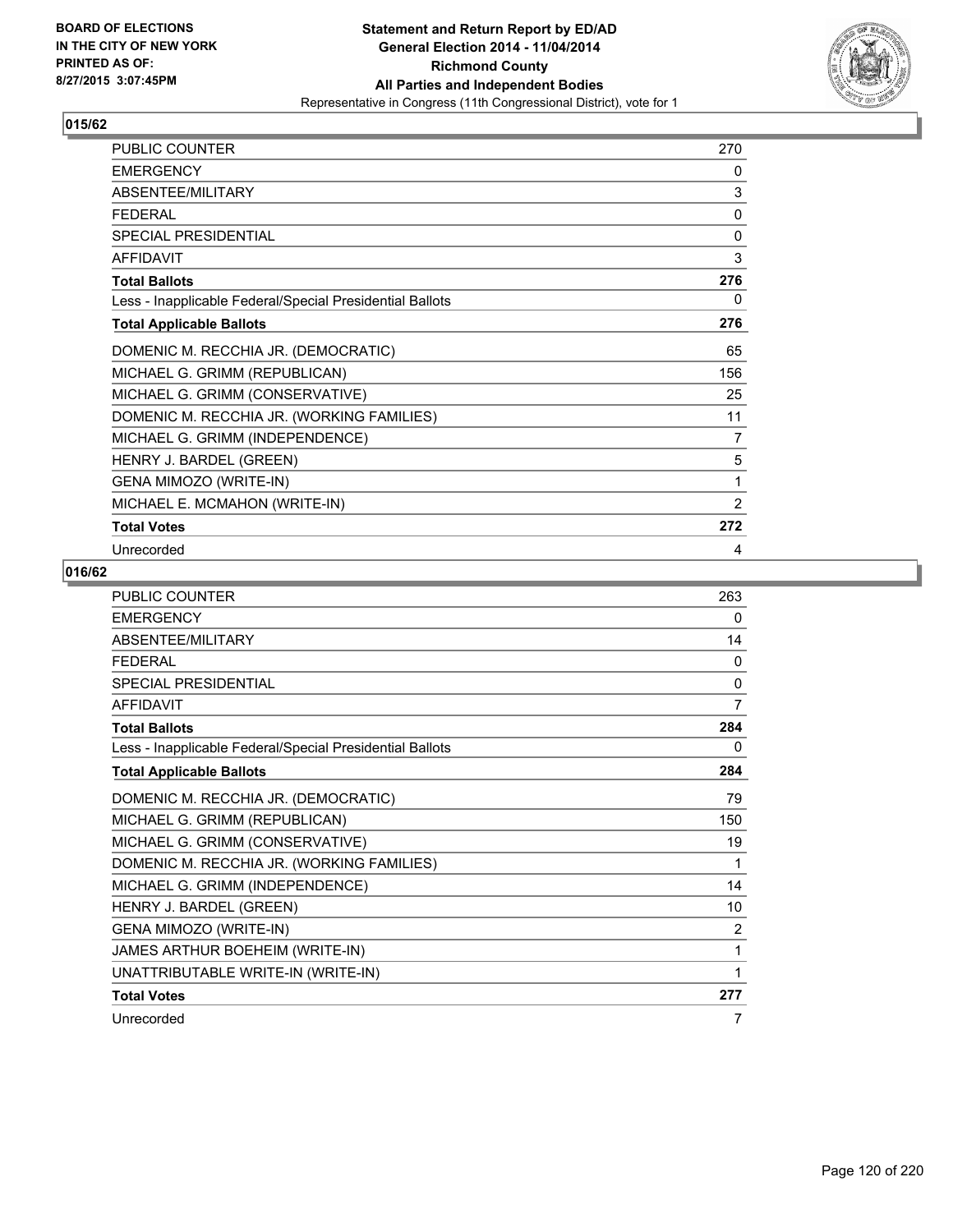BOARD OF ELECTIONS
IN THE CITY OF NEW YORK
PRINTED AS OF:
8/27/2015 3:07:45PM

**Statement and Return Report by ED/AD**
**General Election 2014 - 11/04/2014**
**Richmond County**
**All Parties and Independent Bodies**
Representative in Congress (11th Congressional District), vote for 1

## 015/62

| | |
|---|---|
| PUBLIC COUNTER | 270 |
| EMERGENCY | 0 |
| ABSENTEE/MILITARY | 3 |
| FEDERAL | 0 |
| SPECIAL PRESIDENTIAL | 0 |
| AFFIDAVIT | 3 |
| **Total Ballots** | **276** |
| Less - Inapplicable Federal/Special Presidential Ballots | 0 |
| **Total Applicable Ballots** | **276** |
| DOMENIC M. RECCHIA JR. (DEMOCRATIC) | 65 |
| MICHAEL G. GRIMM (REPUBLICAN) | 156 |
| MICHAEL G. GRIMM (CONSERVATIVE) | 25 |
| DOMENIC M. RECCHIA JR. (WORKING FAMILIES) | 11 |
| MICHAEL G. GRIMM (INDEPENDENCE) | 7 |
| HENRY J. BARDEL (GREEN) | 5 |
| GENA MIMOZO (WRITE-IN) | 1 |
| MICHAEL E. MCMAHON (WRITE-IN) | 2 |
| **Total Votes** | **272** |
| Unrecorded | 4 |

## 016/62

| | |
|---|---|
| PUBLIC COUNTER | 263 |
| EMERGENCY | 0 |
| ABSENTEE/MILITARY | 14 |
| FEDERAL | 0 |
| SPECIAL PRESIDENTIAL | 0 |
| AFFIDAVIT | 7 |
| **Total Ballots** | **284** |
| Less - Inapplicable Federal/Special Presidential Ballots | 0 |
| **Total Applicable Ballots** | **284** |
| DOMENIC M. RECCHIA JR. (DEMOCRATIC) | 79 |
| MICHAEL G. GRIMM (REPUBLICAN) | 150 |
| MICHAEL G. GRIMM (CONSERVATIVE) | 19 |
| DOMENIC M. RECCHIA JR. (WORKING FAMILIES) | 1 |
| MICHAEL G. GRIMM (INDEPENDENCE) | 14 |
| HENRY J. BARDEL (GREEN) | 10 |
| GENA MIMOZO (WRITE-IN) | 2 |
| JAMES ARTHUR BOEHEIM (WRITE-IN) | 1 |
| UNATTRIBUTABLE WRITE-IN (WRITE-IN) | 1 |
| **Total Votes** | **277** |
| Unrecorded | 7 |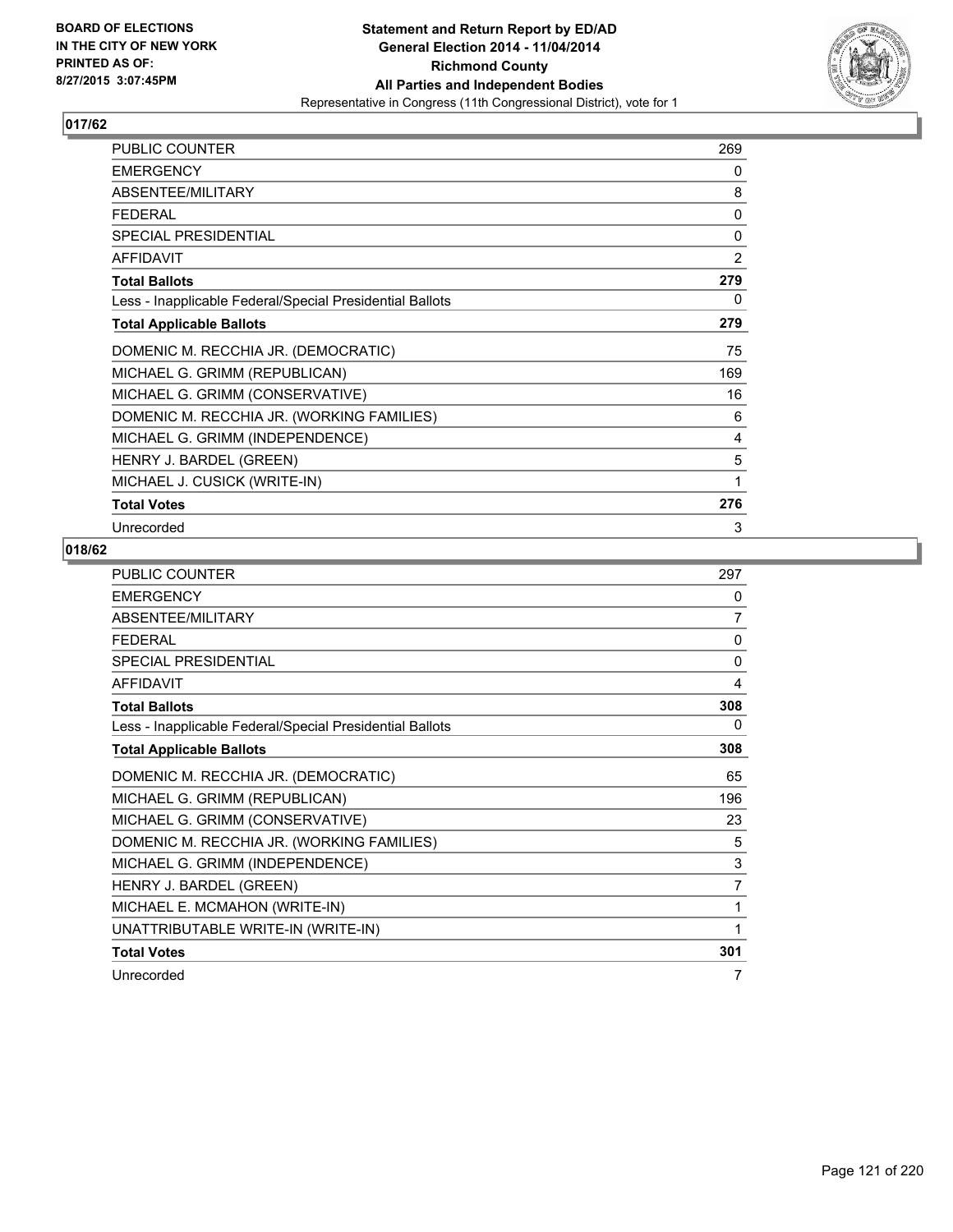BOARD OF ELECTIONS
IN THE CITY OF NEW YORK
PRINTED AS OF:
8/27/2015 3:07:45PM

**Statement and Return Report by ED/AD**
**General Election 2014 - 11/04/2014**
**Richmond County**
**All Parties and Independent Bodies**
Representative in Congress (11th Congressional District), vote for 1

## 017/62

| | |
|---|---|
| PUBLIC COUNTER | 269 |
| EMERGENCY | 0 |
| ABSENTEE/MILITARY | 8 |
| FEDERAL | 0 |
| SPECIAL PRESIDENTIAL | 0 |
| AFFIDAVIT | 2 |
| **Total Ballots** | **279** |
| Less - Inapplicable Federal/Special Presidential Ballots | 0 |
| **Total Applicable Ballots** | **279** |
| DOMENIC M. RECCHIA JR. (DEMOCRATIC) | 75 |
| MICHAEL G. GRIMM (REPUBLICAN) | 169 |
| MICHAEL G. GRIMM (CONSERVATIVE) | 16 |
| DOMENIC M. RECCHIA JR. (WORKING FAMILIES) | 6 |
| MICHAEL G. GRIMM (INDEPENDENCE) | 4 |
| HENRY J. BARDEL (GREEN) | 5 |
| MICHAEL J. CUSICK (WRITE-IN) | 1 |
| **Total Votes** | **276** |
| Unrecorded | 3 |

## 018/62

| | |
|---|---|
| PUBLIC COUNTER | 297 |
| EMERGENCY | 0 |
| ABSENTEE/MILITARY | 7 |
| FEDERAL | 0 |
| SPECIAL PRESIDENTIAL | 0 |
| AFFIDAVIT | 4 |
| **Total Ballots** | **308** |
| Less - Inapplicable Federal/Special Presidential Ballots | 0 |
| **Total Applicable Ballots** | **308** |
| DOMENIC M. RECCHIA JR. (DEMOCRATIC) | 65 |
| MICHAEL G. GRIMM (REPUBLICAN) | 196 |
| MICHAEL G. GRIMM (CONSERVATIVE) | 23 |
| DOMENIC M. RECCHIA JR. (WORKING FAMILIES) | 5 |
| MICHAEL G. GRIMM (INDEPENDENCE) | 3 |
| HENRY J. BARDEL (GREEN) | 7 |
| MICHAEL E. MCMAHON (WRITE-IN) | 1 |
| UNATTRIBUTABLE WRITE-IN (WRITE-IN) | 1 |
| **Total Votes** | **301** |
| Unrecorded | 7 |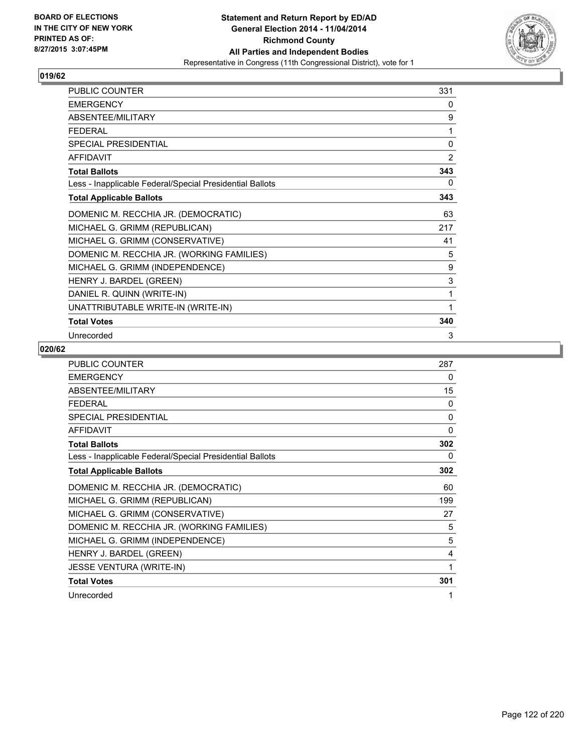**Statement and Return Report by ED/AD**
**General Election 2014 - 11/04/2014**
**Richmond County**
**All Parties and Independent Bodies**
Representative in Congress (11th Congressional District), vote for 1

BOARD OF ELECTIONS
IN THE CITY OF NEW YORK
PRINTED AS OF:
8/27/2015 3:07:45PM

## 019/62

| | |
|---|---|
| PUBLIC COUNTER | 331 |
| EMERGENCY | 0 |
| ABSENTEE/MILITARY | 9 |
| FEDERAL | 1 |
| SPECIAL PRESIDENTIAL | 0 |
| AFFIDAVIT | 2 |
| **Total Ballots** | **343** |
| Less - Inapplicable Federal/Special Presidential Ballots | 0 |
| **Total Applicable Ballots** | **343** |
| DOMENIC M. RECCHIA JR. (DEMOCRATIC) | 63 |
| MICHAEL G. GRIMM (REPUBLICAN) | 217 |
| MICHAEL G. GRIMM (CONSERVATIVE) | 41 |
| DOMENIC M. RECCHIA JR. (WORKING FAMILIES) | 5 |
| MICHAEL G. GRIMM (INDEPENDENCE) | 9 |
| HENRY J. BARDEL (GREEN) | 3 |
| DANIEL R. QUINN (WRITE-IN) | 1 |
| UNATTRIBUTABLE WRITE-IN (WRITE-IN) | 1 |
| **Total Votes** | **340** |
| Unrecorded | 3 |

## 020/62

| | |
|---|---|
| PUBLIC COUNTER | 287 |
| EMERGENCY | 0 |
| ABSENTEE/MILITARY | 15 |
| FEDERAL | 0 |
| SPECIAL PRESIDENTIAL | 0 |
| AFFIDAVIT | 0 |
| **Total Ballots** | **302** |
| Less - Inapplicable Federal/Special Presidential Ballots | 0 |
| **Total Applicable Ballots** | **302** |
| DOMENIC M. RECCHIA JR. (DEMOCRATIC) | 60 |
| MICHAEL G. GRIMM (REPUBLICAN) | 199 |
| MICHAEL G. GRIMM (CONSERVATIVE) | 27 |
| DOMENIC M. RECCHIA JR. (WORKING FAMILIES) | 5 |
| MICHAEL G. GRIMM (INDEPENDENCE) | 5 |
| HENRY J. BARDEL (GREEN) | 4 |
| JESSE VENTURA (WRITE-IN) | 1 |
| **Total Votes** | **301** |
| Unrecorded | 1 |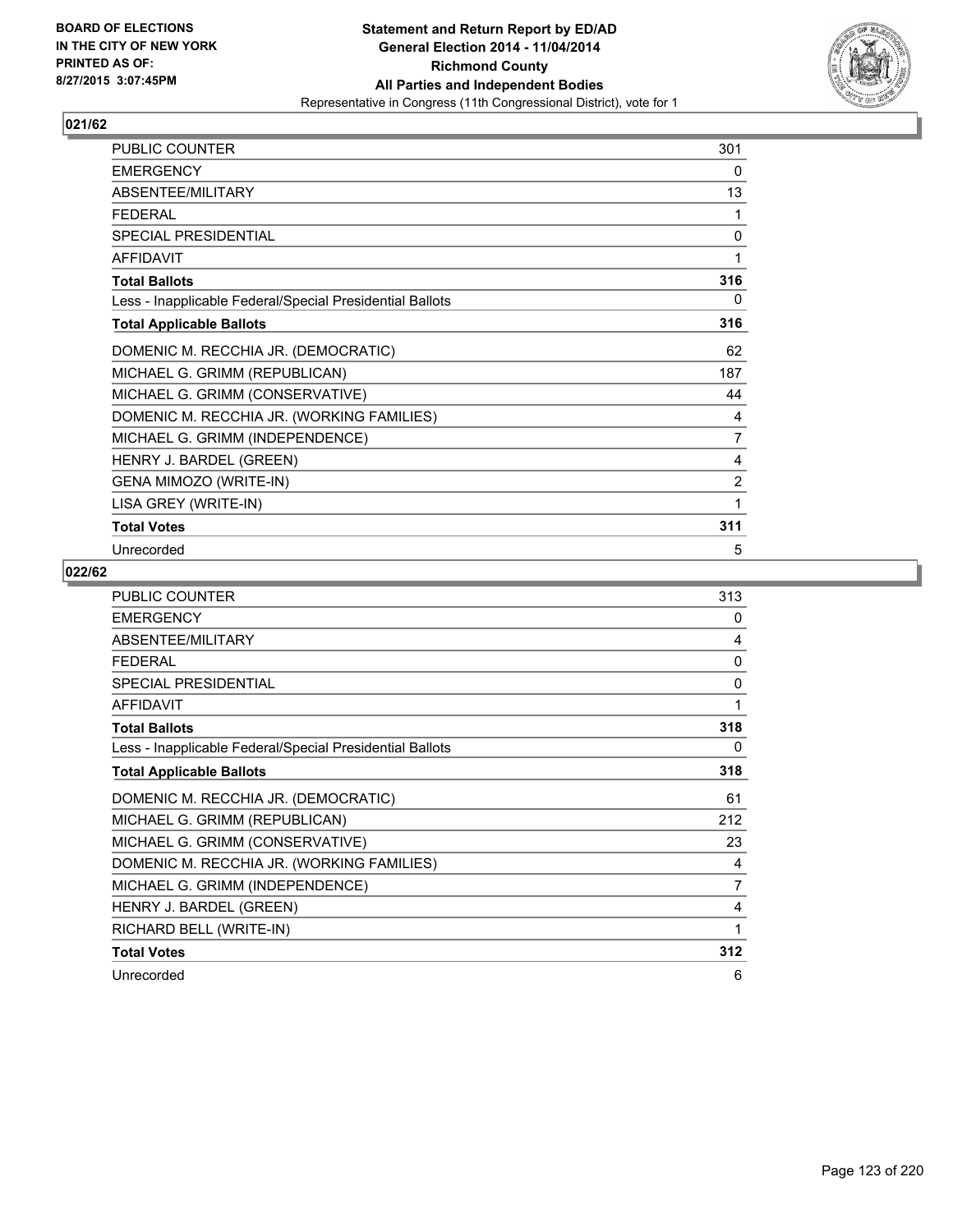**Statement and Return Report by ED/AD**
**General Election 2014 - 11/04/2014**
**Richmond County**
**All Parties and Independent Bodies**
Representative in Congress (11th Congressional District), vote for 1

BOARD OF ELECTIONS
IN THE CITY OF NEW YORK
PRINTED AS OF:
8/27/2015 3:07:45PM

## 021/62

| | |
|---|---|
| PUBLIC COUNTER | 301 |
| EMERGENCY | 0 |
| ABSENTEE/MILITARY | 13 |
| FEDERAL | 1 |
| SPECIAL PRESIDENTIAL | 0 |
| AFFIDAVIT | 1 |
| **Total Ballots** | **316** |
| Less - Inapplicable Federal/Special Presidential Ballots | 0 |
| **Total Applicable Ballots** | **316** |
| DOMENIC M. RECCHIA JR. (DEMOCRATIC) | 62 |
| MICHAEL G. GRIMM (REPUBLICAN) | 187 |
| MICHAEL G. GRIMM (CONSERVATIVE) | 44 |
| DOMENIC M. RECCHIA JR. (WORKING FAMILIES) | 4 |
| MICHAEL G. GRIMM (INDEPENDENCE) | 7 |
| HENRY J. BARDEL (GREEN) | 4 |
| GENA MIMOZO (WRITE-IN) | 2 |
| LISA GREY (WRITE-IN) | 1 |
| **Total Votes** | **311** |
| Unrecorded | 5 |

## 022/62

| | |
|---|---|
| PUBLIC COUNTER | 313 |
| EMERGENCY | 0 |
| ABSENTEE/MILITARY | 4 |
| FEDERAL | 0 |
| SPECIAL PRESIDENTIAL | 0 |
| AFFIDAVIT | 1 |
| **Total Ballots** | **318** |
| Less - Inapplicable Federal/Special Presidential Ballots | 0 |
| **Total Applicable Ballots** | **318** |
| DOMENIC M. RECCHIA JR. (DEMOCRATIC) | 61 |
| MICHAEL G. GRIMM (REPUBLICAN) | 212 |
| MICHAEL G. GRIMM (CONSERVATIVE) | 23 |
| DOMENIC M. RECCHIA JR. (WORKING FAMILIES) | 4 |
| MICHAEL G. GRIMM (INDEPENDENCE) | 7 |
| HENRY J. BARDEL (GREEN) | 4 |
| RICHARD BELL (WRITE-IN) | 1 |
| **Total Votes** | **312** |
| Unrecorded | 6 |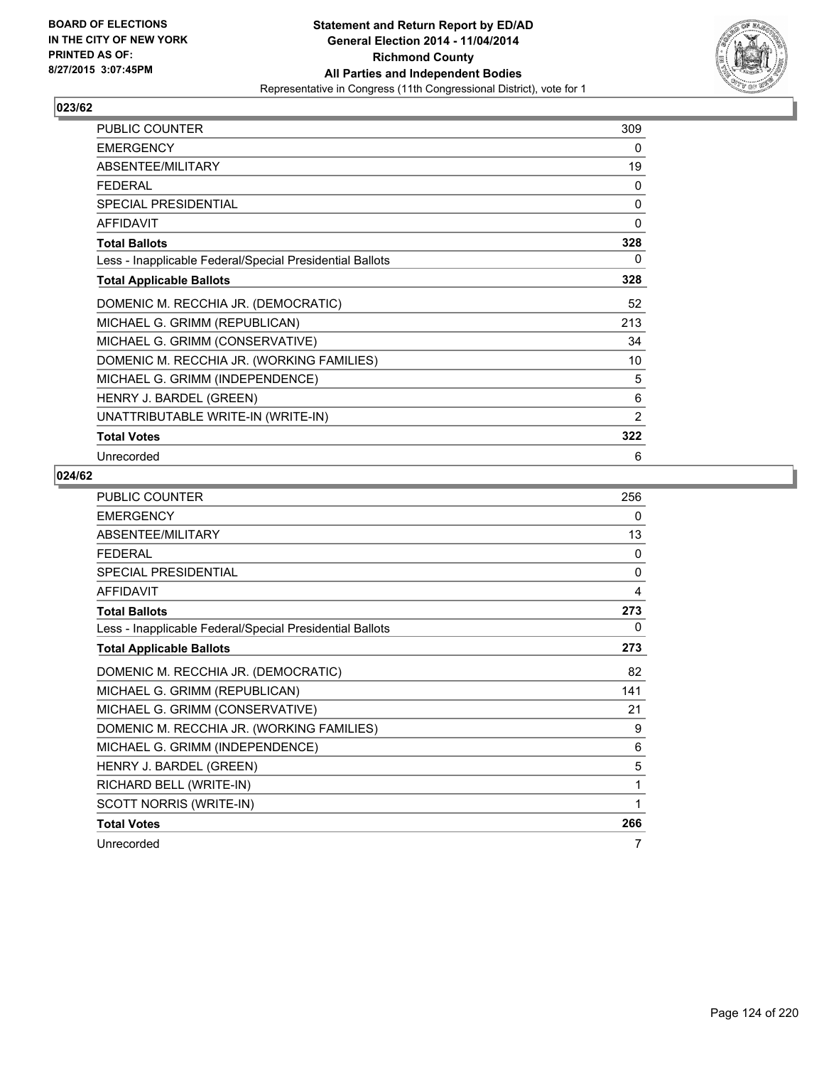**BOARD OF ELECTIONS IN THE CITY OF NEW YORK PRINTED AS OF: 8/27/2015 3:07:45PM**

**Statement and Return Report by ED/AD General Election 2014 - 11/04/2014 Richmond County All Parties and Independent Bodies**
Representative in Congress (11th Congressional District), vote for 1

## 023/62

| | |
|---|---|
| PUBLIC COUNTER | 309 |
| EMERGENCY | 0 |
| ABSENTEE/MILITARY | 19 |
| FEDERAL | 0 |
| SPECIAL PRESIDENTIAL | 0 |
| AFFIDAVIT | 0 |
| **Total Ballots** | **328** |
| Less - Inapplicable Federal/Special Presidential Ballots | 0 |
| **Total Applicable Ballots** | **328** |
| DOMENIC M. RECCHIA JR. (DEMOCRATIC) | 52 |
| MICHAEL G. GRIMM (REPUBLICAN) | 213 |
| MICHAEL G. GRIMM (CONSERVATIVE) | 34 |
| DOMENIC M. RECCHIA JR. (WORKING FAMILIES) | 10 |
| MICHAEL G. GRIMM (INDEPENDENCE) | 5 |
| HENRY J. BARDEL (GREEN) | 6 |
| UNATTRIBUTABLE WRITE-IN (WRITE-IN) | 2 |
| **Total Votes** | **322** |
| Unrecorded | 6 |

## 024/62

| | |
|---|---|
| PUBLIC COUNTER | 256 |
| EMERGENCY | 0 |
| ABSENTEE/MILITARY | 13 |
| FEDERAL | 0 |
| SPECIAL PRESIDENTIAL | 0 |
| AFFIDAVIT | 4 |
| **Total Ballots** | **273** |
| Less - Inapplicable Federal/Special Presidential Ballots | 0 |
| **Total Applicable Ballots** | **273** |
| DOMENIC M. RECCHIA JR. (DEMOCRATIC) | 82 |
| MICHAEL G. GRIMM (REPUBLICAN) | 141 |
| MICHAEL G. GRIMM (CONSERVATIVE) | 21 |
| DOMENIC M. RECCHIA JR. (WORKING FAMILIES) | 9 |
| MICHAEL G. GRIMM (INDEPENDENCE) | 6 |
| HENRY J. BARDEL (GREEN) | 5 |
| RICHARD BELL (WRITE-IN) | 1 |
| SCOTT NORRIS (WRITE-IN) | 1 |
| **Total Votes** | **266** |
| Unrecorded | 7 |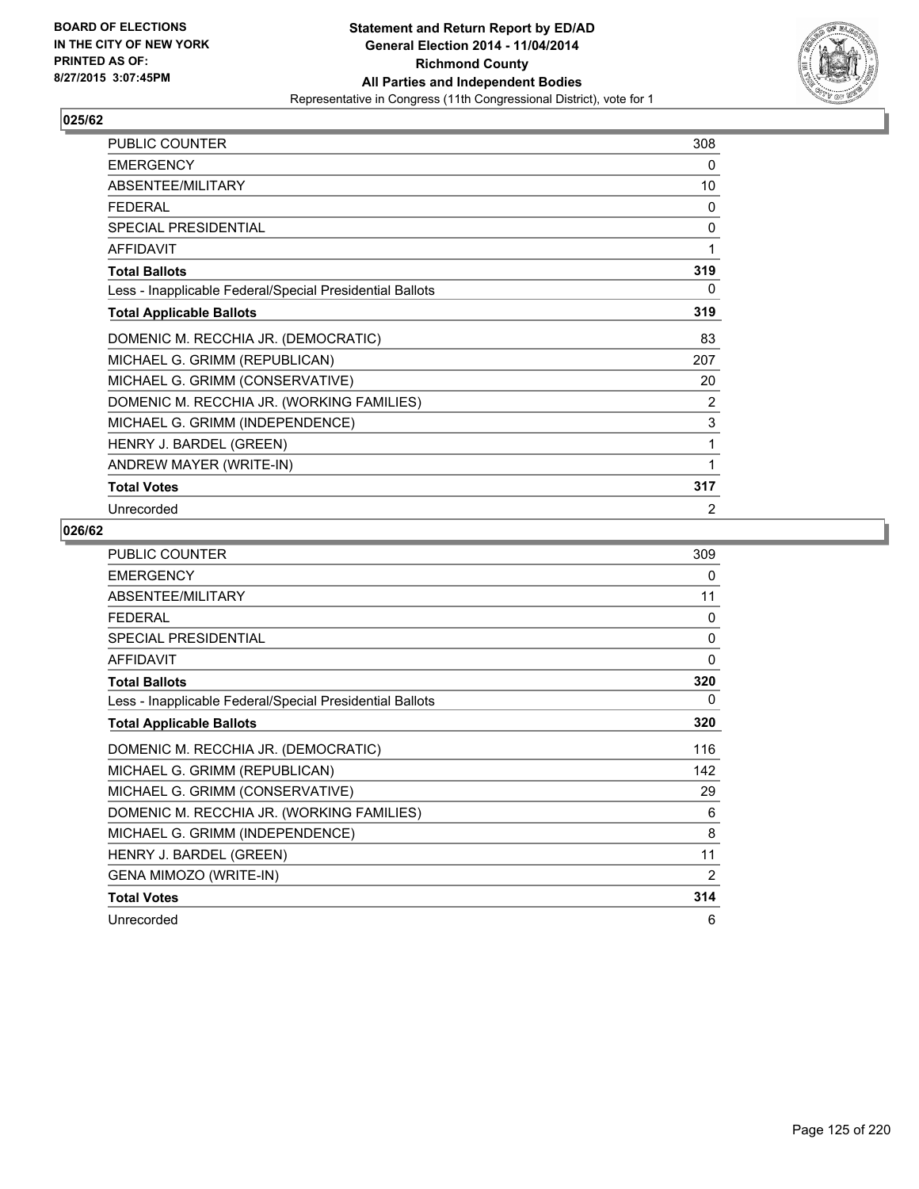BOARD OF ELECTIONS
IN THE CITY OF NEW YORK
PRINTED AS OF:
8/27/2015 3:07:45PM

**Statement and Return Report by ED/AD**
**General Election 2014 - 11/04/2014**
**Richmond County**
**All Parties and Independent Bodies**
Representative in Congress (11th Congressional District), vote for 1

## 025/62

| | |
|---|---|
| PUBLIC COUNTER | 308 |
| EMERGENCY | 0 |
| ABSENTEE/MILITARY | 10 |
| FEDERAL | 0 |
| SPECIAL PRESIDENTIAL | 0 |
| AFFIDAVIT | 1 |
| **Total Ballots** | **319** |
| Less - Inapplicable Federal/Special Presidential Ballots | 0 |
| **Total Applicable Ballots** | **319** |
| DOMENIC M. RECCHIA JR. (DEMOCRATIC) | 83 |
| MICHAEL G. GRIMM (REPUBLICAN) | 207 |
| MICHAEL G. GRIMM (CONSERVATIVE) | 20 |
| DOMENIC M. RECCHIA JR. (WORKING FAMILIES) | 2 |
| MICHAEL G. GRIMM (INDEPENDENCE) | 3 |
| HENRY J. BARDEL (GREEN) | 1 |
| ANDREW MAYER (WRITE-IN) | 1 |
| **Total Votes** | **317** |
| Unrecorded | 2 |

## 026/62

| | |
|---|---|
| PUBLIC COUNTER | 309 |
| EMERGENCY | 0 |
| ABSENTEE/MILITARY | 11 |
| FEDERAL | 0 |
| SPECIAL PRESIDENTIAL | 0 |
| AFFIDAVIT | 0 |
| **Total Ballots** | **320** |
| Less - Inapplicable Federal/Special Presidential Ballots | 0 |
| **Total Applicable Ballots** | **320** |
| DOMENIC M. RECCHIA JR. (DEMOCRATIC) | 116 |
| MICHAEL G. GRIMM (REPUBLICAN) | 142 |
| MICHAEL G. GRIMM (CONSERVATIVE) | 29 |
| DOMENIC M. RECCHIA JR. (WORKING FAMILIES) | 6 |
| MICHAEL G. GRIMM (INDEPENDENCE) | 8 |
| HENRY J. BARDEL (GREEN) | 11 |
| GENA MIMOZO (WRITE-IN) | 2 |
| **Total Votes** | **314** |
| Unrecorded | 6 |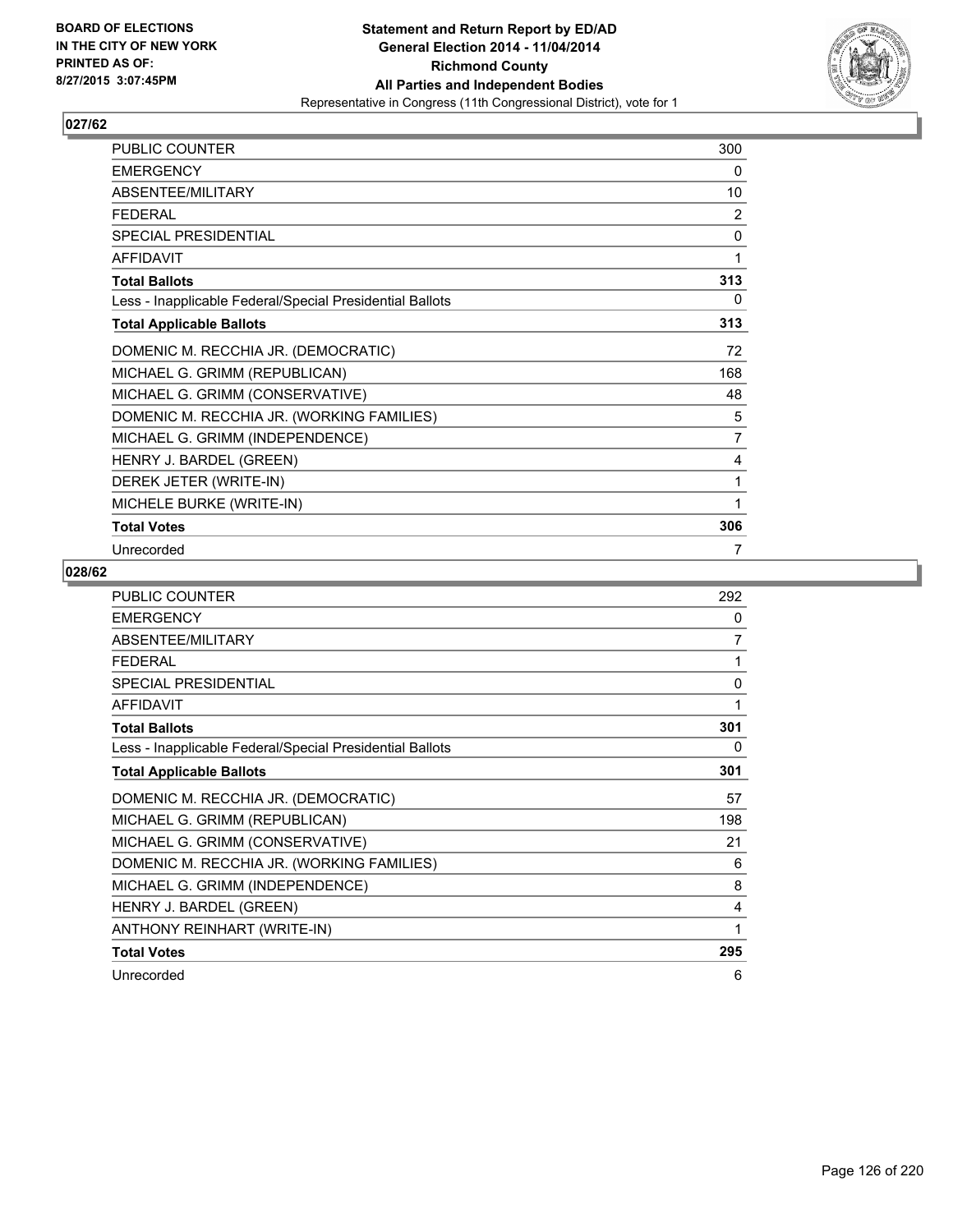BOARD OF ELECTIONS
IN THE CITY OF NEW YORK
PRINTED AS OF:
8/27/2015 3:07:45PM

**Statement and Return Report by ED/AD**
**General Election 2014 - 11/04/2014**
**Richmond County**
**All Parties and Independent Bodies**
Representative in Congress (11th Congressional District), vote for 1

### 027/62

| | |
|---|---|
| PUBLIC COUNTER | 300 |
| EMERGENCY | 0 |
| ABSENTEE/MILITARY | 10 |
| FEDERAL | 2 |
| SPECIAL PRESIDENTIAL | 0 |
| AFFIDAVIT | 1 |
| **Total Ballots** | **313** |
| Less - Inapplicable Federal/Special Presidential Ballots | 0 |
| **Total Applicable Ballots** | **313** |
| DOMENIC M. RECCHIA JR. (DEMOCRATIC) | 72 |
| MICHAEL G. GRIMM (REPUBLICAN) | 168 |
| MICHAEL G. GRIMM (CONSERVATIVE) | 48 |
| DOMENIC M. RECCHIA JR. (WORKING FAMILIES) | 5 |
| MICHAEL G. GRIMM (INDEPENDENCE) | 7 |
| HENRY J. BARDEL (GREEN) | 4 |
| DEREK JETER (WRITE-IN) | 1 |
| MICHELE BURKE (WRITE-IN) | 1 |
| **Total Votes** | **306** |
| Unrecorded | 7 |

### 028/62

| | |
|---|---|
| PUBLIC COUNTER | 292 |
| EMERGENCY | 0 |
| ABSENTEE/MILITARY | 7 |
| FEDERAL | 1 |
| SPECIAL PRESIDENTIAL | 0 |
| AFFIDAVIT | 1 |
| **Total Ballots** | **301** |
| Less - Inapplicable Federal/Special Presidential Ballots | 0 |
| **Total Applicable Ballots** | **301** |
| DOMENIC M. RECCHIA JR. (DEMOCRATIC) | 57 |
| MICHAEL G. GRIMM (REPUBLICAN) | 198 |
| MICHAEL G. GRIMM (CONSERVATIVE) | 21 |
| DOMENIC M. RECCHIA JR. (WORKING FAMILIES) | 6 |
| MICHAEL G. GRIMM (INDEPENDENCE) | 8 |
| HENRY J. BARDEL (GREEN) | 4 |
| ANTHONY REINHART (WRITE-IN) | 1 |
| **Total Votes** | **295** |
| Unrecorded | 6 |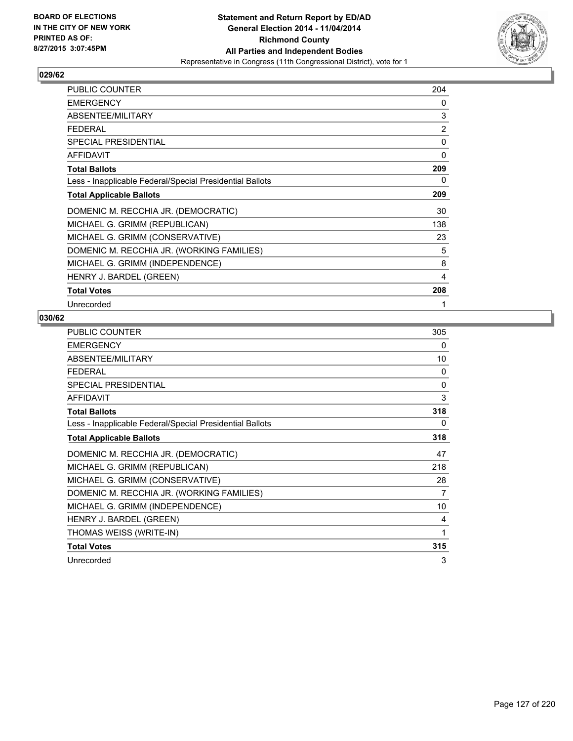BOARD OF ELECTIONS
IN THE CITY OF NEW YORK
PRINTED AS OF:
8/27/2015 3:07:45PM

**Statement and Return Report by ED/AD**
**General Election 2014 - 11/04/2014**
**Richmond County**
**All Parties and Independent Bodies**
Representative in Congress (11th Congressional District), vote for 1

## 029/62

| | |
|---|---|
| PUBLIC COUNTER | 204 |
| EMERGENCY | 0 |
| ABSENTEE/MILITARY | 3 |
| FEDERAL | 2 |
| SPECIAL PRESIDENTIAL | 0 |
| AFFIDAVIT | 0 |
| **Total Ballots** | **209** |
| Less - Inapplicable Federal/Special Presidential Ballots | 0 |
| **Total Applicable Ballots** | **209** |
| DOMENIC M. RECCHIA JR. (DEMOCRATIC) | 30 |
| MICHAEL G. GRIMM (REPUBLICAN) | 138 |
| MICHAEL G. GRIMM (CONSERVATIVE) | 23 |
| DOMENIC M. RECCHIA JR. (WORKING FAMILIES) | 5 |
| MICHAEL G. GRIMM (INDEPENDENCE) | 8 |
| HENRY J. BARDEL (GREEN) | 4 |
| **Total Votes** | **208** |
| Unrecorded | 1 |

## 030/62

| | |
|---|---|
| PUBLIC COUNTER | 305 |
| EMERGENCY | 0 |
| ABSENTEE/MILITARY | 10 |
| FEDERAL | 0 |
| SPECIAL PRESIDENTIAL | 0 |
| AFFIDAVIT | 3 |
| **Total Ballots** | **318** |
| Less - Inapplicable Federal/Special Presidential Ballots | 0 |
| **Total Applicable Ballots** | **318** |
| DOMENIC M. RECCHIA JR. (DEMOCRATIC) | 47 |
| MICHAEL G. GRIMM (REPUBLICAN) | 218 |
| MICHAEL G. GRIMM (CONSERVATIVE) | 28 |
| DOMENIC M. RECCHIA JR. (WORKING FAMILIES) | 7 |
| MICHAEL G. GRIMM (INDEPENDENCE) | 10 |
| HENRY J. BARDEL (GREEN) | 4 |
| THOMAS WEISS (WRITE-IN) | 1 |
| **Total Votes** | **315** |
| Unrecorded | 3 |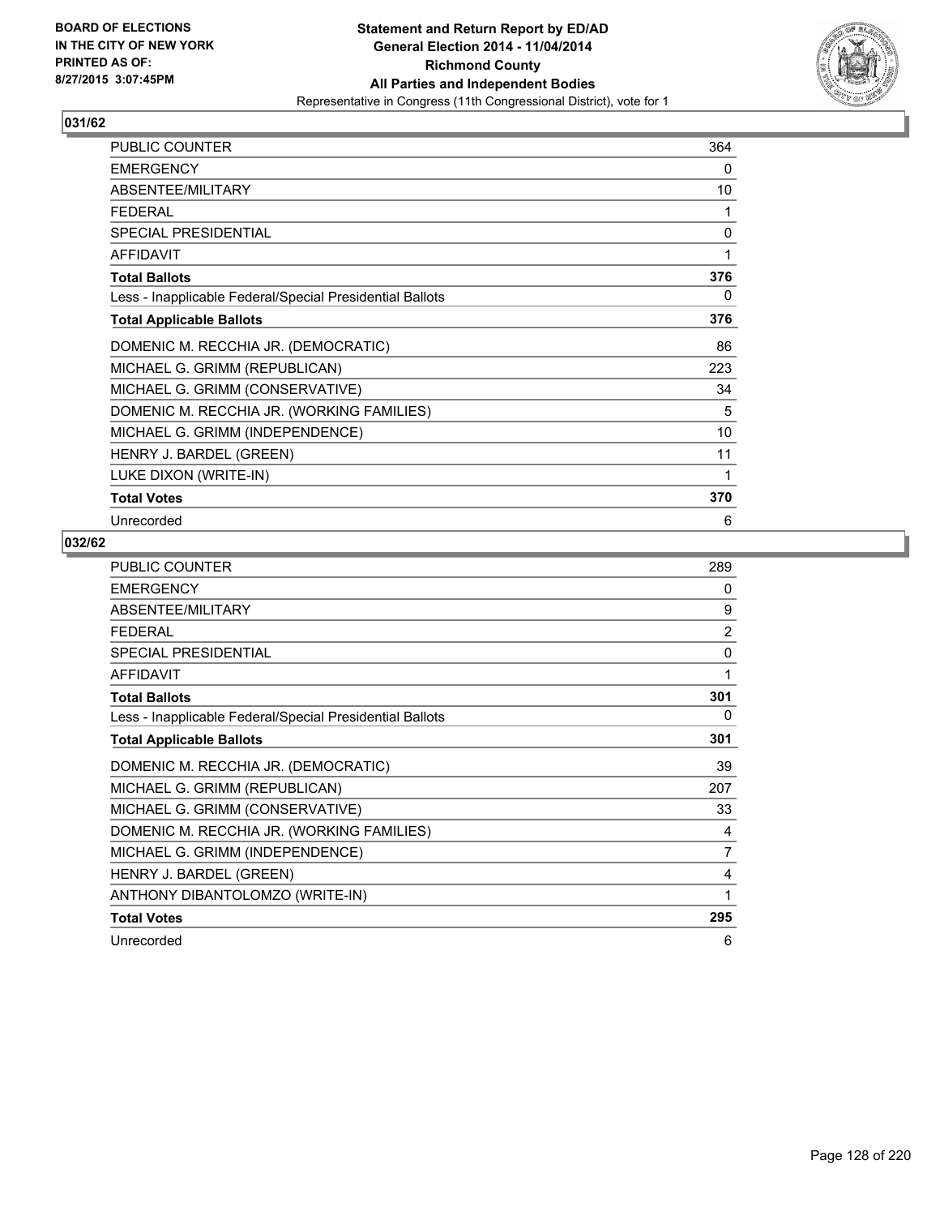BOARD OF ELECTIONS
IN THE CITY OF NEW YORK
PRINTED AS OF:
8/27/2015 3:07:45PM

**Statement and Return Report by ED/AD**
**General Election 2014 - 11/04/2014**
**Richmond County**
**All Parties and Independent Bodies**
Representative in Congress (11th Congressional District), vote for 1

## 031/62

| | |
|---|---|
| PUBLIC COUNTER | 364 |
| EMERGENCY | 0 |
| ABSENTEE/MILITARY | 10 |
| FEDERAL | 1 |
| SPECIAL PRESIDENTIAL | 0 |
| AFFIDAVIT | 1 |
| **Total Ballots** | **376** |
| Less - Inapplicable Federal/Special Presidential Ballots | 0 |
| **Total Applicable Ballots** | **376** |
| DOMENIC M. RECCHIA JR. (DEMOCRATIC) | 86 |
| MICHAEL G. GRIMM (REPUBLICAN) | 223 |
| MICHAEL G. GRIMM (CONSERVATIVE) | 34 |
| DOMENIC M. RECCHIA JR. (WORKING FAMILIES) | 5 |
| MICHAEL G. GRIMM (INDEPENDENCE) | 10 |
| HENRY J. BARDEL (GREEN) | 11 |
| LUKE DIXON (WRITE-IN) | 1 |
| **Total Votes** | **370** |
| Unrecorded | 6 |

## 032/62

| | |
|---|---|
| PUBLIC COUNTER | 289 |
| EMERGENCY | 0 |
| ABSENTEE/MILITARY | 9 |
| FEDERAL | 2 |
| SPECIAL PRESIDENTIAL | 0 |
| AFFIDAVIT | 1 |
| **Total Ballots** | **301** |
| Less - Inapplicable Federal/Special Presidential Ballots | 0 |
| **Total Applicable Ballots** | **301** |
| DOMENIC M. RECCHIA JR. (DEMOCRATIC) | 39 |
| MICHAEL G. GRIMM (REPUBLICAN) | 207 |
| MICHAEL G. GRIMM (CONSERVATIVE) | 33 |
| DOMENIC M. RECCHIA JR. (WORKING FAMILIES) | 4 |
| MICHAEL G. GRIMM (INDEPENDENCE) | 7 |
| HENRY J. BARDEL (GREEN) | 4 |
| ANTHONY DIBANTOLOMZO (WRITE-IN) | 1 |
| **Total Votes** | **295** |
| Unrecorded | 6 |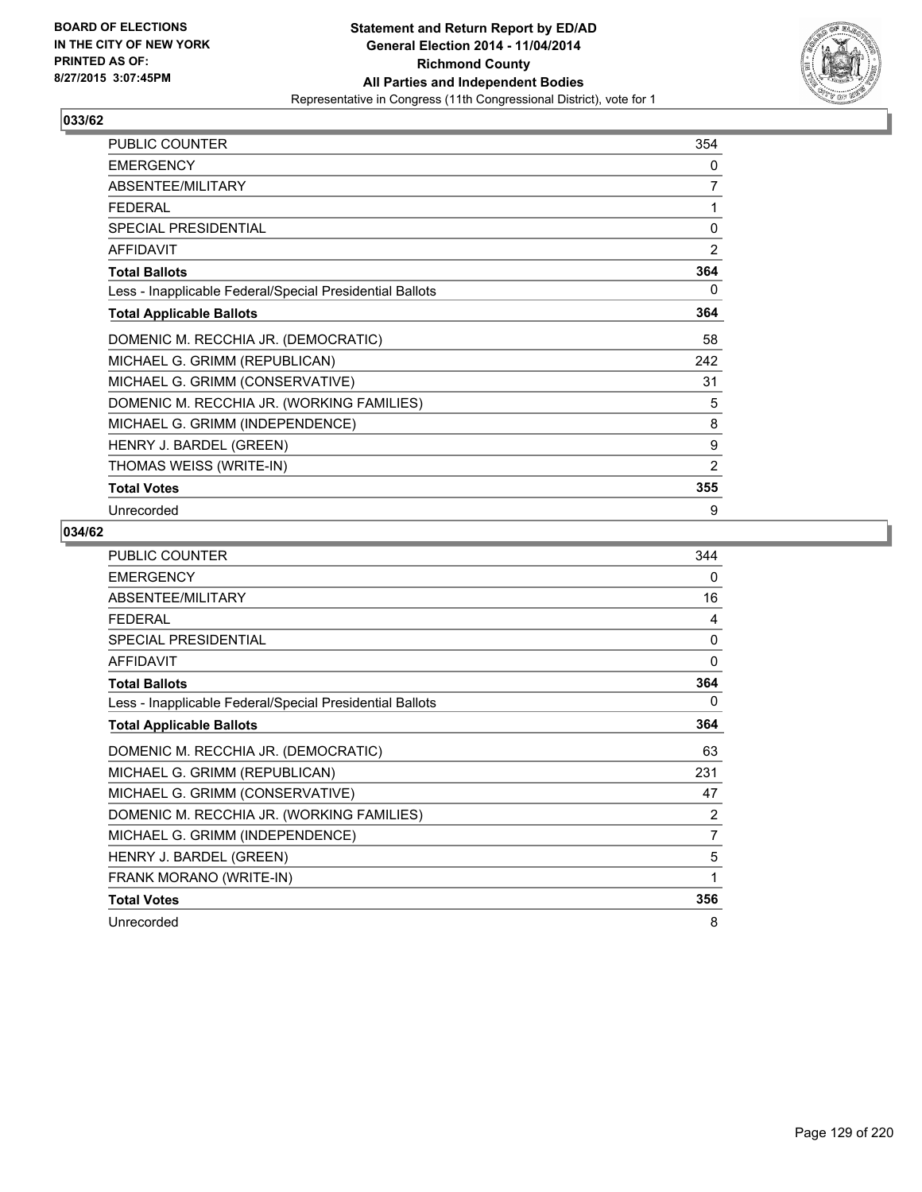**BOARD OF ELECTIONS IN THE CITY OF NEW YORK PRINTED AS OF: 8/27/2015 3:07:45PM**

**Statement and Return Report by ED/AD**
**General Election 2014 - 11/04/2014**
**Richmond County**
**All Parties and Independent Bodies**
Representative in Congress (11th Congressional District), vote for 1

### 033/62

| | |
|---|---|
| PUBLIC COUNTER | 354 |
| EMERGENCY | 0 |
| ABSENTEE/MILITARY | 7 |
| FEDERAL | 1 |
| SPECIAL PRESIDENTIAL | 0 |
| AFFIDAVIT | 2 |
| **Total Ballots** | **364** |
| Less - Inapplicable Federal/Special Presidential Ballots | 0 |
| **Total Applicable Ballots** | **364** |
| DOMENIC M. RECCHIA JR. (DEMOCRATIC) | 58 |
| MICHAEL G. GRIMM (REPUBLICAN) | 242 |
| MICHAEL G. GRIMM (CONSERVATIVE) | 31 |
| DOMENIC M. RECCHIA JR. (WORKING FAMILIES) | 5 |
| MICHAEL G. GRIMM (INDEPENDENCE) | 8 |
| HENRY J. BARDEL (GREEN) | 9 |
| THOMAS WEISS (WRITE-IN) | 2 |
| **Total Votes** | **355** |
| Unrecorded | 9 |

### 034/62

| | |
|---|---|
| PUBLIC COUNTER | 344 |
| EMERGENCY | 0 |
| ABSENTEE/MILITARY | 16 |
| FEDERAL | 4 |
| SPECIAL PRESIDENTIAL | 0 |
| AFFIDAVIT | 0 |
| **Total Ballots** | **364** |
| Less - Inapplicable Federal/Special Presidential Ballots | 0 |
| **Total Applicable Ballots** | **364** |
| DOMENIC M. RECCHIA JR. (DEMOCRATIC) | 63 |
| MICHAEL G. GRIMM (REPUBLICAN) | 231 |
| MICHAEL G. GRIMM (CONSERVATIVE) | 47 |
| DOMENIC M. RECCHIA JR. (WORKING FAMILIES) | 2 |
| MICHAEL G. GRIMM (INDEPENDENCE) | 7 |
| HENRY J. BARDEL (GREEN) | 5 |
| FRANK MORANO (WRITE-IN) | 1 |
| **Total Votes** | **356** |
| Unrecorded | 8 |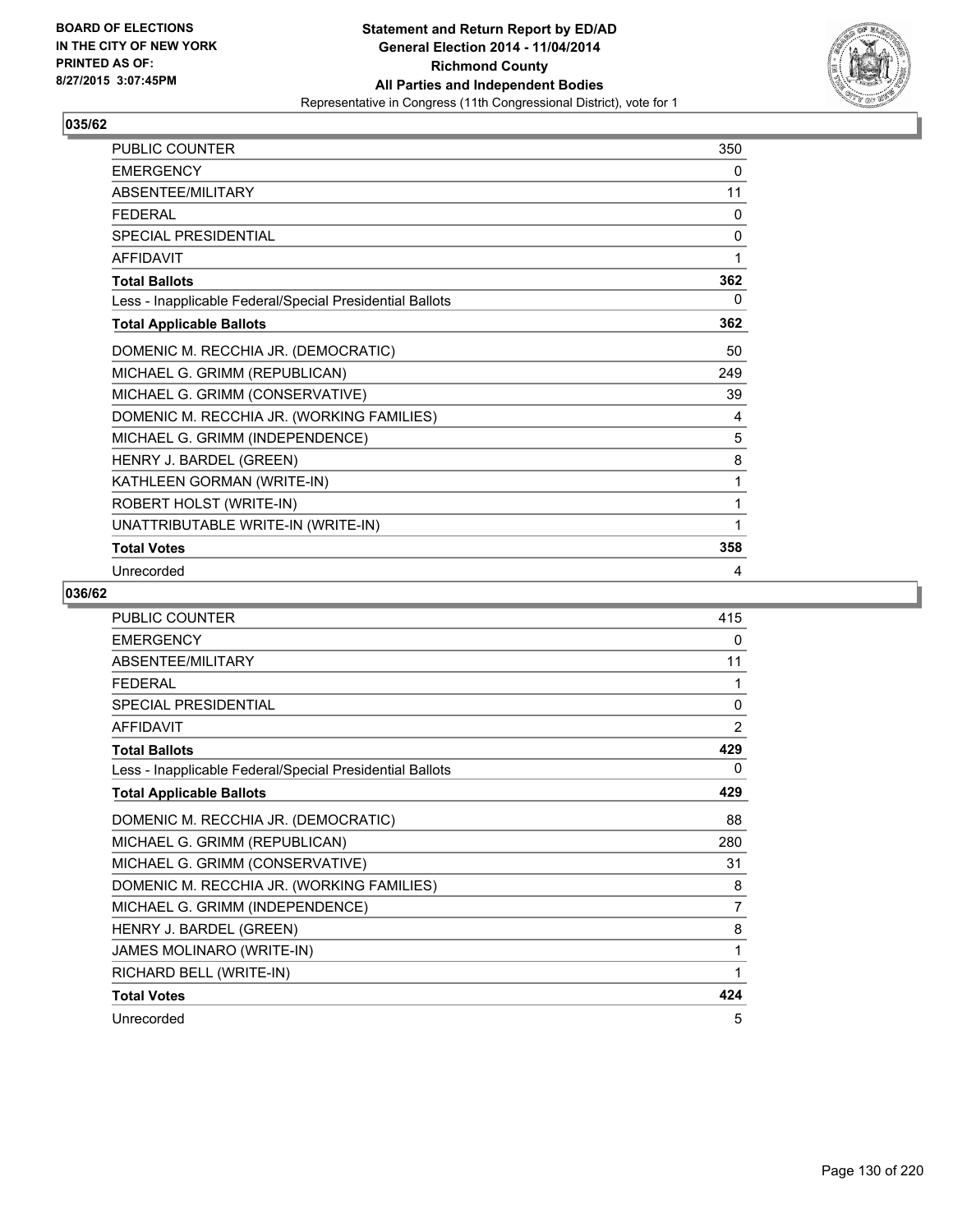BOARD OF ELECTIONS
IN THE CITY OF NEW YORK
PRINTED AS OF:
8/27/2015 3:07:45PM

**Statement and Return Report by ED/AD**
**General Election 2014 - 11/04/2014**
**Richmond County**
**All Parties and Independent Bodies**
Representative in Congress (11th Congressional District), vote for 1

## 035/62

| | |
|---|---|
| PUBLIC COUNTER | 350 |
| EMERGENCY | 0 |
| ABSENTEE/MILITARY | 11 |
| FEDERAL | 0 |
| SPECIAL PRESIDENTIAL | 0 |
| AFFIDAVIT | 1 |
| **Total Ballots** | **362** |
| Less - Inapplicable Federal/Special Presidential Ballots | 0 |
| **Total Applicable Ballots** | **362** |
| DOMENIC M. RECCHIA JR. (DEMOCRATIC) | 50 |
| MICHAEL G. GRIMM (REPUBLICAN) | 249 |
| MICHAEL G. GRIMM (CONSERVATIVE) | 39 |
| DOMENIC M. RECCHIA JR. (WORKING FAMILIES) | 4 |
| MICHAEL G. GRIMM (INDEPENDENCE) | 5 |
| HENRY J. BARDEL (GREEN) | 8 |
| KATHLEEN GORMAN (WRITE-IN) | 1 |
| ROBERT HOLST (WRITE-IN) | 1 |
| UNATTRIBUTABLE WRITE-IN (WRITE-IN) | 1 |
| **Total Votes** | **358** |
| Unrecorded | 4 |

## 036/62

| | |
|---|---|
| PUBLIC COUNTER | 415 |
| EMERGENCY | 0 |
| ABSENTEE/MILITARY | 11 |
| FEDERAL | 1 |
| SPECIAL PRESIDENTIAL | 0 |
| AFFIDAVIT | 2 |
| **Total Ballots** | **429** |
| Less - Inapplicable Federal/Special Presidential Ballots | 0 |
| **Total Applicable Ballots** | **429** |
| DOMENIC M. RECCHIA JR. (DEMOCRATIC) | 88 |
| MICHAEL G. GRIMM (REPUBLICAN) | 280 |
| MICHAEL G. GRIMM (CONSERVATIVE) | 31 |
| DOMENIC M. RECCHIA JR. (WORKING FAMILIES) | 8 |
| MICHAEL G. GRIMM (INDEPENDENCE) | 7 |
| HENRY J. BARDEL (GREEN) | 8 |
| JAMES MOLINARO (WRITE-IN) | 1 |
| RICHARD BELL (WRITE-IN) | 1 |
| **Total Votes** | **424** |
| Unrecorded | 5 |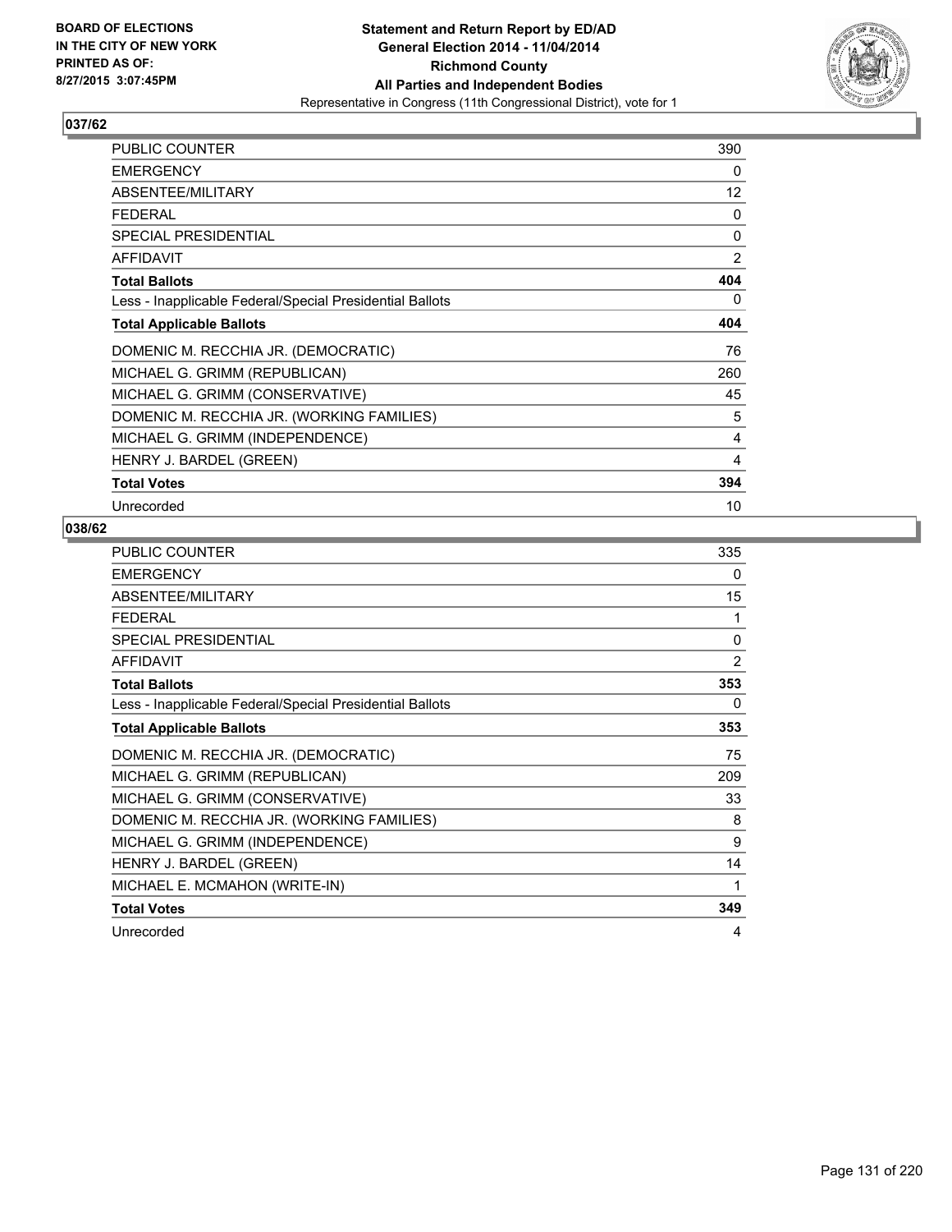BOARD OF ELECTIONS
IN THE CITY OF NEW YORK
PRINTED AS OF:
8/27/2015 3:07:45PM

**Statement and Return Report by ED/AD**
**General Election 2014 - 11/04/2014**
**Richmond County**
**All Parties and Independent Bodies**
Representative in Congress (11th Congressional District), vote for 1

## 037/62

| | |
|---|---|
| PUBLIC COUNTER | 390 |
| EMERGENCY | 0 |
| ABSENTEE/MILITARY | 12 |
| FEDERAL | 0 |
| SPECIAL PRESIDENTIAL | 0 |
| AFFIDAVIT | 2 |
| **Total Ballots** | **404** |
| Less - Inapplicable Federal/Special Presidential Ballots | 0 |
| **Total Applicable Ballots** | **404** |
| DOMENIC M. RECCHIA JR. (DEMOCRATIC) | 76 |
| MICHAEL G. GRIMM (REPUBLICAN) | 260 |
| MICHAEL G. GRIMM (CONSERVATIVE) | 45 |
| DOMENIC M. RECCHIA JR. (WORKING FAMILIES) | 5 |
| MICHAEL G. GRIMM (INDEPENDENCE) | 4 |
| HENRY J. BARDEL (GREEN) | 4 |
| **Total Votes** | **394** |
| Unrecorded | 10 |

## 038/62

| | |
|---|---|
| PUBLIC COUNTER | 335 |
| EMERGENCY | 0 |
| ABSENTEE/MILITARY | 15 |
| FEDERAL | 1 |
| SPECIAL PRESIDENTIAL | 0 |
| AFFIDAVIT | 2 |
| **Total Ballots** | **353** |
| Less - Inapplicable Federal/Special Presidential Ballots | 0 |
| **Total Applicable Ballots** | **353** |
| DOMENIC M. RECCHIA JR. (DEMOCRATIC) | 75 |
| MICHAEL G. GRIMM (REPUBLICAN) | 209 |
| MICHAEL G. GRIMM (CONSERVATIVE) | 33 |
| DOMENIC M. RECCHIA JR. (WORKING FAMILIES) | 8 |
| MICHAEL G. GRIMM (INDEPENDENCE) | 9 |
| HENRY J. BARDEL (GREEN) | 14 |
| MICHAEL E. MCMAHON (WRITE-IN) | 1 |
| **Total Votes** | **349** |
| Unrecorded | 4 |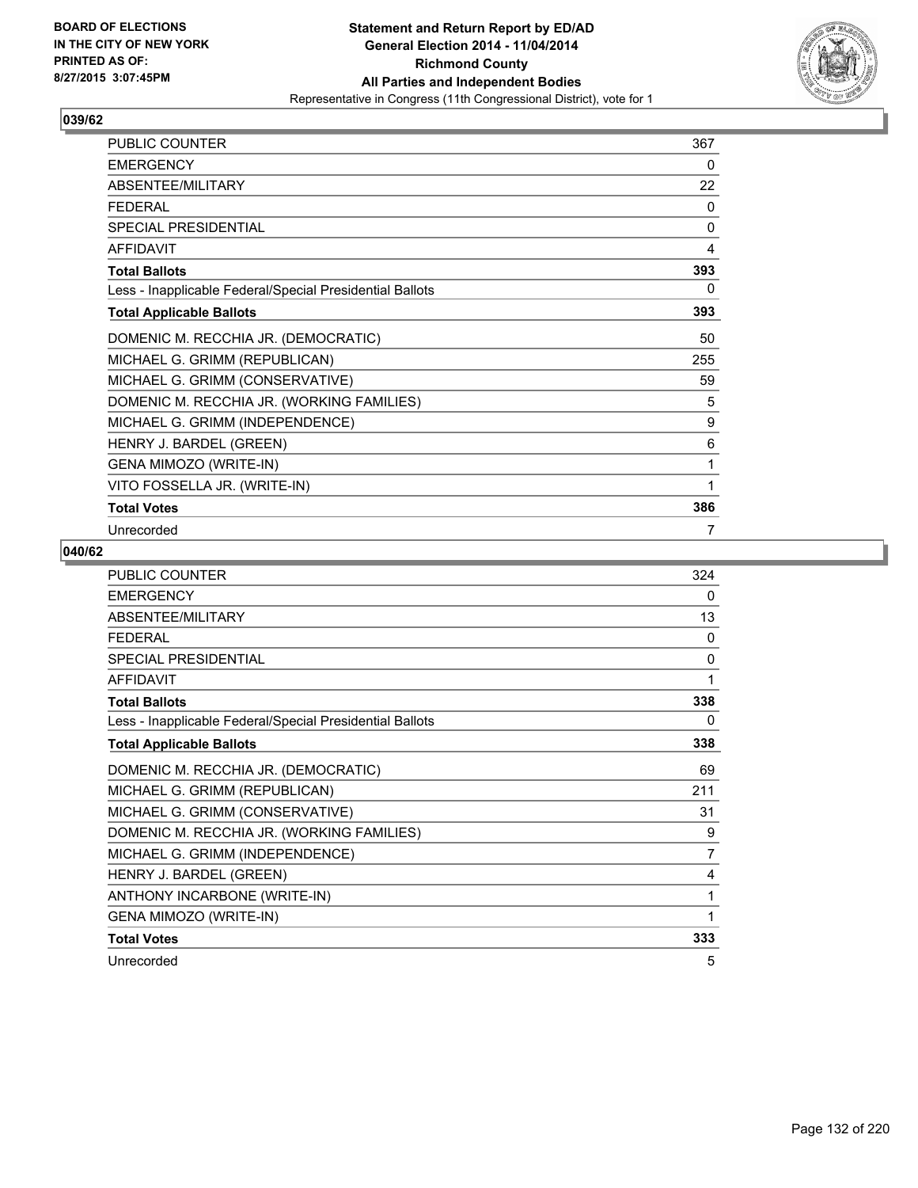BOARD OF ELECTIONS
IN THE CITY OF NEW YORK
PRINTED AS OF:
8/27/2015 3:07:45PM

**Statement and Return Report by ED/AD**
**General Election 2014 - 11/04/2014**
**Richmond County**
**All Parties and Independent Bodies**
Representative in Congress (11th Congressional District), vote for 1

## 039/62

| | |
|---|---|
| PUBLIC COUNTER | 367 |
| EMERGENCY | 0 |
| ABSENTEE/MILITARY | 22 |
| FEDERAL | 0 |
| SPECIAL PRESIDENTIAL | 0 |
| AFFIDAVIT | 4 |
| **Total Ballots** | **393** |
| Less - Inapplicable Federal/Special Presidential Ballots | 0 |
| **Total Applicable Ballots** | **393** |
| DOMENIC M. RECCHIA JR. (DEMOCRATIC) | 50 |
| MICHAEL G. GRIMM (REPUBLICAN) | 255 |
| MICHAEL G. GRIMM (CONSERVATIVE) | 59 |
| DOMENIC M. RECCHIA JR. (WORKING FAMILIES) | 5 |
| MICHAEL G. GRIMM (INDEPENDENCE) | 9 |
| HENRY J. BARDEL (GREEN) | 6 |
| GENA MIMOZO (WRITE-IN) | 1 |
| VITO FOSSELLA JR. (WRITE-IN) | 1 |
| **Total Votes** | **386** |
| Unrecorded | 7 |

## 040/62

| | |
|---|---|
| PUBLIC COUNTER | 324 |
| EMERGENCY | 0 |
| ABSENTEE/MILITARY | 13 |
| FEDERAL | 0 |
| SPECIAL PRESIDENTIAL | 0 |
| AFFIDAVIT | 1 |
| **Total Ballots** | **338** |
| Less - Inapplicable Federal/Special Presidential Ballots | 0 |
| **Total Applicable Ballots** | **338** |
| DOMENIC M. RECCHIA JR. (DEMOCRATIC) | 69 |
| MICHAEL G. GRIMM (REPUBLICAN) | 211 |
| MICHAEL G. GRIMM (CONSERVATIVE) | 31 |
| DOMENIC M. RECCHIA JR. (WORKING FAMILIES) | 9 |
| MICHAEL G. GRIMM (INDEPENDENCE) | 7 |
| HENRY J. BARDEL (GREEN) | 4 |
| ANTHONY INCARBONE (WRITE-IN) | 1 |
| GENA MIMOZO (WRITE-IN) | 1 |
| **Total Votes** | **333** |
| Unrecorded | 5 |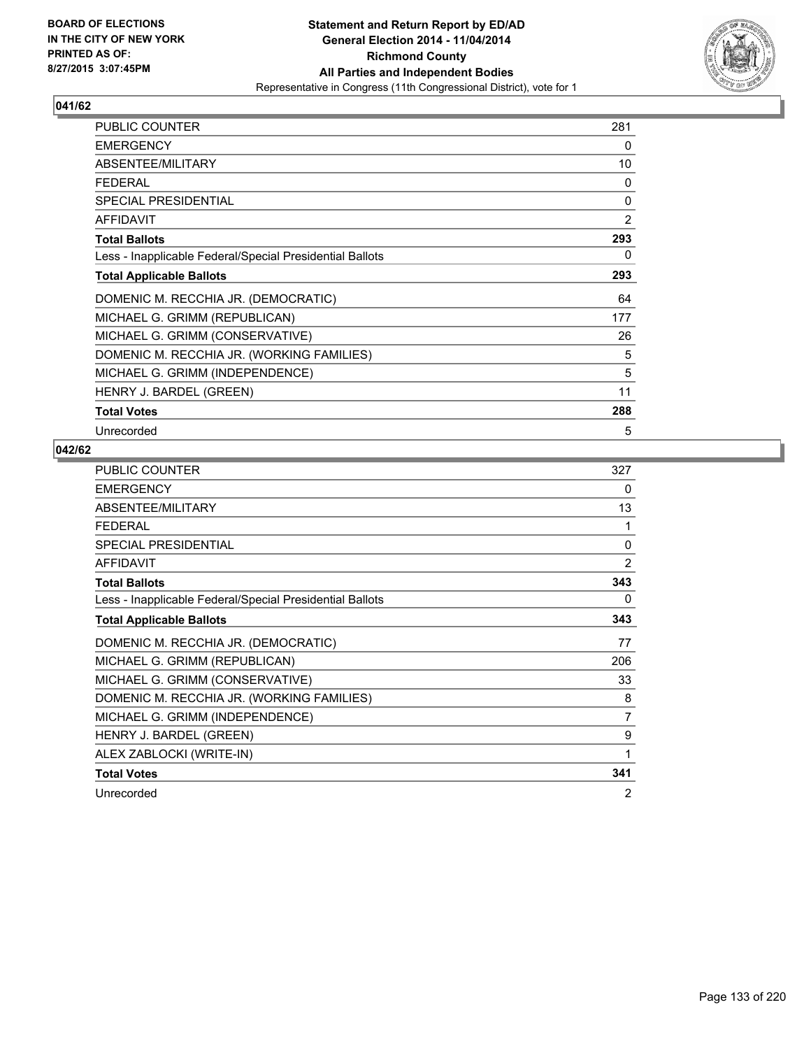BOARD OF ELECTIONS
IN THE CITY OF NEW YORK
PRINTED AS OF:
8/27/2015 3:07:45PM

**Statement and Return Report by ED/AD**
**General Election 2014 - 11/04/2014**
**Richmond County**
**All Parties and Independent Bodies**
Representative in Congress (11th Congressional District), vote for 1

### 041/62

| | |
|---|---|
| PUBLIC COUNTER | 281 |
| EMERGENCY | 0 |
| ABSENTEE/MILITARY | 10 |
| FEDERAL | 0 |
| SPECIAL PRESIDENTIAL | 0 |
| AFFIDAVIT | 2 |
| **Total Ballots** | **293** |
| Less - Inapplicable Federal/Special Presidential Ballots | 0 |
| **Total Applicable Ballots** | **293** |
| DOMENIC M. RECCHIA JR. (DEMOCRATIC) | 64 |
| MICHAEL G. GRIMM (REPUBLICAN) | 177 |
| MICHAEL G. GRIMM (CONSERVATIVE) | 26 |
| DOMENIC M. RECCHIA JR. (WORKING FAMILIES) | 5 |
| MICHAEL G. GRIMM (INDEPENDENCE) | 5 |
| HENRY J. BARDEL (GREEN) | 11 |
| **Total Votes** | **288** |
| Unrecorded | 5 |

### 042/62

| | |
|---|---|
| PUBLIC COUNTER | 327 |
| EMERGENCY | 0 |
| ABSENTEE/MILITARY | 13 |
| FEDERAL | 1 |
| SPECIAL PRESIDENTIAL | 0 |
| AFFIDAVIT | 2 |
| **Total Ballots** | **343** |
| Less - Inapplicable Federal/Special Presidential Ballots | 0 |
| **Total Applicable Ballots** | **343** |
| DOMENIC M. RECCHIA JR. (DEMOCRATIC) | 77 |
| MICHAEL G. GRIMM (REPUBLICAN) | 206 |
| MICHAEL G. GRIMM (CONSERVATIVE) | 33 |
| DOMENIC M. RECCHIA JR. (WORKING FAMILIES) | 8 |
| MICHAEL G. GRIMM (INDEPENDENCE) | 7 |
| HENRY J. BARDEL (GREEN) | 9 |
| ALEX ZABLOCKI (WRITE-IN) | 1 |
| **Total Votes** | **341** |
| Unrecorded | 2 |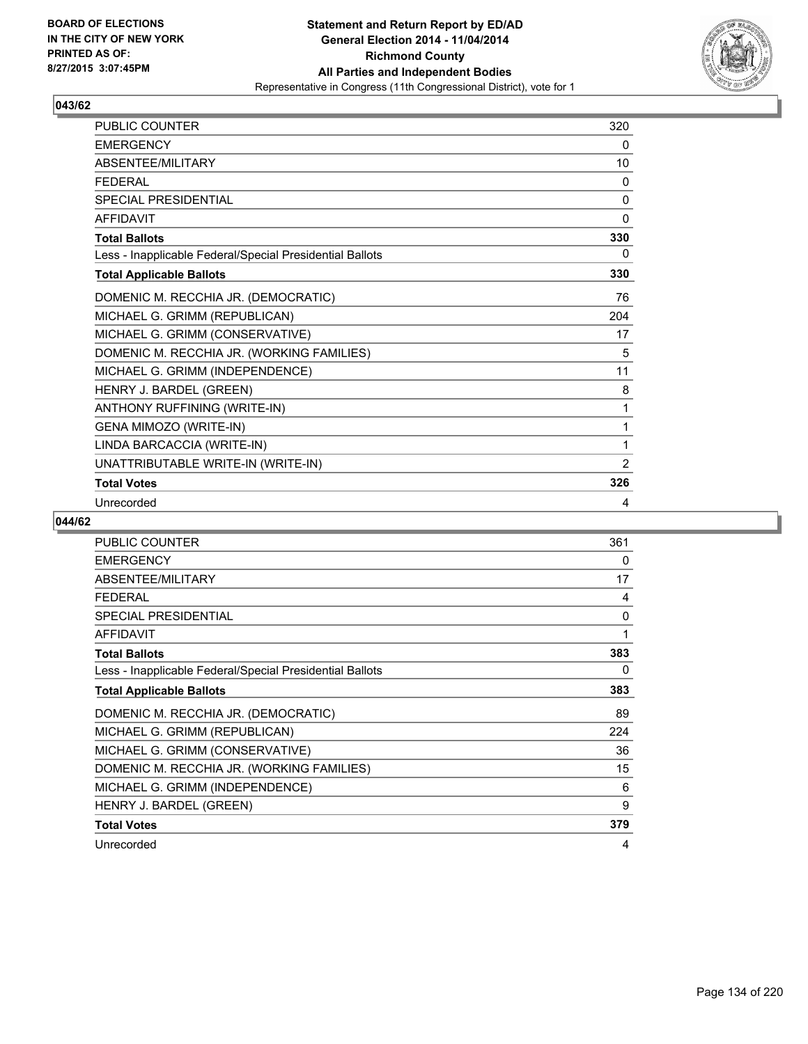BOARD OF ELECTIONS
IN THE CITY OF NEW YORK
PRINTED AS OF:
8/27/2015 3:07:45PM

**Statement and Return Report by ED/AD**
**General Election 2014 - 11/04/2014**
**Richmond County**
**All Parties and Independent Bodies**
Representative in Congress (11th Congressional District), vote for 1

## 043/62

| | |
|---|---|
| PUBLIC COUNTER | 320 |
| EMERGENCY | 0 |
| ABSENTEE/MILITARY | 10 |
| FEDERAL | 0 |
| SPECIAL PRESIDENTIAL | 0 |
| AFFIDAVIT | 0 |
| **Total Ballots** | **330** |
| Less - Inapplicable Federal/Special Presidential Ballots | 0 |
| **Total Applicable Ballots** | **330** |
| DOMENIC M. RECCHIA JR. (DEMOCRATIC) | 76 |
| MICHAEL G. GRIMM (REPUBLICAN) | 204 |
| MICHAEL G. GRIMM (CONSERVATIVE) | 17 |
| DOMENIC M. RECCHIA JR. (WORKING FAMILIES) | 5 |
| MICHAEL G. GRIMM (INDEPENDENCE) | 11 |
| HENRY J. BARDEL (GREEN) | 8 |
| ANTHONY RUFFINING (WRITE-IN) | 1 |
| GENA MIMOZO (WRITE-IN) | 1 |
| LINDA BARCACCIA (WRITE-IN) | 1 |
| UNATTRIBUTABLE WRITE-IN (WRITE-IN) | 2 |
| **Total Votes** | **326** |
| Unrecorded | 4 |

## 044/62

| | |
|---|---|
| PUBLIC COUNTER | 361 |
| EMERGENCY | 0 |
| ABSENTEE/MILITARY | 17 |
| FEDERAL | 4 |
| SPECIAL PRESIDENTIAL | 0 |
| AFFIDAVIT | 1 |
| **Total Ballots** | **383** |
| Less - Inapplicable Federal/Special Presidential Ballots | 0 |
| **Total Applicable Ballots** | **383** |
| DOMENIC M. RECCHIA JR. (DEMOCRATIC) | 89 |
| MICHAEL G. GRIMM (REPUBLICAN) | 224 |
| MICHAEL G. GRIMM (CONSERVATIVE) | 36 |
| DOMENIC M. RECCHIA JR. (WORKING FAMILIES) | 15 |
| MICHAEL G. GRIMM (INDEPENDENCE) | 6 |
| HENRY J. BARDEL (GREEN) | 9 |
| **Total Votes** | **379** |
| Unrecorded | 4 |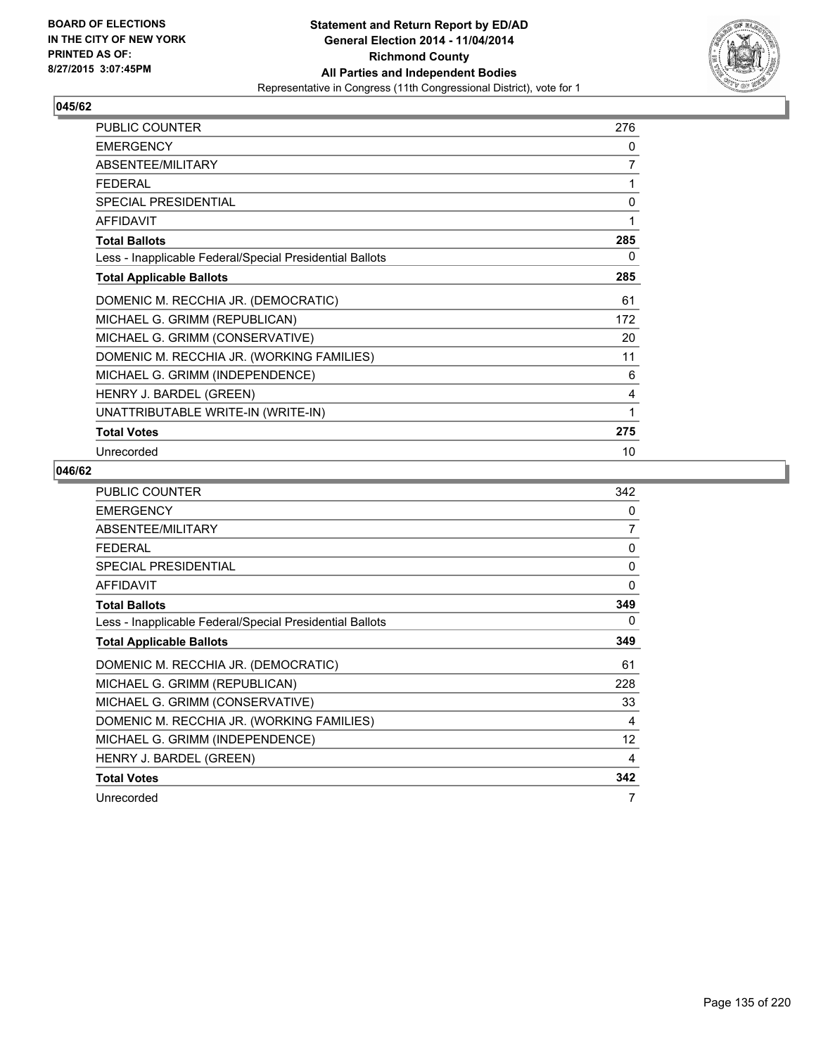BOARD OF ELECTIONS
IN THE CITY OF NEW YORK
PRINTED AS OF:
8/27/2015 3:07:45PM

**Statement and Return Report by ED/AD**
**General Election 2014 - 11/04/2014**
**Richmond County**
**All Parties and Independent Bodies**
Representative in Congress (11th Congressional District), vote for 1

## 045/62

| | |
|---|---|
| PUBLIC COUNTER | 276 |
| EMERGENCY | 0 |
| ABSENTEE/MILITARY | 7 |
| FEDERAL | 1 |
| SPECIAL PRESIDENTIAL | 0 |
| AFFIDAVIT | 1 |
| **Total Ballots** | **285** |
| Less - Inapplicable Federal/Special Presidential Ballots | 0 |
| **Total Applicable Ballots** | **285** |
| DOMENIC M. RECCHIA JR. (DEMOCRATIC) | 61 |
| MICHAEL G. GRIMM (REPUBLICAN) | 172 |
| MICHAEL G. GRIMM (CONSERVATIVE) | 20 |
| DOMENIC M. RECCHIA JR. (WORKING FAMILIES) | 11 |
| MICHAEL G. GRIMM (INDEPENDENCE) | 6 |
| HENRY J. BARDEL (GREEN) | 4 |
| UNATTRIBUTABLE WRITE-IN (WRITE-IN) | 1 |
| **Total Votes** | **275** |
| Unrecorded | 10 |

## 046/62

| | |
|---|---|
| PUBLIC COUNTER | 342 |
| EMERGENCY | 0 |
| ABSENTEE/MILITARY | 7 |
| FEDERAL | 0 |
| SPECIAL PRESIDENTIAL | 0 |
| AFFIDAVIT | 0 |
| **Total Ballots** | **349** |
| Less - Inapplicable Federal/Special Presidential Ballots | 0 |
| **Total Applicable Ballots** | **349** |
| DOMENIC M. RECCHIA JR. (DEMOCRATIC) | 61 |
| MICHAEL G. GRIMM (REPUBLICAN) | 228 |
| MICHAEL G. GRIMM (CONSERVATIVE) | 33 |
| DOMENIC M. RECCHIA JR. (WORKING FAMILIES) | 4 |
| MICHAEL G. GRIMM (INDEPENDENCE) | 12 |
| HENRY J. BARDEL (GREEN) | 4 |
| **Total Votes** | **342** |
| Unrecorded | 7 |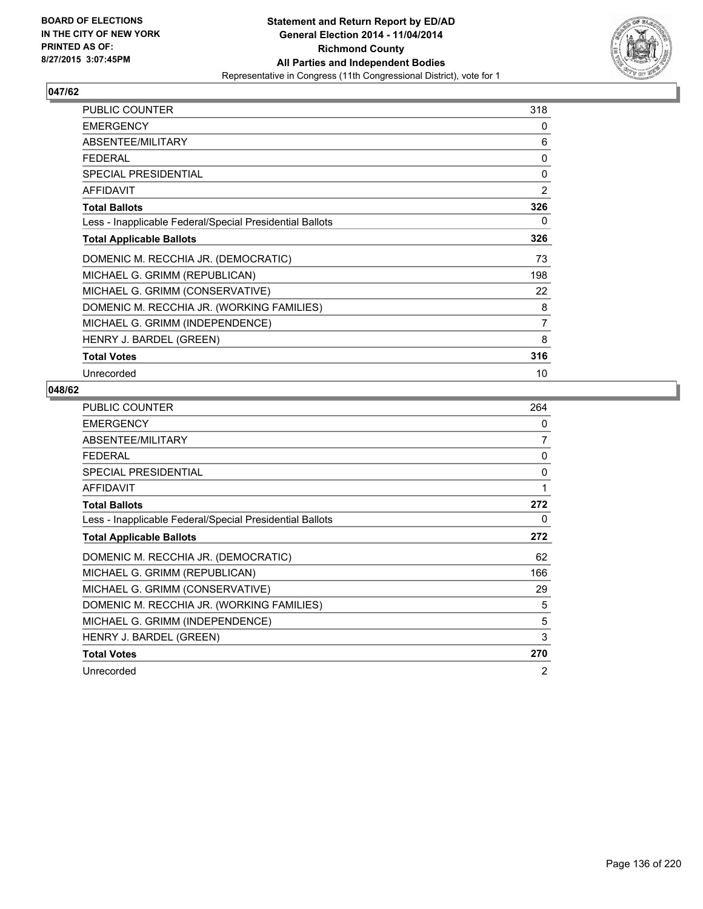BOARD OF ELECTIONS
IN THE CITY OF NEW YORK
PRINTED AS OF:
8/27/2015 3:07:45PM

**Statement and Return Report by ED/AD**
**General Election 2014 - 11/04/2014**
**Richmond County**
**All Parties and Independent Bodies**
Representative in Congress (11th Congressional District), vote for 1

### 047/62

| | |
|---|---|
| PUBLIC COUNTER | 318 |
| EMERGENCY | 0 |
| ABSENTEE/MILITARY | 6 |
| FEDERAL | 0 |
| SPECIAL PRESIDENTIAL | 0 |
| AFFIDAVIT | 2 |
| **Total Ballots** | **326** |
| Less - Inapplicable Federal/Special Presidential Ballots | 0 |
| **Total Applicable Ballots** | **326** |
| DOMENIC M. RECCHIA JR. (DEMOCRATIC) | 73 |
| MICHAEL G. GRIMM (REPUBLICAN) | 198 |
| MICHAEL G. GRIMM (CONSERVATIVE) | 22 |
| DOMENIC M. RECCHIA JR. (WORKING FAMILIES) | 8 |
| MICHAEL G. GRIMM (INDEPENDENCE) | 7 |
| HENRY J. BARDEL (GREEN) | 8 |
| **Total Votes** | **316** |
| Unrecorded | 10 |

### 048/62

| | |
|---|---|
| PUBLIC COUNTER | 264 |
| EMERGENCY | 0 |
| ABSENTEE/MILITARY | 7 |
| FEDERAL | 0 |
| SPECIAL PRESIDENTIAL | 0 |
| AFFIDAVIT | 1 |
| **Total Ballots** | **272** |
| Less - Inapplicable Federal/Special Presidential Ballots | 0 |
| **Total Applicable Ballots** | **272** |
| DOMENIC M. RECCHIA JR. (DEMOCRATIC) | 62 |
| MICHAEL G. GRIMM (REPUBLICAN) | 166 |
| MICHAEL G. GRIMM (CONSERVATIVE) | 29 |
| DOMENIC M. RECCHIA JR. (WORKING FAMILIES) | 5 |
| MICHAEL G. GRIMM (INDEPENDENCE) | 5 |
| HENRY J. BARDEL (GREEN) | 3 |
| **Total Votes** | **270** |
| Unrecorded | 2 |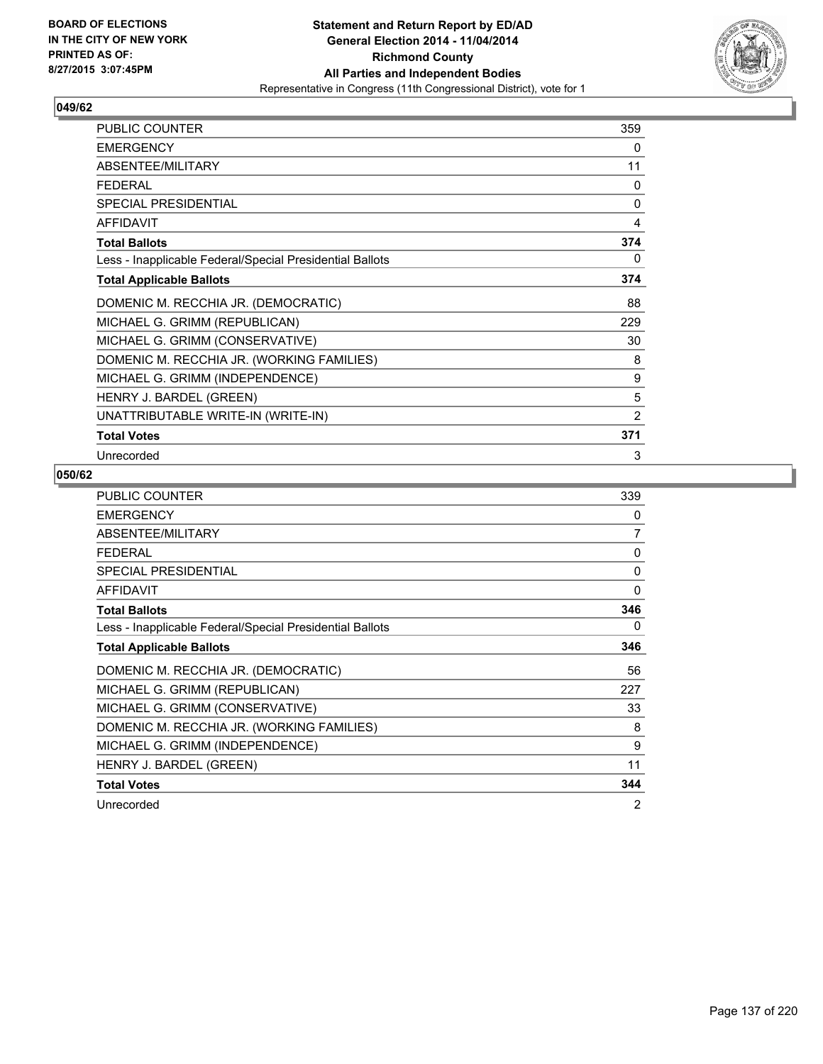BOARD OF ELECTIONS
IN THE CITY OF NEW YORK
PRINTED AS OF:
8/27/2015 3:07:45PM

**Statement and Return Report by ED/AD**
**General Election 2014 - 11/04/2014**
**Richmond County**
**All Parties and Independent Bodies**
Representative in Congress (11th Congressional District), vote for 1

## 049/62

| | |
|---|---|
| PUBLIC COUNTER | 359 |
| EMERGENCY | 0 |
| ABSENTEE/MILITARY | 11 |
| FEDERAL | 0 |
| SPECIAL PRESIDENTIAL | 0 |
| AFFIDAVIT | 4 |
| **Total Ballots** | **374** |
| Less - Inapplicable Federal/Special Presidential Ballots | 0 |
| **Total Applicable Ballots** | **374** |
| DOMENIC M. RECCHIA JR. (DEMOCRATIC) | 88 |
| MICHAEL G. GRIMM (REPUBLICAN) | 229 |
| MICHAEL G. GRIMM (CONSERVATIVE) | 30 |
| DOMENIC M. RECCHIA JR. (WORKING FAMILIES) | 8 |
| MICHAEL G. GRIMM (INDEPENDENCE) | 9 |
| HENRY J. BARDEL (GREEN) | 5 |
| UNATTRIBUTABLE WRITE-IN (WRITE-IN) | 2 |
| **Total Votes** | **371** |
| Unrecorded | 3 |

## 050/62

| | |
|---|---|
| PUBLIC COUNTER | 339 |
| EMERGENCY | 0 |
| ABSENTEE/MILITARY | 7 |
| FEDERAL | 0 |
| SPECIAL PRESIDENTIAL | 0 |
| AFFIDAVIT | 0 |
| **Total Ballots** | **346** |
| Less - Inapplicable Federal/Special Presidential Ballots | 0 |
| **Total Applicable Ballots** | **346** |
| DOMENIC M. RECCHIA JR. (DEMOCRATIC) | 56 |
| MICHAEL G. GRIMM (REPUBLICAN) | 227 |
| MICHAEL G. GRIMM (CONSERVATIVE) | 33 |
| DOMENIC M. RECCHIA JR. (WORKING FAMILIES) | 8 |
| MICHAEL G. GRIMM (INDEPENDENCE) | 9 |
| HENRY J. BARDEL (GREEN) | 11 |
| **Total Votes** | **344** |
| Unrecorded | 2 |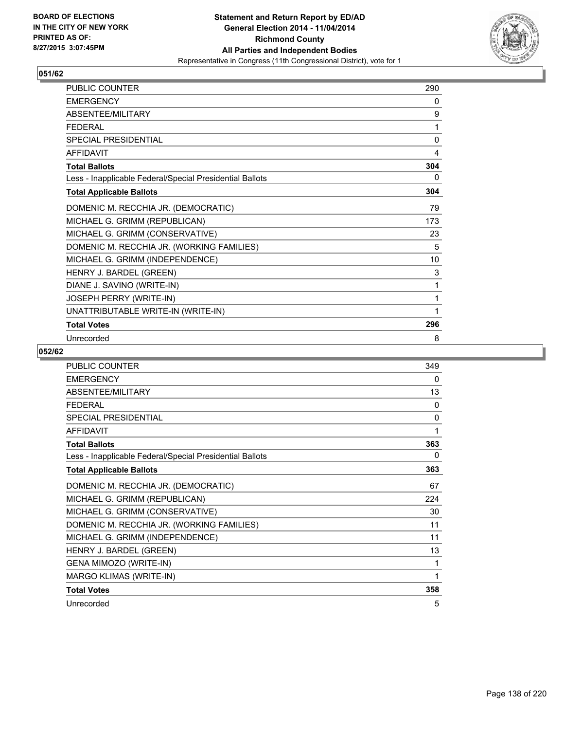BOARD OF ELECTIONS
IN THE CITY OF NEW YORK
PRINTED AS OF:
8/27/2015 3:07:45PM

**Statement and Return Report by ED/AD**
**General Election 2014 - 11/04/2014**
**Richmond County**
**All Parties and Independent Bodies**
Representative in Congress (11th Congressional District), vote for 1

### 051/62

| | |
|---|---|
| PUBLIC COUNTER | 290 |
| EMERGENCY | 0 |
| ABSENTEE/MILITARY | 9 |
| FEDERAL | 1 |
| SPECIAL PRESIDENTIAL | 0 |
| AFFIDAVIT | 4 |
| **Total Ballots** | **304** |
| Less - Inapplicable Federal/Special Presidential Ballots | 0 |
| **Total Applicable Ballots** | **304** |
| DOMENIC M. RECCHIA JR. (DEMOCRATIC) | 79 |
| MICHAEL G. GRIMM (REPUBLICAN) | 173 |
| MICHAEL G. GRIMM (CONSERVATIVE) | 23 |
| DOMENIC M. RECCHIA JR. (WORKING FAMILIES) | 5 |
| MICHAEL G. GRIMM (INDEPENDENCE) | 10 |
| HENRY J. BARDEL (GREEN) | 3 |
| DIANE J. SAVINO (WRITE-IN) | 1 |
| JOSEPH PERRY (WRITE-IN) | 1 |
| UNATTRIBUTABLE WRITE-IN (WRITE-IN) | 1 |
| **Total Votes** | **296** |
| Unrecorded | 8 |

### 052/62

| | |
|---|---|
| PUBLIC COUNTER | 349 |
| EMERGENCY | 0 |
| ABSENTEE/MILITARY | 13 |
| FEDERAL | 0 |
| SPECIAL PRESIDENTIAL | 0 |
| AFFIDAVIT | 1 |
| **Total Ballots** | **363** |
| Less - Inapplicable Federal/Special Presidential Ballots | 0 |
| **Total Applicable Ballots** | **363** |
| DOMENIC M. RECCHIA JR. (DEMOCRATIC) | 67 |
| MICHAEL G. GRIMM (REPUBLICAN) | 224 |
| MICHAEL G. GRIMM (CONSERVATIVE) | 30 |
| DOMENIC M. RECCHIA JR. (WORKING FAMILIES) | 11 |
| MICHAEL G. GRIMM (INDEPENDENCE) | 11 |
| HENRY J. BARDEL (GREEN) | 13 |
| GENA MIMOZO (WRITE-IN) | 1 |
| MARGO KLIMAS (WRITE-IN) | 1 |
| **Total Votes** | **358** |
| Unrecorded | 5 |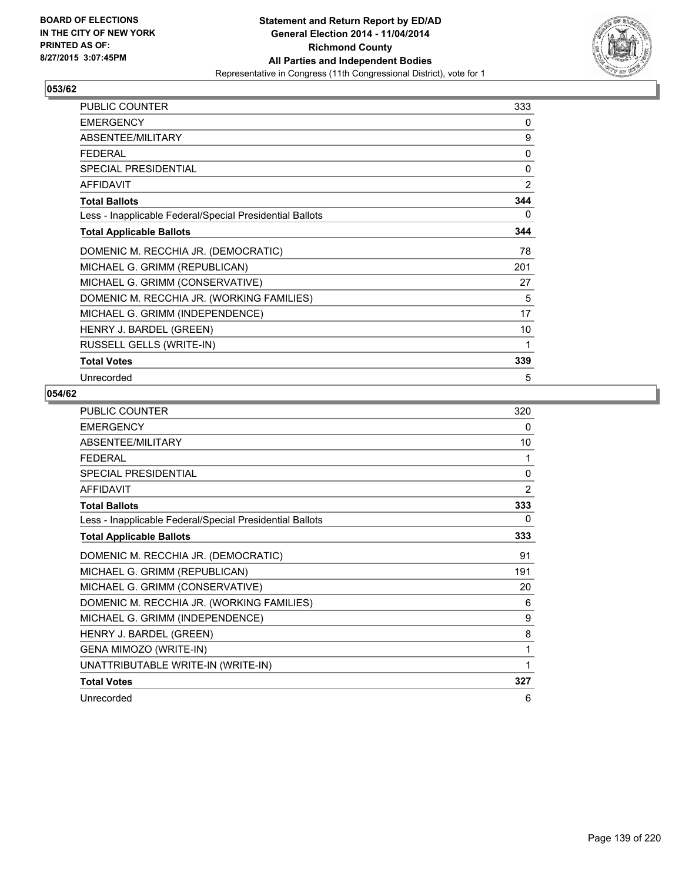**Statement and Return Report by ED/AD**
**General Election 2014 - 11/04/2014**
**Richmond County**
**All Parties and Independent Bodies**
Representative in Congress (11th Congressional District), vote for 1

BOARD OF ELECTIONS
IN THE CITY OF NEW YORK
PRINTED AS OF:
8/27/2015 3:07:45PM

## 053/62

| | |
|---|---|
| PUBLIC COUNTER | 333 |
| EMERGENCY | 0 |
| ABSENTEE/MILITARY | 9 |
| FEDERAL | 0 |
| SPECIAL PRESIDENTIAL | 0 |
| AFFIDAVIT | 2 |
| **Total Ballots** | **344** |
| Less - Inapplicable Federal/Special Presidential Ballots | 0 |
| **Total Applicable Ballots** | **344** |
| DOMENIC M. RECCHIA JR. (DEMOCRATIC) | 78 |
| MICHAEL G. GRIMM (REPUBLICAN) | 201 |
| MICHAEL G. GRIMM (CONSERVATIVE) | 27 |
| DOMENIC M. RECCHIA JR. (WORKING FAMILIES) | 5 |
| MICHAEL G. GRIMM (INDEPENDENCE) | 17 |
| HENRY J. BARDEL (GREEN) | 10 |
| RUSSELL GELLS (WRITE-IN) | 1 |
| **Total Votes** | **339** |
| Unrecorded | 5 |

## 054/62

| | |
|---|---|
| PUBLIC COUNTER | 320 |
| EMERGENCY | 0 |
| ABSENTEE/MILITARY | 10 |
| FEDERAL | 1 |
| SPECIAL PRESIDENTIAL | 0 |
| AFFIDAVIT | 2 |
| **Total Ballots** | **333** |
| Less - Inapplicable Federal/Special Presidential Ballots | 0 |
| **Total Applicable Ballots** | **333** |
| DOMENIC M. RECCHIA JR. (DEMOCRATIC) | 91 |
| MICHAEL G. GRIMM (REPUBLICAN) | 191 |
| MICHAEL G. GRIMM (CONSERVATIVE) | 20 |
| DOMENIC M. RECCHIA JR. (WORKING FAMILIES) | 6 |
| MICHAEL G. GRIMM (INDEPENDENCE) | 9 |
| HENRY J. BARDEL (GREEN) | 8 |
| GENA MIMOZO (WRITE-IN) | 1 |
| UNATTRIBUTABLE WRITE-IN (WRITE-IN) | 1 |
| **Total Votes** | **327** |
| Unrecorded | 6 |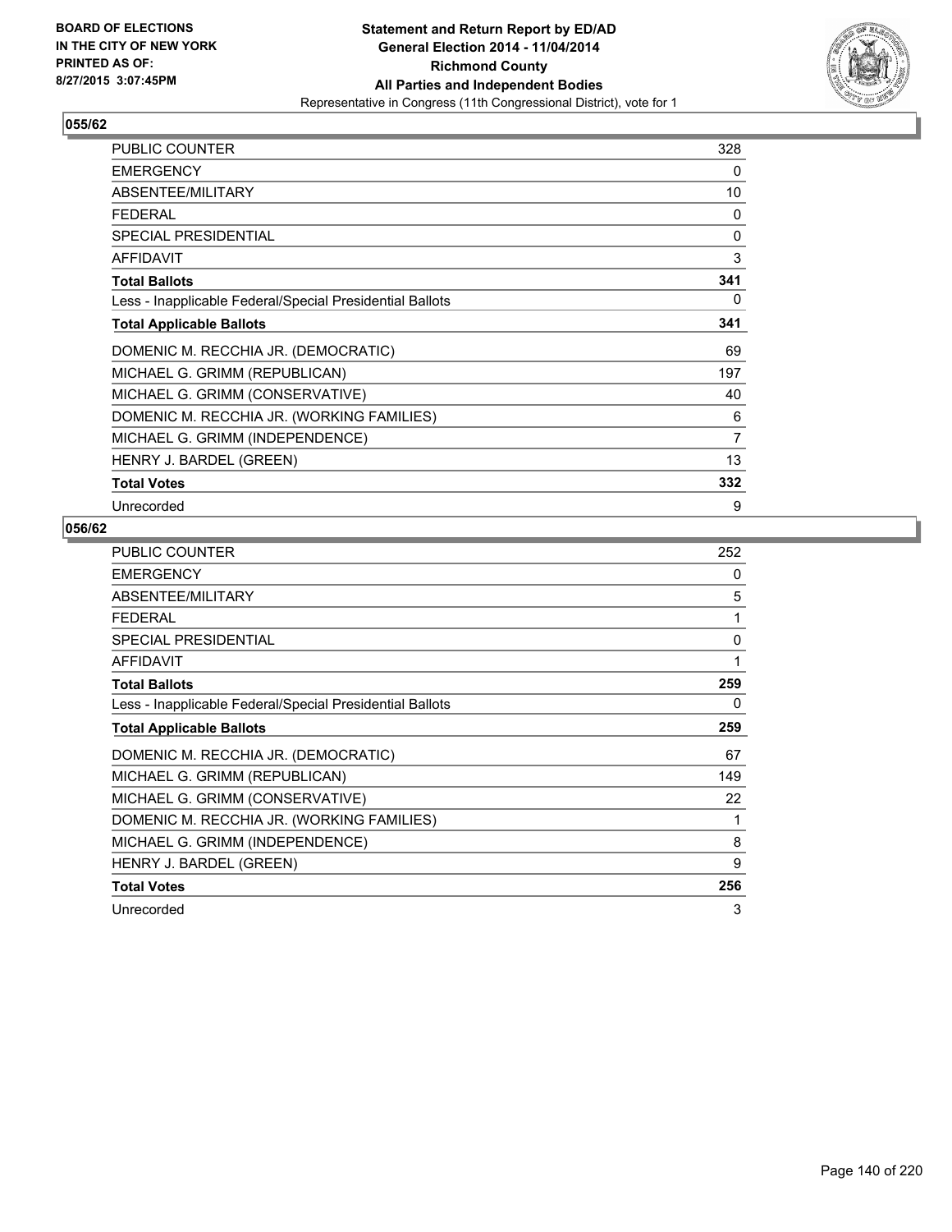BOARD OF ELECTIONS
IN THE CITY OF NEW YORK
PRINTED AS OF:
8/27/2015 3:07:45PM

**Statement and Return Report by ED/AD**
**General Election 2014 - 11/04/2014**
**Richmond County**
**All Parties and Independent Bodies**
Representative in Congress (11th Congressional District), vote for 1

### 055/62

| | |
|---|---|
| PUBLIC COUNTER | 328 |
| EMERGENCY | 0 |
| ABSENTEE/MILITARY | 10 |
| FEDERAL | 0 |
| SPECIAL PRESIDENTIAL | 0 |
| AFFIDAVIT | 3 |
| **Total Ballots** | **341** |
| Less - Inapplicable Federal/Special Presidential Ballots | 0 |
| **Total Applicable Ballots** | **341** |
| DOMENIC M. RECCHIA JR. (DEMOCRATIC) | 69 |
| MICHAEL G. GRIMM (REPUBLICAN) | 197 |
| MICHAEL G. GRIMM (CONSERVATIVE) | 40 |
| DOMENIC M. RECCHIA JR. (WORKING FAMILIES) | 6 |
| MICHAEL G. GRIMM (INDEPENDENCE) | 7 |
| HENRY J. BARDEL (GREEN) | 13 |
| **Total Votes** | **332** |
| Unrecorded | 9 |

### 056/62

| | |
|---|---|
| PUBLIC COUNTER | 252 |
| EMERGENCY | 0 |
| ABSENTEE/MILITARY | 5 |
| FEDERAL | 1 |
| SPECIAL PRESIDENTIAL | 0 |
| AFFIDAVIT | 1 |
| **Total Ballots** | **259** |
| Less - Inapplicable Federal/Special Presidential Ballots | 0 |
| **Total Applicable Ballots** | **259** |
| DOMENIC M. RECCHIA JR. (DEMOCRATIC) | 67 |
| MICHAEL G. GRIMM (REPUBLICAN) | 149 |
| MICHAEL G. GRIMM (CONSERVATIVE) | 22 |
| DOMENIC M. RECCHIA JR. (WORKING FAMILIES) | 1 |
| MICHAEL G. GRIMM (INDEPENDENCE) | 8 |
| HENRY J. BARDEL (GREEN) | 9 |
| **Total Votes** | **256** |
| Unrecorded | 3 |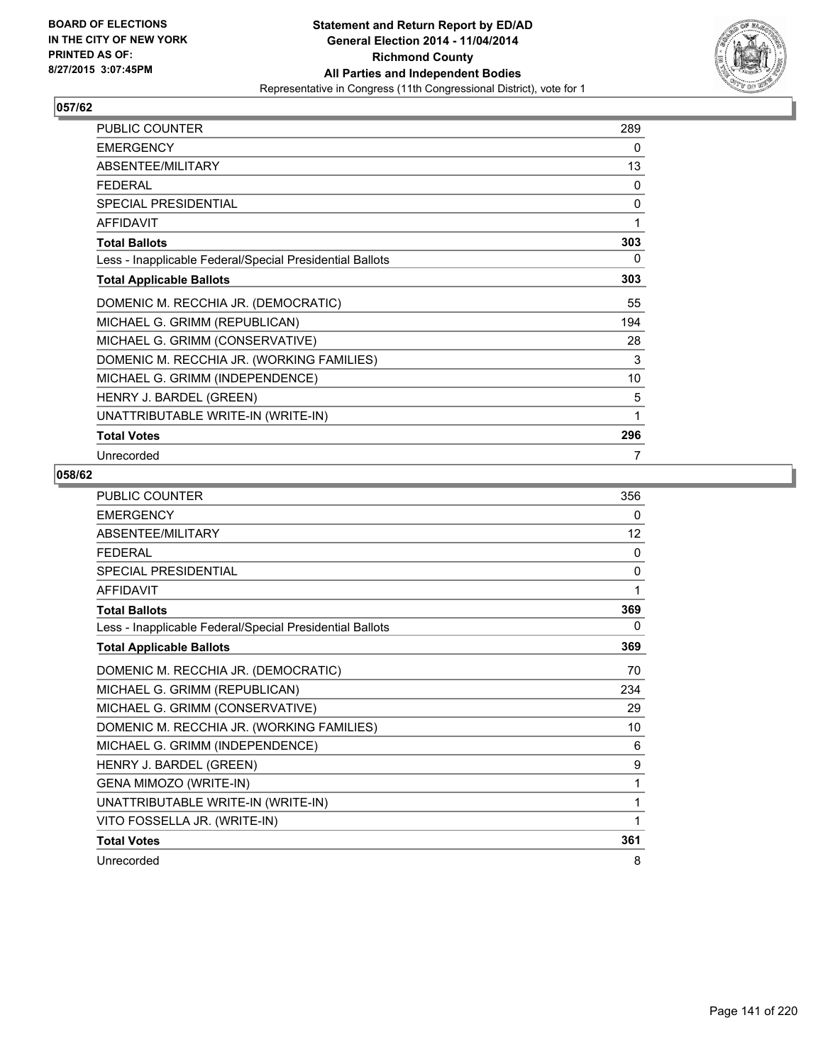**Statement and Return Report by ED/AD**
**General Election 2014 - 11/04/2014**
**Richmond County**
**All Parties and Independent Bodies**
Representative in Congress (11th Congressional District), vote for 1

BOARD OF ELECTIONS
IN THE CITY OF NEW YORK
PRINTED AS OF:
8/27/2015 3:07:45PM

## 057/62

| | |
|---|---|
| PUBLIC COUNTER | 289 |
| EMERGENCY | 0 |
| ABSENTEE/MILITARY | 13 |
| FEDERAL | 0 |
| SPECIAL PRESIDENTIAL | 0 |
| AFFIDAVIT | 1 |
| **Total Ballots** | **303** |
| Less - Inapplicable Federal/Special Presidential Ballots | 0 |
| **Total Applicable Ballots** | **303** |
| DOMENIC M. RECCHIA JR. (DEMOCRATIC) | 55 |
| MICHAEL G. GRIMM (REPUBLICAN) | 194 |
| MICHAEL G. GRIMM (CONSERVATIVE) | 28 |
| DOMENIC M. RECCHIA JR. (WORKING FAMILIES) | 3 |
| MICHAEL G. GRIMM (INDEPENDENCE) | 10 |
| HENRY J. BARDEL (GREEN) | 5 |
| UNATTRIBUTABLE WRITE-IN (WRITE-IN) | 1 |
| **Total Votes** | **296** |
| Unrecorded | 7 |

## 058/62

| | |
|---|---|
| PUBLIC COUNTER | 356 |
| EMERGENCY | 0 |
| ABSENTEE/MILITARY | 12 |
| FEDERAL | 0 |
| SPECIAL PRESIDENTIAL | 0 |
| AFFIDAVIT | 1 |
| **Total Ballots** | **369** |
| Less - Inapplicable Federal/Special Presidential Ballots | 0 |
| **Total Applicable Ballots** | **369** |
| DOMENIC M. RECCHIA JR. (DEMOCRATIC) | 70 |
| MICHAEL G. GRIMM (REPUBLICAN) | 234 |
| MICHAEL G. GRIMM (CONSERVATIVE) | 29 |
| DOMENIC M. RECCHIA JR. (WORKING FAMILIES) | 10 |
| MICHAEL G. GRIMM (INDEPENDENCE) | 6 |
| HENRY J. BARDEL (GREEN) | 9 |
| GENA MIMOZO (WRITE-IN) | 1 |
| UNATTRIBUTABLE WRITE-IN (WRITE-IN) | 1 |
| VITO FOSSELLA JR. (WRITE-IN) | 1 |
| **Total Votes** | **361** |
| Unrecorded | 8 |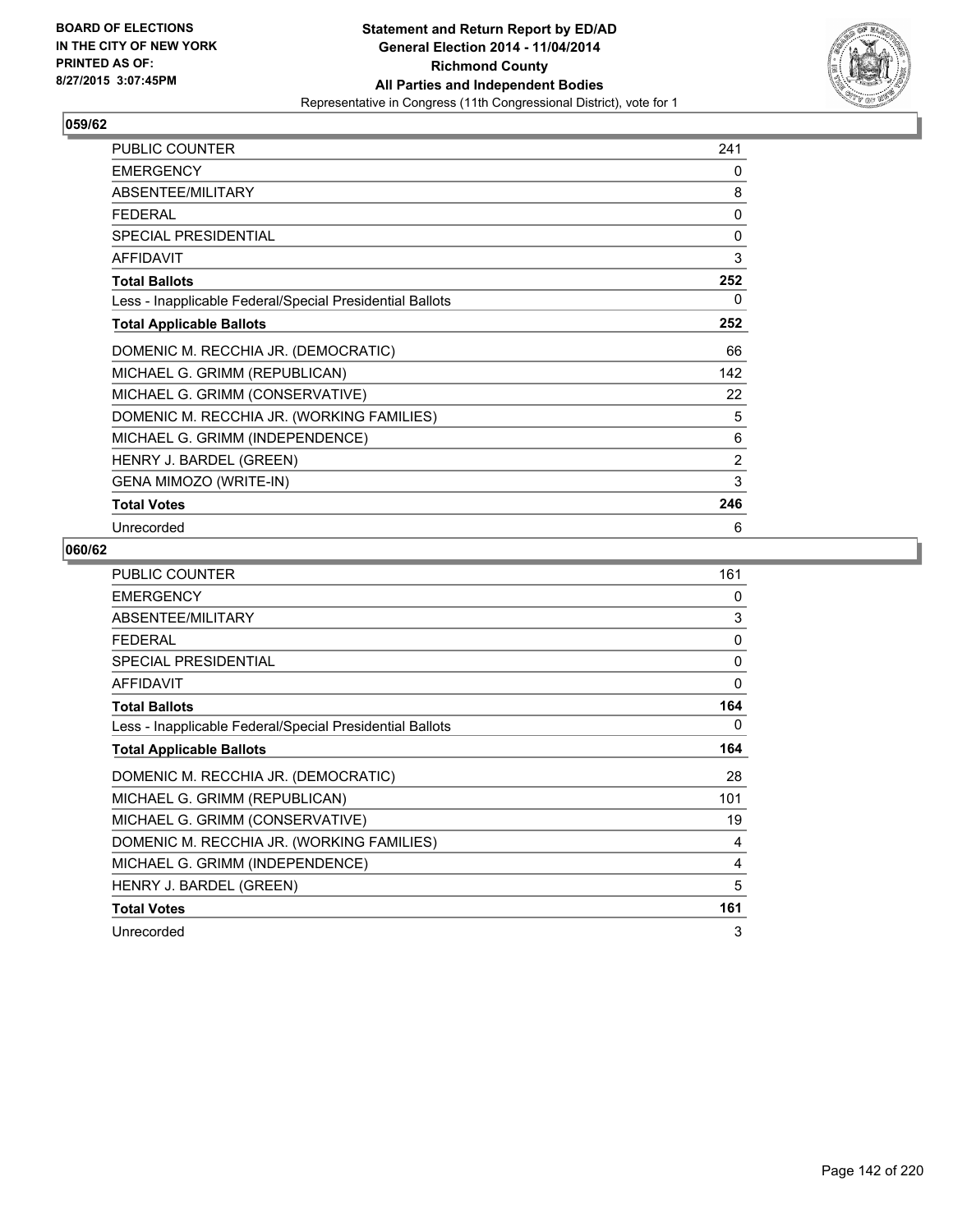BOARD OF ELECTIONS
IN THE CITY OF NEW YORK
PRINTED AS OF:
8/27/2015 3:07:45PM

**Statement and Return Report by ED/AD**
**General Election 2014 - 11/04/2014**
**Richmond County**
**All Parties and Independent Bodies**
Representative in Congress (11th Congressional District), vote for 1

## 059/62

| | |
|---|---|
| PUBLIC COUNTER | 241 |
| EMERGENCY | 0 |
| ABSENTEE/MILITARY | 8 |
| FEDERAL | 0 |
| SPECIAL PRESIDENTIAL | 0 |
| AFFIDAVIT | 3 |
| **Total Ballots** | **252** |
| Less - Inapplicable Federal/Special Presidential Ballots | 0 |
| **Total Applicable Ballots** | **252** |
| DOMENIC M. RECCHIA JR. (DEMOCRATIC) | 66 |
| MICHAEL G. GRIMM (REPUBLICAN) | 142 |
| MICHAEL G. GRIMM (CONSERVATIVE) | 22 |
| DOMENIC M. RECCHIA JR. (WORKING FAMILIES) | 5 |
| MICHAEL G. GRIMM (INDEPENDENCE) | 6 |
| HENRY J. BARDEL (GREEN) | 2 |
| GENA MIMOZO (WRITE-IN) | 3 |
| **Total Votes** | **246** |
| Unrecorded | 6 |

## 060/62

| | |
|---|---|
| PUBLIC COUNTER | 161 |
| EMERGENCY | 0 |
| ABSENTEE/MILITARY | 3 |
| FEDERAL | 0 |
| SPECIAL PRESIDENTIAL | 0 |
| AFFIDAVIT | 0 |
| **Total Ballots** | **164** |
| Less - Inapplicable Federal/Special Presidential Ballots | 0 |
| **Total Applicable Ballots** | **164** |
| DOMENIC M. RECCHIA JR. (DEMOCRATIC) | 28 |
| MICHAEL G. GRIMM (REPUBLICAN) | 101 |
| MICHAEL G. GRIMM (CONSERVATIVE) | 19 |
| DOMENIC M. RECCHIA JR. (WORKING FAMILIES) | 4 |
| MICHAEL G. GRIMM (INDEPENDENCE) | 4 |
| HENRY J. BARDEL (GREEN) | 5 |
| **Total Votes** | **161** |
| Unrecorded | 3 |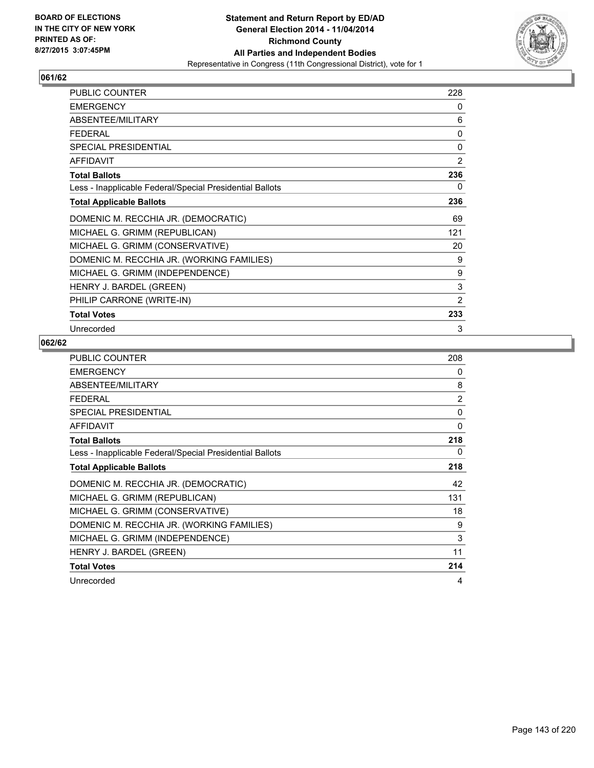BOARD OF ELECTIONS
IN THE CITY OF NEW YORK
PRINTED AS OF:
8/27/2015 3:07:45PM

**Statement and Return Report by ED/AD**
**General Election 2014 - 11/04/2014**
**Richmond County**
**All Parties and Independent Bodies**
Representative in Congress (11th Congressional District), vote for 1

## 061/62

| | |
|---|---|
| PUBLIC COUNTER | 228 |
| EMERGENCY | 0 |
| ABSENTEE/MILITARY | 6 |
| FEDERAL | 0 |
| SPECIAL PRESIDENTIAL | 0 |
| AFFIDAVIT | 2 |
| **Total Ballots** | **236** |
| Less - Inapplicable Federal/Special Presidential Ballots | 0 |
| **Total Applicable Ballots** | **236** |
| DOMENIC M. RECCHIA JR. (DEMOCRATIC) | 69 |
| MICHAEL G. GRIMM (REPUBLICAN) | 121 |
| MICHAEL G. GRIMM (CONSERVATIVE) | 20 |
| DOMENIC M. RECCHIA JR. (WORKING FAMILIES) | 9 |
| MICHAEL G. GRIMM (INDEPENDENCE) | 9 |
| HENRY J. BARDEL (GREEN) | 3 |
| PHILIP CARRONE (WRITE-IN) | 2 |
| **Total Votes** | **233** |
| Unrecorded | 3 |

## 062/62

| | |
|---|---|
| PUBLIC COUNTER | 208 |
| EMERGENCY | 0 |
| ABSENTEE/MILITARY | 8 |
| FEDERAL | 2 |
| SPECIAL PRESIDENTIAL | 0 |
| AFFIDAVIT | 0 |
| **Total Ballots** | **218** |
| Less - Inapplicable Federal/Special Presidential Ballots | 0 |
| **Total Applicable Ballots** | **218** |
| DOMENIC M. RECCHIA JR. (DEMOCRATIC) | 42 |
| MICHAEL G. GRIMM (REPUBLICAN) | 131 |
| MICHAEL G. GRIMM (CONSERVATIVE) | 18 |
| DOMENIC M. RECCHIA JR. (WORKING FAMILIES) | 9 |
| MICHAEL G. GRIMM (INDEPENDENCE) | 3 |
| HENRY J. BARDEL (GREEN) | 11 |
| **Total Votes** | **214** |
| Unrecorded | 4 |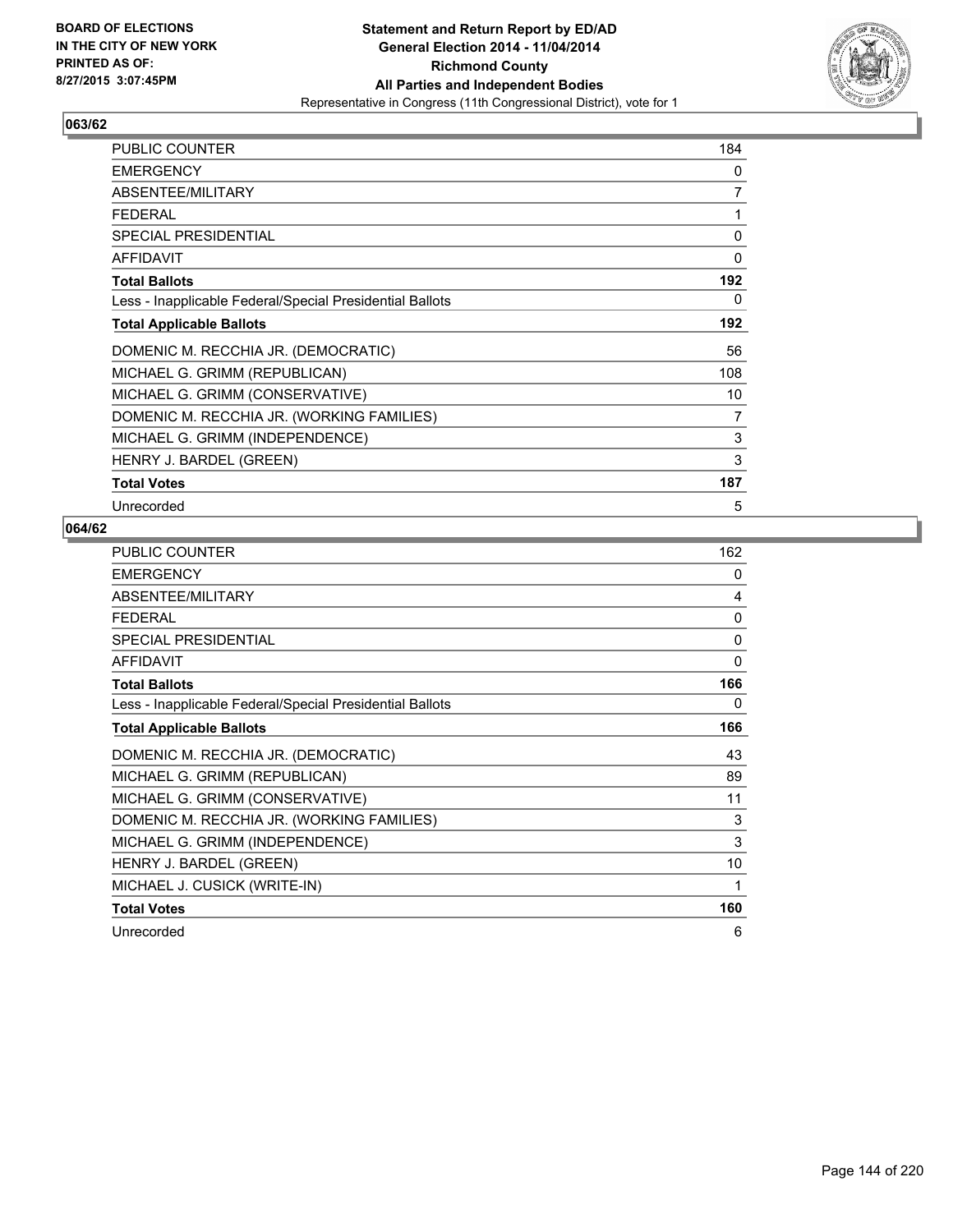**BOARD OF ELECTIONS IN THE CITY OF NEW YORK PRINTED AS OF: 8/27/2015 3:07:45PM**

# Statement and Return Report by ED/AD
## General Election 2014 - 11/04/2014
## Richmond County
## All Parties and Independent Bodies
Representative in Congress (11th Congressional District), vote for 1

### 063/62

| | |
|---|---|
| PUBLIC COUNTER | 184 |
| EMERGENCY | 0 |
| ABSENTEE/MILITARY | 7 |
| FEDERAL | 1 |
| SPECIAL PRESIDENTIAL | 0 |
| AFFIDAVIT | 0 |
| **Total Ballots** | **192** |
| Less - Inapplicable Federal/Special Presidential Ballots | 0 |
| **Total Applicable Ballots** | **192** |
| DOMENIC M. RECCHIA JR. (DEMOCRATIC) | 56 |
| MICHAEL G. GRIMM (REPUBLICAN) | 108 |
| MICHAEL G. GRIMM (CONSERVATIVE) | 10 |
| DOMENIC M. RECCHIA JR. (WORKING FAMILIES) | 7 |
| MICHAEL G. GRIMM (INDEPENDENCE) | 3 |
| HENRY J. BARDEL (GREEN) | 3 |
| **Total Votes** | **187** |
| Unrecorded | 5 |

### 064/62

| | |
|---|---|
| PUBLIC COUNTER | 162 |
| EMERGENCY | 0 |
| ABSENTEE/MILITARY | 4 |
| FEDERAL | 0 |
| SPECIAL PRESIDENTIAL | 0 |
| AFFIDAVIT | 0 |
| **Total Ballots** | **166** |
| Less - Inapplicable Federal/Special Presidential Ballots | 0 |
| **Total Applicable Ballots** | **166** |
| DOMENIC M. RECCHIA JR. (DEMOCRATIC) | 43 |
| MICHAEL G. GRIMM (REPUBLICAN) | 89 |
| MICHAEL G. GRIMM (CONSERVATIVE) | 11 |
| DOMENIC M. RECCHIA JR. (WORKING FAMILIES) | 3 |
| MICHAEL G. GRIMM (INDEPENDENCE) | 3 |
| HENRY J. BARDEL (GREEN) | 10 |
| MICHAEL J. CUSICK (WRITE-IN) | 1 |
| **Total Votes** | **160** |
| Unrecorded | 6 |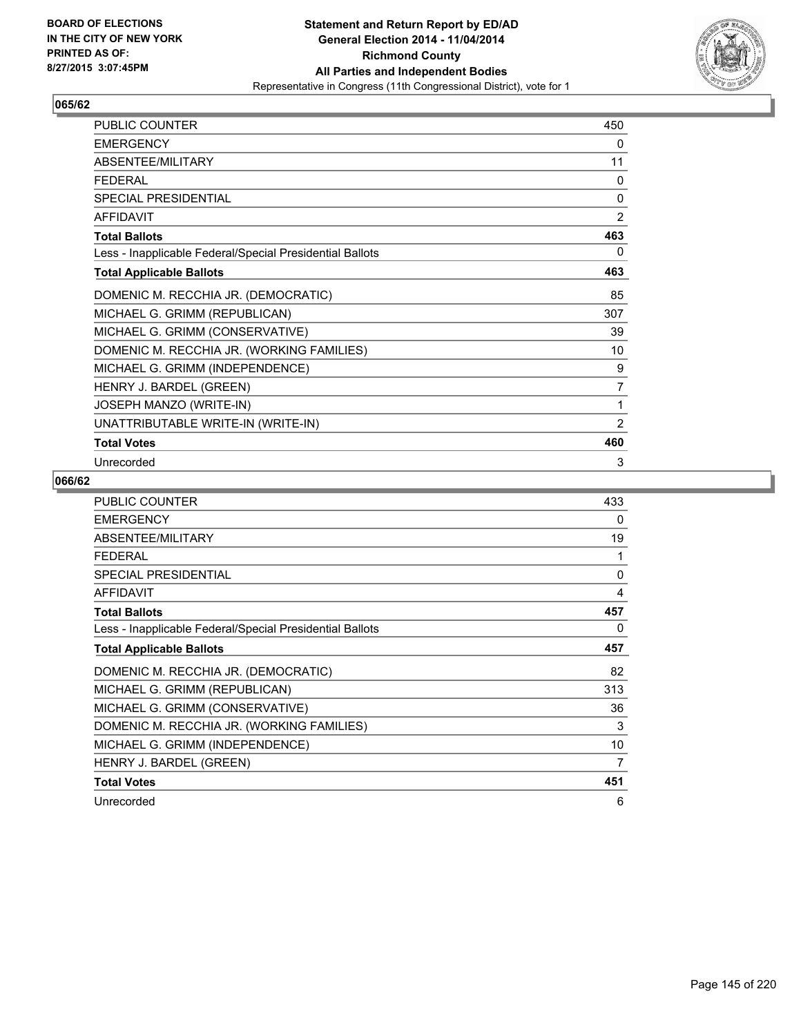BOARD OF ELECTIONS
IN THE CITY OF NEW YORK
PRINTED AS OF:
8/27/2015 3:07:45PM

**Statement and Return Report by ED/AD**
**General Election 2014 - 11/04/2014**
**Richmond County**
**All Parties and Independent Bodies**
Representative in Congress (11th Congressional District), vote for 1

### 065/62

| | |
|---|---|
| PUBLIC COUNTER | 450 |
| EMERGENCY | 0 |
| ABSENTEE/MILITARY | 11 |
| FEDERAL | 0 |
| SPECIAL PRESIDENTIAL | 0 |
| AFFIDAVIT | 2 |
| **Total Ballots** | **463** |
| Less - Inapplicable Federal/Special Presidential Ballots | 0 |
| **Total Applicable Ballots** | **463** |
| DOMENIC M. RECCHIA JR. (DEMOCRATIC) | 85 |
| MICHAEL G. GRIMM (REPUBLICAN) | 307 |
| MICHAEL G. GRIMM (CONSERVATIVE) | 39 |
| DOMENIC M. RECCHIA JR. (WORKING FAMILIES) | 10 |
| MICHAEL G. GRIMM (INDEPENDENCE) | 9 |
| HENRY J. BARDEL (GREEN) | 7 |
| JOSEPH MANZO (WRITE-IN) | 1 |
| UNATTRIBUTABLE WRITE-IN (WRITE-IN) | 2 |
| **Total Votes** | **460** |
| Unrecorded | 3 |

### 066/62

| | |
|---|---|
| PUBLIC COUNTER | 433 |
| EMERGENCY | 0 |
| ABSENTEE/MILITARY | 19 |
| FEDERAL | 1 |
| SPECIAL PRESIDENTIAL | 0 |
| AFFIDAVIT | 4 |
| **Total Ballots** | **457** |
| Less - Inapplicable Federal/Special Presidential Ballots | 0 |
| **Total Applicable Ballots** | **457** |
| DOMENIC M. RECCHIA JR. (DEMOCRATIC) | 82 |
| MICHAEL G. GRIMM (REPUBLICAN) | 313 |
| MICHAEL G. GRIMM (CONSERVATIVE) | 36 |
| DOMENIC M. RECCHIA JR. (WORKING FAMILIES) | 3 |
| MICHAEL G. GRIMM (INDEPENDENCE) | 10 |
| HENRY J. BARDEL (GREEN) | 7 |
| **Total Votes** | **451** |
| Unrecorded | 6 |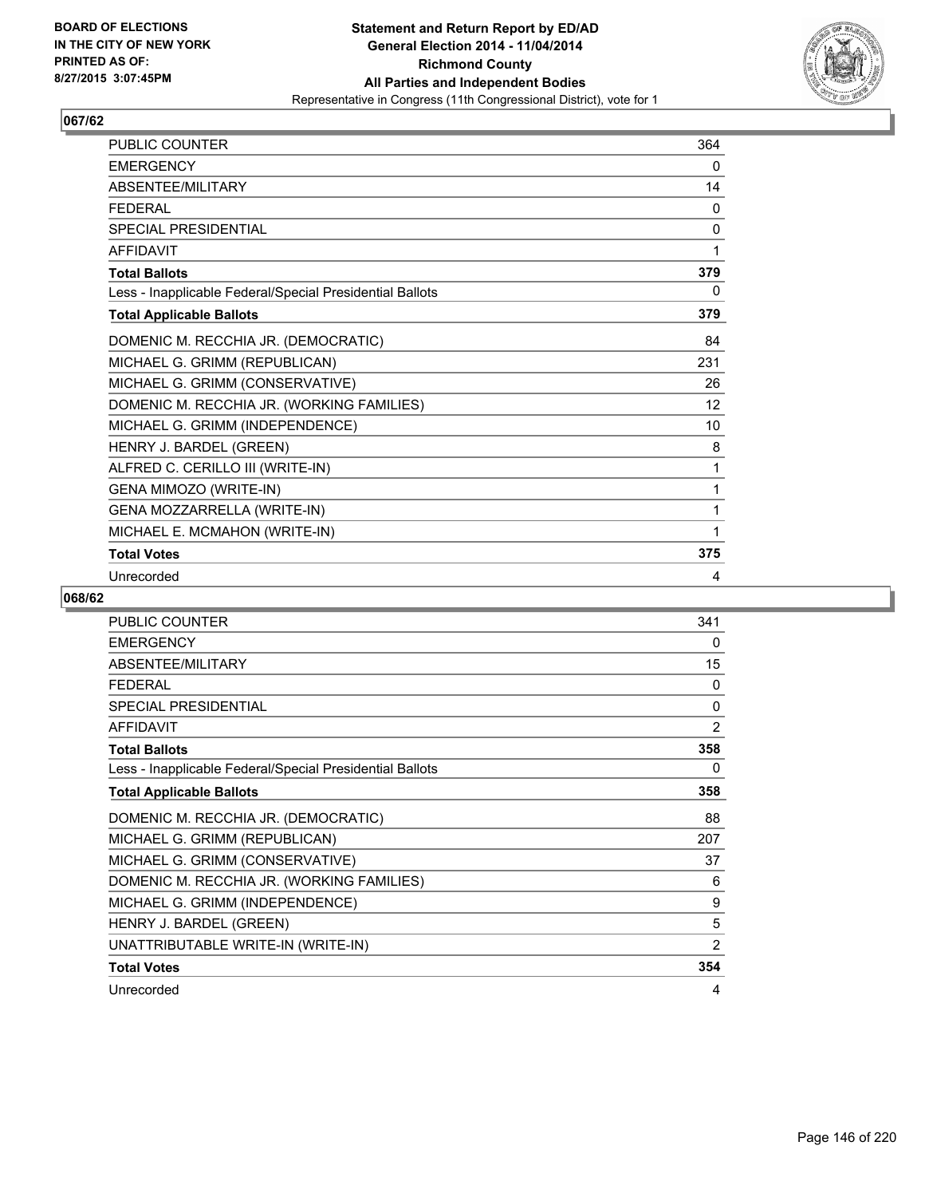**Statement and Return Report by ED/AD**
**General Election 2014 - 11/04/2014**
**Richmond County**
**All Parties and Independent Bodies**
Representative in Congress (11th Congressional District), vote for 1

BOARD OF ELECTIONS IN THE CITY OF NEW YORK PRINTED AS OF: 8/27/2015 3:07:45PM

## 067/62

| | |
|---|---|
| PUBLIC COUNTER | 364 |
| EMERGENCY | 0 |
| ABSENTEE/MILITARY | 14 |
| FEDERAL | 0 |
| SPECIAL PRESIDENTIAL | 0 |
| AFFIDAVIT | 1 |
| **Total Ballots** | **379** |
| Less - Inapplicable Federal/Special Presidential Ballots | 0 |
| **Total Applicable Ballots** | **379** |
| DOMENIC M. RECCHIA JR. (DEMOCRATIC) | 84 |
| MICHAEL G. GRIMM (REPUBLICAN) | 231 |
| MICHAEL G. GRIMM (CONSERVATIVE) | 26 |
| DOMENIC M. RECCHIA JR. (WORKING FAMILIES) | 12 |
| MICHAEL G. GRIMM (INDEPENDENCE) | 10 |
| HENRY J. BARDEL (GREEN) | 8 |
| ALFRED C. CERILLO III (WRITE-IN) | 1 |
| GENA MIMOZO (WRITE-IN) | 1 |
| GENA MOZZARRELLA (WRITE-IN) | 1 |
| MICHAEL E. MCMAHON (WRITE-IN) | 1 |
| **Total Votes** | **375** |
| Unrecorded | 4 |

## 068/62

| | |
|---|---|
| PUBLIC COUNTER | 341 |
| EMERGENCY | 0 |
| ABSENTEE/MILITARY | 15 |
| FEDERAL | 0 |
| SPECIAL PRESIDENTIAL | 0 |
| AFFIDAVIT | 2 |
| **Total Ballots** | **358** |
| Less - Inapplicable Federal/Special Presidential Ballots | 0 |
| **Total Applicable Ballots** | **358** |
| DOMENIC M. RECCHIA JR. (DEMOCRATIC) | 88 |
| MICHAEL G. GRIMM (REPUBLICAN) | 207 |
| MICHAEL G. GRIMM (CONSERVATIVE) | 37 |
| DOMENIC M. RECCHIA JR. (WORKING FAMILIES) | 6 |
| MICHAEL G. GRIMM (INDEPENDENCE) | 9 |
| HENRY J. BARDEL (GREEN) | 5 |
| UNATTRIBUTABLE WRITE-IN (WRITE-IN) | 2 |
| **Total Votes** | **354** |
| Unrecorded | 4 |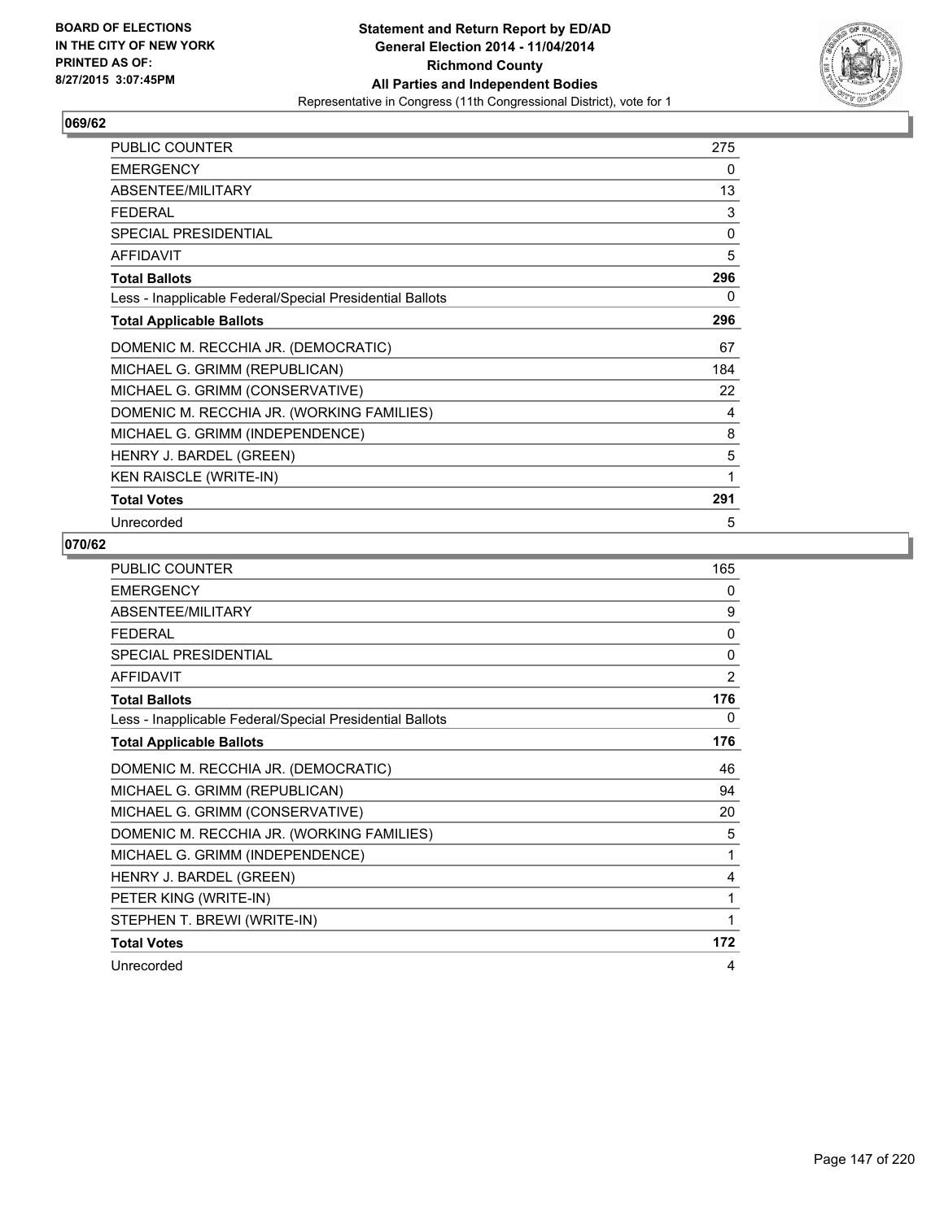BOARD OF ELECTIONS
IN THE CITY OF NEW YORK
PRINTED AS OF:
8/27/2015 3:07:45PM

**Statement and Return Report by ED/AD**
**General Election 2014 - 11/04/2014**
**Richmond County**
**All Parties and Independent Bodies**
Representative in Congress (11th Congressional District), vote for 1

## 069/62

| | |
|---|---|
| PUBLIC COUNTER | 275 |
| EMERGENCY | 0 |
| ABSENTEE/MILITARY | 13 |
| FEDERAL | 3 |
| SPECIAL PRESIDENTIAL | 0 |
| AFFIDAVIT | 5 |
| **Total Ballots** | **296** |
| Less - Inapplicable Federal/Special Presidential Ballots | 0 |
| **Total Applicable Ballots** | **296** |
| DOMENIC M. RECCHIA JR. (DEMOCRATIC) | 67 |
| MICHAEL G. GRIMM (REPUBLICAN) | 184 |
| MICHAEL G. GRIMM (CONSERVATIVE) | 22 |
| DOMENIC M. RECCHIA JR. (WORKING FAMILIES) | 4 |
| MICHAEL G. GRIMM (INDEPENDENCE) | 8 |
| HENRY J. BARDEL (GREEN) | 5 |
| KEN RAISCLE (WRITE-IN) | 1 |
| **Total Votes** | **291** |
| Unrecorded | 5 |

## 070/62

| | |
|---|---|
| PUBLIC COUNTER | 165 |
| EMERGENCY | 0 |
| ABSENTEE/MILITARY | 9 |
| FEDERAL | 0 |
| SPECIAL PRESIDENTIAL | 0 |
| AFFIDAVIT | 2 |
| **Total Ballots** | **176** |
| Less - Inapplicable Federal/Special Presidential Ballots | 0 |
| **Total Applicable Ballots** | **176** |
| DOMENIC M. RECCHIA JR. (DEMOCRATIC) | 46 |
| MICHAEL G. GRIMM (REPUBLICAN) | 94 |
| MICHAEL G. GRIMM (CONSERVATIVE) | 20 |
| DOMENIC M. RECCHIA JR. (WORKING FAMILIES) | 5 |
| MICHAEL G. GRIMM (INDEPENDENCE) | 1 |
| HENRY J. BARDEL (GREEN) | 4 |
| PETER KING (WRITE-IN) | 1 |
| STEPHEN T. BREWI (WRITE-IN) | 1 |
| **Total Votes** | **172** |
| Unrecorded | 4 |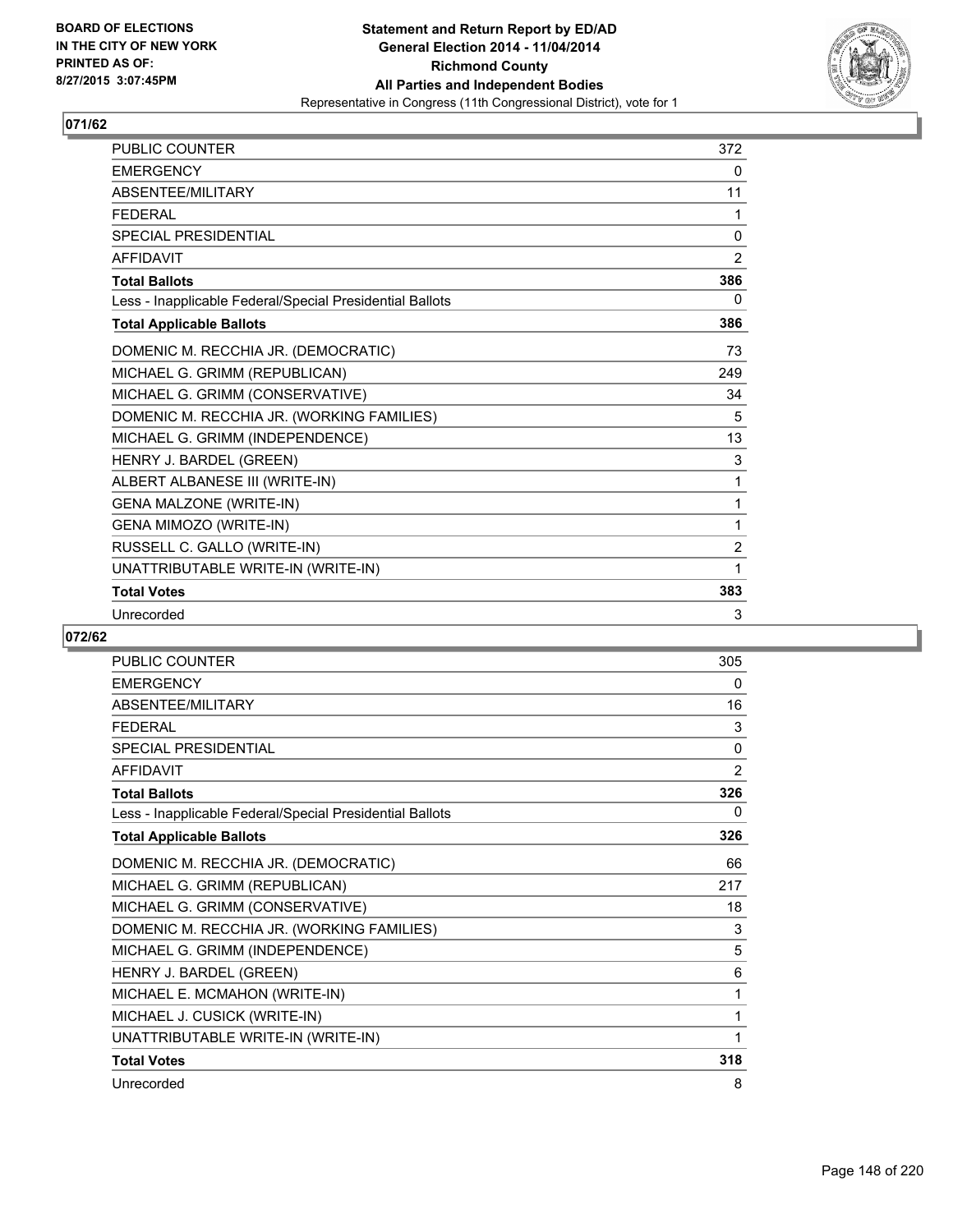**BOARD OF ELECTIONS IN THE CITY OF NEW YORK PRINTED AS OF: 8/27/2015 3:07:45PM**

**Statement and Return Report by ED/AD General Election 2014 - 11/04/2014 Richmond County All Parties and Independent Bodies**

Representative in Congress (11th Congressional District), vote for 1

## 071/62

| | |
|---|---|
| PUBLIC COUNTER | 372 |
| EMERGENCY | 0 |
| ABSENTEE/MILITARY | 11 |
| FEDERAL | 1 |
| SPECIAL PRESIDENTIAL | 0 |
| AFFIDAVIT | 2 |
| **Total Ballots** | **386** |
| Less - Inapplicable Federal/Special Presidential Ballots | 0 |
| **Total Applicable Ballots** | **386** |
| DOMENIC M. RECCHIA JR. (DEMOCRATIC) | 73 |
| MICHAEL G. GRIMM (REPUBLICAN) | 249 |
| MICHAEL G. GRIMM (CONSERVATIVE) | 34 |
| DOMENIC M. RECCHIA JR. (WORKING FAMILIES) | 5 |
| MICHAEL G. GRIMM (INDEPENDENCE) | 13 |
| HENRY J. BARDEL (GREEN) | 3 |
| ALBERT ALBANESE III (WRITE-IN) | 1 |
| GENA MALZONE (WRITE-IN) | 1 |
| GENA MIMOZO (WRITE-IN) | 1 |
| RUSSELL C. GALLO (WRITE-IN) | 2 |
| UNATTRIBUTABLE WRITE-IN (WRITE-IN) | 1 |
| **Total Votes** | **383** |
| Unrecorded | 3 |

## 072/62

| | |
|---|---|
| PUBLIC COUNTER | 305 |
| EMERGENCY | 0 |
| ABSENTEE/MILITARY | 16 |
| FEDERAL | 3 |
| SPECIAL PRESIDENTIAL | 0 |
| AFFIDAVIT | 2 |
| **Total Ballots** | **326** |
| Less - Inapplicable Federal/Special Presidential Ballots | 0 |
| **Total Applicable Ballots** | **326** |
| DOMENIC M. RECCHIA JR. (DEMOCRATIC) | 66 |
| MICHAEL G. GRIMM (REPUBLICAN) | 217 |
| MICHAEL G. GRIMM (CONSERVATIVE) | 18 |
| DOMENIC M. RECCHIA JR. (WORKING FAMILIES) | 3 |
| MICHAEL G. GRIMM (INDEPENDENCE) | 5 |
| HENRY J. BARDEL (GREEN) | 6 |
| MICHAEL E. MCMAHON (WRITE-IN) | 1 |
| MICHAEL J. CUSICK (WRITE-IN) | 1 |
| UNATTRIBUTABLE WRITE-IN (WRITE-IN) | 1 |
| **Total Votes** | **318** |
| Unrecorded | 8 |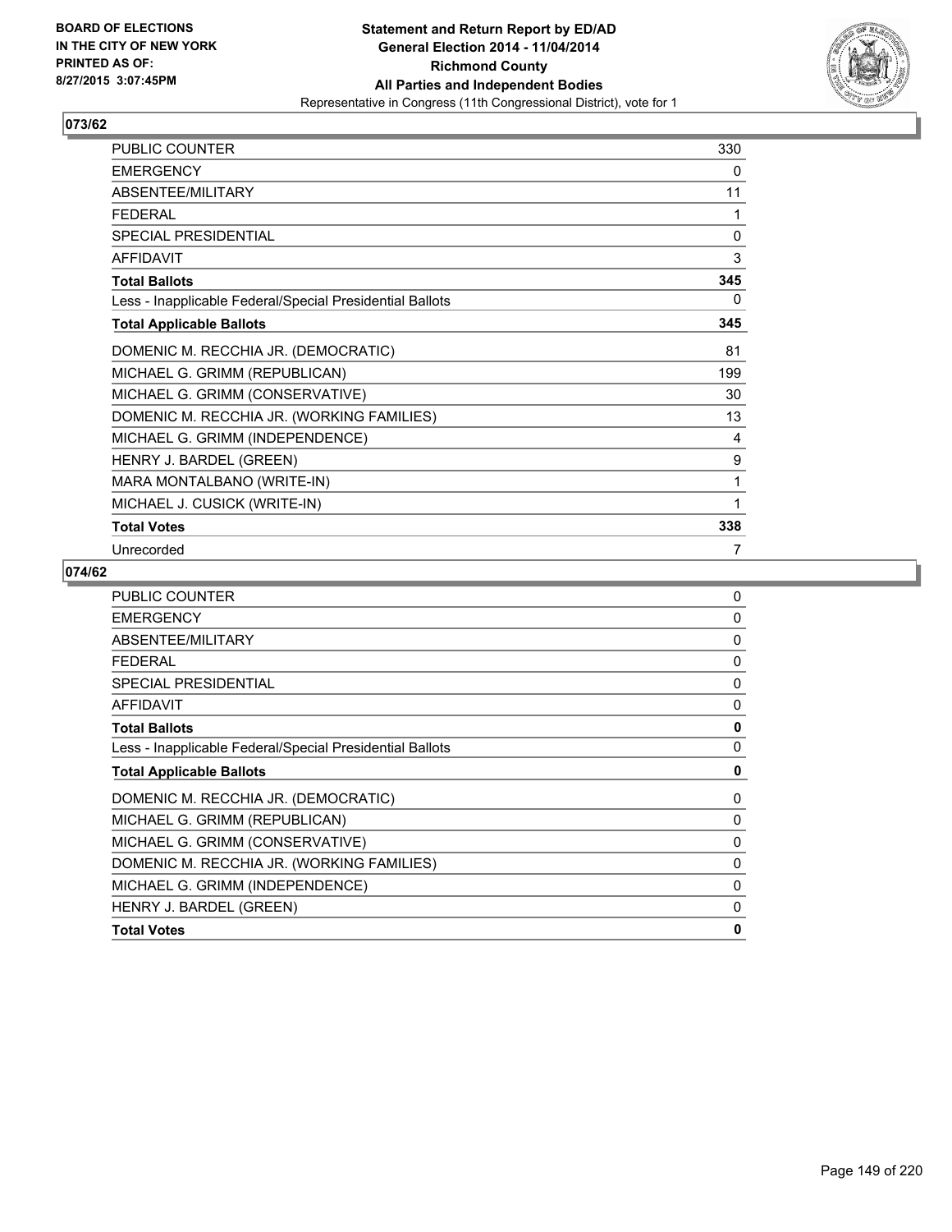BOARD OF ELECTIONS
IN THE CITY OF NEW YORK
PRINTED AS OF:
8/27/2015 3:07:45PM

**Statement and Return Report by ED/AD**
**General Election 2014 - 11/04/2014**
**Richmond County**
**All Parties and Independent Bodies**
Representative in Congress (11th Congressional District), vote for 1

## 073/62

| | |
|---|---|
| PUBLIC COUNTER | 330 |
| EMERGENCY | 0 |
| ABSENTEE/MILITARY | 11 |
| FEDERAL | 1 |
| SPECIAL PRESIDENTIAL | 0 |
| AFFIDAVIT | 3 |
| **Total Ballots** | **345** |
| Less - Inapplicable Federal/Special Presidential Ballots | 0 |
| **Total Applicable Ballots** | **345** |
| DOMENIC M. RECCHIA JR. (DEMOCRATIC) | 81 |
| MICHAEL G. GRIMM (REPUBLICAN) | 199 |
| MICHAEL G. GRIMM (CONSERVATIVE) | 30 |
| DOMENIC M. RECCHIA JR. (WORKING FAMILIES) | 13 |
| MICHAEL G. GRIMM (INDEPENDENCE) | 4 |
| HENRY J. BARDEL (GREEN) | 9 |
| MARA MONTALBANO (WRITE-IN) | 1 |
| MICHAEL J. CUSICK (WRITE-IN) | 1 |
| **Total Votes** | **338** |
| Unrecorded | 7 |

## 074/62

| | |
|---|---|
| PUBLIC COUNTER | 0 |
| EMERGENCY | 0 |
| ABSENTEE/MILITARY | 0 |
| FEDERAL | 0 |
| SPECIAL PRESIDENTIAL | 0 |
| AFFIDAVIT | 0 |
| **Total Ballots** | **0** |
| Less - Inapplicable Federal/Special Presidential Ballots | 0 |
| **Total Applicable Ballots** | **0** |
| DOMENIC M. RECCHIA JR. (DEMOCRATIC) | 0 |
| MICHAEL G. GRIMM (REPUBLICAN) | 0 |
| MICHAEL G. GRIMM (CONSERVATIVE) | 0 |
| DOMENIC M. RECCHIA JR. (WORKING FAMILIES) | 0 |
| MICHAEL G. GRIMM (INDEPENDENCE) | 0 |
| HENRY J. BARDEL (GREEN) | 0 |
| **Total Votes** | **0** |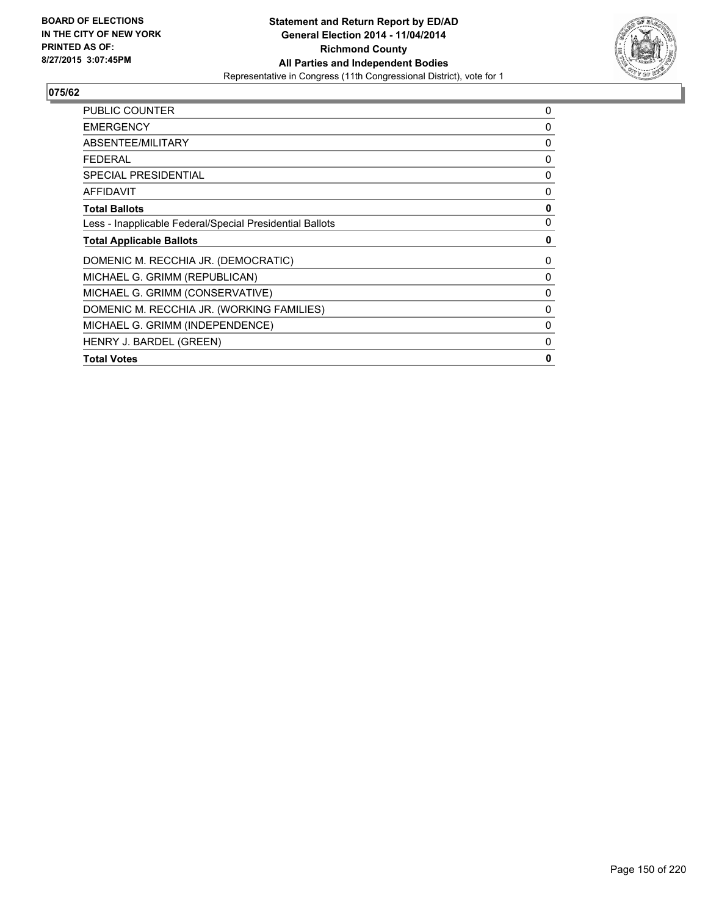BOARD OF ELECTIONS
IN THE CITY OF NEW YORK
PRINTED AS OF:
8/27/2015 3:07:45PM

**Statement and Return Report by ED/AD**
**General Election 2014 - 11/04/2014**
**Richmond County**
**All Parties and Independent Bodies**
Representative in Congress (11th Congressional District), vote for 1

## 075/62

| | |
|---|---|
| PUBLIC COUNTER | 0 |
| EMERGENCY | 0 |
| ABSENTEE/MILITARY | 0 |
| FEDERAL | 0 |
| SPECIAL PRESIDENTIAL | 0 |
| AFFIDAVIT | 0 |
| **Total Ballots** | **0** |
| Less - Inapplicable Federal/Special Presidential Ballots | 0 |
| **Total Applicable Ballots** | **0** |
| DOMENIC M. RECCHIA JR. (DEMOCRATIC) | 0 |
| MICHAEL G. GRIMM (REPUBLICAN) | 0 |
| MICHAEL G. GRIMM (CONSERVATIVE) | 0 |
| DOMENIC M. RECCHIA JR. (WORKING FAMILIES) | 0 |
| MICHAEL G. GRIMM (INDEPENDENCE) | 0 |
| HENRY J. BARDEL (GREEN) | 0 |
| **Total Votes** | **0** |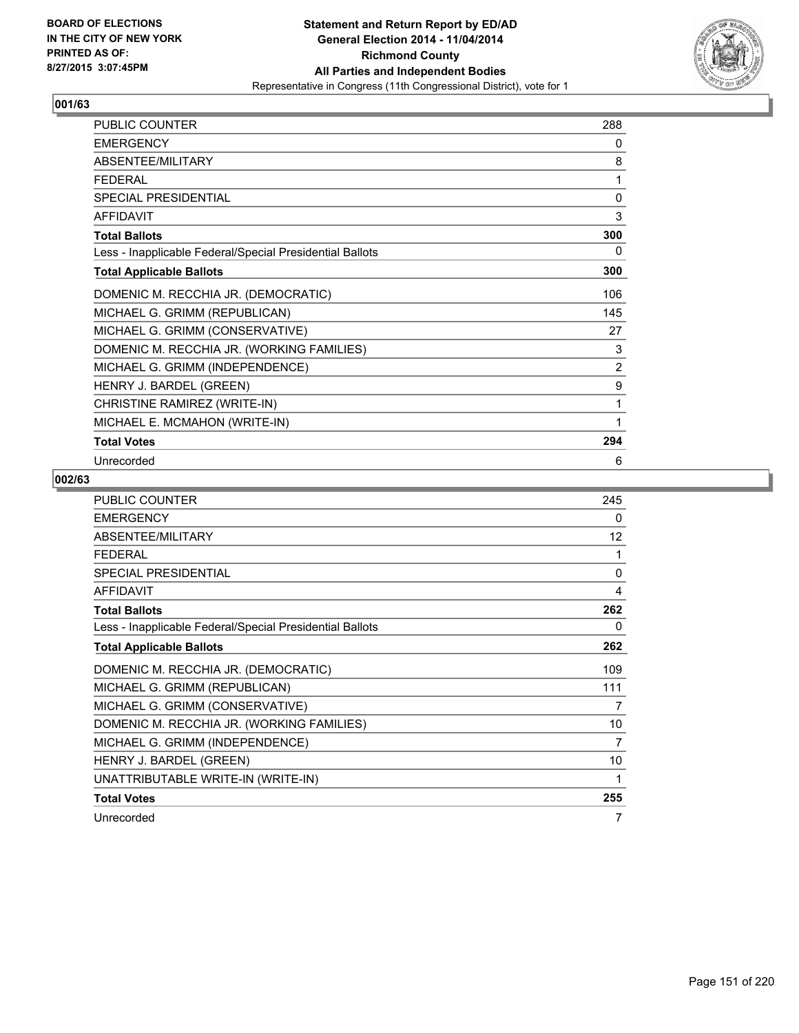BOARD OF ELECTIONS
IN THE CITY OF NEW YORK
PRINTED AS OF:
8/27/2015 3:07:45PM

**Statement and Return Report by ED/AD**
**General Election 2014 - 11/04/2014**
**Richmond County**
**All Parties and Independent Bodies**
Representative in Congress (11th Congressional District), vote for 1

### 001/63

| | |
|---|---|
| PUBLIC COUNTER | 288 |
| EMERGENCY | 0 |
| ABSENTEE/MILITARY | 8 |
| FEDERAL | 1 |
| SPECIAL PRESIDENTIAL | 0 |
| AFFIDAVIT | 3 |
| **Total Ballots** | **300** |
| Less - Inapplicable Federal/Special Presidential Ballots | 0 |
| **Total Applicable Ballots** | **300** |
| DOMENIC M. RECCHIA JR. (DEMOCRATIC) | 106 |
| MICHAEL G. GRIMM (REPUBLICAN) | 145 |
| MICHAEL G. GRIMM (CONSERVATIVE) | 27 |
| DOMENIC M. RECCHIA JR. (WORKING FAMILIES) | 3 |
| MICHAEL G. GRIMM (INDEPENDENCE) | 2 |
| HENRY J. BARDEL (GREEN) | 9 |
| CHRISTINE RAMIREZ (WRITE-IN) | 1 |
| MICHAEL E. MCMAHON (WRITE-IN) | 1 |
| **Total Votes** | **294** |
| Unrecorded | 6 |

### 002/63

| | |
|---|---|
| PUBLIC COUNTER | 245 |
| EMERGENCY | 0 |
| ABSENTEE/MILITARY | 12 |
| FEDERAL | 1 |
| SPECIAL PRESIDENTIAL | 0 |
| AFFIDAVIT | 4 |
| **Total Ballots** | **262** |
| Less - Inapplicable Federal/Special Presidential Ballots | 0 |
| **Total Applicable Ballots** | **262** |
| DOMENIC M. RECCHIA JR. (DEMOCRATIC) | 109 |
| MICHAEL G. GRIMM (REPUBLICAN) | 111 |
| MICHAEL G. GRIMM (CONSERVATIVE) | 7 |
| DOMENIC M. RECCHIA JR. (WORKING FAMILIES) | 10 |
| MICHAEL G. GRIMM (INDEPENDENCE) | 7 |
| HENRY J. BARDEL (GREEN) | 10 |
| UNATTRIBUTABLE WRITE-IN (WRITE-IN) | 1 |
| **Total Votes** | **255** |
| Unrecorded | 7 |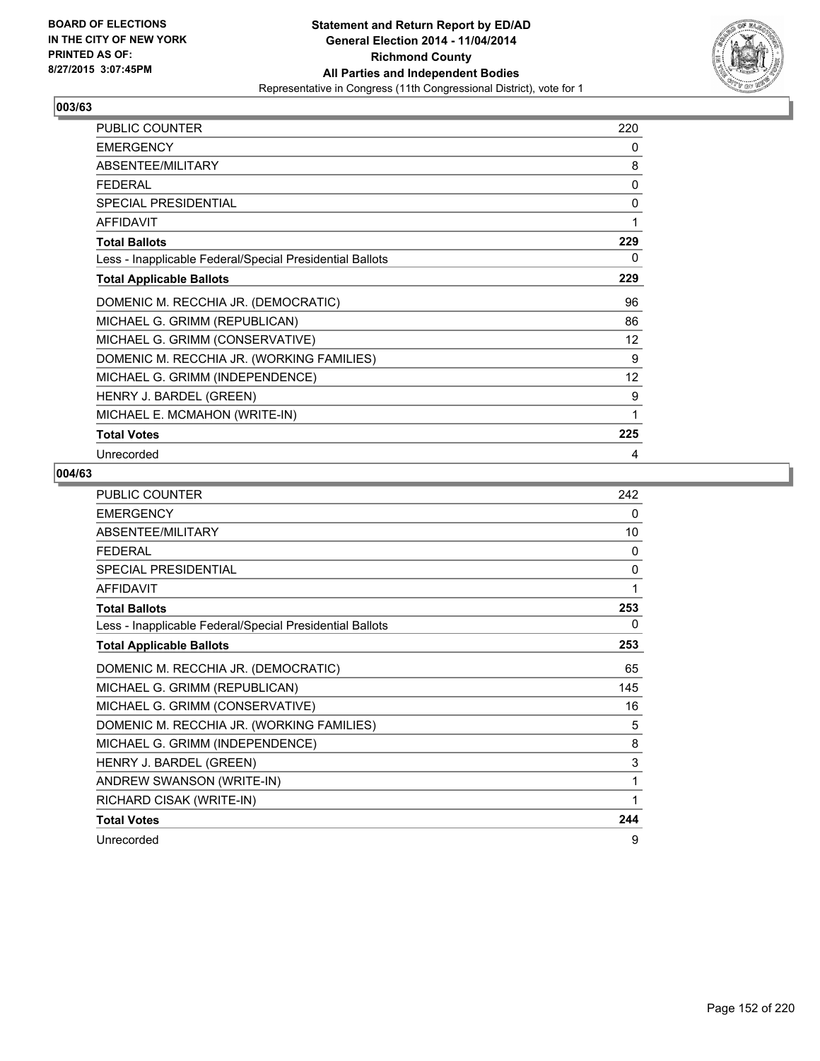**BOARD OF ELECTIONS IN THE CITY OF NEW YORK PRINTED AS OF: 8/27/2015 3:07:45PM**

**Statement and Return Report by ED/AD General Election 2014 - 11/04/2014 Richmond County All Parties and Independent Bodies**
Representative in Congress (11th Congressional District), vote for 1

## 003/63

| | |
|---|---|
| PUBLIC COUNTER | 220 |
| EMERGENCY | 0 |
| ABSENTEE/MILITARY | 8 |
| FEDERAL | 0 |
| SPECIAL PRESIDENTIAL | 0 |
| AFFIDAVIT | 1 |
| **Total Ballots** | **229** |
| Less - Inapplicable Federal/Special Presidential Ballots | 0 |
| **Total Applicable Ballots** | **229** |
| DOMENIC M. RECCHIA JR. (DEMOCRATIC) | 96 |
| MICHAEL G. GRIMM (REPUBLICAN) | 86 |
| MICHAEL G. GRIMM (CONSERVATIVE) | 12 |
| DOMENIC M. RECCHIA JR. (WORKING FAMILIES) | 9 |
| MICHAEL G. GRIMM (INDEPENDENCE) | 12 |
| HENRY J. BARDEL (GREEN) | 9 |
| MICHAEL E. MCMAHON (WRITE-IN) | 1 |
| **Total Votes** | **225** |
| Unrecorded | 4 |

## 004/63

| | |
|---|---|
| PUBLIC COUNTER | 242 |
| EMERGENCY | 0 |
| ABSENTEE/MILITARY | 10 |
| FEDERAL | 0 |
| SPECIAL PRESIDENTIAL | 0 |
| AFFIDAVIT | 1 |
| **Total Ballots** | **253** |
| Less - Inapplicable Federal/Special Presidential Ballots | 0 |
| **Total Applicable Ballots** | **253** |
| DOMENIC M. RECCHIA JR. (DEMOCRATIC) | 65 |
| MICHAEL G. GRIMM (REPUBLICAN) | 145 |
| MICHAEL G. GRIMM (CONSERVATIVE) | 16 |
| DOMENIC M. RECCHIA JR. (WORKING FAMILIES) | 5 |
| MICHAEL G. GRIMM (INDEPENDENCE) | 8 |
| HENRY J. BARDEL (GREEN) | 3 |
| ANDREW SWANSON (WRITE-IN) | 1 |
| RICHARD CISAK (WRITE-IN) | 1 |
| **Total Votes** | **244** |
| Unrecorded | 9 |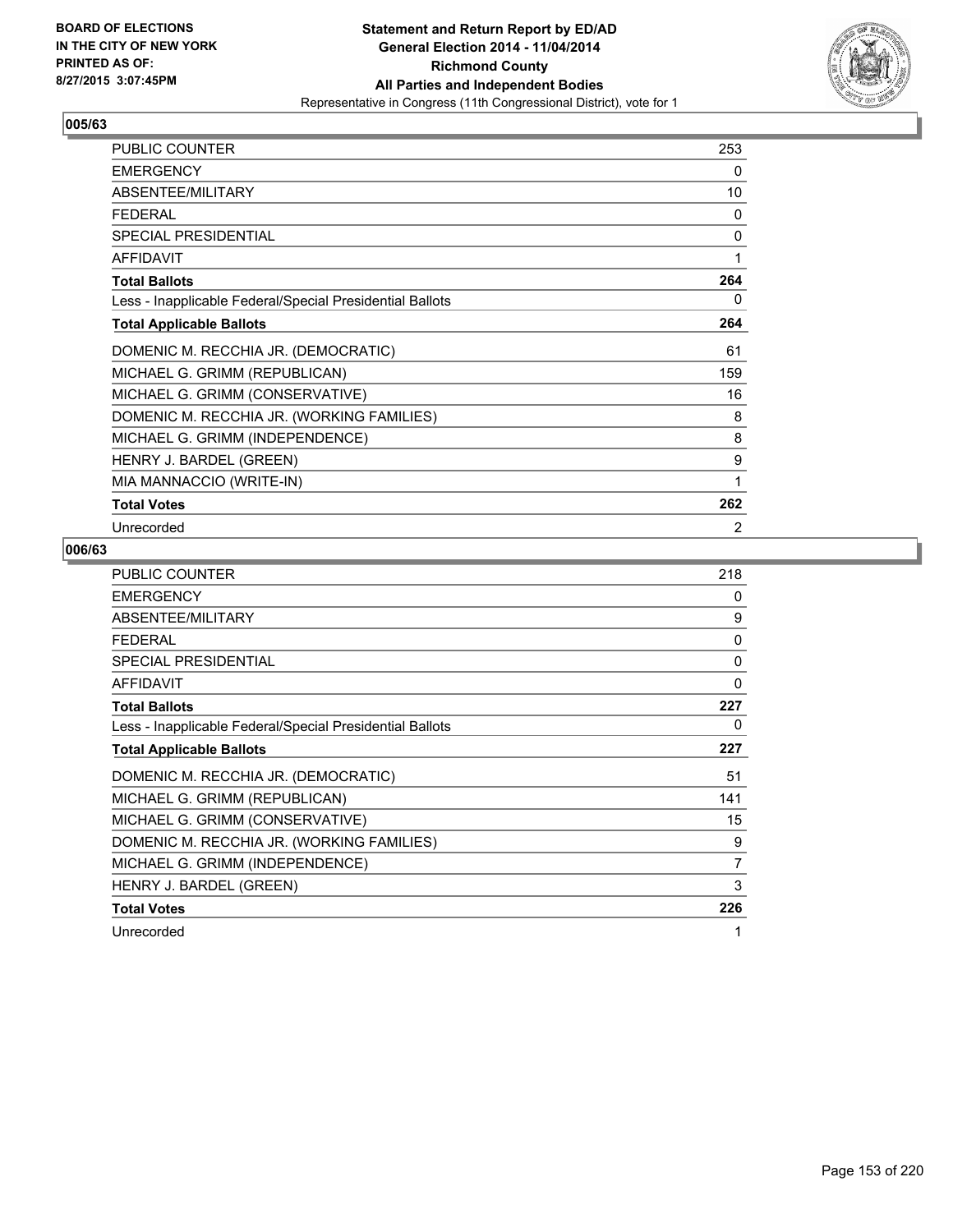BOARD OF ELECTIONS
IN THE CITY OF NEW YORK
PRINTED AS OF:
8/27/2015 3:07:45PM

**Statement and Return Report by ED/AD**
**General Election 2014 - 11/04/2014**
**Richmond County**
**All Parties and Independent Bodies**
Representative in Congress (11th Congressional District), vote for 1

### 005/63

| | |
|---|---|
| PUBLIC COUNTER | 253 |
| EMERGENCY | 0 |
| ABSENTEE/MILITARY | 10 |
| FEDERAL | 0 |
| SPECIAL PRESIDENTIAL | 0 |
| AFFIDAVIT | 1 |
| **Total Ballots** | **264** |
| Less - Inapplicable Federal/Special Presidential Ballots | 0 |
| **Total Applicable Ballots** | **264** |
| DOMENIC M. RECCHIA JR. (DEMOCRATIC) | 61 |
| MICHAEL G. GRIMM (REPUBLICAN) | 159 |
| MICHAEL G. GRIMM (CONSERVATIVE) | 16 |
| DOMENIC M. RECCHIA JR. (WORKING FAMILIES) | 8 |
| MICHAEL G. GRIMM (INDEPENDENCE) | 8 |
| HENRY J. BARDEL (GREEN) | 9 |
| MIA MANNACCIO (WRITE-IN) | 1 |
| **Total Votes** | **262** |
| Unrecorded | 2 |

### 006/63

| | |
|---|---|
| PUBLIC COUNTER | 218 |
| EMERGENCY | 0 |
| ABSENTEE/MILITARY | 9 |
| FEDERAL | 0 |
| SPECIAL PRESIDENTIAL | 0 |
| AFFIDAVIT | 0 |
| **Total Ballots** | **227** |
| Less - Inapplicable Federal/Special Presidential Ballots | 0 |
| **Total Applicable Ballots** | **227** |
| DOMENIC M. RECCHIA JR. (DEMOCRATIC) | 51 |
| MICHAEL G. GRIMM (REPUBLICAN) | 141 |
| MICHAEL G. GRIMM (CONSERVATIVE) | 15 |
| DOMENIC M. RECCHIA JR. (WORKING FAMILIES) | 9 |
| MICHAEL G. GRIMM (INDEPENDENCE) | 7 |
| HENRY J. BARDEL (GREEN) | 3 |
| **Total Votes** | **226** |
| Unrecorded | 1 |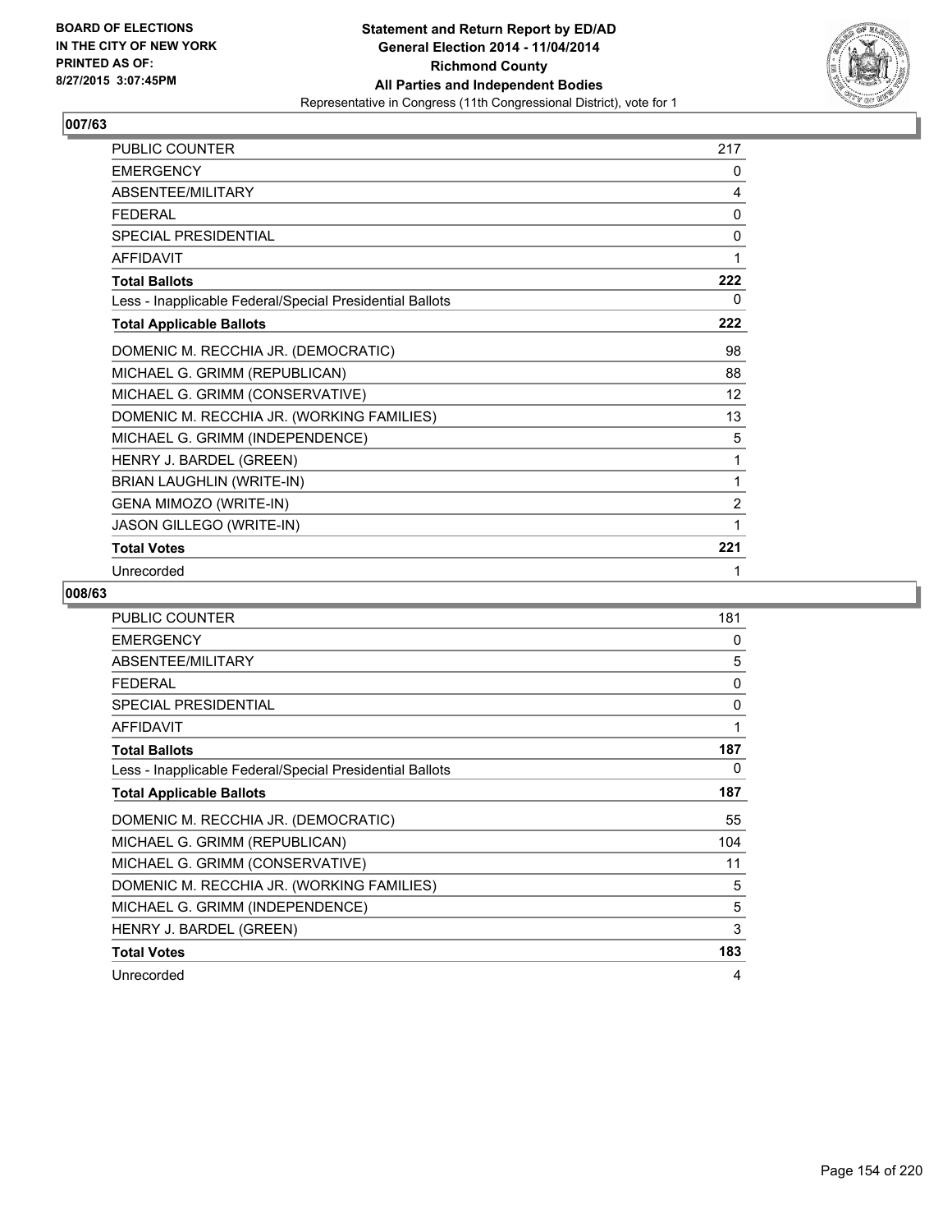**BOARD OF ELECTIONS IN THE CITY OF NEW YORK PRINTED AS OF: 8/27/2015 3:07:45PM**

**Statement and Return Report by ED/AD**
**General Election 2014 - 11/04/2014**
**Richmond County**
**All Parties and Independent Bodies**
Representative in Congress (11th Congressional District), vote for 1

## 007/63

| | |
|---|---|
| PUBLIC COUNTER | 217 |
| EMERGENCY | 0 |
| ABSENTEE/MILITARY | 4 |
| FEDERAL | 0 |
| SPECIAL PRESIDENTIAL | 0 |
| AFFIDAVIT | 1 |
| **Total Ballots** | **222** |
| Less - Inapplicable Federal/Special Presidential Ballots | 0 |
| **Total Applicable Ballots** | **222** |
| DOMENIC M. RECCHIA JR. (DEMOCRATIC) | 98 |
| MICHAEL G. GRIMM (REPUBLICAN) | 88 |
| MICHAEL G. GRIMM (CONSERVATIVE) | 12 |
| DOMENIC M. RECCHIA JR. (WORKING FAMILIES) | 13 |
| MICHAEL G. GRIMM (INDEPENDENCE) | 5 |
| HENRY J. BARDEL (GREEN) | 1 |
| BRIAN LAUGHLIN (WRITE-IN) | 1 |
| GENA MIMOZO (WRITE-IN) | 2 |
| JASON GILLEGO (WRITE-IN) | 1 |
| **Total Votes** | **221** |
| Unrecorded | 1 |

## 008/63

| | |
|---|---|
| PUBLIC COUNTER | 181 |
| EMERGENCY | 0 |
| ABSENTEE/MILITARY | 5 |
| FEDERAL | 0 |
| SPECIAL PRESIDENTIAL | 0 |
| AFFIDAVIT | 1 |
| **Total Ballots** | **187** |
| Less - Inapplicable Federal/Special Presidential Ballots | 0 |
| **Total Applicable Ballots** | **187** |
| DOMENIC M. RECCHIA JR. (DEMOCRATIC) | 55 |
| MICHAEL G. GRIMM (REPUBLICAN) | 104 |
| MICHAEL G. GRIMM (CONSERVATIVE) | 11 |
| DOMENIC M. RECCHIA JR. (WORKING FAMILIES) | 5 |
| MICHAEL G. GRIMM (INDEPENDENCE) | 5 |
| HENRY J. BARDEL (GREEN) | 3 |
| **Total Votes** | **183** |
| Unrecorded | 4 |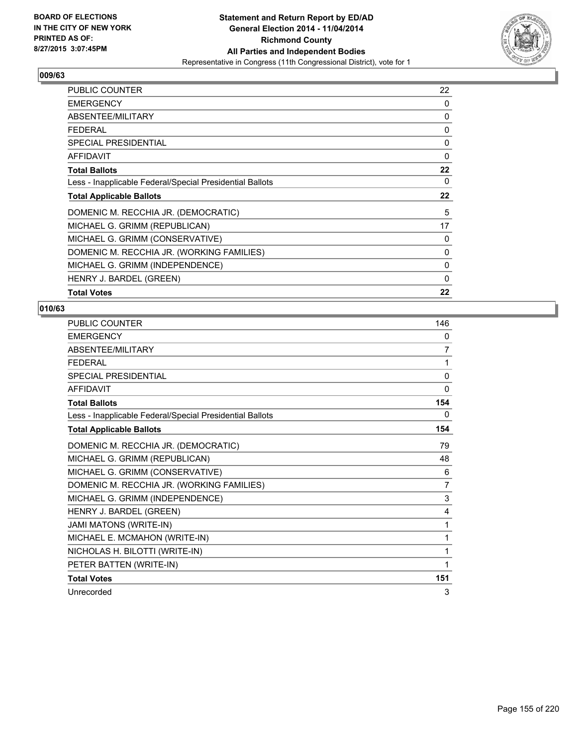**BOARD OF ELECTIONS IN THE CITY OF NEW YORK PRINTED AS OF: 8/27/2015 3:07:45PM**

**Statement and Return Report by ED/AD General Election 2014 - 11/04/2014 Richmond County All Parties and Independent Bodies**
Representative in Congress (11th Congressional District), vote for 1

## 009/63

| | |
|---|---|
| PUBLIC COUNTER | 22 |
| EMERGENCY | 0 |
| ABSENTEE/MILITARY | 0 |
| FEDERAL | 0 |
| SPECIAL PRESIDENTIAL | 0 |
| AFFIDAVIT | 0 |
| **Total Ballots** | **22** |
| Less - Inapplicable Federal/Special Presidential Ballots | 0 |
| **Total Applicable Ballots** | **22** |
| DOMENIC M. RECCHIA JR. (DEMOCRATIC) | 5 |
| MICHAEL G. GRIMM (REPUBLICAN) | 17 |
| MICHAEL G. GRIMM (CONSERVATIVE) | 0 |
| DOMENIC M. RECCHIA JR. (WORKING FAMILIES) | 0 |
| MICHAEL G. GRIMM (INDEPENDENCE) | 0 |
| HENRY J. BARDEL (GREEN) | 0 |
| **Total Votes** | **22** |

## 010/63

| | |
|---|---|
| PUBLIC COUNTER | 146 |
| EMERGENCY | 0 |
| ABSENTEE/MILITARY | 7 |
| FEDERAL | 1 |
| SPECIAL PRESIDENTIAL | 0 |
| AFFIDAVIT | 0 |
| **Total Ballots** | **154** |
| Less - Inapplicable Federal/Special Presidential Ballots | 0 |
| **Total Applicable Ballots** | **154** |
| DOMENIC M. RECCHIA JR. (DEMOCRATIC) | 79 |
| MICHAEL G. GRIMM (REPUBLICAN) | 48 |
| MICHAEL G. GRIMM (CONSERVATIVE) | 6 |
| DOMENIC M. RECCHIA JR. (WORKING FAMILIES) | 7 |
| MICHAEL G. GRIMM (INDEPENDENCE) | 3 |
| HENRY J. BARDEL (GREEN) | 4 |
| JAMI MATONS (WRITE-IN) | 1 |
| MICHAEL E. MCMAHON (WRITE-IN) | 1 |
| NICHOLAS H. BILOTTI (WRITE-IN) | 1 |
| PETER BATTEN (WRITE-IN) | 1 |
| **Total Votes** | **151** |
| Unrecorded | 3 |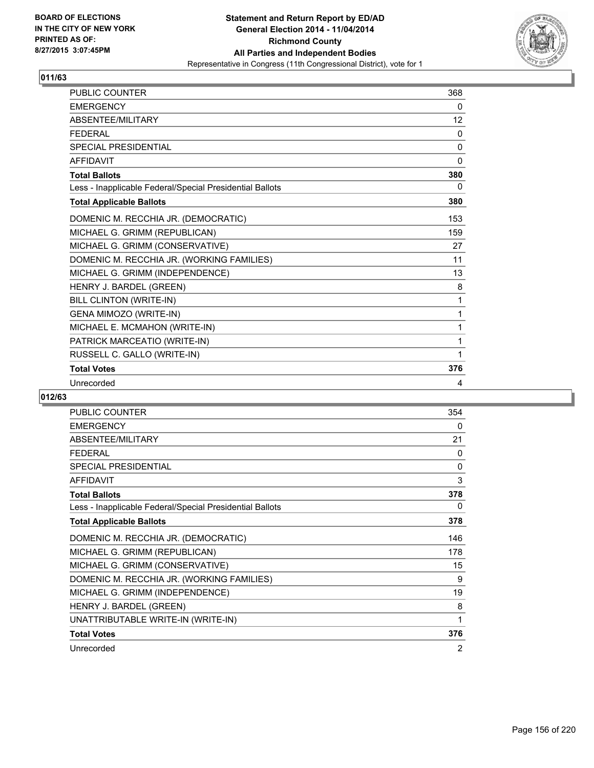BOARD OF ELECTIONS
IN THE CITY OF NEW YORK
PRINTED AS OF:
8/27/2015 3:07:45PM

**Statement and Return Report by ED/AD**
**General Election 2014 - 11/04/2014**
**Richmond County**
**All Parties and Independent Bodies**
Representative in Congress (11th Congressional District), vote for 1

## 011/63

| | |
|---|---|
| PUBLIC COUNTER | 368 |
| EMERGENCY | 0 |
| ABSENTEE/MILITARY | 12 |
| FEDERAL | 0 |
| SPECIAL PRESIDENTIAL | 0 |
| AFFIDAVIT | 0 |
| **Total Ballots** | **380** |
| Less - Inapplicable Federal/Special Presidential Ballots | 0 |
| **Total Applicable Ballots** | **380** |
| DOMENIC M. RECCHIA JR. (DEMOCRATIC) | 153 |
| MICHAEL G. GRIMM (REPUBLICAN) | 159 |
| MICHAEL G. GRIMM (CONSERVATIVE) | 27 |
| DOMENIC M. RECCHIA JR. (WORKING FAMILIES) | 11 |
| MICHAEL G. GRIMM (INDEPENDENCE) | 13 |
| HENRY J. BARDEL (GREEN) | 8 |
| BILL CLINTON (WRITE-IN) | 1 |
| GENA MIMOZO (WRITE-IN) | 1 |
| MICHAEL E. MCMAHON (WRITE-IN) | 1 |
| PATRICK MARCEATIO (WRITE-IN) | 1 |
| RUSSELL C. GALLO (WRITE-IN) | 1 |
| **Total Votes** | **376** |
| Unrecorded | 4 |

## 012/63

| | |
|---|---|
| PUBLIC COUNTER | 354 |
| EMERGENCY | 0 |
| ABSENTEE/MILITARY | 21 |
| FEDERAL | 0 |
| SPECIAL PRESIDENTIAL | 0 |
| AFFIDAVIT | 3 |
| **Total Ballots** | **378** |
| Less - Inapplicable Federal/Special Presidential Ballots | 0 |
| **Total Applicable Ballots** | **378** |
| DOMENIC M. RECCHIA JR. (DEMOCRATIC) | 146 |
| MICHAEL G. GRIMM (REPUBLICAN) | 178 |
| MICHAEL G. GRIMM (CONSERVATIVE) | 15 |
| DOMENIC M. RECCHIA JR. (WORKING FAMILIES) | 9 |
| MICHAEL G. GRIMM (INDEPENDENCE) | 19 |
| HENRY J. BARDEL (GREEN) | 8 |
| UNATTRIBUTABLE WRITE-IN (WRITE-IN) | 1 |
| **Total Votes** | **376** |
| Unrecorded | 2 |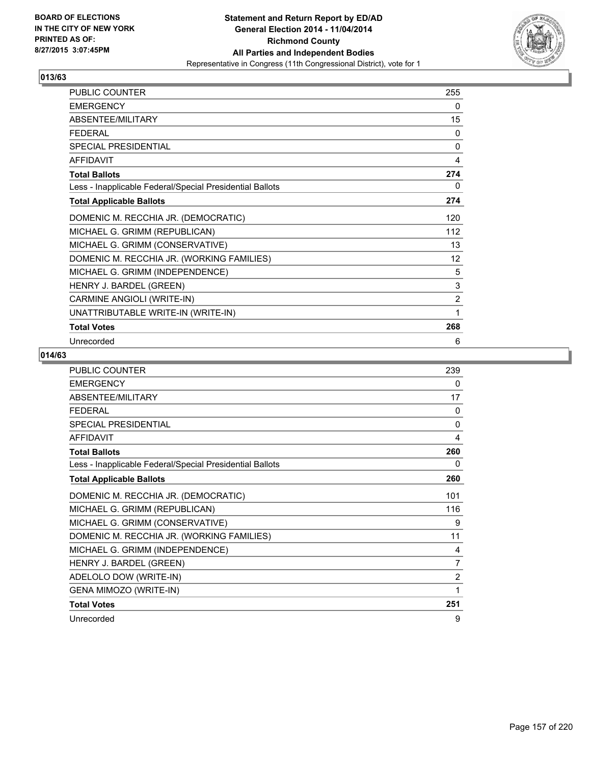**BOARD OF ELECTIONS IN THE CITY OF NEW YORK PRINTED AS OF: 8/27/2015 3:07:45PM**

**Statement and Return Report by ED/AD General Election 2014 - 11/04/2014 Richmond County All Parties and Independent Bodies**
Representative in Congress (11th Congressional District), vote for 1

## 013/63

| | |
|---|---|
| PUBLIC COUNTER | 255 |
| EMERGENCY | 0 |
| ABSENTEE/MILITARY | 15 |
| FEDERAL | 0 |
| SPECIAL PRESIDENTIAL | 0 |
| AFFIDAVIT | 4 |
| **Total Ballots** | **274** |
| Less - Inapplicable Federal/Special Presidential Ballots | 0 |
| **Total Applicable Ballots** | **274** |
| DOMENIC M. RECCHIA JR. (DEMOCRATIC) | 120 |
| MICHAEL G. GRIMM (REPUBLICAN) | 112 |
| MICHAEL G. GRIMM (CONSERVATIVE) | 13 |
| DOMENIC M. RECCHIA JR. (WORKING FAMILIES) | 12 |
| MICHAEL G. GRIMM (INDEPENDENCE) | 5 |
| HENRY J. BARDEL (GREEN) | 3 |
| CARMINE ANGIOLI (WRITE-IN) | 2 |
| UNATTRIBUTABLE WRITE-IN (WRITE-IN) | 1 |
| **Total Votes** | **268** |
| Unrecorded | 6 |

## 014/63

| | |
|---|---|
| PUBLIC COUNTER | 239 |
| EMERGENCY | 0 |
| ABSENTEE/MILITARY | 17 |
| FEDERAL | 0 |
| SPECIAL PRESIDENTIAL | 0 |
| AFFIDAVIT | 4 |
| **Total Ballots** | **260** |
| Less - Inapplicable Federal/Special Presidential Ballots | 0 |
| **Total Applicable Ballots** | **260** |
| DOMENIC M. RECCHIA JR. (DEMOCRATIC) | 101 |
| MICHAEL G. GRIMM (REPUBLICAN) | 116 |
| MICHAEL G. GRIMM (CONSERVATIVE) | 9 |
| DOMENIC M. RECCHIA JR. (WORKING FAMILIES) | 11 |
| MICHAEL G. GRIMM (INDEPENDENCE) | 4 |
| HENRY J. BARDEL (GREEN) | 7 |
| ADELOLO DOW (WRITE-IN) | 2 |
| GENA MIMOZO (WRITE-IN) | 1 |
| **Total Votes** | **251** |
| Unrecorded | 9 |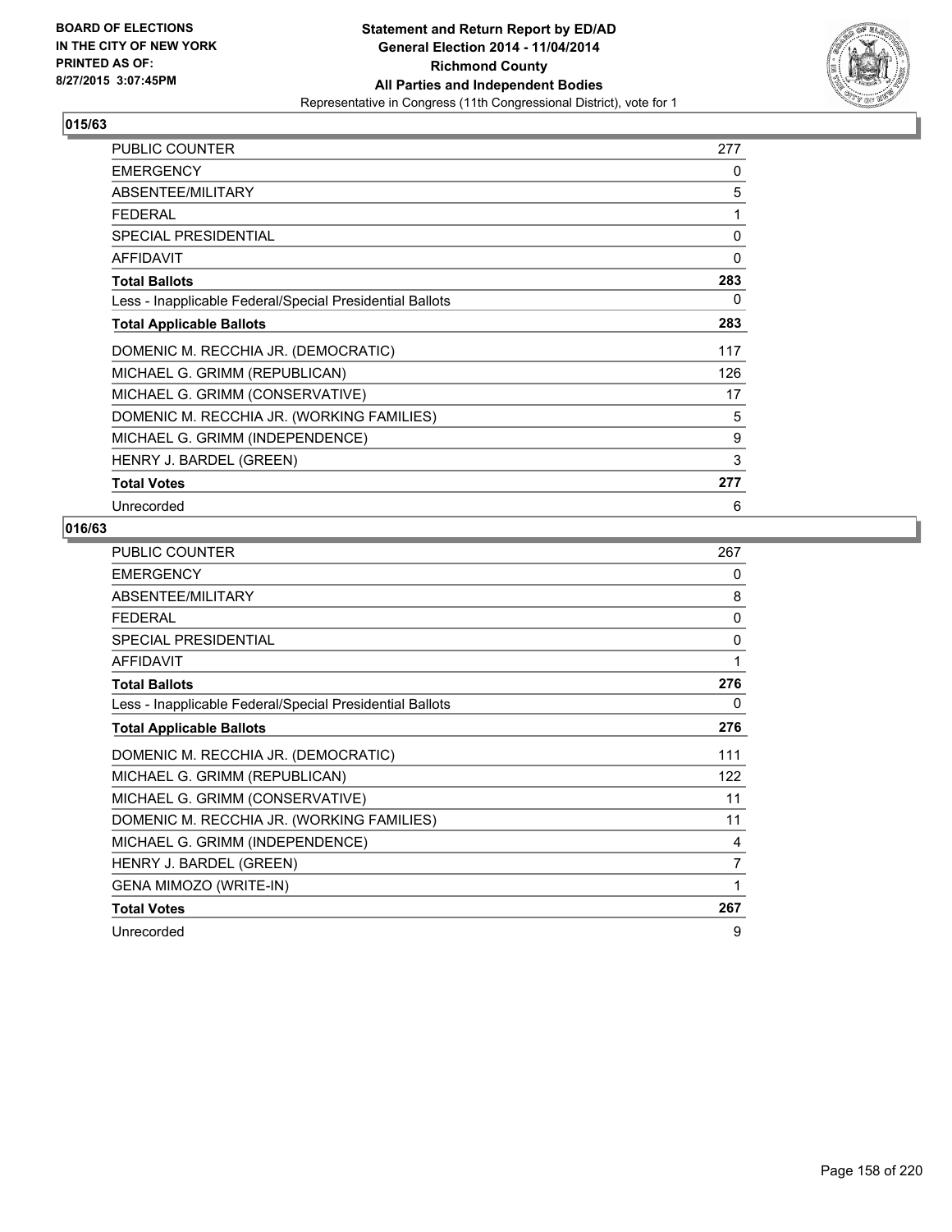BOARD OF ELECTIONS
IN THE CITY OF NEW YORK
PRINTED AS OF:
8/27/2015 3:07:45PM

**Statement and Return Report by ED/AD**
**General Election 2014 - 11/04/2014**
**Richmond County**
**All Parties and Independent Bodies**
Representative in Congress (11th Congressional District), vote for 1

## 015/63

| | |
|---|---|
| PUBLIC COUNTER | 277 |
| EMERGENCY | 0 |
| ABSENTEE/MILITARY | 5 |
| FEDERAL | 1 |
| SPECIAL PRESIDENTIAL | 0 |
| AFFIDAVIT | 0 |
| **Total Ballots** | **283** |
| Less - Inapplicable Federal/Special Presidential Ballots | 0 |
| **Total Applicable Ballots** | **283** |
| DOMENIC M. RECCHIA JR. (DEMOCRATIC) | 117 |
| MICHAEL G. GRIMM (REPUBLICAN) | 126 |
| MICHAEL G. GRIMM (CONSERVATIVE) | 17 |
| DOMENIC M. RECCHIA JR. (WORKING FAMILIES) | 5 |
| MICHAEL G. GRIMM (INDEPENDENCE) | 9 |
| HENRY J. BARDEL (GREEN) | 3 |
| **Total Votes** | **277** |
| Unrecorded | 6 |

## 016/63

| | |
|---|---|
| PUBLIC COUNTER | 267 |
| EMERGENCY | 0 |
| ABSENTEE/MILITARY | 8 |
| FEDERAL | 0 |
| SPECIAL PRESIDENTIAL | 0 |
| AFFIDAVIT | 1 |
| **Total Ballots** | **276** |
| Less - Inapplicable Federal/Special Presidential Ballots | 0 |
| **Total Applicable Ballots** | **276** |
| DOMENIC M. RECCHIA JR. (DEMOCRATIC) | 111 |
| MICHAEL G. GRIMM (REPUBLICAN) | 122 |
| MICHAEL G. GRIMM (CONSERVATIVE) | 11 |
| DOMENIC M. RECCHIA JR. (WORKING FAMILIES) | 11 |
| MICHAEL G. GRIMM (INDEPENDENCE) | 4 |
| HENRY J. BARDEL (GREEN) | 7 |
| GENA MIMOZO (WRITE-IN) | 1 |
| **Total Votes** | **267** |
| Unrecorded | 9 |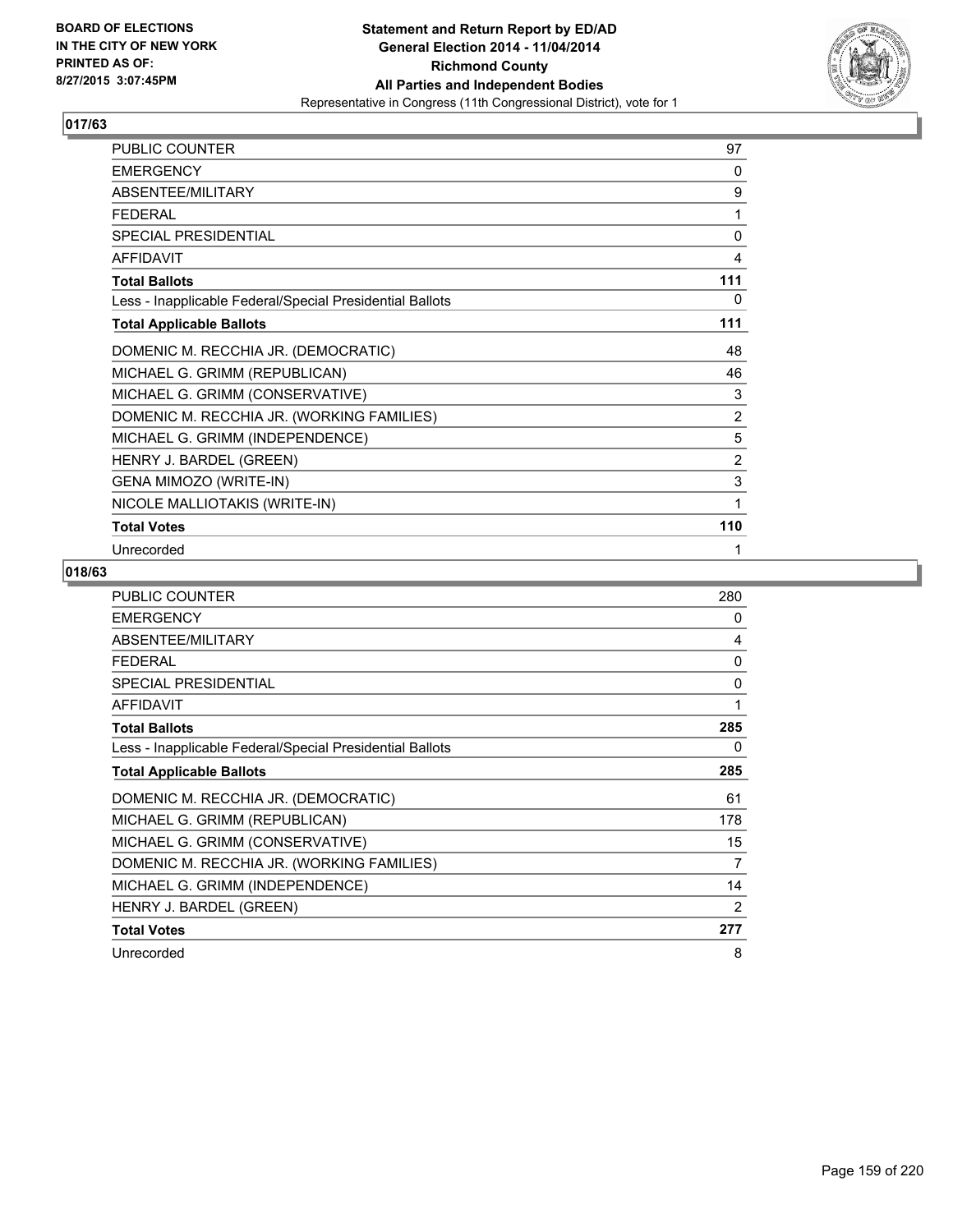BOARD OF ELECTIONS
IN THE CITY OF NEW YORK
PRINTED AS OF:
8/27/2015 3:07:45PM

**Statement and Return Report by ED/AD**
**General Election 2014 - 11/04/2014**
**Richmond County**
**All Parties and Independent Bodies**
Representative in Congress (11th Congressional District), vote for 1

### 017/63

| | |
|---|---|
| PUBLIC COUNTER | 97 |
| EMERGENCY | 0 |
| ABSENTEE/MILITARY | 9 |
| FEDERAL | 1 |
| SPECIAL PRESIDENTIAL | 0 |
| AFFIDAVIT | 4 |
| **Total Ballots** | **111** |
| Less - Inapplicable Federal/Special Presidential Ballots | 0 |
| **Total Applicable Ballots** | **111** |
| DOMENIC M. RECCHIA JR. (DEMOCRATIC) | 48 |
| MICHAEL G. GRIMM (REPUBLICAN) | 46 |
| MICHAEL G. GRIMM (CONSERVATIVE) | 3 |
| DOMENIC M. RECCHIA JR. (WORKING FAMILIES) | 2 |
| MICHAEL G. GRIMM (INDEPENDENCE) | 5 |
| HENRY J. BARDEL (GREEN) | 2 |
| GENA MIMOZO (WRITE-IN) | 3 |
| NICOLE MALLIOTAKIS (WRITE-IN) | 1 |
| **Total Votes** | **110** |
| Unrecorded | 1 |

### 018/63

| | |
|---|---|
| PUBLIC COUNTER | 280 |
| EMERGENCY | 0 |
| ABSENTEE/MILITARY | 4 |
| FEDERAL | 0 |
| SPECIAL PRESIDENTIAL | 0 |
| AFFIDAVIT | 1 |
| **Total Ballots** | **285** |
| Less - Inapplicable Federal/Special Presidential Ballots | 0 |
| **Total Applicable Ballots** | **285** |
| DOMENIC M. RECCHIA JR. (DEMOCRATIC) | 61 |
| MICHAEL G. GRIMM (REPUBLICAN) | 178 |
| MICHAEL G. GRIMM (CONSERVATIVE) | 15 |
| DOMENIC M. RECCHIA JR. (WORKING FAMILIES) | 7 |
| MICHAEL G. GRIMM (INDEPENDENCE) | 14 |
| HENRY J. BARDEL (GREEN) | 2 |
| **Total Votes** | **277** |
| Unrecorded | 8 |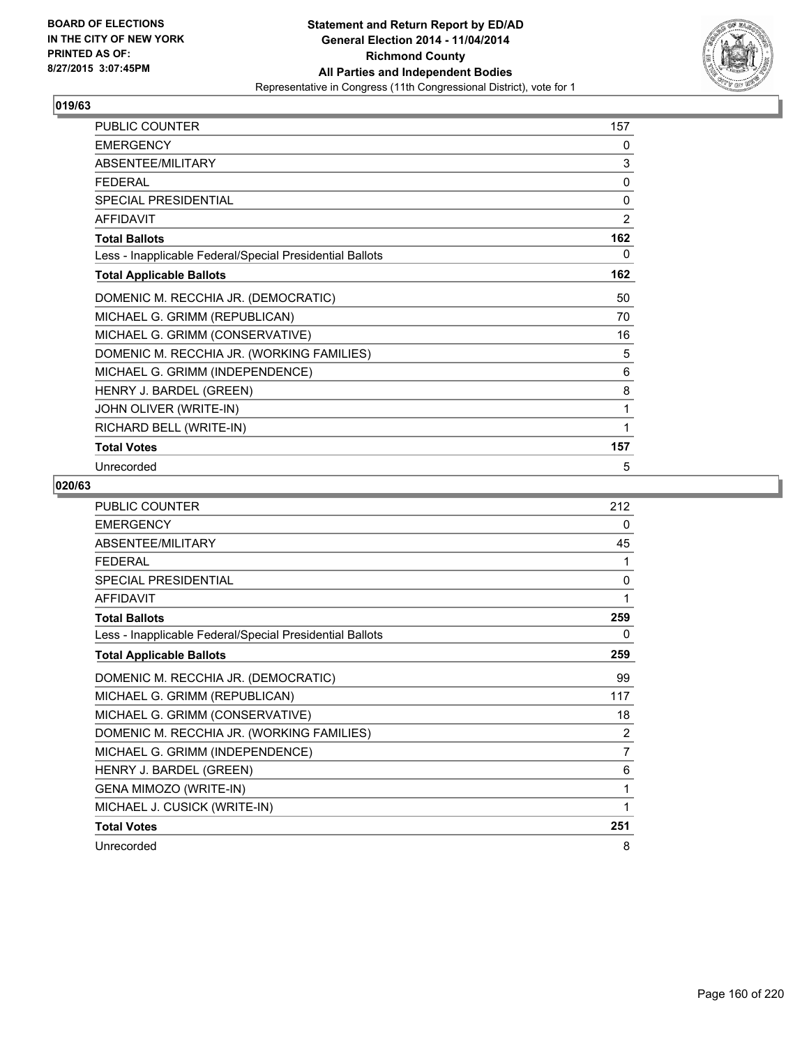## 019/63

| | |
|---|---|
| PUBLIC COUNTER | 157 |
| EMERGENCY | 0 |
| ABSENTEE/MILITARY | 3 |
| FEDERAL | 0 |
| SPECIAL PRESIDENTIAL | 0 |
| AFFIDAVIT | 2 |
| **Total Ballots** | **162** |
| Less - Inapplicable Federal/Special Presidential Ballots | 0 |
| **Total Applicable Ballots** | **162** |
| DOMENIC M. RECCHIA JR. (DEMOCRATIC) | 50 |
| MICHAEL G. GRIMM (REPUBLICAN) | 70 |
| MICHAEL G. GRIMM (CONSERVATIVE) | 16 |
| DOMENIC M. RECCHIA JR. (WORKING FAMILIES) | 5 |
| MICHAEL G. GRIMM (INDEPENDENCE) | 6 |
| HENRY J. BARDEL (GREEN) | 8 |
| JOHN OLIVER (WRITE-IN) | 1 |
| RICHARD BELL (WRITE-IN) | 1 |
| **Total Votes** | **157** |
| Unrecorded | 5 |

## 020/63

| | |
|---|---|
| PUBLIC COUNTER | 212 |
| EMERGENCY | 0 |
| ABSENTEE/MILITARY | 45 |
| FEDERAL | 1 |
| SPECIAL PRESIDENTIAL | 0 |
| AFFIDAVIT | 1 |
| **Total Ballots** | **259** |
| Less - Inapplicable Federal/Special Presidential Ballots | 0 |
| **Total Applicable Ballots** | **259** |
| DOMENIC M. RECCHIA JR. (DEMOCRATIC) | 99 |
| MICHAEL G. GRIMM (REPUBLICAN) | 117 |
| MICHAEL G. GRIMM (CONSERVATIVE) | 18 |
| DOMENIC M. RECCHIA JR. (WORKING FAMILIES) | 2 |
| MICHAEL G. GRIMM (INDEPENDENCE) | 7 |
| HENRY J. BARDEL (GREEN) | 6 |
| GENA MIMOZO (WRITE-IN) | 1 |
| MICHAEL J. CUSICK (WRITE-IN) | 1 |
| **Total Votes** | **251** |
| Unrecorded | 8 |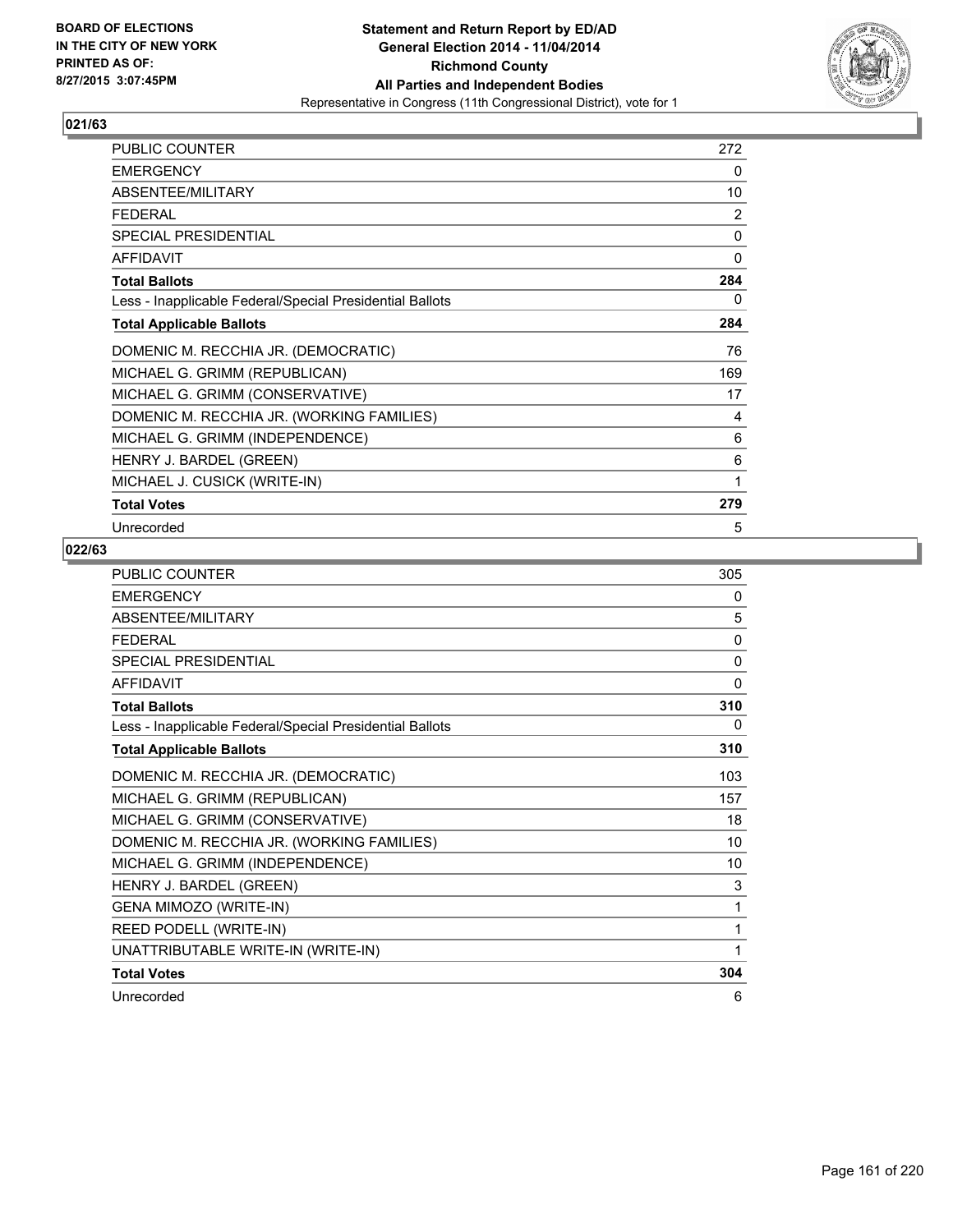**Statement and Return Report by ED/AD**
**General Election 2014 - 11/04/2014**
**Richmond County**
**All Parties and Independent Bodies**
Representative in Congress (11th Congressional District), vote for 1

BOARD OF ELECTIONS
IN THE CITY OF NEW YORK
PRINTED AS OF:
8/27/2015 3:07:45PM

## 021/63

| | |
|---|---|
| PUBLIC COUNTER | 272 |
| EMERGENCY | 0 |
| ABSENTEE/MILITARY | 10 |
| FEDERAL | 2 |
| SPECIAL PRESIDENTIAL | 0 |
| AFFIDAVIT | 0 |
| **Total Ballots** | **284** |
| Less - Inapplicable Federal/Special Presidential Ballots | 0 |
| **Total Applicable Ballots** | **284** |
| DOMENIC M. RECCHIA JR. (DEMOCRATIC) | 76 |
| MICHAEL G. GRIMM (REPUBLICAN) | 169 |
| MICHAEL G. GRIMM (CONSERVATIVE) | 17 |
| DOMENIC M. RECCHIA JR. (WORKING FAMILIES) | 4 |
| MICHAEL G. GRIMM (INDEPENDENCE) | 6 |
| HENRY J. BARDEL (GREEN) | 6 |
| MICHAEL J. CUSICK (WRITE-IN) | 1 |
| **Total Votes** | **279** |
| Unrecorded | 5 |

## 022/63

| | |
|---|---|
| PUBLIC COUNTER | 305 |
| EMERGENCY | 0 |
| ABSENTEE/MILITARY | 5 |
| FEDERAL | 0 |
| SPECIAL PRESIDENTIAL | 0 |
| AFFIDAVIT | 0 |
| **Total Ballots** | **310** |
| Less - Inapplicable Federal/Special Presidential Ballots | 0 |
| **Total Applicable Ballots** | **310** |
| DOMENIC M. RECCHIA JR. (DEMOCRATIC) | 103 |
| MICHAEL G. GRIMM (REPUBLICAN) | 157 |
| MICHAEL G. GRIMM (CONSERVATIVE) | 18 |
| DOMENIC M. RECCHIA JR. (WORKING FAMILIES) | 10 |
| MICHAEL G. GRIMM (INDEPENDENCE) | 10 |
| HENRY J. BARDEL (GREEN) | 3 |
| GENA MIMOZO (WRITE-IN) | 1 |
| REED PODELL (WRITE-IN) | 1 |
| UNATTRIBUTABLE WRITE-IN (WRITE-IN) | 1 |
| **Total Votes** | **304** |
| Unrecorded | 6 |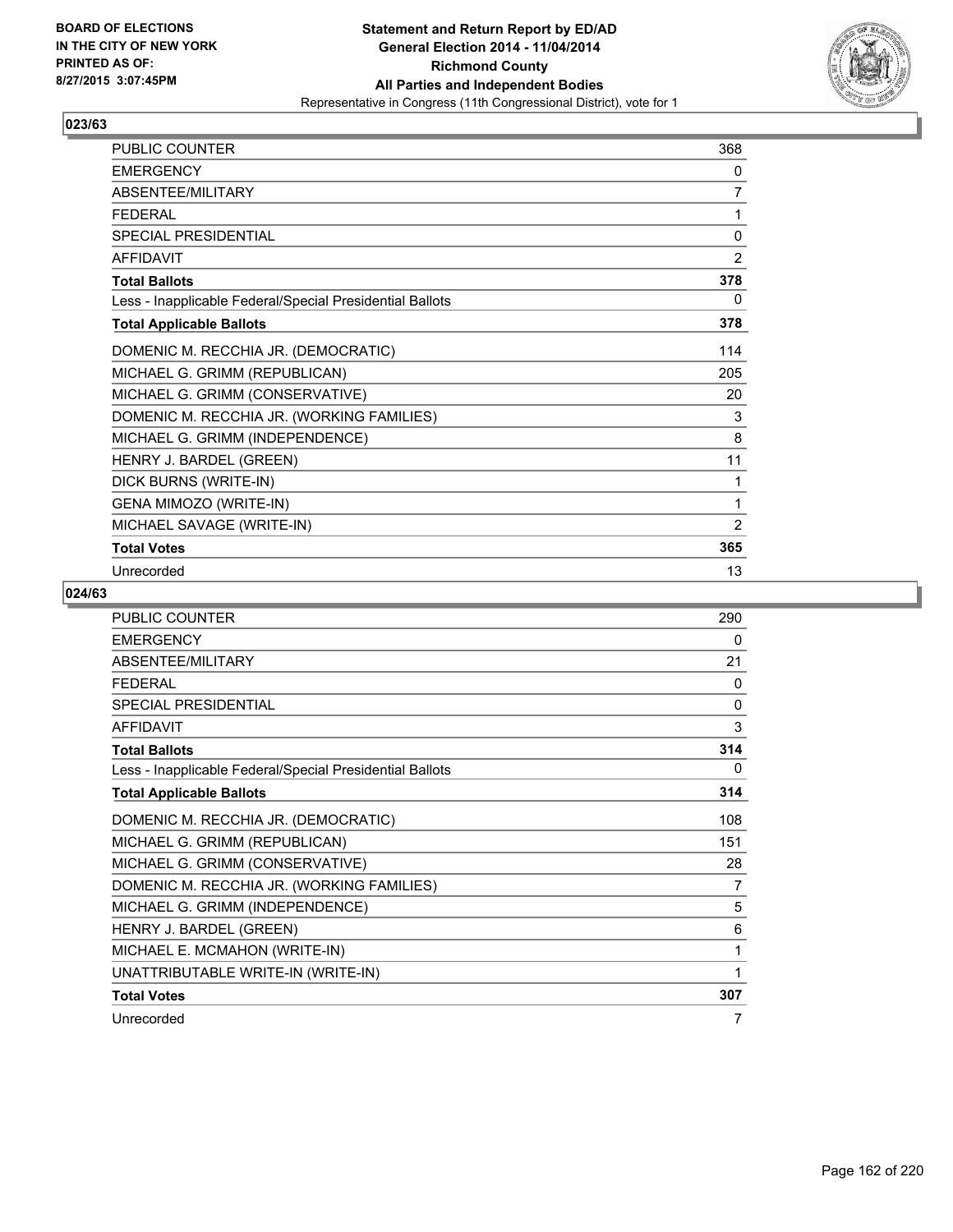**BOARD OF ELECTIONS IN THE CITY OF NEW YORK PRINTED AS OF: 8/27/2015 3:07:45PM**

**Statement and Return Report by ED/AD General Election 2014 - 11/04/2014 Richmond County All Parties and Independent Bodies**

Representative in Congress (11th Congressional District), vote for 1

### 023/63

| | |
|---|---|
| PUBLIC COUNTER | 368 |
| EMERGENCY | 0 |
| ABSENTEE/MILITARY | 7 |
| FEDERAL | 1 |
| SPECIAL PRESIDENTIAL | 0 |
| AFFIDAVIT | 2 |
| **Total Ballots** | **378** |
| Less - Inapplicable Federal/Special Presidential Ballots | 0 |
| **Total Applicable Ballots** | **378** |
| DOMENIC M. RECCHIA JR. (DEMOCRATIC) | 114 |
| MICHAEL G. GRIMM (REPUBLICAN) | 205 |
| MICHAEL G. GRIMM (CONSERVATIVE) | 20 |
| DOMENIC M. RECCHIA JR. (WORKING FAMILIES) | 3 |
| MICHAEL G. GRIMM (INDEPENDENCE) | 8 |
| HENRY J. BARDEL (GREEN) | 11 |
| DICK BURNS (WRITE-IN) | 1 |
| GENA MIMOZO (WRITE-IN) | 1 |
| MICHAEL SAVAGE (WRITE-IN) | 2 |
| **Total Votes** | **365** |
| Unrecorded | 13 |

### 024/63

| | |
|---|---|
| PUBLIC COUNTER | 290 |
| EMERGENCY | 0 |
| ABSENTEE/MILITARY | 21 |
| FEDERAL | 0 |
| SPECIAL PRESIDENTIAL | 0 |
| AFFIDAVIT | 3 |
| **Total Ballots** | **314** |
| Less - Inapplicable Federal/Special Presidential Ballots | 0 |
| **Total Applicable Ballots** | **314** |
| DOMENIC M. RECCHIA JR. (DEMOCRATIC) | 108 |
| MICHAEL G. GRIMM (REPUBLICAN) | 151 |
| MICHAEL G. GRIMM (CONSERVATIVE) | 28 |
| DOMENIC M. RECCHIA JR. (WORKING FAMILIES) | 7 |
| MICHAEL G. GRIMM (INDEPENDENCE) | 5 |
| HENRY J. BARDEL (GREEN) | 6 |
| MICHAEL E. MCMAHON (WRITE-IN) | 1 |
| UNATTRIBUTABLE WRITE-IN (WRITE-IN) | 1 |
| **Total Votes** | **307** |
| Unrecorded | 7 |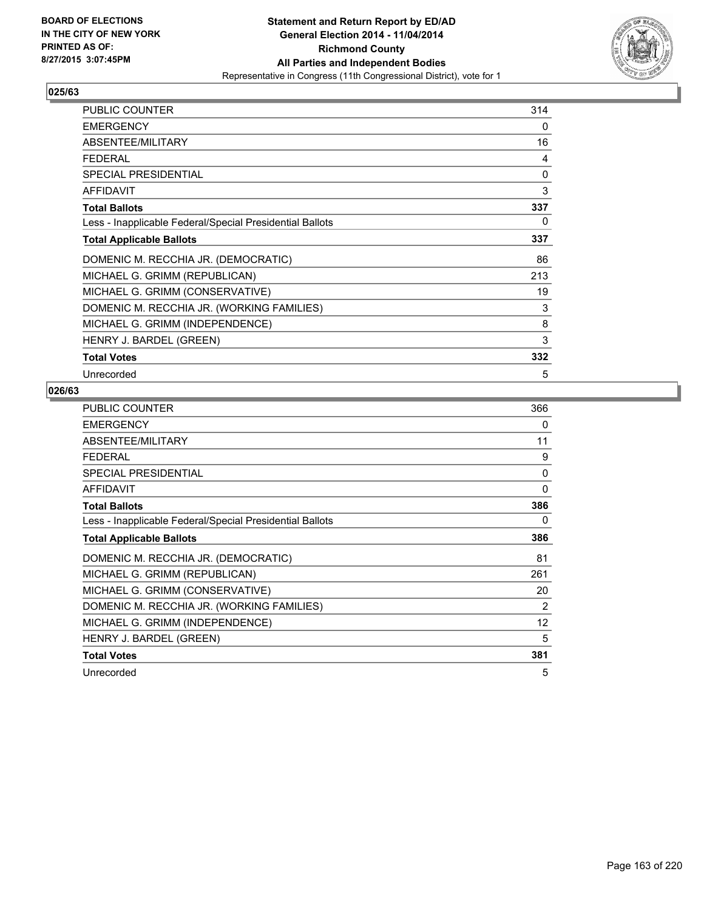BOARD OF ELECTIONS
IN THE CITY OF NEW YORK
PRINTED AS OF:
8/27/2015 3:07:45PM

**Statement and Return Report by ED/AD**
**General Election 2014 - 11/04/2014**
**Richmond County**
**All Parties and Independent Bodies**
Representative in Congress (11th Congressional District), vote for 1

### 025/63

| | |
|---|---|
| PUBLIC COUNTER | 314 |
| EMERGENCY | 0 |
| ABSENTEE/MILITARY | 16 |
| FEDERAL | 4 |
| SPECIAL PRESIDENTIAL | 0 |
| AFFIDAVIT | 3 |
| **Total Ballots** | **337** |
| Less - Inapplicable Federal/Special Presidential Ballots | 0 |
| **Total Applicable Ballots** | **337** |
| DOMENIC M. RECCHIA JR. (DEMOCRATIC) | 86 |
| MICHAEL G. GRIMM (REPUBLICAN) | 213 |
| MICHAEL G. GRIMM (CONSERVATIVE) | 19 |
| DOMENIC M. RECCHIA JR. (WORKING FAMILIES) | 3 |
| MICHAEL G. GRIMM (INDEPENDENCE) | 8 |
| HENRY J. BARDEL (GREEN) | 3 |
| **Total Votes** | **332** |
| Unrecorded | 5 |

### 026/63

| | |
|---|---|
| PUBLIC COUNTER | 366 |
| EMERGENCY | 0 |
| ABSENTEE/MILITARY | 11 |
| FEDERAL | 9 |
| SPECIAL PRESIDENTIAL | 0 |
| AFFIDAVIT | 0 |
| **Total Ballots** | **386** |
| Less - Inapplicable Federal/Special Presidential Ballots | 0 |
| **Total Applicable Ballots** | **386** |
| DOMENIC M. RECCHIA JR. (DEMOCRATIC) | 81 |
| MICHAEL G. GRIMM (REPUBLICAN) | 261 |
| MICHAEL G. GRIMM (CONSERVATIVE) | 20 |
| DOMENIC M. RECCHIA JR. (WORKING FAMILIES) | 2 |
| MICHAEL G. GRIMM (INDEPENDENCE) | 12 |
| HENRY J. BARDEL (GREEN) | 5 |
| **Total Votes** | **381** |
| Unrecorded | 5 |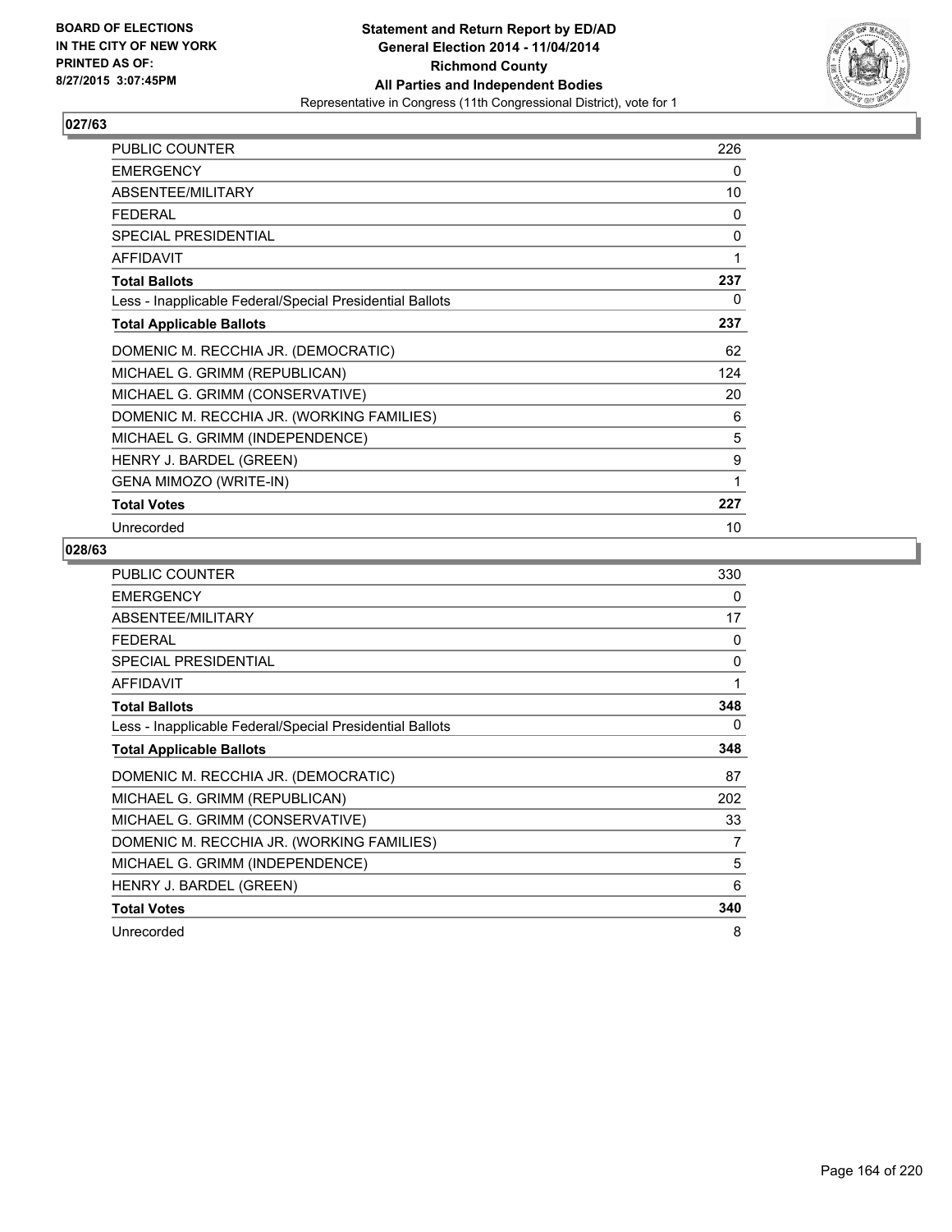BOARD OF ELECTIONS
IN THE CITY OF NEW YORK
PRINTED AS OF:
8/27/2015 3:07:45PM

**Statement and Return Report by ED/AD**
**General Election 2014 - 11/04/2014**
**Richmond County**
**All Parties and Independent Bodies**
Representative in Congress (11th Congressional District), vote for 1

## 027/63

| | |
|---|---|
| PUBLIC COUNTER | 226 |
| EMERGENCY | 0 |
| ABSENTEE/MILITARY | 10 |
| FEDERAL | 0 |
| SPECIAL PRESIDENTIAL | 0 |
| AFFIDAVIT | 1 |
| **Total Ballots** | **237** |
| Less - Inapplicable Federal/Special Presidential Ballots | 0 |
| **Total Applicable Ballots** | **237** |
| DOMENIC M. RECCHIA JR. (DEMOCRATIC) | 62 |
| MICHAEL G. GRIMM (REPUBLICAN) | 124 |
| MICHAEL G. GRIMM (CONSERVATIVE) | 20 |
| DOMENIC M. RECCHIA JR. (WORKING FAMILIES) | 6 |
| MICHAEL G. GRIMM (INDEPENDENCE) | 5 |
| HENRY J. BARDEL (GREEN) | 9 |
| GENA MIMOZO (WRITE-IN) | 1 |
| **Total Votes** | **227** |
| Unrecorded | 10 |

## 028/63

| | |
|---|---|
| PUBLIC COUNTER | 330 |
| EMERGENCY | 0 |
| ABSENTEE/MILITARY | 17 |
| FEDERAL | 0 |
| SPECIAL PRESIDENTIAL | 0 |
| AFFIDAVIT | 1 |
| **Total Ballots** | **348** |
| Less - Inapplicable Federal/Special Presidential Ballots | 0 |
| **Total Applicable Ballots** | **348** |
| DOMENIC M. RECCHIA JR. (DEMOCRATIC) | 87 |
| MICHAEL G. GRIMM (REPUBLICAN) | 202 |
| MICHAEL G. GRIMM (CONSERVATIVE) | 33 |
| DOMENIC M. RECCHIA JR. (WORKING FAMILIES) | 7 |
| MICHAEL G. GRIMM (INDEPENDENCE) | 5 |
| HENRY J. BARDEL (GREEN) | 6 |
| **Total Votes** | **340** |
| Unrecorded | 8 |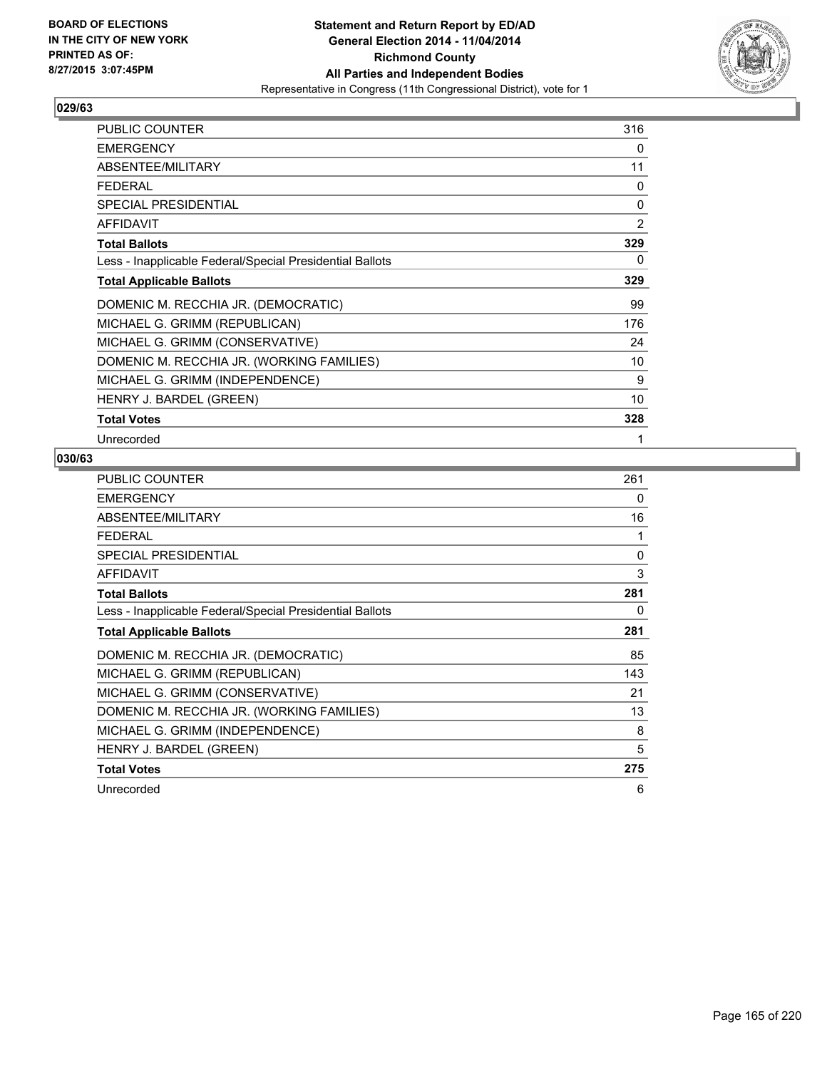BOARD OF ELECTIONS
IN THE CITY OF NEW YORK
PRINTED AS OF:
8/27/2015 3:07:45PM

**Statement and Return Report by ED/AD**
**General Election 2014 - 11/04/2014**
**Richmond County**
**All Parties and Independent Bodies**
Representative in Congress (11th Congressional District), vote for 1

### 029/63

| | |
|---|---|
| PUBLIC COUNTER | 316 |
| EMERGENCY | 0 |
| ABSENTEE/MILITARY | 11 |
| FEDERAL | 0 |
| SPECIAL PRESIDENTIAL | 0 |
| AFFIDAVIT | 2 |
| **Total Ballots** | **329** |
| Less - Inapplicable Federal/Special Presidential Ballots | 0 |
| **Total Applicable Ballots** | **329** |
| DOMENIC M. RECCHIA JR. (DEMOCRATIC) | 99 |
| MICHAEL G. GRIMM (REPUBLICAN) | 176 |
| MICHAEL G. GRIMM (CONSERVATIVE) | 24 |
| DOMENIC M. RECCHIA JR. (WORKING FAMILIES) | 10 |
| MICHAEL G. GRIMM (INDEPENDENCE) | 9 |
| HENRY J. BARDEL (GREEN) | 10 |
| **Total Votes** | **328** |
| Unrecorded | 1 |

### 030/63

| | |
|---|---|
| PUBLIC COUNTER | 261 |
| EMERGENCY | 0 |
| ABSENTEE/MILITARY | 16 |
| FEDERAL | 1 |
| SPECIAL PRESIDENTIAL | 0 |
| AFFIDAVIT | 3 |
| **Total Ballots** | **281** |
| Less - Inapplicable Federal/Special Presidential Ballots | 0 |
| **Total Applicable Ballots** | **281** |
| DOMENIC M. RECCHIA JR. (DEMOCRATIC) | 85 |
| MICHAEL G. GRIMM (REPUBLICAN) | 143 |
| MICHAEL G. GRIMM (CONSERVATIVE) | 21 |
| DOMENIC M. RECCHIA JR. (WORKING FAMILIES) | 13 |
| MICHAEL G. GRIMM (INDEPENDENCE) | 8 |
| HENRY J. BARDEL (GREEN) | 5 |
| **Total Votes** | **275** |
| Unrecorded | 6 |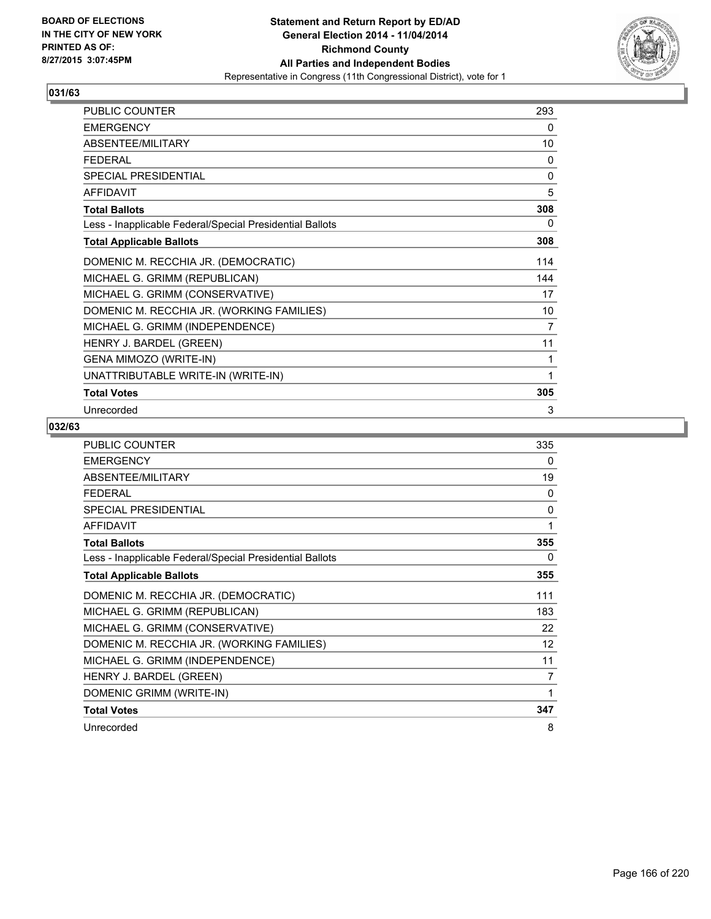BOARD OF ELECTIONS
IN THE CITY OF NEW YORK
PRINTED AS OF:
8/27/2015 3:07:45PM

**Statement and Return Report by ED/AD**
**General Election 2014 - 11/04/2014**
**Richmond County**
**All Parties and Independent Bodies**
Representative in Congress (11th Congressional District), vote for 1

### 031/63

| | |
|---|---|
| PUBLIC COUNTER | 293 |
| EMERGENCY | 0 |
| ABSENTEE/MILITARY | 10 |
| FEDERAL | 0 |
| SPECIAL PRESIDENTIAL | 0 |
| AFFIDAVIT | 5 |
| **Total Ballots** | **308** |
| Less - Inapplicable Federal/Special Presidential Ballots | 0 |
| **Total Applicable Ballots** | **308** |
| DOMENIC M. RECCHIA JR. (DEMOCRATIC) | 114 |
| MICHAEL G. GRIMM (REPUBLICAN) | 144 |
| MICHAEL G. GRIMM (CONSERVATIVE) | 17 |
| DOMENIC M. RECCHIA JR. (WORKING FAMILIES) | 10 |
| MICHAEL G. GRIMM (INDEPENDENCE) | 7 |
| HENRY J. BARDEL (GREEN) | 11 |
| GENA MIMOZO (WRITE-IN) | 1 |
| UNATTRIBUTABLE WRITE-IN (WRITE-IN) | 1 |
| **Total Votes** | **305** |
| Unrecorded | 3 |

### 032/63

| | |
|---|---|
| PUBLIC COUNTER | 335 |
| EMERGENCY | 0 |
| ABSENTEE/MILITARY | 19 |
| FEDERAL | 0 |
| SPECIAL PRESIDENTIAL | 0 |
| AFFIDAVIT | 1 |
| **Total Ballots** | **355** |
| Less - Inapplicable Federal/Special Presidential Ballots | 0 |
| **Total Applicable Ballots** | **355** |
| DOMENIC M. RECCHIA JR. (DEMOCRATIC) | 111 |
| MICHAEL G. GRIMM (REPUBLICAN) | 183 |
| MICHAEL G. GRIMM (CONSERVATIVE) | 22 |
| DOMENIC M. RECCHIA JR. (WORKING FAMILIES) | 12 |
| MICHAEL G. GRIMM (INDEPENDENCE) | 11 |
| HENRY J. BARDEL (GREEN) | 7 |
| DOMENIC GRIMM (WRITE-IN) | 1 |
| **Total Votes** | **347** |
| Unrecorded | 8 |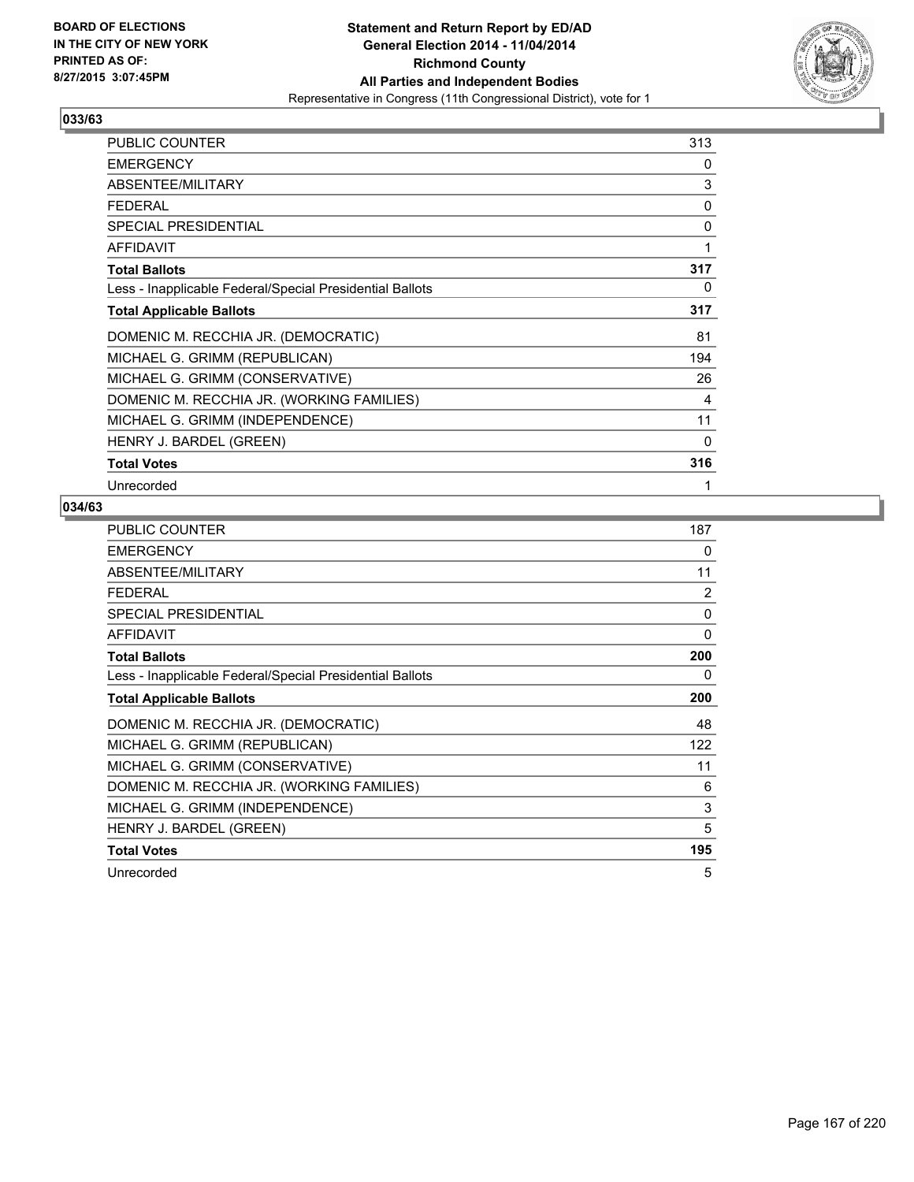BOARD OF ELECTIONS
IN THE CITY OF NEW YORK
PRINTED AS OF:
8/27/2015 3:07:45PM

**Statement and Return Report by ED/AD**
**General Election 2014 - 11/04/2014**
**Richmond County**
**All Parties and Independent Bodies**
Representative in Congress (11th Congressional District), vote for 1

## 033/63

| | |
|---|---|
| PUBLIC COUNTER | 313 |
| EMERGENCY | 0 |
| ABSENTEE/MILITARY | 3 |
| FEDERAL | 0 |
| SPECIAL PRESIDENTIAL | 0 |
| AFFIDAVIT | 1 |
| **Total Ballots** | **317** |
| Less - Inapplicable Federal/Special Presidential Ballots | 0 |
| **Total Applicable Ballots** | **317** |
| DOMENIC M. RECCHIA JR. (DEMOCRATIC) | 81 |
| MICHAEL G. GRIMM (REPUBLICAN) | 194 |
| MICHAEL G. GRIMM (CONSERVATIVE) | 26 |
| DOMENIC M. RECCHIA JR. (WORKING FAMILIES) | 4 |
| MICHAEL G. GRIMM (INDEPENDENCE) | 11 |
| HENRY J. BARDEL (GREEN) | 0 |
| **Total Votes** | **316** |
| Unrecorded | 1 |

## 034/63

| | |
|---|---|
| PUBLIC COUNTER | 187 |
| EMERGENCY | 0 |
| ABSENTEE/MILITARY | 11 |
| FEDERAL | 2 |
| SPECIAL PRESIDENTIAL | 0 |
| AFFIDAVIT | 0 |
| **Total Ballots** | **200** |
| Less - Inapplicable Federal/Special Presidential Ballots | 0 |
| **Total Applicable Ballots** | **200** |
| DOMENIC M. RECCHIA JR. (DEMOCRATIC) | 48 |
| MICHAEL G. GRIMM (REPUBLICAN) | 122 |
| MICHAEL G. GRIMM (CONSERVATIVE) | 11 |
| DOMENIC M. RECCHIA JR. (WORKING FAMILIES) | 6 |
| MICHAEL G. GRIMM (INDEPENDENCE) | 3 |
| HENRY J. BARDEL (GREEN) | 5 |
| **Total Votes** | **195** |
| Unrecorded | 5 |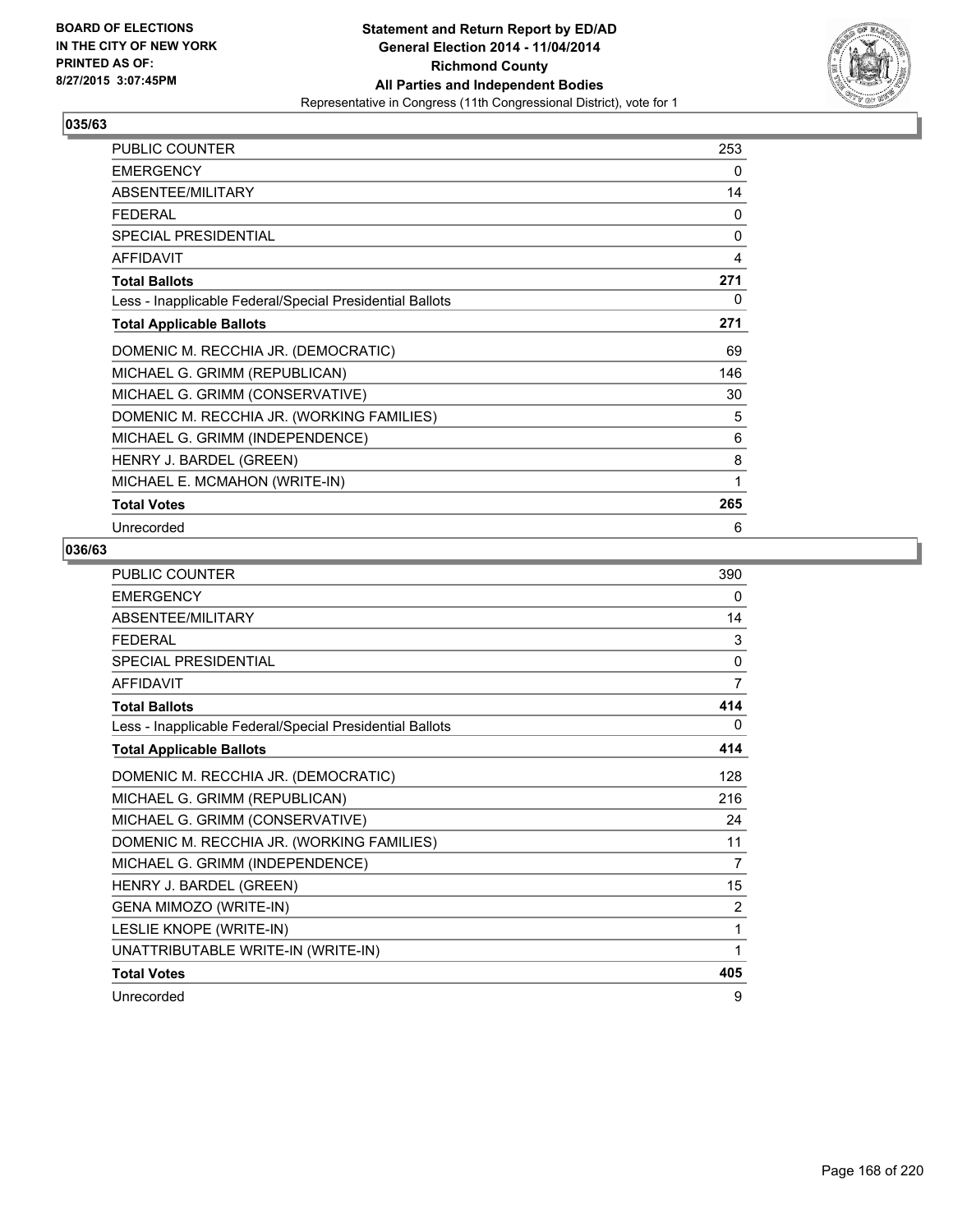**Statement and Return Report by ED/AD**
**General Election 2014 - 11/04/2014**
**Richmond County**
**All Parties and Independent Bodies**
Representative in Congress (11th Congressional District), vote for 1

BOARD OF ELECTIONS
IN THE CITY OF NEW YORK
PRINTED AS OF:
8/27/2015 3:07:45PM

## 035/63

| | |
|---|---|
| PUBLIC COUNTER | 253 |
| EMERGENCY | 0 |
| ABSENTEE/MILITARY | 14 |
| FEDERAL | 0 |
| SPECIAL PRESIDENTIAL | 0 |
| AFFIDAVIT | 4 |
| **Total Ballots** | **271** |
| Less - Inapplicable Federal/Special Presidential Ballots | 0 |
| **Total Applicable Ballots** | **271** |
| DOMENIC M. RECCHIA JR. (DEMOCRATIC) | 69 |
| MICHAEL G. GRIMM (REPUBLICAN) | 146 |
| MICHAEL G. GRIMM (CONSERVATIVE) | 30 |
| DOMENIC M. RECCHIA JR. (WORKING FAMILIES) | 5 |
| MICHAEL G. GRIMM (INDEPENDENCE) | 6 |
| HENRY J. BARDEL (GREEN) | 8 |
| MICHAEL E. MCMAHON (WRITE-IN) | 1 |
| **Total Votes** | **265** |
| Unrecorded | 6 |

## 036/63

| | |
|---|---|
| PUBLIC COUNTER | 390 |
| EMERGENCY | 0 |
| ABSENTEE/MILITARY | 14 |
| FEDERAL | 3 |
| SPECIAL PRESIDENTIAL | 0 |
| AFFIDAVIT | 7 |
| **Total Ballots** | **414** |
| Less - Inapplicable Federal/Special Presidential Ballots | 0 |
| **Total Applicable Ballots** | **414** |
| DOMENIC M. RECCHIA JR. (DEMOCRATIC) | 128 |
| MICHAEL G. GRIMM (REPUBLICAN) | 216 |
| MICHAEL G. GRIMM (CONSERVATIVE) | 24 |
| DOMENIC M. RECCHIA JR. (WORKING FAMILIES) | 11 |
| MICHAEL G. GRIMM (INDEPENDENCE) | 7 |
| HENRY J. BARDEL (GREEN) | 15 |
| GENA MIMOZO (WRITE-IN) | 2 |
| LESLIE KNOPE (WRITE-IN) | 1 |
| UNATTRIBUTABLE WRITE-IN (WRITE-IN) | 1 |
| **Total Votes** | **405** |
| Unrecorded | 9 |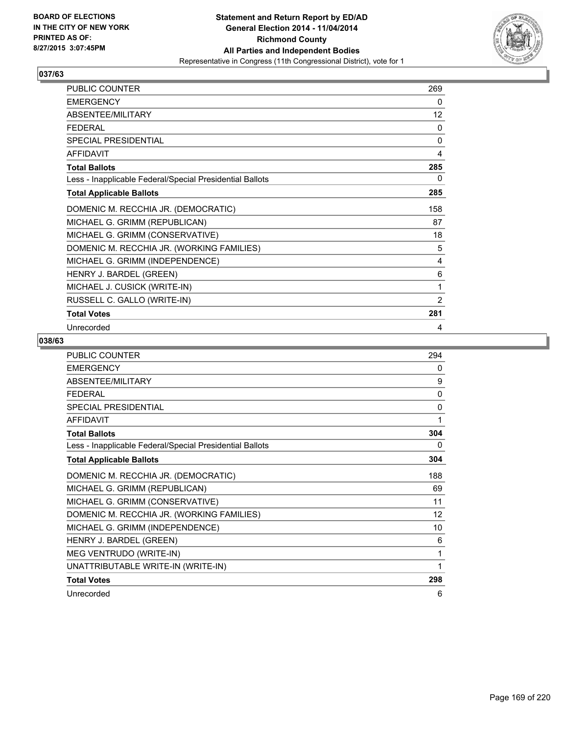BOARD OF ELECTIONS
IN THE CITY OF NEW YORK
PRINTED AS OF:
8/27/2015 3:07:45PM

**Statement and Return Report by ED/AD**
**General Election 2014 - 11/04/2014**
**Richmond County**
**All Parties and Independent Bodies**
Representative in Congress (11th Congressional District), vote for 1

### 037/63

| | |
|---|---|
| PUBLIC COUNTER | 269 |
| EMERGENCY | 0 |
| ABSENTEE/MILITARY | 12 |
| FEDERAL | 0 |
| SPECIAL PRESIDENTIAL | 0 |
| AFFIDAVIT | 4 |
| **Total Ballots** | **285** |
| Less - Inapplicable Federal/Special Presidential Ballots | 0 |
| **Total Applicable Ballots** | **285** |
| DOMENIC M. RECCHIA JR. (DEMOCRATIC) | 158 |
| MICHAEL G. GRIMM (REPUBLICAN) | 87 |
| MICHAEL G. GRIMM (CONSERVATIVE) | 18 |
| DOMENIC M. RECCHIA JR. (WORKING FAMILIES) | 5 |
| MICHAEL G. GRIMM (INDEPENDENCE) | 4 |
| HENRY J. BARDEL (GREEN) | 6 |
| MICHAEL J. CUSICK (WRITE-IN) | 1 |
| RUSSELL C. GALLO (WRITE-IN) | 2 |
| **Total Votes** | **281** |
| Unrecorded | 4 |

### 038/63

| | |
|---|---|
| PUBLIC COUNTER | 294 |
| EMERGENCY | 0 |
| ABSENTEE/MILITARY | 9 |
| FEDERAL | 0 |
| SPECIAL PRESIDENTIAL | 0 |
| AFFIDAVIT | 1 |
| **Total Ballots** | **304** |
| Less - Inapplicable Federal/Special Presidential Ballots | 0 |
| **Total Applicable Ballots** | **304** |
| DOMENIC M. RECCHIA JR. (DEMOCRATIC) | 188 |
| MICHAEL G. GRIMM (REPUBLICAN) | 69 |
| MICHAEL G. GRIMM (CONSERVATIVE) | 11 |
| DOMENIC M. RECCHIA JR. (WORKING FAMILIES) | 12 |
| MICHAEL G. GRIMM (INDEPENDENCE) | 10 |
| HENRY J. BARDEL (GREEN) | 6 |
| MEG VENTRUDO (WRITE-IN) | 1 |
| UNATTRIBUTABLE WRITE-IN (WRITE-IN) | 1 |
| **Total Votes** | **298** |
| Unrecorded | 6 |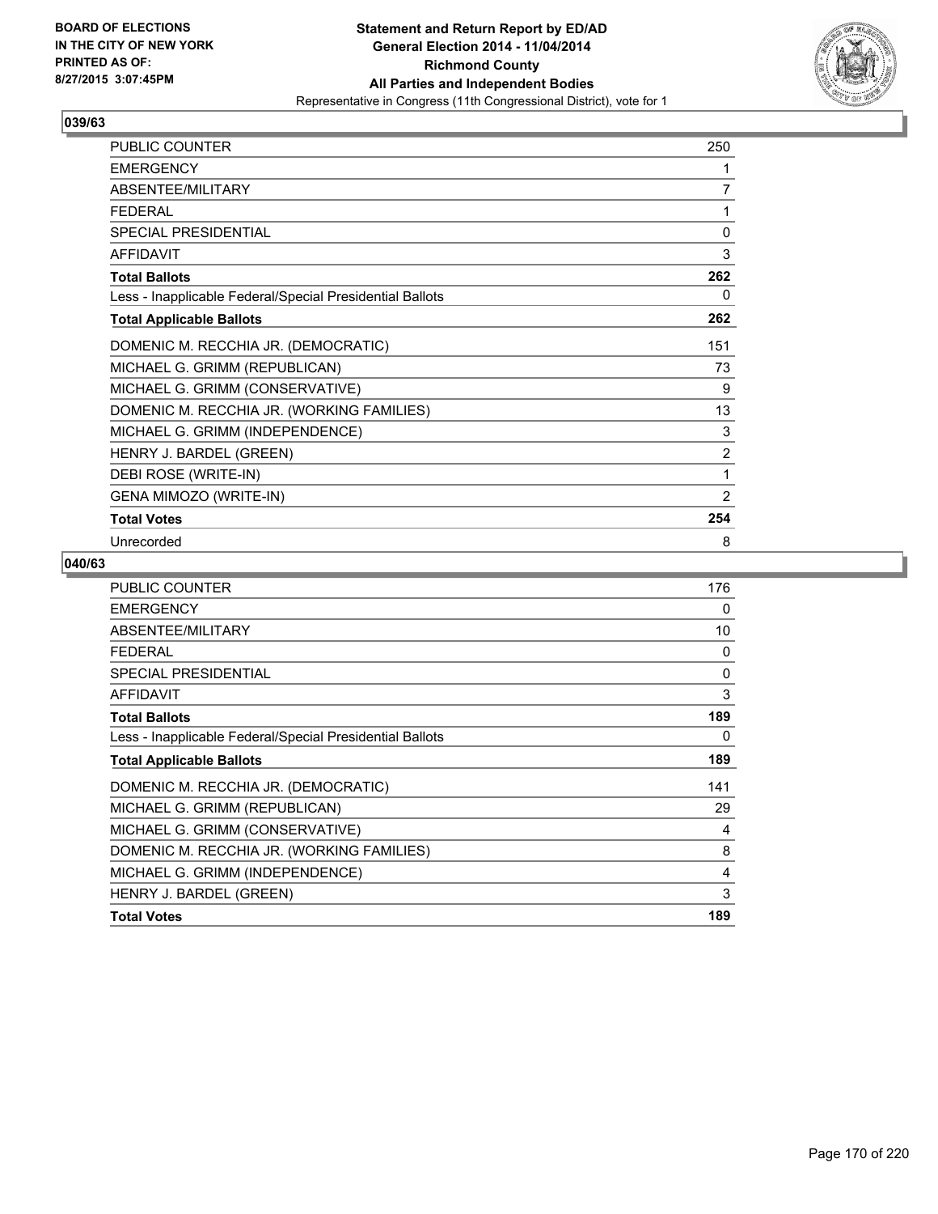**BOARD OF ELECTIONS IN THE CITY OF NEW YORK PRINTED AS OF: 8/27/2015 3:07:45PM**

# Statement and Return Report by ED/AD General Election 2014 - 11/04/2014 Richmond County All Parties and Independent Bodies

Representative in Congress (11th Congressional District), vote for 1

## 039/63

| | |
|---|---|
| PUBLIC COUNTER | 250 |
| EMERGENCY | 1 |
| ABSENTEE/MILITARY | 7 |
| FEDERAL | 1 |
| SPECIAL PRESIDENTIAL | 0 |
| AFFIDAVIT | 3 |
| **Total Ballots** | **262** |
| Less - Inapplicable Federal/Special Presidential Ballots | 0 |
| **Total Applicable Ballots** | **262** |
| DOMENIC M. RECCHIA JR. (DEMOCRATIC) | 151 |
| MICHAEL G. GRIMM (REPUBLICAN) | 73 |
| MICHAEL G. GRIMM (CONSERVATIVE) | 9 |
| DOMENIC M. RECCHIA JR. (WORKING FAMILIES) | 13 |
| MICHAEL G. GRIMM (INDEPENDENCE) | 3 |
| HENRY J. BARDEL (GREEN) | 2 |
| DEBI ROSE (WRITE-IN) | 1 |
| GENA MIMOZO (WRITE-IN) | 2 |
| **Total Votes** | **254** |
| Unrecorded | 8 |

## 040/63

| | |
|---|---|
| PUBLIC COUNTER | 176 |
| EMERGENCY | 0 |
| ABSENTEE/MILITARY | 10 |
| FEDERAL | 0 |
| SPECIAL PRESIDENTIAL | 0 |
| AFFIDAVIT | 3 |
| **Total Ballots** | **189** |
| Less - Inapplicable Federal/Special Presidential Ballots | 0 |
| **Total Applicable Ballots** | **189** |
| DOMENIC M. RECCHIA JR. (DEMOCRATIC) | 141 |
| MICHAEL G. GRIMM (REPUBLICAN) | 29 |
| MICHAEL G. GRIMM (CONSERVATIVE) | 4 |
| DOMENIC M. RECCHIA JR. (WORKING FAMILIES) | 8 |
| MICHAEL G. GRIMM (INDEPENDENCE) | 4 |
| HENRY J. BARDEL (GREEN) | 3 |
| **Total Votes** | **189** |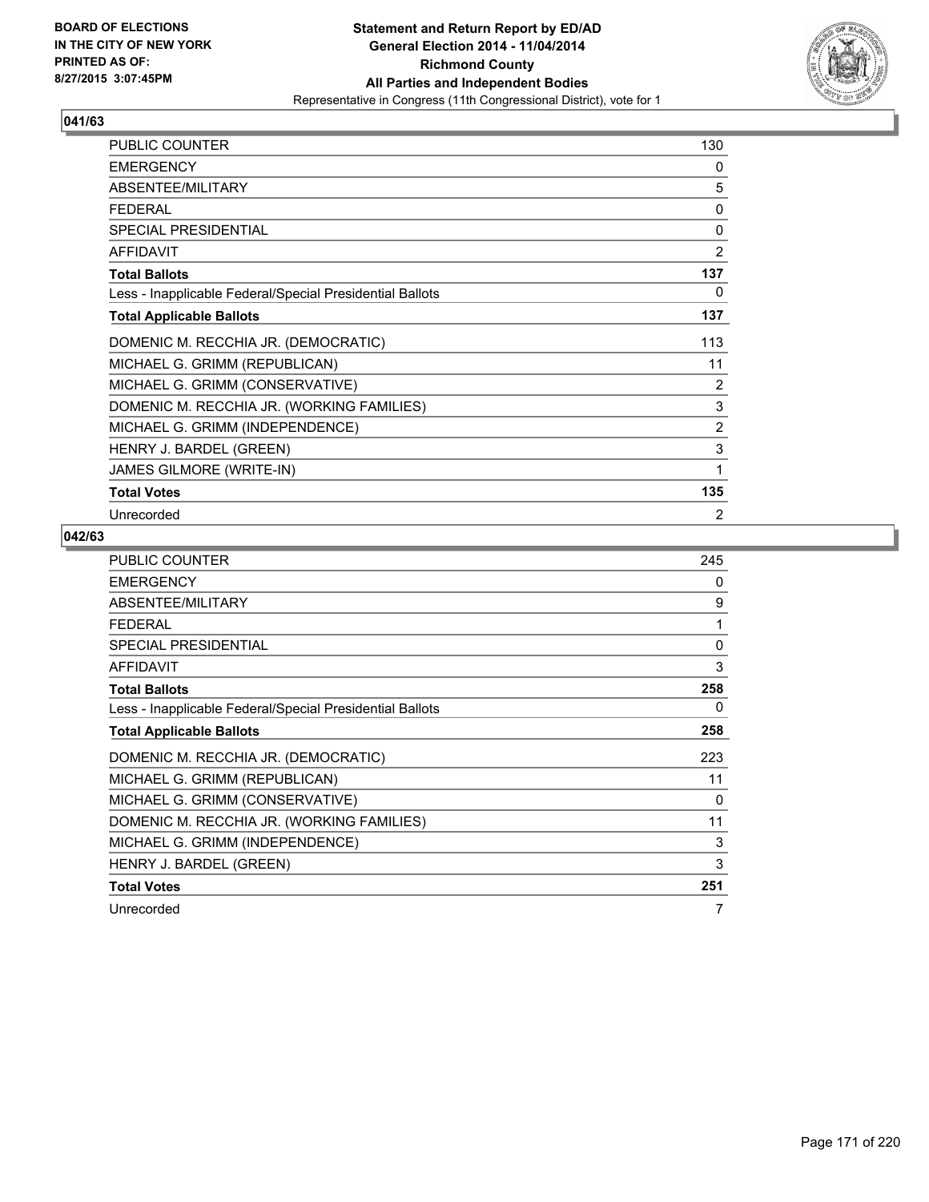**BOARD OF ELECTIONS IN THE CITY OF NEW YORK PRINTED AS OF: 8/27/2015 3:07:45PM**

# Statement and Return Report by ED/AD
## General Election 2014 - 11/04/2014
## Richmond County
## All Parties and Independent Bodies
Representative in Congress (11th Congressional District), vote for 1

### 041/63

| | |
|---|---|
| PUBLIC COUNTER | 130 |
| EMERGENCY | 0 |
| ABSENTEE/MILITARY | 5 |
| FEDERAL | 0 |
| SPECIAL PRESIDENTIAL | 0 |
| AFFIDAVIT | 2 |
| **Total Ballots** | **137** |
| Less - Inapplicable Federal/Special Presidential Ballots | 0 |
| **Total Applicable Ballots** | **137** |
| DOMENIC M. RECCHIA JR. (DEMOCRATIC) | 113 |
| MICHAEL G. GRIMM (REPUBLICAN) | 11 |
| MICHAEL G. GRIMM (CONSERVATIVE) | 2 |
| DOMENIC M. RECCHIA JR. (WORKING FAMILIES) | 3 |
| MICHAEL G. GRIMM (INDEPENDENCE) | 2 |
| HENRY J. BARDEL (GREEN) | 3 |
| JAMES GILMORE (WRITE-IN) | 1 |
| **Total Votes** | **135** |
| Unrecorded | 2 |

### 042/63

| | |
|---|---|
| PUBLIC COUNTER | 245 |
| EMERGENCY | 0 |
| ABSENTEE/MILITARY | 9 |
| FEDERAL | 1 |
| SPECIAL PRESIDENTIAL | 0 |
| AFFIDAVIT | 3 |
| **Total Ballots** | **258** |
| Less - Inapplicable Federal/Special Presidential Ballots | 0 |
| **Total Applicable Ballots** | **258** |
| DOMENIC M. RECCHIA JR. (DEMOCRATIC) | 223 |
| MICHAEL G. GRIMM (REPUBLICAN) | 11 |
| MICHAEL G. GRIMM (CONSERVATIVE) | 0 |
| DOMENIC M. RECCHIA JR. (WORKING FAMILIES) | 11 |
| MICHAEL G. GRIMM (INDEPENDENCE) | 3 |
| HENRY J. BARDEL (GREEN) | 3 |
| **Total Votes** | **251** |
| Unrecorded | 7 |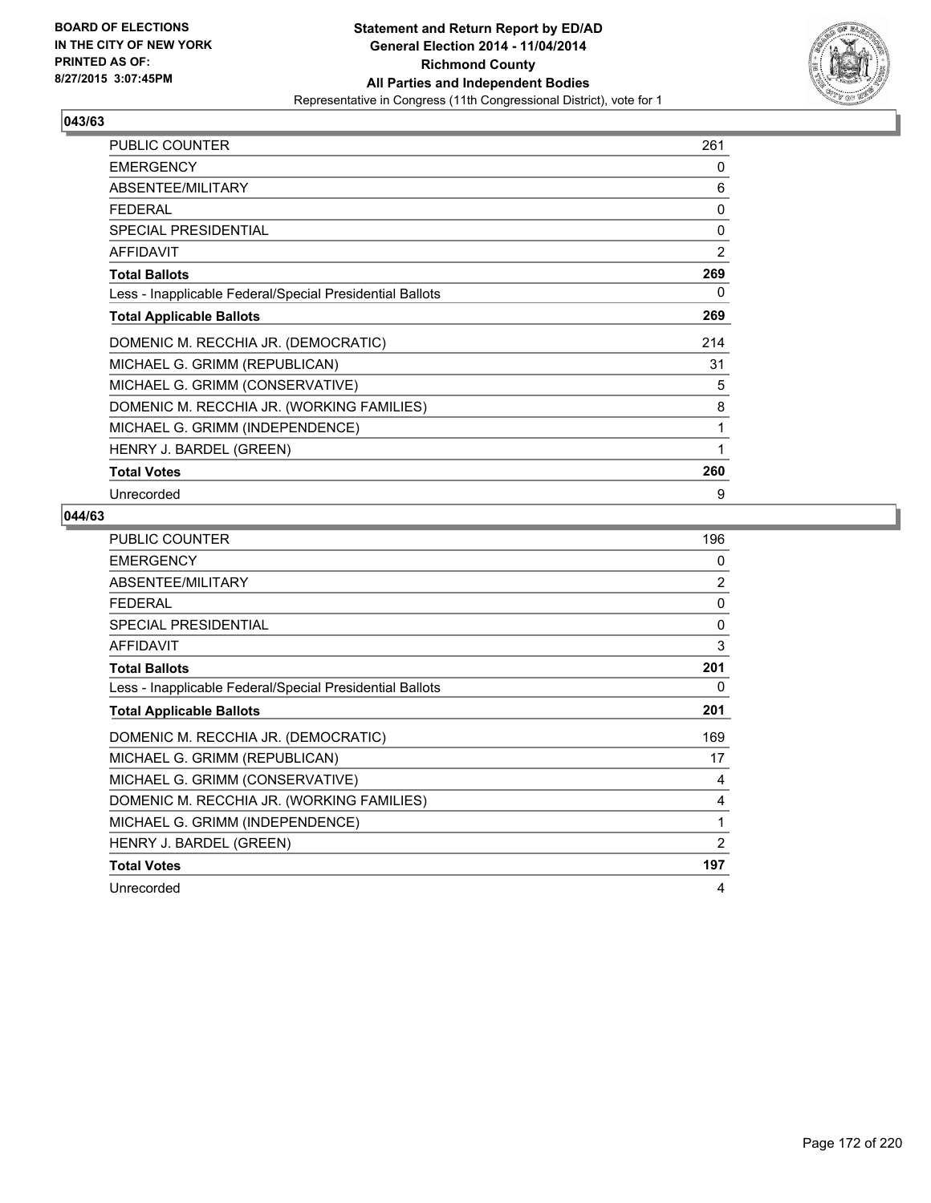**BOARD OF ELECTIONS IN THE CITY OF NEW YORK PRINTED AS OF: 8/27/2015 3:07:45PM**

# Statement and Return Report by ED/AD
## General Election 2014 - 11/04/2014
## Richmond County
## All Parties and Independent Bodies
### Representative in Congress (11th Congressional District), vote for 1

**043/63**

| | |
|---|---|
| PUBLIC COUNTER | 261 |
| EMERGENCY | 0 |
| ABSENTEE/MILITARY | 6 |
| FEDERAL | 0 |
| SPECIAL PRESIDENTIAL | 0 |
| AFFIDAVIT | 2 |
| **Total Ballots** | **269** |
| Less - Inapplicable Federal/Special Presidential Ballots | 0 |
| **Total Applicable Ballots** | **269** |
| DOMENIC M. RECCHIA JR. (DEMOCRATIC) | 214 |
| MICHAEL G. GRIMM (REPUBLICAN) | 31 |
| MICHAEL G. GRIMM (CONSERVATIVE) | 5 |
| DOMENIC M. RECCHIA JR. (WORKING FAMILIES) | 8 |
| MICHAEL G. GRIMM (INDEPENDENCE) | 1 |
| HENRY J. BARDEL (GREEN) | 1 |
| **Total Votes** | **260** |
| Unrecorded | 9 |

**044/63**

| | |
|---|---|
| PUBLIC COUNTER | 196 |
| EMERGENCY | 0 |
| ABSENTEE/MILITARY | 2 |
| FEDERAL | 0 |
| SPECIAL PRESIDENTIAL | 0 |
| AFFIDAVIT | 3 |
| **Total Ballots** | **201** |
| Less - Inapplicable Federal/Special Presidential Ballots | 0 |
| **Total Applicable Ballots** | **201** |
| DOMENIC M. RECCHIA JR. (DEMOCRATIC) | 169 |
| MICHAEL G. GRIMM (REPUBLICAN) | 17 |
| MICHAEL G. GRIMM (CONSERVATIVE) | 4 |
| DOMENIC M. RECCHIA JR. (WORKING FAMILIES) | 4 |
| MICHAEL G. GRIMM (INDEPENDENCE) | 1 |
| HENRY J. BARDEL (GREEN) | 2 |
| **Total Votes** | **197** |
| Unrecorded | 4 |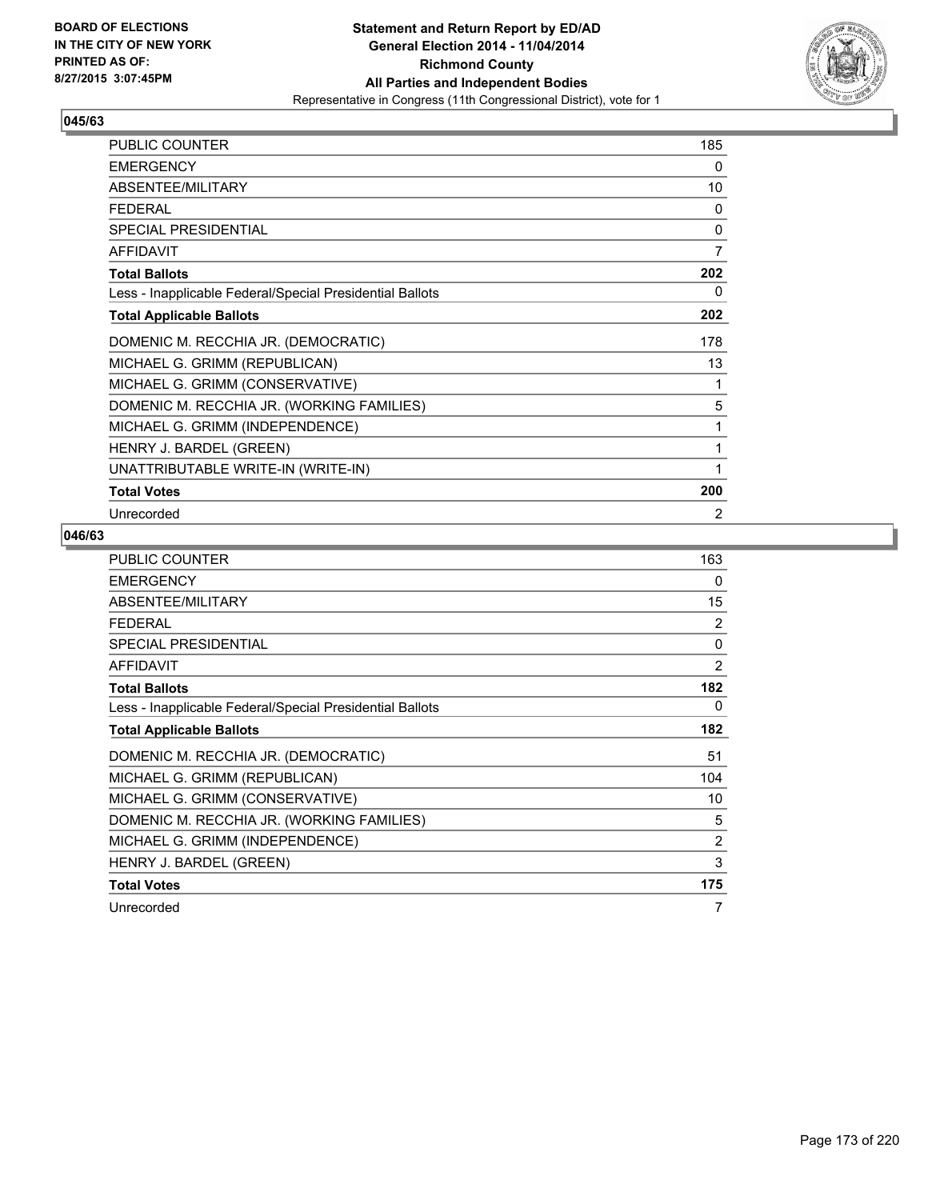BOARD OF ELECTIONS
IN THE CITY OF NEW YORK
PRINTED AS OF:
8/27/2015 3:07:45PM

**Statement and Return Report by ED/AD**
**General Election 2014 - 11/04/2014**
**Richmond County**
**All Parties and Independent Bodies**
Representative in Congress (11th Congressional District), vote for 1

### 045/63

| | |
|---|---|
| PUBLIC COUNTER | 185 |
| EMERGENCY | 0 |
| ABSENTEE/MILITARY | 10 |
| FEDERAL | 0 |
| SPECIAL PRESIDENTIAL | 0 |
| AFFIDAVIT | 7 |
| **Total Ballots** | **202** |
| Less - Inapplicable Federal/Special Presidential Ballots | 0 |
| **Total Applicable Ballots** | **202** |
| DOMENIC M. RECCHIA JR. (DEMOCRATIC) | 178 |
| MICHAEL G. GRIMM (REPUBLICAN) | 13 |
| MICHAEL G. GRIMM (CONSERVATIVE) | 1 |
| DOMENIC M. RECCHIA JR. (WORKING FAMILIES) | 5 |
| MICHAEL G. GRIMM (INDEPENDENCE) | 1 |
| HENRY J. BARDEL (GREEN) | 1 |
| UNATTRIBUTABLE WRITE-IN (WRITE-IN) | 1 |
| **Total Votes** | **200** |
| Unrecorded | 2 |

### 046/63

| | |
|---|---|
| PUBLIC COUNTER | 163 |
| EMERGENCY | 0 |
| ABSENTEE/MILITARY | 15 |
| FEDERAL | 2 |
| SPECIAL PRESIDENTIAL | 0 |
| AFFIDAVIT | 2 |
| **Total Ballots** | **182** |
| Less - Inapplicable Federal/Special Presidential Ballots | 0 |
| **Total Applicable Ballots** | **182** |
| DOMENIC M. RECCHIA JR. (DEMOCRATIC) | 51 |
| MICHAEL G. GRIMM (REPUBLICAN) | 104 |
| MICHAEL G. GRIMM (CONSERVATIVE) | 10 |
| DOMENIC M. RECCHIA JR. (WORKING FAMILIES) | 5 |
| MICHAEL G. GRIMM (INDEPENDENCE) | 2 |
| HENRY J. BARDEL (GREEN) | 3 |
| **Total Votes** | **175** |
| Unrecorded | 7 |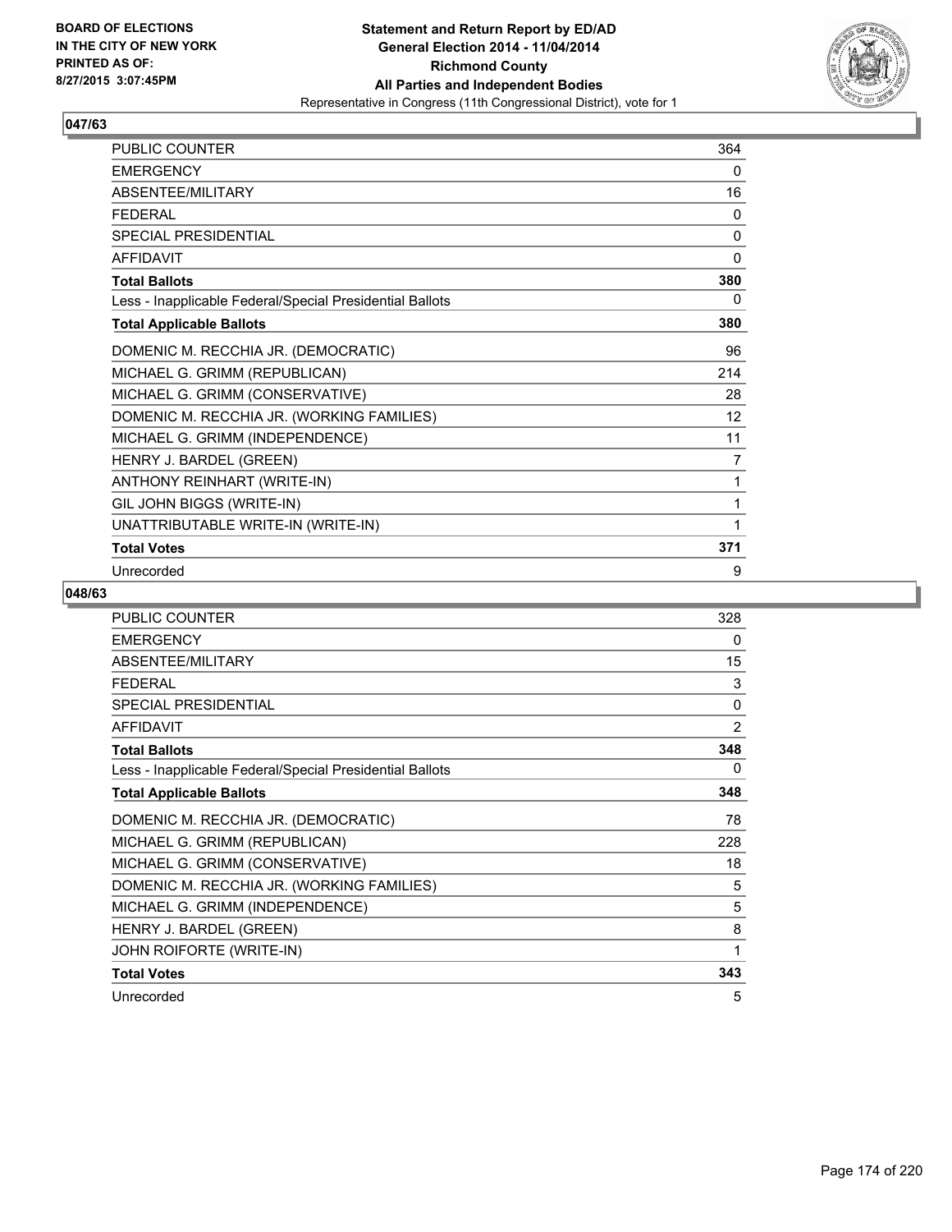BOARD OF ELECTIONS
IN THE CITY OF NEW YORK
PRINTED AS OF:
8/27/2015 3:07:45PM

**Statement and Return Report by ED/AD**
**General Election 2014 - 11/04/2014**
**Richmond County**
**All Parties and Independent Bodies**
Representative in Congress (11th Congressional District), vote for 1

## 047/63

| | |
|---|---|
| PUBLIC COUNTER | 364 |
| EMERGENCY | 0 |
| ABSENTEE/MILITARY | 16 |
| FEDERAL | 0 |
| SPECIAL PRESIDENTIAL | 0 |
| AFFIDAVIT | 0 |
| **Total Ballots** | **380** |
| Less - Inapplicable Federal/Special Presidential Ballots | 0 |
| **Total Applicable Ballots** | **380** |
| DOMENIC M. RECCHIA JR. (DEMOCRATIC) | 96 |
| MICHAEL G. GRIMM (REPUBLICAN) | 214 |
| MICHAEL G. GRIMM (CONSERVATIVE) | 28 |
| DOMENIC M. RECCHIA JR. (WORKING FAMILIES) | 12 |
| MICHAEL G. GRIMM (INDEPENDENCE) | 11 |
| HENRY J. BARDEL (GREEN) | 7 |
| ANTHONY REINHART (WRITE-IN) | 1 |
| GIL JOHN BIGGS (WRITE-IN) | 1 |
| UNATTRIBUTABLE WRITE-IN (WRITE-IN) | 1 |
| **Total Votes** | **371** |
| Unrecorded | 9 |

## 048/63

| | |
|---|---|
| PUBLIC COUNTER | 328 |
| EMERGENCY | 0 |
| ABSENTEE/MILITARY | 15 |
| FEDERAL | 3 |
| SPECIAL PRESIDENTIAL | 0 |
| AFFIDAVIT | 2 |
| **Total Ballots** | **348** |
| Less - Inapplicable Federal/Special Presidential Ballots | 0 |
| **Total Applicable Ballots** | **348** |
| DOMENIC M. RECCHIA JR. (DEMOCRATIC) | 78 |
| MICHAEL G. GRIMM (REPUBLICAN) | 228 |
| MICHAEL G. GRIMM (CONSERVATIVE) | 18 |
| DOMENIC M. RECCHIA JR. (WORKING FAMILIES) | 5 |
| MICHAEL G. GRIMM (INDEPENDENCE) | 5 |
| HENRY J. BARDEL (GREEN) | 8 |
| JOHN ROIFORTE (WRITE-IN) | 1 |
| **Total Votes** | **343** |
| Unrecorded | 5 |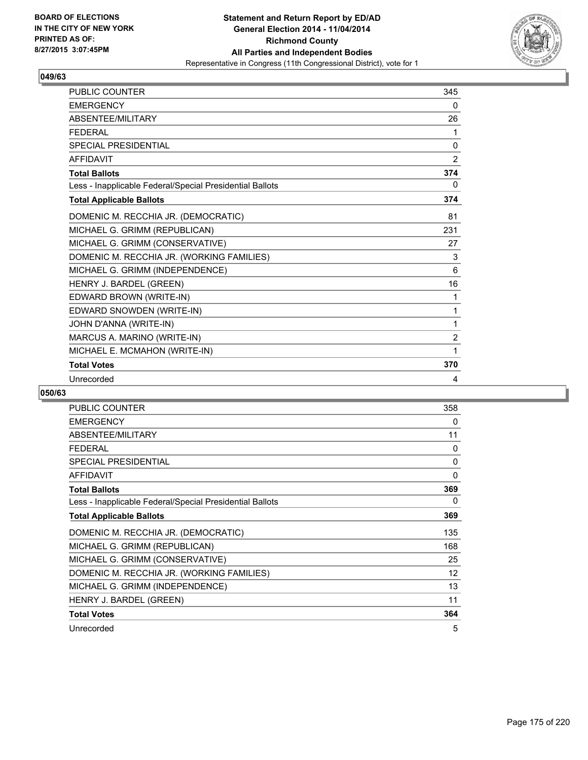BOARD OF ELECTIONS IN THE CITY OF NEW YORK PRINTED AS OF: 8/27/2015 3:07:45PM

**Statement and Return Report by ED/AD**
**General Election 2014 - 11/04/2014**
**Richmond County**
**All Parties and Independent Bodies**
Representative in Congress (11th Congressional District), vote for 1

### 049/63

| | |
|---|---|
| PUBLIC COUNTER | 345 |
| EMERGENCY | 0 |
| ABSENTEE/MILITARY | 26 |
| FEDERAL | 1 |
| SPECIAL PRESIDENTIAL | 0 |
| AFFIDAVIT | 2 |
| **Total Ballots** | **374** |
| Less - Inapplicable Federal/Special Presidential Ballots | 0 |
| **Total Applicable Ballots** | **374** |
| DOMENIC M. RECCHIA JR. (DEMOCRATIC) | 81 |
| MICHAEL G. GRIMM (REPUBLICAN) | 231 |
| MICHAEL G. GRIMM (CONSERVATIVE) | 27 |
| DOMENIC M. RECCHIA JR. (WORKING FAMILIES) | 3 |
| MICHAEL G. GRIMM (INDEPENDENCE) | 6 |
| HENRY J. BARDEL (GREEN) | 16 |
| EDWARD BROWN (WRITE-IN) | 1 |
| EDWARD SNOWDEN (WRITE-IN) | 1 |
| JOHN D'ANNA (WRITE-IN) | 1 |
| MARCUS A. MARINO (WRITE-IN) | 2 |
| MICHAEL E. MCMAHON (WRITE-IN) | 1 |
| **Total Votes** | **370** |
| Unrecorded | 4 |

### 050/63

| | |
|---|---|
| PUBLIC COUNTER | 358 |
| EMERGENCY | 0 |
| ABSENTEE/MILITARY | 11 |
| FEDERAL | 0 |
| SPECIAL PRESIDENTIAL | 0 |
| AFFIDAVIT | 0 |
| **Total Ballots** | **369** |
| Less - Inapplicable Federal/Special Presidential Ballots | 0 |
| **Total Applicable Ballots** | **369** |
| DOMENIC M. RECCHIA JR. (DEMOCRATIC) | 135 |
| MICHAEL G. GRIMM (REPUBLICAN) | 168 |
| MICHAEL G. GRIMM (CONSERVATIVE) | 25 |
| DOMENIC M. RECCHIA JR. (WORKING FAMILIES) | 12 |
| MICHAEL G. GRIMM (INDEPENDENCE) | 13 |
| HENRY J. BARDEL (GREEN) | 11 |
| **Total Votes** | **364** |
| Unrecorded | 5 |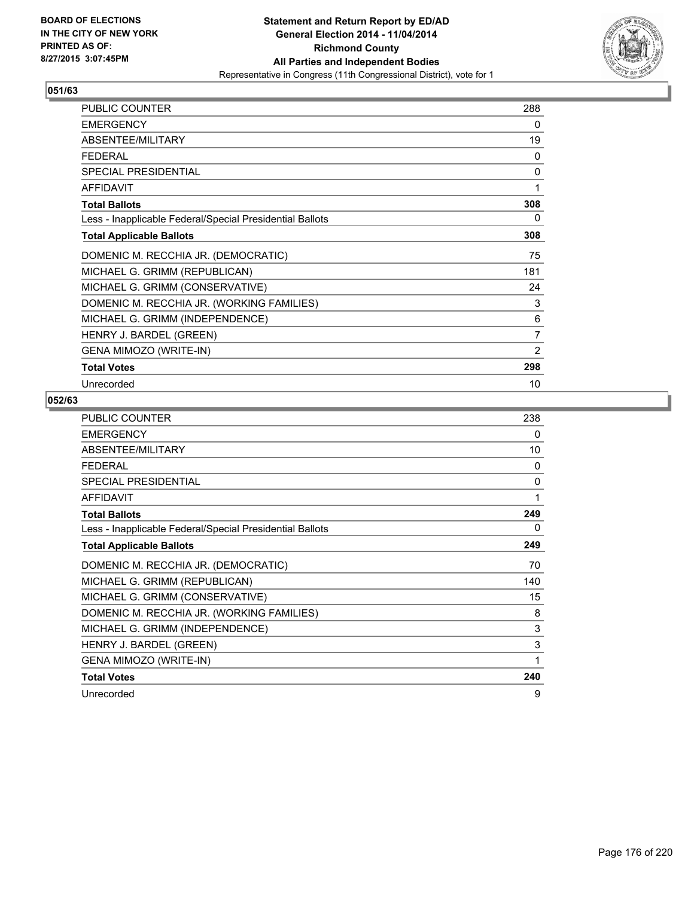**Statement and Return Report by ED/AD**
**General Election 2014 - 11/04/2014**
**Richmond County**
**All Parties and Independent Bodies**
Representative in Congress (11th Congressional District), vote for 1

BOARD OF ELECTIONS IN THE CITY OF NEW YORK PRINTED AS OF: 8/27/2015 3:07:45PM

## 051/63

| | |
|---|---|
| PUBLIC COUNTER | 288 |
| EMERGENCY | 0 |
| ABSENTEE/MILITARY | 19 |
| FEDERAL | 0 |
| SPECIAL PRESIDENTIAL | 0 |
| AFFIDAVIT | 1 |
| **Total Ballots** | **308** |
| Less - Inapplicable Federal/Special Presidential Ballots | 0 |
| **Total Applicable Ballots** | **308** |
| DOMENIC M. RECCHIA JR. (DEMOCRATIC) | 75 |
| MICHAEL G. GRIMM (REPUBLICAN) | 181 |
| MICHAEL G. GRIMM (CONSERVATIVE) | 24 |
| DOMENIC M. RECCHIA JR. (WORKING FAMILIES) | 3 |
| MICHAEL G. GRIMM (INDEPENDENCE) | 6 |
| HENRY J. BARDEL (GREEN) | 7 |
| GENA MIMOZO (WRITE-IN) | 2 |
| **Total Votes** | **298** |
| Unrecorded | 10 |

## 052/63

| | |
|---|---|
| PUBLIC COUNTER | 238 |
| EMERGENCY | 0 |
| ABSENTEE/MILITARY | 10 |
| FEDERAL | 0 |
| SPECIAL PRESIDENTIAL | 0 |
| AFFIDAVIT | 1 |
| **Total Ballots** | **249** |
| Less - Inapplicable Federal/Special Presidential Ballots | 0 |
| **Total Applicable Ballots** | **249** |
| DOMENIC M. RECCHIA JR. (DEMOCRATIC) | 70 |
| MICHAEL G. GRIMM (REPUBLICAN) | 140 |
| MICHAEL G. GRIMM (CONSERVATIVE) | 15 |
| DOMENIC M. RECCHIA JR. (WORKING FAMILIES) | 8 |
| MICHAEL G. GRIMM (INDEPENDENCE) | 3 |
| HENRY J. BARDEL (GREEN) | 3 |
| GENA MIMOZO (WRITE-IN) | 1 |
| **Total Votes** | **240** |
| Unrecorded | 9 |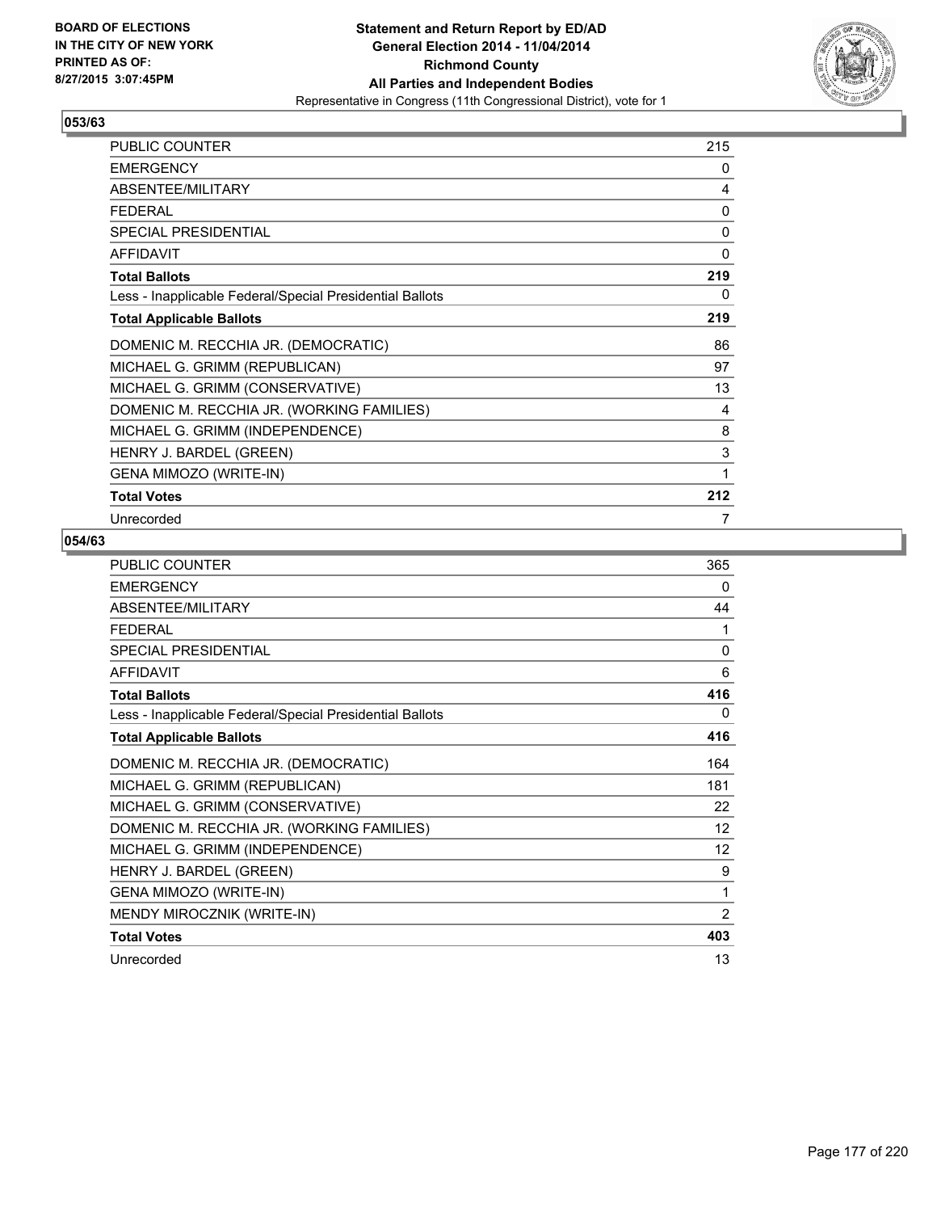BOARD OF ELECTIONS
IN THE CITY OF NEW YORK
PRINTED AS OF:
8/27/2015 3:07:45PM

**Statement and Return Report by ED/AD**
**General Election 2014 - 11/04/2014**
**Richmond County**
**All Parties and Independent Bodies**
Representative in Congress (11th Congressional District), vote for 1

### 053/63

| | |
|---|---|
| PUBLIC COUNTER | 215 |
| EMERGENCY | 0 |
| ABSENTEE/MILITARY | 4 |
| FEDERAL | 0 |
| SPECIAL PRESIDENTIAL | 0 |
| AFFIDAVIT | 0 |
| **Total Ballots** | **219** |
| Less - Inapplicable Federal/Special Presidential Ballots | 0 |
| **Total Applicable Ballots** | **219** |
| DOMENIC M. RECCHIA JR. (DEMOCRATIC) | 86 |
| MICHAEL G. GRIMM (REPUBLICAN) | 97 |
| MICHAEL G. GRIMM (CONSERVATIVE) | 13 |
| DOMENIC M. RECCHIA JR. (WORKING FAMILIES) | 4 |
| MICHAEL G. GRIMM (INDEPENDENCE) | 8 |
| HENRY J. BARDEL (GREEN) | 3 |
| GENA MIMOZO (WRITE-IN) | 1 |
| **Total Votes** | **212** |
| Unrecorded | 7 |

### 054/63

| | |
|---|---|
| PUBLIC COUNTER | 365 |
| EMERGENCY | 0 |
| ABSENTEE/MILITARY | 44 |
| FEDERAL | 1 |
| SPECIAL PRESIDENTIAL | 0 |
| AFFIDAVIT | 6 |
| **Total Ballots** | **416** |
| Less - Inapplicable Federal/Special Presidential Ballots | 0 |
| **Total Applicable Ballots** | **416** |
| DOMENIC M. RECCHIA JR. (DEMOCRATIC) | 164 |
| MICHAEL G. GRIMM (REPUBLICAN) | 181 |
| MICHAEL G. GRIMM (CONSERVATIVE) | 22 |
| DOMENIC M. RECCHIA JR. (WORKING FAMILIES) | 12 |
| MICHAEL G. GRIMM (INDEPENDENCE) | 12 |
| HENRY J. BARDEL (GREEN) | 9 |
| GENA MIMOZO (WRITE-IN) | 1 |
| MENDY MIROCZNIK (WRITE-IN) | 2 |
| **Total Votes** | **403** |
| Unrecorded | 13 |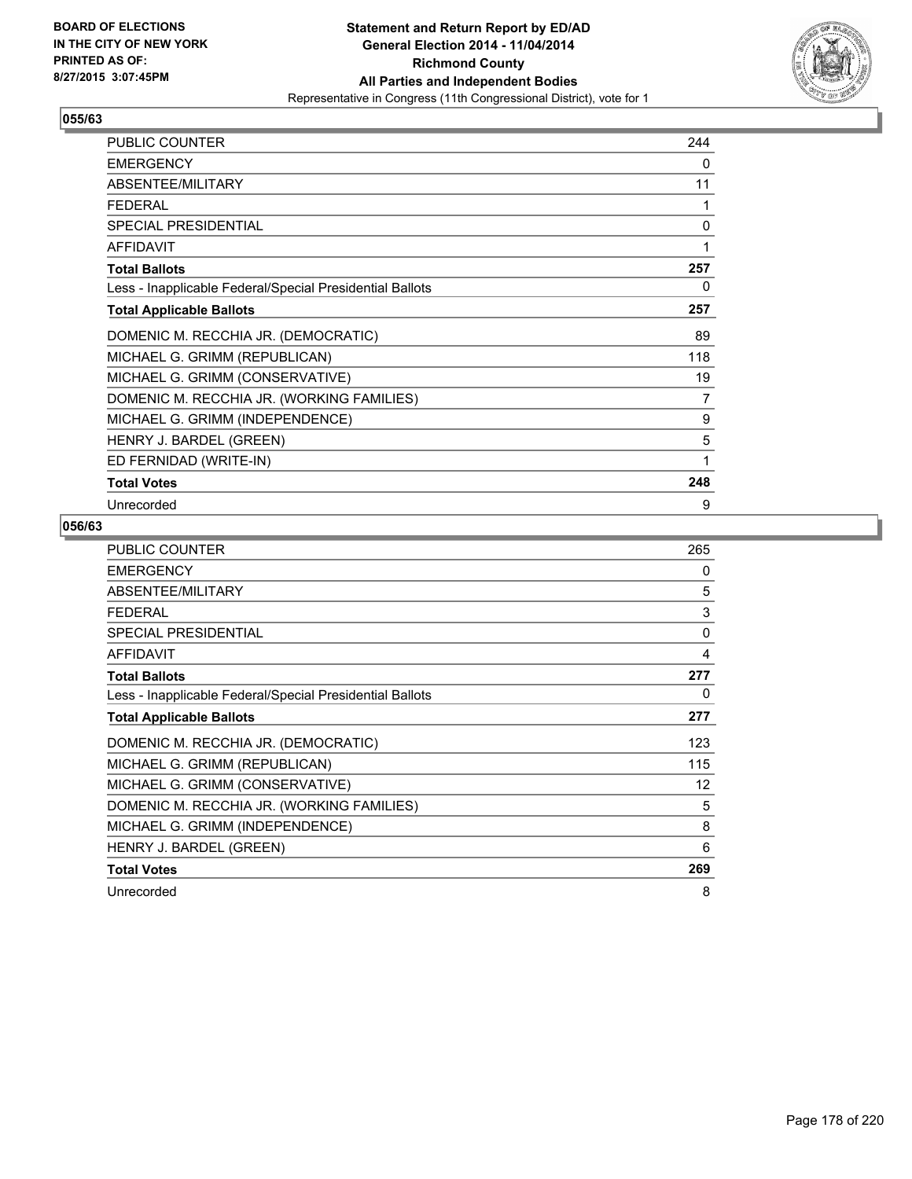BOARD OF ELECTIONS
IN THE CITY OF NEW YORK
PRINTED AS OF:
8/27/2015 3:07:45PM

**Statement and Return Report by ED/AD**
**General Election 2014 - 11/04/2014**
**Richmond County**
**All Parties and Independent Bodies**
Representative in Congress (11th Congressional District), vote for 1

### 055/63

| | |
|---|---|
| PUBLIC COUNTER | 244 |
| EMERGENCY | 0 |
| ABSENTEE/MILITARY | 11 |
| FEDERAL | 1 |
| SPECIAL PRESIDENTIAL | 0 |
| AFFIDAVIT | 1 |
| **Total Ballots** | **257** |
| Less - Inapplicable Federal/Special Presidential Ballots | 0 |
| **Total Applicable Ballots** | **257** |
| DOMENIC M. RECCHIA JR. (DEMOCRATIC) | 89 |
| MICHAEL G. GRIMM (REPUBLICAN) | 118 |
| MICHAEL G. GRIMM (CONSERVATIVE) | 19 |
| DOMENIC M. RECCHIA JR. (WORKING FAMILIES) | 7 |
| MICHAEL G. GRIMM (INDEPENDENCE) | 9 |
| HENRY J. BARDEL (GREEN) | 5 |
| ED FERNIDAD (WRITE-IN) | 1 |
| **Total Votes** | **248** |
| Unrecorded | 9 |

### 056/63

| | |
|---|---|
| PUBLIC COUNTER | 265 |
| EMERGENCY | 0 |
| ABSENTEE/MILITARY | 5 |
| FEDERAL | 3 |
| SPECIAL PRESIDENTIAL | 0 |
| AFFIDAVIT | 4 |
| **Total Ballots** | **277** |
| Less - Inapplicable Federal/Special Presidential Ballots | 0 |
| **Total Applicable Ballots** | **277** |
| DOMENIC M. RECCHIA JR. (DEMOCRATIC) | 123 |
| MICHAEL G. GRIMM (REPUBLICAN) | 115 |
| MICHAEL G. GRIMM (CONSERVATIVE) | 12 |
| DOMENIC M. RECCHIA JR. (WORKING FAMILIES) | 5 |
| MICHAEL G. GRIMM (INDEPENDENCE) | 8 |
| HENRY J. BARDEL (GREEN) | 6 |
| **Total Votes** | **269** |
| Unrecorded | 8 |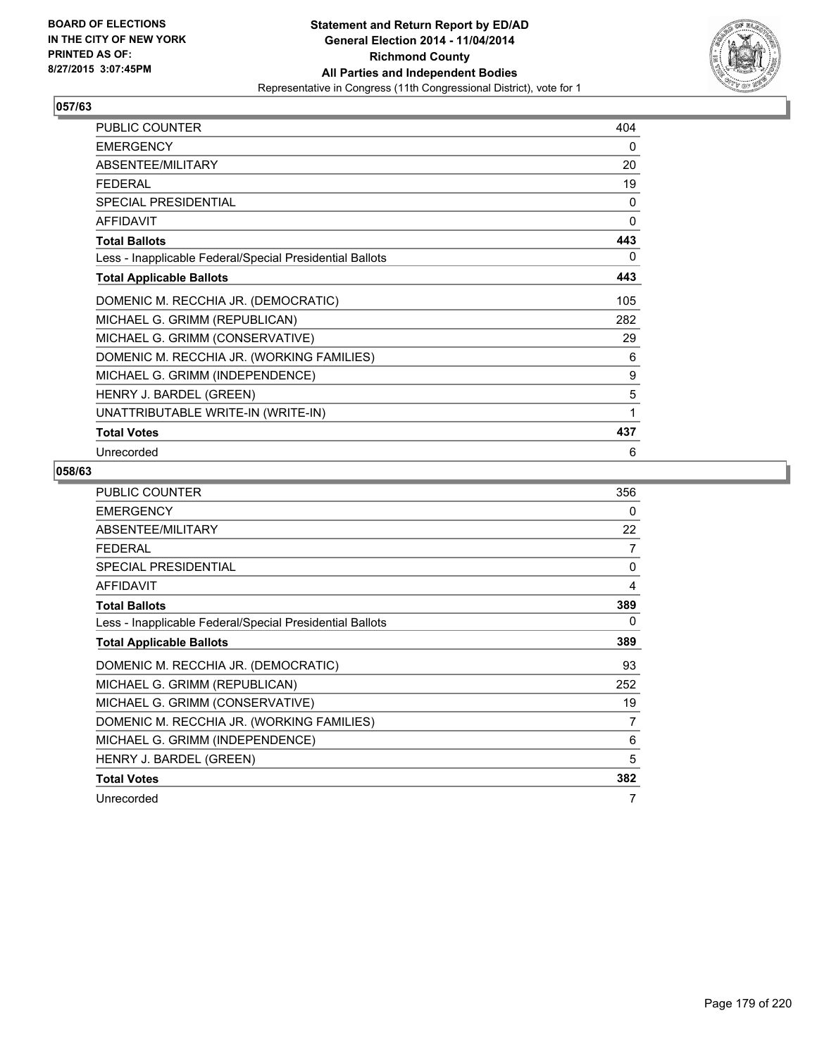BOARD OF ELECTIONS
IN THE CITY OF NEW YORK
PRINTED AS OF:
8/27/2015 3:07:45PM

**Statement and Return Report by ED/AD**
**General Election 2014 - 11/04/2014**
**Richmond County**
**All Parties and Independent Bodies**
Representative in Congress (11th Congressional District), vote for 1

## 057/63

| | |
|---|---|
| PUBLIC COUNTER | 404 |
| EMERGENCY | 0 |
| ABSENTEE/MILITARY | 20 |
| FEDERAL | 19 |
| SPECIAL PRESIDENTIAL | 0 |
| AFFIDAVIT | 0 |
| **Total Ballots** | **443** |
| Less - Inapplicable Federal/Special Presidential Ballots | 0 |
| **Total Applicable Ballots** | **443** |
| DOMENIC M. RECCHIA JR. (DEMOCRATIC) | 105 |
| MICHAEL G. GRIMM (REPUBLICAN) | 282 |
| MICHAEL G. GRIMM (CONSERVATIVE) | 29 |
| DOMENIC M. RECCHIA JR. (WORKING FAMILIES) | 6 |
| MICHAEL G. GRIMM (INDEPENDENCE) | 9 |
| HENRY J. BARDEL (GREEN) | 5 |
| UNATTRIBUTABLE WRITE-IN (WRITE-IN) | 1 |
| **Total Votes** | **437** |
| Unrecorded | 6 |

## 058/63

| | |
|---|---|
| PUBLIC COUNTER | 356 |
| EMERGENCY | 0 |
| ABSENTEE/MILITARY | 22 |
| FEDERAL | 7 |
| SPECIAL PRESIDENTIAL | 0 |
| AFFIDAVIT | 4 |
| **Total Ballots** | **389** |
| Less - Inapplicable Federal/Special Presidential Ballots | 0 |
| **Total Applicable Ballots** | **389** |
| DOMENIC M. RECCHIA JR. (DEMOCRATIC) | 93 |
| MICHAEL G. GRIMM (REPUBLICAN) | 252 |
| MICHAEL G. GRIMM (CONSERVATIVE) | 19 |
| DOMENIC M. RECCHIA JR. (WORKING FAMILIES) | 7 |
| MICHAEL G. GRIMM (INDEPENDENCE) | 6 |
| HENRY J. BARDEL (GREEN) | 5 |
| **Total Votes** | **382** |
| Unrecorded | 7 |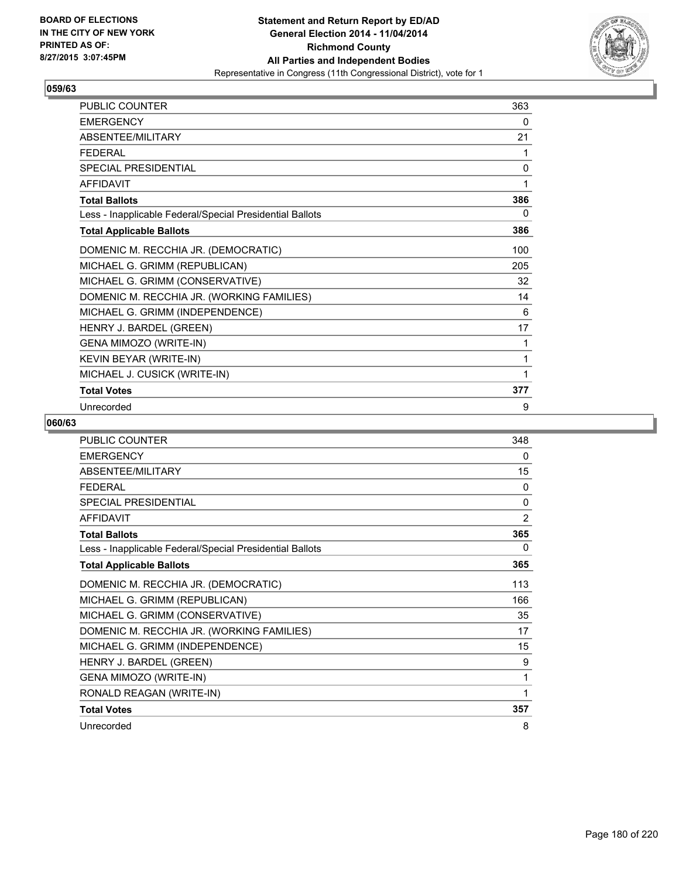**Statement and Return Report by ED/AD**
**General Election 2014 - 11/04/2014**
**Richmond County**
**All Parties and Independent Bodies**
Representative in Congress (11th Congressional District), vote for 1

BOARD OF ELECTIONS IN THE CITY OF NEW YORK
PRINTED AS OF: 8/27/2015 3:07:45PM

### 059/63

| | |
|---|---|
| PUBLIC COUNTER | 363 |
| EMERGENCY | 0 |
| ABSENTEE/MILITARY | 21 |
| FEDERAL | 1 |
| SPECIAL PRESIDENTIAL | 0 |
| AFFIDAVIT | 1 |
| **Total Ballots** | **386** |
| Less - Inapplicable Federal/Special Presidential Ballots | 0 |
| **Total Applicable Ballots** | **386** |
| DOMENIC M. RECCHIA JR. (DEMOCRATIC) | 100 |
| MICHAEL G. GRIMM (REPUBLICAN) | 205 |
| MICHAEL G. GRIMM (CONSERVATIVE) | 32 |
| DOMENIC M. RECCHIA JR. (WORKING FAMILIES) | 14 |
| MICHAEL G. GRIMM (INDEPENDENCE) | 6 |
| HENRY J. BARDEL (GREEN) | 17 |
| GENA MIMOZO (WRITE-IN) | 1 |
| KEVIN BEYAR (WRITE-IN) | 1 |
| MICHAEL J. CUSICK (WRITE-IN) | 1 |
| **Total Votes** | **377** |
| Unrecorded | 9 |

### 060/63

| | |
|---|---|
| PUBLIC COUNTER | 348 |
| EMERGENCY | 0 |
| ABSENTEE/MILITARY | 15 |
| FEDERAL | 0 |
| SPECIAL PRESIDENTIAL | 0 |
| AFFIDAVIT | 2 |
| **Total Ballots** | **365** |
| Less - Inapplicable Federal/Special Presidential Ballots | 0 |
| **Total Applicable Ballots** | **365** |
| DOMENIC M. RECCHIA JR. (DEMOCRATIC) | 113 |
| MICHAEL G. GRIMM (REPUBLICAN) | 166 |
| MICHAEL G. GRIMM (CONSERVATIVE) | 35 |
| DOMENIC M. RECCHIA JR. (WORKING FAMILIES) | 17 |
| MICHAEL G. GRIMM (INDEPENDENCE) | 15 |
| HENRY J. BARDEL (GREEN) | 9 |
| GENA MIMOZO (WRITE-IN) | 1 |
| RONALD REAGAN (WRITE-IN) | 1 |
| **Total Votes** | **357** |
| Unrecorded | 8 |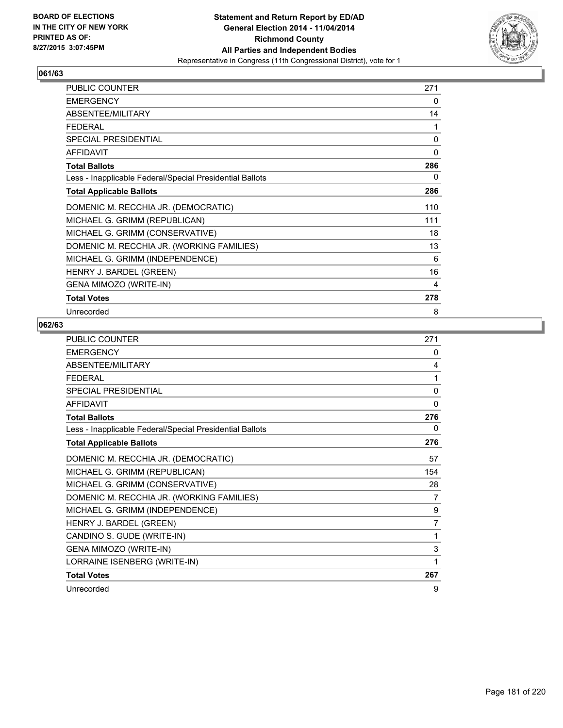BOARD OF ELECTIONS
IN THE CITY OF NEW YORK
PRINTED AS OF:
8/27/2015 3:07:45PM

**Statement and Return Report by ED/AD**
**General Election 2014 - 11/04/2014**
**Richmond County**
**All Parties and Independent Bodies**
Representative in Congress (11th Congressional District), vote for 1

### 061/63

| | |
|---|---|
| PUBLIC COUNTER | 271 |
| EMERGENCY | 0 |
| ABSENTEE/MILITARY | 14 |
| FEDERAL | 1 |
| SPECIAL PRESIDENTIAL | 0 |
| AFFIDAVIT | 0 |
| **Total Ballots** | **286** |
| Less - Inapplicable Federal/Special Presidential Ballots | 0 |
| **Total Applicable Ballots** | **286** |
| DOMENIC M. RECCHIA JR. (DEMOCRATIC) | 110 |
| MICHAEL G. GRIMM (REPUBLICAN) | 111 |
| MICHAEL G. GRIMM (CONSERVATIVE) | 18 |
| DOMENIC M. RECCHIA JR. (WORKING FAMILIES) | 13 |
| MICHAEL G. GRIMM (INDEPENDENCE) | 6 |
| HENRY J. BARDEL (GREEN) | 16 |
| GENA MIMOZO (WRITE-IN) | 4 |
| **Total Votes** | **278** |
| Unrecorded | 8 |

### 062/63

| | |
|---|---|
| PUBLIC COUNTER | 271 |
| EMERGENCY | 0 |
| ABSENTEE/MILITARY | 4 |
| FEDERAL | 1 |
| SPECIAL PRESIDENTIAL | 0 |
| AFFIDAVIT | 0 |
| **Total Ballots** | **276** |
| Less - Inapplicable Federal/Special Presidential Ballots | 0 |
| **Total Applicable Ballots** | **276** |
| DOMENIC M. RECCHIA JR. (DEMOCRATIC) | 57 |
| MICHAEL G. GRIMM (REPUBLICAN) | 154 |
| MICHAEL G. GRIMM (CONSERVATIVE) | 28 |
| DOMENIC M. RECCHIA JR. (WORKING FAMILIES) | 7 |
| MICHAEL G. GRIMM (INDEPENDENCE) | 9 |
| HENRY J. BARDEL (GREEN) | 7 |
| CANDINO S. GUDE (WRITE-IN) | 1 |
| GENA MIMOZO (WRITE-IN) | 3 |
| LORRAINE ISENBERG (WRITE-IN) | 1 |
| **Total Votes** | **267** |
| Unrecorded | 9 |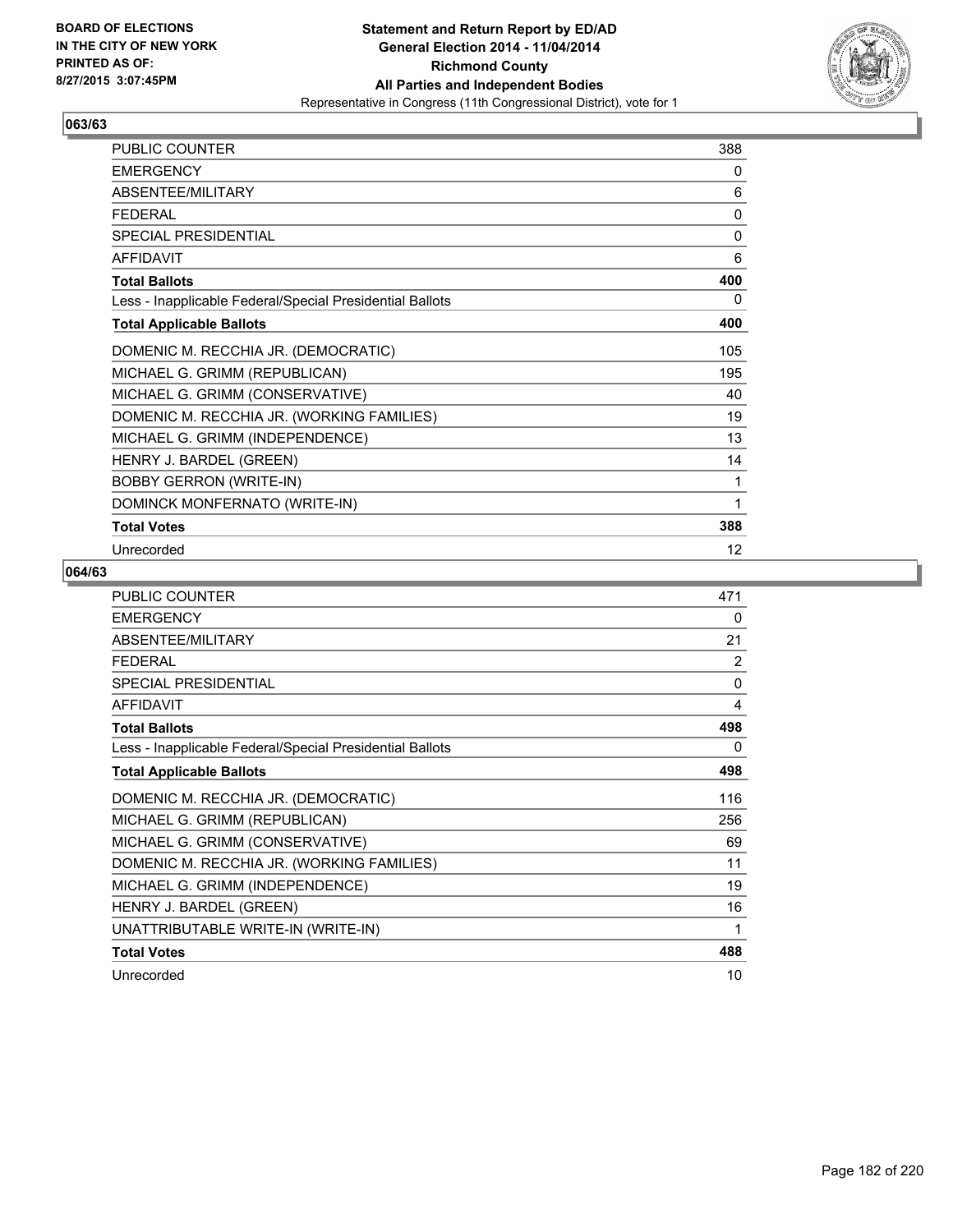BOARD OF ELECTIONS
IN THE CITY OF NEW YORK
PRINTED AS OF:
8/27/2015 3:07:45PM

**Statement and Return Report by ED/AD**
**General Election 2014 - 11/04/2014**
**Richmond County**
**All Parties and Independent Bodies**
Representative in Congress (11th Congressional District), vote for 1

## 063/63

| | |
|---|---|
| PUBLIC COUNTER | 388 |
| EMERGENCY | 0 |
| ABSENTEE/MILITARY | 6 |
| FEDERAL | 0 |
| SPECIAL PRESIDENTIAL | 0 |
| AFFIDAVIT | 6 |
| **Total Ballots** | **400** |
| Less - Inapplicable Federal/Special Presidential Ballots | 0 |
| **Total Applicable Ballots** | **400** |
| DOMENIC M. RECCHIA JR. (DEMOCRATIC) | 105 |
| MICHAEL G. GRIMM (REPUBLICAN) | 195 |
| MICHAEL G. GRIMM (CONSERVATIVE) | 40 |
| DOMENIC M. RECCHIA JR. (WORKING FAMILIES) | 19 |
| MICHAEL G. GRIMM (INDEPENDENCE) | 13 |
| HENRY J. BARDEL (GREEN) | 14 |
| BOBBY GERRON (WRITE-IN) | 1 |
| DOMINCK MONFERNATO (WRITE-IN) | 1 |
| **Total Votes** | **388** |
| Unrecorded | 12 |

## 064/63

| | |
|---|---|
| PUBLIC COUNTER | 471 |
| EMERGENCY | 0 |
| ABSENTEE/MILITARY | 21 |
| FEDERAL | 2 |
| SPECIAL PRESIDENTIAL | 0 |
| AFFIDAVIT | 4 |
| **Total Ballots** | **498** |
| Less - Inapplicable Federal/Special Presidential Ballots | 0 |
| **Total Applicable Ballots** | **498** |
| DOMENIC M. RECCHIA JR. (DEMOCRATIC) | 116 |
| MICHAEL G. GRIMM (REPUBLICAN) | 256 |
| MICHAEL G. GRIMM (CONSERVATIVE) | 69 |
| DOMENIC M. RECCHIA JR. (WORKING FAMILIES) | 11 |
| MICHAEL G. GRIMM (INDEPENDENCE) | 19 |
| HENRY J. BARDEL (GREEN) | 16 |
| UNATTRIBUTABLE WRITE-IN (WRITE-IN) | 1 |
| **Total Votes** | **488** |
| Unrecorded | 10 |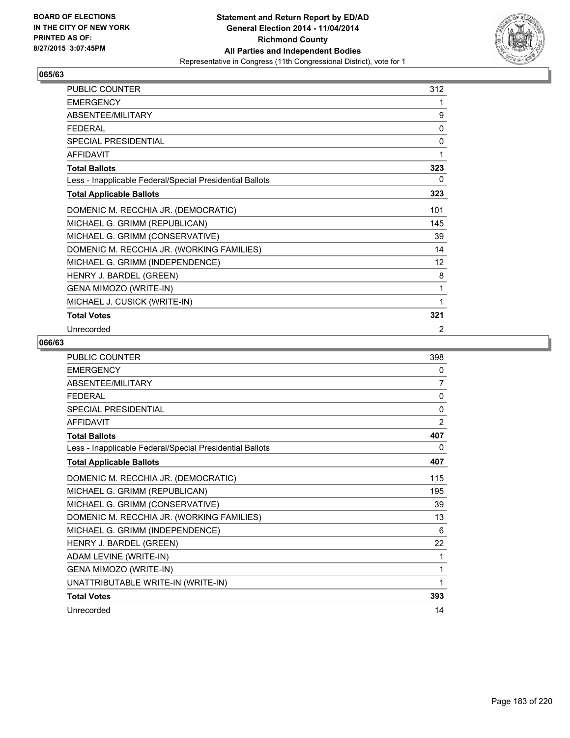BOARD OF ELECTIONS
IN THE CITY OF NEW YORK
PRINTED AS OF:
8/27/2015 3:07:45PM

**Statement and Return Report by ED/AD**
**General Election 2014 - 11/04/2014**
**Richmond County**
**All Parties and Independent Bodies**
Representative in Congress (11th Congressional District), vote for 1

## 065/63

| | |
|---|---|
| PUBLIC COUNTER | 312 |
| EMERGENCY | 1 |
| ABSENTEE/MILITARY | 9 |
| FEDERAL | 0 |
| SPECIAL PRESIDENTIAL | 0 |
| AFFIDAVIT | 1 |
| **Total Ballots** | **323** |
| Less - Inapplicable Federal/Special Presidential Ballots | 0 |
| **Total Applicable Ballots** | **323** |
| DOMENIC M. RECCHIA JR. (DEMOCRATIC) | 101 |
| MICHAEL G. GRIMM (REPUBLICAN) | 145 |
| MICHAEL G. GRIMM (CONSERVATIVE) | 39 |
| DOMENIC M. RECCHIA JR. (WORKING FAMILIES) | 14 |
| MICHAEL G. GRIMM (INDEPENDENCE) | 12 |
| HENRY J. BARDEL (GREEN) | 8 |
| GENA MIMOZO (WRITE-IN) | 1 |
| MICHAEL J. CUSICK (WRITE-IN) | 1 |
| **Total Votes** | **321** |
| Unrecorded | 2 |

## 066/63

| | |
|---|---|
| PUBLIC COUNTER | 398 |
| EMERGENCY | 0 |
| ABSENTEE/MILITARY | 7 |
| FEDERAL | 0 |
| SPECIAL PRESIDENTIAL | 0 |
| AFFIDAVIT | 2 |
| **Total Ballots** | **407** |
| Less - Inapplicable Federal/Special Presidential Ballots | 0 |
| **Total Applicable Ballots** | **407** |
| DOMENIC M. RECCHIA JR. (DEMOCRATIC) | 115 |
| MICHAEL G. GRIMM (REPUBLICAN) | 195 |
| MICHAEL G. GRIMM (CONSERVATIVE) | 39 |
| DOMENIC M. RECCHIA JR. (WORKING FAMILIES) | 13 |
| MICHAEL G. GRIMM (INDEPENDENCE) | 6 |
| HENRY J. BARDEL (GREEN) | 22 |
| ADAM LEVINE (WRITE-IN) | 1 |
| GENA MIMOZO (WRITE-IN) | 1 |
| UNATTRIBUTABLE WRITE-IN (WRITE-IN) | 1 |
| **Total Votes** | **393** |
| Unrecorded | 14 |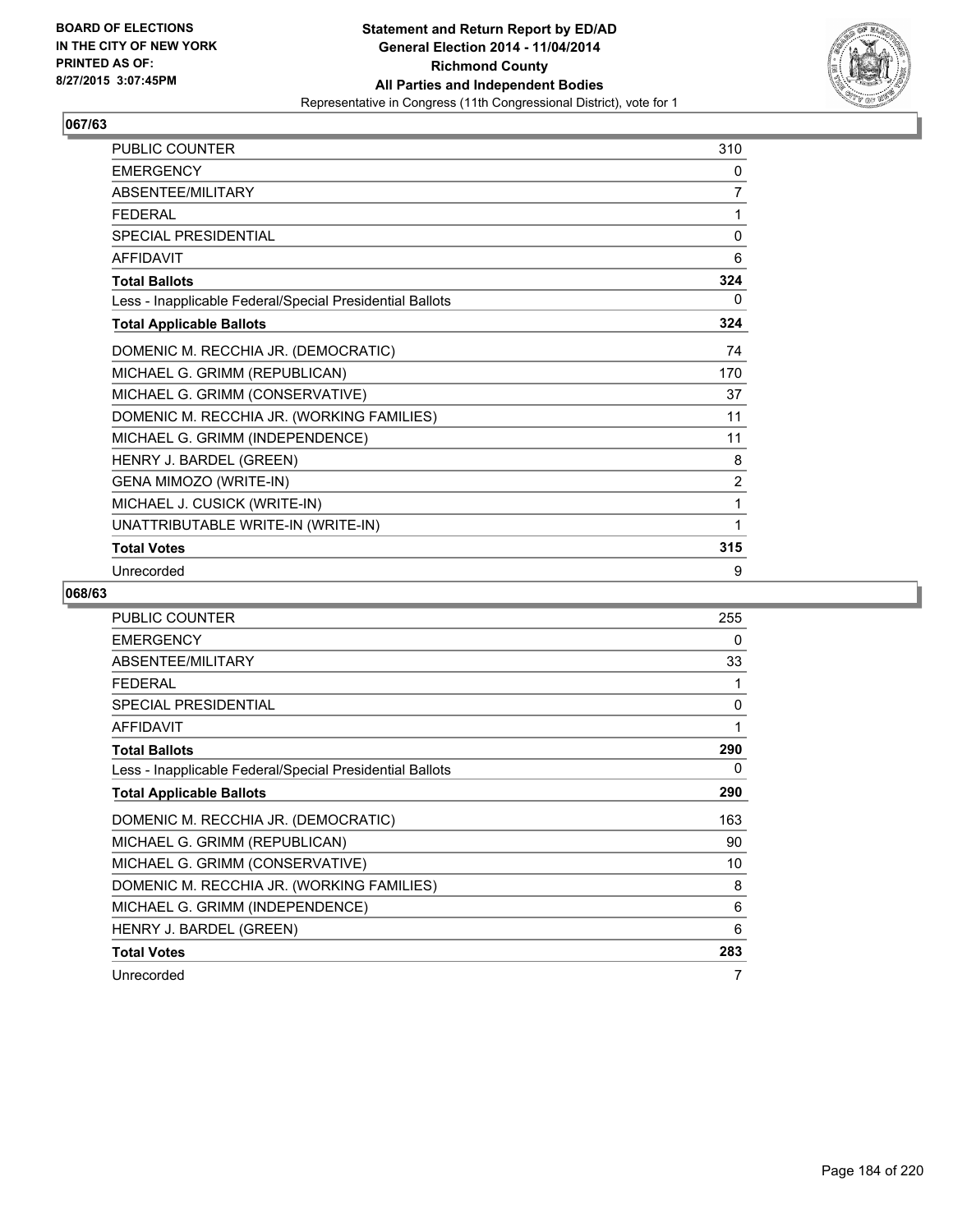BOARD OF ELECTIONS
IN THE CITY OF NEW YORK
PRINTED AS OF:
8/27/2015 3:07:45PM

**Statement and Return Report by ED/AD**
**General Election 2014 - 11/04/2014**
**Richmond County**
**All Parties and Independent Bodies**
Representative in Congress (11th Congressional District), vote for 1

## 067/63

| | |
|---|---|
| PUBLIC COUNTER | 310 |
| EMERGENCY | 0 |
| ABSENTEE/MILITARY | 7 |
| FEDERAL | 1 |
| SPECIAL PRESIDENTIAL | 0 |
| AFFIDAVIT | 6 |
| **Total Ballots** | **324** |
| Less - Inapplicable Federal/Special Presidential Ballots | 0 |
| **Total Applicable Ballots** | **324** |
| DOMENIC M. RECCHIA JR. (DEMOCRATIC) | 74 |
| MICHAEL G. GRIMM (REPUBLICAN) | 170 |
| MICHAEL G. GRIMM (CONSERVATIVE) | 37 |
| DOMENIC M. RECCHIA JR. (WORKING FAMILIES) | 11 |
| MICHAEL G. GRIMM (INDEPENDENCE) | 11 |
| HENRY J. BARDEL (GREEN) | 8 |
| GENA MIMOZO (WRITE-IN) | 2 |
| MICHAEL J. CUSICK (WRITE-IN) | 1 |
| UNATTRIBUTABLE WRITE-IN (WRITE-IN) | 1 |
| **Total Votes** | **315** |
| Unrecorded | 9 |

## 068/63

| | |
|---|---|
| PUBLIC COUNTER | 255 |
| EMERGENCY | 0 |
| ABSENTEE/MILITARY | 33 |
| FEDERAL | 1 |
| SPECIAL PRESIDENTIAL | 0 |
| AFFIDAVIT | 1 |
| **Total Ballots** | **290** |
| Less - Inapplicable Federal/Special Presidential Ballots | 0 |
| **Total Applicable Ballots** | **290** |
| DOMENIC M. RECCHIA JR. (DEMOCRATIC) | 163 |
| MICHAEL G. GRIMM (REPUBLICAN) | 90 |
| MICHAEL G. GRIMM (CONSERVATIVE) | 10 |
| DOMENIC M. RECCHIA JR. (WORKING FAMILIES) | 8 |
| MICHAEL G. GRIMM (INDEPENDENCE) | 6 |
| HENRY J. BARDEL (GREEN) | 6 |
| **Total Votes** | **283** |
| Unrecorded | 7 |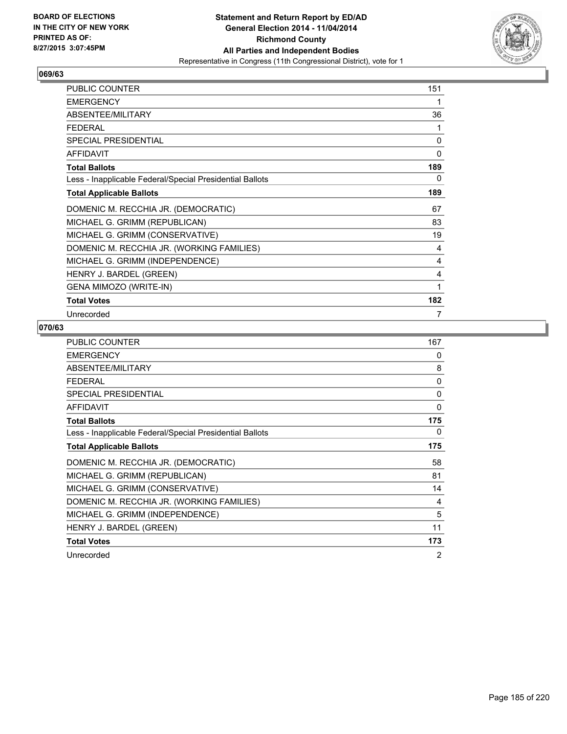**BOARD OF ELECTIONS IN THE CITY OF NEW YORK PRINTED AS OF: 8/27/2015 3:07:45PM**

**Statement and Return Report by ED/AD**
**General Election 2014 - 11/04/2014**
**Richmond County**
**All Parties and Independent Bodies**
Representative in Congress (11th Congressional District), vote for 1

## 069/63

| | |
|---|---|
| PUBLIC COUNTER | 151 |
| EMERGENCY | 1 |
| ABSENTEE/MILITARY | 36 |
| FEDERAL | 1 |
| SPECIAL PRESIDENTIAL | 0 |
| AFFIDAVIT | 0 |
| **Total Ballots** | **189** |
| Less - Inapplicable Federal/Special Presidential Ballots | 0 |
| **Total Applicable Ballots** | **189** |
| DOMENIC M. RECCHIA JR. (DEMOCRATIC) | 67 |
| MICHAEL G. GRIMM (REPUBLICAN) | 83 |
| MICHAEL G. GRIMM (CONSERVATIVE) | 19 |
| DOMENIC M. RECCHIA JR. (WORKING FAMILIES) | 4 |
| MICHAEL G. GRIMM (INDEPENDENCE) | 4 |
| HENRY J. BARDEL (GREEN) | 4 |
| GENA MIMOZO (WRITE-IN) | 1 |
| **Total Votes** | **182** |
| Unrecorded | 7 |

## 070/63

| | |
|---|---|
| PUBLIC COUNTER | 167 |
| EMERGENCY | 0 |
| ABSENTEE/MILITARY | 8 |
| FEDERAL | 0 |
| SPECIAL PRESIDENTIAL | 0 |
| AFFIDAVIT | 0 |
| **Total Ballots** | **175** |
| Less - Inapplicable Federal/Special Presidential Ballots | 0 |
| **Total Applicable Ballots** | **175** |
| DOMENIC M. RECCHIA JR. (DEMOCRATIC) | 58 |
| MICHAEL G. GRIMM (REPUBLICAN) | 81 |
| MICHAEL G. GRIMM (CONSERVATIVE) | 14 |
| DOMENIC M. RECCHIA JR. (WORKING FAMILIES) | 4 |
| MICHAEL G. GRIMM (INDEPENDENCE) | 5 |
| HENRY J. BARDEL (GREEN) | 11 |
| **Total Votes** | **173** |
| Unrecorded | 2 |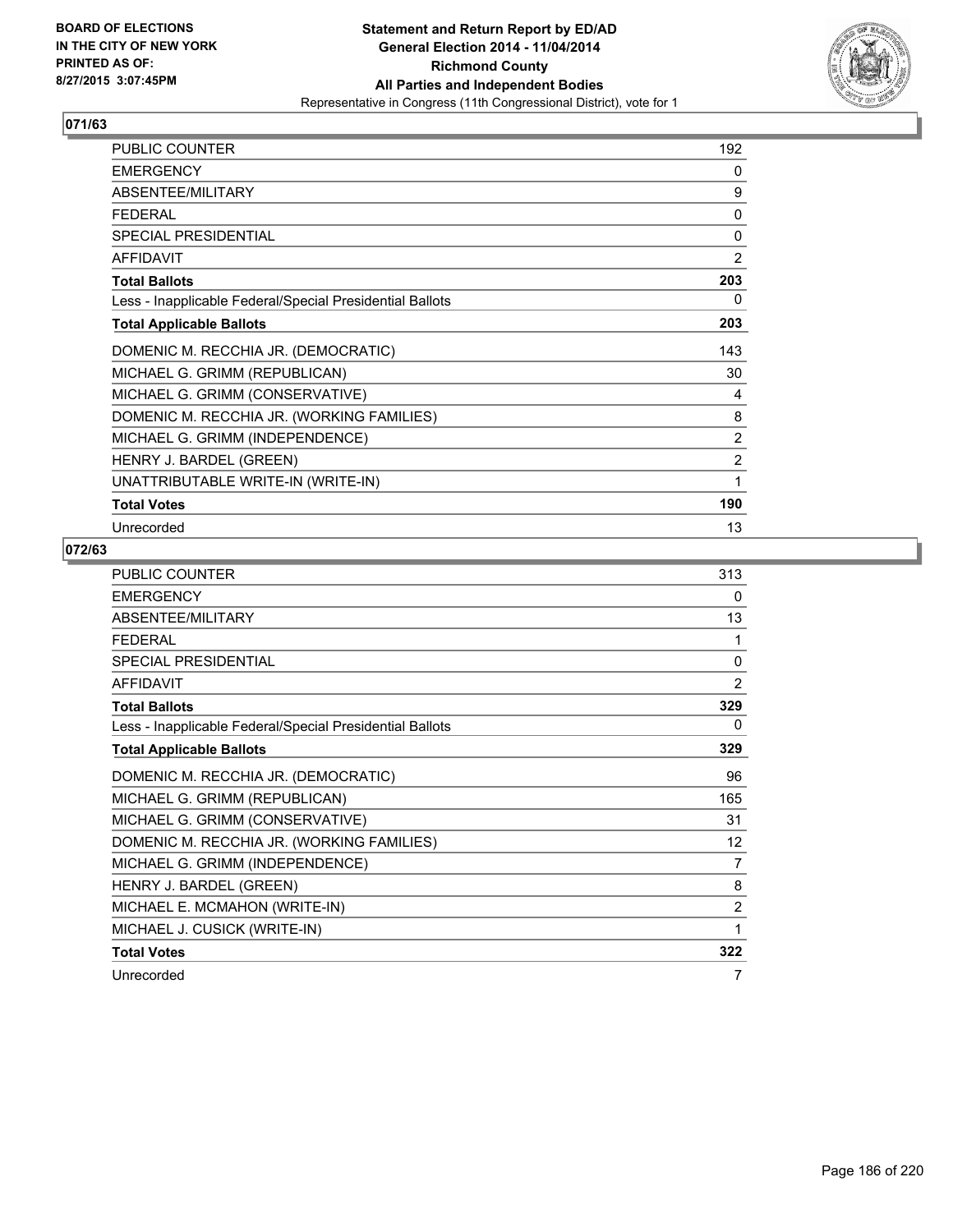**BOARD OF ELECTIONS IN THE CITY OF NEW YORK PRINTED AS OF: 8/27/2015 3:07:45PM**

**Statement and Return Report by ED/AD General Election 2014 - 11/04/2014 Richmond County All Parties and Independent Bodies**
Representative in Congress (11th Congressional District), vote for 1

## 071/63

| | |
|---|---|
| PUBLIC COUNTER | 192 |
| EMERGENCY | 0 |
| ABSENTEE/MILITARY | 9 |
| FEDERAL | 0 |
| SPECIAL PRESIDENTIAL | 0 |
| AFFIDAVIT | 2 |
| **Total Ballots** | **203** |
| Less - Inapplicable Federal/Special Presidential Ballots | 0 |
| **Total Applicable Ballots** | **203** |
| DOMENIC M. RECCHIA JR. (DEMOCRATIC) | 143 |
| MICHAEL G. GRIMM (REPUBLICAN) | 30 |
| MICHAEL G. GRIMM (CONSERVATIVE) | 4 |
| DOMENIC M. RECCHIA JR. (WORKING FAMILIES) | 8 |
| MICHAEL G. GRIMM (INDEPENDENCE) | 2 |
| HENRY J. BARDEL (GREEN) | 2 |
| UNATTRIBUTABLE WRITE-IN (WRITE-IN) | 1 |
| **Total Votes** | **190** |
| Unrecorded | 13 |

## 072/63

| | |
|---|---|
| PUBLIC COUNTER | 313 |
| EMERGENCY | 0 |
| ABSENTEE/MILITARY | 13 |
| FEDERAL | 1 |
| SPECIAL PRESIDENTIAL | 0 |
| AFFIDAVIT | 2 |
| **Total Ballots** | **329** |
| Less - Inapplicable Federal/Special Presidential Ballots | 0 |
| **Total Applicable Ballots** | **329** |
| DOMENIC M. RECCHIA JR. (DEMOCRATIC) | 96 |
| MICHAEL G. GRIMM (REPUBLICAN) | 165 |
| MICHAEL G. GRIMM (CONSERVATIVE) | 31 |
| DOMENIC M. RECCHIA JR. (WORKING FAMILIES) | 12 |
| MICHAEL G. GRIMM (INDEPENDENCE) | 7 |
| HENRY J. BARDEL (GREEN) | 8 |
| MICHAEL E. MCMAHON (WRITE-IN) | 2 |
| MICHAEL J. CUSICK (WRITE-IN) | 1 |
| **Total Votes** | **322** |
| Unrecorded | 7 |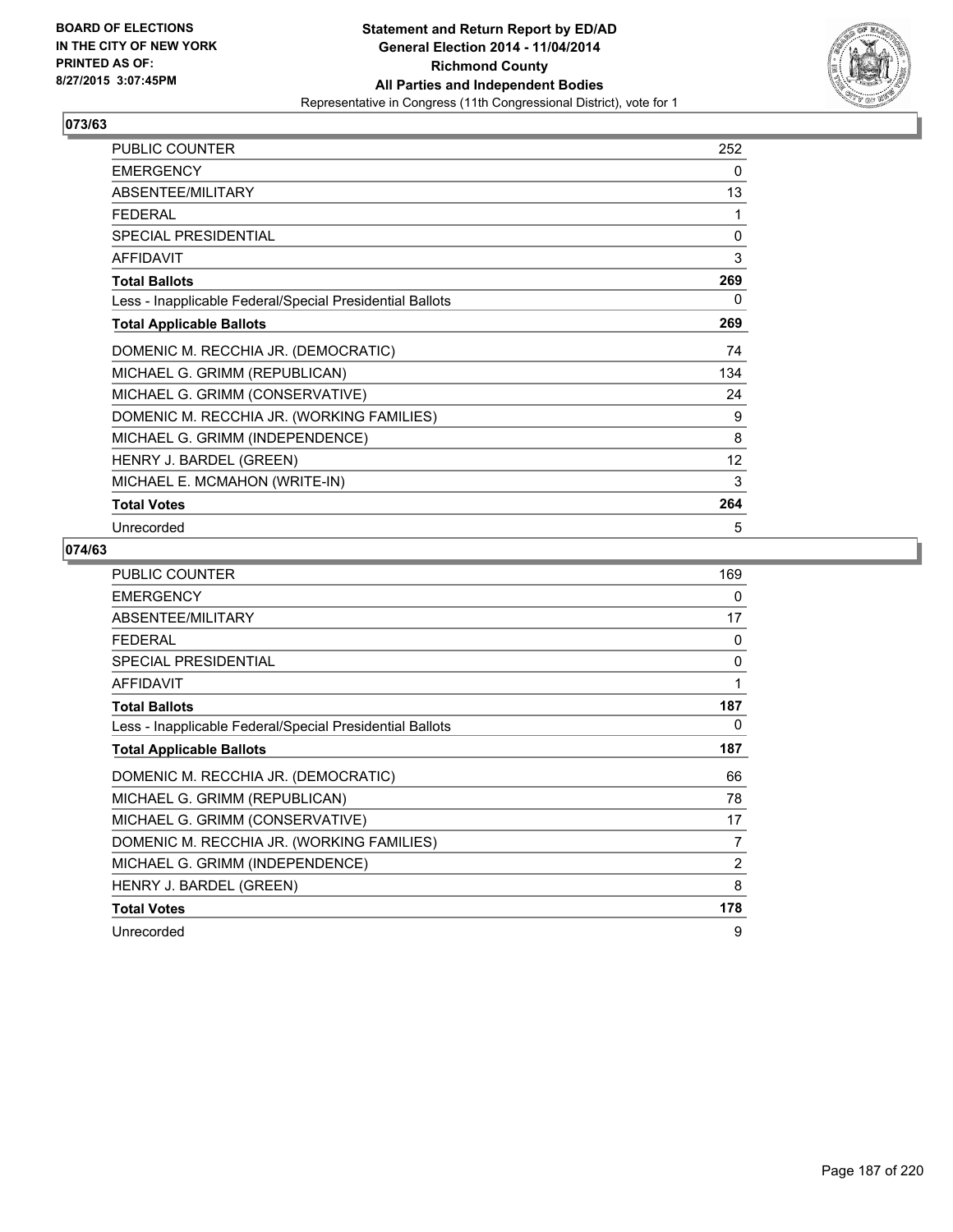**BOARD OF ELECTIONS IN THE CITY OF NEW YORK PRINTED AS OF: 8/27/2015 3:07:45PM**

# Statement and Return Report by ED/AD
## General Election 2014 - 11/04/2014
## Richmond County
## All Parties and Independent Bodies
### Representative in Congress (11th Congressional District), vote for 1

**073/63**

| | |
|---|---|
| PUBLIC COUNTER | 252 |
| EMERGENCY | 0 |
| ABSENTEE/MILITARY | 13 |
| FEDERAL | 1 |
| SPECIAL PRESIDENTIAL | 0 |
| AFFIDAVIT | 3 |
| **Total Ballots** | **269** |
| Less - Inapplicable Federal/Special Presidential Ballots | 0 |
| **Total Applicable Ballots** | **269** |
| DOMENIC M. RECCHIA JR. (DEMOCRATIC) | 74 |
| MICHAEL G. GRIMM (REPUBLICAN) | 134 |
| MICHAEL G. GRIMM (CONSERVATIVE) | 24 |
| DOMENIC M. RECCHIA JR. (WORKING FAMILIES) | 9 |
| MICHAEL G. GRIMM (INDEPENDENCE) | 8 |
| HENRY J. BARDEL (GREEN) | 12 |
| MICHAEL E. MCMAHON (WRITE-IN) | 3 |
| **Total Votes** | **264** |
| Unrecorded | 5 |

**074/63**

| | |
|---|---|
| PUBLIC COUNTER | 169 |
| EMERGENCY | 0 |
| ABSENTEE/MILITARY | 17 |
| FEDERAL | 0 |
| SPECIAL PRESIDENTIAL | 0 |
| AFFIDAVIT | 1 |
| **Total Ballots** | **187** |
| Less - Inapplicable Federal/Special Presidential Ballots | 0 |
| **Total Applicable Ballots** | **187** |
| DOMENIC M. RECCHIA JR. (DEMOCRATIC) | 66 |
| MICHAEL G. GRIMM (REPUBLICAN) | 78 |
| MICHAEL G. GRIMM (CONSERVATIVE) | 17 |
| DOMENIC M. RECCHIA JR. (WORKING FAMILIES) | 7 |
| MICHAEL G. GRIMM (INDEPENDENCE) | 2 |
| HENRY J. BARDEL (GREEN) | 8 |
| **Total Votes** | **178** |
| Unrecorded | 9 |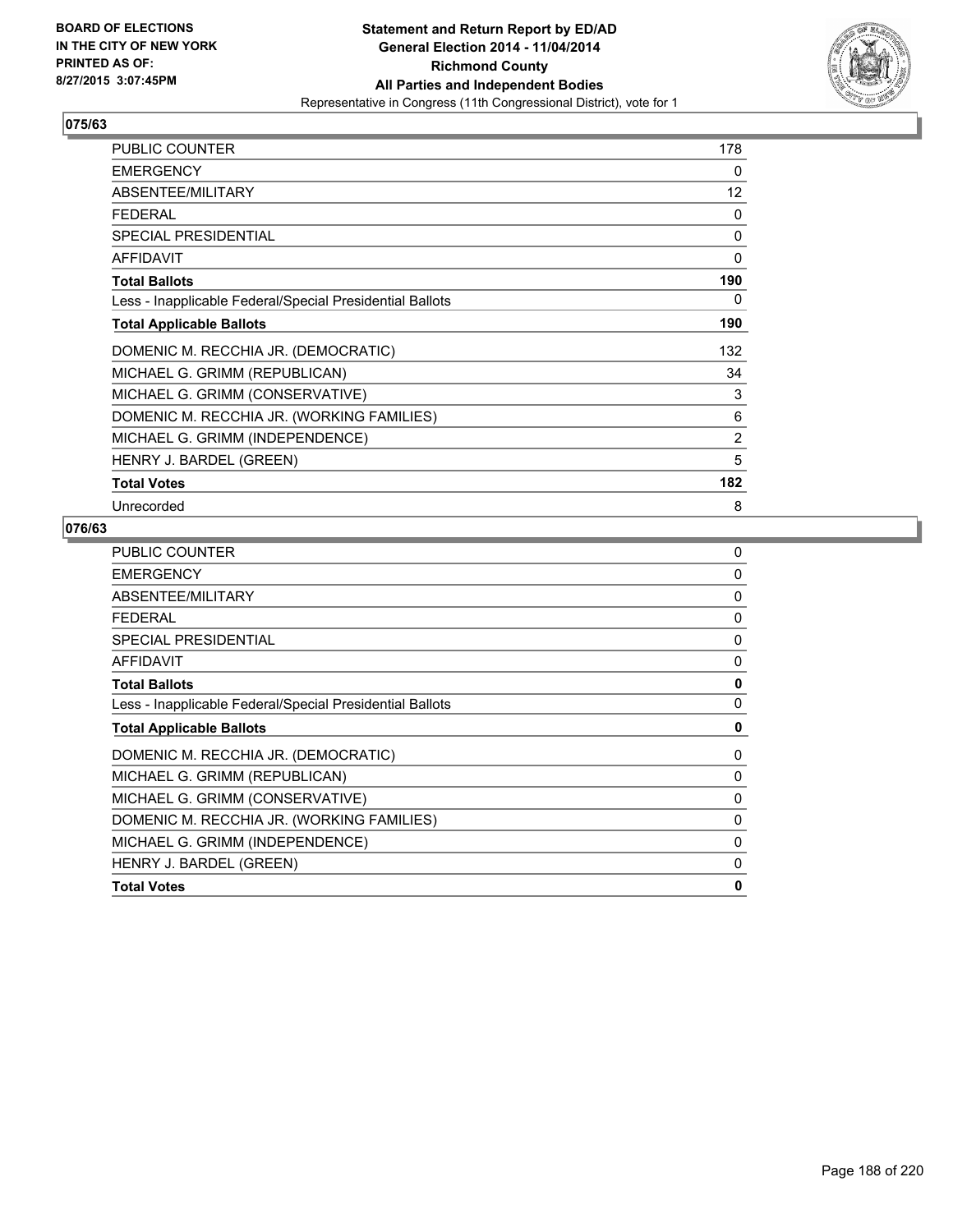BOARD OF ELECTIONS
IN THE CITY OF NEW YORK
PRINTED AS OF:
8/27/2015 3:07:45PM

**Statement and Return Report by ED/AD**
**General Election 2014 - 11/04/2014**
**Richmond County**
**All Parties and Independent Bodies**
Representative in Congress (11th Congressional District), vote for 1

## 075/63

| | |
|---|---|
| PUBLIC COUNTER | 178 |
| EMERGENCY | 0 |
| ABSENTEE/MILITARY | 12 |
| FEDERAL | 0 |
| SPECIAL PRESIDENTIAL | 0 |
| AFFIDAVIT | 0 |
| **Total Ballots** | **190** |
| Less - Inapplicable Federal/Special Presidential Ballots | 0 |
| **Total Applicable Ballots** | **190** |
| DOMENIC M. RECCHIA JR. (DEMOCRATIC) | 132 |
| MICHAEL G. GRIMM (REPUBLICAN) | 34 |
| MICHAEL G. GRIMM (CONSERVATIVE) | 3 |
| DOMENIC M. RECCHIA JR. (WORKING FAMILIES) | 6 |
| MICHAEL G. GRIMM (INDEPENDENCE) | 2 |
| HENRY J. BARDEL (GREEN) | 5 |
| **Total Votes** | **182** |
| Unrecorded | 8 |

## 076/63

| | |
|---|---|
| PUBLIC COUNTER | 0 |
| EMERGENCY | 0 |
| ABSENTEE/MILITARY | 0 |
| FEDERAL | 0 |
| SPECIAL PRESIDENTIAL | 0 |
| AFFIDAVIT | 0 |
| **Total Ballots** | **0** |
| Less - Inapplicable Federal/Special Presidential Ballots | 0 |
| **Total Applicable Ballots** | **0** |
| DOMENIC M. RECCHIA JR. (DEMOCRATIC) | 0 |
| MICHAEL G. GRIMM (REPUBLICAN) | 0 |
| MICHAEL G. GRIMM (CONSERVATIVE) | 0 |
| DOMENIC M. RECCHIA JR. (WORKING FAMILIES) | 0 |
| MICHAEL G. GRIMM (INDEPENDENCE) | 0 |
| HENRY J. BARDEL (GREEN) | 0 |
| **Total Votes** | **0** |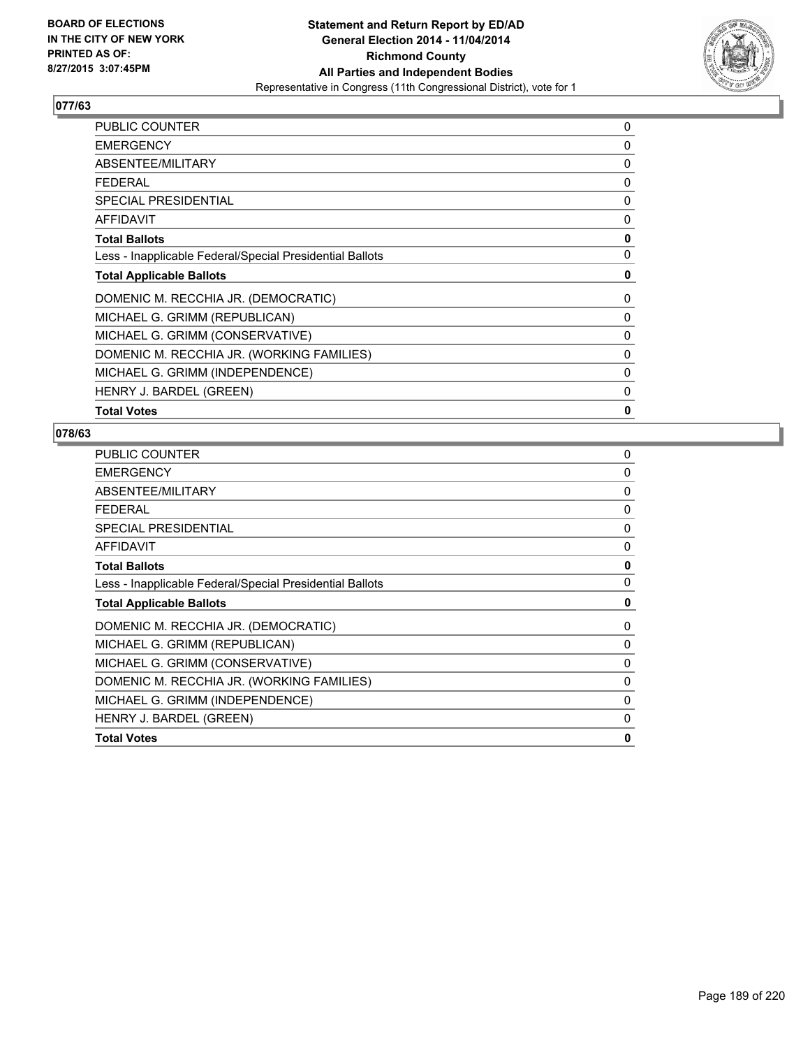BOARD OF ELECTIONS
IN THE CITY OF NEW YORK
PRINTED AS OF:
8/27/2015 3:07:45PM

**Statement and Return Report by ED/AD**
**General Election 2014 - 11/04/2014**
**Richmond County**
**All Parties and Independent Bodies**
Representative in Congress (11th Congressional District), vote for 1

## 077/63

| | |
|---|---|
| PUBLIC COUNTER | 0 |
| EMERGENCY | 0 |
| ABSENTEE/MILITARY | 0 |
| FEDERAL | 0 |
| SPECIAL PRESIDENTIAL | 0 |
| AFFIDAVIT | 0 |
| **Total Ballots** | **0** |
| Less - Inapplicable Federal/Special Presidential Ballots | 0 |
| **Total Applicable Ballots** | **0** |
| DOMENIC M. RECCHIA JR. (DEMOCRATIC) | 0 |
| MICHAEL G. GRIMM (REPUBLICAN) | 0 |
| MICHAEL G. GRIMM (CONSERVATIVE) | 0 |
| DOMENIC M. RECCHIA JR. (WORKING FAMILIES) | 0 |
| MICHAEL G. GRIMM (INDEPENDENCE) | 0 |
| HENRY J. BARDEL (GREEN) | 0 |
| **Total Votes** | **0** |

## 078/63

| | |
|---|---|
| PUBLIC COUNTER | 0 |
| EMERGENCY | 0 |
| ABSENTEE/MILITARY | 0 |
| FEDERAL | 0 |
| SPECIAL PRESIDENTIAL | 0 |
| AFFIDAVIT | 0 |
| **Total Ballots** | **0** |
| Less - Inapplicable Federal/Special Presidential Ballots | 0 |
| **Total Applicable Ballots** | **0** |
| DOMENIC M. RECCHIA JR. (DEMOCRATIC) | 0 |
| MICHAEL G. GRIMM (REPUBLICAN) | 0 |
| MICHAEL G. GRIMM (CONSERVATIVE) | 0 |
| DOMENIC M. RECCHIA JR. (WORKING FAMILIES) | 0 |
| MICHAEL G. GRIMM (INDEPENDENCE) | 0 |
| HENRY J. BARDEL (GREEN) | 0 |
| **Total Votes** | **0** |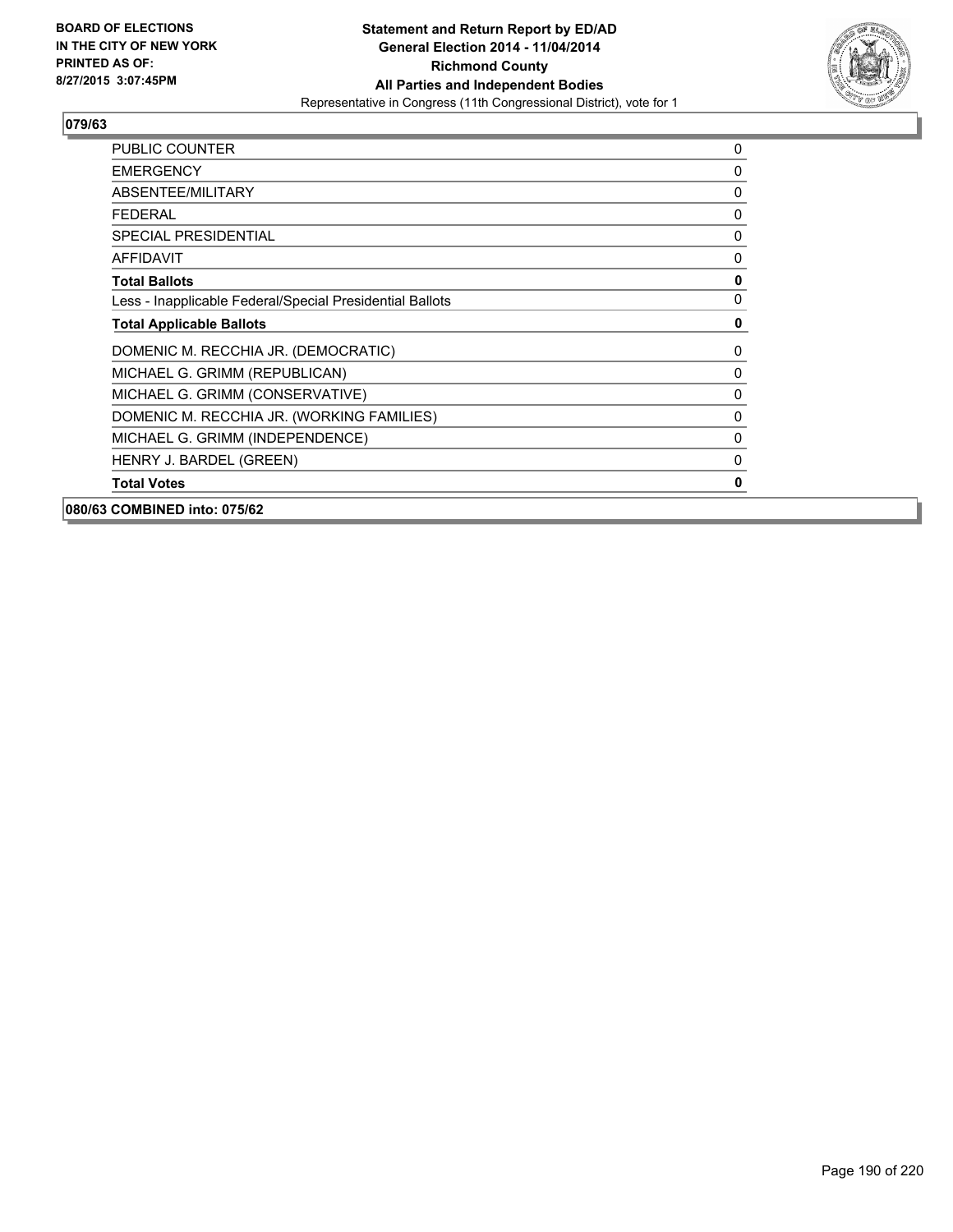**079/63**

| | |
|---|---|
| PUBLIC COUNTER | 0 |
| EMERGENCY | 0 |
| ABSENTEE/MILITARY | 0 |
| FEDERAL | 0 |
| SPECIAL PRESIDENTIAL | 0 |
| AFFIDAVIT | 0 |
| **Total Ballots** | **0** |
| Less - Inapplicable Federal/Special Presidential Ballots | 0 |
| **Total Applicable Ballots** | **0** |
| DOMENIC M. RECCHIA JR. (DEMOCRATIC) | 0 |
| MICHAEL G. GRIMM (REPUBLICAN) | 0 |
| MICHAEL G. GRIMM (CONSERVATIVE) | 0 |
| DOMENIC M. RECCHIA JR. (WORKING FAMILIES) | 0 |
| MICHAEL G. GRIMM (INDEPENDENCE) | 0 |
| HENRY J. BARDEL (GREEN) | 0 |
| **Total Votes** | **0** |

**080/63 COMBINED into: 075/62**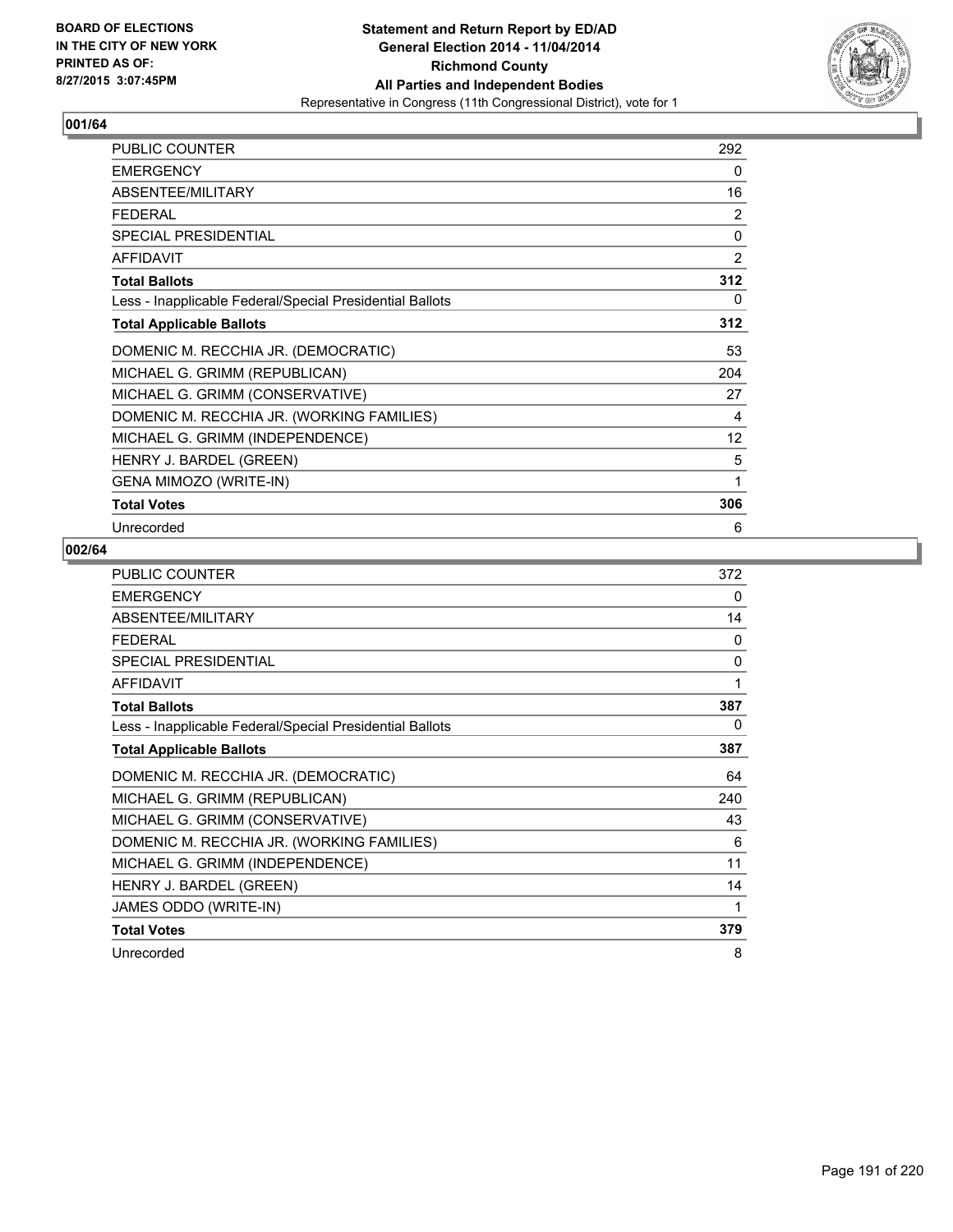BOARD OF ELECTIONS
IN THE CITY OF NEW YORK
PRINTED AS OF:
8/27/2015 3:07:45PM

**Statement and Return Report by ED/AD**
**General Election 2014 - 11/04/2014**
**Richmond County**
**All Parties and Independent Bodies**
Representative in Congress (11th Congressional District), vote for 1

### 001/64

| | |
|---|---|
| PUBLIC COUNTER | 292 |
| EMERGENCY | 0 |
| ABSENTEE/MILITARY | 16 |
| FEDERAL | 2 |
| SPECIAL PRESIDENTIAL | 0 |
| AFFIDAVIT | 2 |
| **Total Ballots** | **312** |
| Less - Inapplicable Federal/Special Presidential Ballots | 0 |
| **Total Applicable Ballots** | **312** |
| DOMENIC M. RECCHIA JR. (DEMOCRATIC) | 53 |
| MICHAEL G. GRIMM (REPUBLICAN) | 204 |
| MICHAEL G. GRIMM (CONSERVATIVE) | 27 |
| DOMENIC M. RECCHIA JR. (WORKING FAMILIES) | 4 |
| MICHAEL G. GRIMM (INDEPENDENCE) | 12 |
| HENRY J. BARDEL (GREEN) | 5 |
| GENA MIMOZO (WRITE-IN) | 1 |
| **Total Votes** | **306** |
| Unrecorded | 6 |

### 002/64

| | |
|---|---|
| PUBLIC COUNTER | 372 |
| EMERGENCY | 0 |
| ABSENTEE/MILITARY | 14 |
| FEDERAL | 0 |
| SPECIAL PRESIDENTIAL | 0 |
| AFFIDAVIT | 1 |
| **Total Ballots** | **387** |
| Less - Inapplicable Federal/Special Presidential Ballots | 0 |
| **Total Applicable Ballots** | **387** |
| DOMENIC M. RECCHIA JR. (DEMOCRATIC) | 64 |
| MICHAEL G. GRIMM (REPUBLICAN) | 240 |
| MICHAEL G. GRIMM (CONSERVATIVE) | 43 |
| DOMENIC M. RECCHIA JR. (WORKING FAMILIES) | 6 |
| MICHAEL G. GRIMM (INDEPENDENCE) | 11 |
| HENRY J. BARDEL (GREEN) | 14 |
| JAMES ODDO (WRITE-IN) | 1 |
| **Total Votes** | **379** |
| Unrecorded | 8 |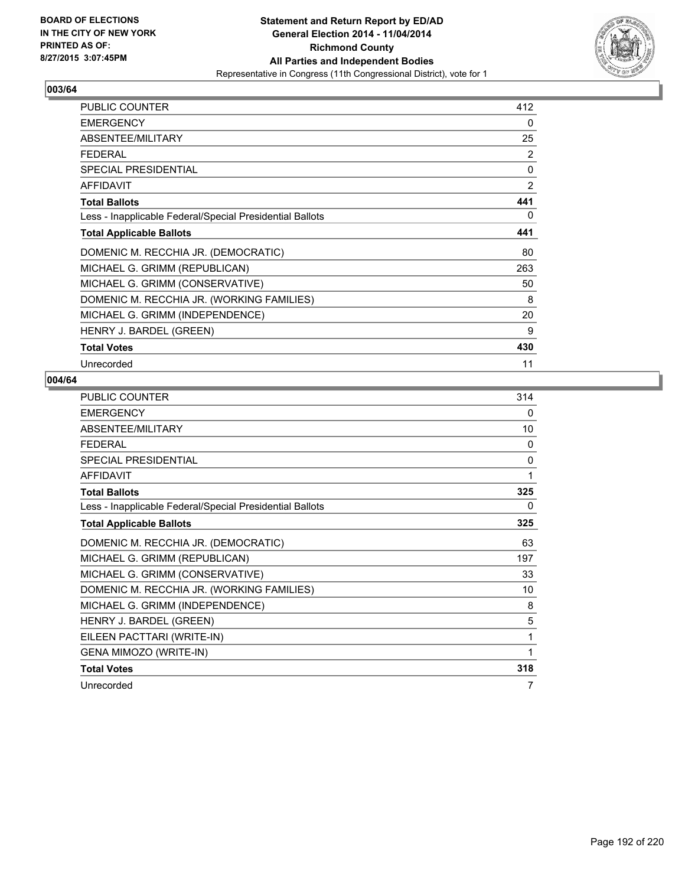BOARD OF ELECTIONS
IN THE CITY OF NEW YORK
PRINTED AS OF:
8/27/2015 3:07:45PM

**Statement and Return Report by ED/AD**
**General Election 2014 - 11/04/2014**
**Richmond County**
**All Parties and Independent Bodies**
Representative in Congress (11th Congressional District), vote for 1

### 003/64

| | |
|---|---|
| PUBLIC COUNTER | 412 |
| EMERGENCY | 0 |
| ABSENTEE/MILITARY | 25 |
| FEDERAL | 2 |
| SPECIAL PRESIDENTIAL | 0 |
| AFFIDAVIT | 2 |
| **Total Ballots** | **441** |
| Less - Inapplicable Federal/Special Presidential Ballots | 0 |
| **Total Applicable Ballots** | **441** |
| DOMENIC M. RECCHIA JR. (DEMOCRATIC) | 80 |
| MICHAEL G. GRIMM (REPUBLICAN) | 263 |
| MICHAEL G. GRIMM (CONSERVATIVE) | 50 |
| DOMENIC M. RECCHIA JR. (WORKING FAMILIES) | 8 |
| MICHAEL G. GRIMM (INDEPENDENCE) | 20 |
| HENRY J. BARDEL (GREEN) | 9 |
| **Total Votes** | **430** |
| Unrecorded | 11 |

### 004/64

| | |
|---|---|
| PUBLIC COUNTER | 314 |
| EMERGENCY | 0 |
| ABSENTEE/MILITARY | 10 |
| FEDERAL | 0 |
| SPECIAL PRESIDENTIAL | 0 |
| AFFIDAVIT | 1 |
| **Total Ballots** | **325** |
| Less - Inapplicable Federal/Special Presidential Ballots | 0 |
| **Total Applicable Ballots** | **325** |
| DOMENIC M. RECCHIA JR. (DEMOCRATIC) | 63 |
| MICHAEL G. GRIMM (REPUBLICAN) | 197 |
| MICHAEL G. GRIMM (CONSERVATIVE) | 33 |
| DOMENIC M. RECCHIA JR. (WORKING FAMILIES) | 10 |
| MICHAEL G. GRIMM (INDEPENDENCE) | 8 |
| HENRY J. BARDEL (GREEN) | 5 |
| EILEEN PACTTARI (WRITE-IN) | 1 |
| GENA MIMOZO (WRITE-IN) | 1 |
| **Total Votes** | **318** |
| Unrecorded | 7 |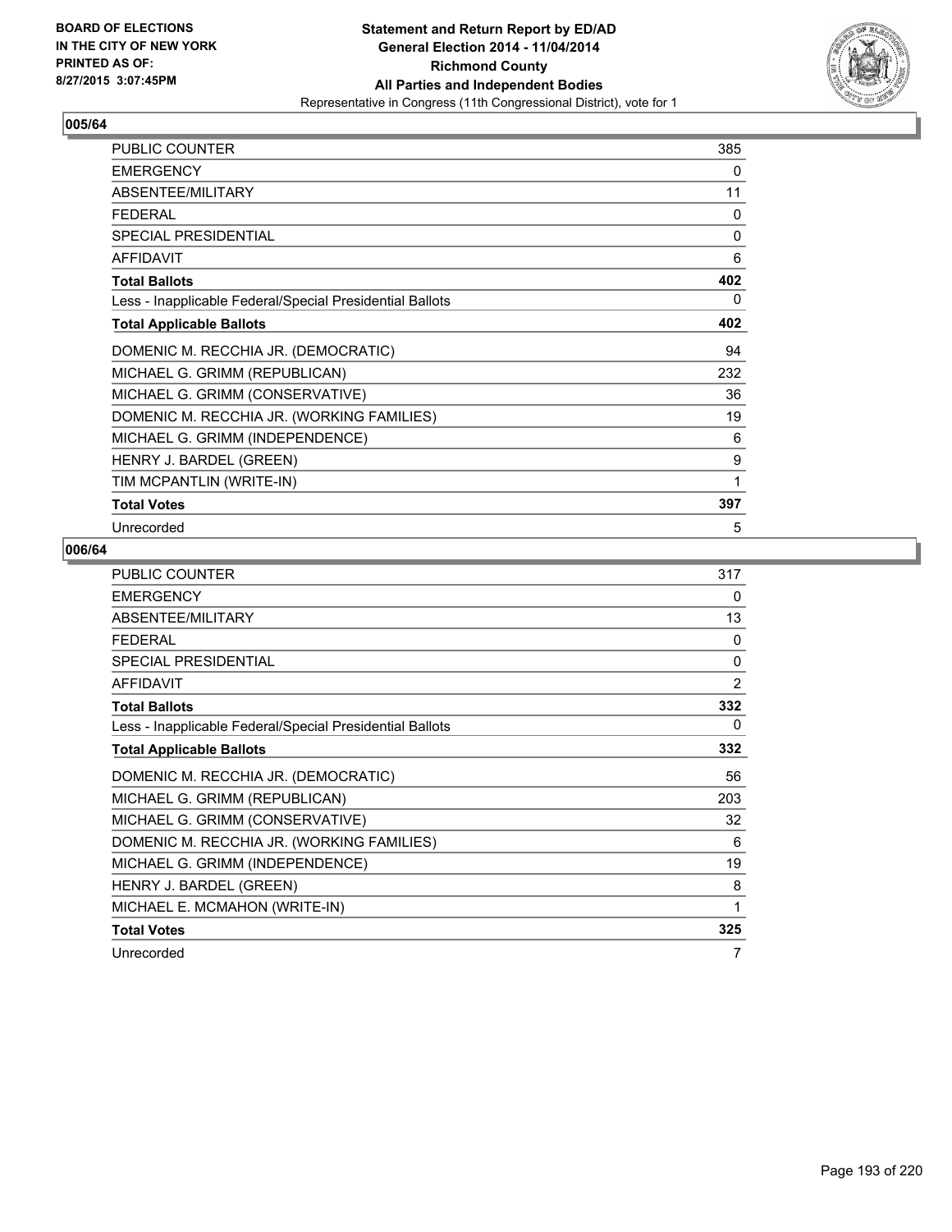BOARD OF ELECTIONS
IN THE CITY OF NEW YORK
PRINTED AS OF:
8/27/2015 3:07:45PM

**Statement and Return Report by ED/AD**
**General Election 2014 - 11/04/2014**
**Richmond County**
**All Parties and Independent Bodies**
Representative in Congress (11th Congressional District), vote for 1

### 005/64

| | |
|---|---|
| PUBLIC COUNTER | 385 |
| EMERGENCY | 0 |
| ABSENTEE/MILITARY | 11 |
| FEDERAL | 0 |
| SPECIAL PRESIDENTIAL | 0 |
| AFFIDAVIT | 6 |
| **Total Ballots** | **402** |
| Less - Inapplicable Federal/Special Presidential Ballots | 0 |
| **Total Applicable Ballots** | **402** |
| DOMENIC M. RECCHIA JR. (DEMOCRATIC) | 94 |
| MICHAEL G. GRIMM (REPUBLICAN) | 232 |
| MICHAEL G. GRIMM (CONSERVATIVE) | 36 |
| DOMENIC M. RECCHIA JR. (WORKING FAMILIES) | 19 |
| MICHAEL G. GRIMM (INDEPENDENCE) | 6 |
| HENRY J. BARDEL (GREEN) | 9 |
| TIM MCPANTLIN (WRITE-IN) | 1 |
| **Total Votes** | **397** |
| Unrecorded | 5 |

### 006/64

| | |
|---|---|
| PUBLIC COUNTER | 317 |
| EMERGENCY | 0 |
| ABSENTEE/MILITARY | 13 |
| FEDERAL | 0 |
| SPECIAL PRESIDENTIAL | 0 |
| AFFIDAVIT | 2 |
| **Total Ballots** | **332** |
| Less - Inapplicable Federal/Special Presidential Ballots | 0 |
| **Total Applicable Ballots** | **332** |
| DOMENIC M. RECCHIA JR. (DEMOCRATIC) | 56 |
| MICHAEL G. GRIMM (REPUBLICAN) | 203 |
| MICHAEL G. GRIMM (CONSERVATIVE) | 32 |
| DOMENIC M. RECCHIA JR. (WORKING FAMILIES) | 6 |
| MICHAEL G. GRIMM (INDEPENDENCE) | 19 |
| HENRY J. BARDEL (GREEN) | 8 |
| MICHAEL E. MCMAHON (WRITE-IN) | 1 |
| **Total Votes** | **325** |
| Unrecorded | 7 |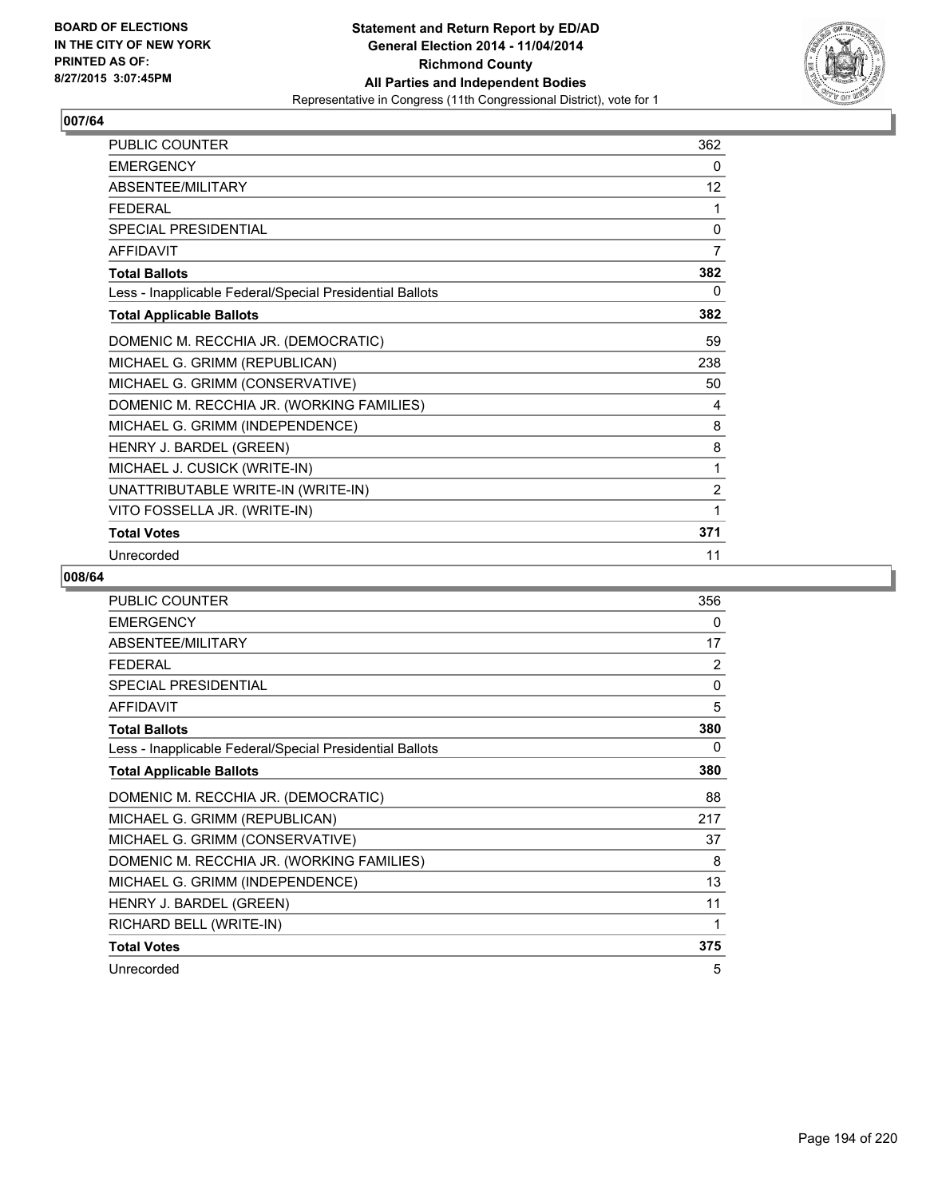BOARD OF ELECTIONS
IN THE CITY OF NEW YORK
PRINTED AS OF:
8/27/2015 3:07:45PM

**Statement and Return Report by ED/AD**
**General Election 2014 - 11/04/2014**
**Richmond County**
**All Parties and Independent Bodies**
Representative in Congress (11th Congressional District), vote for 1

## 007/64

| | |
|---|---|
| PUBLIC COUNTER | 362 |
| EMERGENCY | 0 |
| ABSENTEE/MILITARY | 12 |
| FEDERAL | 1 |
| SPECIAL PRESIDENTIAL | 0 |
| AFFIDAVIT | 7 |
| **Total Ballots** | **382** |
| Less - Inapplicable Federal/Special Presidential Ballots | 0 |
| **Total Applicable Ballots** | **382** |
| DOMENIC M. RECCHIA JR. (DEMOCRATIC) | 59 |
| MICHAEL G. GRIMM (REPUBLICAN) | 238 |
| MICHAEL G. GRIMM (CONSERVATIVE) | 50 |
| DOMENIC M. RECCHIA JR. (WORKING FAMILIES) | 4 |
| MICHAEL G. GRIMM (INDEPENDENCE) | 8 |
| HENRY J. BARDEL (GREEN) | 8 |
| MICHAEL J. CUSICK (WRITE-IN) | 1 |
| UNATTRIBUTABLE WRITE-IN (WRITE-IN) | 2 |
| VITO FOSSELLA JR. (WRITE-IN) | 1 |
| **Total Votes** | **371** |
| Unrecorded | 11 |

## 008/64

| | |
|---|---|
| PUBLIC COUNTER | 356 |
| EMERGENCY | 0 |
| ABSENTEE/MILITARY | 17 |
| FEDERAL | 2 |
| SPECIAL PRESIDENTIAL | 0 |
| AFFIDAVIT | 5 |
| **Total Ballots** | **380** |
| Less - Inapplicable Federal/Special Presidential Ballots | 0 |
| **Total Applicable Ballots** | **380** |
| DOMENIC M. RECCHIA JR. (DEMOCRATIC) | 88 |
| MICHAEL G. GRIMM (REPUBLICAN) | 217 |
| MICHAEL G. GRIMM (CONSERVATIVE) | 37 |
| DOMENIC M. RECCHIA JR. (WORKING FAMILIES) | 8 |
| MICHAEL G. GRIMM (INDEPENDENCE) | 13 |
| HENRY J. BARDEL (GREEN) | 11 |
| RICHARD BELL (WRITE-IN) | 1 |
| **Total Votes** | **375** |
| Unrecorded | 5 |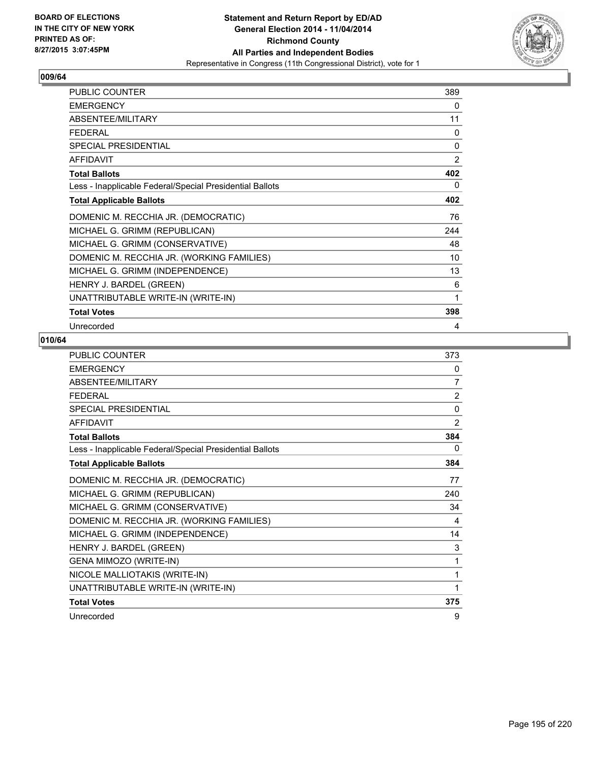BOARD OF ELECTIONS
IN THE CITY OF NEW YORK
PRINTED AS OF:
8/27/2015 3:07:45PM

**Statement and Return Report by ED/AD**
**General Election 2014 - 11/04/2014**
**Richmond County**
**All Parties and Independent Bodies**
Representative in Congress (11th Congressional District), vote for 1

## 009/64

| | |
|---|---|
| PUBLIC COUNTER | 389 |
| EMERGENCY | 0 |
| ABSENTEE/MILITARY | 11 |
| FEDERAL | 0 |
| SPECIAL PRESIDENTIAL | 0 |
| AFFIDAVIT | 2 |
| **Total Ballots** | **402** |
| Less - Inapplicable Federal/Special Presidential Ballots | 0 |
| **Total Applicable Ballots** | **402** |
| DOMENIC M. RECCHIA JR. (DEMOCRATIC) | 76 |
| MICHAEL G. GRIMM (REPUBLICAN) | 244 |
| MICHAEL G. GRIMM (CONSERVATIVE) | 48 |
| DOMENIC M. RECCHIA JR. (WORKING FAMILIES) | 10 |
| MICHAEL G. GRIMM (INDEPENDENCE) | 13 |
| HENRY J. BARDEL (GREEN) | 6 |
| UNATTRIBUTABLE WRITE-IN (WRITE-IN) | 1 |
| **Total Votes** | **398** |
| Unrecorded | 4 |

## 010/64

| | |
|---|---|
| PUBLIC COUNTER | 373 |
| EMERGENCY | 0 |
| ABSENTEE/MILITARY | 7 |
| FEDERAL | 2 |
| SPECIAL PRESIDENTIAL | 0 |
| AFFIDAVIT | 2 |
| **Total Ballots** | **384** |
| Less - Inapplicable Federal/Special Presidential Ballots | 0 |
| **Total Applicable Ballots** | **384** |
| DOMENIC M. RECCHIA JR. (DEMOCRATIC) | 77 |
| MICHAEL G. GRIMM (REPUBLICAN) | 240 |
| MICHAEL G. GRIMM (CONSERVATIVE) | 34 |
| DOMENIC M. RECCHIA JR. (WORKING FAMILIES) | 4 |
| MICHAEL G. GRIMM (INDEPENDENCE) | 14 |
| HENRY J. BARDEL (GREEN) | 3 |
| GENA MIMOZO (WRITE-IN) | 1 |
| NICOLE MALLIOTAKIS (WRITE-IN) | 1 |
| UNATTRIBUTABLE WRITE-IN (WRITE-IN) | 1 |
| **Total Votes** | **375** |
| Unrecorded | 9 |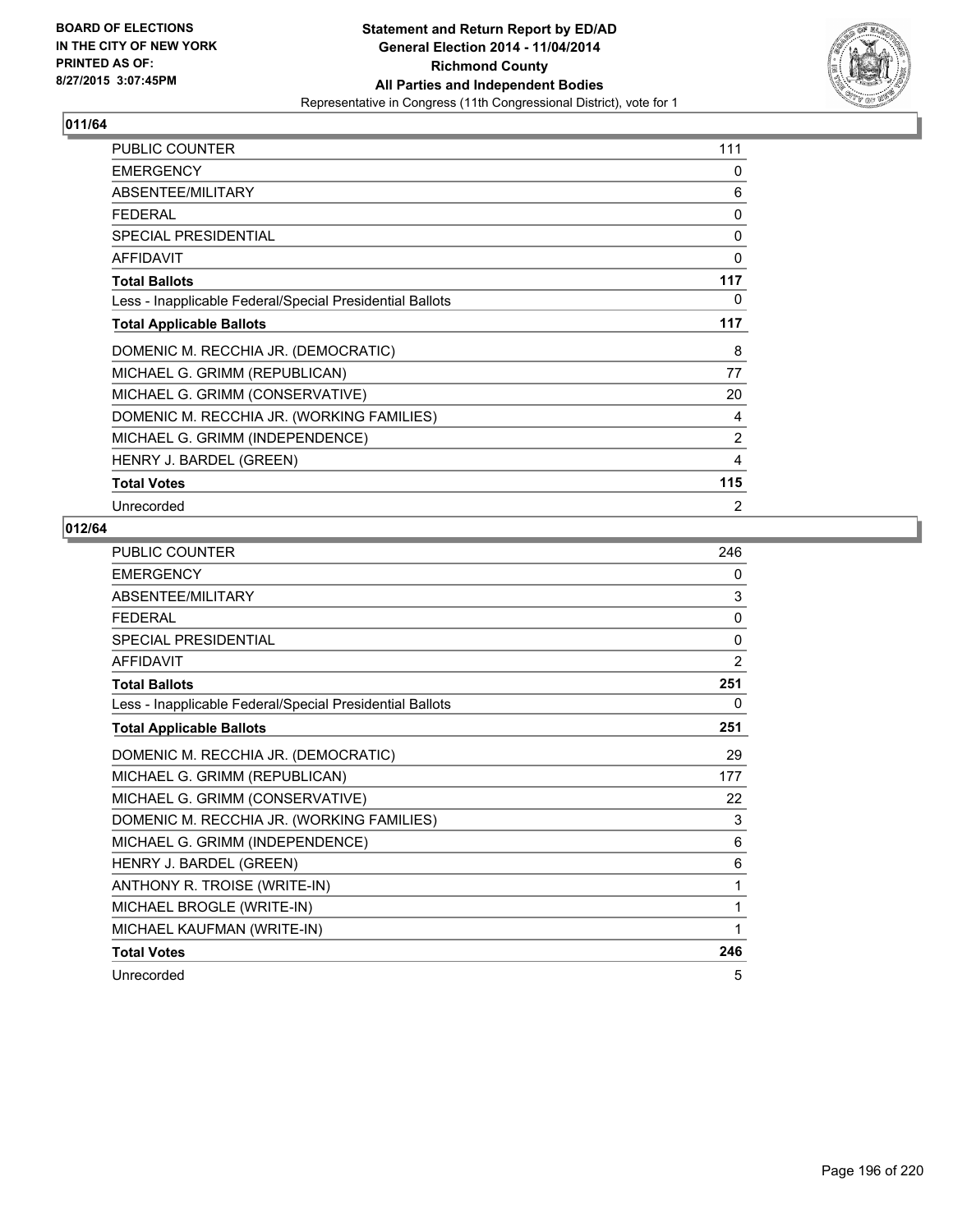BOARD OF ELECTIONS
IN THE CITY OF NEW YORK
PRINTED AS OF:
8/27/2015 3:07:45PM

**Statement and Return Report by ED/AD**
**General Election 2014 - 11/04/2014**
**Richmond County**
**All Parties and Independent Bodies**
Representative in Congress (11th Congressional District), vote for 1

## 011/64

| | |
|---|---|
| PUBLIC COUNTER | 111 |
| EMERGENCY | 0 |
| ABSENTEE/MILITARY | 6 |
| FEDERAL | 0 |
| SPECIAL PRESIDENTIAL | 0 |
| AFFIDAVIT | 0 |
| **Total Ballots** | **117** |
| Less - Inapplicable Federal/Special Presidential Ballots | 0 |
| **Total Applicable Ballots** | **117** |
| DOMENIC M. RECCHIA JR. (DEMOCRATIC) | 8 |
| MICHAEL G. GRIMM (REPUBLICAN) | 77 |
| MICHAEL G. GRIMM (CONSERVATIVE) | 20 |
| DOMENIC M. RECCHIA JR. (WORKING FAMILIES) | 4 |
| MICHAEL G. GRIMM (INDEPENDENCE) | 2 |
| HENRY J. BARDEL (GREEN) | 4 |
| **Total Votes** | **115** |
| Unrecorded | 2 |

## 012/64

| | |
|---|---|
| PUBLIC COUNTER | 246 |
| EMERGENCY | 0 |
| ABSENTEE/MILITARY | 3 |
| FEDERAL | 0 |
| SPECIAL PRESIDENTIAL | 0 |
| AFFIDAVIT | 2 |
| **Total Ballots** | **251** |
| Less - Inapplicable Federal/Special Presidential Ballots | 0 |
| **Total Applicable Ballots** | **251** |
| DOMENIC M. RECCHIA JR. (DEMOCRATIC) | 29 |
| MICHAEL G. GRIMM (REPUBLICAN) | 177 |
| MICHAEL G. GRIMM (CONSERVATIVE) | 22 |
| DOMENIC M. RECCHIA JR. (WORKING FAMILIES) | 3 |
| MICHAEL G. GRIMM (INDEPENDENCE) | 6 |
| HENRY J. BARDEL (GREEN) | 6 |
| ANTHONY R. TROISE (WRITE-IN) | 1 |
| MICHAEL BROGLE (WRITE-IN) | 1 |
| MICHAEL KAUFMAN (WRITE-IN) | 1 |
| **Total Votes** | **246** |
| Unrecorded | 5 |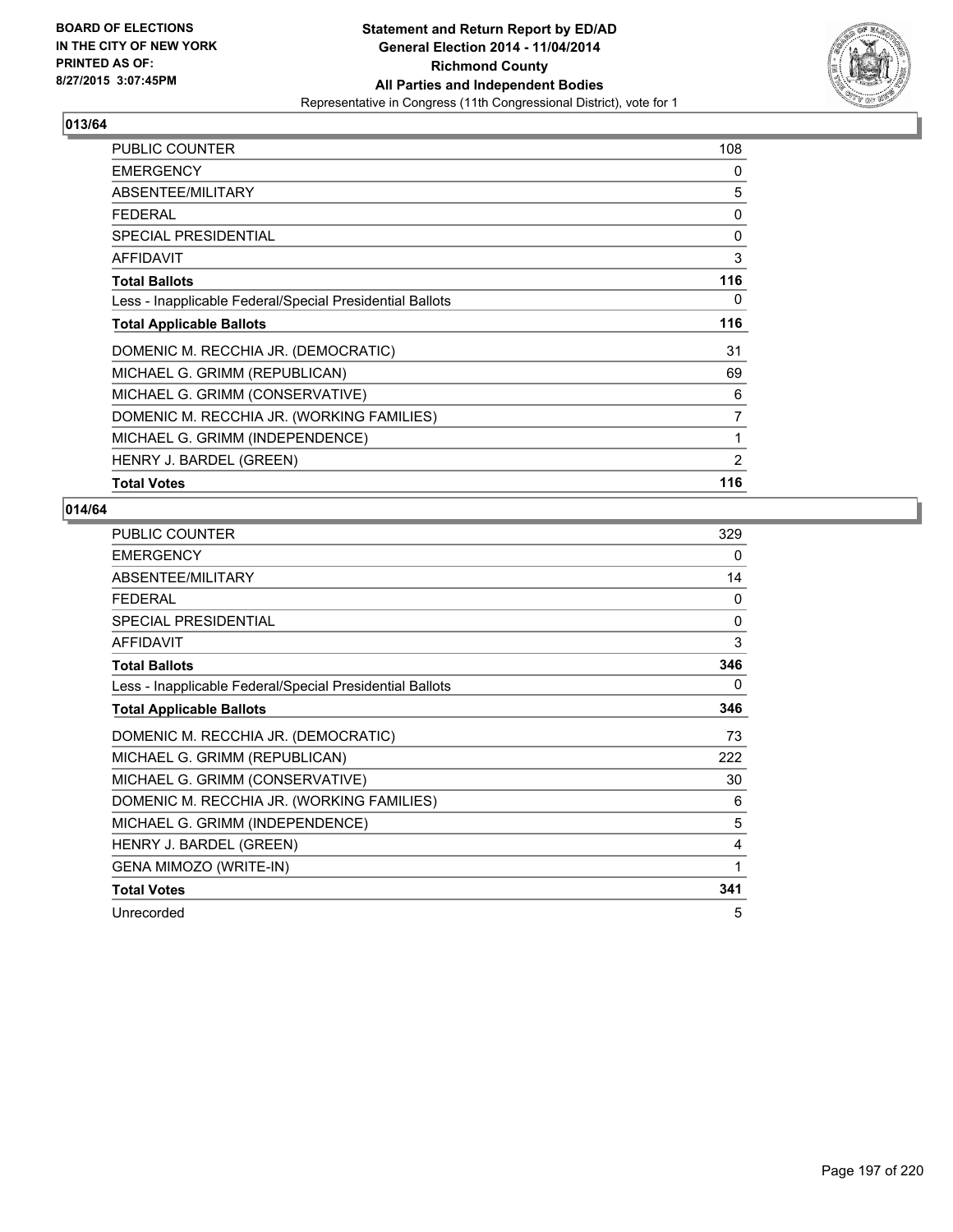**BOARD OF ELECTIONS IN THE CITY OF NEW YORK PRINTED AS OF: 8/27/2015 3:07:45PM**

**Statement and Return Report by ED/AD**
**General Election 2014 - 11/04/2014**
**Richmond County**
**All Parties and Independent Bodies**
Representative in Congress (11th Congressional District), vote for 1

## 013/64

| | |
|---|---|
| PUBLIC COUNTER | 108 |
| EMERGENCY | 0 |
| ABSENTEE/MILITARY | 5 |
| FEDERAL | 0 |
| SPECIAL PRESIDENTIAL | 0 |
| AFFIDAVIT | 3 |
| **Total Ballots** | **116** |
| Less - Inapplicable Federal/Special Presidential Ballots | 0 |
| **Total Applicable Ballots** | **116** |
| DOMENIC M. RECCHIA JR. (DEMOCRATIC) | 31 |
| MICHAEL G. GRIMM (REPUBLICAN) | 69 |
| MICHAEL G. GRIMM (CONSERVATIVE) | 6 |
| DOMENIC M. RECCHIA JR. (WORKING FAMILIES) | 7 |
| MICHAEL G. GRIMM (INDEPENDENCE) | 1 |
| HENRY J. BARDEL (GREEN) | 2 |
| **Total Votes** | **116** |

## 014/64

| | |
|---|---|
| PUBLIC COUNTER | 329 |
| EMERGENCY | 0 |
| ABSENTEE/MILITARY | 14 |
| FEDERAL | 0 |
| SPECIAL PRESIDENTIAL | 0 |
| AFFIDAVIT | 3 |
| **Total Ballots** | **346** |
| Less - Inapplicable Federal/Special Presidential Ballots | 0 |
| **Total Applicable Ballots** | **346** |
| DOMENIC M. RECCHIA JR. (DEMOCRATIC) | 73 |
| MICHAEL G. GRIMM (REPUBLICAN) | 222 |
| MICHAEL G. GRIMM (CONSERVATIVE) | 30 |
| DOMENIC M. RECCHIA JR. (WORKING FAMILIES) | 6 |
| MICHAEL G. GRIMM (INDEPENDENCE) | 5 |
| HENRY J. BARDEL (GREEN) | 4 |
| GENA MIMOZO (WRITE-IN) | 1 |
| **Total Votes** | **341** |
| Unrecorded | 5 |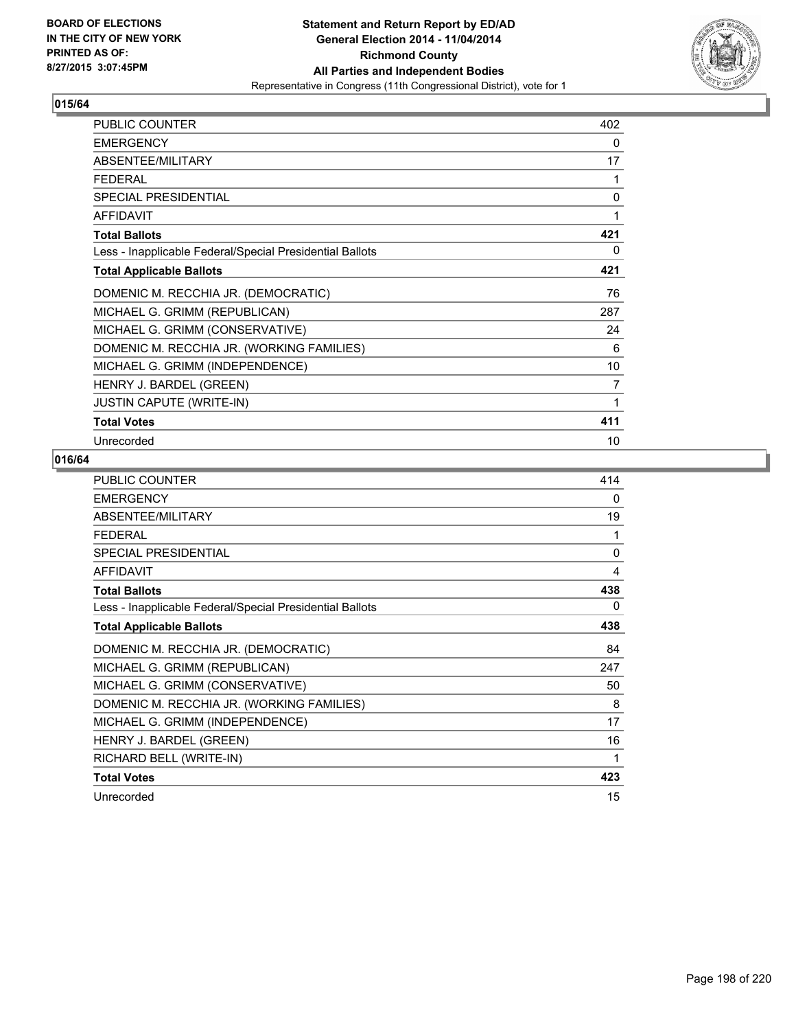BOARD OF ELECTIONS
IN THE CITY OF NEW YORK
PRINTED AS OF:
8/27/2015 3:07:45PM

**Statement and Return Report by ED/AD**
**General Election 2014 - 11/04/2014**
**Richmond County**
**All Parties and Independent Bodies**
Representative in Congress (11th Congressional District), vote for 1

## 015/64

| | |
|---|---|
| PUBLIC COUNTER | 402 |
| EMERGENCY | 0 |
| ABSENTEE/MILITARY | 17 |
| FEDERAL | 1 |
| SPECIAL PRESIDENTIAL | 0 |
| AFFIDAVIT | 1 |
| **Total Ballots** | **421** |
| Less - Inapplicable Federal/Special Presidential Ballots | 0 |
| **Total Applicable Ballots** | **421** |
| DOMENIC M. RECCHIA JR. (DEMOCRATIC) | 76 |
| MICHAEL G. GRIMM (REPUBLICAN) | 287 |
| MICHAEL G. GRIMM (CONSERVATIVE) | 24 |
| DOMENIC M. RECCHIA JR. (WORKING FAMILIES) | 6 |
| MICHAEL G. GRIMM (INDEPENDENCE) | 10 |
| HENRY J. BARDEL (GREEN) | 7 |
| JUSTIN CAPUTE (WRITE-IN) | 1 |
| **Total Votes** | **411** |
| Unrecorded | 10 |

## 016/64

| | |
|---|---|
| PUBLIC COUNTER | 414 |
| EMERGENCY | 0 |
| ABSENTEE/MILITARY | 19 |
| FEDERAL | 1 |
| SPECIAL PRESIDENTIAL | 0 |
| AFFIDAVIT | 4 |
| **Total Ballots** | **438** |
| Less - Inapplicable Federal/Special Presidential Ballots | 0 |
| **Total Applicable Ballots** | **438** |
| DOMENIC M. RECCHIA JR. (DEMOCRATIC) | 84 |
| MICHAEL G. GRIMM (REPUBLICAN) | 247 |
| MICHAEL G. GRIMM (CONSERVATIVE) | 50 |
| DOMENIC M. RECCHIA JR. (WORKING FAMILIES) | 8 |
| MICHAEL G. GRIMM (INDEPENDENCE) | 17 |
| HENRY J. BARDEL (GREEN) | 16 |
| RICHARD BELL (WRITE-IN) | 1 |
| **Total Votes** | **423** |
| Unrecorded | 15 |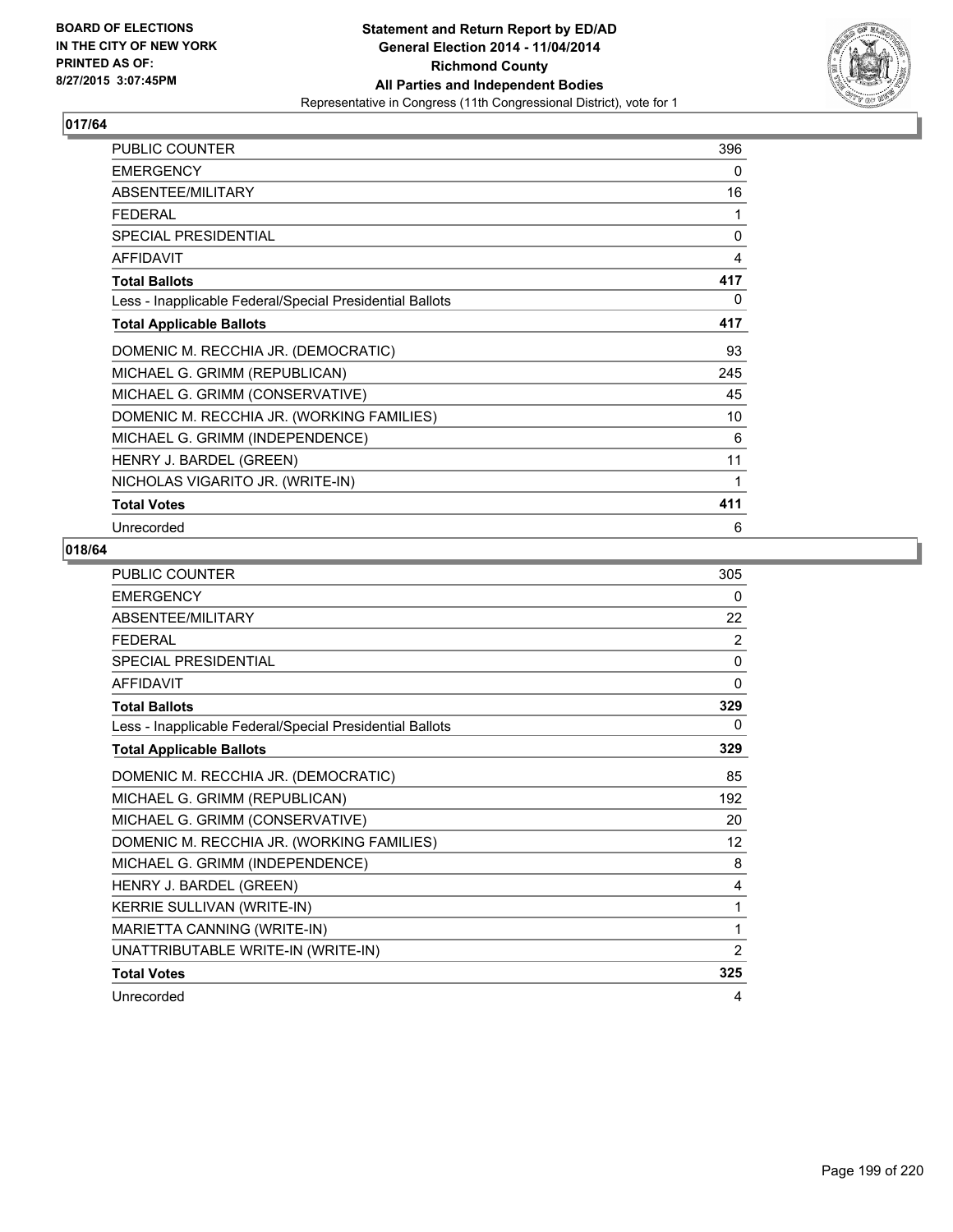BOARD OF ELECTIONS
IN THE CITY OF NEW YORK
PRINTED AS OF:
8/27/2015 3:07:45PM

**Statement and Return Report by ED/AD**
**General Election 2014 - 11/04/2014**
**Richmond County**
**All Parties and Independent Bodies**
Representative in Congress (11th Congressional District), vote for 1

## 017/64

| | |
|---|---|
| PUBLIC COUNTER | 396 |
| EMERGENCY | 0 |
| ABSENTEE/MILITARY | 16 |
| FEDERAL | 1 |
| SPECIAL PRESIDENTIAL | 0 |
| AFFIDAVIT | 4 |
| **Total Ballots** | **417** |
| Less - Inapplicable Federal/Special Presidential Ballots | 0 |
| **Total Applicable Ballots** | **417** |
| DOMENIC M. RECCHIA JR. (DEMOCRATIC) | 93 |
| MICHAEL G. GRIMM (REPUBLICAN) | 245 |
| MICHAEL G. GRIMM (CONSERVATIVE) | 45 |
| DOMENIC M. RECCHIA JR. (WORKING FAMILIES) | 10 |
| MICHAEL G. GRIMM (INDEPENDENCE) | 6 |
| HENRY J. BARDEL (GREEN) | 11 |
| NICHOLAS VIGARITO JR. (WRITE-IN) | 1 |
| **Total Votes** | **411** |
| Unrecorded | 6 |

## 018/64

| | |
|---|---|
| PUBLIC COUNTER | 305 |
| EMERGENCY | 0 |
| ABSENTEE/MILITARY | 22 |
| FEDERAL | 2 |
| SPECIAL PRESIDENTIAL | 0 |
| AFFIDAVIT | 0 |
| **Total Ballots** | **329** |
| Less - Inapplicable Federal/Special Presidential Ballots | 0 |
| **Total Applicable Ballots** | **329** |
| DOMENIC M. RECCHIA JR. (DEMOCRATIC) | 85 |
| MICHAEL G. GRIMM (REPUBLICAN) | 192 |
| MICHAEL G. GRIMM (CONSERVATIVE) | 20 |
| DOMENIC M. RECCHIA JR. (WORKING FAMILIES) | 12 |
| MICHAEL G. GRIMM (INDEPENDENCE) | 8 |
| HENRY J. BARDEL (GREEN) | 4 |
| KERRIE SULLIVAN (WRITE-IN) | 1 |
| MARIETTA CANNING (WRITE-IN) | 1 |
| UNATTRIBUTABLE WRITE-IN (WRITE-IN) | 2 |
| **Total Votes** | **325** |
| Unrecorded | 4 |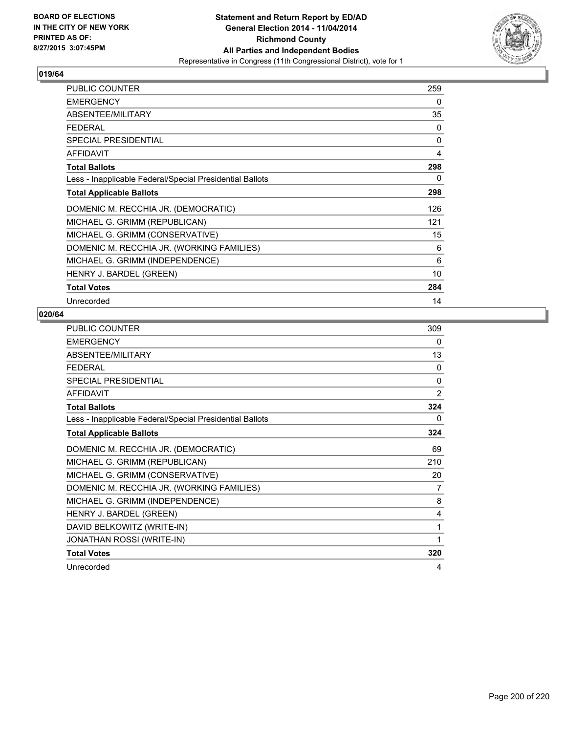BOARD OF ELECTIONS
IN THE CITY OF NEW YORK
PRINTED AS OF:
8/27/2015 3:07:45PM

**Statement and Return Report by ED/AD**
**General Election 2014 - 11/04/2014**
**Richmond County**
**All Parties and Independent Bodies**
Representative in Congress (11th Congressional District), vote for 1

### 019/64

| | |
|---|---|
| PUBLIC COUNTER | 259 |
| EMERGENCY | 0 |
| ABSENTEE/MILITARY | 35 |
| FEDERAL | 0 |
| SPECIAL PRESIDENTIAL | 0 |
| AFFIDAVIT | 4 |
| **Total Ballots** | **298** |
| Less - Inapplicable Federal/Special Presidential Ballots | 0 |
| **Total Applicable Ballots** | **298** |
| DOMENIC M. RECCHIA JR. (DEMOCRATIC) | 126 |
| MICHAEL G. GRIMM (REPUBLICAN) | 121 |
| MICHAEL G. GRIMM (CONSERVATIVE) | 15 |
| DOMENIC M. RECCHIA JR. (WORKING FAMILIES) | 6 |
| MICHAEL G. GRIMM (INDEPENDENCE) | 6 |
| HENRY J. BARDEL (GREEN) | 10 |
| **Total Votes** | **284** |
| Unrecorded | 14 |

### 020/64

| | |
|---|---|
| PUBLIC COUNTER | 309 |
| EMERGENCY | 0 |
| ABSENTEE/MILITARY | 13 |
| FEDERAL | 0 |
| SPECIAL PRESIDENTIAL | 0 |
| AFFIDAVIT | 2 |
| **Total Ballots** | **324** |
| Less - Inapplicable Federal/Special Presidential Ballots | 0 |
| **Total Applicable Ballots** | **324** |
| DOMENIC M. RECCHIA JR. (DEMOCRATIC) | 69 |
| MICHAEL G. GRIMM (REPUBLICAN) | 210 |
| MICHAEL G. GRIMM (CONSERVATIVE) | 20 |
| DOMENIC M. RECCHIA JR. (WORKING FAMILIES) | 7 |
| MICHAEL G. GRIMM (INDEPENDENCE) | 8 |
| HENRY J. BARDEL (GREEN) | 4 |
| DAVID BELKOWITZ (WRITE-IN) | 1 |
| JONATHAN ROSSI (WRITE-IN) | 1 |
| **Total Votes** | **320** |
| Unrecorded | 4 |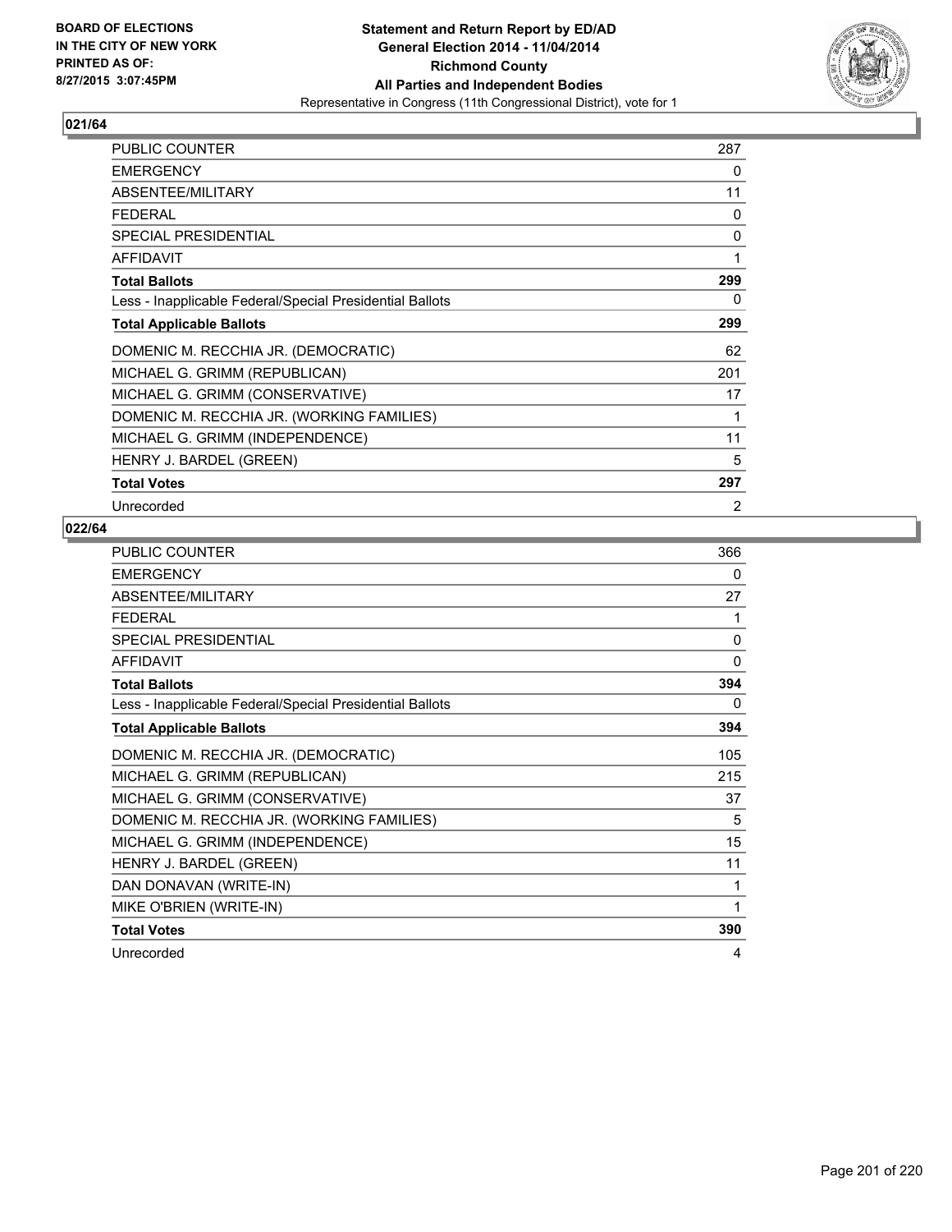BOARD OF ELECTIONS
IN THE CITY OF NEW YORK
PRINTED AS OF:
8/27/2015 3:07:45PM

**Statement and Return Report by ED/AD**
**General Election 2014 - 11/04/2014**
**Richmond County**
**All Parties and Independent Bodies**
Representative in Congress (11th Congressional District), vote for 1

## 021/64

| | |
|---|---|
| PUBLIC COUNTER | 287 |
| EMERGENCY | 0 |
| ABSENTEE/MILITARY | 11 |
| FEDERAL | 0 |
| SPECIAL PRESIDENTIAL | 0 |
| AFFIDAVIT | 1 |
| **Total Ballots** | **299** |
| Less - Inapplicable Federal/Special Presidential Ballots | 0 |
| **Total Applicable Ballots** | **299** |
| DOMENIC M. RECCHIA JR. (DEMOCRATIC) | 62 |
| MICHAEL G. GRIMM (REPUBLICAN) | 201 |
| MICHAEL G. GRIMM (CONSERVATIVE) | 17 |
| DOMENIC M. RECCHIA JR. (WORKING FAMILIES) | 1 |
| MICHAEL G. GRIMM (INDEPENDENCE) | 11 |
| HENRY J. BARDEL (GREEN) | 5 |
| **Total Votes** | **297** |
| Unrecorded | 2 |

## 022/64

| | |
|---|---|
| PUBLIC COUNTER | 366 |
| EMERGENCY | 0 |
| ABSENTEE/MILITARY | 27 |
| FEDERAL | 1 |
| SPECIAL PRESIDENTIAL | 0 |
| AFFIDAVIT | 0 |
| **Total Ballots** | **394** |
| Less - Inapplicable Federal/Special Presidential Ballots | 0 |
| **Total Applicable Ballots** | **394** |
| DOMENIC M. RECCHIA JR. (DEMOCRATIC) | 105 |
| MICHAEL G. GRIMM (REPUBLICAN) | 215 |
| MICHAEL G. GRIMM (CONSERVATIVE) | 37 |
| DOMENIC M. RECCHIA JR. (WORKING FAMILIES) | 5 |
| MICHAEL G. GRIMM (INDEPENDENCE) | 15 |
| HENRY J. BARDEL (GREEN) | 11 |
| DAN DONAVAN (WRITE-IN) | 1 |
| MIKE O'BRIEN (WRITE-IN) | 1 |
| **Total Votes** | **390** |
| Unrecorded | 4 |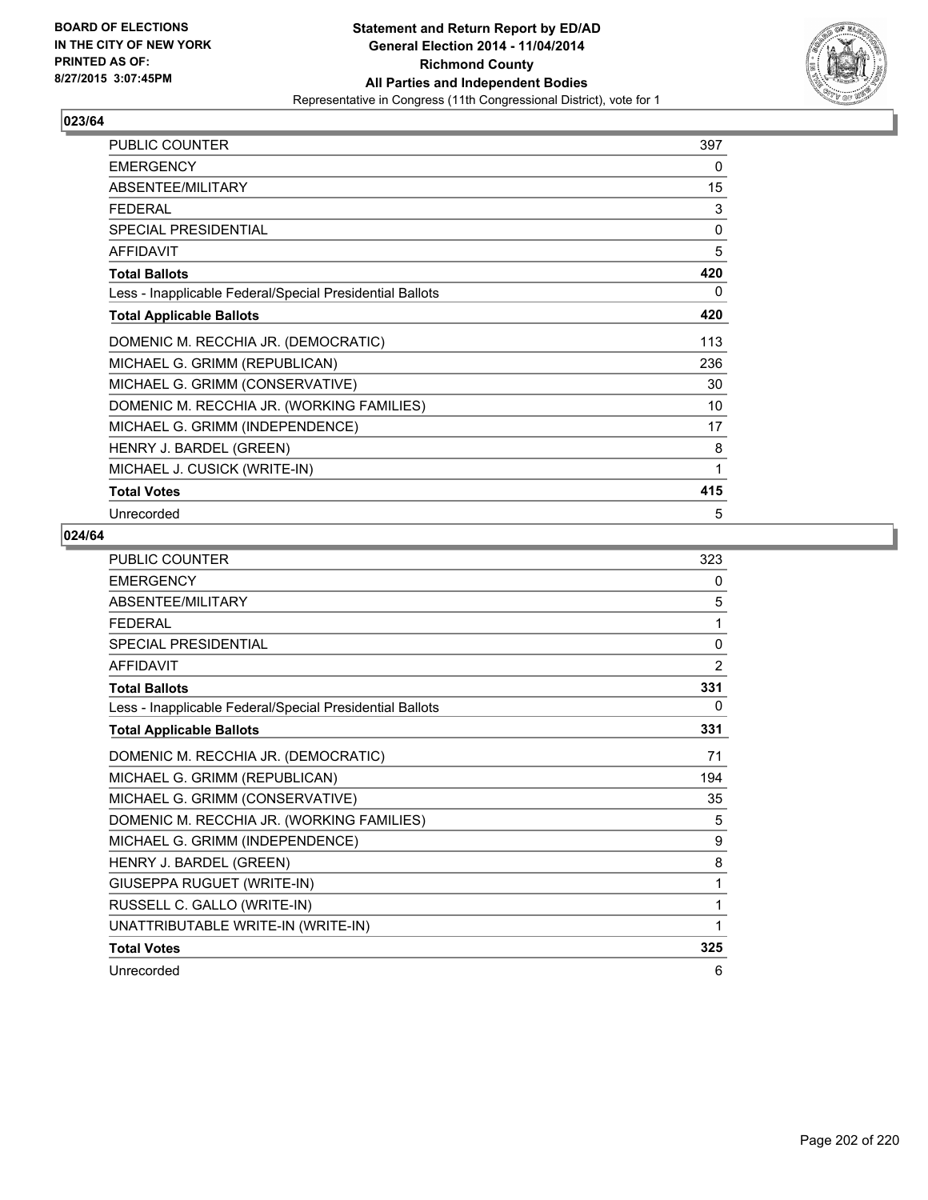**BOARD OF ELECTIONS IN THE CITY OF NEW YORK PRINTED AS OF: 8/27/2015 3:07:45PM**

**Statement and Return Report by ED/AD General Election 2014 - 11/04/2014 Richmond County All Parties and Independent Bodies**
Representative in Congress (11th Congressional District), vote for 1

## 023/64

| | |
|---|---|
| PUBLIC COUNTER | 397 |
| EMERGENCY | 0 |
| ABSENTEE/MILITARY | 15 |
| FEDERAL | 3 |
| SPECIAL PRESIDENTIAL | 0 |
| AFFIDAVIT | 5 |
| **Total Ballots** | **420** |
| Less - Inapplicable Federal/Special Presidential Ballots | 0 |
| **Total Applicable Ballots** | **420** |
| DOMENIC M. RECCHIA JR. (DEMOCRATIC) | 113 |
| MICHAEL G. GRIMM (REPUBLICAN) | 236 |
| MICHAEL G. GRIMM (CONSERVATIVE) | 30 |
| DOMENIC M. RECCHIA JR. (WORKING FAMILIES) | 10 |
| MICHAEL G. GRIMM (INDEPENDENCE) | 17 |
| HENRY J. BARDEL (GREEN) | 8 |
| MICHAEL J. CUSICK (WRITE-IN) | 1 |
| **Total Votes** | **415** |
| Unrecorded | 5 |

## 024/64

| | |
|---|---|
| PUBLIC COUNTER | 323 |
| EMERGENCY | 0 |
| ABSENTEE/MILITARY | 5 |
| FEDERAL | 1 |
| SPECIAL PRESIDENTIAL | 0 |
| AFFIDAVIT | 2 |
| **Total Ballots** | **331** |
| Less - Inapplicable Federal/Special Presidential Ballots | 0 |
| **Total Applicable Ballots** | **331** |
| DOMENIC M. RECCHIA JR. (DEMOCRATIC) | 71 |
| MICHAEL G. GRIMM (REPUBLICAN) | 194 |
| MICHAEL G. GRIMM (CONSERVATIVE) | 35 |
| DOMENIC M. RECCHIA JR. (WORKING FAMILIES) | 5 |
| MICHAEL G. GRIMM (INDEPENDENCE) | 9 |
| HENRY J. BARDEL (GREEN) | 8 |
| GIUSEPPA RUGUET (WRITE-IN) | 1 |
| RUSSELL C. GALLO (WRITE-IN) | 1 |
| UNATTRIBUTABLE WRITE-IN (WRITE-IN) | 1 |
| **Total Votes** | **325** |
| Unrecorded | 6 |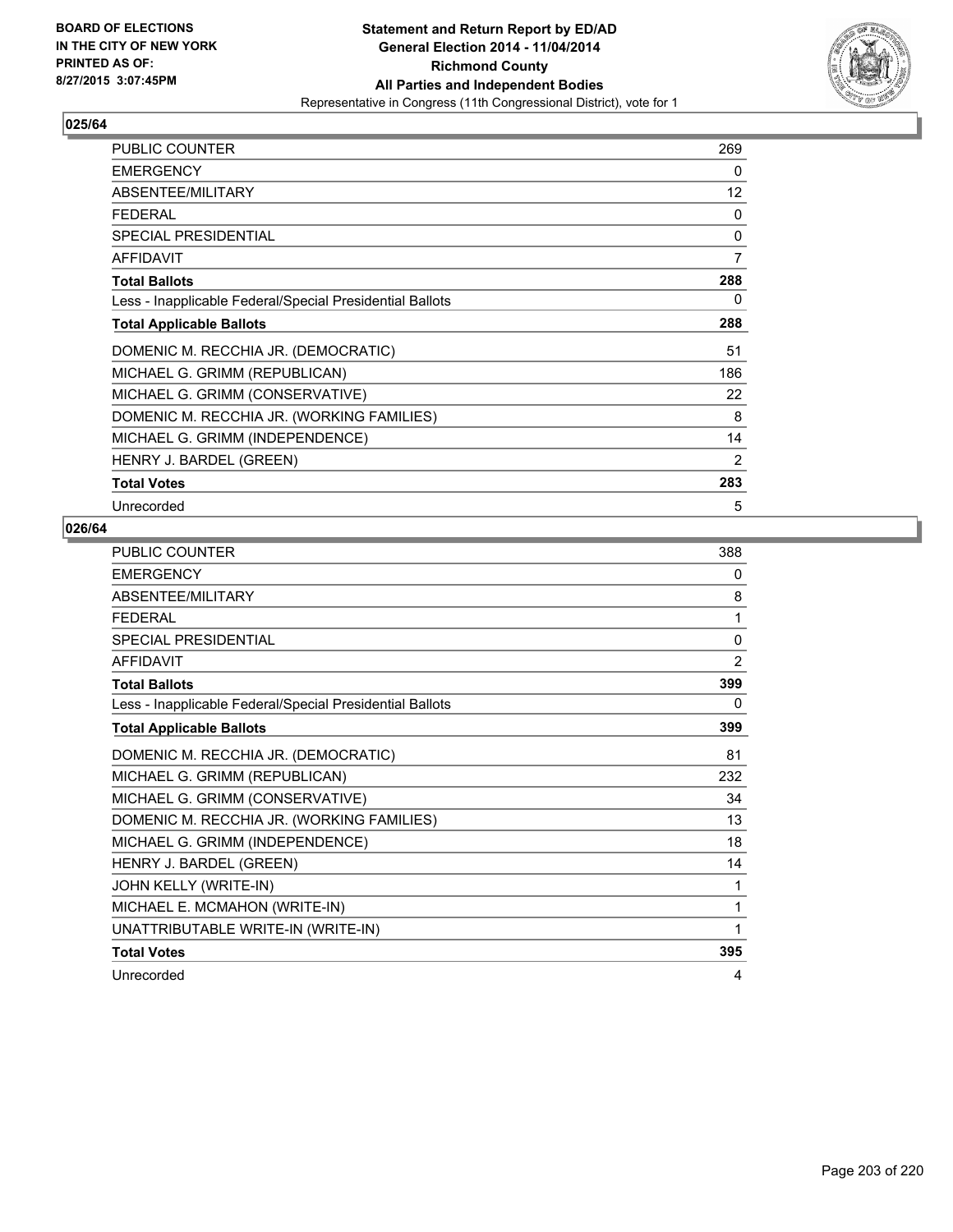**BOARD OF ELECTIONS IN THE CITY OF NEW YORK PRINTED AS OF: 8/27/2015 3:07:45PM**

**Statement and Return Report by ED/AD General Election 2014 - 11/04/2014 Richmond County All Parties and Independent Bodies**

Representative in Congress (11th Congressional District), vote for 1

## 025/64

| | |
|---|---|
| PUBLIC COUNTER | 269 |
| EMERGENCY | 0 |
| ABSENTEE/MILITARY | 12 |
| FEDERAL | 0 |
| SPECIAL PRESIDENTIAL | 0 |
| AFFIDAVIT | 7 |
| **Total Ballots** | **288** |
| Less - Inapplicable Federal/Special Presidential Ballots | 0 |
| **Total Applicable Ballots** | **288** |
| DOMENIC M. RECCHIA JR. (DEMOCRATIC) | 51 |
| MICHAEL G. GRIMM (REPUBLICAN) | 186 |
| MICHAEL G. GRIMM (CONSERVATIVE) | 22 |
| DOMENIC M. RECCHIA JR. (WORKING FAMILIES) | 8 |
| MICHAEL G. GRIMM (INDEPENDENCE) | 14 |
| HENRY J. BARDEL (GREEN) | 2 |
| **Total Votes** | **283** |
| Unrecorded | 5 |

## 026/64

| | |
|---|---|
| PUBLIC COUNTER | 388 |
| EMERGENCY | 0 |
| ABSENTEE/MILITARY | 8 |
| FEDERAL | 1 |
| SPECIAL PRESIDENTIAL | 0 |
| AFFIDAVIT | 2 |
| **Total Ballots** | **399** |
| Less - Inapplicable Federal/Special Presidential Ballots | 0 |
| **Total Applicable Ballots** | **399** |
| DOMENIC M. RECCHIA JR. (DEMOCRATIC) | 81 |
| MICHAEL G. GRIMM (REPUBLICAN) | 232 |
| MICHAEL G. GRIMM (CONSERVATIVE) | 34 |
| DOMENIC M. RECCHIA JR. (WORKING FAMILIES) | 13 |
| MICHAEL G. GRIMM (INDEPENDENCE) | 18 |
| HENRY J. BARDEL (GREEN) | 14 |
| JOHN KELLY (WRITE-IN) | 1 |
| MICHAEL E. MCMAHON (WRITE-IN) | 1 |
| UNATTRIBUTABLE WRITE-IN (WRITE-IN) | 1 |
| **Total Votes** | **395** |
| Unrecorded | 4 |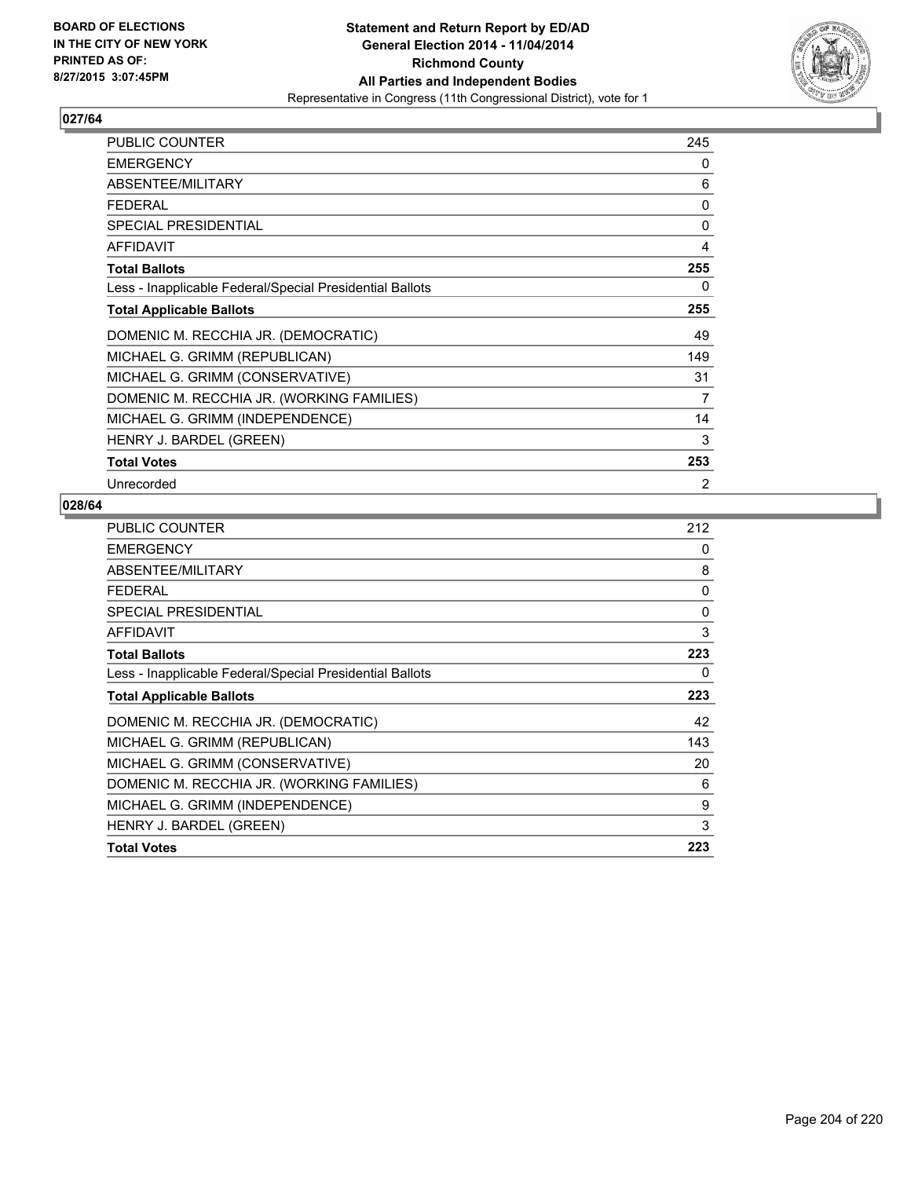**BOARD OF ELECTIONS IN THE CITY OF NEW YORK PRINTED AS OF: 8/27/2015 3:07:45PM**

**Statement and Return Report by ED/AD General Election 2014 - 11/04/2014 Richmond County All Parties and Independent Bodies**
Representative in Congress (11th Congressional District), vote for 1

## 027/64

| | |
|---|---|
| PUBLIC COUNTER | 245 |
| EMERGENCY | 0 |
| ABSENTEE/MILITARY | 6 |
| FEDERAL | 0 |
| SPECIAL PRESIDENTIAL | 0 |
| AFFIDAVIT | 4 |
| **Total Ballots** | **255** |
| Less - Inapplicable Federal/Special Presidential Ballots | 0 |
| **Total Applicable Ballots** | **255** |
| DOMENIC M. RECCHIA JR. (DEMOCRATIC) | 49 |
| MICHAEL G. GRIMM (REPUBLICAN) | 149 |
| MICHAEL G. GRIMM (CONSERVATIVE) | 31 |
| DOMENIC M. RECCHIA JR. (WORKING FAMILIES) | 7 |
| MICHAEL G. GRIMM (INDEPENDENCE) | 14 |
| HENRY J. BARDEL (GREEN) | 3 |
| **Total Votes** | **253** |
| Unrecorded | 2 |

## 028/64

| | |
|---|---|
| PUBLIC COUNTER | 212 |
| EMERGENCY | 0 |
| ABSENTEE/MILITARY | 8 |
| FEDERAL | 0 |
| SPECIAL PRESIDENTIAL | 0 |
| AFFIDAVIT | 3 |
| **Total Ballots** | **223** |
| Less - Inapplicable Federal/Special Presidential Ballots | 0 |
| **Total Applicable Ballots** | **223** |
| DOMENIC M. RECCHIA JR. (DEMOCRATIC) | 42 |
| MICHAEL G. GRIMM (REPUBLICAN) | 143 |
| MICHAEL G. GRIMM (CONSERVATIVE) | 20 |
| DOMENIC M. RECCHIA JR. (WORKING FAMILIES) | 6 |
| MICHAEL G. GRIMM (INDEPENDENCE) | 9 |
| HENRY J. BARDEL (GREEN) | 3 |
| **Total Votes** | **223** |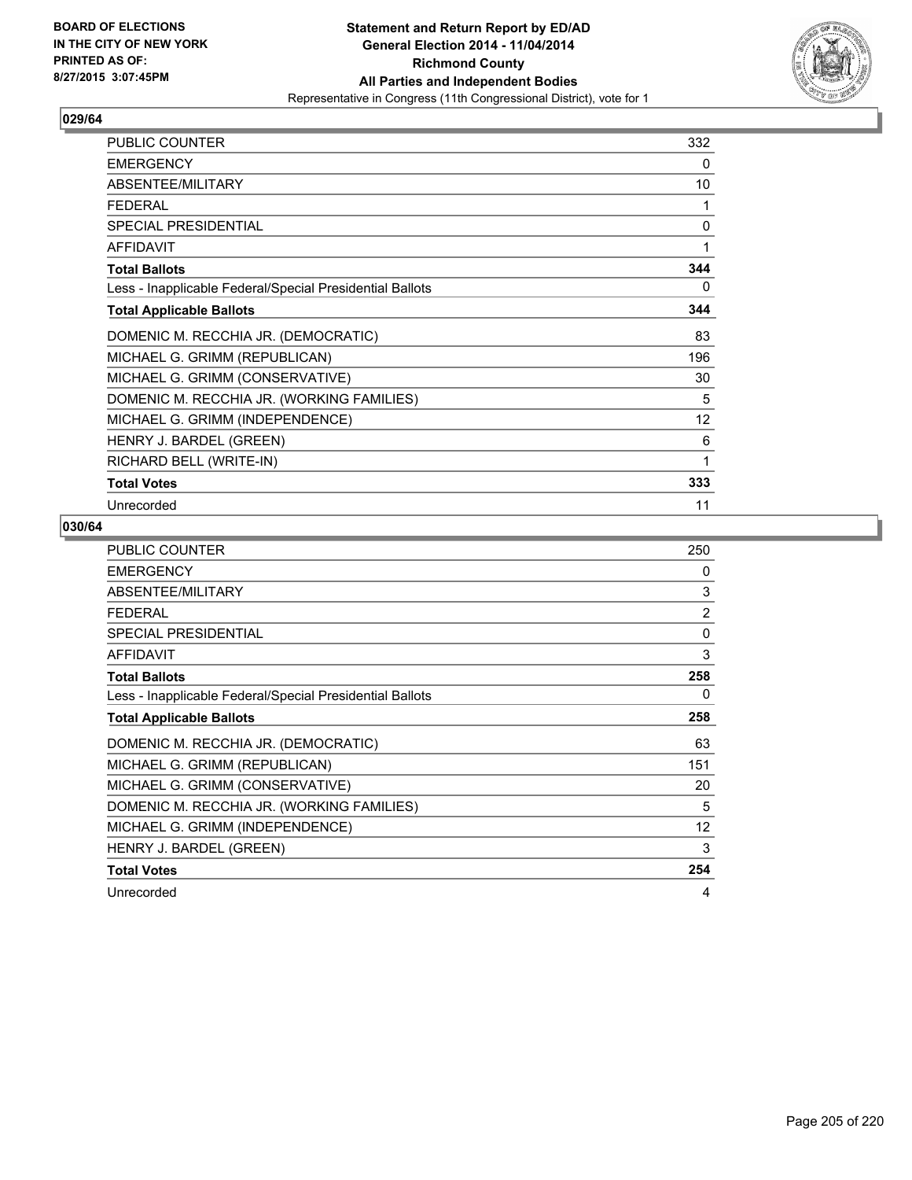**BOARD OF ELECTIONS IN THE CITY OF NEW YORK PRINTED AS OF: 8/27/2015 3:07:45PM**

# Statement and Return Report by ED/AD
## General Election 2014 - 11/04/2014
## Richmond County
## All Parties and Independent Bodies
### Representative in Congress (11th Congressional District), vote for 1

### 029/64

| | |
|---|---|
| PUBLIC COUNTER | 332 |
| EMERGENCY | 0 |
| ABSENTEE/MILITARY | 10 |
| FEDERAL | 1 |
| SPECIAL PRESIDENTIAL | 0 |
| AFFIDAVIT | 1 |
| **Total Ballots** | **344** |
| Less - Inapplicable Federal/Special Presidential Ballots | 0 |
| **Total Applicable Ballots** | **344** |
| DOMENIC M. RECCHIA JR. (DEMOCRATIC) | 83 |
| MICHAEL G. GRIMM (REPUBLICAN) | 196 |
| MICHAEL G. GRIMM (CONSERVATIVE) | 30 |
| DOMENIC M. RECCHIA JR. (WORKING FAMILIES) | 5 |
| MICHAEL G. GRIMM (INDEPENDENCE) | 12 |
| HENRY J. BARDEL (GREEN) | 6 |
| RICHARD BELL (WRITE-IN) | 1 |
| **Total Votes** | **333** |
| Unrecorded | 11 |

### 030/64

| | |
|---|---|
| PUBLIC COUNTER | 250 |
| EMERGENCY | 0 |
| ABSENTEE/MILITARY | 3 |
| FEDERAL | 2 |
| SPECIAL PRESIDENTIAL | 0 |
| AFFIDAVIT | 3 |
| **Total Ballots** | **258** |
| Less - Inapplicable Federal/Special Presidential Ballots | 0 |
| **Total Applicable Ballots** | **258** |
| DOMENIC M. RECCHIA JR. (DEMOCRATIC) | 63 |
| MICHAEL G. GRIMM (REPUBLICAN) | 151 |
| MICHAEL G. GRIMM (CONSERVATIVE) | 20 |
| DOMENIC M. RECCHIA JR. (WORKING FAMILIES) | 5 |
| MICHAEL G. GRIMM (INDEPENDENCE) | 12 |
| HENRY J. BARDEL (GREEN) | 3 |
| **Total Votes** | **254** |
| Unrecorded | 4 |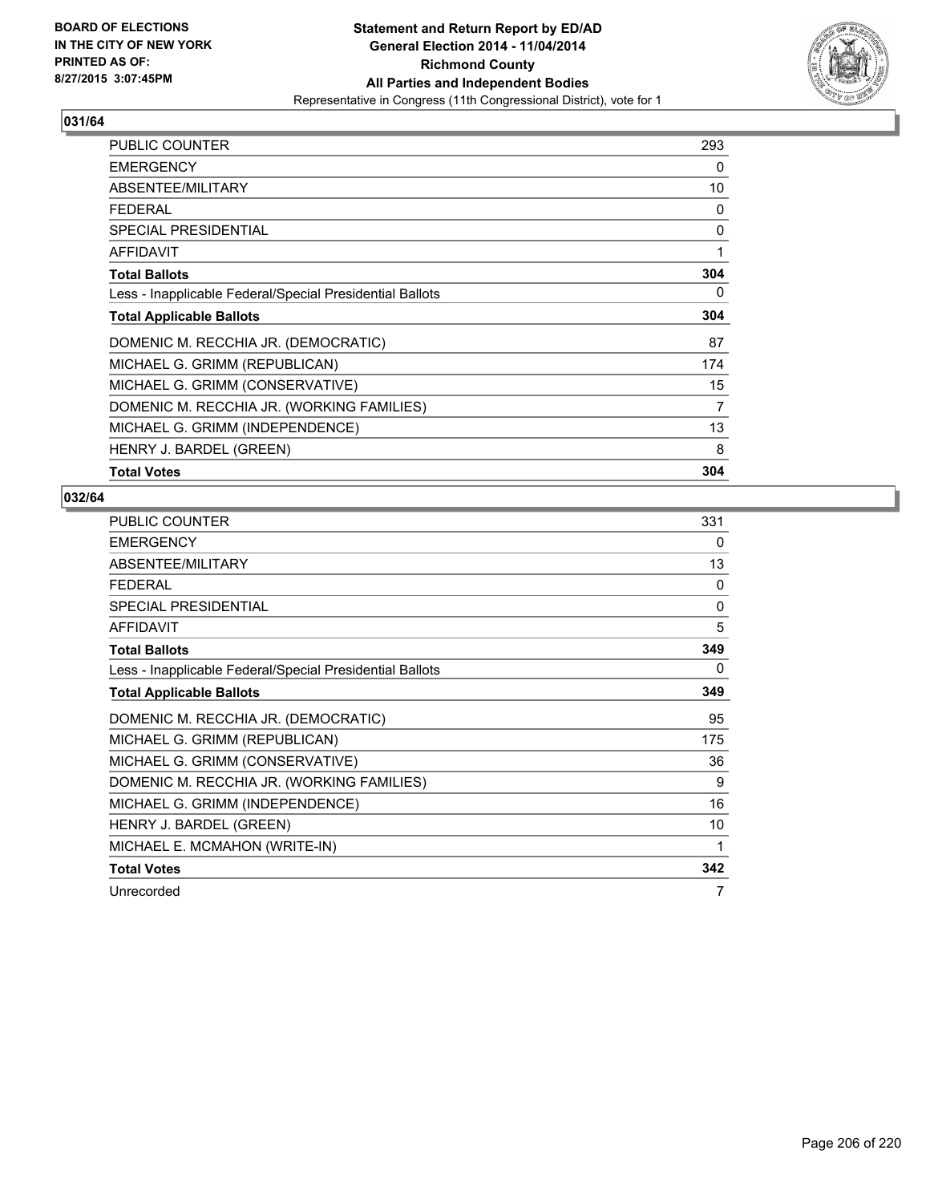BOARD OF ELECTIONS
IN THE CITY OF NEW YORK
PRINTED AS OF:
8/27/2015 3:07:45PM

**Statement and Return Report by ED/AD**
**General Election 2014 - 11/04/2014**
**Richmond County**
**All Parties and Independent Bodies**
Representative in Congress (11th Congressional District), vote for 1

## 031/64

| | |
|---|---|
| PUBLIC COUNTER | 293 |
| EMERGENCY | 0 |
| ABSENTEE/MILITARY | 10 |
| FEDERAL | 0 |
| SPECIAL PRESIDENTIAL | 0 |
| AFFIDAVIT | 1 |
| **Total Ballots** | **304** |
| Less - Inapplicable Federal/Special Presidential Ballots | 0 |
| **Total Applicable Ballots** | **304** |
| DOMENIC M. RECCHIA JR. (DEMOCRATIC) | 87 |
| MICHAEL G. GRIMM (REPUBLICAN) | 174 |
| MICHAEL G. GRIMM (CONSERVATIVE) | 15 |
| DOMENIC M. RECCHIA JR. (WORKING FAMILIES) | 7 |
| MICHAEL G. GRIMM (INDEPENDENCE) | 13 |
| HENRY J. BARDEL (GREEN) | 8 |
| **Total Votes** | **304** |

## 032/64

| | |
|---|---|
| PUBLIC COUNTER | 331 |
| EMERGENCY | 0 |
| ABSENTEE/MILITARY | 13 |
| FEDERAL | 0 |
| SPECIAL PRESIDENTIAL | 0 |
| AFFIDAVIT | 5 |
| **Total Ballots** | **349** |
| Less - Inapplicable Federal/Special Presidential Ballots | 0 |
| **Total Applicable Ballots** | **349** |
| DOMENIC M. RECCHIA JR. (DEMOCRATIC) | 95 |
| MICHAEL G. GRIMM (REPUBLICAN) | 175 |
| MICHAEL G. GRIMM (CONSERVATIVE) | 36 |
| DOMENIC M. RECCHIA JR. (WORKING FAMILIES) | 9 |
| MICHAEL G. GRIMM (INDEPENDENCE) | 16 |
| HENRY J. BARDEL (GREEN) | 10 |
| MICHAEL E. MCMAHON (WRITE-IN) | 1 |
| **Total Votes** | **342** |
| Unrecorded | 7 |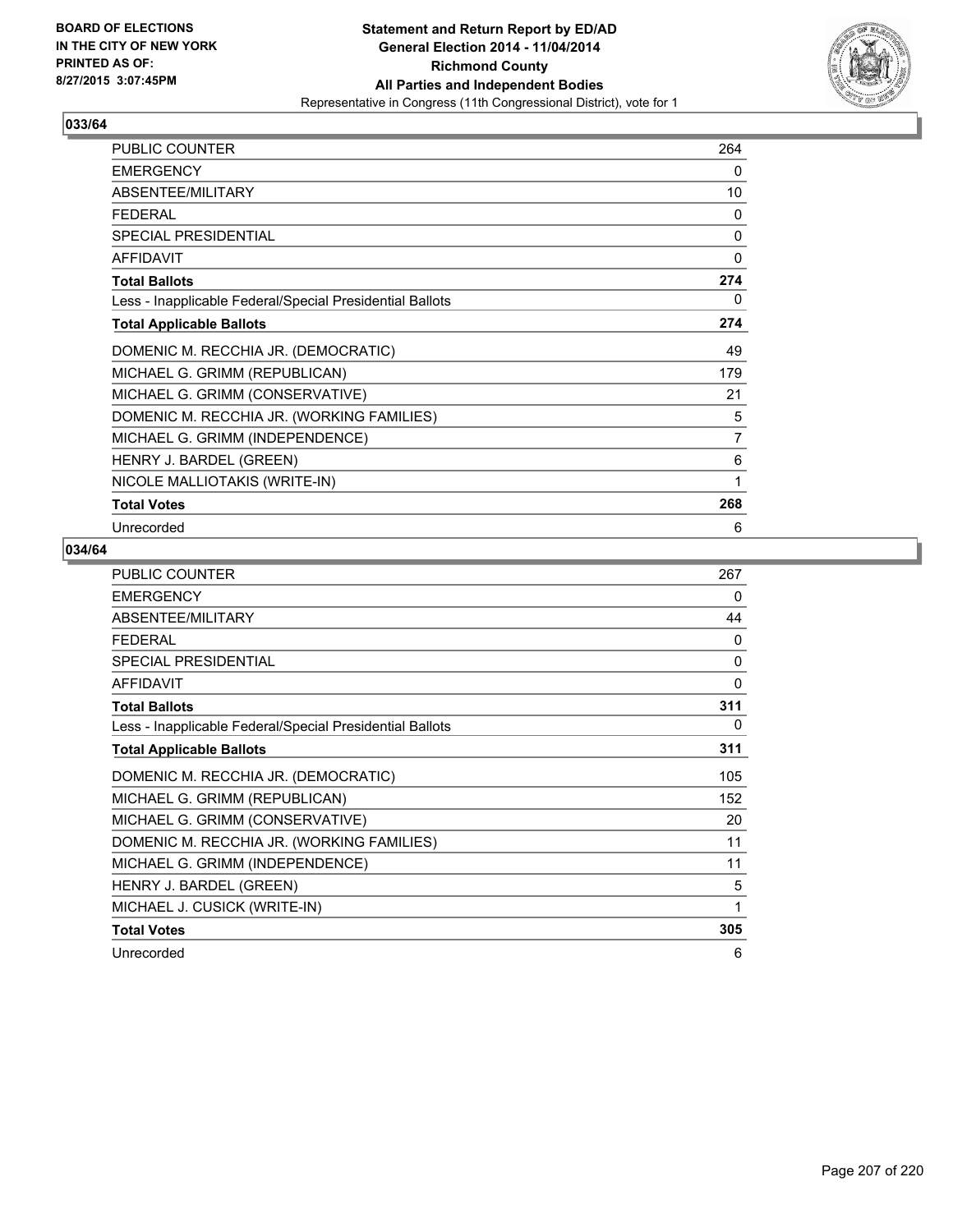BOARD OF ELECTIONS
IN THE CITY OF NEW YORK
PRINTED AS OF:
8/27/2015 3:07:45PM

**Statement and Return Report by ED/AD**
**General Election 2014 - 11/04/2014**
**Richmond County**
**All Parties and Independent Bodies**
Representative in Congress (11th Congressional District), vote for 1

## 033/64

| | |
|---|---|
| PUBLIC COUNTER | 264 |
| EMERGENCY | 0 |
| ABSENTEE/MILITARY | 10 |
| FEDERAL | 0 |
| SPECIAL PRESIDENTIAL | 0 |
| AFFIDAVIT | 0 |
| **Total Ballots** | **274** |
| Less - Inapplicable Federal/Special Presidential Ballots | 0 |
| **Total Applicable Ballots** | **274** |
| DOMENIC M. RECCHIA JR. (DEMOCRATIC) | 49 |
| MICHAEL G. GRIMM (REPUBLICAN) | 179 |
| MICHAEL G. GRIMM (CONSERVATIVE) | 21 |
| DOMENIC M. RECCHIA JR. (WORKING FAMILIES) | 5 |
| MICHAEL G. GRIMM (INDEPENDENCE) | 7 |
| HENRY J. BARDEL (GREEN) | 6 |
| NICOLE MALLIOTAKIS (WRITE-IN) | 1 |
| **Total Votes** | **268** |
| Unrecorded | 6 |

## 034/64

| | |
|---|---|
| PUBLIC COUNTER | 267 |
| EMERGENCY | 0 |
| ABSENTEE/MILITARY | 44 |
| FEDERAL | 0 |
| SPECIAL PRESIDENTIAL | 0 |
| AFFIDAVIT | 0 |
| **Total Ballots** | **311** |
| Less - Inapplicable Federal/Special Presidential Ballots | 0 |
| **Total Applicable Ballots** | **311** |
| DOMENIC M. RECCHIA JR. (DEMOCRATIC) | 105 |
| MICHAEL G. GRIMM (REPUBLICAN) | 152 |
| MICHAEL G. GRIMM (CONSERVATIVE) | 20 |
| DOMENIC M. RECCHIA JR. (WORKING FAMILIES) | 11 |
| MICHAEL G. GRIMM (INDEPENDENCE) | 11 |
| HENRY J. BARDEL (GREEN) | 5 |
| MICHAEL J. CUSICK (WRITE-IN) | 1 |
| **Total Votes** | **305** |
| Unrecorded | 6 |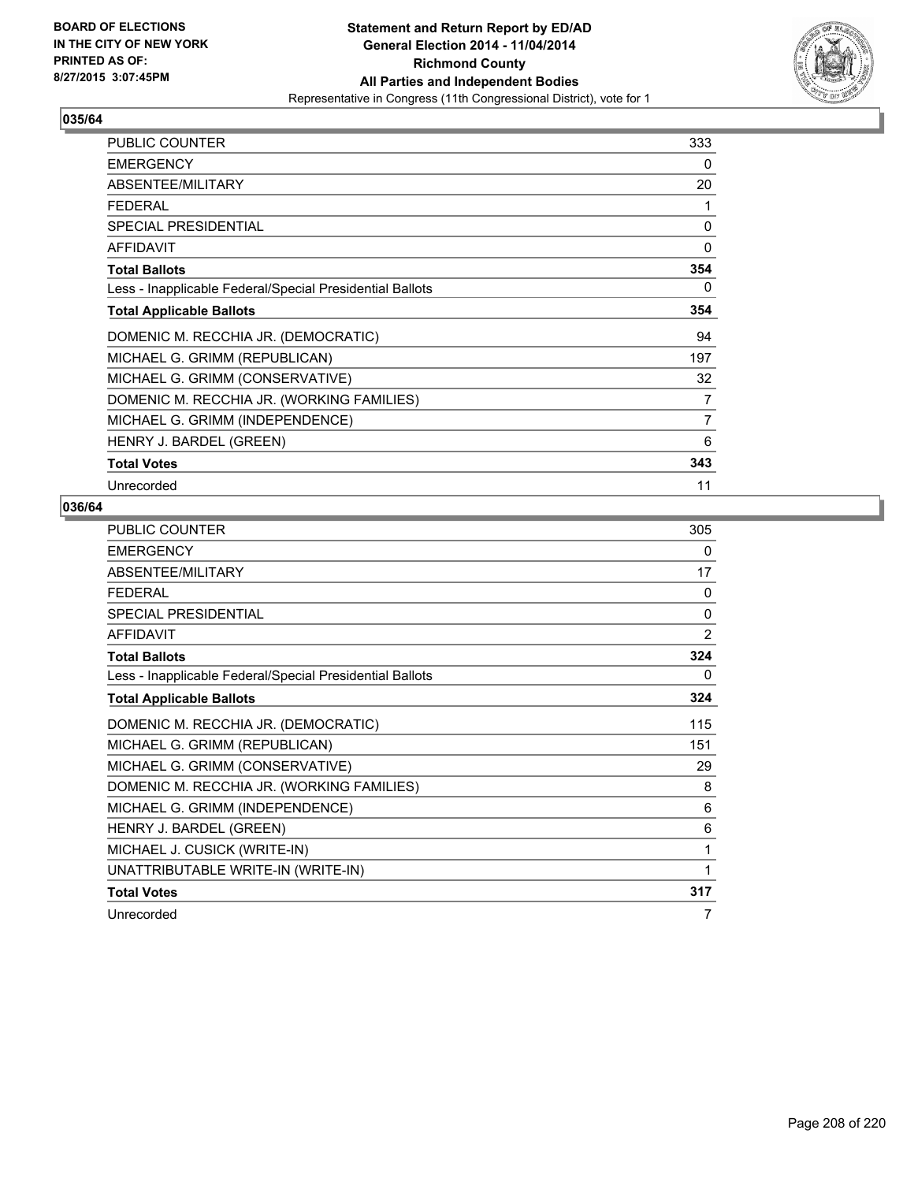BOARD OF ELECTIONS
IN THE CITY OF NEW YORK
PRINTED AS OF:
8/27/2015 3:07:45PM

**Statement and Return Report by ED/AD**
**General Election 2014 - 11/04/2014**
**Richmond County**
**All Parties and Independent Bodies**
Representative in Congress (11th Congressional District), vote for 1

## 035/64

| | |
|---|---|
| PUBLIC COUNTER | 333 |
| EMERGENCY | 0 |
| ABSENTEE/MILITARY | 20 |
| FEDERAL | 1 |
| SPECIAL PRESIDENTIAL | 0 |
| AFFIDAVIT | 0 |
| **Total Ballots** | **354** |
| Less - Inapplicable Federal/Special Presidential Ballots | 0 |
| **Total Applicable Ballots** | **354** |
| DOMENIC M. RECCHIA JR. (DEMOCRATIC) | 94 |
| MICHAEL G. GRIMM (REPUBLICAN) | 197 |
| MICHAEL G. GRIMM (CONSERVATIVE) | 32 |
| DOMENIC M. RECCHIA JR. (WORKING FAMILIES) | 7 |
| MICHAEL G. GRIMM (INDEPENDENCE) | 7 |
| HENRY J. BARDEL (GREEN) | 6 |
| **Total Votes** | **343** |
| Unrecorded | 11 |

## 036/64

| | |
|---|---|
| PUBLIC COUNTER | 305 |
| EMERGENCY | 0 |
| ABSENTEE/MILITARY | 17 |
| FEDERAL | 0 |
| SPECIAL PRESIDENTIAL | 0 |
| AFFIDAVIT | 2 |
| **Total Ballots** | **324** |
| Less - Inapplicable Federal/Special Presidential Ballots | 0 |
| **Total Applicable Ballots** | **324** |
| DOMENIC M. RECCHIA JR. (DEMOCRATIC) | 115 |
| MICHAEL G. GRIMM (REPUBLICAN) | 151 |
| MICHAEL G. GRIMM (CONSERVATIVE) | 29 |
| DOMENIC M. RECCHIA JR. (WORKING FAMILIES) | 8 |
| MICHAEL G. GRIMM (INDEPENDENCE) | 6 |
| HENRY J. BARDEL (GREEN) | 6 |
| MICHAEL J. CUSICK (WRITE-IN) | 1 |
| UNATTRIBUTABLE WRITE-IN (WRITE-IN) | 1 |
| **Total Votes** | **317** |
| Unrecorded | 7 |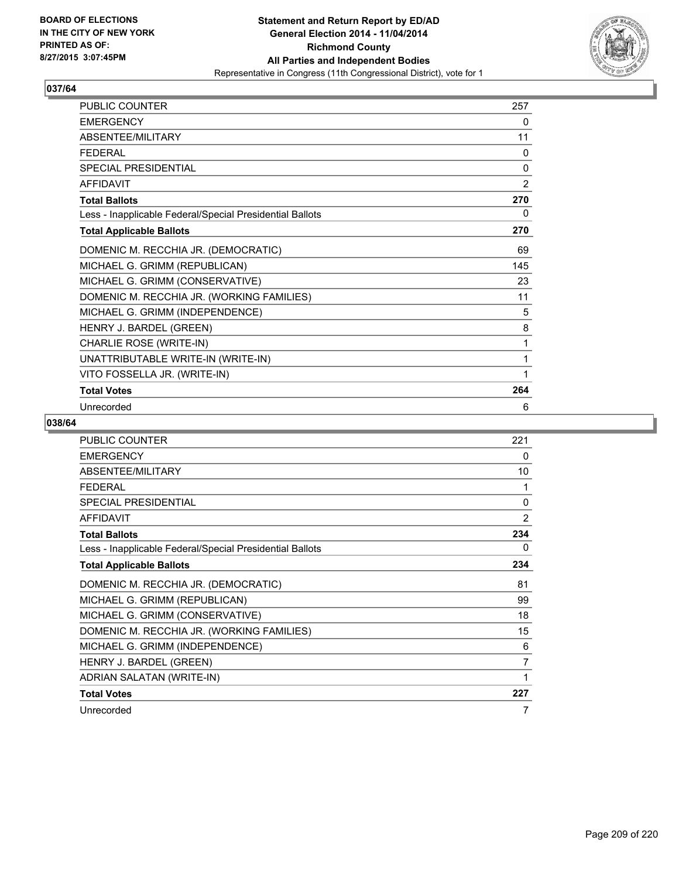BOARD OF ELECTIONS
IN THE CITY OF NEW YORK
PRINTED AS OF:
8/27/2015 3:07:45PM

**Statement and Return Report by ED/AD**
**General Election 2014 - 11/04/2014**
**Richmond County**
**All Parties and Independent Bodies**
Representative in Congress (11th Congressional District), vote for 1

### 037/64

| | |
|---|---|
| PUBLIC COUNTER | 257 |
| EMERGENCY | 0 |
| ABSENTEE/MILITARY | 11 |
| FEDERAL | 0 |
| SPECIAL PRESIDENTIAL | 0 |
| AFFIDAVIT | 2 |
| **Total Ballots** | **270** |
| Less - Inapplicable Federal/Special Presidential Ballots | 0 |
| **Total Applicable Ballots** | **270** |
| DOMENIC M. RECCHIA JR. (DEMOCRATIC) | 69 |
| MICHAEL G. GRIMM (REPUBLICAN) | 145 |
| MICHAEL G. GRIMM (CONSERVATIVE) | 23 |
| DOMENIC M. RECCHIA JR. (WORKING FAMILIES) | 11 |
| MICHAEL G. GRIMM (INDEPENDENCE) | 5 |
| HENRY J. BARDEL (GREEN) | 8 |
| CHARLIE ROSE (WRITE-IN) | 1 |
| UNATTRIBUTABLE WRITE-IN (WRITE-IN) | 1 |
| VITO FOSSELLA JR. (WRITE-IN) | 1 |
| **Total Votes** | **264** |
| Unrecorded | 6 |

### 038/64

| | |
|---|---|
| PUBLIC COUNTER | 221 |
| EMERGENCY | 0 |
| ABSENTEE/MILITARY | 10 |
| FEDERAL | 1 |
| SPECIAL PRESIDENTIAL | 0 |
| AFFIDAVIT | 2 |
| **Total Ballots** | **234** |
| Less - Inapplicable Federal/Special Presidential Ballots | 0 |
| **Total Applicable Ballots** | **234** |
| DOMENIC M. RECCHIA JR. (DEMOCRATIC) | 81 |
| MICHAEL G. GRIMM (REPUBLICAN) | 99 |
| MICHAEL G. GRIMM (CONSERVATIVE) | 18 |
| DOMENIC M. RECCHIA JR. (WORKING FAMILIES) | 15 |
| MICHAEL G. GRIMM (INDEPENDENCE) | 6 |
| HENRY J. BARDEL (GREEN) | 7 |
| ADRIAN SALATAN (WRITE-IN) | 1 |
| **Total Votes** | **227** |
| Unrecorded | 7 |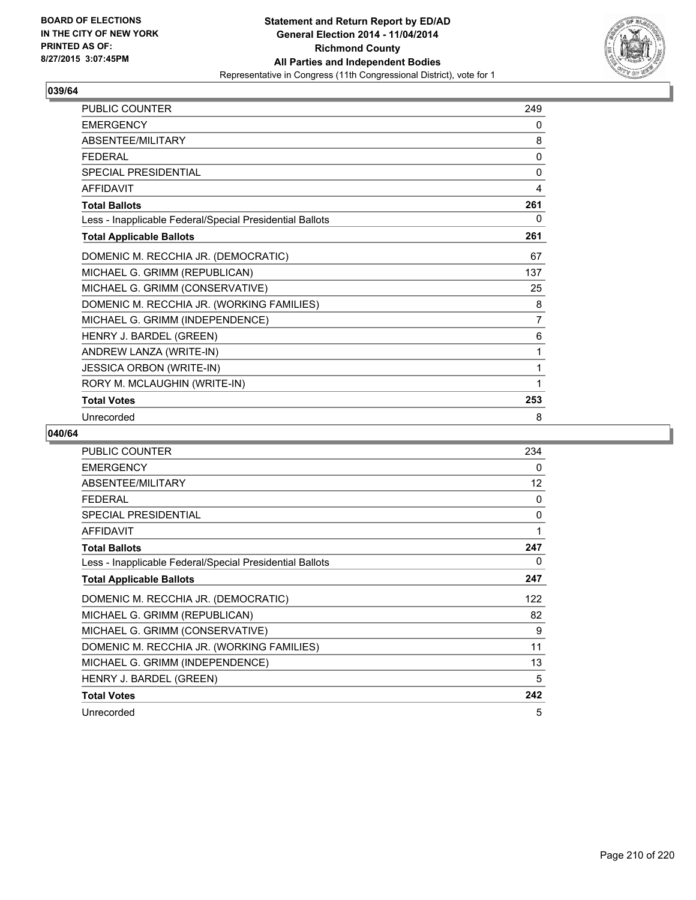BOARD OF ELECTIONS
IN THE CITY OF NEW YORK
PRINTED AS OF:
8/27/2015 3:07:45PM

**Statement and Return Report by ED/AD**
**General Election 2014 - 11/04/2014**
**Richmond County**
**All Parties and Independent Bodies**
Representative in Congress (11th Congressional District), vote for 1

## 039/64

| | |
|---|---|
| PUBLIC COUNTER | 249 |
| EMERGENCY | 0 |
| ABSENTEE/MILITARY | 8 |
| FEDERAL | 0 |
| SPECIAL PRESIDENTIAL | 0 |
| AFFIDAVIT | 4 |
| **Total Ballots** | **261** |
| Less - Inapplicable Federal/Special Presidential Ballots | 0 |
| **Total Applicable Ballots** | **261** |
| DOMENIC M. RECCHIA JR. (DEMOCRATIC) | 67 |
| MICHAEL G. GRIMM (REPUBLICAN) | 137 |
| MICHAEL G. GRIMM (CONSERVATIVE) | 25 |
| DOMENIC M. RECCHIA JR. (WORKING FAMILIES) | 8 |
| MICHAEL G. GRIMM (INDEPENDENCE) | 7 |
| HENRY J. BARDEL (GREEN) | 6 |
| ANDREW LANZA (WRITE-IN) | 1 |
| JESSICA ORBON (WRITE-IN) | 1 |
| RORY M. MCLAUGHIN (WRITE-IN) | 1 |
| **Total Votes** | **253** |
| Unrecorded | 8 |

## 040/64

| | |
|---|---|
| PUBLIC COUNTER | 234 |
| EMERGENCY | 0 |
| ABSENTEE/MILITARY | 12 |
| FEDERAL | 0 |
| SPECIAL PRESIDENTIAL | 0 |
| AFFIDAVIT | 1 |
| **Total Ballots** | **247** |
| Less - Inapplicable Federal/Special Presidential Ballots | 0 |
| **Total Applicable Ballots** | **247** |
| DOMENIC M. RECCHIA JR. (DEMOCRATIC) | 122 |
| MICHAEL G. GRIMM (REPUBLICAN) | 82 |
| MICHAEL G. GRIMM (CONSERVATIVE) | 9 |
| DOMENIC M. RECCHIA JR. (WORKING FAMILIES) | 11 |
| MICHAEL G. GRIMM (INDEPENDENCE) | 13 |
| HENRY J. BARDEL (GREEN) | 5 |
| **Total Votes** | **242** |
| Unrecorded | 5 |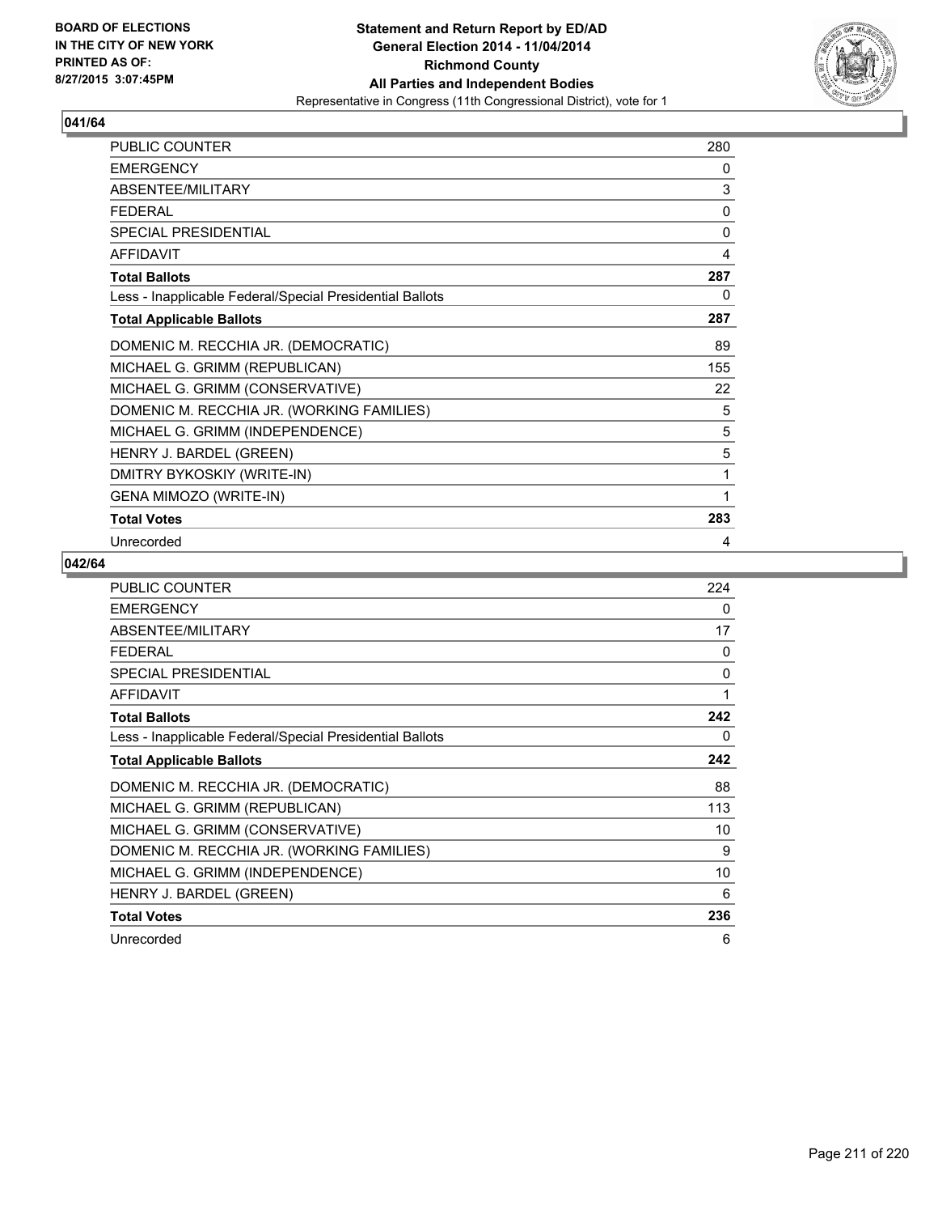BOARD OF ELECTIONS
IN THE CITY OF NEW YORK
PRINTED AS OF:
8/27/2015 3:07:45PM

**Statement and Return Report by ED/AD**
**General Election 2014 - 11/04/2014**
**Richmond County**
**All Parties and Independent Bodies**
Representative in Congress (11th Congressional District), vote for 1

## 041/64

| | |
|---|---|
| PUBLIC COUNTER | 280 |
| EMERGENCY | 0 |
| ABSENTEE/MILITARY | 3 |
| FEDERAL | 0 |
| SPECIAL PRESIDENTIAL | 0 |
| AFFIDAVIT | 4 |
| **Total Ballots** | **287** |
| Less - Inapplicable Federal/Special Presidential Ballots | 0 |
| **Total Applicable Ballots** | **287** |
| DOMENIC M. RECCHIA JR. (DEMOCRATIC) | 89 |
| MICHAEL G. GRIMM (REPUBLICAN) | 155 |
| MICHAEL G. GRIMM (CONSERVATIVE) | 22 |
| DOMENIC M. RECCHIA JR. (WORKING FAMILIES) | 5 |
| MICHAEL G. GRIMM (INDEPENDENCE) | 5 |
| HENRY J. BARDEL (GREEN) | 5 |
| DMITRY BYKOSKIY (WRITE-IN) | 1 |
| GENA MIMOZO (WRITE-IN) | 1 |
| **Total Votes** | **283** |
| Unrecorded | 4 |

## 042/64

| | |
|---|---|
| PUBLIC COUNTER | 224 |
| EMERGENCY | 0 |
| ABSENTEE/MILITARY | 17 |
| FEDERAL | 0 |
| SPECIAL PRESIDENTIAL | 0 |
| AFFIDAVIT | 1 |
| **Total Ballots** | **242** |
| Less - Inapplicable Federal/Special Presidential Ballots | 0 |
| **Total Applicable Ballots** | **242** |
| DOMENIC M. RECCHIA JR. (DEMOCRATIC) | 88 |
| MICHAEL G. GRIMM (REPUBLICAN) | 113 |
| MICHAEL G. GRIMM (CONSERVATIVE) | 10 |
| DOMENIC M. RECCHIA JR. (WORKING FAMILIES) | 9 |
| MICHAEL G. GRIMM (INDEPENDENCE) | 10 |
| HENRY J. BARDEL (GREEN) | 6 |
| **Total Votes** | **236** |
| Unrecorded | 6 |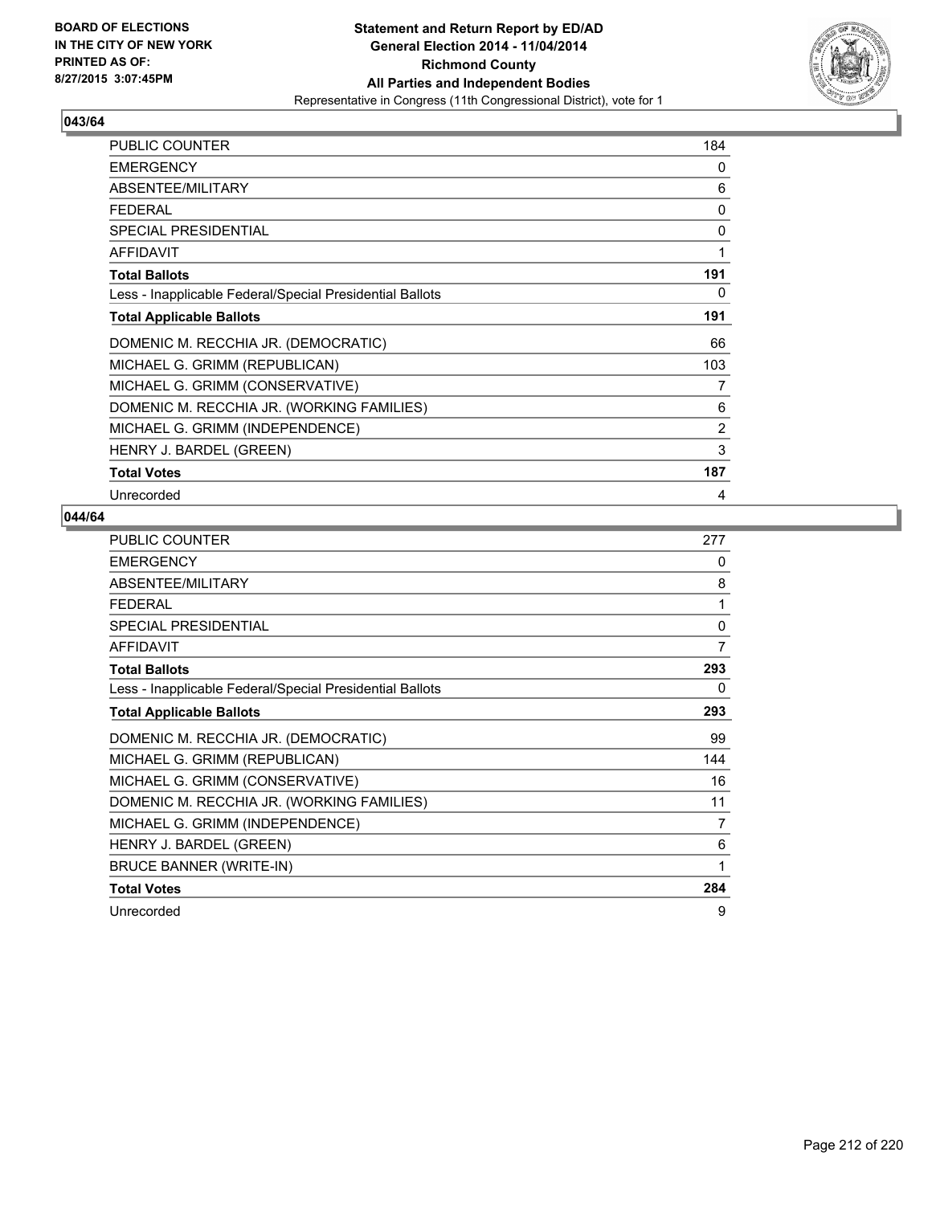**BOARD OF ELECTIONS IN THE CITY OF NEW YORK PRINTED AS OF: 8/27/2015 3:07:45PM**

**Statement and Return Report by ED/AD General Election 2014 - 11/04/2014 Richmond County All Parties and Independent Bodies**
Representative in Congress (11th Congressional District), vote for 1

### 043/64

| | |
|---|---|
| PUBLIC COUNTER | 184 |
| EMERGENCY | 0 |
| ABSENTEE/MILITARY | 6 |
| FEDERAL | 0 |
| SPECIAL PRESIDENTIAL | 0 |
| AFFIDAVIT | 1 |
| **Total Ballots** | **191** |
| Less - Inapplicable Federal/Special Presidential Ballots | 0 |
| **Total Applicable Ballots** | **191** |
| DOMENIC M. RECCHIA JR. (DEMOCRATIC) | 66 |
| MICHAEL G. GRIMM (REPUBLICAN) | 103 |
| MICHAEL G. GRIMM (CONSERVATIVE) | 7 |
| DOMENIC M. RECCHIA JR. (WORKING FAMILIES) | 6 |
| MICHAEL G. GRIMM (INDEPENDENCE) | 2 |
| HENRY J. BARDEL (GREEN) | 3 |
| **Total Votes** | **187** |
| Unrecorded | 4 |

### 044/64

| | |
|---|---|
| PUBLIC COUNTER | 277 |
| EMERGENCY | 0 |
| ABSENTEE/MILITARY | 8 |
| FEDERAL | 1 |
| SPECIAL PRESIDENTIAL | 0 |
| AFFIDAVIT | 7 |
| **Total Ballots** | **293** |
| Less - Inapplicable Federal/Special Presidential Ballots | 0 |
| **Total Applicable Ballots** | **293** |
| DOMENIC M. RECCHIA JR. (DEMOCRATIC) | 99 |
| MICHAEL G. GRIMM (REPUBLICAN) | 144 |
| MICHAEL G. GRIMM (CONSERVATIVE) | 16 |
| DOMENIC M. RECCHIA JR. (WORKING FAMILIES) | 11 |
| MICHAEL G. GRIMM (INDEPENDENCE) | 7 |
| HENRY J. BARDEL (GREEN) | 6 |
| BRUCE BANNER (WRITE-IN) | 1 |
| **Total Votes** | **284** |
| Unrecorded | 9 |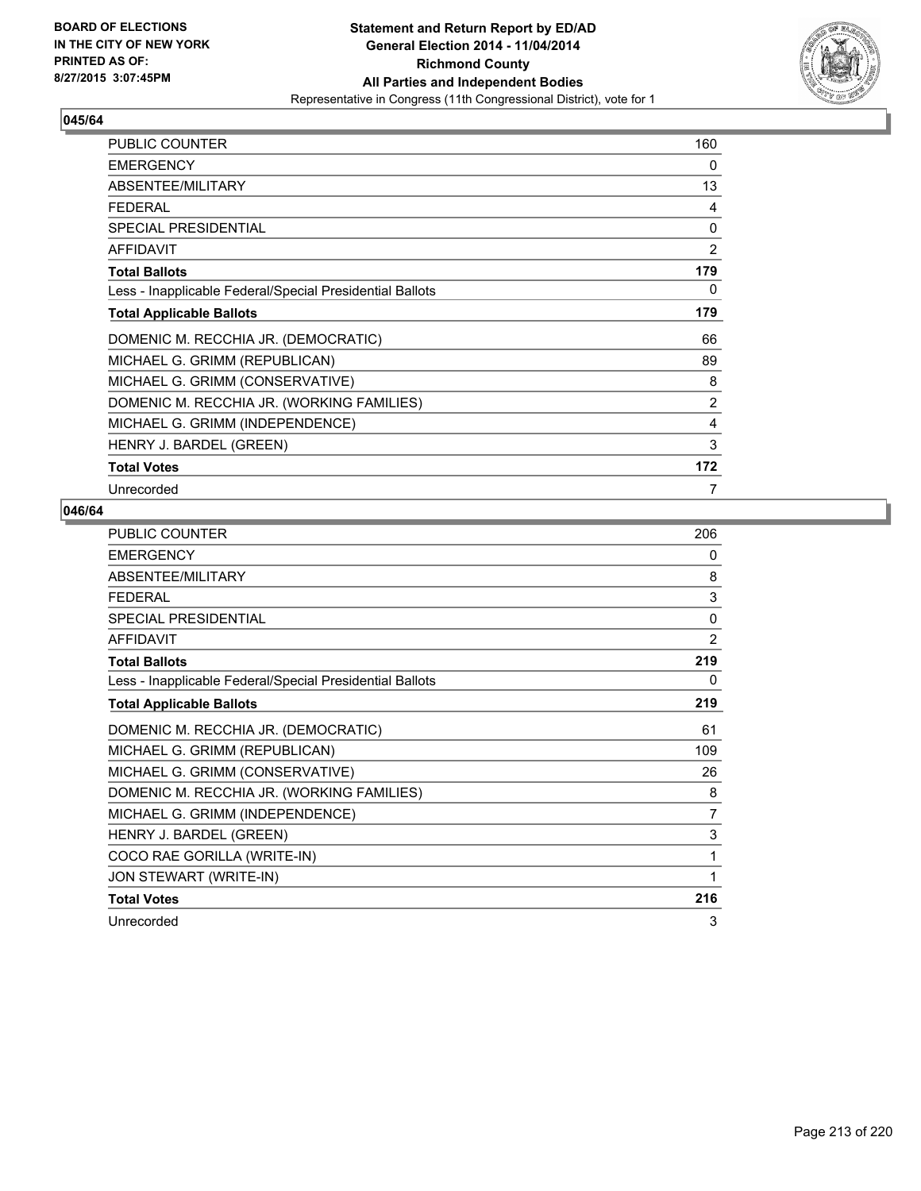**BOARD OF ELECTIONS IN THE CITY OF NEW YORK PRINTED AS OF: 8/27/2015 3:07:45PM**

**Statement and Return Report by ED/AD General Election 2014 - 11/04/2014 Richmond County All Parties and Independent Bodies**
Representative in Congress (11th Congressional District), vote for 1

### 045/64

| | |
|---|---|
| PUBLIC COUNTER | 160 |
| EMERGENCY | 0 |
| ABSENTEE/MILITARY | 13 |
| FEDERAL | 4 |
| SPECIAL PRESIDENTIAL | 0 |
| AFFIDAVIT | 2 |
| **Total Ballots** | **179** |
| Less - Inapplicable Federal/Special Presidential Ballots | 0 |
| **Total Applicable Ballots** | **179** |
| DOMENIC M. RECCHIA JR. (DEMOCRATIC) | 66 |
| MICHAEL G. GRIMM (REPUBLICAN) | 89 |
| MICHAEL G. GRIMM (CONSERVATIVE) | 8 |
| DOMENIC M. RECCHIA JR. (WORKING FAMILIES) | 2 |
| MICHAEL G. GRIMM (INDEPENDENCE) | 4 |
| HENRY J. BARDEL (GREEN) | 3 |
| **Total Votes** | **172** |
| Unrecorded | 7 |

### 046/64

| | |
|---|---|
| PUBLIC COUNTER | 206 |
| EMERGENCY | 0 |
| ABSENTEE/MILITARY | 8 |
| FEDERAL | 3 |
| SPECIAL PRESIDENTIAL | 0 |
| AFFIDAVIT | 2 |
| **Total Ballots** | **219** |
| Less - Inapplicable Federal/Special Presidential Ballots | 0 |
| **Total Applicable Ballots** | **219** |
| DOMENIC M. RECCHIA JR. (DEMOCRATIC) | 61 |
| MICHAEL G. GRIMM (REPUBLICAN) | 109 |
| MICHAEL G. GRIMM (CONSERVATIVE) | 26 |
| DOMENIC M. RECCHIA JR. (WORKING FAMILIES) | 8 |
| MICHAEL G. GRIMM (INDEPENDENCE) | 7 |
| HENRY J. BARDEL (GREEN) | 3 |
| COCO RAE GORILLA (WRITE-IN) | 1 |
| JON STEWART (WRITE-IN) | 1 |
| **Total Votes** | **216** |
| Unrecorded | 3 |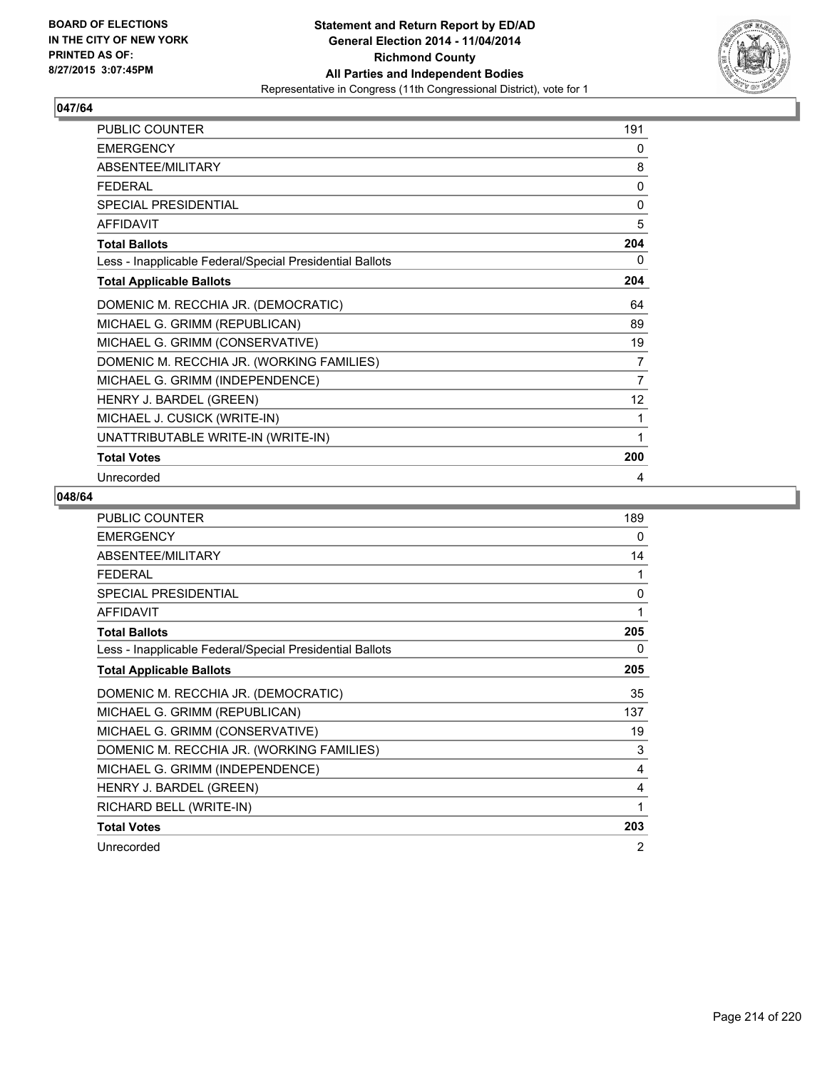BOARD OF ELECTIONS
IN THE CITY OF NEW YORK
PRINTED AS OF:
8/27/2015 3:07:45PM

**Statement and Return Report by ED/AD**
**General Election 2014 - 11/04/2014**
**Richmond County**
**All Parties and Independent Bodies**
Representative in Congress (11th Congressional District), vote for 1

## 047/64

| | |
|---|---|
| PUBLIC COUNTER | 191 |
| EMERGENCY | 0 |
| ABSENTEE/MILITARY | 8 |
| FEDERAL | 0 |
| SPECIAL PRESIDENTIAL | 0 |
| AFFIDAVIT | 5 |
| **Total Ballots** | **204** |
| Less - Inapplicable Federal/Special Presidential Ballots | 0 |
| **Total Applicable Ballots** | **204** |
| DOMENIC M. RECCHIA JR. (DEMOCRATIC) | 64 |
| MICHAEL G. GRIMM (REPUBLICAN) | 89 |
| MICHAEL G. GRIMM (CONSERVATIVE) | 19 |
| DOMENIC M. RECCHIA JR. (WORKING FAMILIES) | 7 |
| MICHAEL G. GRIMM (INDEPENDENCE) | 7 |
| HENRY J. BARDEL (GREEN) | 12 |
| MICHAEL J. CUSICK (WRITE-IN) | 1 |
| UNATTRIBUTABLE WRITE-IN (WRITE-IN) | 1 |
| **Total Votes** | **200** |
| Unrecorded | 4 |

## 048/64

| | |
|---|---|
| PUBLIC COUNTER | 189 |
| EMERGENCY | 0 |
| ABSENTEE/MILITARY | 14 |
| FEDERAL | 1 |
| SPECIAL PRESIDENTIAL | 0 |
| AFFIDAVIT | 1 |
| **Total Ballots** | **205** |
| Less - Inapplicable Federal/Special Presidential Ballots | 0 |
| **Total Applicable Ballots** | **205** |
| DOMENIC M. RECCHIA JR. (DEMOCRATIC) | 35 |
| MICHAEL G. GRIMM (REPUBLICAN) | 137 |
| MICHAEL G. GRIMM (CONSERVATIVE) | 19 |
| DOMENIC M. RECCHIA JR. (WORKING FAMILIES) | 3 |
| MICHAEL G. GRIMM (INDEPENDENCE) | 4 |
| HENRY J. BARDEL (GREEN) | 4 |
| RICHARD BELL (WRITE-IN) | 1 |
| **Total Votes** | **203** |
| Unrecorded | 2 |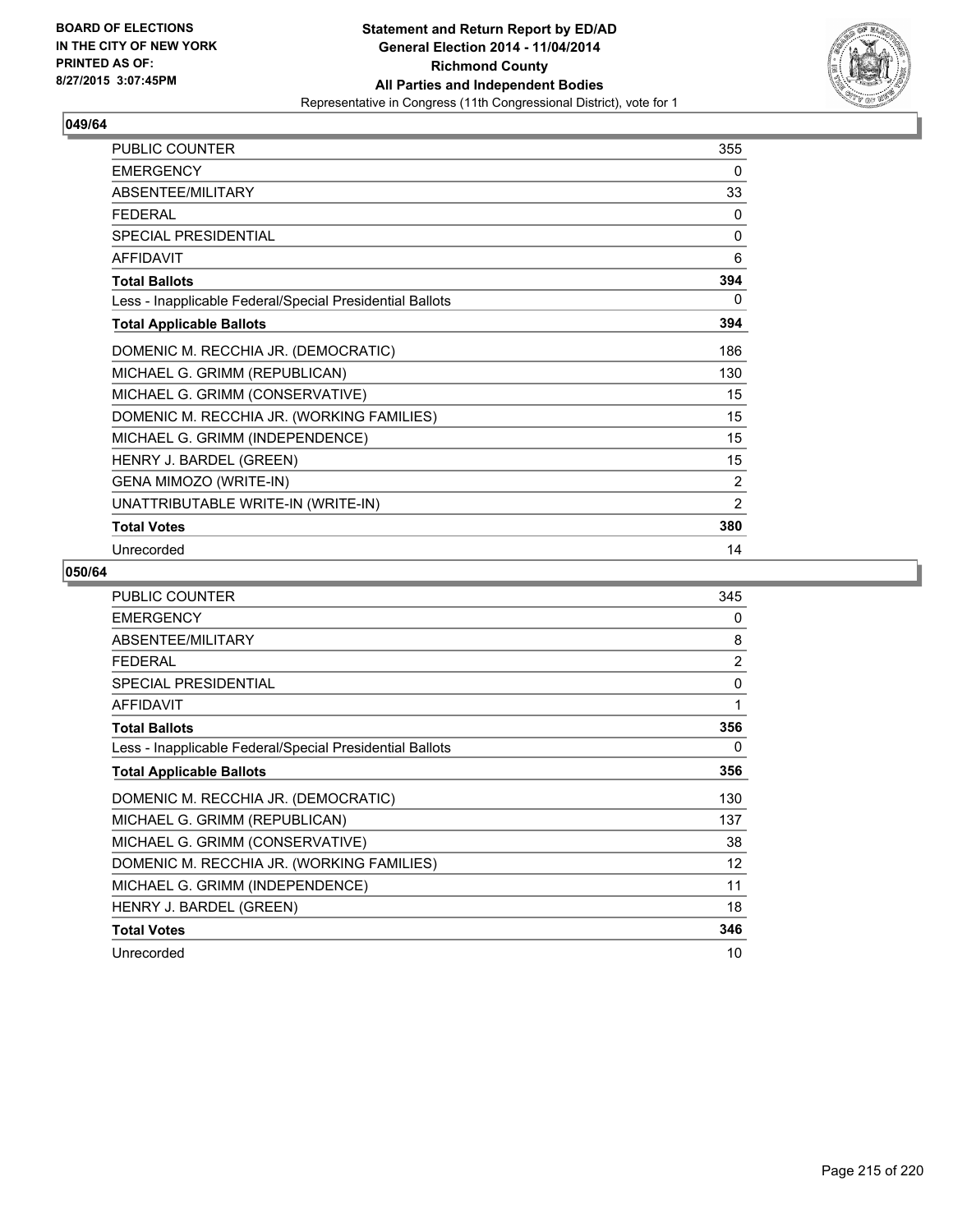**Statement and Return Report by ED/AD**
**General Election 2014 - 11/04/2014**
**Richmond County**
**All Parties and Independent Bodies**
Representative in Congress (11th Congressional District), vote for 1

BOARD OF ELECTIONS
IN THE CITY OF NEW YORK
PRINTED AS OF:
8/27/2015 3:07:45PM

## 049/64

| | |
|---|---|
| PUBLIC COUNTER | 355 |
| EMERGENCY | 0 |
| ABSENTEE/MILITARY | 33 |
| FEDERAL | 0 |
| SPECIAL PRESIDENTIAL | 0 |
| AFFIDAVIT | 6 |
| **Total Ballots** | **394** |
| Less - Inapplicable Federal/Special Presidential Ballots | 0 |
| **Total Applicable Ballots** | **394** |
| DOMENIC M. RECCHIA JR. (DEMOCRATIC) | 186 |
| MICHAEL G. GRIMM (REPUBLICAN) | 130 |
| MICHAEL G. GRIMM (CONSERVATIVE) | 15 |
| DOMENIC M. RECCHIA JR. (WORKING FAMILIES) | 15 |
| MICHAEL G. GRIMM (INDEPENDENCE) | 15 |
| HENRY J. BARDEL (GREEN) | 15 |
| GENA MIMOZO (WRITE-IN) | 2 |
| UNATTRIBUTABLE WRITE-IN (WRITE-IN) | 2 |
| **Total Votes** | **380** |
| Unrecorded | 14 |

## 050/64

| | |
|---|---|
| PUBLIC COUNTER | 345 |
| EMERGENCY | 0 |
| ABSENTEE/MILITARY | 8 |
| FEDERAL | 2 |
| SPECIAL PRESIDENTIAL | 0 |
| AFFIDAVIT | 1 |
| **Total Ballots** | **356** |
| Less - Inapplicable Federal/Special Presidential Ballots | 0 |
| **Total Applicable Ballots** | **356** |
| DOMENIC M. RECCHIA JR. (DEMOCRATIC) | 130 |
| MICHAEL G. GRIMM (REPUBLICAN) | 137 |
| MICHAEL G. GRIMM (CONSERVATIVE) | 38 |
| DOMENIC M. RECCHIA JR. (WORKING FAMILIES) | 12 |
| MICHAEL G. GRIMM (INDEPENDENCE) | 11 |
| HENRY J. BARDEL (GREEN) | 18 |
| **Total Votes** | **346** |
| Unrecorded | 10 |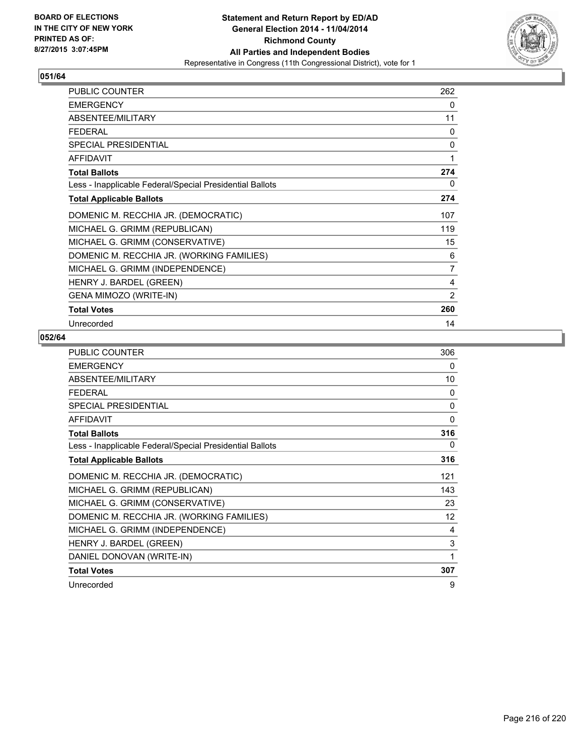BOARD OF ELECTIONS
IN THE CITY OF NEW YORK
PRINTED AS OF:
8/27/2015 3:07:45PM

**Statement and Return Report by ED/AD**
**General Election 2014 - 11/04/2014**
**Richmond County**
**All Parties and Independent Bodies**
Representative in Congress (11th Congressional District), vote for 1

## 051/64

| | |
|---|---|
| PUBLIC COUNTER | 262 |
| EMERGENCY | 0 |
| ABSENTEE/MILITARY | 11 |
| FEDERAL | 0 |
| SPECIAL PRESIDENTIAL | 0 |
| AFFIDAVIT | 1 |
| **Total Ballots** | **274** |
| Less - Inapplicable Federal/Special Presidential Ballots | 0 |
| **Total Applicable Ballots** | **274** |
| DOMENIC M. RECCHIA JR. (DEMOCRATIC) | 107 |
| MICHAEL G. GRIMM (REPUBLICAN) | 119 |
| MICHAEL G. GRIMM (CONSERVATIVE) | 15 |
| DOMENIC M. RECCHIA JR. (WORKING FAMILIES) | 6 |
| MICHAEL G. GRIMM (INDEPENDENCE) | 7 |
| HENRY J. BARDEL (GREEN) | 4 |
| GENA MIMOZO (WRITE-IN) | 2 |
| **Total Votes** | **260** |
| Unrecorded | 14 |

## 052/64

| | |
|---|---|
| PUBLIC COUNTER | 306 |
| EMERGENCY | 0 |
| ABSENTEE/MILITARY | 10 |
| FEDERAL | 0 |
| SPECIAL PRESIDENTIAL | 0 |
| AFFIDAVIT | 0 |
| **Total Ballots** | **316** |
| Less - Inapplicable Federal/Special Presidential Ballots | 0 |
| **Total Applicable Ballots** | **316** |
| DOMENIC M. RECCHIA JR. (DEMOCRATIC) | 121 |
| MICHAEL G. GRIMM (REPUBLICAN) | 143 |
| MICHAEL G. GRIMM (CONSERVATIVE) | 23 |
| DOMENIC M. RECCHIA JR. (WORKING FAMILIES) | 12 |
| MICHAEL G. GRIMM (INDEPENDENCE) | 4 |
| HENRY J. BARDEL (GREEN) | 3 |
| DANIEL DONOVAN (WRITE-IN) | 1 |
| **Total Votes** | **307** |
| Unrecorded | 9 |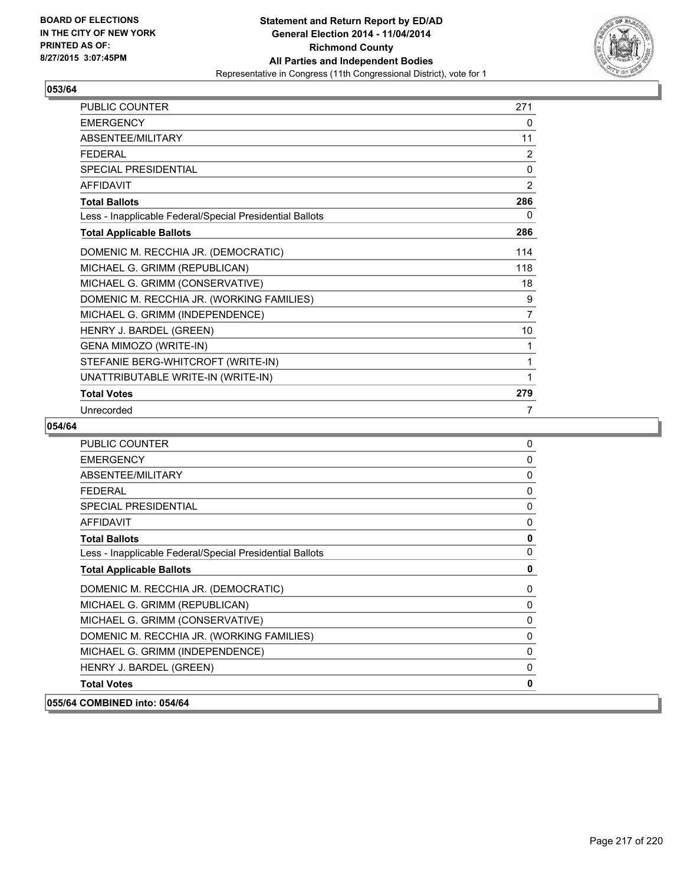**BOARD OF ELECTIONS IN THE CITY OF NEW YORK PRINTED AS OF: 8/27/2015 3:07:45PM**

**Statement and Return Report by ED/AD General Election 2014 - 11/04/2014 Richmond County All Parties and Independent Bodies**
Representative in Congress (11th Congressional District), vote for 1

## 053/64

| | |
|---|---|
| PUBLIC COUNTER | 271 |
| EMERGENCY | 0 |
| ABSENTEE/MILITARY | 11 |
| FEDERAL | 2 |
| SPECIAL PRESIDENTIAL | 0 |
| AFFIDAVIT | 2 |
| **Total Ballots** | **286** |
| Less - Inapplicable Federal/Special Presidential Ballots | 0 |
| **Total Applicable Ballots** | **286** |
| DOMENIC M. RECCHIA JR. (DEMOCRATIC) | 114 |
| MICHAEL G. GRIMM (REPUBLICAN) | 118 |
| MICHAEL G. GRIMM (CONSERVATIVE) | 18 |
| DOMENIC M. RECCHIA JR. (WORKING FAMILIES) | 9 |
| MICHAEL G. GRIMM (INDEPENDENCE) | 7 |
| HENRY J. BARDEL (GREEN) | 10 |
| GENA MIMOZO (WRITE-IN) | 1 |
| STEFANIE BERG-WHITCROFT (WRITE-IN) | 1 |
| UNATTRIBUTABLE WRITE-IN (WRITE-IN) | 1 |
| **Total Votes** | **279** |
| Unrecorded | 7 |

## 054/64

| | |
|---|---|
| PUBLIC COUNTER | 0 |
| EMERGENCY | 0 |
| ABSENTEE/MILITARY | 0 |
| FEDERAL | 0 |
| SPECIAL PRESIDENTIAL | 0 |
| AFFIDAVIT | 0 |
| **Total Ballots** | **0** |
| Less - Inapplicable Federal/Special Presidential Ballots | 0 |
| **Total Applicable Ballots** | **0** |
| DOMENIC M. RECCHIA JR. (DEMOCRATIC) | 0 |
| MICHAEL G. GRIMM (REPUBLICAN) | 0 |
| MICHAEL G. GRIMM (CONSERVATIVE) | 0 |
| DOMENIC M. RECCHIA JR. (WORKING FAMILIES) | 0 |
| MICHAEL G. GRIMM (INDEPENDENCE) | 0 |
| HENRY J. BARDEL (GREEN) | 0 |
| **Total Votes** | **0** |

## 055/64 COMBINED into: 054/64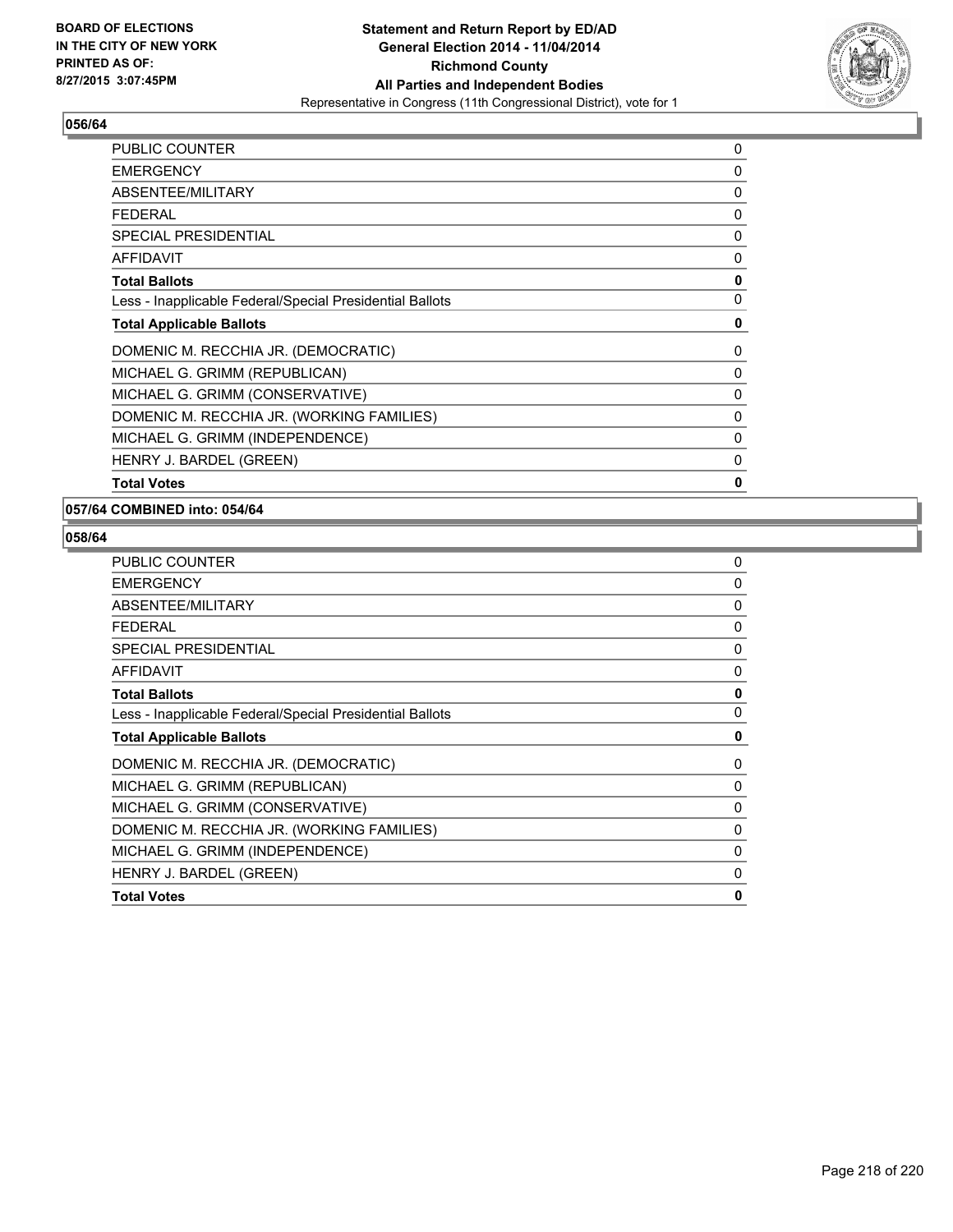## 056/64

| | |
|---|---|
| PUBLIC COUNTER | 0 |
| EMERGENCY | 0 |
| ABSENTEE/MILITARY | 0 |
| FEDERAL | 0 |
| SPECIAL PRESIDENTIAL | 0 |
| AFFIDAVIT | 0 |
| **Total Ballots** | **0** |
| Less - Inapplicable Federal/Special Presidential Ballots | 0 |
| **Total Applicable Ballots** | **0** |
| DOMENIC M. RECCHIA JR. (DEMOCRATIC) | 0 |
| MICHAEL G. GRIMM (REPUBLICAN) | 0 |
| MICHAEL G. GRIMM (CONSERVATIVE) | 0 |
| DOMENIC M. RECCHIA JR. (WORKING FAMILIES) | 0 |
| MICHAEL G. GRIMM (INDEPENDENCE) | 0 |
| HENRY J. BARDEL (GREEN) | 0 |
| **Total Votes** | **0** |

## 057/64 COMBINED into: 054/64

## 058/64

| | |
|---|---|
| PUBLIC COUNTER | 0 |
| EMERGENCY | 0 |
| ABSENTEE/MILITARY | 0 |
| FEDERAL | 0 |
| SPECIAL PRESIDENTIAL | 0 |
| AFFIDAVIT | 0 |
| **Total Ballots** | **0** |
| Less - Inapplicable Federal/Special Presidential Ballots | 0 |
| **Total Applicable Ballots** | **0** |
| DOMENIC M. RECCHIA JR. (DEMOCRATIC) | 0 |
| MICHAEL G. GRIMM (REPUBLICAN) | 0 |
| MICHAEL G. GRIMM (CONSERVATIVE) | 0 |
| DOMENIC M. RECCHIA JR. (WORKING FAMILIES) | 0 |
| MICHAEL G. GRIMM (INDEPENDENCE) | 0 |
| HENRY J. BARDEL (GREEN) | 0 |
| **Total Votes** | **0** |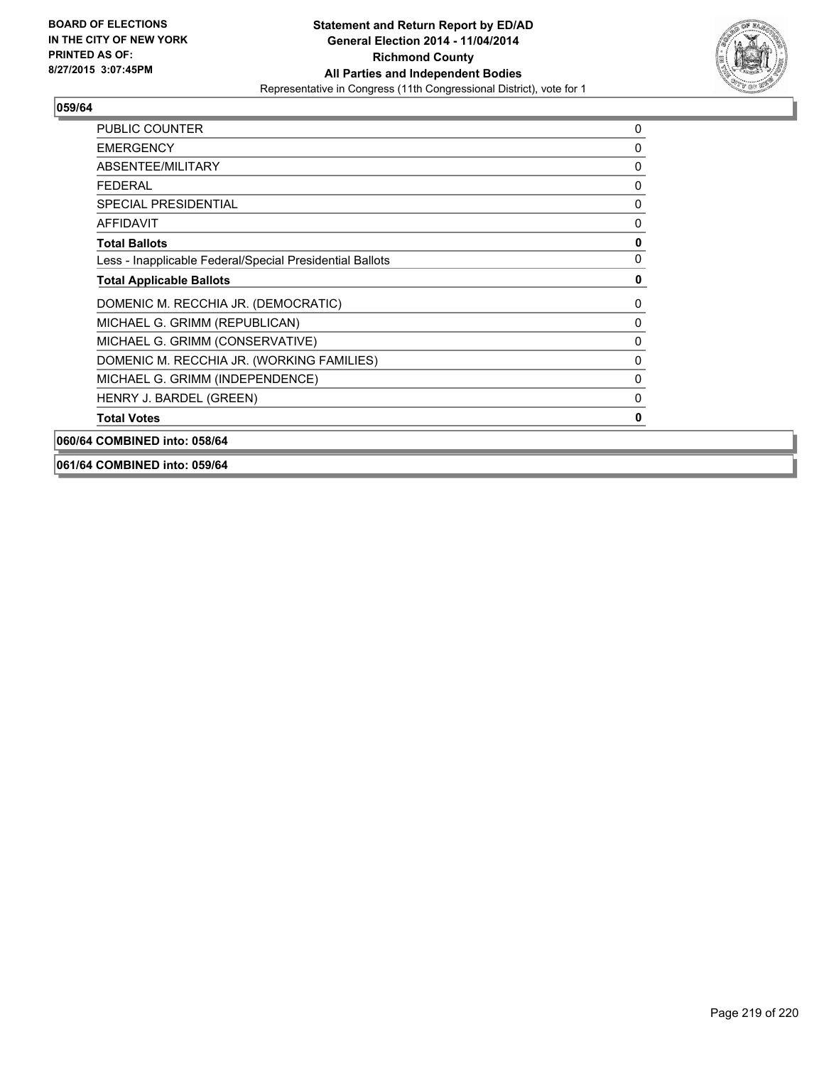## 059/64

| | |
|---|---|
| PUBLIC COUNTER | 0 |
| EMERGENCY | 0 |
| ABSENTEE/MILITARY | 0 |
| FEDERAL | 0 |
| SPECIAL PRESIDENTIAL | 0 |
| AFFIDAVIT | 0 |
| **Total Ballots** | **0** |
| Less - Inapplicable Federal/Special Presidential Ballots | 0 |
| **Total Applicable Ballots** | **0** |
| DOMENIC M. RECCHIA JR. (DEMOCRATIC) | 0 |
| MICHAEL G. GRIMM (REPUBLICAN) | 0 |
| MICHAEL G. GRIMM (CONSERVATIVE) | 0 |
| DOMENIC M. RECCHIA JR. (WORKING FAMILIES) | 0 |
| MICHAEL G. GRIMM (INDEPENDENCE) | 0 |
| HENRY J. BARDEL (GREEN) | 0 |
| **Total Votes** | **0** |

## 060/64 COMBINED into: 058/64

## 061/64 COMBINED into: 059/64